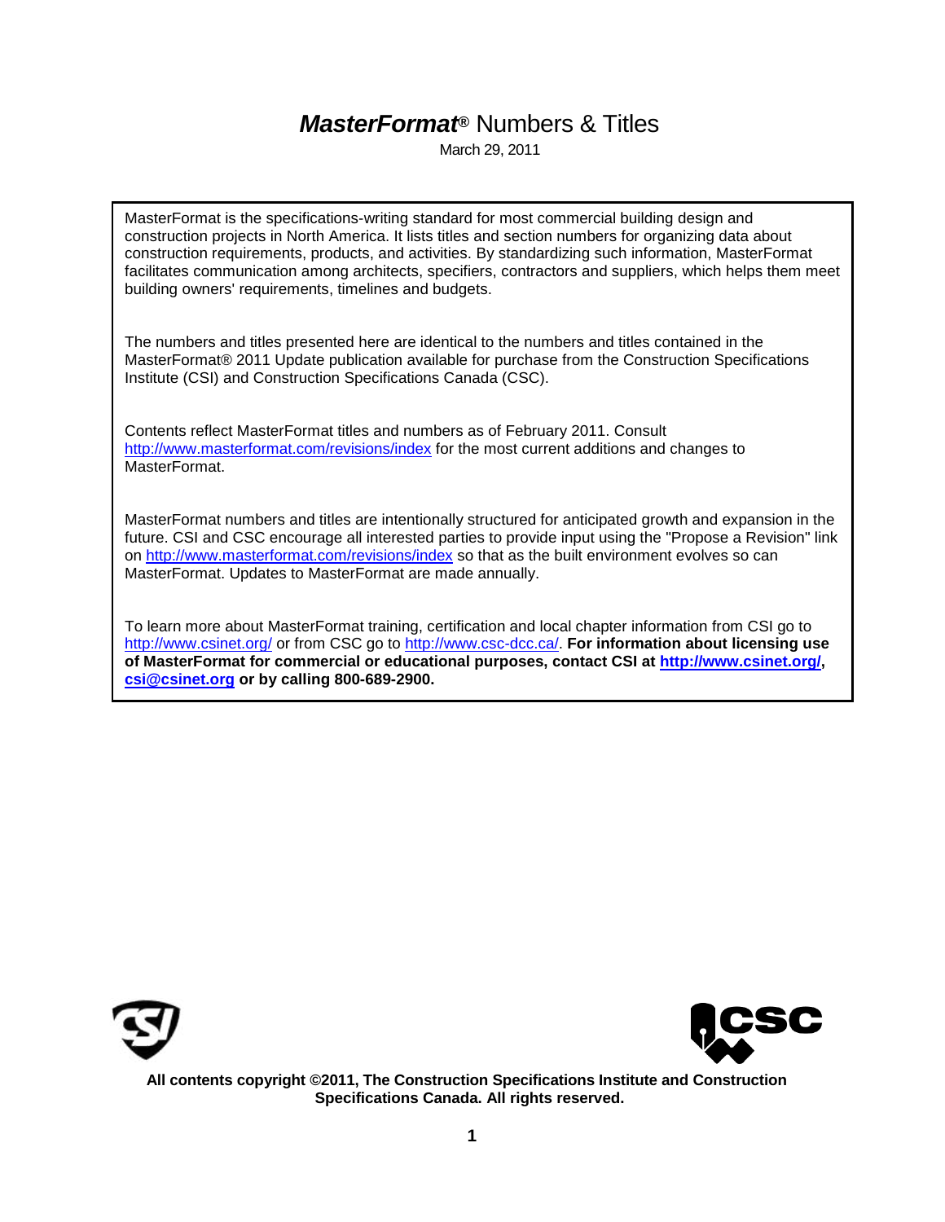# ***MasterFormat*®** Numbers & Titles

March 29, 2011

MasterFormat is the specifications-writing standard for most commercial building design and construction projects in North America. It lists titles and section numbers for organizing data about construction requirements, products, and activities. By standardizing such information, MasterFormat facilitates communication among architects, specifiers, contractors and suppliers, which helps them meet building owners' requirements, timelines and budgets.

The numbers and titles presented here are identical to the numbers and titles contained in the MasterFormat® 2011 Update publication available for purchase from the Construction Specifications Institute (CSI) and Construction Specifications Canada (CSC).

Contents reflect MasterFormat titles and numbers as of February 2011. Consult http://www.masterformat.com/revisions/index for the most current additions and changes to MasterFormat.

MasterFormat numbers and titles are intentionally structured for anticipated growth and expansion in the future. CSI and CSC encourage all interested parties to provide input using the "Propose a Revision" link on http://www.masterformat.com/revisions/index so that as the built environment evolves so can MasterFormat. Updates to MasterFormat are made annually.

To learn more about MasterFormat training, certification and local chapter information from CSI go to http://www.csinet.org/ or from CSC go to http://www.csc-dcc.ca/. **For information about licensing use of MasterFormat for commercial or educational purposes, contact CSI at http://www.csinet.org/, csi@csinet.org or by calling 800-689-2900.**

**All contents copyright ©2011, The Construction Specifications Institute and Construction Specifications Canada. All rights reserved.**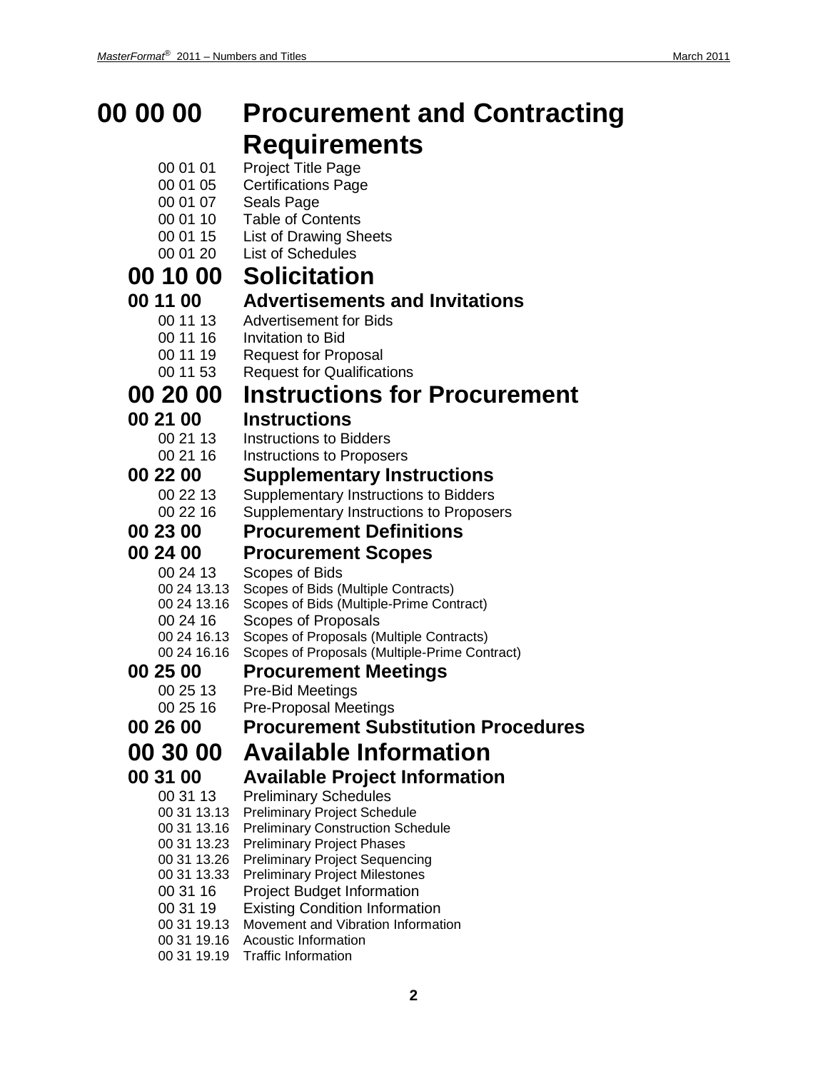# 00 00 00 Procurement and Contracting Requirements

00 01 01 Project Title Page
00 01 05 Certifications Page
00 01 07 Seals Page
00 01 10 Table of Contents
00 01 15 List of Drawing Sheets
00 01 20 List of Schedules

## 00 10 00 Solicitation

### 00 11 00 Advertisements and Invitations

00 11 13 Advertisement for Bids
00 11 16 Invitation to Bid
00 11 19 Request for Proposal
00 11 53 Request for Qualifications

## 00 20 00 Instructions for Procurement

### 00 21 00 Instructions

00 21 13 Instructions to Bidders
00 21 16 Instructions to Proposers

### 00 22 00 Supplementary Instructions

00 22 13 Supplementary Instructions to Bidders
00 22 16 Supplementary Instructions to Proposers

### 00 23 00 Procurement Definitions

### 00 24 00 Procurement Scopes

00 24 13 Scopes of Bids
00 24 13.13 Scopes of Bids (Multiple Contracts)
00 24 13.16 Scopes of Bids (Multiple-Prime Contract)
00 24 16 Scopes of Proposals
00 24 16.13 Scopes of Proposals (Multiple Contracts)
00 24 16.16 Scopes of Proposals (Multiple-Prime Contract)

### 00 25 00 Procurement Meetings

00 25 13 Pre-Bid Meetings
00 25 16 Pre-Proposal Meetings

### 00 26 00 Procurement Substitution Procedures

## 00 30 00 Available Information

### 00 31 00 Available Project Information

00 31 13 Preliminary Schedules
00 31 13.13 Preliminary Project Schedule
00 31 13.16 Preliminary Construction Schedule
00 31 13.23 Preliminary Project Phases
00 31 13.26 Preliminary Project Sequencing
00 31 13.33 Preliminary Project Milestones
00 31 16 Project Budget Information
00 31 19 Existing Condition Information
00 31 19.13 Movement and Vibration Information
00 31 19.16 Acoustic Information
00 31 19.19 Traffic Information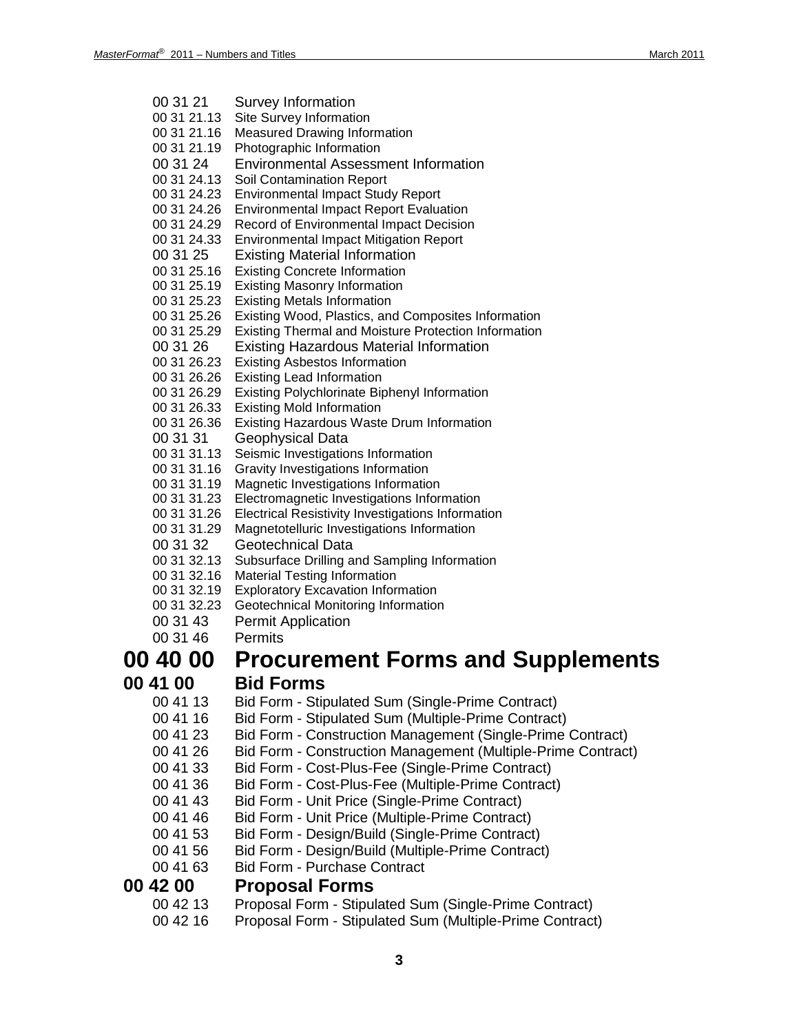00 31 21 Survey Information
00 31 21.13 Site Survey Information
00 31 21.16 Measured Drawing Information
00 31 21.19 Photographic Information
00 31 24 Environmental Assessment Information
00 31 24.13 Soil Contamination Report
00 31 24.23 Environmental Impact Study Report
00 31 24.26 Environmental Impact Report Evaluation
00 31 24.29 Record of Environmental Impact Decision
00 31 24.33 Environmental Impact Mitigation Report
00 31 25 Existing Material Information
00 31 25.16 Existing Concrete Information
00 31 25.19 Existing Masonry Information
00 31 25.23 Existing Metals Information
00 31 25.26 Existing Wood, Plastics, and Composites Information
00 31 25.29 Existing Thermal and Moisture Protection Information
00 31 26 Existing Hazardous Material Information
00 31 26.23 Existing Asbestos Information
00 31 26.26 Existing Lead Information
00 31 26.29 Existing Polychlorinate Biphenyl Information
00 31 26.33 Existing Mold Information
00 31 26.36 Existing Hazardous Waste Drum Information
00 31 31 Geophysical Data
00 31 31.13 Seismic Investigations Information
00 31 31.16 Gravity Investigations Information
00 31 31.19 Magnetic Investigations Information
00 31 31.23 Electromagnetic Investigations Information
00 31 31.26 Electrical Resistivity Investigations Information
00 31 31.29 Magnetotelluric Investigations Information
00 31 32 Geotechnical Data
00 31 32.13 Subsurface Drilling and Sampling Information
00 31 32.16 Material Testing Information
00 31 32.19 Exploratory Excavation Information
00 31 32.23 Geotechnical Monitoring Information
00 31 43 Permit Application
00 31 46 Permits

# 00 40 00 Procurement Forms and Supplements

## 00 41 00 Bid Forms

00 41 13 Bid Form - Stipulated Sum (Single-Prime Contract)
00 41 16 Bid Form - Stipulated Sum (Multiple-Prime Contract)
00 41 23 Bid Form - Construction Management (Single-Prime Contract)
00 41 26 Bid Form - Construction Management (Multiple-Prime Contract)
00 41 33 Bid Form - Cost-Plus-Fee (Single-Prime Contract)
00 41 36 Bid Form - Cost-Plus-Fee (Multiple-Prime Contract)
00 41 43 Bid Form - Unit Price (Single-Prime Contract)
00 41 46 Bid Form - Unit Price (Multiple-Prime Contract)
00 41 53 Bid Form - Design/Build (Single-Prime Contract)
00 41 56 Bid Form - Design/Build (Multiple-Prime Contract)
00 41 63 Bid Form - Purchase Contract

## 00 42 00 Proposal Forms

00 42 13 Proposal Form - Stipulated Sum (Single-Prime Contract)
00 42 16 Proposal Form - Stipulated Sum (Multiple-Prime Contract)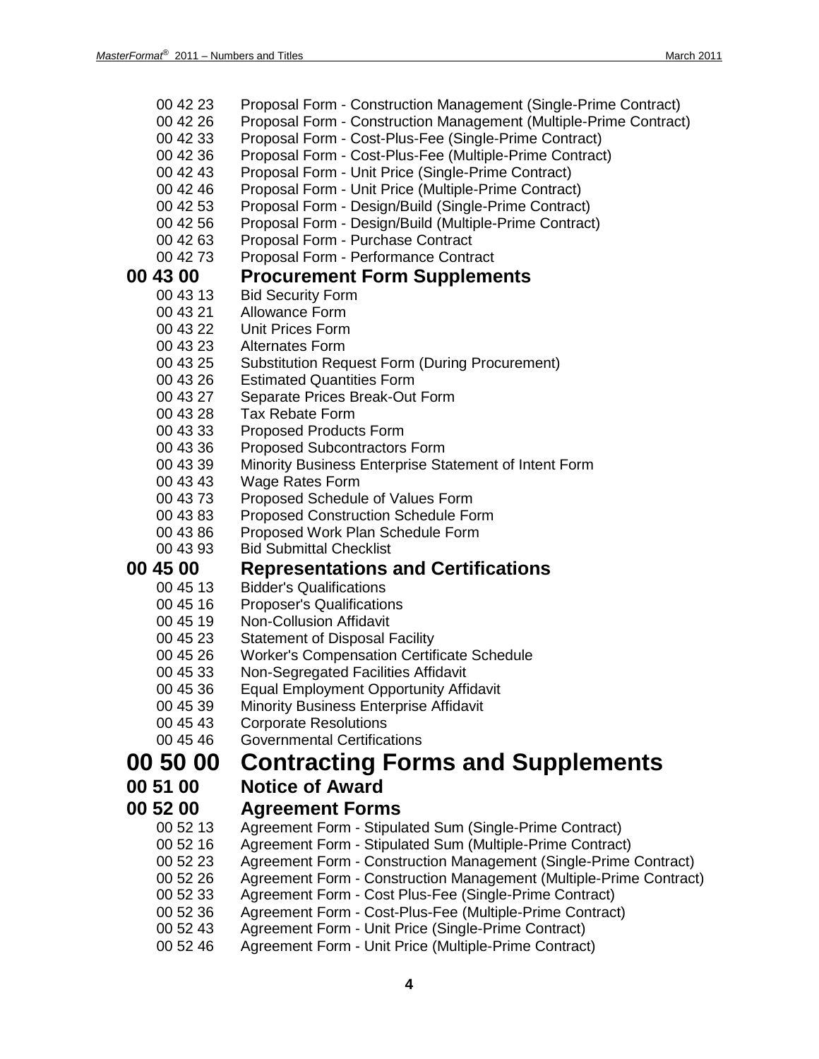00 42 23 Proposal Form - Construction Management (Single-Prime Contract)
00 42 26 Proposal Form - Construction Management (Multiple-Prime Contract)
00 42 33 Proposal Form - Cost-Plus-Fee (Single-Prime Contract)
00 42 36 Proposal Form - Cost-Plus-Fee (Multiple-Prime Contract)
00 42 43 Proposal Form - Unit Price (Single-Prime Contract)
00 42 46 Proposal Form - Unit Price (Multiple-Prime Contract)
00 42 53 Proposal Form - Design/Build (Single-Prime Contract)
00 42 56 Proposal Form - Design/Build (Multiple-Prime Contract)
00 42 63 Proposal Form - Purchase Contract
00 42 73 Proposal Form - Performance Contract

### 00 43 00 Procurement Form Supplements

00 43 13 Bid Security Form
00 43 21 Allowance Form
00 43 22 Unit Prices Form
00 43 23 Alternates Form
00 43 25 Substitution Request Form (During Procurement)
00 43 26 Estimated Quantities Form
00 43 27 Separate Prices Break-Out Form
00 43 28 Tax Rebate Form
00 43 33 Proposed Products Form
00 43 36 Proposed Subcontractors Form
00 43 39 Minority Business Enterprise Statement of Intent Form
00 43 43 Wage Rates Form
00 43 73 Proposed Schedule of Values Form
00 43 83 Proposed Construction Schedule Form
00 43 86 Proposed Work Plan Schedule Form
00 43 93 Bid Submittal Checklist

### 00 45 00 Representations and Certifications

00 45 13 Bidder's Qualifications
00 45 16 Proposer's Qualifications
00 45 19 Non-Collusion Affidavit
00 45 23 Statement of Disposal Facility
00 45 26 Worker's Compensation Certificate Schedule
00 45 33 Non-Segregated Facilities Affidavit
00 45 36 Equal Employment Opportunity Affidavit
00 45 39 Minority Business Enterprise Affidavit
00 45 43 Corporate Resolutions
00 45 46 Governmental Certifications

## 00 50 00 Contracting Forms and Supplements

### 00 51 00 Notice of Award

### 00 52 00 Agreement Forms

00 52 13 Agreement Form - Stipulated Sum (Single-Prime Contract)
00 52 16 Agreement Form - Stipulated Sum (Multiple-Prime Contract)
00 52 23 Agreement Form - Construction Management (Single-Prime Contract)
00 52 26 Agreement Form - Construction Management (Multiple-Prime Contract)
00 52 33 Agreement Form - Cost Plus-Fee (Single-Prime Contract)
00 52 36 Agreement Form - Cost-Plus-Fee (Multiple-Prime Contract)
00 52 43 Agreement Form - Unit Price (Single-Prime Contract)
00 52 46 Agreement Form - Unit Price (Multiple-Prime Contract)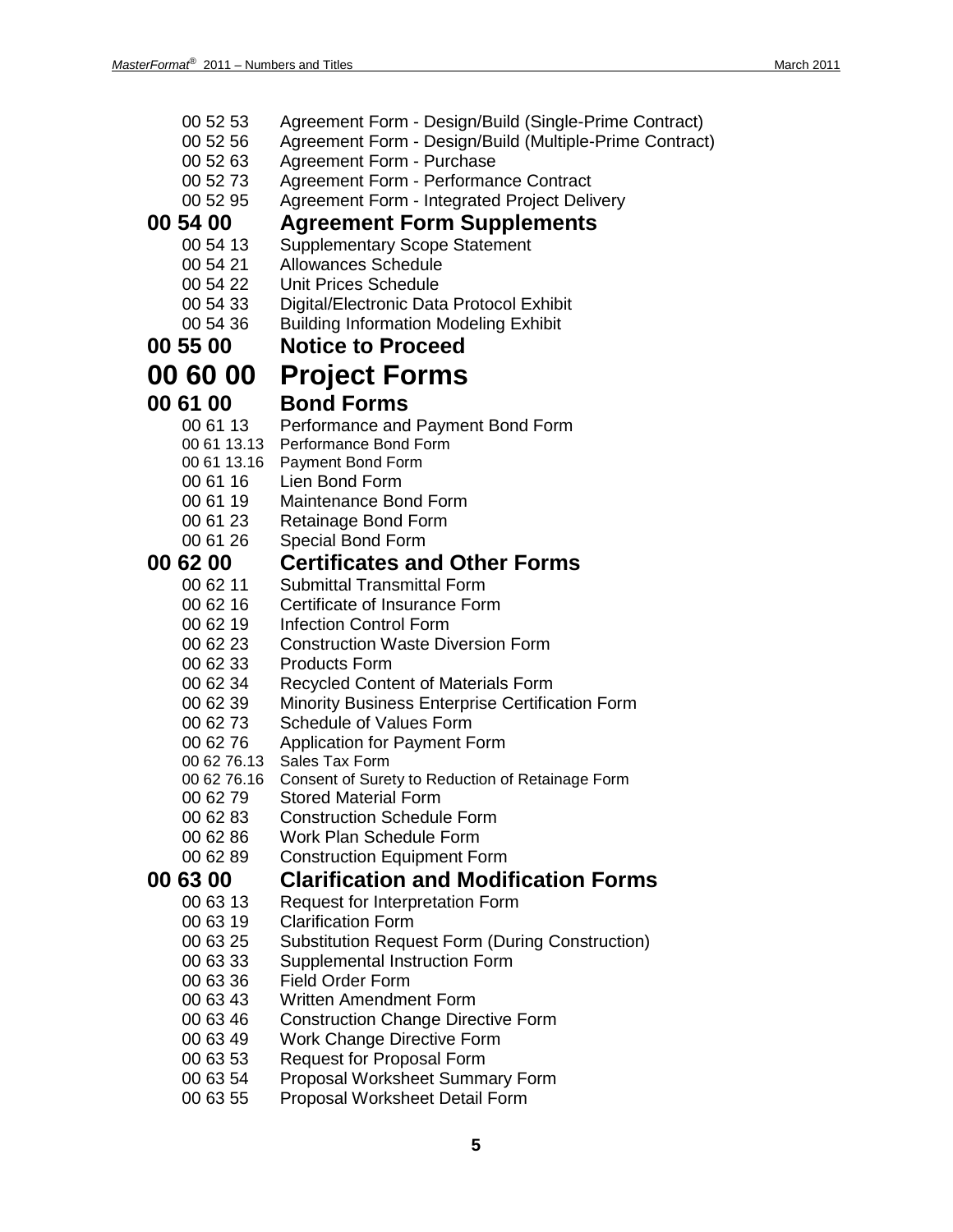00 52 53 Agreement Form - Design/Build (Single-Prime Contract)
00 52 56 Agreement Form - Design/Build (Multiple-Prime Contract)
00 52 63 Agreement Form - Purchase
00 52 73 Agreement Form - Performance Contract
00 52 95 Agreement Form - Integrated Project Delivery

### 00 54 00 Agreement Form Supplements

00 54 13 Supplementary Scope Statement
00 54 21 Allowances Schedule
00 54 22 Unit Prices Schedule
00 54 33 Digital/Electronic Data Protocol Exhibit
00 54 36 Building Information Modeling Exhibit

### 00 55 00 Notice to Proceed

## 00 60 00 Project Forms

### 00 61 00 Bond Forms

00 61 13 Performance and Payment Bond Form
00 61 13.13 Performance Bond Form
00 61 13.16 Payment Bond Form
00 61 16 Lien Bond Form
00 61 19 Maintenance Bond Form
00 61 23 Retainage Bond Form
00 61 26 Special Bond Form

### 00 62 00 Certificates and Other Forms

00 62 11 Submittal Transmittal Form
00 62 16 Certificate of Insurance Form
00 62 19 Infection Control Form
00 62 23 Construction Waste Diversion Form
00 62 33 Products Form
00 62 34 Recycled Content of Materials Form
00 62 39 Minority Business Enterprise Certification Form
00 62 73 Schedule of Values Form
00 62 76 Application for Payment Form
00 62 76.13 Sales Tax Form
00 62 76.16 Consent of Surety to Reduction of Retainage Form
00 62 79 Stored Material Form
00 62 83 Construction Schedule Form
00 62 86 Work Plan Schedule Form
00 62 89 Construction Equipment Form

### 00 63 00 Clarification and Modification Forms

00 63 13 Request for Interpretation Form
00 63 19 Clarification Form
00 63 25 Substitution Request Form (During Construction)
00 63 33 Supplemental Instruction Form
00 63 36 Field Order Form
00 63 43 Written Amendment Form
00 63 46 Construction Change Directive Form
00 63 49 Work Change Directive Form
00 63 53 Request for Proposal Form
00 63 54 Proposal Worksheet Summary Form
00 63 55 Proposal Worksheet Detail Form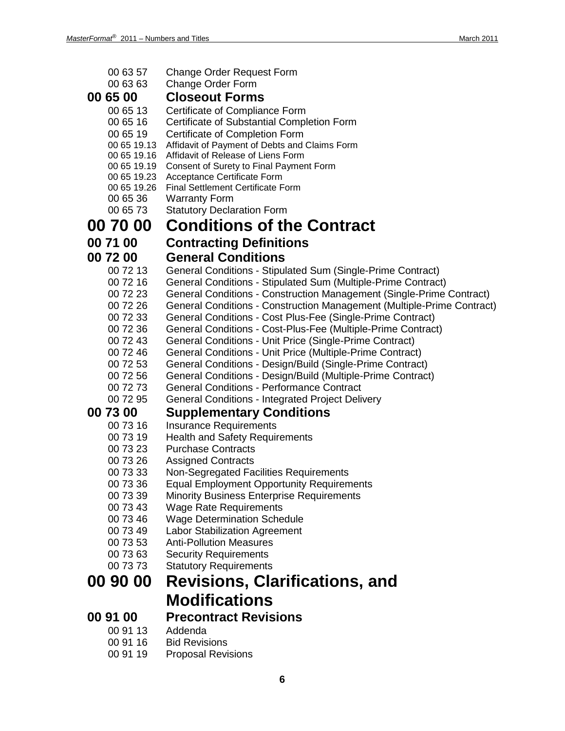00 63 57 Change Order Request Form
00 63 63 Change Order Form

### 00 65 00 Closeout Forms

00 65 13 Certificate of Compliance Form
00 65 16 Certificate of Substantial Completion Form
00 65 19 Certificate of Completion Form
00 65 19.13 Affidavit of Payment of Debts and Claims Form
00 65 19.16 Affidavit of Release of Liens Form
00 65 19.19 Consent of Surety to Final Payment Form
00 65 19.23 Acceptance Certificate Form
00 65 19.26 Final Settlement Certificate Form
00 65 36 Warranty Form
00 65 73 Statutory Declaration Form

## 00 70 00 Conditions of the Contract

### 00 71 00 Contracting Definitions

### 00 72 00 General Conditions

00 72 13 General Conditions - Stipulated Sum (Single-Prime Contract)
00 72 16 General Conditions - Stipulated Sum (Multiple-Prime Contract)
00 72 23 General Conditions - Construction Management (Single-Prime Contract)
00 72 26 General Conditions - Construction Management (Multiple-Prime Contract)
00 72 33 General Conditions - Cost Plus-Fee (Single-Prime Contract)
00 72 36 General Conditions - Cost-Plus-Fee (Multiple-Prime Contract)
00 72 43 General Conditions - Unit Price (Single-Prime Contract)
00 72 46 General Conditions - Unit Price (Multiple-Prime Contract)
00 72 53 General Conditions - Design/Build (Single-Prime Contract)
00 72 56 General Conditions - Design/Build (Multiple-Prime Contract)
00 72 73 General Conditions - Performance Contract
00 72 95 General Conditions - Integrated Project Delivery

### 00 73 00 Supplementary Conditions

00 73 16 Insurance Requirements
00 73 19 Health and Safety Requirements
00 73 23 Purchase Contracts
00 73 26 Assigned Contracts
00 73 33 Non-Segregated Facilities Requirements
00 73 36 Equal Employment Opportunity Requirements
00 73 39 Minority Business Enterprise Requirements
00 73 43 Wage Rate Requirements
00 73 46 Wage Determination Schedule
00 73 49 Labor Stabilization Agreement
00 73 53 Anti-Pollution Measures
00 73 63 Security Requirements
00 73 73 Statutory Requirements

## 00 90 00 Revisions, Clarifications, and Modifications

### 00 91 00 Precontract Revisions

00 91 13 Addenda
00 91 16 Bid Revisions
00 91 19 Proposal Revisions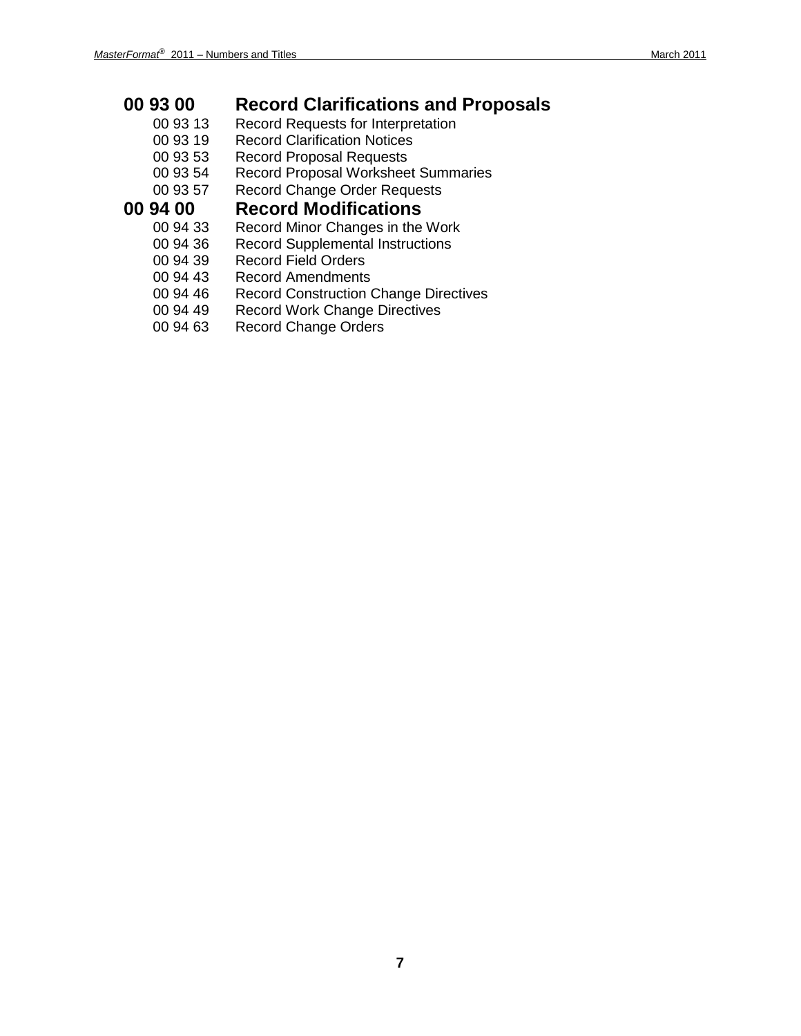## 00 93 00 Record Clarifications and Proposals

- 00 93 13 Record Requests for Interpretation
- 00 93 19 Record Clarification Notices
- 00 93 53 Record Proposal Requests
- 00 93 54 Record Proposal Worksheet Summaries
- 00 93 57 Record Change Order Requests

## 00 94 00 Record Modifications

- 00 94 33 Record Minor Changes in the Work
- 00 94 36 Record Supplemental Instructions
- 00 94 39 Record Field Orders
- 00 94 43 Record Amendments
- 00 94 46 Record Construction Change Directives
- 00 94 49 Record Work Change Directives
- 00 94 63 Record Change Orders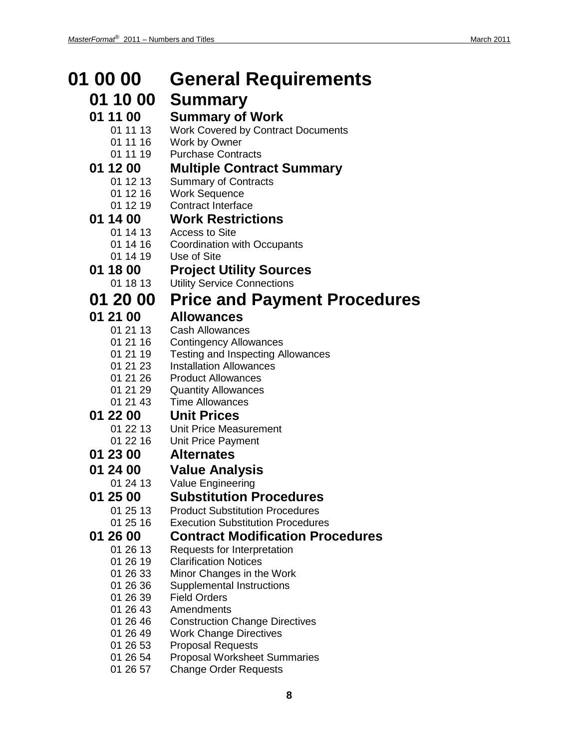# 01 00 00 General Requirements

## 01 10 00 Summary

### 01 11 00 Summary of Work

- 01 11 13 Work Covered by Contract Documents
- 01 11 16 Work by Owner
- 01 11 19 Purchase Contracts

### 01 12 00 Multiple Contract Summary

- 01 12 13 Summary of Contracts
- 01 12 16 Work Sequence
- 01 12 19 Contract Interface

### 01 14 00 Work Restrictions

- 01 14 13 Access to Site
- 01 14 16 Coordination with Occupants
- 01 14 19 Use of Site

### 01 18 00 Project Utility Sources

- 01 18 13 Utility Service Connections

## 01 20 00 Price and Payment Procedures

### 01 21 00 Allowances

- 01 21 13 Cash Allowances
- 01 21 16 Contingency Allowances
- 01 21 19 Testing and Inspecting Allowances
- 01 21 23 Installation Allowances
- 01 21 26 Product Allowances
- 01 21 29 Quantity Allowances
- 01 21 43 Time Allowances

### 01 22 00 Unit Prices

- 01 22 13 Unit Price Measurement
- 01 22 16 Unit Price Payment

### 01 23 00 Alternates

### 01 24 00 Value Analysis

- 01 24 13 Value Engineering

### 01 25 00 Substitution Procedures

- 01 25 13 Product Substitution Procedures
- 01 25 16 Execution Substitution Procedures

### 01 26 00 Contract Modification Procedures

- 01 26 13 Requests for Interpretation
- 01 26 19 Clarification Notices
- 01 26 33 Minor Changes in the Work
- 01 26 36 Supplemental Instructions
- 01 26 39 Field Orders
- 01 26 43 Amendments
- 01 26 46 Construction Change Directives
- 01 26 49 Work Change Directives
- 01 26 53 Proposal Requests
- 01 26 54 Proposal Worksheet Summaries
- 01 26 57 Change Order Requests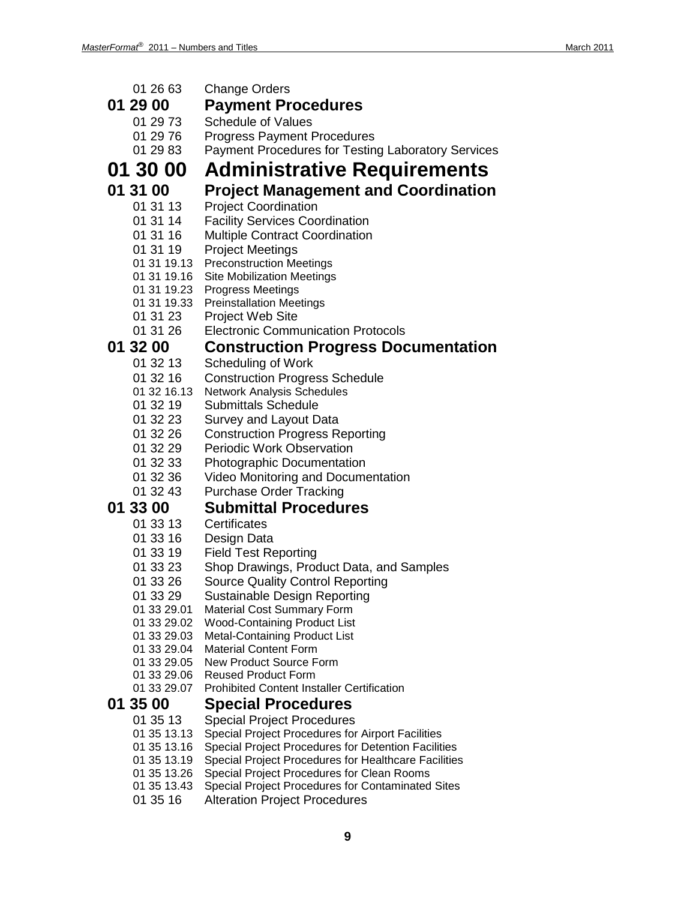01 26 63 Change Orders

## 01 29 00 Payment Procedures

01 29 73 Schedule of Values
01 29 76 Progress Payment Procedures
01 29 83 Payment Procedures for Testing Laboratory Services

# 01 30 00 Administrative Requirements

## 01 31 00 Project Management and Coordination

01 31 13 Project Coordination
01 31 14 Facility Services Coordination
01 31 16 Multiple Contract Coordination
01 31 19 Project Meetings
01 31 19.13 Preconstruction Meetings
01 31 19.16 Site Mobilization Meetings
01 31 19.23 Progress Meetings
01 31 19.33 Preinstallation Meetings
01 31 23 Project Web Site
01 31 26 Electronic Communication Protocols

## 01 32 00 Construction Progress Documentation

01 32 13 Scheduling of Work
01 32 16 Construction Progress Schedule
01 32 16.13 Network Analysis Schedules
01 32 19 Submittals Schedule
01 32 23 Survey and Layout Data
01 32 26 Construction Progress Reporting
01 32 29 Periodic Work Observation
01 32 33 Photographic Documentation
01 32 36 Video Monitoring and Documentation
01 32 43 Purchase Order Tracking

## 01 33 00 Submittal Procedures

01 33 13 Certificates
01 33 16 Design Data
01 33 19 Field Test Reporting
01 33 23 Shop Drawings, Product Data, and Samples
01 33 26 Source Quality Control Reporting
01 33 29 Sustainable Design Reporting
01 33 29.01 Material Cost Summary Form
01 33 29.02 Wood-Containing Product List
01 33 29.03 Metal-Containing Product List
01 33 29.04 Material Content Form
01 33 29.05 New Product Source Form
01 33 29.06 Reused Product Form
01 33 29.07 Prohibited Content Installer Certification

## 01 35 00 Special Procedures

01 35 13 Special Project Procedures
01 35 13.13 Special Project Procedures for Airport Facilities
01 35 13.16 Special Project Procedures for Detention Facilities
01 35 13.19 Special Project Procedures for Healthcare Facilities
01 35 13.26 Special Project Procedures for Clean Rooms
01 35 13.43 Special Project Procedures for Contaminated Sites
01 35 16 Alteration Project Procedures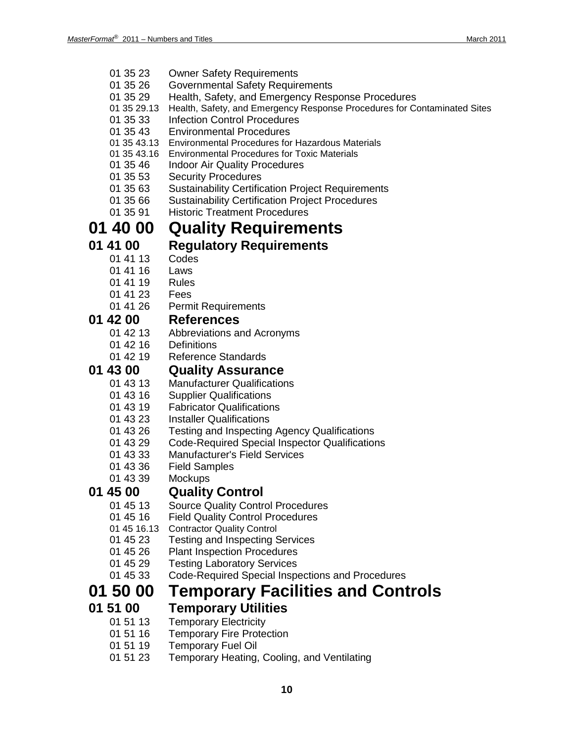- 01 35 23 Owner Safety Requirements
- 01 35 26 Governmental Safety Requirements
- 01 35 29 Health, Safety, and Emergency Response Procedures
- 01 35 29.13 Health, Safety, and Emergency Response Procedures for Contaminated Sites
- 01 35 33 Infection Control Procedures
- 01 35 43 Environmental Procedures
- 01 35 43.13 Environmental Procedures for Hazardous Materials
- 01 35 43.16 Environmental Procedures for Toxic Materials
- 01 35 46 Indoor Air Quality Procedures
- 01 35 53 Security Procedures
- 01 35 63 Sustainability Certification Project Requirements
- 01 35 66 Sustainability Certification Project Procedures
- 01 35 91 Historic Treatment Procedures

# 01 40 00 Quality Requirements

## 01 41 00 Regulatory Requirements

- 01 41 13 Codes
- 01 41 16 Laws
- 01 41 19 Rules
- 01 41 23 Fees
- 01 41 26 Permit Requirements

## 01 42 00 References

- 01 42 13 Abbreviations and Acronyms
- 01 42 16 Definitions
- 01 42 19 Reference Standards

## 01 43 00 Quality Assurance

- 01 43 13 Manufacturer Qualifications
- 01 43 16 Supplier Qualifications
- 01 43 19 Fabricator Qualifications
- 01 43 23 Installer Qualifications
- 01 43 26 Testing and Inspecting Agency Qualifications
- 01 43 29 Code-Required Special Inspector Qualifications
- 01 43 33 Manufacturer's Field Services
- 01 43 36 Field Samples
- 01 43 39 Mockups

## 01 45 00 Quality Control

- 01 45 13 Source Quality Control Procedures
- 01 45 16 Field Quality Control Procedures
- 01 45 16.13 Contractor Quality Control
- 01 45 23 Testing and Inspecting Services
- 01 45 26 Plant Inspection Procedures
- 01 45 29 Testing Laboratory Services
- 01 45 33 Code-Required Special Inspections and Procedures

# 01 50 00 Temporary Facilities and Controls

## 01 51 00 Temporary Utilities

- 01 51 13 Temporary Electricity
- 01 51 16 Temporary Fire Protection
- 01 51 19 Temporary Fuel Oil
- 01 51 23 Temporary Heating, Cooling, and Ventilating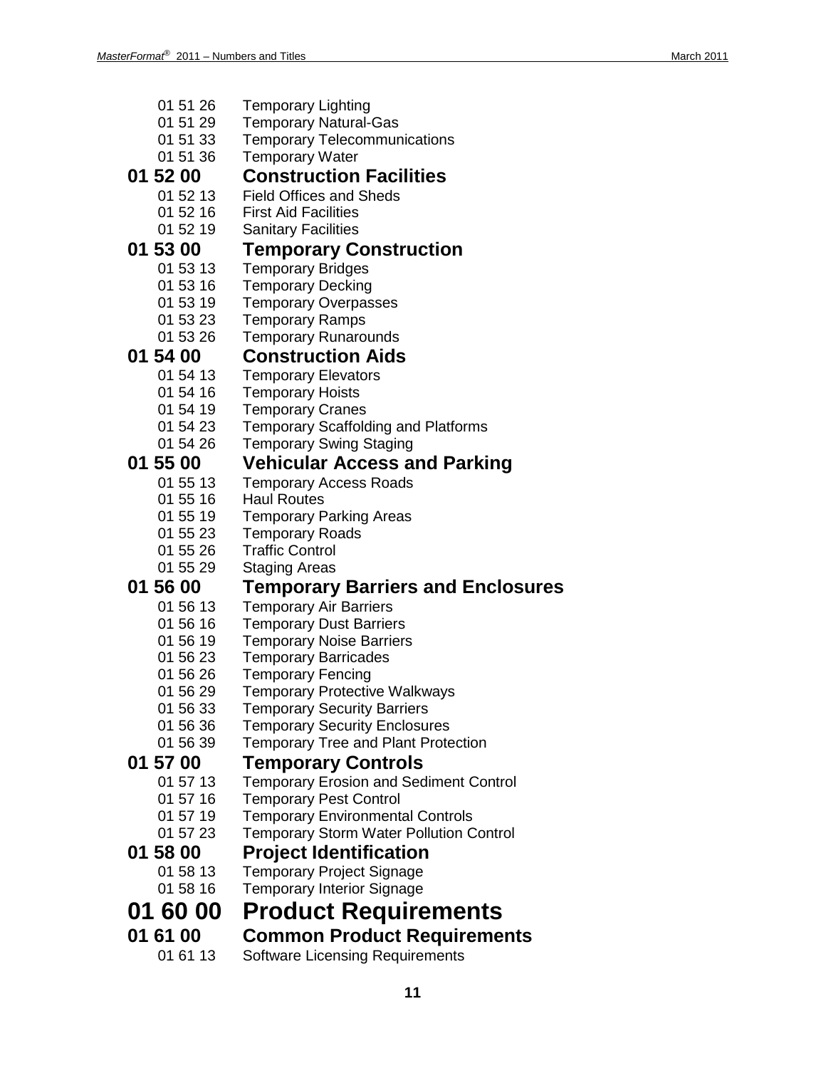01 51 26 Temporary Lighting
01 51 29 Temporary Natural-Gas
01 51 33 Temporary Telecommunications
01 51 36 Temporary Water

### 01 52 00 Construction Facilities

01 52 13 Field Offices and Sheds
01 52 16 First Aid Facilities
01 52 19 Sanitary Facilities

### 01 53 00 Temporary Construction

01 53 13 Temporary Bridges
01 53 16 Temporary Decking
01 53 19 Temporary Overpasses
01 53 23 Temporary Ramps
01 53 26 Temporary Runarounds

### 01 54 00 Construction Aids

01 54 13 Temporary Elevators
01 54 16 Temporary Hoists
01 54 19 Temporary Cranes
01 54 23 Temporary Scaffolding and Platforms
01 54 26 Temporary Swing Staging

### 01 55 00 Vehicular Access and Parking

01 55 13 Temporary Access Roads
01 55 16 Haul Routes
01 55 19 Temporary Parking Areas
01 55 23 Temporary Roads
01 55 26 Traffic Control
01 55 29 Staging Areas

### 01 56 00 Temporary Barriers and Enclosures

01 56 13 Temporary Air Barriers
01 56 16 Temporary Dust Barriers
01 56 19 Temporary Noise Barriers
01 56 23 Temporary Barricades
01 56 26 Temporary Fencing
01 56 29 Temporary Protective Walkways
01 56 33 Temporary Security Barriers
01 56 36 Temporary Security Enclosures
01 56 39 Temporary Tree and Plant Protection

### 01 57 00 Temporary Controls

01 57 13 Temporary Erosion and Sediment Control
01 57 16 Temporary Pest Control
01 57 19 Temporary Environmental Controls
01 57 23 Temporary Storm Water Pollution Control

### 01 58 00 Project Identification

01 58 13 Temporary Project Signage
01 58 16 Temporary Interior Signage

## 01 60 00 Product Requirements

### 01 61 00 Common Product Requirements

01 61 13 Software Licensing Requirements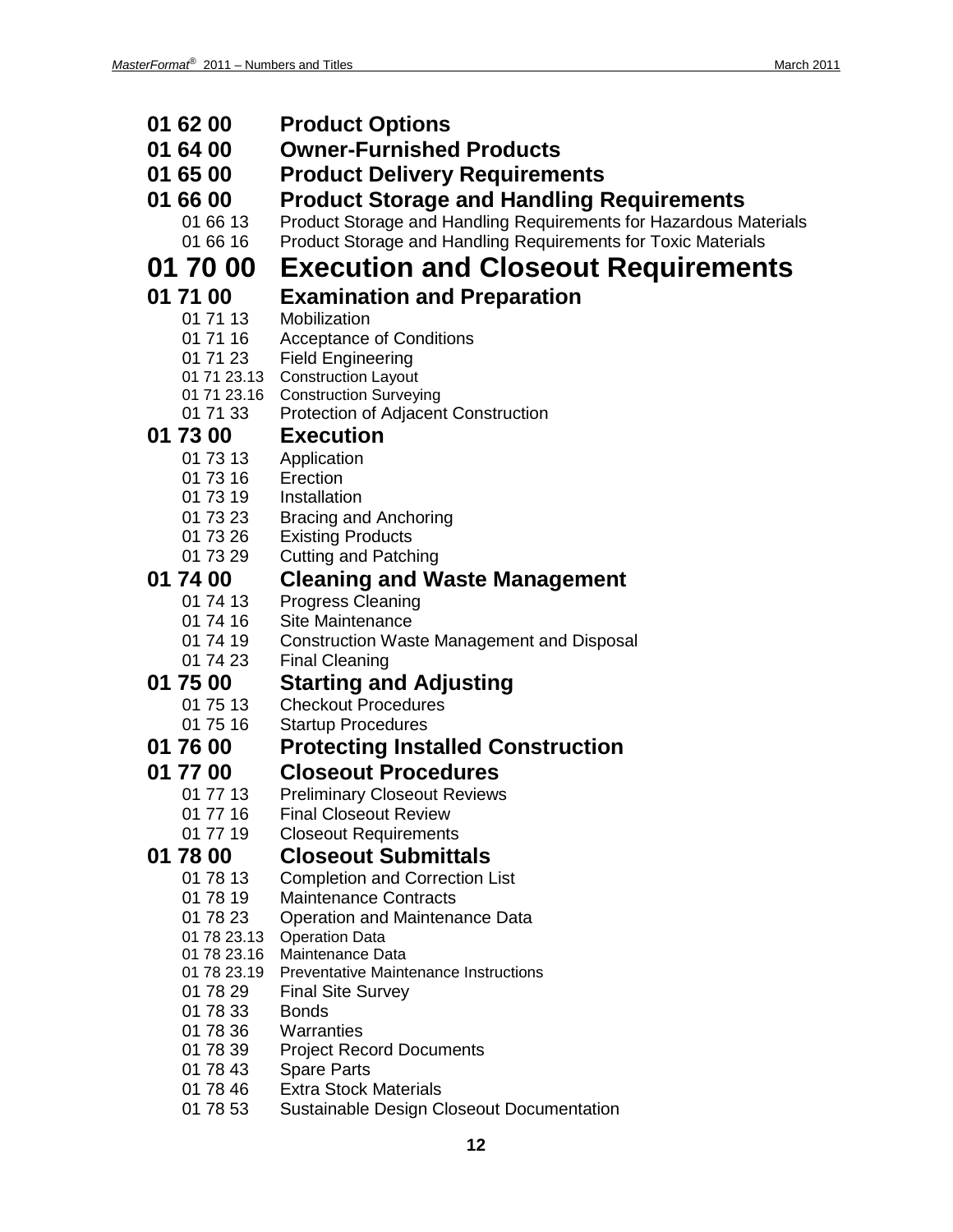**01 62 00 Product Options**

**01 64 00 Owner-Furnished Products**

**01 65 00 Product Delivery Requirements**

**01 66 00 Product Storage and Handling Requirements**

- 01 66 13 Product Storage and Handling Requirements for Hazardous Materials
- 01 66 16 Product Storage and Handling Requirements for Toxic Materials

# 01 70 00 Execution and Closeout Requirements

**01 71 00 Examination and Preparation**

- 01 71 13 Mobilization
- 01 71 16 Acceptance of Conditions
- 01 71 23 Field Engineering
  - 01 71 23.13 Construction Layout
  - 01 71 23.16 Construction Surveying
- 01 71 33 Protection of Adjacent Construction

**01 73 00 Execution**

- 01 73 13 Application
- 01 73 16 Erection
- 01 73 19 Installation
- 01 73 23 Bracing and Anchoring
- 01 73 26 Existing Products
- 01 73 29 Cutting and Patching

**01 74 00 Cleaning and Waste Management**

- 01 74 13 Progress Cleaning
- 01 74 16 Site Maintenance
- 01 74 19 Construction Waste Management and Disposal
- 01 74 23 Final Cleaning

**01 75 00 Starting and Adjusting**

- 01 75 13 Checkout Procedures
- 01 75 16 Startup Procedures

**01 76 00 Protecting Installed Construction**

**01 77 00 Closeout Procedures**

- 01 77 13 Preliminary Closeout Reviews
- 01 77 16 Final Closeout Review
- 01 77 19 Closeout Requirements

**01 78 00 Closeout Submittals**

- 01 78 13 Completion and Correction List
- 01 78 19 Maintenance Contracts
- 01 78 23 Operation and Maintenance Data
  - 01 78 23.13 Operation Data
  - 01 78 23.16 Maintenance Data
  - 01 78 23.19 Preventative Maintenance Instructions
- 01 78 29 Final Site Survey
- 01 78 33 Bonds
- 01 78 36 Warranties
- 01 78 39 Project Record Documents
- 01 78 43 Spare Parts
- 01 78 46 Extra Stock Materials
- 01 78 53 Sustainable Design Closeout Documentation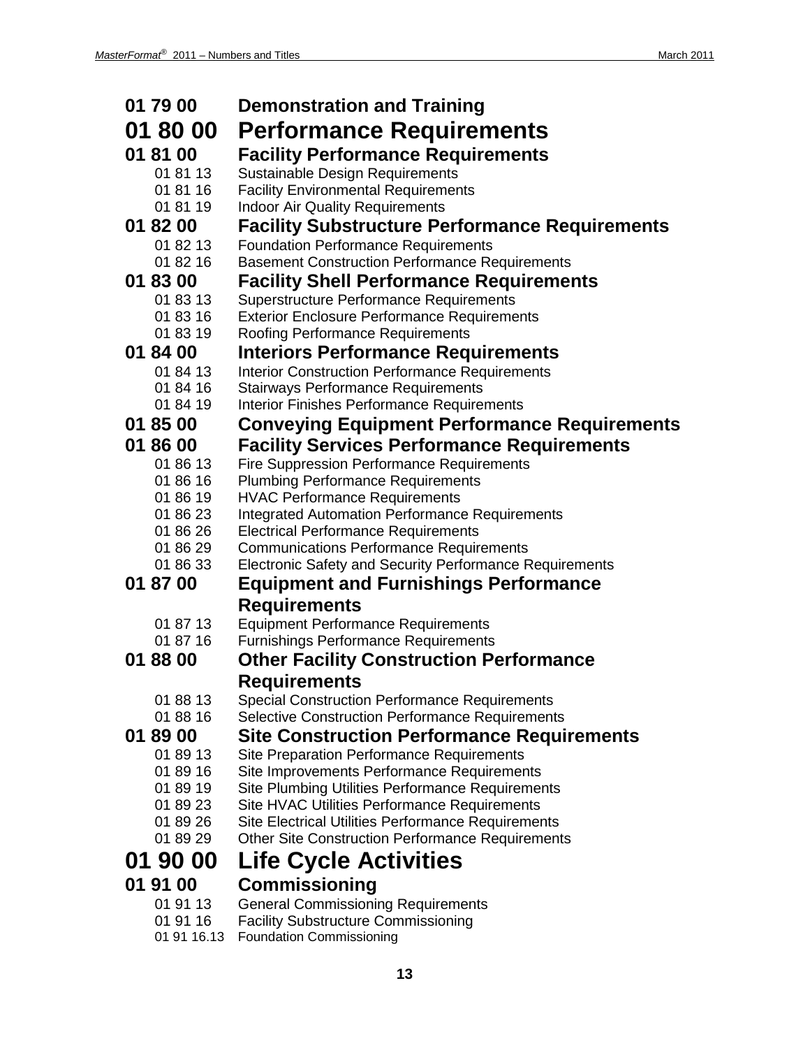**01 79 00 Demonstration and Training**

# 01 80 00 Performance Requirements

## 01 81 00 Facility Performance Requirements

01 81 13 Sustainable Design Requirements
01 81 16 Facility Environmental Requirements
01 81 19 Indoor Air Quality Requirements

## 01 82 00 Facility Substructure Performance Requirements

01 82 13 Foundation Performance Requirements
01 82 16 Basement Construction Performance Requirements

## 01 83 00 Facility Shell Performance Requirements

01 83 13 Superstructure Performance Requirements
01 83 16 Exterior Enclosure Performance Requirements
01 83 19 Roofing Performance Requirements

## 01 84 00 Interiors Performance Requirements

01 84 13 Interior Construction Performance Requirements
01 84 16 Stairways Performance Requirements
01 84 19 Interior Finishes Performance Requirements

## 01 85 00 Conveying Equipment Performance Requirements

## 01 86 00 Facility Services Performance Requirements

01 86 13 Fire Suppression Performance Requirements
01 86 16 Plumbing Performance Requirements
01 86 19 HVAC Performance Requirements
01 86 23 Integrated Automation Performance Requirements
01 86 26 Electrical Performance Requirements
01 86 29 Communications Performance Requirements
01 86 33 Electronic Safety and Security Performance Requirements

## 01 87 00 Equipment and Furnishings Performance Requirements

01 87 13 Equipment Performance Requirements
01 87 16 Furnishings Performance Requirements

## 01 88 00 Other Facility Construction Performance Requirements

01 88 13 Special Construction Performance Requirements
01 88 16 Selective Construction Performance Requirements

## 01 89 00 Site Construction Performance Requirements

01 89 13 Site Preparation Performance Requirements
01 89 16 Site Improvements Performance Requirements
01 89 19 Site Plumbing Utilities Performance Requirements
01 89 23 Site HVAC Utilities Performance Requirements
01 89 26 Site Electrical Utilities Performance Requirements
01 89 29 Other Site Construction Performance Requirements

# 01 90 00 Life Cycle Activities

## 01 91 00 Commissioning

01 91 13 General Commissioning Requirements
01 91 16 Facility Substructure Commissioning
01 91 16.13 Foundation Commissioning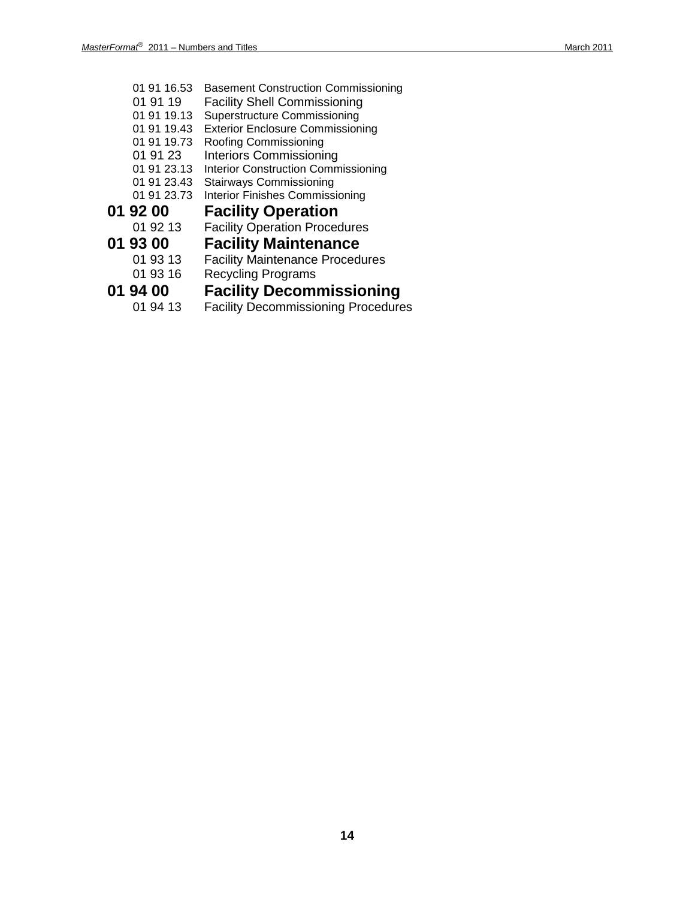01 91 16.53 Basement Construction Commissioning
01 91 19 Facility Shell Commissioning
01 91 19.13 Superstructure Commissioning
01 91 19.43 Exterior Enclosure Commissioning
01 91 19.73 Roofing Commissioning
01 91 23 Interiors Commissioning
01 91 23.13 Interior Construction Commissioning
01 91 23.43 Stairways Commissioning
01 91 23.73 Interior Finishes Commissioning

## 01 92 00 Facility Operation

01 92 13 Facility Operation Procedures

## 01 93 00 Facility Maintenance

01 93 13 Facility Maintenance Procedures
01 93 16 Recycling Programs

## 01 94 00 Facility Decommissioning

01 94 13 Facility Decommissioning Procedures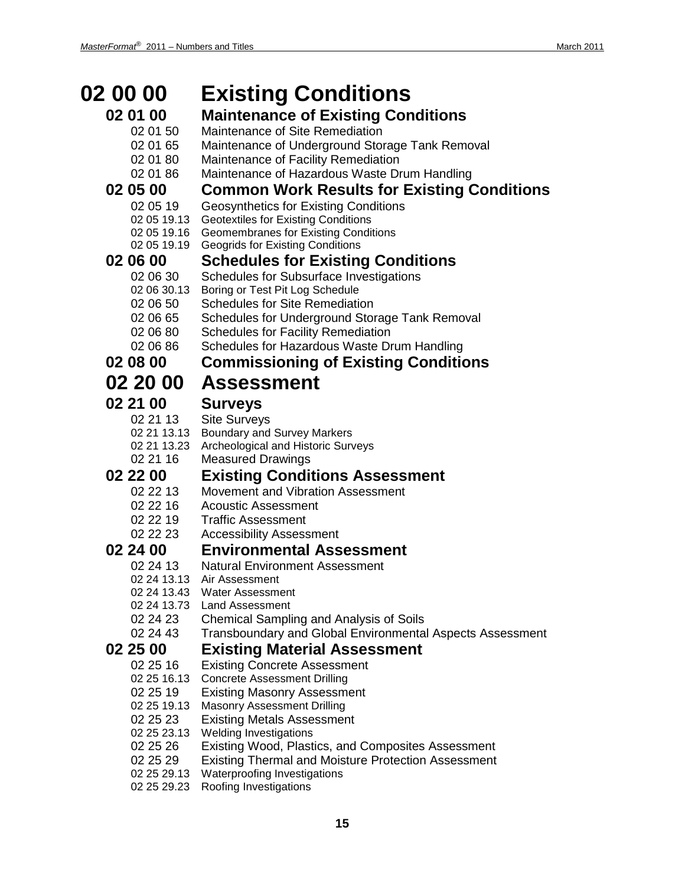# 02 00 00 Existing Conditions

## 02 01 00 Maintenance of Existing Conditions

- 02 01 50 Maintenance of Site Remediation
- 02 01 65 Maintenance of Underground Storage Tank Removal
- 02 01 80 Maintenance of Facility Remediation
- 02 01 86 Maintenance of Hazardous Waste Drum Handling

## 02 05 00 Common Work Results for Existing Conditions

- 02 05 19 Geosynthetics for Existing Conditions
  - 02 05 19.13 Geotextiles for Existing Conditions
  - 02 05 19.16 Geomembranes for Existing Conditions
  - 02 05 19.19 Geogrids for Existing Conditions

## 02 06 00 Schedules for Existing Conditions

- 02 06 30 Schedules for Subsurface Investigations
  - 02 06 30.13 Boring or Test Pit Log Schedule
- 02 06 50 Schedules for Site Remediation
- 02 06 65 Schedules for Underground Storage Tank Removal
- 02 06 80 Schedules for Facility Remediation
- 02 06 86 Schedules for Hazardous Waste Drum Handling

## 02 08 00 Commissioning of Existing Conditions

# 02 20 00 Assessment

## 02 21 00 Surveys

- 02 21 13 Site Surveys
  - 02 21 13.13 Boundary and Survey Markers
  - 02 21 13.23 Archeological and Historic Surveys
- 02 21 16 Measured Drawings

## 02 22 00 Existing Conditions Assessment

- 02 22 13 Movement and Vibration Assessment
- 02 22 16 Acoustic Assessment
- 02 22 19 Traffic Assessment
- 02 22 23 Accessibility Assessment

## 02 24 00 Environmental Assessment

- 02 24 13 Natural Environment Assessment
  - 02 24 13.13 Air Assessment
  - 02 24 13.43 Water Assessment
  - 02 24 13.73 Land Assessment
- 02 24 23 Chemical Sampling and Analysis of Soils
- 02 24 43 Transboundary and Global Environmental Aspects Assessment

## 02 25 00 Existing Material Assessment

- 02 25 16 Existing Concrete Assessment
  - 02 25 16.13 Concrete Assessment Drilling
- 02 25 19 Existing Masonry Assessment
  - 02 25 19.13 Masonry Assessment Drilling
- 02 25 23 Existing Metals Assessment
  - 02 25 23.13 Welding Investigations
- 02 25 26 Existing Wood, Plastics, and Composites Assessment
- 02 25 29 Existing Thermal and Moisture Protection Assessment
  - 02 25 29.13 Waterproofing Investigations
  - 02 25 29.23 Roofing Investigations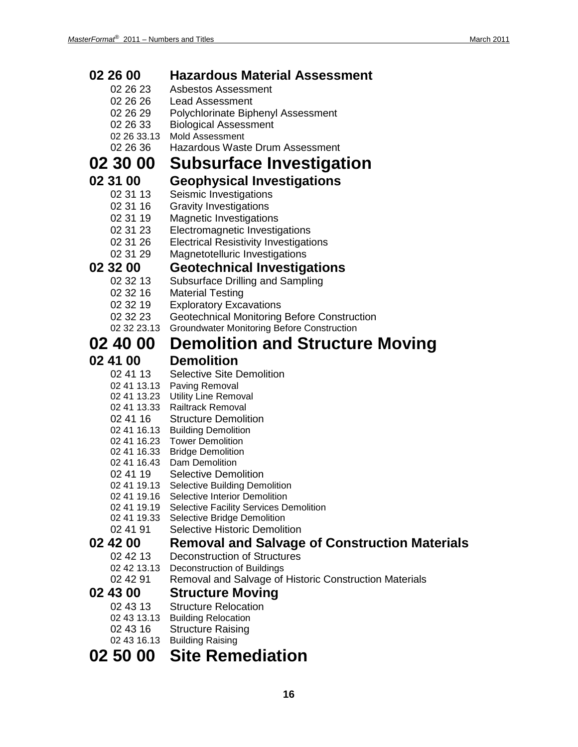## 02 26 00 Hazardous Material Assessment

- 02 26 23 Asbestos Assessment
- 02 26 26 Lead Assessment
- 02 26 29 Polychlorinate Biphenyl Assessment
- 02 26 33 Biological Assessment
- 02 26 33.13 Mold Assessment
- 02 26 36 Hazardous Waste Drum Assessment

# 02 30 00 Subsurface Investigation

## 02 31 00 Geophysical Investigations

- 02 31 13 Seismic Investigations
- 02 31 16 Gravity Investigations
- 02 31 19 Magnetic Investigations
- 02 31 23 Electromagnetic Investigations
- 02 31 26 Electrical Resistivity Investigations
- 02 31 29 Magnetotelluric Investigations

## 02 32 00 Geotechnical Investigations

- 02 32 13 Subsurface Drilling and Sampling
- 02 32 16 Material Testing
- 02 32 19 Exploratory Excavations
- 02 32 23 Geotechnical Monitoring Before Construction
- 02 32 23.13 Groundwater Monitoring Before Construction

# 02 40 00 Demolition and Structure Moving

## 02 41 00 Demolition

- 02 41 13 Selective Site Demolition
- 02 41 13.13 Paving Removal
- 02 41 13.23 Utility Line Removal
- 02 41 13.33 Railtrack Removal
- 02 41 16 Structure Demolition
- 02 41 16.13 Building Demolition
- 02 41 16.23 Tower Demolition
- 02 41 16.33 Bridge Demolition
- 02 41 16.43 Dam Demolition
- 02 41 19 Selective Demolition
- 02 41 19.13 Selective Building Demolition
- 02 41 19.16 Selective Interior Demolition
- 02 41 19.19 Selective Facility Services Demolition
- 02 41 19.33 Selective Bridge Demolition
- 02 41 91 Selective Historic Demolition

## 02 42 00 Removal and Salvage of Construction Materials

- 02 42 13 Deconstruction of Structures
- 02 42 13.13 Deconstruction of Buildings
- 02 42 91 Removal and Salvage of Historic Construction Materials

## 02 43 00 Structure Moving

- 02 43 13 Structure Relocation
- 02 43 13.13 Building Relocation
- 02 43 16 Structure Raising
- 02 43 16.13 Building Raising

# 02 50 00 Site Remediation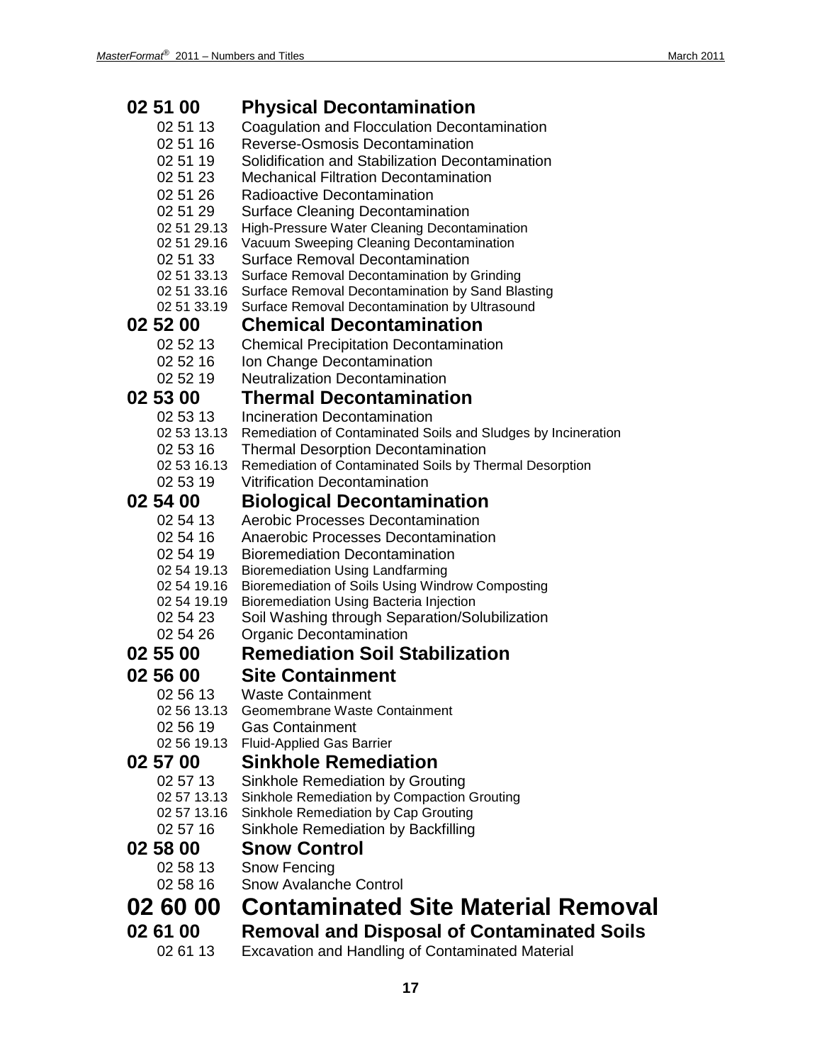## 02 51 00 Physical Decontamination

- 02 51 13 Coagulation and Flocculation Decontamination
- 02 51 16 Reverse-Osmosis Decontamination
- 02 51 19 Solidification and Stabilization Decontamination
- 02 51 23 Mechanical Filtration Decontamination
- 02 51 26 Radioactive Decontamination
- 02 51 29 Surface Cleaning Decontamination
  - 02 51 29.13 High-Pressure Water Cleaning Decontamination
  - 02 51 29.16 Vacuum Sweeping Cleaning Decontamination
- 02 51 33 Surface Removal Decontamination
  - 02 51 33.13 Surface Removal Decontamination by Grinding
  - 02 51 33.16 Surface Removal Decontamination by Sand Blasting
  - 02 51 33.19 Surface Removal Decontamination by Ultrasound

## 02 52 00 Chemical Decontamination

- 02 52 13 Chemical Precipitation Decontamination
- 02 52 16 Ion Change Decontamination
- 02 52 19 Neutralization Decontamination

## 02 53 00 Thermal Decontamination

- 02 53 13 Incineration Decontamination
  - 02 53 13.13 Remediation of Contaminated Soils and Sludges by Incineration
- 02 53 16 Thermal Desorption Decontamination
  - 02 53 16.13 Remediation of Contaminated Soils by Thermal Desorption
- 02 53 19 Vitrification Decontamination

## 02 54 00 Biological Decontamination

- 02 54 13 Aerobic Processes Decontamination
- 02 54 16 Anaerobic Processes Decontamination
- 02 54 19 Bioremediation Decontamination
  - 02 54 19.13 Bioremediation Using Landfarming
  - 02 54 19.16 Bioremediation of Soils Using Windrow Composting
  - 02 54 19.19 Bioremediation Using Bacteria Injection
- 02 54 23 Soil Washing through Separation/Solubilization
- 02 54 26 Organic Decontamination

## 02 55 00 Remediation Soil Stabilization

## 02 56 00 Site Containment

- 02 56 13 Waste Containment
  - 02 56 13.13 Geomembrane Waste Containment
- 02 56 19 Gas Containment
  - 02 56 19.13 Fluid-Applied Gas Barrier

## 02 57 00 Sinkhole Remediation

- 02 57 13 Sinkhole Remediation by Grouting
  - 02 57 13.13 Sinkhole Remediation by Compaction Grouting
  - 02 57 13.16 Sinkhole Remediation by Cap Grouting
- 02 57 16 Sinkhole Remediation by Backfilling

## 02 58 00 Snow Control

- 02 58 13 Snow Fencing
- 02 58 16 Snow Avalanche Control

# 02 60 00 Contaminated Site Material Removal

## 02 61 00 Removal and Disposal of Contaminated Soils

- 02 61 13 Excavation and Handling of Contaminated Material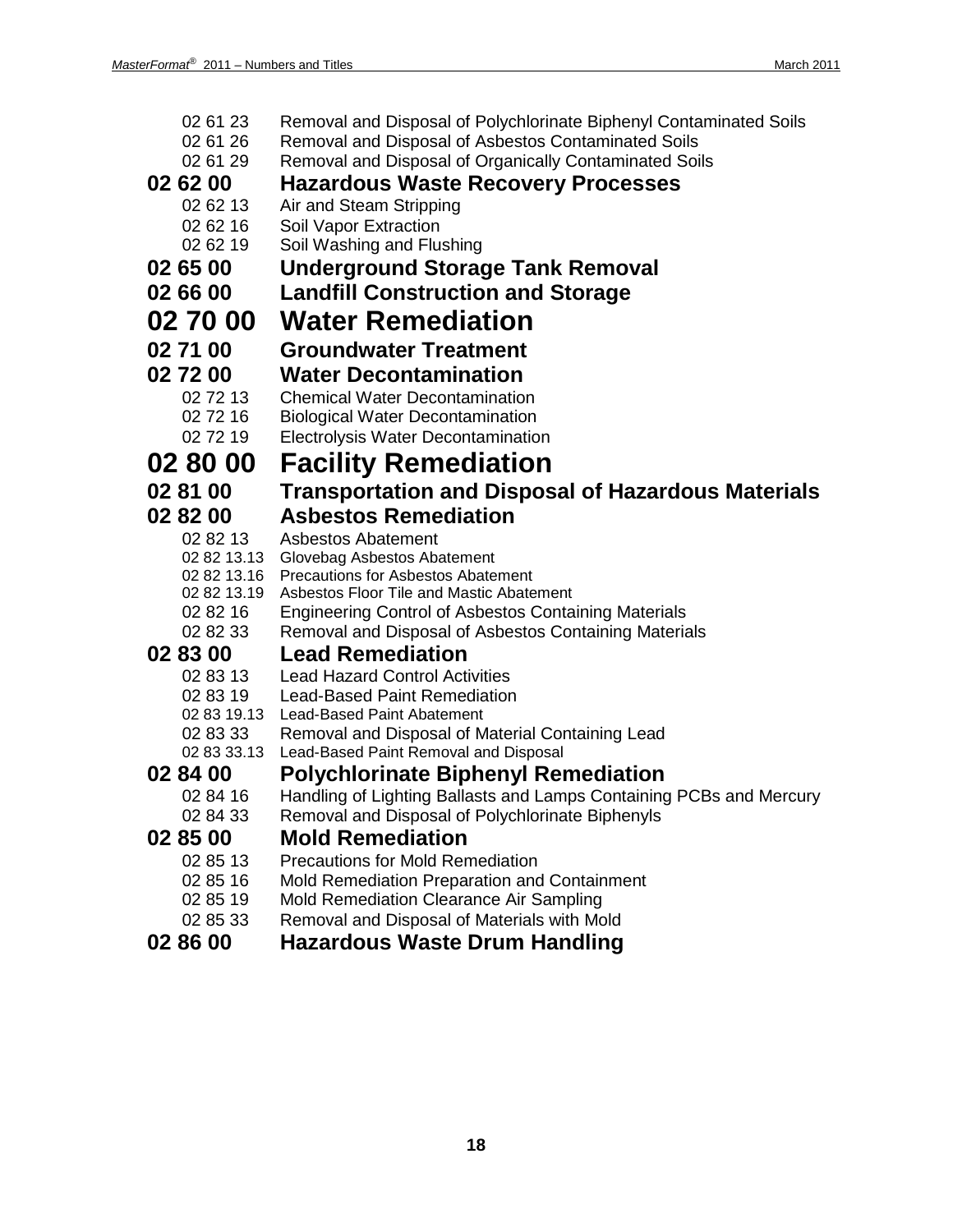02 61 23 Removal and Disposal of Polychlorinate Biphenyl Contaminated Soils
02 61 26 Removal and Disposal of Asbestos Contaminated Soils
02 61 29 Removal and Disposal of Organically Contaminated Soils

### 02 62 00 Hazardous Waste Recovery Processes

02 62 13 Air and Steam Stripping
02 62 16 Soil Vapor Extraction
02 62 19 Soil Washing and Flushing

### 02 65 00 Underground Storage Tank Removal

### 02 66 00 Landfill Construction and Storage

## 02 70 00 Water Remediation

### 02 71 00 Groundwater Treatment

### 02 72 00 Water Decontamination

02 72 13 Chemical Water Decontamination
02 72 16 Biological Water Decontamination
02 72 19 Electrolysis Water Decontamination

## 02 80 00 Facility Remediation

### 02 81 00 Transportation and Disposal of Hazardous Materials

### 02 82 00 Asbestos Remediation

02 82 13 Asbestos Abatement
02 82 13.13 Glovebag Asbestos Abatement
02 82 13.16 Precautions for Asbestos Abatement
02 82 13.19 Asbestos Floor Tile and Mastic Abatement
02 82 16 Engineering Control of Asbestos Containing Materials
02 82 33 Removal and Disposal of Asbestos Containing Materials

### 02 83 00 Lead Remediation

02 83 13 Lead Hazard Control Activities
02 83 19 Lead-Based Paint Remediation
02 83 19.13 Lead-Based Paint Abatement
02 83 33 Removal and Disposal of Material Containing Lead
02 83 33.13 Lead-Based Paint Removal and Disposal

### 02 84 00 Polychlorinate Biphenyl Remediation

02 84 16 Handling of Lighting Ballasts and Lamps Containing PCBs and Mercury
02 84 33 Removal and Disposal of Polychlorinate Biphenyls

### 02 85 00 Mold Remediation

02 85 13 Precautions for Mold Remediation
02 85 16 Mold Remediation Preparation and Containment
02 85 19 Mold Remediation Clearance Air Sampling
02 85 33 Removal and Disposal of Materials with Mold

### 02 86 00 Hazardous Waste Drum Handling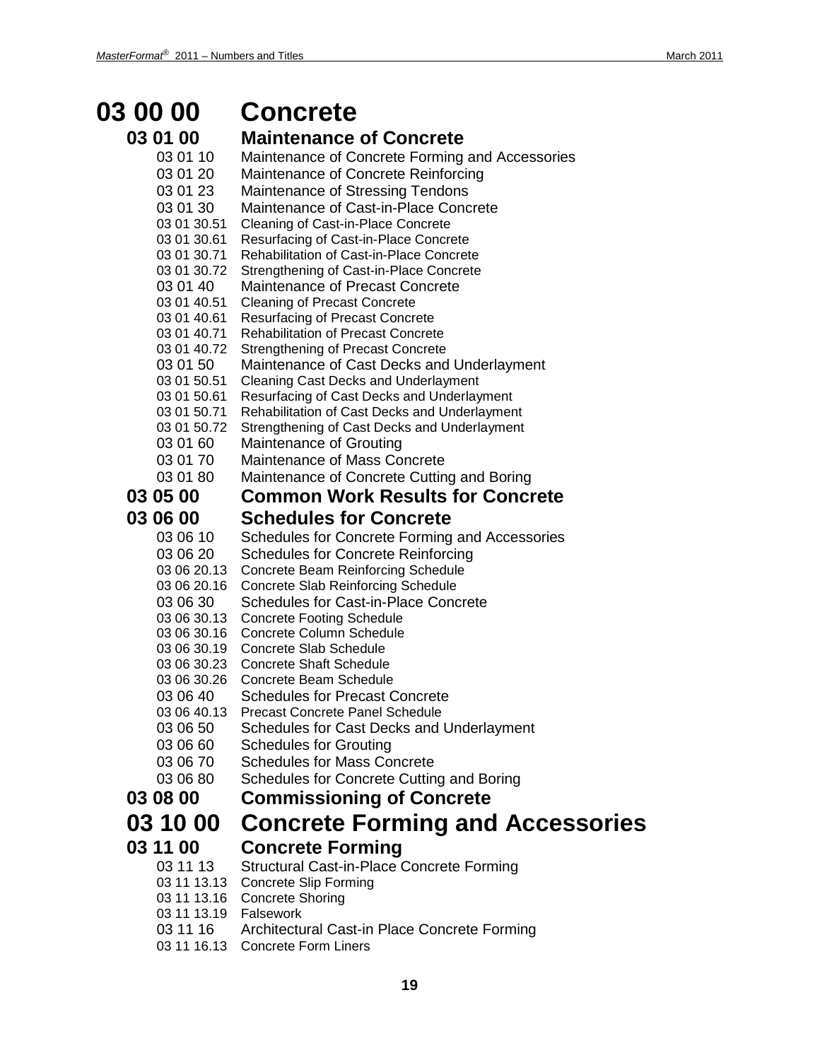# 03 00 00 Concrete

## 03 01 00 Maintenance of Concrete

03 01 10 Maintenance of Concrete Forming and Accessories
03 01 20 Maintenance of Concrete Reinforcing
03 01 23 Maintenance of Stressing Tendons
03 01 30 Maintenance of Cast-in-Place Concrete
03 01 30.51 Cleaning of Cast-in-Place Concrete
03 01 30.61 Resurfacing of Cast-in-Place Concrete
03 01 30.71 Rehabilitation of Cast-in-Place Concrete
03 01 30.72 Strengthening of Cast-in-Place Concrete
03 01 40 Maintenance of Precast Concrete
03 01 40.51 Cleaning of Precast Concrete
03 01 40.61 Resurfacing of Precast Concrete
03 01 40.71 Rehabilitation of Precast Concrete
03 01 40.72 Strengthening of Precast Concrete
03 01 50 Maintenance of Cast Decks and Underlayment
03 01 50.51 Cleaning Cast Decks and Underlayment
03 01 50.61 Resurfacing of Cast Decks and Underlayment
03 01 50.71 Rehabilitation of Cast Decks and Underlayment
03 01 50.72 Strengthening of Cast Decks and Underlayment
03 01 60 Maintenance of Grouting
03 01 70 Maintenance of Mass Concrete
03 01 80 Maintenance of Concrete Cutting and Boring

## 03 05 00 Common Work Results for Concrete

## 03 06 00 Schedules for Concrete

03 06 10 Schedules for Concrete Forming and Accessories
03 06 20 Schedules for Concrete Reinforcing
03 06 20.13 Concrete Beam Reinforcing Schedule
03 06 20.16 Concrete Slab Reinforcing Schedule
03 06 30 Schedules for Cast-in-Place Concrete
03 06 30.13 Concrete Footing Schedule
03 06 30.16 Concrete Column Schedule
03 06 30.19 Concrete Slab Schedule
03 06 30.23 Concrete Shaft Schedule
03 06 30.26 Concrete Beam Schedule
03 06 40 Schedules for Precast Concrete
03 06 40.13 Precast Concrete Panel Schedule
03 06 50 Schedules for Cast Decks and Underlayment
03 06 60 Schedules for Grouting
03 06 70 Schedules for Mass Concrete
03 06 80 Schedules for Concrete Cutting and Boring

## 03 08 00 Commissioning of Concrete

# 03 10 00 Concrete Forming and Accessories

## 03 11 00 Concrete Forming

03 11 13 Structural Cast-in-Place Concrete Forming
03 11 13.13 Concrete Slip Forming
03 11 13.16 Concrete Shoring
03 11 13.19 Falsework
03 11 16 Architectural Cast-in Place Concrete Forming
03 11 16.13 Concrete Form Liners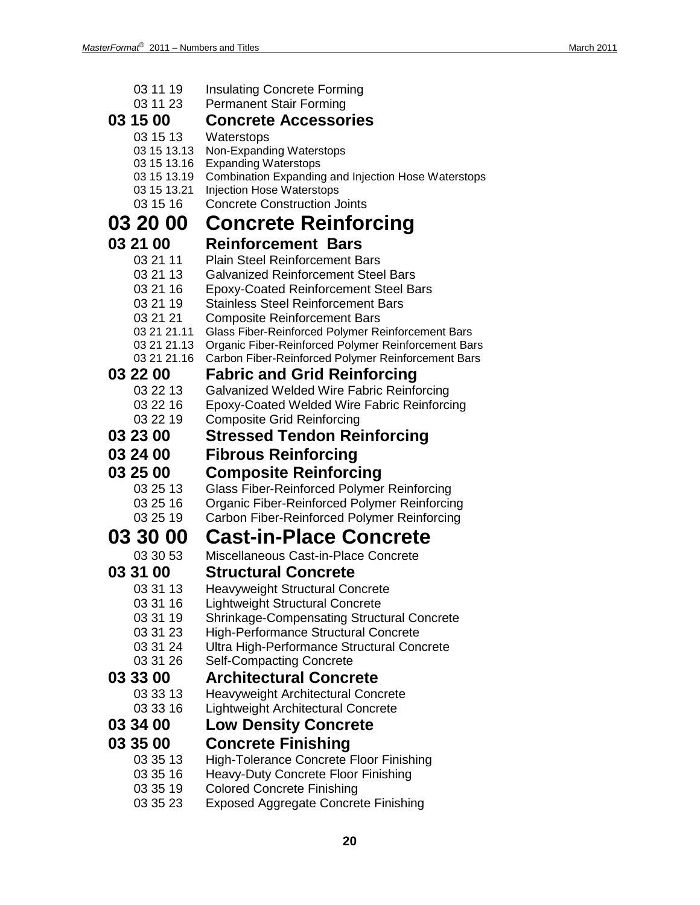03 11 19 Insulating Concrete Forming
03 11 23 Permanent Stair Forming

### 03 15 00 Concrete Accessories

03 15 13 Waterstops
03 15 13.13 Non-Expanding Waterstops
03 15 13.16 Expanding Waterstops
03 15 13.19 Combination Expanding and Injection Hose Waterstops
03 15 13.21 Injection Hose Waterstops
03 15 16 Concrete Construction Joints

## 03 20 00 Concrete Reinforcing

### 03 21 00 Reinforcement Bars

03 21 11 Plain Steel Reinforcement Bars
03 21 13 Galvanized Reinforcement Steel Bars
03 21 16 Epoxy-Coated Reinforcement Steel Bars
03 21 19 Stainless Steel Reinforcement Bars
03 21 21 Composite Reinforcement Bars
03 21 21.11 Glass Fiber-Reinforced Polymer Reinforcement Bars
03 21 21.13 Organic Fiber-Reinforced Polymer Reinforcement Bars
03 21 21.16 Carbon Fiber-Reinforced Polymer Reinforcement Bars

### 03 22 00 Fabric and Grid Reinforcing

03 22 13 Galvanized Welded Wire Fabric Reinforcing
03 22 16 Epoxy-Coated Welded Wire Fabric Reinforcing
03 22 19 Composite Grid Reinforcing

### 03 23 00 Stressed Tendon Reinforcing

### 03 24 00 Fibrous Reinforcing

### 03 25 00 Composite Reinforcing

03 25 13 Glass Fiber-Reinforced Polymer Reinforcing
03 25 16 Organic Fiber-Reinforced Polymer Reinforcing
03 25 19 Carbon Fiber-Reinforced Polymer Reinforcing

## 03 30 00 Cast-in-Place Concrete

03 30 53 Miscellaneous Cast-in-Place Concrete

### 03 31 00 Structural Concrete

03 31 13 Heavyweight Structural Concrete
03 31 16 Lightweight Structural Concrete
03 31 19 Shrinkage-Compensating Structural Concrete
03 31 23 High-Performance Structural Concrete
03 31 24 Ultra High-Performance Structural Concrete
03 31 26 Self-Compacting Concrete

### 03 33 00 Architectural Concrete

03 33 13 Heavyweight Architectural Concrete
03 33 16 Lightweight Architectural Concrete

### 03 34 00 Low Density Concrete

### 03 35 00 Concrete Finishing

03 35 13 High-Tolerance Concrete Floor Finishing
03 35 16 Heavy-Duty Concrete Floor Finishing
03 35 19 Colored Concrete Finishing
03 35 23 Exposed Aggregate Concrete Finishing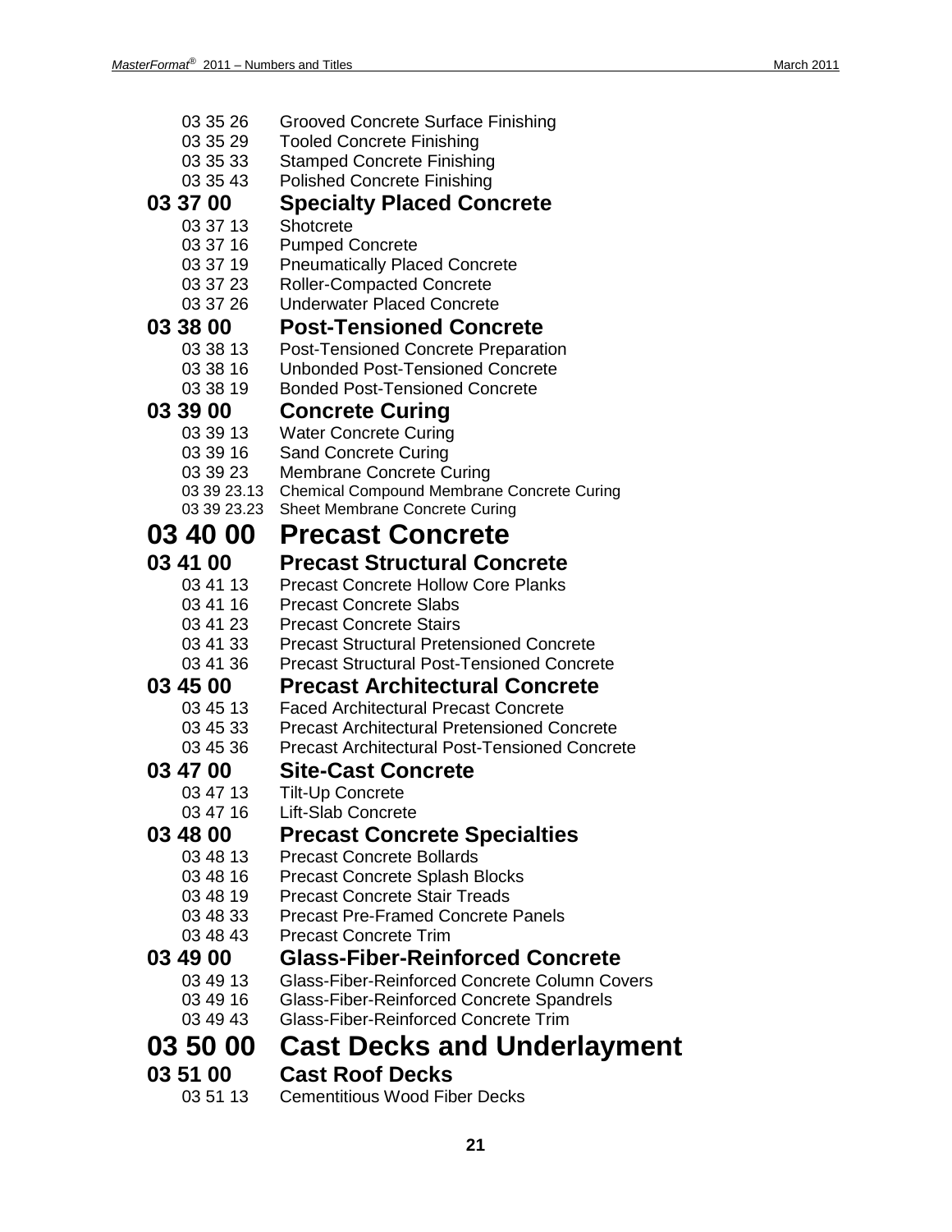03 35 26 Grooved Concrete Surface Finishing
03 35 29 Tooled Concrete Finishing
03 35 33 Stamped Concrete Finishing
03 35 43 Polished Concrete Finishing

### 03 37 00 Specialty Placed Concrete

03 37 13 Shotcrete
03 37 16 Pumped Concrete
03 37 19 Pneumatically Placed Concrete
03 37 23 Roller-Compacted Concrete
03 37 26 Underwater Placed Concrete

### 03 38 00 Post-Tensioned Concrete

03 38 13 Post-Tensioned Concrete Preparation
03 38 16 Unbonded Post-Tensioned Concrete
03 38 19 Bonded Post-Tensioned Concrete

### 03 39 00 Concrete Curing

03 39 13 Water Concrete Curing
03 39 16 Sand Concrete Curing
03 39 23 Membrane Concrete Curing
03 39 23.13 Chemical Compound Membrane Concrete Curing
03 39 23.23 Sheet Membrane Concrete Curing

## 03 40 00 Precast Concrete

### 03 41 00 Precast Structural Concrete

03 41 13 Precast Concrete Hollow Core Planks
03 41 16 Precast Concrete Slabs
03 41 23 Precast Concrete Stairs
03 41 33 Precast Structural Pretensioned Concrete
03 41 36 Precast Structural Post-Tensioned Concrete

### 03 45 00 Precast Architectural Concrete

03 45 13 Faced Architectural Precast Concrete
03 45 33 Precast Architectural Pretensioned Concrete
03 45 36 Precast Architectural Post-Tensioned Concrete

### 03 47 00 Site-Cast Concrete

03 47 13 Tilt-Up Concrete
03 47 16 Lift-Slab Concrete

### 03 48 00 Precast Concrete Specialties

03 48 13 Precast Concrete Bollards
03 48 16 Precast Concrete Splash Blocks
03 48 19 Precast Concrete Stair Treads
03 48 33 Precast Pre-Framed Concrete Panels
03 48 43 Precast Concrete Trim

### 03 49 00 Glass-Fiber-Reinforced Concrete

03 49 13 Glass-Fiber-Reinforced Concrete Column Covers
03 49 16 Glass-Fiber-Reinforced Concrete Spandrels
03 49 43 Glass-Fiber-Reinforced Concrete Trim

## 03 50 00 Cast Decks and Underlayment

### 03 51 00 Cast Roof Decks

03 51 13 Cementitious Wood Fiber Decks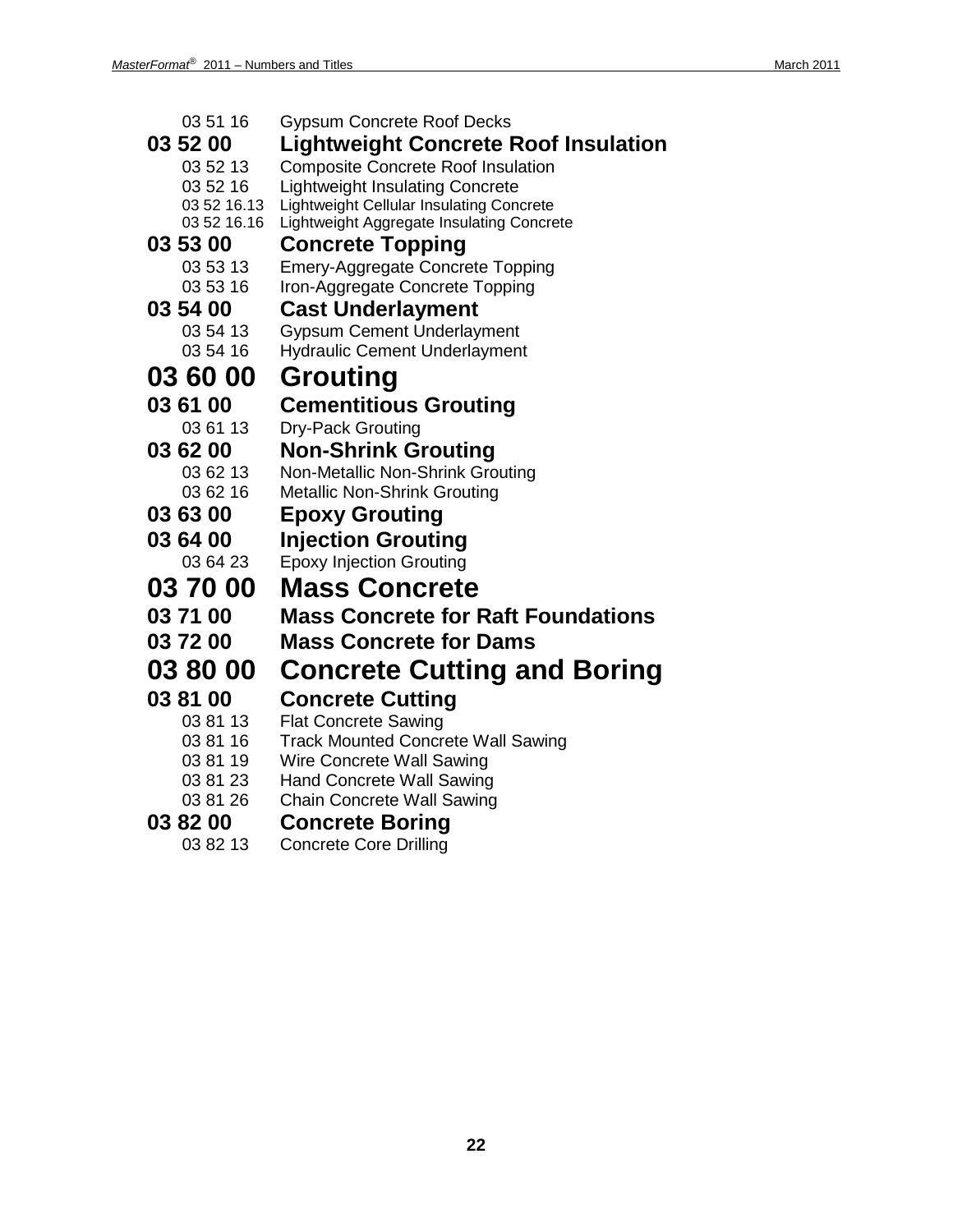03 51 16 Gypsum Concrete Roof Decks

## 03 52 00 Lightweight Concrete Roof Insulation

03 52 13 Composite Concrete Roof Insulation
03 52 16 Lightweight Insulating Concrete
03 52 16.13 Lightweight Cellular Insulating Concrete
03 52 16.16 Lightweight Aggregate Insulating Concrete

## 03 53 00 Concrete Topping

03 53 13 Emery-Aggregate Concrete Topping
03 53 16 Iron-Aggregate Concrete Topping

## 03 54 00 Cast Underlayment

03 54 13 Gypsum Cement Underlayment
03 54 16 Hydraulic Cement Underlayment

# 03 60 00 Grouting

## 03 61 00 Cementitious Grouting

03 61 13 Dry-Pack Grouting

## 03 62 00 Non-Shrink Grouting

03 62 13 Non-Metallic Non-Shrink Grouting
03 62 16 Metallic Non-Shrink Grouting

## 03 63 00 Epoxy Grouting

## 03 64 00 Injection Grouting

03 64 23 Epoxy Injection Grouting

# 03 70 00 Mass Concrete

## 03 71 00 Mass Concrete for Raft Foundations

## 03 72 00 Mass Concrete for Dams

# 03 80 00 Concrete Cutting and Boring

## 03 81 00 Concrete Cutting

03 81 13 Flat Concrete Sawing
03 81 16 Track Mounted Concrete Wall Sawing
03 81 19 Wire Concrete Wall Sawing
03 81 23 Hand Concrete Wall Sawing
03 81 26 Chain Concrete Wall Sawing

## 03 82 00 Concrete Boring

03 82 13 Concrete Core Drilling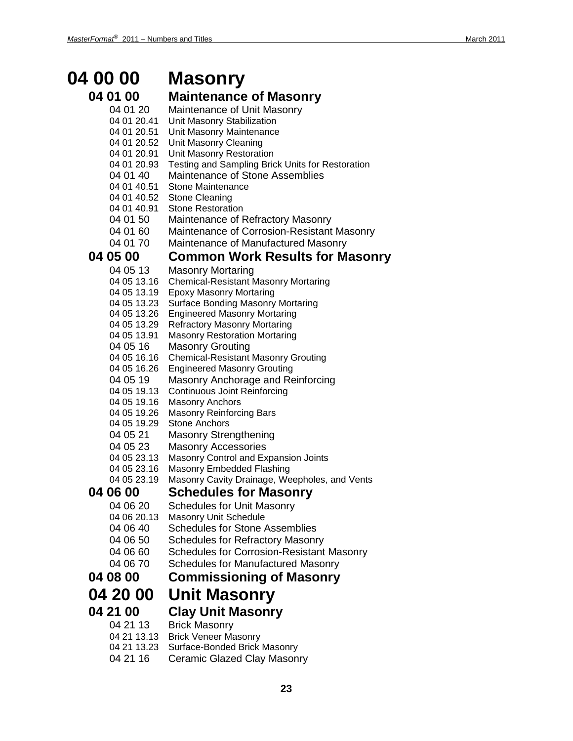# 04 00 00 Masonry

## 04 01 00 Maintenance of Masonry

04 01 20 Maintenance of Unit Masonry
04 01 20.41 Unit Masonry Stabilization
04 01 20.51 Unit Masonry Maintenance
04 01 20.52 Unit Masonry Cleaning
04 01 20.91 Unit Masonry Restoration
04 01 20.93 Testing and Sampling Brick Units for Restoration
04 01 40 Maintenance of Stone Assemblies
04 01 40.51 Stone Maintenance
04 01 40.52 Stone Cleaning
04 01 40.91 Stone Restoration
04 01 50 Maintenance of Refractory Masonry
04 01 60 Maintenance of Corrosion-Resistant Masonry
04 01 70 Maintenance of Manufactured Masonry

## 04 05 00 Common Work Results for Masonry

04 05 13 Masonry Mortaring
04 05 13.16 Chemical-Resistant Masonry Mortaring
04 05 13.19 Epoxy Masonry Mortaring
04 05 13.23 Surface Bonding Masonry Mortaring
04 05 13.26 Engineered Masonry Mortaring
04 05 13.29 Refractory Masonry Mortaring
04 05 13.91 Masonry Restoration Mortaring
04 05 16 Masonry Grouting
04 05 16.16 Chemical-Resistant Masonry Grouting
04 05 16.26 Engineered Masonry Grouting
04 05 19 Masonry Anchorage and Reinforcing
04 05 19.13 Continuous Joint Reinforcing
04 05 19.16 Masonry Anchors
04 05 19.26 Masonry Reinforcing Bars
04 05 19.29 Stone Anchors
04 05 21 Masonry Strengthening
04 05 23 Masonry Accessories
04 05 23.13 Masonry Control and Expansion Joints
04 05 23.16 Masonry Embedded Flashing
04 05 23.19 Masonry Cavity Drainage, Weepholes, and Vents

## 04 06 00 Schedules for Masonry

04 06 20 Schedules for Unit Masonry
04 06 20.13 Masonry Unit Schedule
04 06 40 Schedules for Stone Assemblies
04 06 50 Schedules for Refractory Masonry
04 06 60 Schedules for Corrosion-Resistant Masonry
04 06 70 Schedules for Manufactured Masonry

## 04 08 00 Commissioning of Masonry

# 04 20 00 Unit Masonry

## 04 21 00 Clay Unit Masonry

04 21 13 Brick Masonry
04 21 13.13 Brick Veneer Masonry
04 21 13.23 Surface-Bonded Brick Masonry
04 21 16 Ceramic Glazed Clay Masonry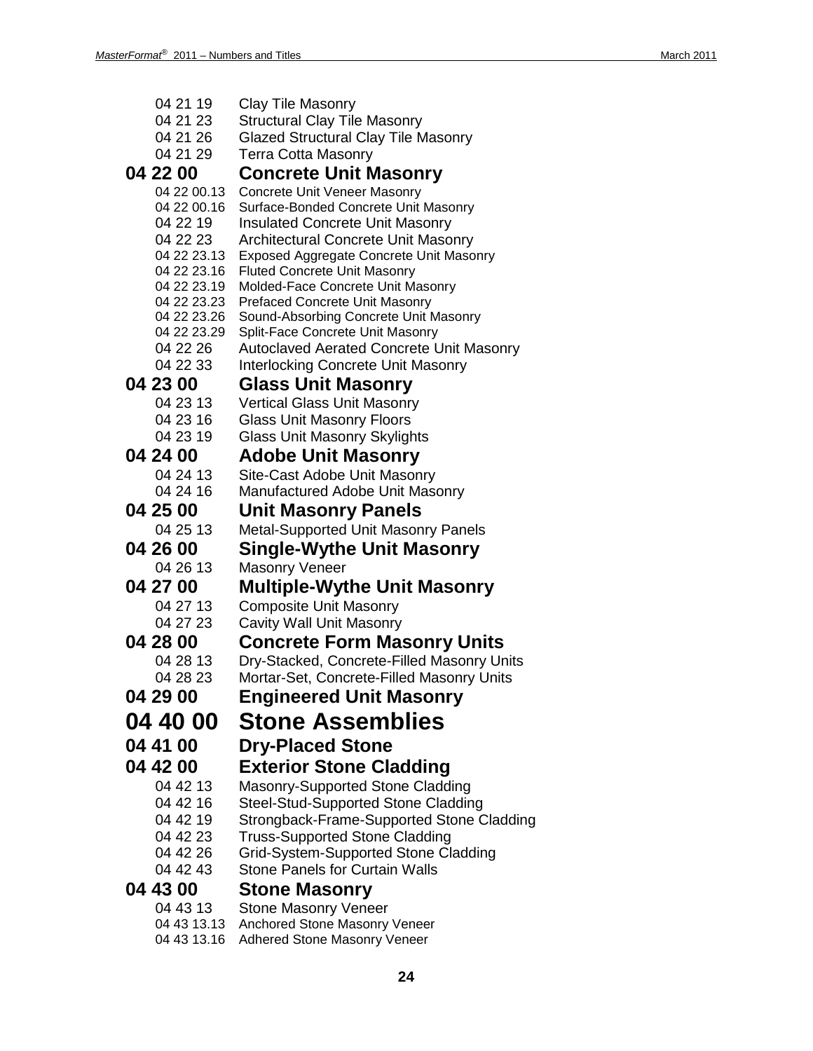04 21 19 Clay Tile Masonry
04 21 23 Structural Clay Tile Masonry
04 21 26 Glazed Structural Clay Tile Masonry
04 21 29 Terra Cotta Masonry

### 04 22 00 Concrete Unit Masonry

04 22 00.13 Concrete Unit Veneer Masonry
04 22 00.16 Surface-Bonded Concrete Unit Masonry
04 22 19 Insulated Concrete Unit Masonry
04 22 23 Architectural Concrete Unit Masonry
04 22 23.13 Exposed Aggregate Concrete Unit Masonry
04 22 23.16 Fluted Concrete Unit Masonry
04 22 23.19 Molded-Face Concrete Unit Masonry
04 22 23.23 Prefaced Concrete Unit Masonry
04 22 23.26 Sound-Absorbing Concrete Unit Masonry
04 22 23.29 Split-Face Concrete Unit Masonry
04 22 26 Autoclaved Aerated Concrete Unit Masonry
04 22 33 Interlocking Concrete Unit Masonry

### 04 23 00 Glass Unit Masonry

04 23 13 Vertical Glass Unit Masonry
04 23 16 Glass Unit Masonry Floors
04 23 19 Glass Unit Masonry Skylights

### 04 24 00 Adobe Unit Masonry

04 24 13 Site-Cast Adobe Unit Masonry
04 24 16 Manufactured Adobe Unit Masonry

### 04 25 00 Unit Masonry Panels

04 25 13 Metal-Supported Unit Masonry Panels

### 04 26 00 Single-Wythe Unit Masonry

04 26 13 Masonry Veneer

### 04 27 00 Multiple-Wythe Unit Masonry

04 27 13 Composite Unit Masonry
04 27 23 Cavity Wall Unit Masonry

### 04 28 00 Concrete Form Masonry Units

04 28 13 Dry-Stacked, Concrete-Filled Masonry Units
04 28 23 Mortar-Set, Concrete-Filled Masonry Units

### 04 29 00 Engineered Unit Masonry

## 04 40 00 Stone Assemblies

### 04 41 00 Dry-Placed Stone

### 04 42 00 Exterior Stone Cladding

04 42 13 Masonry-Supported Stone Cladding
04 42 16 Steel-Stud-Supported Stone Cladding
04 42 19 Strongback-Frame-Supported Stone Cladding
04 42 23 Truss-Supported Stone Cladding
04 42 26 Grid-System-Supported Stone Cladding
04 42 43 Stone Panels for Curtain Walls

### 04 43 00 Stone Masonry

04 43 13 Stone Masonry Veneer
04 43 13.13 Anchored Stone Masonry Veneer
04 43 13.16 Adhered Stone Masonry Veneer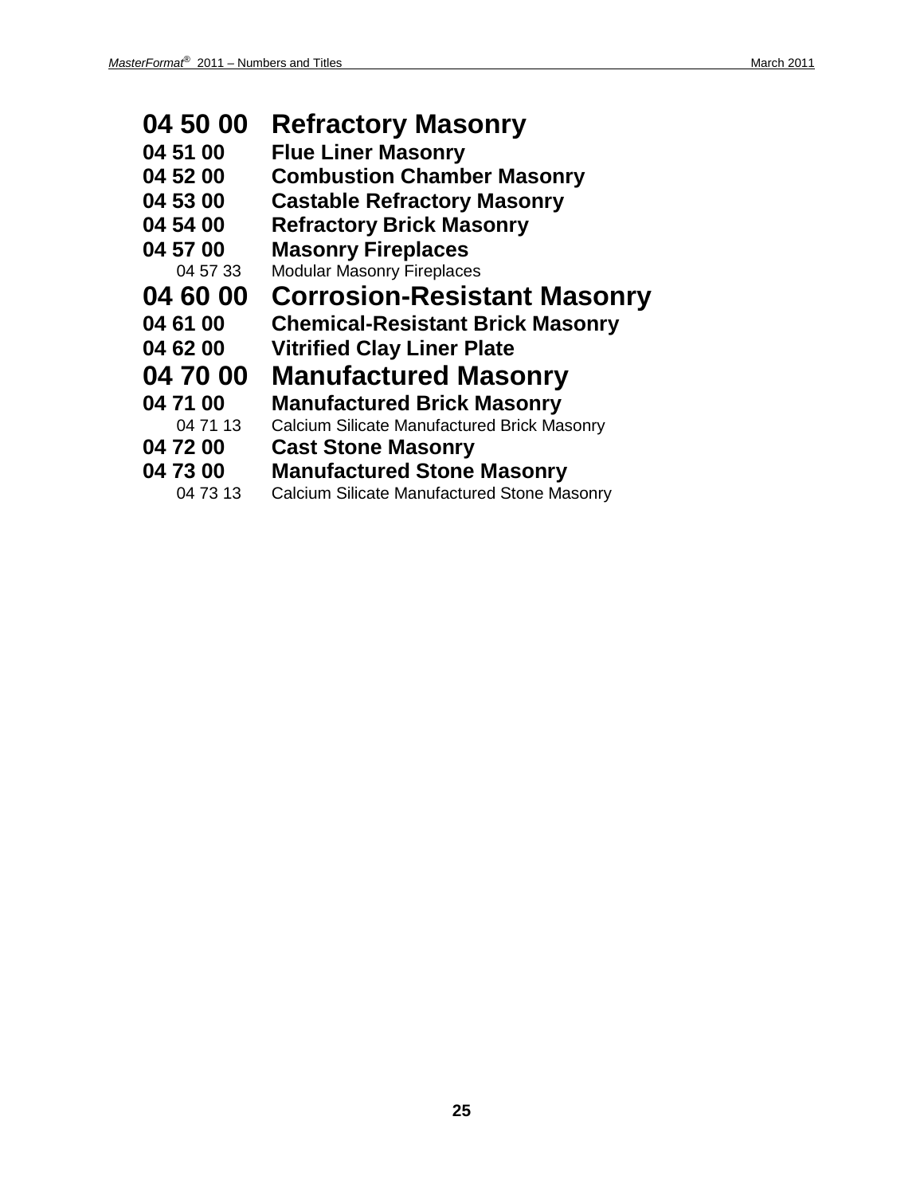## 04 50 00 Refractory Masonry

### 04 51 00 Flue Liner Masonry

### 04 52 00 Combustion Chamber Masonry

### 04 53 00 Castable Refractory Masonry

### 04 54 00 Refractory Brick Masonry

### 04 57 00 Masonry Fireplaces

04 57 33 Modular Masonry Fireplaces

## 04 60 00 Corrosion-Resistant Masonry

### 04 61 00 Chemical-Resistant Brick Masonry

### 04 62 00 Vitrified Clay Liner Plate

## 04 70 00 Manufactured Masonry

### 04 71 00 Manufactured Brick Masonry

04 71 13 Calcium Silicate Manufactured Brick Masonry

### 04 72 00 Cast Stone Masonry

### 04 73 00 Manufactured Stone Masonry

04 73 13 Calcium Silicate Manufactured Stone Masonry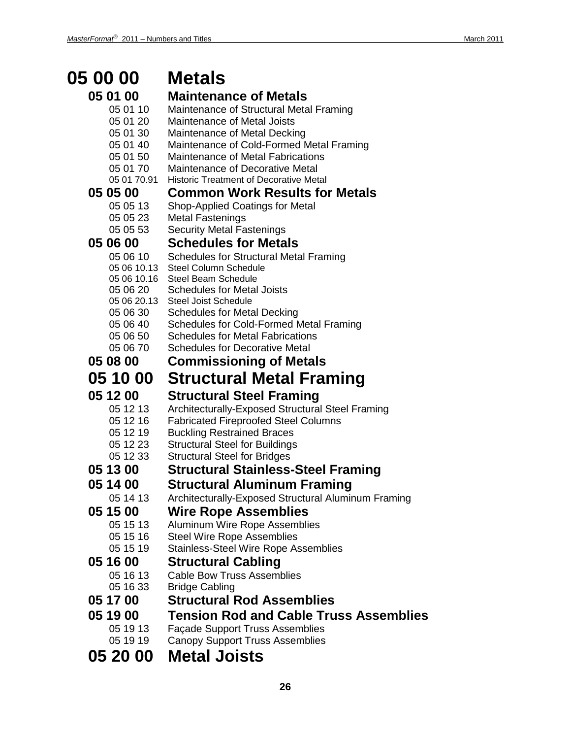# 05 00 00 Metals

## 05 01 00 Maintenance of Metals

- 05 01 10 Maintenance of Structural Metal Framing
- 05 01 20 Maintenance of Metal Joists
- 05 01 30 Maintenance of Metal Decking
- 05 01 40 Maintenance of Cold-Formed Metal Framing
- 05 01 50 Maintenance of Metal Fabrications
- 05 01 70 Maintenance of Decorative Metal
- 05 01 70.91 Historic Treatment of Decorative Metal

## 05 05 00 Common Work Results for Metals

- 05 05 13 Shop-Applied Coatings for Metal
- 05 05 23 Metal Fastenings
- 05 05 53 Security Metal Fastenings

## 05 06 00 Schedules for Metals

- 05 06 10 Schedules for Structural Metal Framing
- 05 06 10.13 Steel Column Schedule
- 05 06 10.16 Steel Beam Schedule
- 05 06 20 Schedules for Metal Joists
- 05 06 20.13 Steel Joist Schedule
- 05 06 30 Schedules for Metal Decking
- 05 06 40 Schedules for Cold-Formed Metal Framing
- 05 06 50 Schedules for Metal Fabrications
- 05 06 70 Schedules for Decorative Metal

## 05 08 00 Commissioning of Metals

# 05 10 00 Structural Metal Framing

## 05 12 00 Structural Steel Framing

- 05 12 13 Architecturally-Exposed Structural Steel Framing
- 05 12 16 Fabricated Fireproofed Steel Columns
- 05 12 19 Buckling Restrained Braces
- 05 12 23 Structural Steel for Buildings
- 05 12 33 Structural Steel for Bridges

## 05 13 00 Structural Stainless-Steel Framing

## 05 14 00 Structural Aluminum Framing

- 05 14 13 Architecturally-Exposed Structural Aluminum Framing

## 05 15 00 Wire Rope Assemblies

- 05 15 13 Aluminum Wire Rope Assemblies
- 05 15 16 Steel Wire Rope Assemblies
- 05 15 19 Stainless-Steel Wire Rope Assemblies

## 05 16 00 Structural Cabling

- 05 16 13 Cable Bow Truss Assemblies
- 05 16 33 Bridge Cabling

## 05 17 00 Structural Rod Assemblies

## 05 19 00 Tension Rod and Cable Truss Assemblies

- 05 19 13 Façade Support Truss Assemblies
- 05 19 19 Canopy Support Truss Assemblies

# 05 20 00 Metal Joists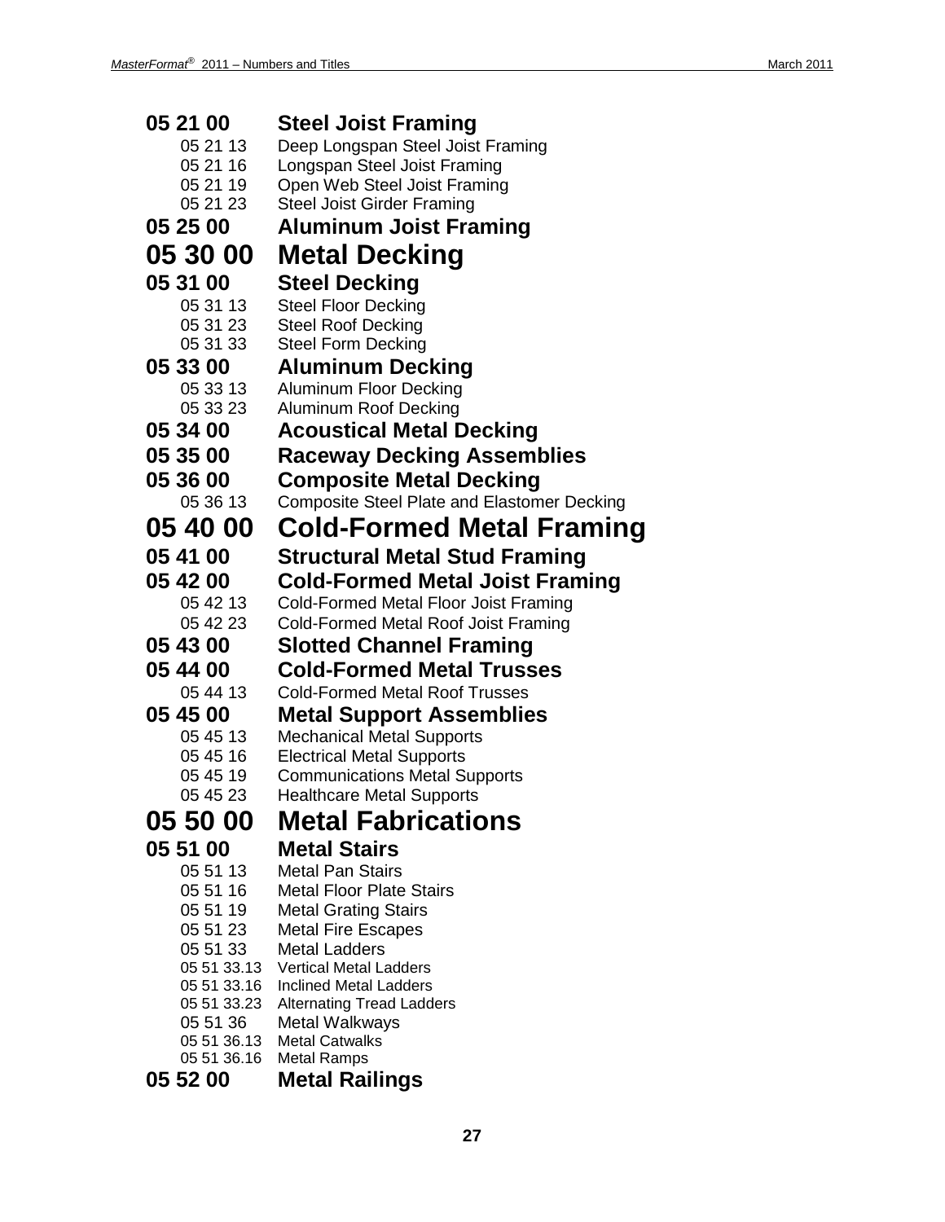### 05 21 00 Steel Joist Framing

- 05 21 13 Deep Longspan Steel Joist Framing
- 05 21 16 Longspan Steel Joist Framing
- 05 21 19 Open Web Steel Joist Framing
- 05 21 23 Steel Joist Girder Framing

### 05 25 00 Aluminum Joist Framing

## 05 30 00 Metal Decking

### 05 31 00 Steel Decking

- 05 31 13 Steel Floor Decking
- 05 31 23 Steel Roof Decking
- 05 31 33 Steel Form Decking

### 05 33 00 Aluminum Decking

- 05 33 13 Aluminum Floor Decking
- 05 33 23 Aluminum Roof Decking

### 05 34 00 Acoustical Metal Decking

### 05 35 00 Raceway Decking Assemblies

### 05 36 00 Composite Metal Decking

- 05 36 13 Composite Steel Plate and Elastomer Decking

## 05 40 00 Cold-Formed Metal Framing

### 05 41 00 Structural Metal Stud Framing

### 05 42 00 Cold-Formed Metal Joist Framing

- 05 42 13 Cold-Formed Metal Floor Joist Framing
- 05 42 23 Cold-Formed Metal Roof Joist Framing

### 05 43 00 Slotted Channel Framing

### 05 44 00 Cold-Formed Metal Trusses

- 05 44 13 Cold-Formed Metal Roof Trusses

### 05 45 00 Metal Support Assemblies

- 05 45 13 Mechanical Metal Supports
- 05 45 16 Electrical Metal Supports
- 05 45 19 Communications Metal Supports
- 05 45 23 Healthcare Metal Supports

## 05 50 00 Metal Fabrications

### 05 51 00 Metal Stairs

- 05 51 13 Metal Pan Stairs
- 05 51 16 Metal Floor Plate Stairs
- 05 51 19 Metal Grating Stairs
- 05 51 23 Metal Fire Escapes
- 05 51 33 Metal Ladders
  - 05 51 33.13 Vertical Metal Ladders
  - 05 51 33.16 Inclined Metal Ladders
  - 05 51 33.23 Alternating Tread Ladders
- 05 51 36 Metal Walkways
  - 05 51 36.13 Metal Catwalks
  - 05 51 36.16 Metal Ramps

### 05 52 00 Metal Railings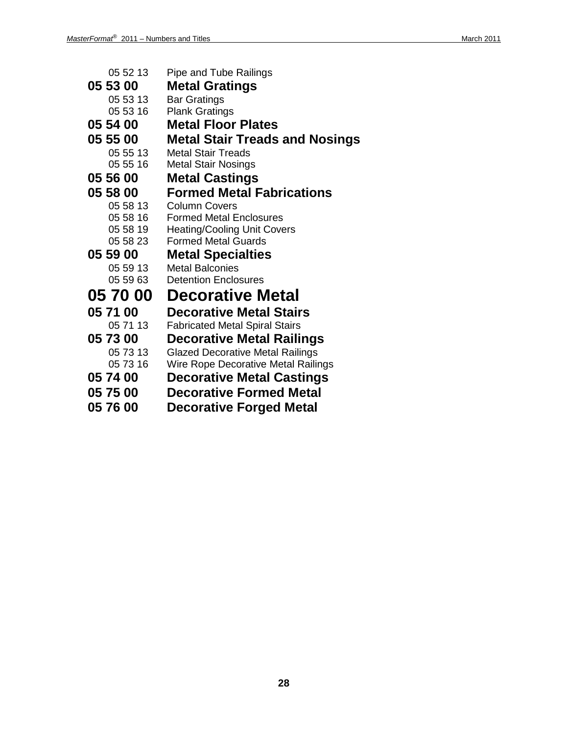05 52 13 Pipe and Tube Railings

### 05 53 00 Metal Gratings

05 53 13 Bar Gratings
05 53 16 Plank Gratings

### 05 54 00 Metal Floor Plates

### 05 55 00 Metal Stair Treads and Nosings

05 55 13 Metal Stair Treads
05 55 16 Metal Stair Nosings

### 05 56 00 Metal Castings

### 05 58 00 Formed Metal Fabrications

05 58 13 Column Covers
05 58 16 Formed Metal Enclosures
05 58 19 Heating/Cooling Unit Covers
05 58 23 Formed Metal Guards

### 05 59 00 Metal Specialties

05 59 13 Metal Balconies
05 59 63 Detention Enclosures

## 05 70 00 Decorative Metal

### 05 71 00 Decorative Metal Stairs

05 71 13 Fabricated Metal Spiral Stairs

### 05 73 00 Decorative Metal Railings

05 73 13 Glazed Decorative Metal Railings
05 73 16 Wire Rope Decorative Metal Railings

### 05 74 00 Decorative Metal Castings

### 05 75 00 Decorative Formed Metal

### 05 76 00 Decorative Forged Metal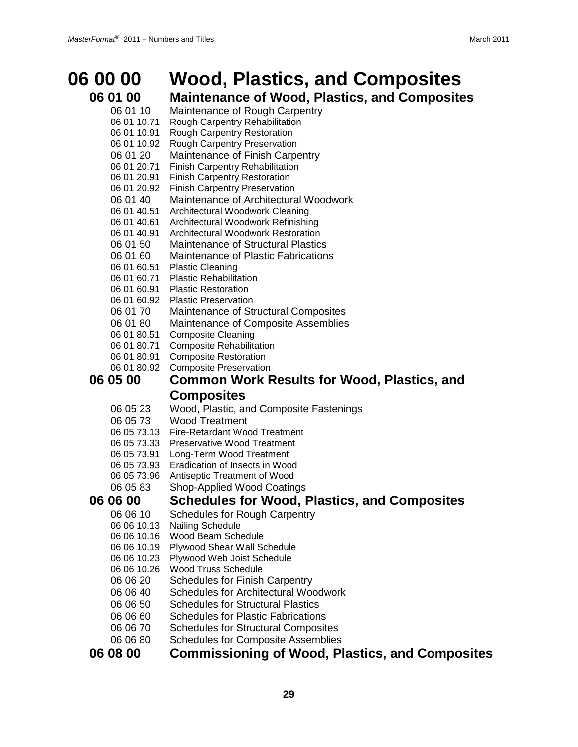# 06 00 00 Wood, Plastics, and Composites

## 06 01 00 Maintenance of Wood, Plastics, and Composites

- 06 01 10 Maintenance of Rough Carpentry
- 06 01 10.71 Rough Carpentry Rehabilitation
- 06 01 10.91 Rough Carpentry Restoration
- 06 01 10.92 Rough Carpentry Preservation
- 06 01 20 Maintenance of Finish Carpentry
- 06 01 20.71 Finish Carpentry Rehabilitation
- 06 01 20.91 Finish Carpentry Restoration
- 06 01 20.92 Finish Carpentry Preservation
- 06 01 40 Maintenance of Architectural Woodwork
- 06 01 40.51 Architectural Woodwork Cleaning
- 06 01 40.61 Architectural Woodwork Refinishing
- 06 01 40.91 Architectural Woodwork Restoration
- 06 01 50 Maintenance of Structural Plastics
- 06 01 60 Maintenance of Plastic Fabrications
- 06 01 60.51 Plastic Cleaning
- 06 01 60.71 Plastic Rehabilitation
- 06 01 60.91 Plastic Restoration
- 06 01 60.92 Plastic Preservation
- 06 01 70 Maintenance of Structural Composites
- 06 01 80 Maintenance of Composite Assemblies
- 06 01 80.51 Composite Cleaning
- 06 01 80.71 Composite Rehabilitation
- 06 01 80.91 Composite Restoration
- 06 01 80.92 Composite Preservation

## 06 05 00 Common Work Results for Wood, Plastics, and Composites

- 06 05 23 Wood, Plastic, and Composite Fastenings
- 06 05 73 Wood Treatment
- 06 05 73.13 Fire-Retardant Wood Treatment
- 06 05 73.33 Preservative Wood Treatment
- 06 05 73.91 Long-Term Wood Treatment
- 06 05 73.93 Eradication of Insects in Wood
- 06 05 73.96 Antiseptic Treatment of Wood
- 06 05 83 Shop-Applied Wood Coatings

## 06 06 00 Schedules for Wood, Plastics, and Composites

- 06 06 10 Schedules for Rough Carpentry
- 06 06 10.13 Nailing Schedule
- 06 06 10.16 Wood Beam Schedule
- 06 06 10.19 Plywood Shear Wall Schedule
- 06 06 10.23 Plywood Web Joist Schedule
- 06 06 10.26 Wood Truss Schedule
- 06 06 20 Schedules for Finish Carpentry
- 06 06 40 Schedules for Architectural Woodwork
- 06 06 50 Schedules for Structural Plastics
- 06 06 60 Schedules for Plastic Fabrications
- 06 06 70 Schedules for Structural Composites
- 06 06 80 Schedules for Composite Assemblies

## 06 08 00 Commissioning of Wood, Plastics, and Composites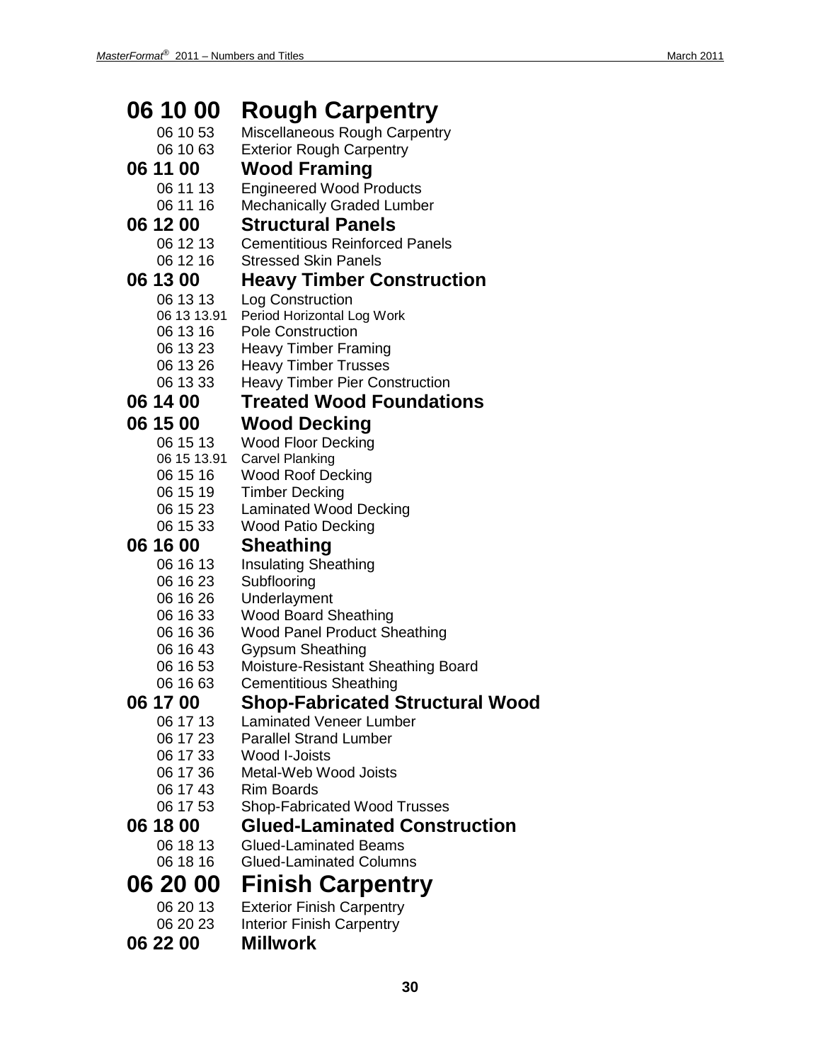## 06 10 00 Rough Carpentry

06 10 53 Miscellaneous Rough Carpentry
06 10 63 Exterior Rough Carpentry

### 06 11 00 Wood Framing

06 11 13 Engineered Wood Products
06 11 16 Mechanically Graded Lumber

### 06 12 00 Structural Panels

06 12 13 Cementitious Reinforced Panels
06 12 16 Stressed Skin Panels

### 06 13 00 Heavy Timber Construction

06 13 13 Log Construction
06 13 13.91 Period Horizontal Log Work
06 13 16 Pole Construction
06 13 23 Heavy Timber Framing
06 13 26 Heavy Timber Trusses
06 13 33 Heavy Timber Pier Construction

### 06 14 00 Treated Wood Foundations

### 06 15 00 Wood Decking

06 15 13 Wood Floor Decking
06 15 13.91 Carvel Planking
06 15 16 Wood Roof Decking
06 15 19 Timber Decking
06 15 23 Laminated Wood Decking
06 15 33 Wood Patio Decking

### 06 16 00 Sheathing

06 16 13 Insulating Sheathing
06 16 23 Subflooring
06 16 26 Underlayment
06 16 33 Wood Board Sheathing
06 16 36 Wood Panel Product Sheathing
06 16 43 Gypsum Sheathing
06 16 53 Moisture-Resistant Sheathing Board
06 16 63 Cementitious Sheathing

### 06 17 00 Shop-Fabricated Structural Wood

06 17 13 Laminated Veneer Lumber
06 17 23 Parallel Strand Lumber
06 17 33 Wood I-Joists
06 17 36 Metal-Web Wood Joists
06 17 43 Rim Boards
06 17 53 Shop-Fabricated Wood Trusses

### 06 18 00 Glued-Laminated Construction

06 18 13 Glued-Laminated Beams
06 18 16 Glued-Laminated Columns

## 06 20 00 Finish Carpentry

06 20 13 Exterior Finish Carpentry
06 20 23 Interior Finish Carpentry

### 06 22 00 Millwork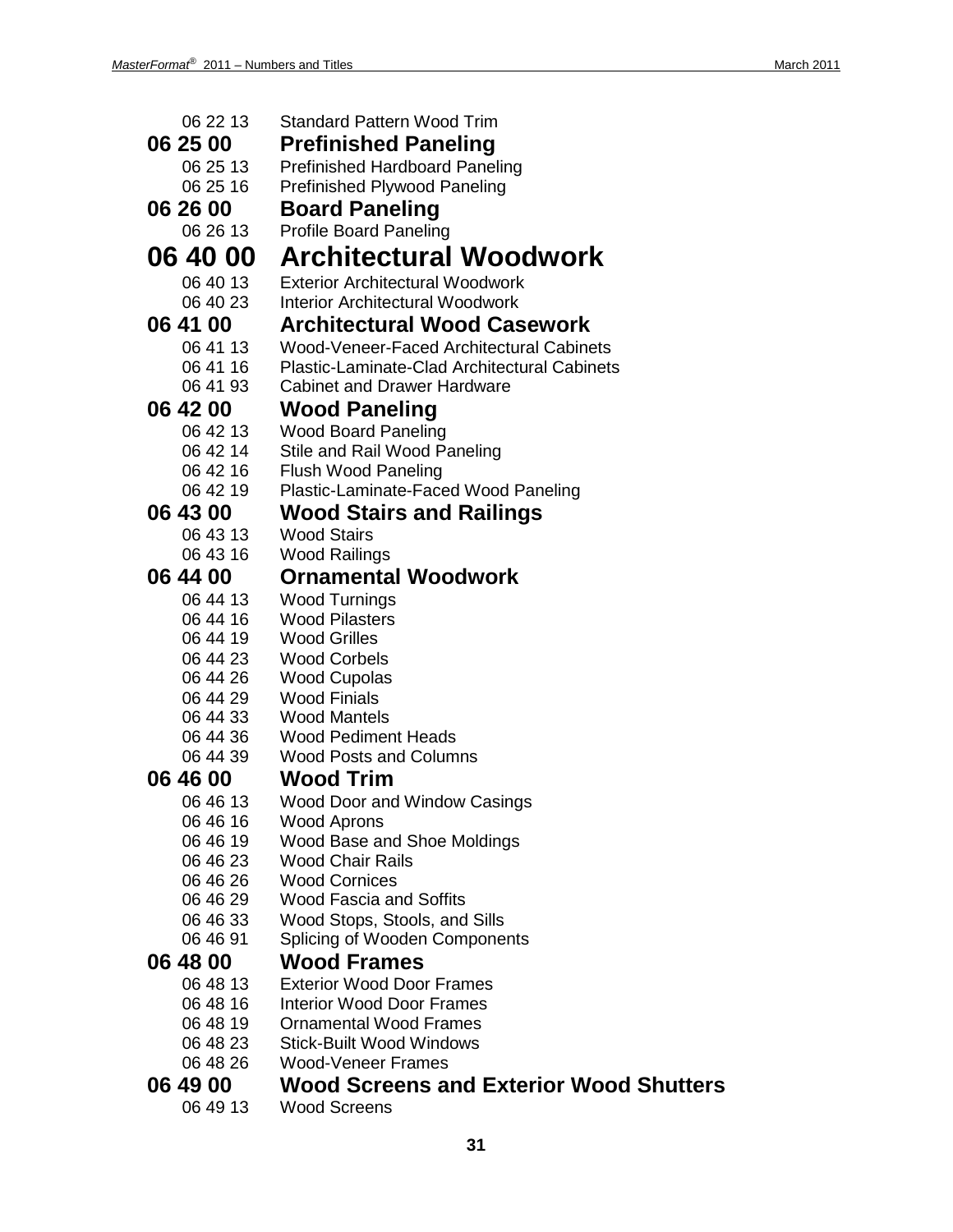06 22 13 Standard Pattern Wood Trim

### 06 25 00 Prefinished Paneling

06 25 13 Prefinished Hardboard Paneling
06 25 16 Prefinished Plywood Paneling

### 06 26 00 Board Paneling

06 26 13 Profile Board Paneling

## 06 40 00 Architectural Woodwork

06 40 13 Exterior Architectural Woodwork
06 40 23 Interior Architectural Woodwork

### 06 41 00 Architectural Wood Casework

06 41 13 Wood-Veneer-Faced Architectural Cabinets
06 41 16 Plastic-Laminate-Clad Architectural Cabinets
06 41 93 Cabinet and Drawer Hardware

### 06 42 00 Wood Paneling

06 42 13 Wood Board Paneling
06 42 14 Stile and Rail Wood Paneling
06 42 16 Flush Wood Paneling
06 42 19 Plastic-Laminate-Faced Wood Paneling

### 06 43 00 Wood Stairs and Railings

06 43 13 Wood Stairs
06 43 16 Wood Railings

### 06 44 00 Ornamental Woodwork

06 44 13 Wood Turnings
06 44 16 Wood Pilasters
06 44 19 Wood Grilles
06 44 23 Wood Corbels
06 44 26 Wood Cupolas
06 44 29 Wood Finials
06 44 33 Wood Mantels
06 44 36 Wood Pediment Heads
06 44 39 Wood Posts and Columns

### 06 46 00 Wood Trim

06 46 13 Wood Door and Window Casings
06 46 16 Wood Aprons
06 46 19 Wood Base and Shoe Moldings
06 46 23 Wood Chair Rails
06 46 26 Wood Cornices
06 46 29 Wood Fascia and Soffits
06 46 33 Wood Stops, Stools, and Sills
06 46 91 Splicing of Wooden Components

### 06 48 00 Wood Frames

06 48 13 Exterior Wood Door Frames
06 48 16 Interior Wood Door Frames
06 48 19 Ornamental Wood Frames
06 48 23 Stick-Built Wood Windows
06 48 26 Wood-Veneer Frames

### 06 49 00 Wood Screens and Exterior Wood Shutters

06 49 13 Wood Screens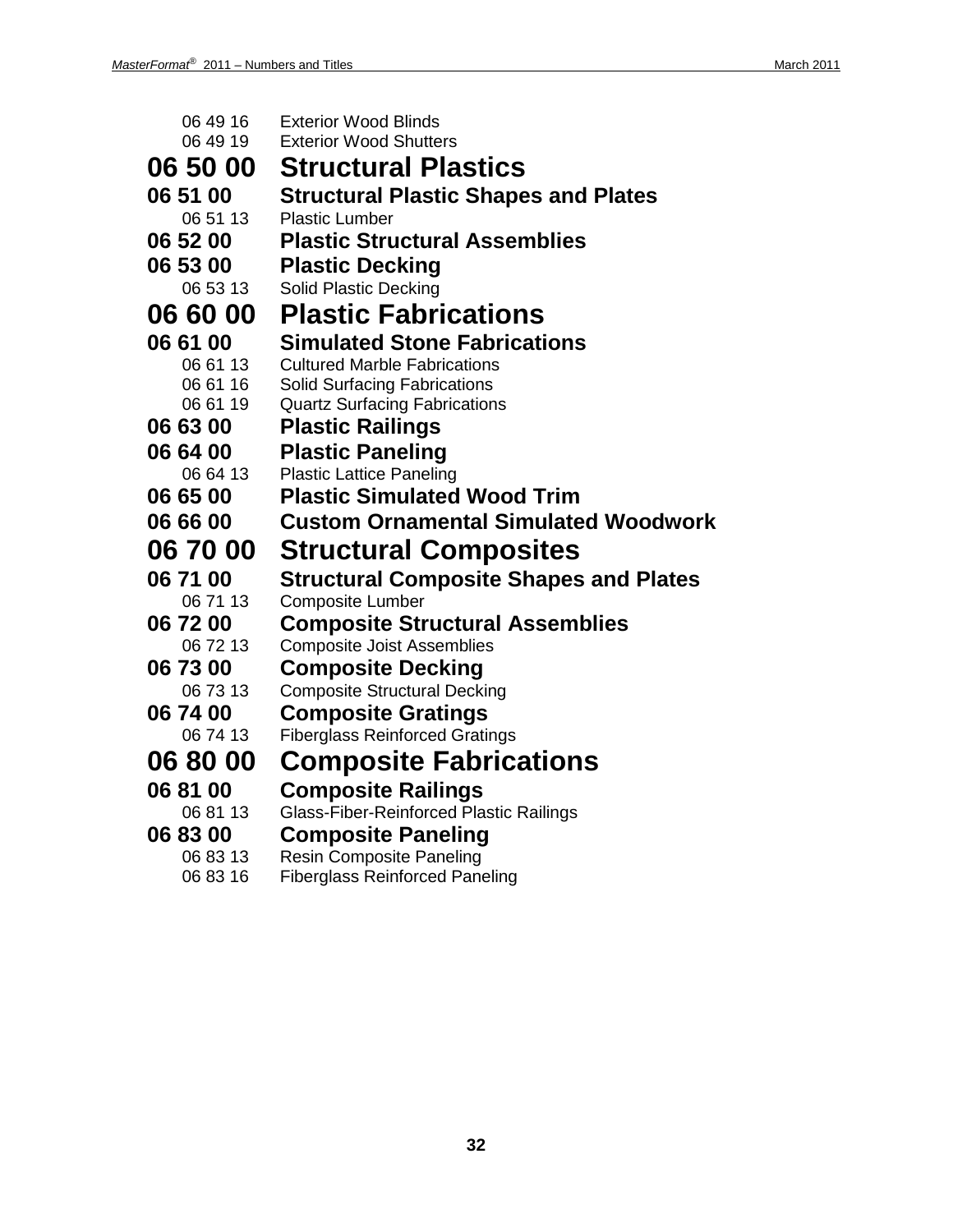06 49 16 Exterior Wood Blinds
06 49 19 Exterior Wood Shutters

# 06 50 00 Structural Plastics

## 06 51 00 Structural Plastic Shapes and Plates

06 51 13 Plastic Lumber

## 06 52 00 Plastic Structural Assemblies

## 06 53 00 Plastic Decking

06 53 13 Solid Plastic Decking

# 06 60 00 Plastic Fabrications

## 06 61 00 Simulated Stone Fabrications

06 61 13 Cultured Marble Fabrications
06 61 16 Solid Surfacing Fabrications
06 61 19 Quartz Surfacing Fabrications

## 06 63 00 Plastic Railings

## 06 64 00 Plastic Paneling

06 64 13 Plastic Lattice Paneling

## 06 65 00 Plastic Simulated Wood Trim

## 06 66 00 Custom Ornamental Simulated Woodwork

# 06 70 00 Structural Composites

## 06 71 00 Structural Composite Shapes and Plates

06 71 13 Composite Lumber

## 06 72 00 Composite Structural Assemblies

06 72 13 Composite Joist Assemblies

## 06 73 00 Composite Decking

06 73 13 Composite Structural Decking

## 06 74 00 Composite Gratings

06 74 13 Fiberglass Reinforced Gratings

# 06 80 00 Composite Fabrications

## 06 81 00 Composite Railings

06 81 13 Glass-Fiber-Reinforced Plastic Railings

## 06 83 00 Composite Paneling

06 83 13 Resin Composite Paneling
06 83 16 Fiberglass Reinforced Paneling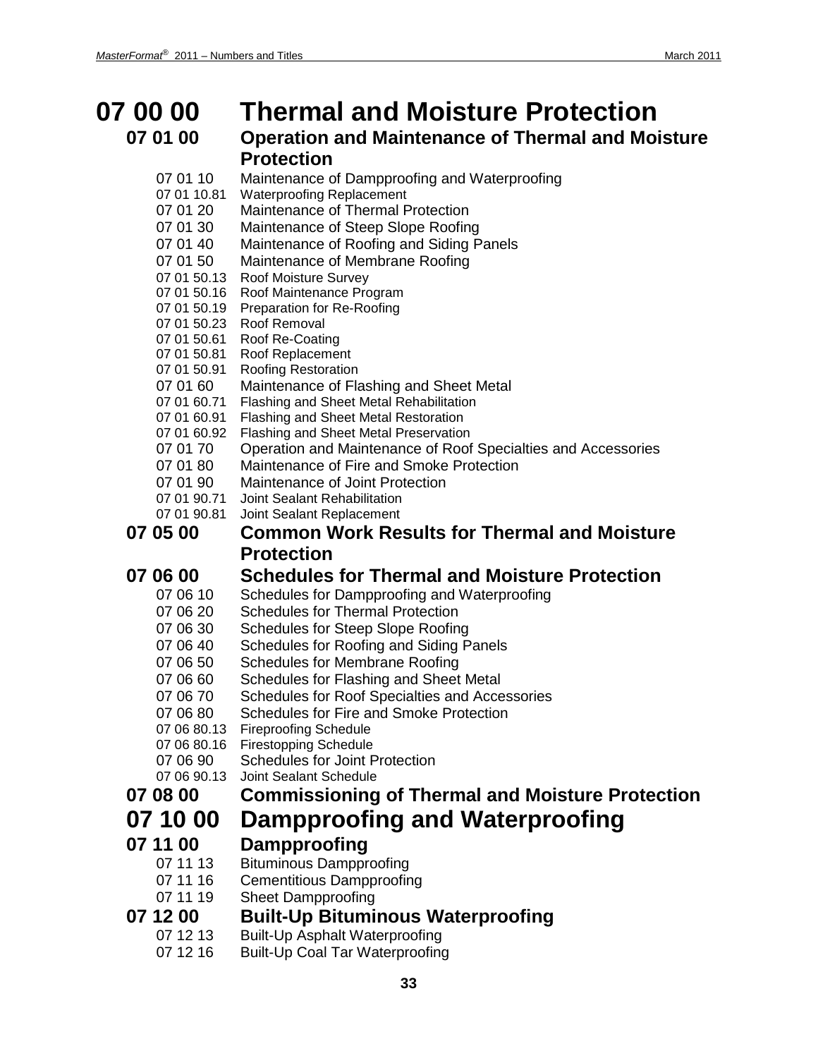# 07 00 00 Thermal and Moisture Protection

## 07 01 00 Operation and Maintenance of Thermal and Moisture Protection

07 01 10 Maintenance of Dampproofing and Waterproofing
07 01 10.81 Waterproofing Replacement
07 01 20 Maintenance of Thermal Protection
07 01 30 Maintenance of Steep Slope Roofing
07 01 40 Maintenance of Roofing and Siding Panels
07 01 50 Maintenance of Membrane Roofing
07 01 50.13 Roof Moisture Survey
07 01 50.16 Roof Maintenance Program
07 01 50.19 Preparation for Re-Roofing
07 01 50.23 Roof Removal
07 01 50.61 Roof Re-Coating
07 01 50.81 Roof Replacement
07 01 50.91 Roofing Restoration
07 01 60 Maintenance of Flashing and Sheet Metal
07 01 60.71 Flashing and Sheet Metal Rehabilitation
07 01 60.91 Flashing and Sheet Metal Restoration
07 01 60.92 Flashing and Sheet Metal Preservation
07 01 70 Operation and Maintenance of Roof Specialties and Accessories
07 01 80 Maintenance of Fire and Smoke Protection
07 01 90 Maintenance of Joint Protection
07 01 90.71 Joint Sealant Rehabilitation
07 01 90.81 Joint Sealant Replacement

## 07 05 00 Common Work Results for Thermal and Moisture Protection

## 07 06 00 Schedules for Thermal and Moisture Protection

07 06 10 Schedules for Dampproofing and Waterproofing
07 06 20 Schedules for Thermal Protection
07 06 30 Schedules for Steep Slope Roofing
07 06 40 Schedules for Roofing and Siding Panels
07 06 50 Schedules for Membrane Roofing
07 06 60 Schedules for Flashing and Sheet Metal
07 06 70 Schedules for Roof Specialties and Accessories
07 06 80 Schedules for Fire and Smoke Protection
07 06 80.13 Fireproofing Schedule
07 06 80.16 Firestopping Schedule
07 06 90 Schedules for Joint Protection
07 06 90.13 Joint Sealant Schedule

## 07 08 00 Commissioning of Thermal and Moisture Protection

# 07 10 00 Dampproofing and Waterproofing

## 07 11 00 Dampproofing

07 11 13 Bituminous Dampproofing
07 11 16 Cementitious Dampproofing
07 11 19 Sheet Dampproofing

## 07 12 00 Built-Up Bituminous Waterproofing

07 12 13 Built-Up Asphalt Waterproofing
07 12 16 Built-Up Coal Tar Waterproofing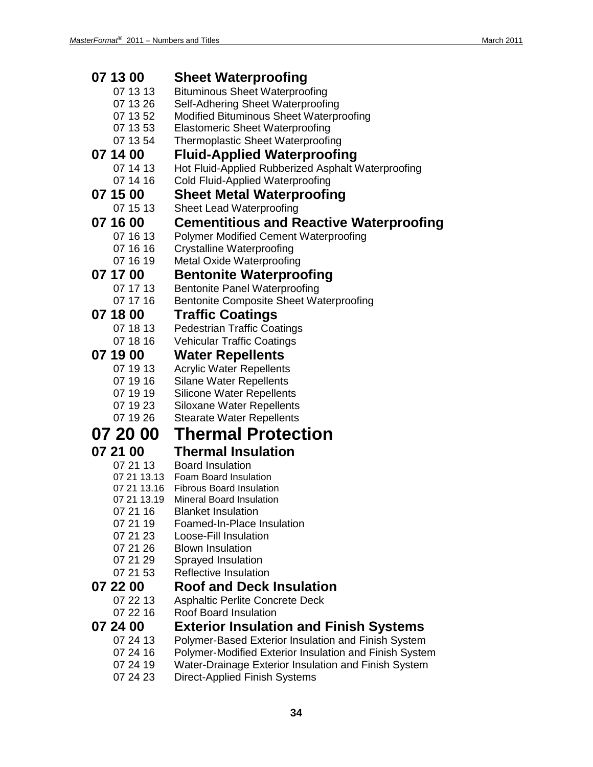## 07 13 00 Sheet Waterproofing

- 07 13 13 Bituminous Sheet Waterproofing
- 07 13 26 Self-Adhering Sheet Waterproofing
- 07 13 52 Modified Bituminous Sheet Waterproofing
- 07 13 53 Elastomeric Sheet Waterproofing
- 07 13 54 Thermoplastic Sheet Waterproofing

## 07 14 00 Fluid-Applied Waterproofing

- 07 14 13 Hot Fluid-Applied Rubberized Asphalt Waterproofing
- 07 14 16 Cold Fluid-Applied Waterproofing

## 07 15 00 Sheet Metal Waterproofing

- 07 15 13 Sheet Lead Waterproofing

## 07 16 00 Cementitious and Reactive Waterproofing

- 07 16 13 Polymer Modified Cement Waterproofing
- 07 16 16 Crystalline Waterproofing
- 07 16 19 Metal Oxide Waterproofing

## 07 17 00 Bentonite Waterproofing

- 07 17 13 Bentonite Panel Waterproofing
- 07 17 16 Bentonite Composite Sheet Waterproofing

## 07 18 00 Traffic Coatings

- 07 18 13 Pedestrian Traffic Coatings
- 07 18 16 Vehicular Traffic Coatings

## 07 19 00 Water Repellents

- 07 19 13 Acrylic Water Repellents
- 07 19 16 Silane Water Repellents
- 07 19 19 Silicone Water Repellents
- 07 19 23 Siloxane Water Repellents
- 07 19 26 Stearate Water Repellents

# 07 20 00 Thermal Protection

## 07 21 00 Thermal Insulation

- 07 21 13 Board Insulation
  - 07 21 13.13 Foam Board Insulation
  - 07 21 13.16 Fibrous Board Insulation
  - 07 21 13.19 Mineral Board Insulation
- 07 21 16 Blanket Insulation
- 07 21 19 Foamed-In-Place Insulation
- 07 21 23 Loose-Fill Insulation
- 07 21 26 Blown Insulation
- 07 21 29 Sprayed Insulation
- 07 21 53 Reflective Insulation

## 07 22 00 Roof and Deck Insulation

- 07 22 13 Asphaltic Perlite Concrete Deck
- 07 22 16 Roof Board Insulation

## 07 24 00 Exterior Insulation and Finish Systems

- 07 24 13 Polymer-Based Exterior Insulation and Finish System
- 07 24 16 Polymer-Modified Exterior Insulation and Finish System
- 07 24 19 Water-Drainage Exterior Insulation and Finish System
- 07 24 23 Direct-Applied Finish Systems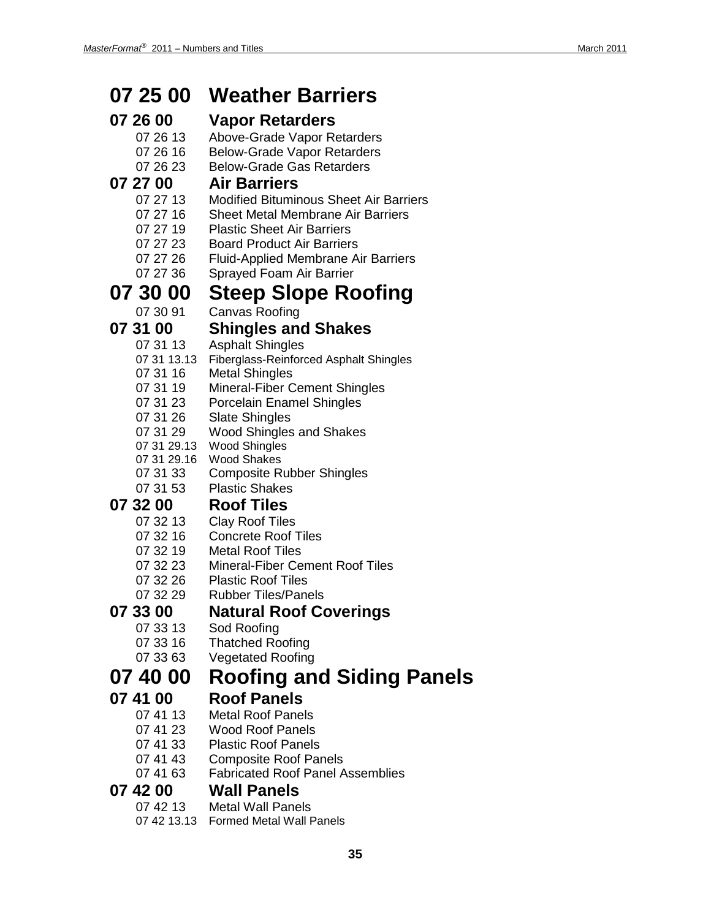# 07 25 00 Weather Barriers

## 07 26 00 Vapor Retarders

- 07 26 13 Above-Grade Vapor Retarders
- 07 26 16 Below-Grade Vapor Retarders
- 07 26 23 Below-Grade Gas Retarders

## 07 27 00 Air Barriers

- 07 27 13 Modified Bituminous Sheet Air Barriers
- 07 27 16 Sheet Metal Membrane Air Barriers
- 07 27 19 Plastic Sheet Air Barriers
- 07 27 23 Board Product Air Barriers
- 07 27 26 Fluid-Applied Membrane Air Barriers
- 07 27 36 Sprayed Foam Air Barrier

# 07 30 00 Steep Slope Roofing

- 07 30 91 Canvas Roofing

## 07 31 00 Shingles and Shakes

- 07 31 13 Asphalt Shingles
- 07 31 13.13 Fiberglass-Reinforced Asphalt Shingles
- 07 31 16 Metal Shingles
- 07 31 19 Mineral-Fiber Cement Shingles
- 07 31 23 Porcelain Enamel Shingles
- 07 31 26 Slate Shingles
- 07 31 29 Wood Shingles and Shakes
- 07 31 29.13 Wood Shingles
- 07 31 29.16 Wood Shakes
- 07 31 33 Composite Rubber Shingles
- 07 31 53 Plastic Shakes

## 07 32 00 Roof Tiles

- 07 32 13 Clay Roof Tiles
- 07 32 16 Concrete Roof Tiles
- 07 32 19 Metal Roof Tiles
- 07 32 23 Mineral-Fiber Cement Roof Tiles
- 07 32 26 Plastic Roof Tiles
- 07 32 29 Rubber Tiles/Panels

## 07 33 00 Natural Roof Coverings

- 07 33 13 Sod Roofing
- 07 33 16 Thatched Roofing
- 07 33 63 Vegetated Roofing

# 07 40 00 Roofing and Siding Panels

## 07 41 00 Roof Panels

- 07 41 13 Metal Roof Panels
- 07 41 23 Wood Roof Panels
- 07 41 33 Plastic Roof Panels
- 07 41 43 Composite Roof Panels
- 07 41 63 Fabricated Roof Panel Assemblies

## 07 42 00 Wall Panels

- 07 42 13 Metal Wall Panels
- 07 42 13.13 Formed Metal Wall Panels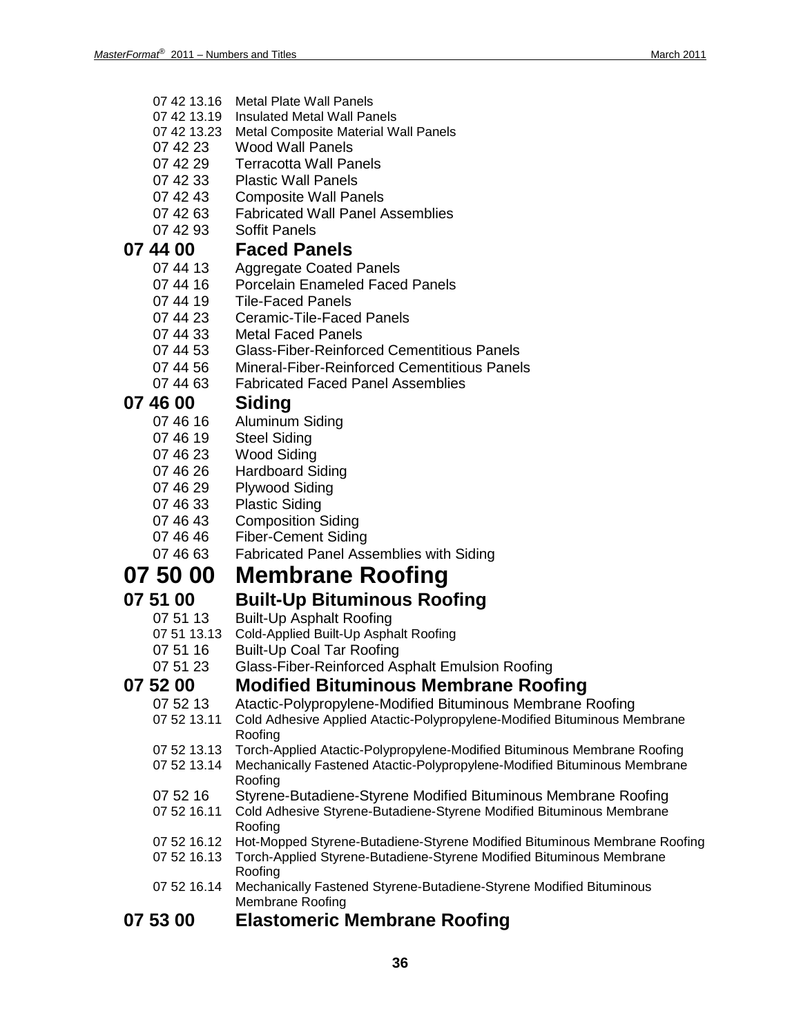- 07 42 13.16 Metal Plate Wall Panels
- 07 42 13.19 Insulated Metal Wall Panels
- 07 42 13.23 Metal Composite Material Wall Panels
- 07 42 23 Wood Wall Panels
- 07 42 29 Terracotta Wall Panels
- 07 42 33 Plastic Wall Panels
- 07 42 43 Composite Wall Panels
- 07 42 63 Fabricated Wall Panel Assemblies
- 07 42 93 Soffit Panels

### 07 44 00 Faced Panels

- 07 44 13 Aggregate Coated Panels
- 07 44 16 Porcelain Enameled Faced Panels
- 07 44 19 Tile-Faced Panels
- 07 44 23 Ceramic-Tile-Faced Panels
- 07 44 33 Metal Faced Panels
- 07 44 53 Glass-Fiber-Reinforced Cementitious Panels
- 07 44 56 Mineral-Fiber-Reinforced Cementitious Panels
- 07 44 63 Fabricated Faced Panel Assemblies

### 07 46 00 Siding

- 07 46 16 Aluminum Siding
- 07 46 19 Steel Siding
- 07 46 23 Wood Siding
- 07 46 26 Hardboard Siding
- 07 46 29 Plywood Siding
- 07 46 33 Plastic Siding
- 07 46 43 Composition Siding
- 07 46 46 Fiber-Cement Siding
- 07 46 63 Fabricated Panel Assemblies with Siding

## 07 50 00 Membrane Roofing

### 07 51 00 Built-Up Bituminous Roofing

- 07 51 13 Built-Up Asphalt Roofing
- 07 51 13.13 Cold-Applied Built-Up Asphalt Roofing
- 07 51 16 Built-Up Coal Tar Roofing
- 07 51 23 Glass-Fiber-Reinforced Asphalt Emulsion Roofing

### 07 52 00 Modified Bituminous Membrane Roofing

- 07 52 13 Atactic-Polypropylene-Modified Bituminous Membrane Roofing
- 07 52 13.11 Cold Adhesive Applied Atactic-Polypropylene-Modified Bituminous Membrane Roofing
- 07 52 13.13 Torch-Applied Atactic-Polypropylene-Modified Bituminous Membrane Roofing
- 07 52 13.14 Mechanically Fastened Atactic-Polypropylene-Modified Bituminous Membrane Roofing
- 07 52 16 Styrene-Butadiene-Styrene Modified Bituminous Membrane Roofing
- 07 52 16.11 Cold Adhesive Styrene-Butadiene-Styrene Modified Bituminous Membrane Roofing
- 07 52 16.12 Hot-Mopped Styrene-Butadiene-Styrene Modified Bituminous Membrane Roofing
- 07 52 16.13 Torch-Applied Styrene-Butadiene-Styrene Modified Bituminous Membrane Roofing
- 07 52 16.14 Mechanically Fastened Styrene-Butadiene-Styrene Modified Bituminous Membrane Roofing

### 07 53 00 Elastomeric Membrane Roofing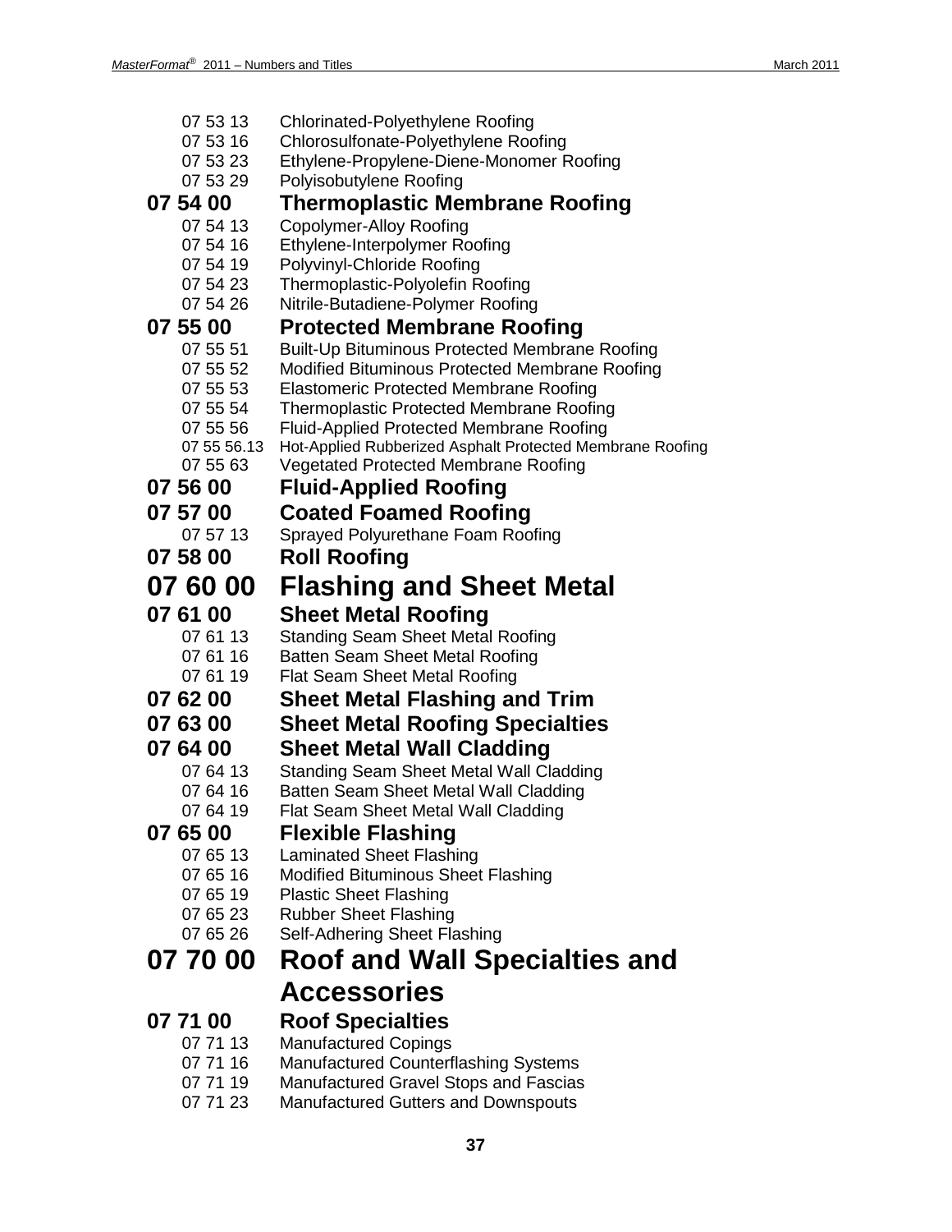07 53 13 Chlorinated-Polyethylene Roofing
07 53 16 Chlorosulfonate-Polyethylene Roofing
07 53 23 Ethylene-Propylene-Diene-Monomer Roofing
07 53 29 Polyisobutylene Roofing

### 07 54 00 Thermoplastic Membrane Roofing

07 54 13 Copolymer-Alloy Roofing
07 54 16 Ethylene-Interpolymer Roofing
07 54 19 Polyvinyl-Chloride Roofing
07 54 23 Thermoplastic-Polyolefin Roofing
07 54 26 Nitrile-Butadiene-Polymer Roofing

### 07 55 00 Protected Membrane Roofing

07 55 51 Built-Up Bituminous Protected Membrane Roofing
07 55 52 Modified Bituminous Protected Membrane Roofing
07 55 53 Elastomeric Protected Membrane Roofing
07 55 54 Thermoplastic Protected Membrane Roofing
07 55 56 Fluid-Applied Protected Membrane Roofing
07 55 56.13 Hot-Applied Rubberized Asphalt Protected Membrane Roofing
07 55 63 Vegetated Protected Membrane Roofing

### 07 56 00 Fluid-Applied Roofing

### 07 57 00 Coated Foamed Roofing

07 57 13 Sprayed Polyurethane Foam Roofing

### 07 58 00 Roll Roofing

## 07 60 00 Flashing and Sheet Metal

### 07 61 00 Sheet Metal Roofing

07 61 13 Standing Seam Sheet Metal Roofing
07 61 16 Batten Seam Sheet Metal Roofing
07 61 19 Flat Seam Sheet Metal Roofing

### 07 62 00 Sheet Metal Flashing and Trim

### 07 63 00 Sheet Metal Roofing Specialties

### 07 64 00 Sheet Metal Wall Cladding

07 64 13 Standing Seam Sheet Metal Wall Cladding
07 64 16 Batten Seam Sheet Metal Wall Cladding
07 64 19 Flat Seam Sheet Metal Wall Cladding

### 07 65 00 Flexible Flashing

07 65 13 Laminated Sheet Flashing
07 65 16 Modified Bituminous Sheet Flashing
07 65 19 Plastic Sheet Flashing
07 65 23 Rubber Sheet Flashing
07 65 26 Self-Adhering Sheet Flashing

## 07 70 00 Roof and Wall Specialties and Accessories

### 07 71 00 Roof Specialties

07 71 13 Manufactured Copings
07 71 16 Manufactured Counterflashing Systems
07 71 19 Manufactured Gravel Stops and Fascias
07 71 23 Manufactured Gutters and Downspouts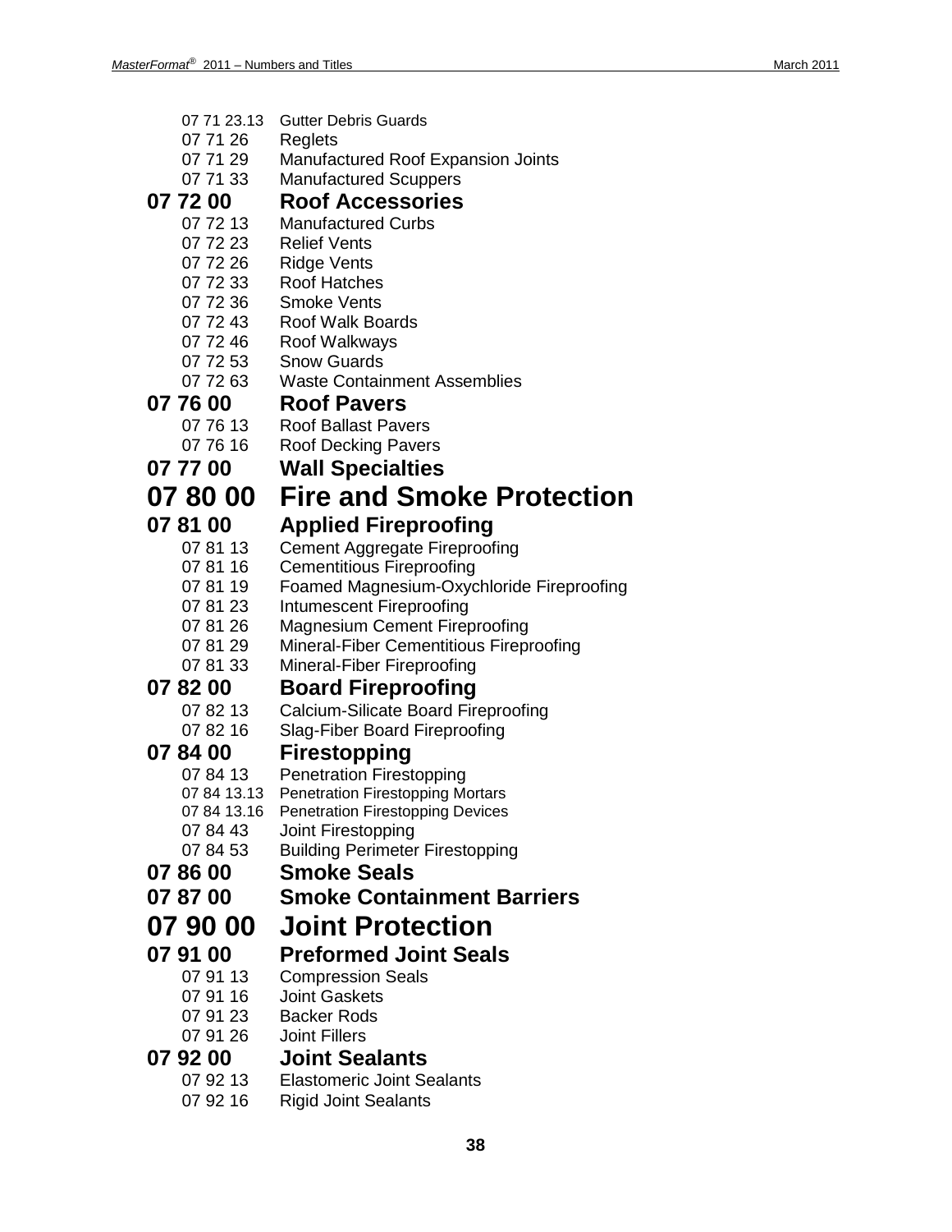07 71 23.13 Gutter Debris Guards
07 71 26 Reglets
07 71 29 Manufactured Roof Expansion Joints
07 71 33 Manufactured Scuppers

### 07 72 00 Roof Accessories

07 72 13 Manufactured Curbs
07 72 23 Relief Vents
07 72 26 Ridge Vents
07 72 33 Roof Hatches
07 72 36 Smoke Vents
07 72 43 Roof Walk Boards
07 72 46 Roof Walkways
07 72 53 Snow Guards
07 72 63 Waste Containment Assemblies

### 07 76 00 Roof Pavers

07 76 13 Roof Ballast Pavers
07 76 16 Roof Decking Pavers

### 07 77 00 Wall Specialties

## 07 80 00 Fire and Smoke Protection

### 07 81 00 Applied Fireproofing

07 81 13 Cement Aggregate Fireproofing
07 81 16 Cementitious Fireproofing
07 81 19 Foamed Magnesium-Oxychloride Fireproofing
07 81 23 Intumescent Fireproofing
07 81 26 Magnesium Cement Fireproofing
07 81 29 Mineral-Fiber Cementitious Fireproofing
07 81 33 Mineral-Fiber Fireproofing

### 07 82 00 Board Fireproofing

07 82 13 Calcium-Silicate Board Fireproofing
07 82 16 Slag-Fiber Board Fireproofing

### 07 84 00 Firestopping

07 84 13 Penetration Firestopping
07 84 13.13 Penetration Firestopping Mortars
07 84 13.16 Penetration Firestopping Devices
07 84 43 Joint Firestopping
07 84 53 Building Perimeter Firestopping

### 07 86 00 Smoke Seals

### 07 87 00 Smoke Containment Barriers

## 07 90 00 Joint Protection

### 07 91 00 Preformed Joint Seals

07 91 13 Compression Seals
07 91 16 Joint Gaskets
07 91 23 Backer Rods
07 91 26 Joint Fillers

### 07 92 00 Joint Sealants

07 92 13 Elastomeric Joint Sealants
07 92 16 Rigid Joint Sealants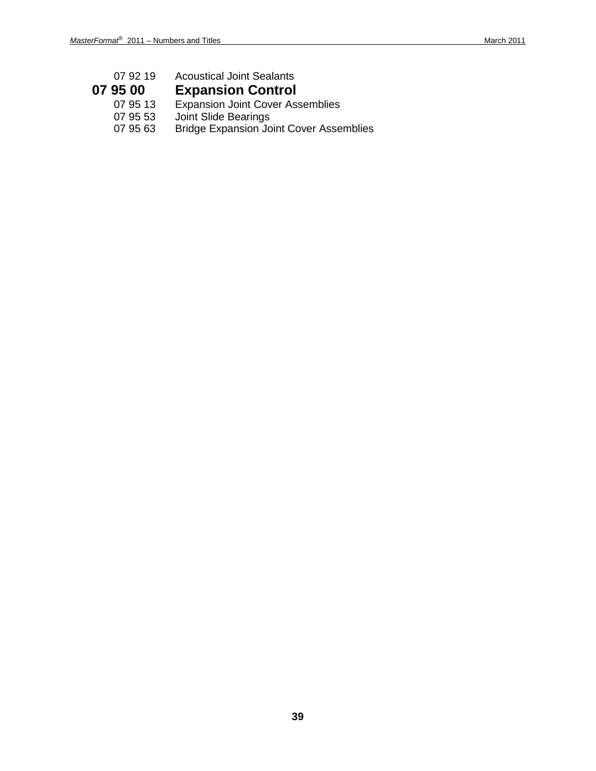07 92 19 Acoustical Joint Sealants

## 07 95 00 Expansion Control

07 95 13 Expansion Joint Cover Assemblies

07 95 53 Joint Slide Bearings

07 95 63 Bridge Expansion Joint Cover Assemblies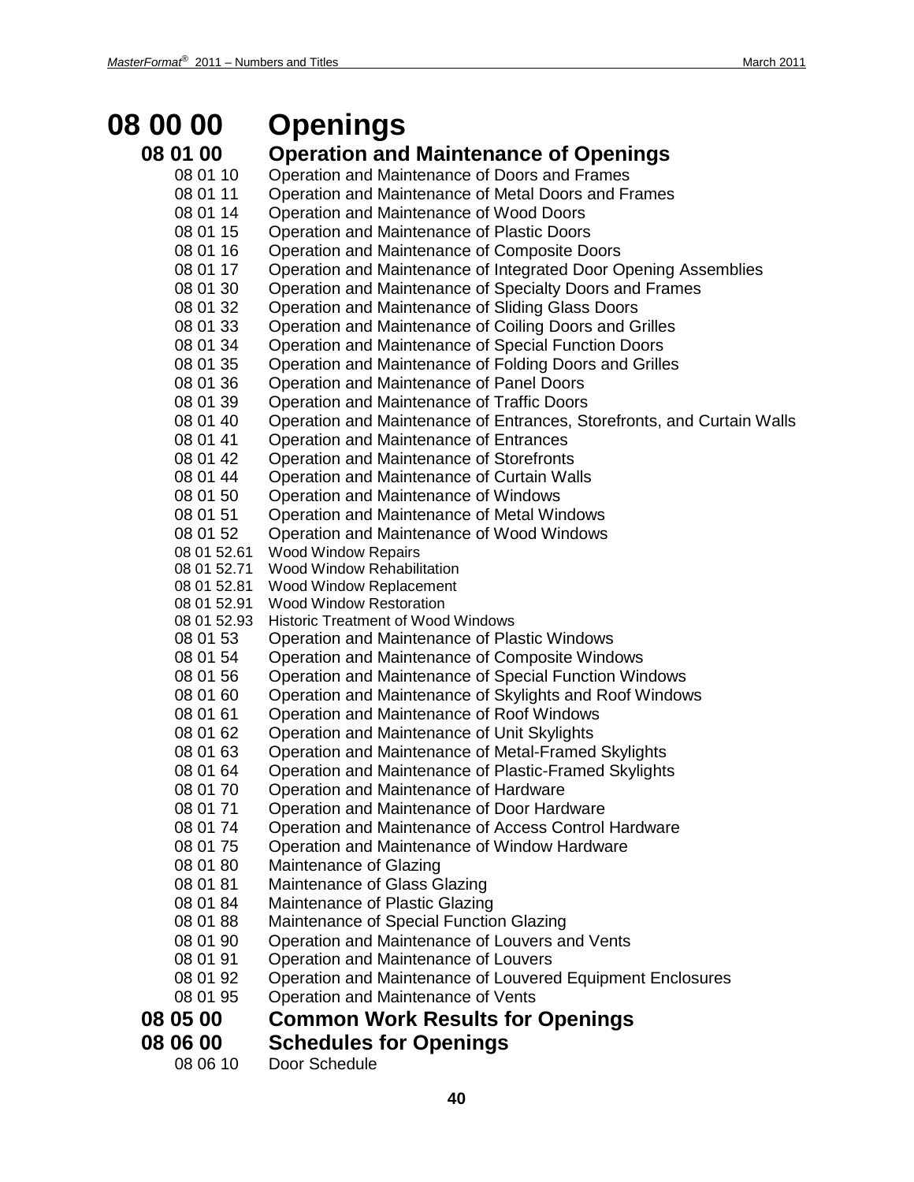# 08 00 00 Openings

## 08 01 00 Operation and Maintenance of Openings

08 01 10 Operation and Maintenance of Doors and Frames
08 01 11 Operation and Maintenance of Metal Doors and Frames
08 01 14 Operation and Maintenance of Wood Doors
08 01 15 Operation and Maintenance of Plastic Doors
08 01 16 Operation and Maintenance of Composite Doors
08 01 17 Operation and Maintenance of Integrated Door Opening Assemblies
08 01 30 Operation and Maintenance of Specialty Doors and Frames
08 01 32 Operation and Maintenance of Sliding Glass Doors
08 01 33 Operation and Maintenance of Coiling Doors and Grilles
08 01 34 Operation and Maintenance of Special Function Doors
08 01 35 Operation and Maintenance of Folding Doors and Grilles
08 01 36 Operation and Maintenance of Panel Doors
08 01 39 Operation and Maintenance of Traffic Doors
08 01 40 Operation and Maintenance of Entrances, Storefronts, and Curtain Walls
08 01 41 Operation and Maintenance of Entrances
08 01 42 Operation and Maintenance of Storefronts
08 01 44 Operation and Maintenance of Curtain Walls
08 01 50 Operation and Maintenance of Windows
08 01 51 Operation and Maintenance of Metal Windows
08 01 52 Operation and Maintenance of Wood Windows
08 01 52.61 Wood Window Repairs
08 01 52.71 Wood Window Rehabilitation
08 01 52.81 Wood Window Replacement
08 01 52.91 Wood Window Restoration
08 01 52.93 Historic Treatment of Wood Windows
08 01 53 Operation and Maintenance of Plastic Windows
08 01 54 Operation and Maintenance of Composite Windows
08 01 56 Operation and Maintenance of Special Function Windows
08 01 60 Operation and Maintenance of Skylights and Roof Windows
08 01 61 Operation and Maintenance of Roof Windows
08 01 62 Operation and Maintenance of Unit Skylights
08 01 63 Operation and Maintenance of Metal-Framed Skylights
08 01 64 Operation and Maintenance of Plastic-Framed Skylights
08 01 70 Operation and Maintenance of Hardware
08 01 71 Operation and Maintenance of Door Hardware
08 01 74 Operation and Maintenance of Access Control Hardware
08 01 75 Operation and Maintenance of Window Hardware
08 01 80 Maintenance of Glazing
08 01 81 Maintenance of Glass Glazing
08 01 84 Maintenance of Plastic Glazing
08 01 88 Maintenance of Special Function Glazing
08 01 90 Operation and Maintenance of Louvers and Vents
08 01 91 Operation and Maintenance of Louvers
08 01 92 Operation and Maintenance of Louvered Equipment Enclosures
08 01 95 Operation and Maintenance of Vents

## 08 05 00 Common Work Results for Openings

## 08 06 00 Schedules for Openings

08 06 10 Door Schedule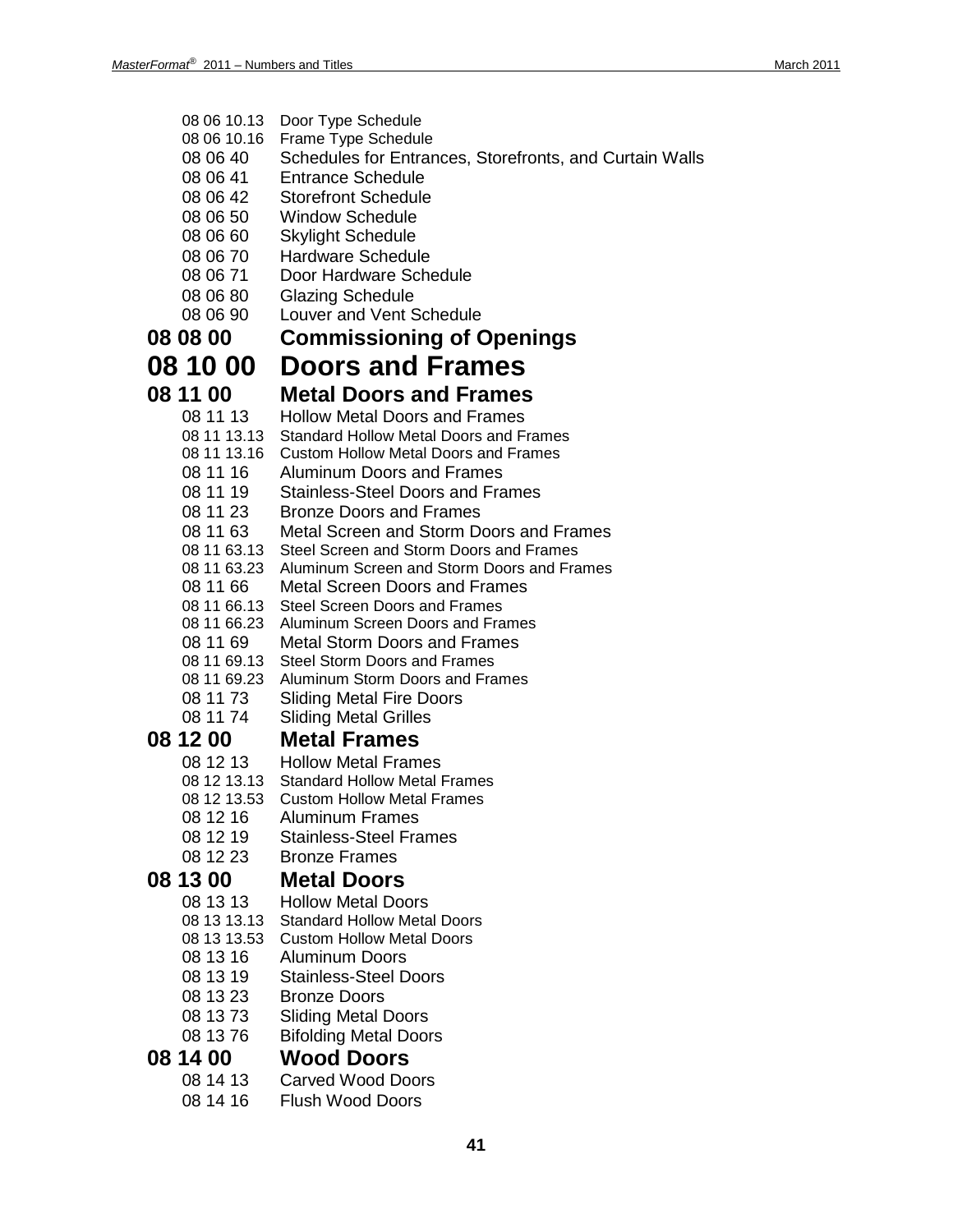08 06 10.13 Door Type Schedule
08 06 10.16 Frame Type Schedule
08 06 40 Schedules for Entrances, Storefronts, and Curtain Walls
08 06 41 Entrance Schedule
08 06 42 Storefront Schedule
08 06 50 Window Schedule
08 06 60 Skylight Schedule
08 06 70 Hardware Schedule
08 06 71 Door Hardware Schedule
08 06 80 Glazing Schedule
08 06 90 Louver and Vent Schedule

### 08 08 00 Commissioning of Openings

## 08 10 00 Doors and Frames

### 08 11 00 Metal Doors and Frames

08 11 13 Hollow Metal Doors and Frames
08 11 13.13 Standard Hollow Metal Doors and Frames
08 11 13.16 Custom Hollow Metal Doors and Frames
08 11 16 Aluminum Doors and Frames
08 11 19 Stainless-Steel Doors and Frames
08 11 23 Bronze Doors and Frames
08 11 63 Metal Screen and Storm Doors and Frames
08 11 63.13 Steel Screen and Storm Doors and Frames
08 11 63.23 Aluminum Screen and Storm Doors and Frames
08 11 66 Metal Screen Doors and Frames
08 11 66.13 Steel Screen Doors and Frames
08 11 66.23 Aluminum Screen Doors and Frames
08 11 69 Metal Storm Doors and Frames
08 11 69.13 Steel Storm Doors and Frames
08 11 69.23 Aluminum Storm Doors and Frames
08 11 73 Sliding Metal Fire Doors
08 11 74 Sliding Metal Grilles

### 08 12 00 Metal Frames

08 12 13 Hollow Metal Frames
08 12 13.13 Standard Hollow Metal Frames
08 12 13.53 Custom Hollow Metal Frames
08 12 16 Aluminum Frames
08 12 19 Stainless-Steel Frames
08 12 23 Bronze Frames

### 08 13 00 Metal Doors

08 13 13 Hollow Metal Doors
08 13 13.13 Standard Hollow Metal Doors
08 13 13.53 Custom Hollow Metal Doors
08 13 16 Aluminum Doors
08 13 19 Stainless-Steel Doors
08 13 23 Bronze Doors
08 13 73 Sliding Metal Doors
08 13 76 Bifolding Metal Doors

### 08 14 00 Wood Doors

08 14 13 Carved Wood Doors
08 14 16 Flush Wood Doors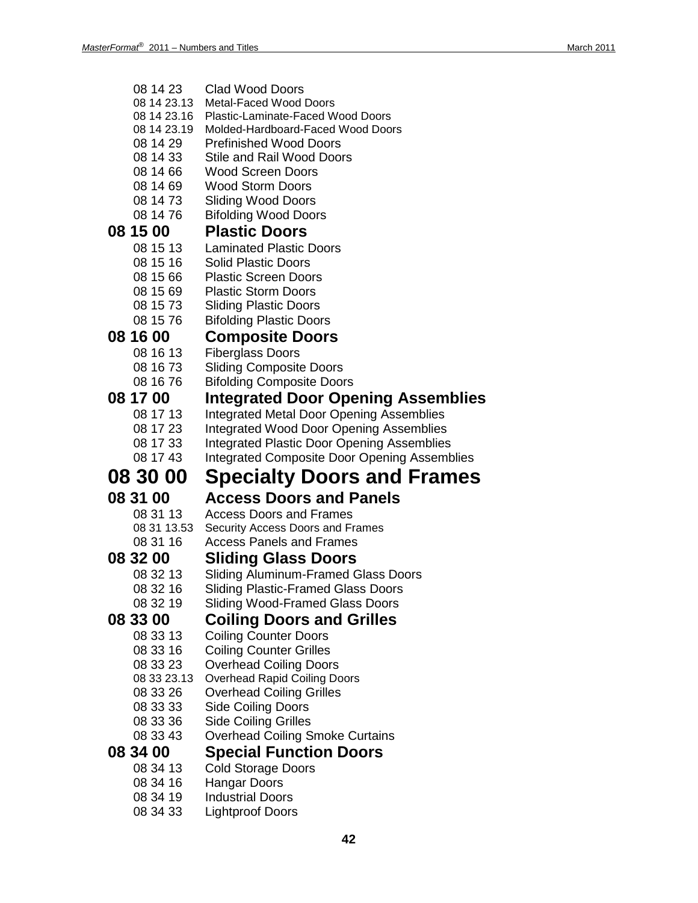08 14 23 Clad Wood Doors
08 14 23.13 Metal-Faced Wood Doors
08 14 23.16 Plastic-Laminate-Faced Wood Doors
08 14 23.19 Molded-Hardboard-Faced Wood Doors
08 14 29 Prefinished Wood Doors
08 14 33 Stile and Rail Wood Doors
08 14 66 Wood Screen Doors
08 14 69 Wood Storm Doors
08 14 73 Sliding Wood Doors
08 14 76 Bifolding Wood Doors

### 08 15 00 Plastic Doors

08 15 13 Laminated Plastic Doors
08 15 16 Solid Plastic Doors
08 15 66 Plastic Screen Doors
08 15 69 Plastic Storm Doors
08 15 73 Sliding Plastic Doors
08 15 76 Bifolding Plastic Doors

### 08 16 00 Composite Doors

08 16 13 Fiberglass Doors
08 16 73 Sliding Composite Doors
08 16 76 Bifolding Composite Doors

### 08 17 00 Integrated Door Opening Assemblies

08 17 13 Integrated Metal Door Opening Assemblies
08 17 23 Integrated Wood Door Opening Assemblies
08 17 33 Integrated Plastic Door Opening Assemblies
08 17 43 Integrated Composite Door Opening Assemblies

## 08 30 00 Specialty Doors and Frames

### 08 31 00 Access Doors and Panels

08 31 13 Access Doors and Frames
08 31 13.53 Security Access Doors and Frames
08 31 16 Access Panels and Frames

### 08 32 00 Sliding Glass Doors

08 32 13 Sliding Aluminum-Framed Glass Doors
08 32 16 Sliding Plastic-Framed Glass Doors
08 32 19 Sliding Wood-Framed Glass Doors

### 08 33 00 Coiling Doors and Grilles

08 33 13 Coiling Counter Doors
08 33 16 Coiling Counter Grilles
08 33 23 Overhead Coiling Doors
08 33 23.13 Overhead Rapid Coiling Doors
08 33 26 Overhead Coiling Grilles
08 33 33 Side Coiling Doors
08 33 36 Side Coiling Grilles
08 33 43 Overhead Coiling Smoke Curtains

### 08 34 00 Special Function Doors

08 34 13 Cold Storage Doors
08 34 16 Hangar Doors
08 34 19 Industrial Doors
08 34 33 Lightproof Doors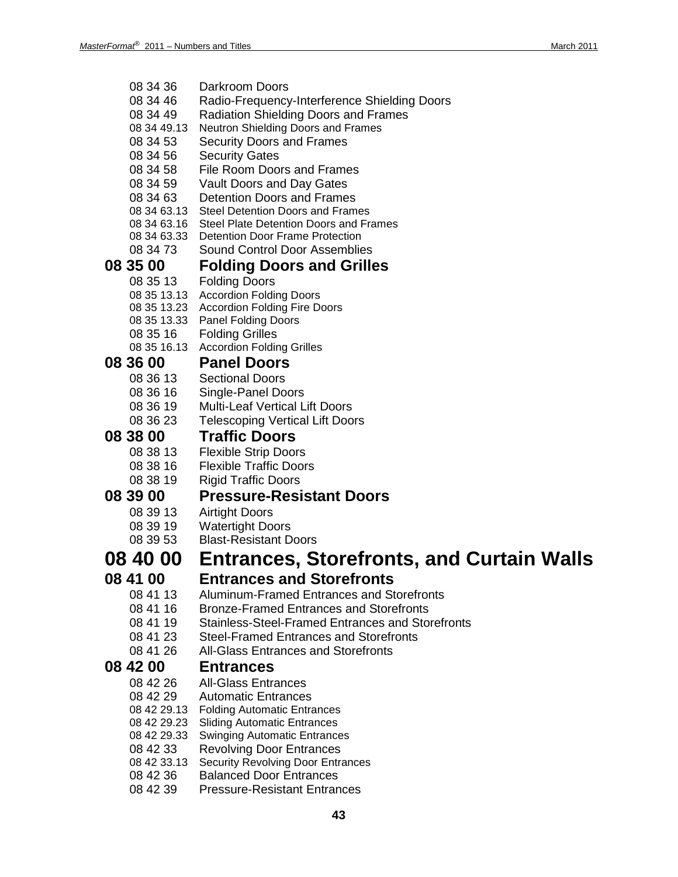08 34 36 Darkroom Doors
08 34 46 Radio-Frequency-Interference Shielding Doors
08 34 49 Radiation Shielding Doors and Frames
08 34 49.13 Neutron Shielding Doors and Frames
08 34 53 Security Doors and Frames
08 34 56 Security Gates
08 34 58 File Room Doors and Frames
08 34 59 Vault Doors and Day Gates
08 34 63 Detention Doors and Frames
08 34 63.13 Steel Detention Doors and Frames
08 34 63.16 Steel Plate Detention Doors and Frames
08 34 63.33 Detention Door Frame Protection
08 34 73 Sound Control Door Assemblies

## 08 35 00 Folding Doors and Grilles

08 35 13 Folding Doors
08 35 13.13 Accordion Folding Doors
08 35 13.23 Accordion Folding Fire Doors
08 35 13.33 Panel Folding Doors
08 35 16 Folding Grilles
08 35 16.13 Accordion Folding Grilles

## 08 36 00 Panel Doors

08 36 13 Sectional Doors
08 36 16 Single-Panel Doors
08 36 19 Multi-Leaf Vertical Lift Doors
08 36 23 Telescoping Vertical Lift Doors

## 08 38 00 Traffic Doors

08 38 13 Flexible Strip Doors
08 38 16 Flexible Traffic Doors
08 38 19 Rigid Traffic Doors

## 08 39 00 Pressure-Resistant Doors

08 39 13 Airtight Doors
08 39 19 Watertight Doors
08 39 53 Blast-Resistant Doors

# 08 40 00 Entrances, Storefronts, and Curtain Walls

## 08 41 00 Entrances and Storefronts

08 41 13 Aluminum-Framed Entrances and Storefronts
08 41 16 Bronze-Framed Entrances and Storefronts
08 41 19 Stainless-Steel-Framed Entrances and Storefronts
08 41 23 Steel-Framed Entrances and Storefronts
08 41 26 All-Glass Entrances and Storefronts

## 08 42 00 Entrances

08 42 26 All-Glass Entrances
08 42 29 Automatic Entrances
08 42 29.13 Folding Automatic Entrances
08 42 29.23 Sliding Automatic Entrances
08 42 29.33 Swinging Automatic Entrances
08 42 33 Revolving Door Entrances
08 42 33.13 Security Revolving Door Entrances
08 42 36 Balanced Door Entrances
08 42 39 Pressure-Resistant Entrances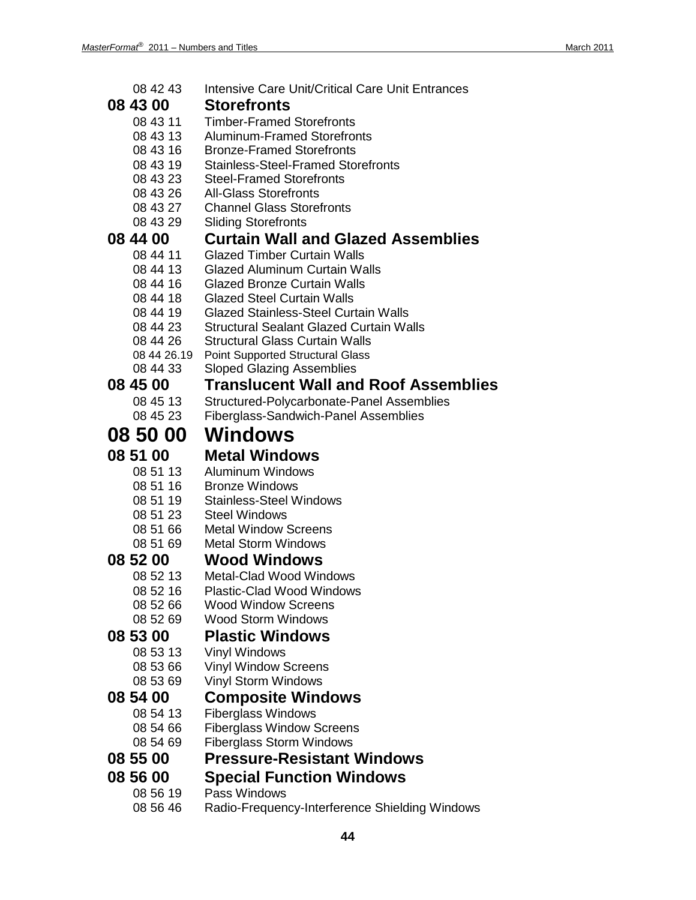08 42 43 Intensive Care Unit/Critical Care Unit Entrances

### 08 43 00 Storefronts

08 43 11 Timber-Framed Storefronts
08 43 13 Aluminum-Framed Storefronts
08 43 16 Bronze-Framed Storefronts
08 43 19 Stainless-Steel-Framed Storefronts
08 43 23 Steel-Framed Storefronts
08 43 26 All-Glass Storefronts
08 43 27 Channel Glass Storefronts
08 43 29 Sliding Storefronts

### 08 44 00 Curtain Wall and Glazed Assemblies

08 44 11 Glazed Timber Curtain Walls
08 44 13 Glazed Aluminum Curtain Walls
08 44 16 Glazed Bronze Curtain Walls
08 44 18 Glazed Steel Curtain Walls
08 44 19 Glazed Stainless-Steel Curtain Walls
08 44 23 Structural Sealant Glazed Curtain Walls
08 44 26 Structural Glass Curtain Walls
08 44 26.19 Point Supported Structural Glass
08 44 33 Sloped Glazing Assemblies

### 08 45 00 Translucent Wall and Roof Assemblies

08 45 13 Structured-Polycarbonate-Panel Assemblies
08 45 23 Fiberglass-Sandwich-Panel Assemblies

## 08 50 00 Windows

### 08 51 00 Metal Windows

08 51 13 Aluminum Windows
08 51 16 Bronze Windows
08 51 19 Stainless-Steel Windows
08 51 23 Steel Windows
08 51 66 Metal Window Screens
08 51 69 Metal Storm Windows

### 08 52 00 Wood Windows

08 52 13 Metal-Clad Wood Windows
08 52 16 Plastic-Clad Wood Windows
08 52 66 Wood Window Screens
08 52 69 Wood Storm Windows

### 08 53 00 Plastic Windows

08 53 13 Vinyl Windows
08 53 66 Vinyl Window Screens
08 53 69 Vinyl Storm Windows

### 08 54 00 Composite Windows

08 54 13 Fiberglass Windows
08 54 66 Fiberglass Window Screens
08 54 69 Fiberglass Storm Windows

### 08 55 00 Pressure-Resistant Windows

### 08 56 00 Special Function Windows

08 56 19 Pass Windows
08 56 46 Radio-Frequency-Interference Shielding Windows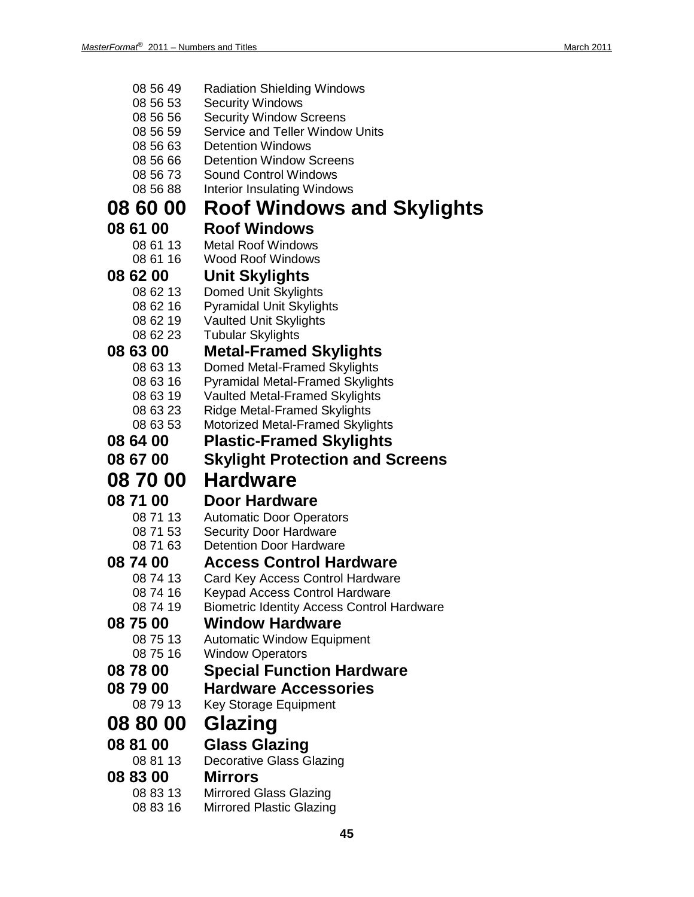08 56 49 Radiation Shielding Windows
08 56 53 Security Windows
08 56 56 Security Window Screens
08 56 59 Service and Teller Window Units
08 56 63 Detention Windows
08 56 66 Detention Window Screens
08 56 73 Sound Control Windows
08 56 88 Interior Insulating Windows

# 08 60 00 Roof Windows and Skylights

## 08 61 00 Roof Windows

08 61 13 Metal Roof Windows
08 61 16 Wood Roof Windows

## 08 62 00 Unit Skylights

08 62 13 Domed Unit Skylights
08 62 16 Pyramidal Unit Skylights
08 62 19 Vaulted Unit Skylights
08 62 23 Tubular Skylights

## 08 63 00 Metal-Framed Skylights

08 63 13 Domed Metal-Framed Skylights
08 63 16 Pyramidal Metal-Framed Skylights
08 63 19 Vaulted Metal-Framed Skylights
08 63 23 Ridge Metal-Framed Skylights
08 63 53 Motorized Metal-Framed Skylights

## 08 64 00 Plastic-Framed Skylights

## 08 67 00 Skylight Protection and Screens

# 08 70 00 Hardware

## 08 71 00 Door Hardware

08 71 13 Automatic Door Operators
08 71 53 Security Door Hardware
08 71 63 Detention Door Hardware

## 08 74 00 Access Control Hardware

08 74 13 Card Key Access Control Hardware
08 74 16 Keypad Access Control Hardware
08 74 19 Biometric Identity Access Control Hardware

## 08 75 00 Window Hardware

08 75 13 Automatic Window Equipment
08 75 16 Window Operators

## 08 78 00 Special Function Hardware

## 08 79 00 Hardware Accessories

08 79 13 Key Storage Equipment

# 08 80 00 Glazing

## 08 81 00 Glass Glazing

08 81 13 Decorative Glass Glazing

## 08 83 00 Mirrors

08 83 13 Mirrored Glass Glazing
08 83 16 Mirrored Plastic Glazing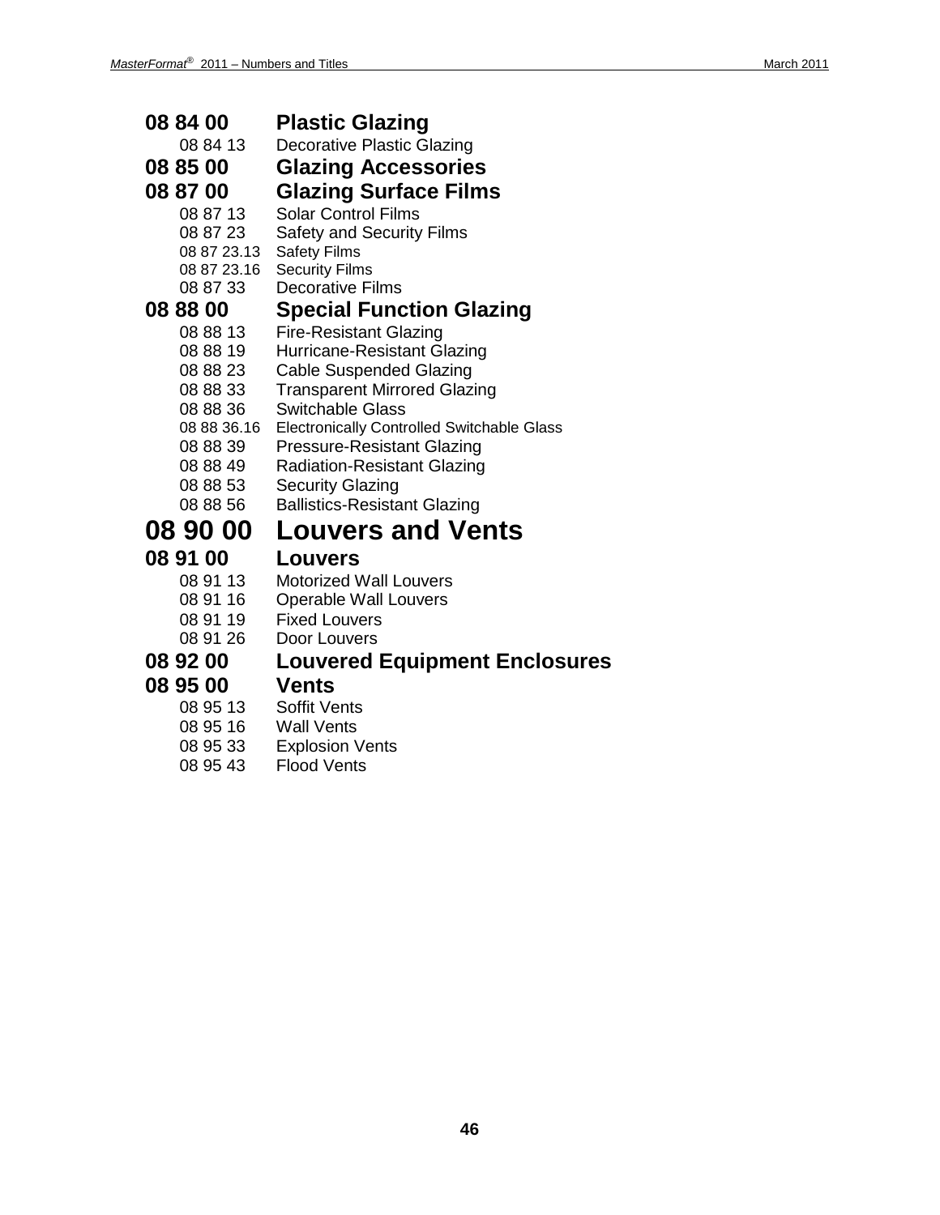**08 84 00 Plastic Glazing**

08 84 13 Decorative Plastic Glazing

**08 85 00 Glazing Accessories**

**08 87 00 Glazing Surface Films**

08 87 13 Solar Control Films

08 87 23 Safety and Security Films

08 87 23.13 Safety Films

08 87 23.16 Security Films

08 87 33 Decorative Films

**08 88 00 Special Function Glazing**

08 88 13 Fire-Resistant Glazing

08 88 19 Hurricane-Resistant Glazing

08 88 23 Cable Suspended Glazing

08 88 33 Transparent Mirrored Glazing

08 88 36 Switchable Glass

08 88 36.16 Electronically Controlled Switchable Glass

08 88 39 Pressure-Resistant Glazing

08 88 49 Radiation-Resistant Glazing

08 88 53 Security Glazing

08 88 56 Ballistics-Resistant Glazing

# 08 90 00 Louvers and Vents

**08 91 00 Louvers**

08 91 13 Motorized Wall Louvers

08 91 16 Operable Wall Louvers

08 91 19 Fixed Louvers

08 91 26 Door Louvers

**08 92 00 Louvered Equipment Enclosures**

**08 95 00 Vents**

08 95 13 Soffit Vents

08 95 16 Wall Vents

08 95 33 Explosion Vents

08 95 43 Flood Vents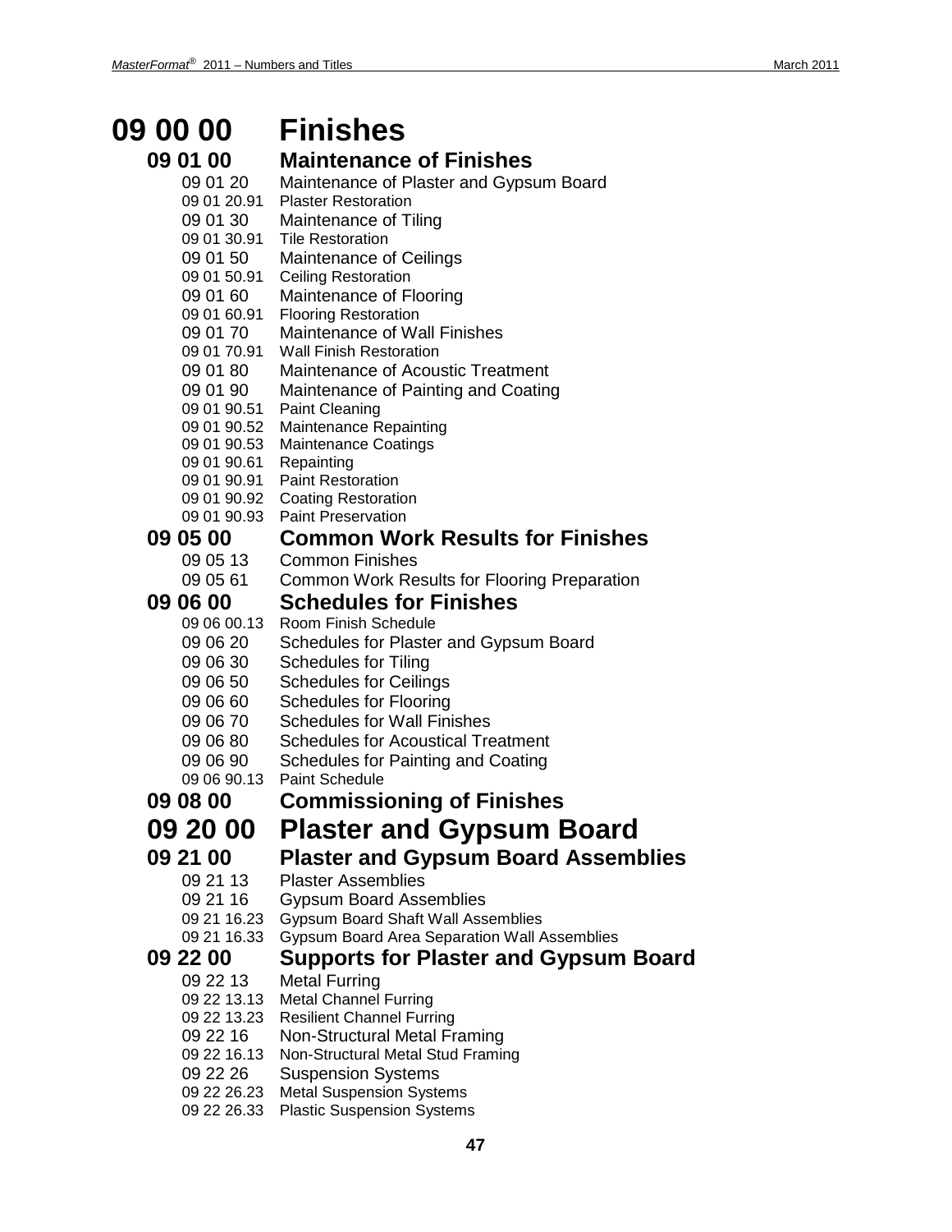# 09 00 00 Finishes

## 09 01 00 Maintenance of Finishes

- 09 01 20 Maintenance of Plaster and Gypsum Board
- 09 01 20.91 Plaster Restoration
- 09 01 30 Maintenance of Tiling
- 09 01 30.91 Tile Restoration
- 09 01 50 Maintenance of Ceilings
- 09 01 50.91 Ceiling Restoration
- 09 01 60 Maintenance of Flooring
- 09 01 60.91 Flooring Restoration
- 09 01 70 Maintenance of Wall Finishes
- 09 01 70.91 Wall Finish Restoration
- 09 01 80 Maintenance of Acoustic Treatment
- 09 01 90 Maintenance of Painting and Coating
- 09 01 90.51 Paint Cleaning
- 09 01 90.52 Maintenance Repainting
- 09 01 90.53 Maintenance Coatings
- 09 01 90.61 Repainting
- 09 01 90.91 Paint Restoration
- 09 01 90.92 Coating Restoration
- 09 01 90.93 Paint Preservation

## 09 05 00 Common Work Results for Finishes

- 09 05 13 Common Finishes
- 09 05 61 Common Work Results for Flooring Preparation

## 09 06 00 Schedules for Finishes

- 09 06 00.13 Room Finish Schedule
- 09 06 20 Schedules for Plaster and Gypsum Board
- 09 06 30 Schedules for Tiling
- 09 06 50 Schedules for Ceilings
- 09 06 60 Schedules for Flooring
- 09 06 70 Schedules for Wall Finishes
- 09 06 80 Schedules for Acoustical Treatment
- 09 06 90 Schedules for Painting and Coating
- 09 06 90.13 Paint Schedule

## 09 08 00 Commissioning of Finishes

# 09 20 00 Plaster and Gypsum Board

## 09 21 00 Plaster and Gypsum Board Assemblies

- 09 21 13 Plaster Assemblies
- 09 21 16 Gypsum Board Assemblies
- 09 21 16.23 Gypsum Board Shaft Wall Assemblies
- 09 21 16.33 Gypsum Board Area Separation Wall Assemblies

## 09 22 00 Supports for Plaster and Gypsum Board

- 09 22 13 Metal Furring
- 09 22 13.13 Metal Channel Furring
- 09 22 13.23 Resilient Channel Furring
- 09 22 16 Non-Structural Metal Framing
- 09 22 16.13 Non-Structural Metal Stud Framing
- 09 22 26 Suspension Systems
- 09 22 26.23 Metal Suspension Systems
- 09 22 26.33 Plastic Suspension Systems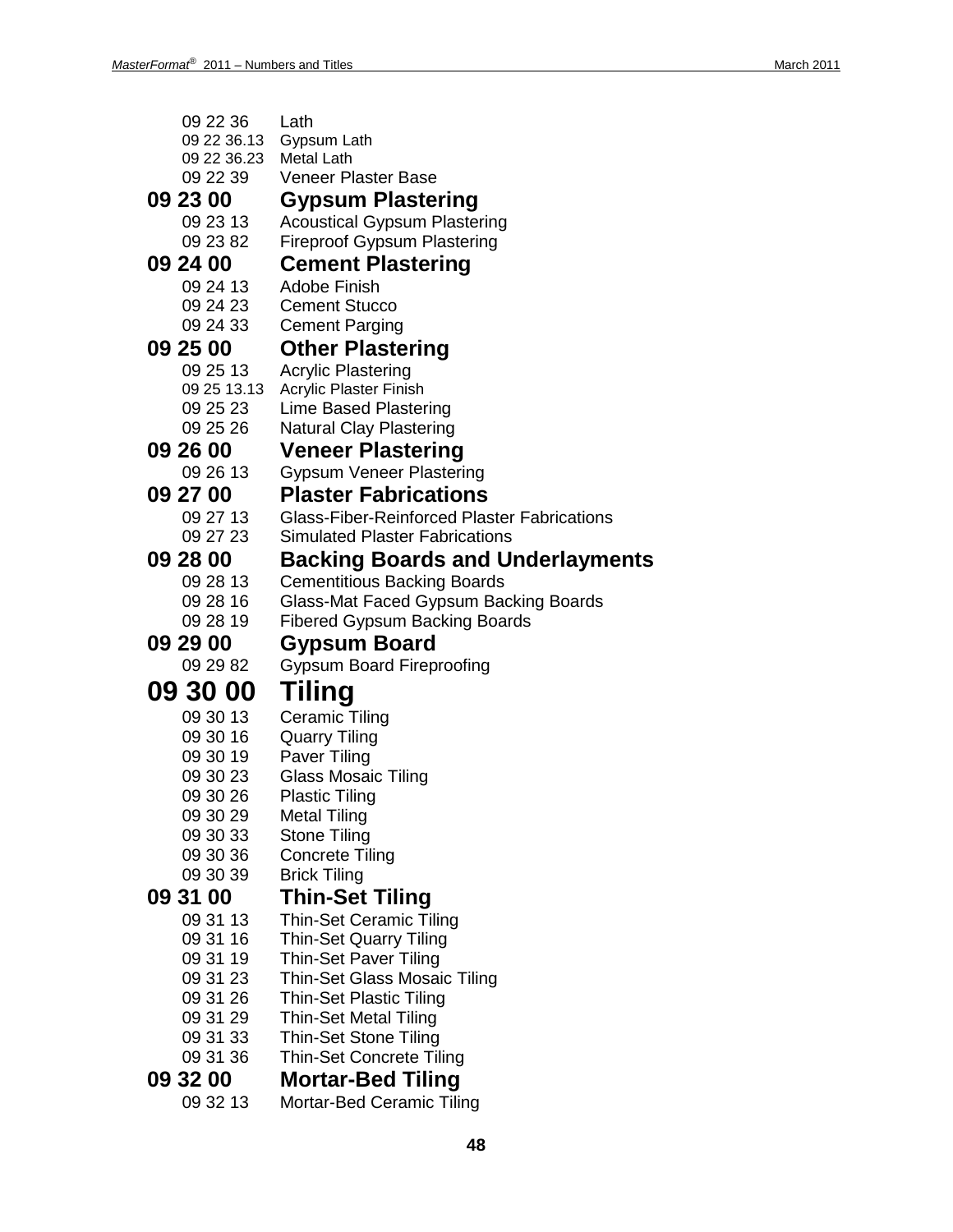09 22 36 Lath
09 22 36.13 Gypsum Lath
09 22 36.23 Metal Lath
09 22 39 Veneer Plaster Base

### 09 23 00 Gypsum Plastering

09 23 13 Acoustical Gypsum Plastering
09 23 82 Fireproof Gypsum Plastering

### 09 24 00 Cement Plastering

09 24 13 Adobe Finish
09 24 23 Cement Stucco
09 24 33 Cement Parging

### 09 25 00 Other Plastering

09 25 13 Acrylic Plastering
09 25 13.13 Acrylic Plaster Finish
09 25 23 Lime Based Plastering
09 25 26 Natural Clay Plastering

### 09 26 00 Veneer Plastering

09 26 13 Gypsum Veneer Plastering

### 09 27 00 Plaster Fabrications

09 27 13 Glass-Fiber-Reinforced Plaster Fabrications
09 27 23 Simulated Plaster Fabrications

### 09 28 00 Backing Boards and Underlayments

09 28 13 Cementitious Backing Boards
09 28 16 Glass-Mat Faced Gypsum Backing Boards
09 28 19 Fibered Gypsum Backing Boards

### 09 29 00 Gypsum Board

09 29 82 Gypsum Board Fireproofing

## 09 30 00 Tiling

09 30 13 Ceramic Tiling
09 30 16 Quarry Tiling
09 30 19 Paver Tiling
09 30 23 Glass Mosaic Tiling
09 30 26 Plastic Tiling
09 30 29 Metal Tiling
09 30 33 Stone Tiling
09 30 36 Concrete Tiling
09 30 39 Brick Tiling

### 09 31 00 Thin-Set Tiling

09 31 13 Thin-Set Ceramic Tiling
09 31 16 Thin-Set Quarry Tiling
09 31 19 Thin-Set Paver Tiling
09 31 23 Thin-Set Glass Mosaic Tiling
09 31 26 Thin-Set Plastic Tiling
09 31 29 Thin-Set Metal Tiling
09 31 33 Thin-Set Stone Tiling
09 31 36 Thin-Set Concrete Tiling

### 09 32 00 Mortar-Bed Tiling

09 32 13 Mortar-Bed Ceramic Tiling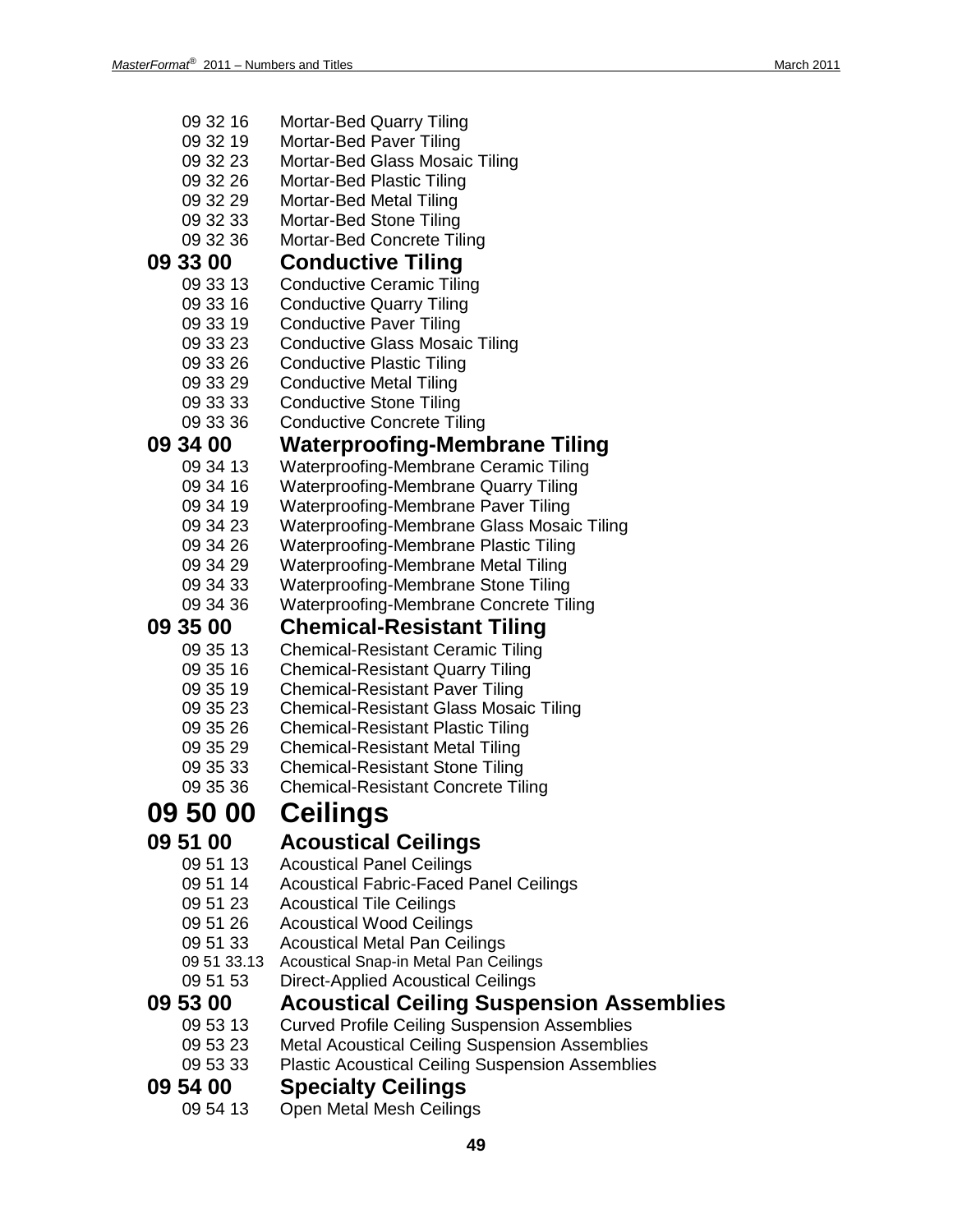09 32 16 Mortar-Bed Quarry Tiling
09 32 19 Mortar-Bed Paver Tiling
09 32 23 Mortar-Bed Glass Mosaic Tiling
09 32 26 Mortar-Bed Plastic Tiling
09 32 29 Mortar-Bed Metal Tiling
09 32 33 Mortar-Bed Stone Tiling
09 32 36 Mortar-Bed Concrete Tiling

### 09 33 00 Conductive Tiling

09 33 13 Conductive Ceramic Tiling
09 33 16 Conductive Quarry Tiling
09 33 19 Conductive Paver Tiling
09 33 23 Conductive Glass Mosaic Tiling
09 33 26 Conductive Plastic Tiling
09 33 29 Conductive Metal Tiling
09 33 33 Conductive Stone Tiling
09 33 36 Conductive Concrete Tiling

### 09 34 00 Waterproofing-Membrane Tiling

09 34 13 Waterproofing-Membrane Ceramic Tiling
09 34 16 Waterproofing-Membrane Quarry Tiling
09 34 19 Waterproofing-Membrane Paver Tiling
09 34 23 Waterproofing-Membrane Glass Mosaic Tiling
09 34 26 Waterproofing-Membrane Plastic Tiling
09 34 29 Waterproofing-Membrane Metal Tiling
09 34 33 Waterproofing-Membrane Stone Tiling
09 34 36 Waterproofing-Membrane Concrete Tiling

### 09 35 00 Chemical-Resistant Tiling

09 35 13 Chemical-Resistant Ceramic Tiling
09 35 16 Chemical-Resistant Quarry Tiling
09 35 19 Chemical-Resistant Paver Tiling
09 35 23 Chemical-Resistant Glass Mosaic Tiling
09 35 26 Chemical-Resistant Plastic Tiling
09 35 29 Chemical-Resistant Metal Tiling
09 35 33 Chemical-Resistant Stone Tiling
09 35 36 Chemical-Resistant Concrete Tiling

## 09 50 00 Ceilings

### 09 51 00 Acoustical Ceilings

09 51 13 Acoustical Panel Ceilings
09 51 14 Acoustical Fabric-Faced Panel Ceilings
09 51 23 Acoustical Tile Ceilings
09 51 26 Acoustical Wood Ceilings
09 51 33 Acoustical Metal Pan Ceilings
09 51 33.13 Acoustical Snap-in Metal Pan Ceilings
09 51 53 Direct-Applied Acoustical Ceilings

### 09 53 00 Acoustical Ceiling Suspension Assemblies

09 53 13 Curved Profile Ceiling Suspension Assemblies
09 53 23 Metal Acoustical Ceiling Suspension Assemblies
09 53 33 Plastic Acoustical Ceiling Suspension Assemblies

### 09 54 00 Specialty Ceilings

09 54 13 Open Metal Mesh Ceilings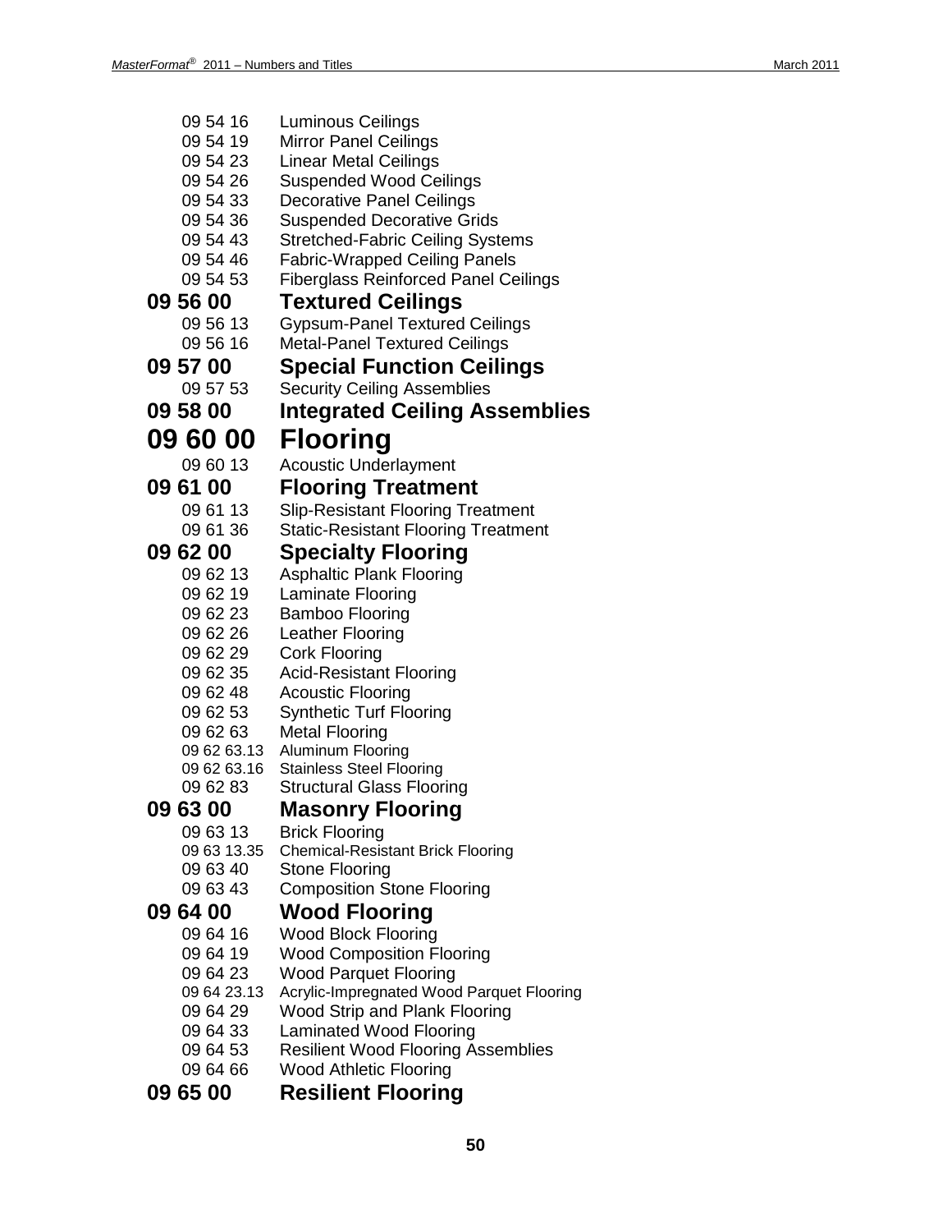09 54 16 Luminous Ceilings
09 54 19 Mirror Panel Ceilings
09 54 23 Linear Metal Ceilings
09 54 26 Suspended Wood Ceilings
09 54 33 Decorative Panel Ceilings
09 54 36 Suspended Decorative Grids
09 54 43 Stretched-Fabric Ceiling Systems
09 54 46 Fabric-Wrapped Ceiling Panels
09 54 53 Fiberglass Reinforced Panel Ceilings

### 09 56 00 Textured Ceilings

09 56 13 Gypsum-Panel Textured Ceilings
09 56 16 Metal-Panel Textured Ceilings

### 09 57 00 Special Function Ceilings

09 57 53 Security Ceiling Assemblies

### 09 58 00 Integrated Ceiling Assemblies

## 09 60 00 Flooring

09 60 13 Acoustic Underlayment

### 09 61 00 Flooring Treatment

09 61 13 Slip-Resistant Flooring Treatment
09 61 36 Static-Resistant Flooring Treatment

### 09 62 00 Specialty Flooring

09 62 13 Asphaltic Plank Flooring
09 62 19 Laminate Flooring
09 62 23 Bamboo Flooring
09 62 26 Leather Flooring
09 62 29 Cork Flooring
09 62 35 Acid-Resistant Flooring
09 62 48 Acoustic Flooring
09 62 53 Synthetic Turf Flooring
09 62 63 Metal Flooring
09 62 63.13 Aluminum Flooring
09 62 63.16 Stainless Steel Flooring
09 62 83 Structural Glass Flooring

### 09 63 00 Masonry Flooring

09 63 13 Brick Flooring
09 63 13.35 Chemical-Resistant Brick Flooring
09 63 40 Stone Flooring
09 63 43 Composition Stone Flooring

### 09 64 00 Wood Flooring

09 64 16 Wood Block Flooring
09 64 19 Wood Composition Flooring
09 64 23 Wood Parquet Flooring
09 64 23.13 Acrylic-Impregnated Wood Parquet Flooring
09 64 29 Wood Strip and Plank Flooring
09 64 33 Laminated Wood Flooring
09 64 53 Resilient Wood Flooring Assemblies
09 64 66 Wood Athletic Flooring

### 09 65 00 Resilient Flooring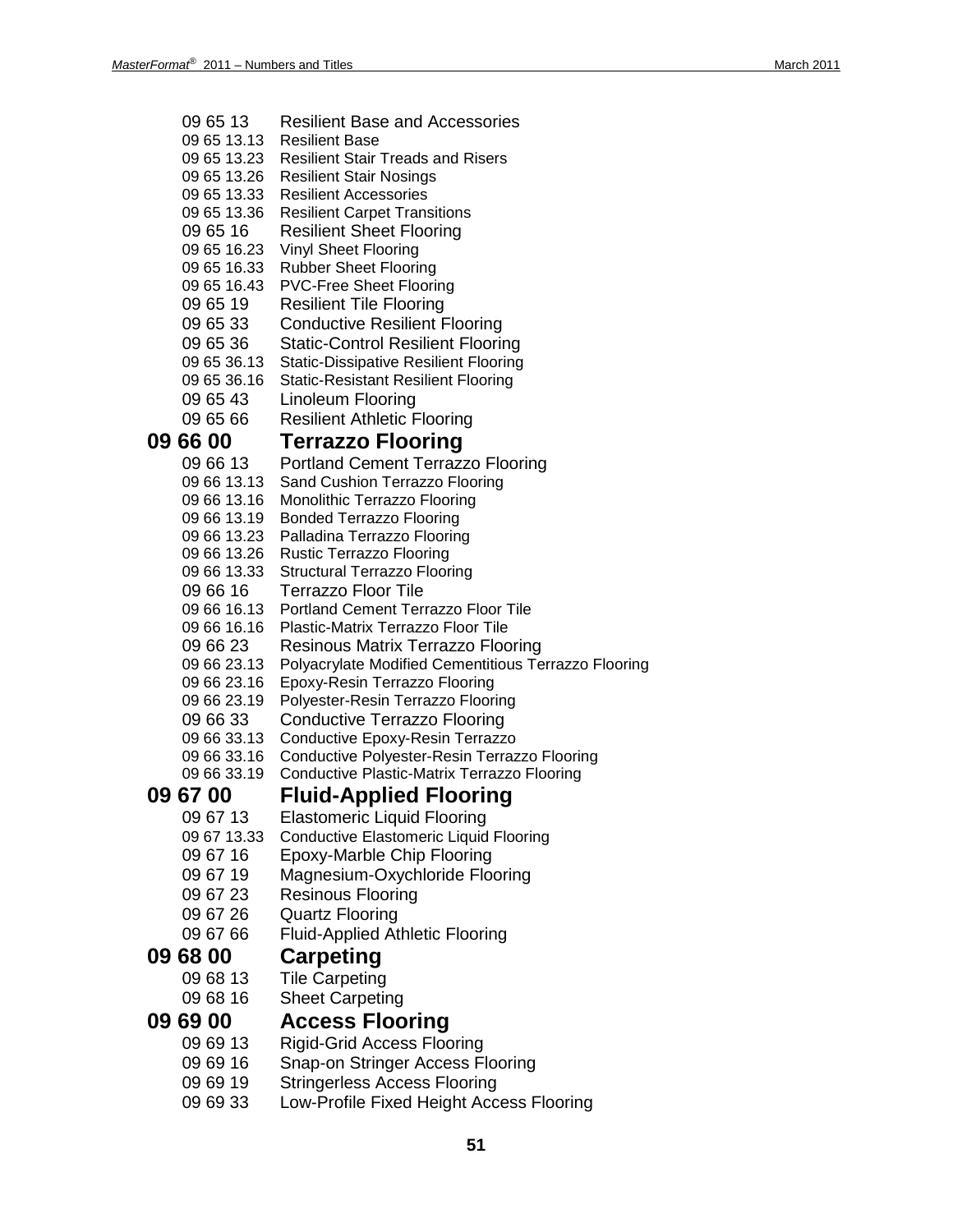- 09 65 13 Resilient Base and Accessories
  - 09 65 13.13 Resilient Base
  - 09 65 13.23 Resilient Stair Treads and Risers
  - 09 65 13.26 Resilient Stair Nosings
  - 09 65 13.33 Resilient Accessories
  - 09 65 13.36 Resilient Carpet Transitions
- 09 65 16 Resilient Sheet Flooring
  - 09 65 16.23 Vinyl Sheet Flooring
  - 09 65 16.33 Rubber Sheet Flooring
  - 09 65 16.43 PVC-Free Sheet Flooring
- 09 65 19 Resilient Tile Flooring
- 09 65 33 Conductive Resilient Flooring
- 09 65 36 Static-Control Resilient Flooring
  - 09 65 36.13 Static-Dissipative Resilient Flooring
  - 09 65 36.16 Static-Resistant Resilient Flooring
- 09 65 43 Linoleum Flooring
- 09 65 66 Resilient Athletic Flooring

## 09 66 00 Terrazzo Flooring

- 09 66 13 Portland Cement Terrazzo Flooring
  - 09 66 13.13 Sand Cushion Terrazzo Flooring
  - 09 66 13.16 Monolithic Terrazzo Flooring
  - 09 66 13.19 Bonded Terrazzo Flooring
  - 09 66 13.23 Palladina Terrazzo Flooring
  - 09 66 13.26 Rustic Terrazzo Flooring
  - 09 66 13.33 Structural Terrazzo Flooring
- 09 66 16 Terrazzo Floor Tile
  - 09 66 16.13 Portland Cement Terrazzo Floor Tile
  - 09 66 16.16 Plastic-Matrix Terrazzo Floor Tile
- 09 66 23 Resinous Matrix Terrazzo Flooring
  - 09 66 23.13 Polyacrylate Modified Cementitious Terrazzo Flooring
  - 09 66 23.16 Epoxy-Resin Terrazzo Flooring
  - 09 66 23.19 Polyester-Resin Terrazzo Flooring
- 09 66 33 Conductive Terrazzo Flooring
  - 09 66 33.13 Conductive Epoxy-Resin Terrazzo
  - 09 66 33.16 Conductive Polyester-Resin Terrazzo Flooring
  - 09 66 33.19 Conductive Plastic-Matrix Terrazzo Flooring

## 09 67 00 Fluid-Applied Flooring

- 09 67 13 Elastomeric Liquid Flooring
  - 09 67 13.33 Conductive Elastomeric Liquid Flooring
- 09 67 16 Epoxy-Marble Chip Flooring
- 09 67 19 Magnesium-Oxychloride Flooring
- 09 67 23 Resinous Flooring
- 09 67 26 Quartz Flooring
- 09 67 66 Fluid-Applied Athletic Flooring

## 09 68 00 Carpeting

- 09 68 13 Tile Carpeting
- 09 68 16 Sheet Carpeting

## 09 69 00 Access Flooring

- 09 69 13 Rigid-Grid Access Flooring
- 09 69 16 Snap-on Stringer Access Flooring
- 09 69 19 Stringerless Access Flooring
- 09 69 33 Low-Profile Fixed Height Access Flooring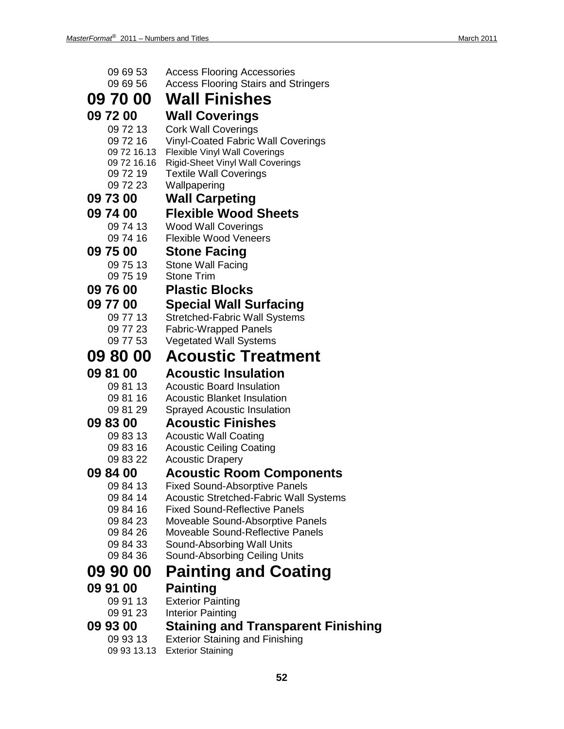09 69 53 Access Flooring Accessories
09 69 56 Access Flooring Stairs and Stringers

# 09 70 00 Wall Finishes

## 09 72 00 Wall Coverings

09 72 13 Cork Wall Coverings
09 72 16 Vinyl-Coated Fabric Wall Coverings
09 72 16.13 Flexible Vinyl Wall Coverings
09 72 16.16 Rigid-Sheet Vinyl Wall Coverings
09 72 19 Textile Wall Coverings
09 72 23 Wallpapering

## 09 73 00 Wall Carpeting

## 09 74 00 Flexible Wood Sheets

09 74 13 Wood Wall Coverings
09 74 16 Flexible Wood Veneers

## 09 75 00 Stone Facing

09 75 13 Stone Wall Facing
09 75 19 Stone Trim

## 09 76 00 Plastic Blocks

## 09 77 00 Special Wall Surfacing

09 77 13 Stretched-Fabric Wall Systems
09 77 23 Fabric-Wrapped Panels
09 77 53 Vegetated Wall Systems

# 09 80 00 Acoustic Treatment

## 09 81 00 Acoustic Insulation

09 81 13 Acoustic Board Insulation
09 81 16 Acoustic Blanket Insulation
09 81 29 Sprayed Acoustic Insulation

## 09 83 00 Acoustic Finishes

09 83 13 Acoustic Wall Coating
09 83 16 Acoustic Ceiling Coating
09 83 22 Acoustic Drapery

## 09 84 00 Acoustic Room Components

09 84 13 Fixed Sound-Absorptive Panels
09 84 14 Acoustic Stretched-Fabric Wall Systems
09 84 16 Fixed Sound-Reflective Panels
09 84 23 Moveable Sound-Absorptive Panels
09 84 26 Moveable Sound-Reflective Panels
09 84 33 Sound-Absorbing Wall Units
09 84 36 Sound-Absorbing Ceiling Units

# 09 90 00 Painting and Coating

## 09 91 00 Painting

09 91 13 Exterior Painting
09 91 23 Interior Painting

## 09 93 00 Staining and Transparent Finishing

09 93 13 Exterior Staining and Finishing
09 93 13.13 Exterior Staining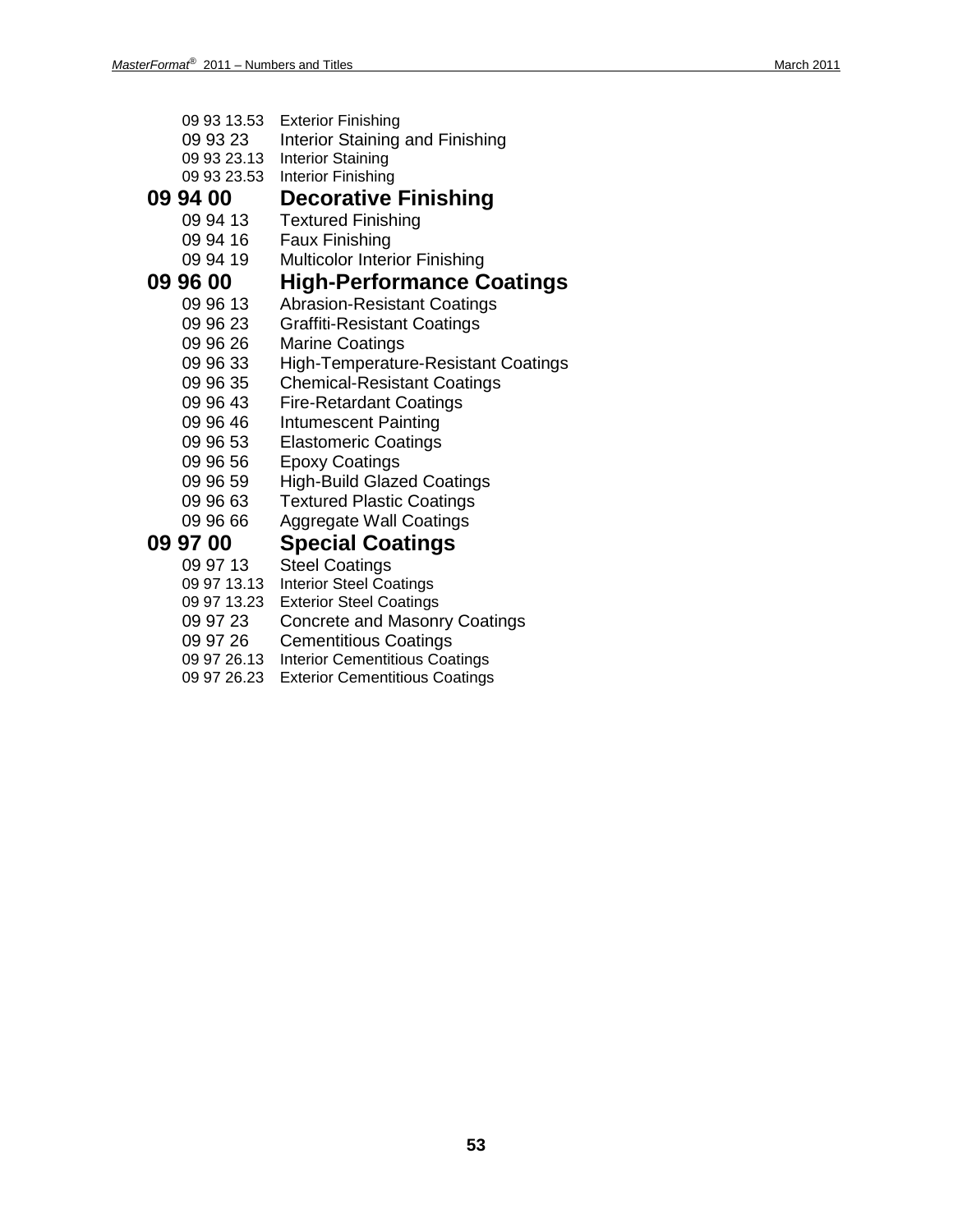09 93 13.53 Exterior Finishing

09 93 23 Interior Staining and Finishing

09 93 23.13 Interior Staining

09 93 23.53 Interior Finishing

## 09 94 00 Decorative Finishing

09 94 13 Textured Finishing

09 94 16 Faux Finishing

09 94 19 Multicolor Interior Finishing

## 09 96 00 High-Performance Coatings

09 96 13 Abrasion-Resistant Coatings

09 96 23 Graffiti-Resistant Coatings

09 96 26 Marine Coatings

09 96 33 High-Temperature-Resistant Coatings

09 96 35 Chemical-Resistant Coatings

09 96 43 Fire-Retardant Coatings

09 96 46 Intumescent Painting

09 96 53 Elastomeric Coatings

09 96 56 Epoxy Coatings

09 96 59 High-Build Glazed Coatings

09 96 63 Textured Plastic Coatings

09 96 66 Aggregate Wall Coatings

## 09 97 00 Special Coatings

09 97 13 Steel Coatings

09 97 13.13 Interior Steel Coatings

09 97 13.23 Exterior Steel Coatings

09 97 23 Concrete and Masonry Coatings

09 97 26 Cementitious Coatings

09 97 26.13 Interior Cementitious Coatings

09 97 26.23 Exterior Cementitious Coatings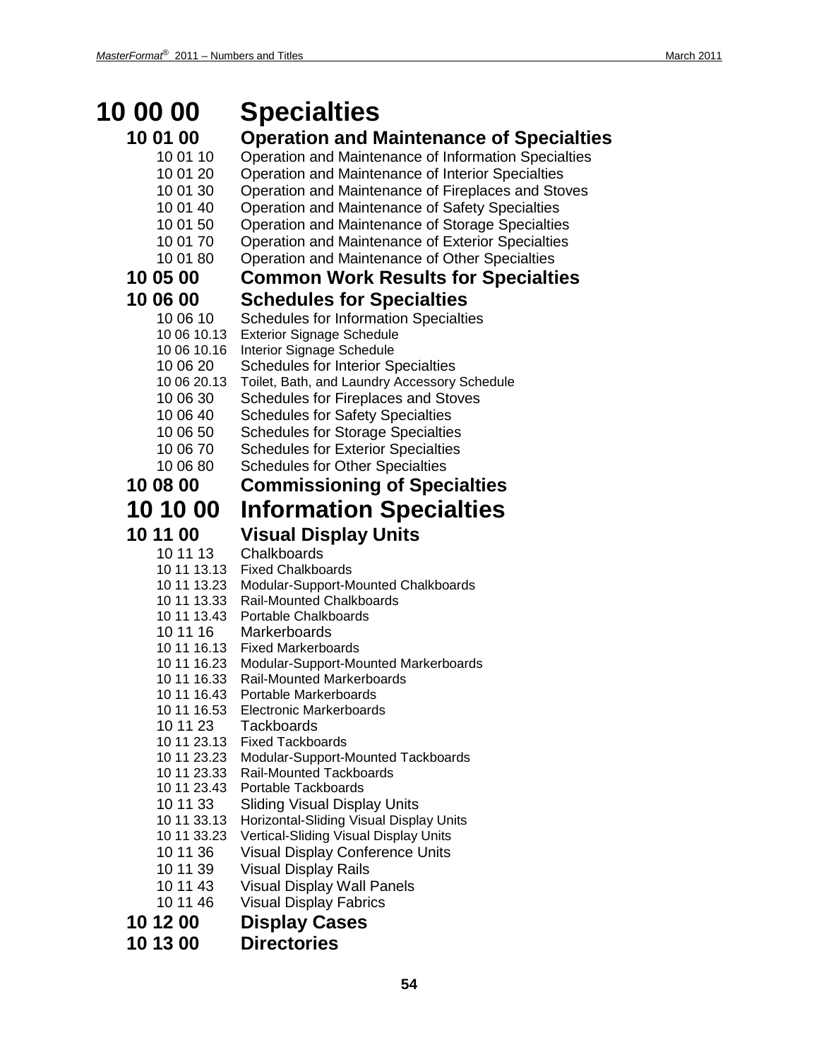# 10 00 00 Specialties

## 10 01 00 Operation and Maintenance of Specialties

- 10 01 10 Operation and Maintenance of Information Specialties
- 10 01 20 Operation and Maintenance of Interior Specialties
- 10 01 30 Operation and Maintenance of Fireplaces and Stoves
- 10 01 40 Operation and Maintenance of Safety Specialties
- 10 01 50 Operation and Maintenance of Storage Specialties
- 10 01 70 Operation and Maintenance of Exterior Specialties
- 10 01 80 Operation and Maintenance of Other Specialties

## 10 05 00 Common Work Results for Specialties

## 10 06 00 Schedules for Specialties

- 10 06 10 Schedules for Information Specialties
  - 10 06 10.13 Exterior Signage Schedule
  - 10 06 10.16 Interior Signage Schedule
- 10 06 20 Schedules for Interior Specialties
  - 10 06 20.13 Toilet, Bath, and Laundry Accessory Schedule
- 10 06 30 Schedules for Fireplaces and Stoves
- 10 06 40 Schedules for Safety Specialties
- 10 06 50 Schedules for Storage Specialties
- 10 06 70 Schedules for Exterior Specialties
- 10 06 80 Schedules for Other Specialties

## 10 08 00 Commissioning of Specialties

# 10 10 00 Information Specialties

## 10 11 00 Visual Display Units

- 10 11 13 Chalkboards
  - 10 11 13.13 Fixed Chalkboards
  - 10 11 13.23 Modular-Support-Mounted Chalkboards
  - 10 11 13.33 Rail-Mounted Chalkboards
  - 10 11 13.43 Portable Chalkboards
- 10 11 16 Markerboards
  - 10 11 16.13 Fixed Markerboards
  - 10 11 16.23 Modular-Support-Mounted Markerboards
  - 10 11 16.33 Rail-Mounted Markerboards
  - 10 11 16.43 Portable Markerboards
  - 10 11 16.53 Electronic Markerboards
- 10 11 23 Tackboards
  - 10 11 23.13 Fixed Tackboards
  - 10 11 23.23 Modular-Support-Mounted Tackboards
  - 10 11 23.33 Rail-Mounted Tackboards
  - 10 11 23.43 Portable Tackboards
- 10 11 33 Sliding Visual Display Units
  - 10 11 33.13 Horizontal-Sliding Visual Display Units
  - 10 11 33.23 Vertical-Sliding Visual Display Units
- 10 11 36 Visual Display Conference Units
- 10 11 39 Visual Display Rails
- 10 11 43 Visual Display Wall Panels
- 10 11 46 Visual Display Fabrics

## 10 12 00 Display Cases

## 10 13 00 Directories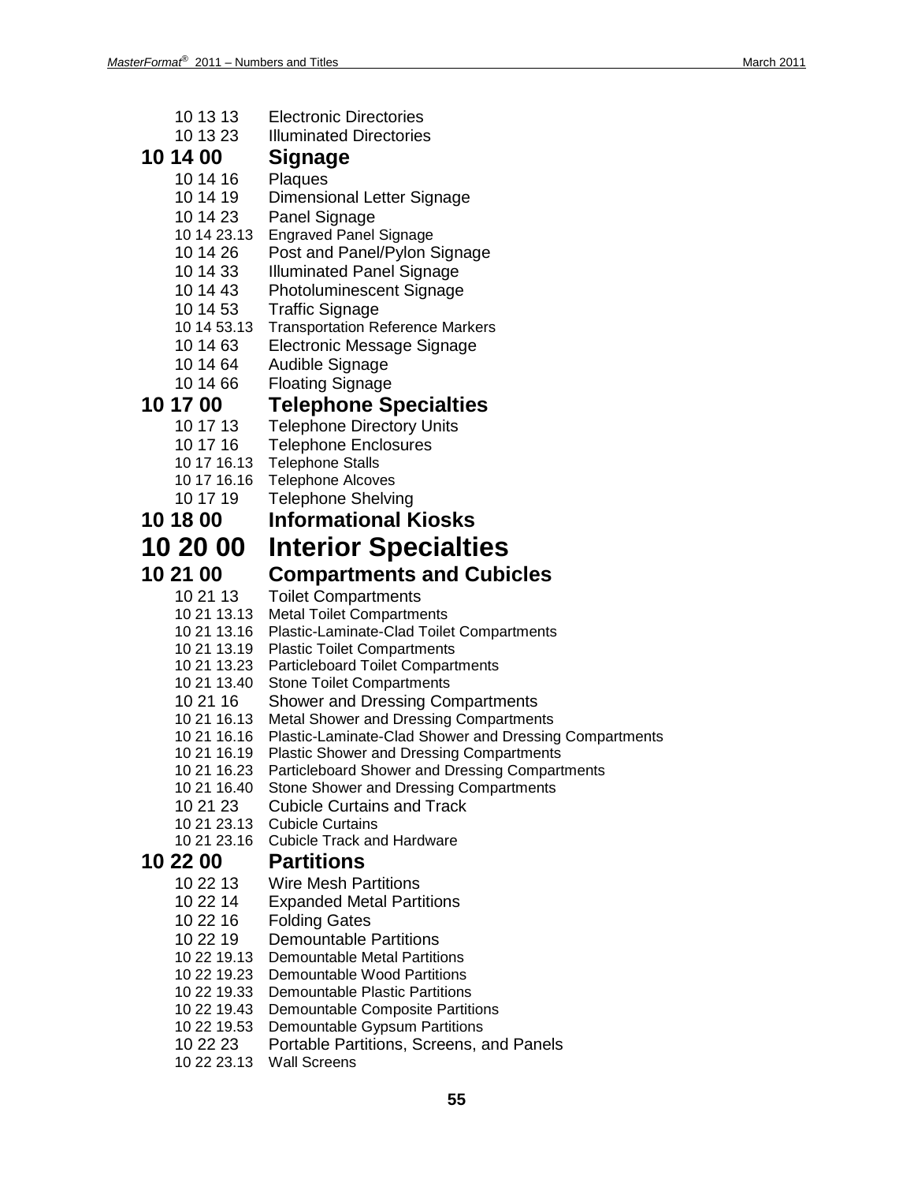10 13 13 Electronic Directories
10 13 23 Illuminated Directories

### 10 14 00 Signage

10 14 16 Plaques
10 14 19 Dimensional Letter Signage
10 14 23 Panel Signage
10 14 23.13 Engraved Panel Signage
10 14 26 Post and Panel/Pylon Signage
10 14 33 Illuminated Panel Signage
10 14 43 Photoluminescent Signage
10 14 53 Traffic Signage
10 14 53.13 Transportation Reference Markers
10 14 63 Electronic Message Signage
10 14 64 Audible Signage
10 14 66 Floating Signage

### 10 17 00 Telephone Specialties

10 17 13 Telephone Directory Units
10 17 16 Telephone Enclosures
10 17 16.13 Telephone Stalls
10 17 16.16 Telephone Alcoves
10 17 19 Telephone Shelving

### 10 18 00 Informational Kiosks

## 10 20 00 Interior Specialties

### 10 21 00 Compartments and Cubicles

10 21 13 Toilet Compartments
10 21 13.13 Metal Toilet Compartments
10 21 13.16 Plastic-Laminate-Clad Toilet Compartments
10 21 13.19 Plastic Toilet Compartments
10 21 13.23 Particleboard Toilet Compartments
10 21 13.40 Stone Toilet Compartments
10 21 16 Shower and Dressing Compartments
10 21 16.13 Metal Shower and Dressing Compartments
10 21 16.16 Plastic-Laminate-Clad Shower and Dressing Compartments
10 21 16.19 Plastic Shower and Dressing Compartments
10 21 16.23 Particleboard Shower and Dressing Compartments
10 21 16.40 Stone Shower and Dressing Compartments
10 21 23 Cubicle Curtains and Track
10 21 23.13 Cubicle Curtains
10 21 23.16 Cubicle Track and Hardware

### 10 22 00 Partitions

10 22 13 Wire Mesh Partitions
10 22 14 Expanded Metal Partitions
10 22 16 Folding Gates
10 22 19 Demountable Partitions
10 22 19.13 Demountable Metal Partitions
10 22 19.23 Demountable Wood Partitions
10 22 19.33 Demountable Plastic Partitions
10 22 19.43 Demountable Composite Partitions
10 22 19.53 Demountable Gypsum Partitions
10 22 23 Portable Partitions, Screens, and Panels
10 22 23.13 Wall Screens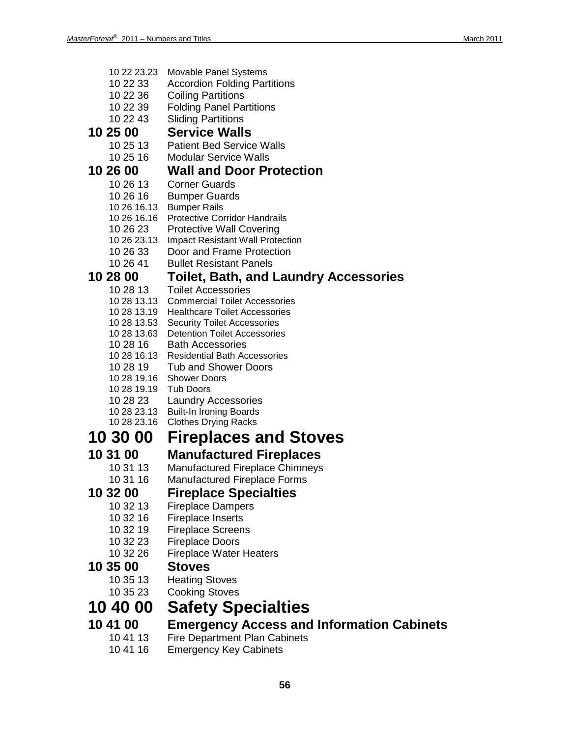10 22 23.23 Movable Panel Systems
10 22 33 Accordion Folding Partitions
10 22 36 Coiling Partitions
10 22 39 Folding Panel Partitions
10 22 43 Sliding Partitions

### 10 25 00 Service Walls

10 25 13 Patient Bed Service Walls
10 25 16 Modular Service Walls

### 10 26 00 Wall and Door Protection

10 26 13 Corner Guards
10 26 16 Bumper Guards
10 26 16.13 Bumper Rails
10 26 16.16 Protective Corridor Handrails
10 26 23 Protective Wall Covering
10 26 23.13 Impact Resistant Wall Protection
10 26 33 Door and Frame Protection
10 26 41 Bullet Resistant Panels

### 10 28 00 Toilet, Bath, and Laundry Accessories

10 28 13 Toilet Accessories
10 28 13.13 Commercial Toilet Accessories
10 28 13.19 Healthcare Toilet Accessories
10 28 13.53 Security Toilet Accessories
10 28 13.63 Detention Toilet Accessories
10 28 16 Bath Accessories
10 28 16.13 Residential Bath Accessories
10 28 19 Tub and Shower Doors
10 28 19.16 Shower Doors
10 28 19.19 Tub Doors
10 28 23 Laundry Accessories
10 28 23.13 Built-In Ironing Boards
10 28 23.16 Clothes Drying Racks

## 10 30 00 Fireplaces and Stoves

### 10 31 00 Manufactured Fireplaces

10 31 13 Manufactured Fireplace Chimneys
10 31 16 Manufactured Fireplace Forms

### 10 32 00 Fireplace Specialties

10 32 13 Fireplace Dampers
10 32 16 Fireplace Inserts
10 32 19 Fireplace Screens
10 32 23 Fireplace Doors
10 32 26 Fireplace Water Heaters

### 10 35 00 Stoves

10 35 13 Heating Stoves
10 35 23 Cooking Stoves

## 10 40 00 Safety Specialties

### 10 41 00 Emergency Access and Information Cabinets

10 41 13 Fire Department Plan Cabinets
10 41 16 Emergency Key Cabinets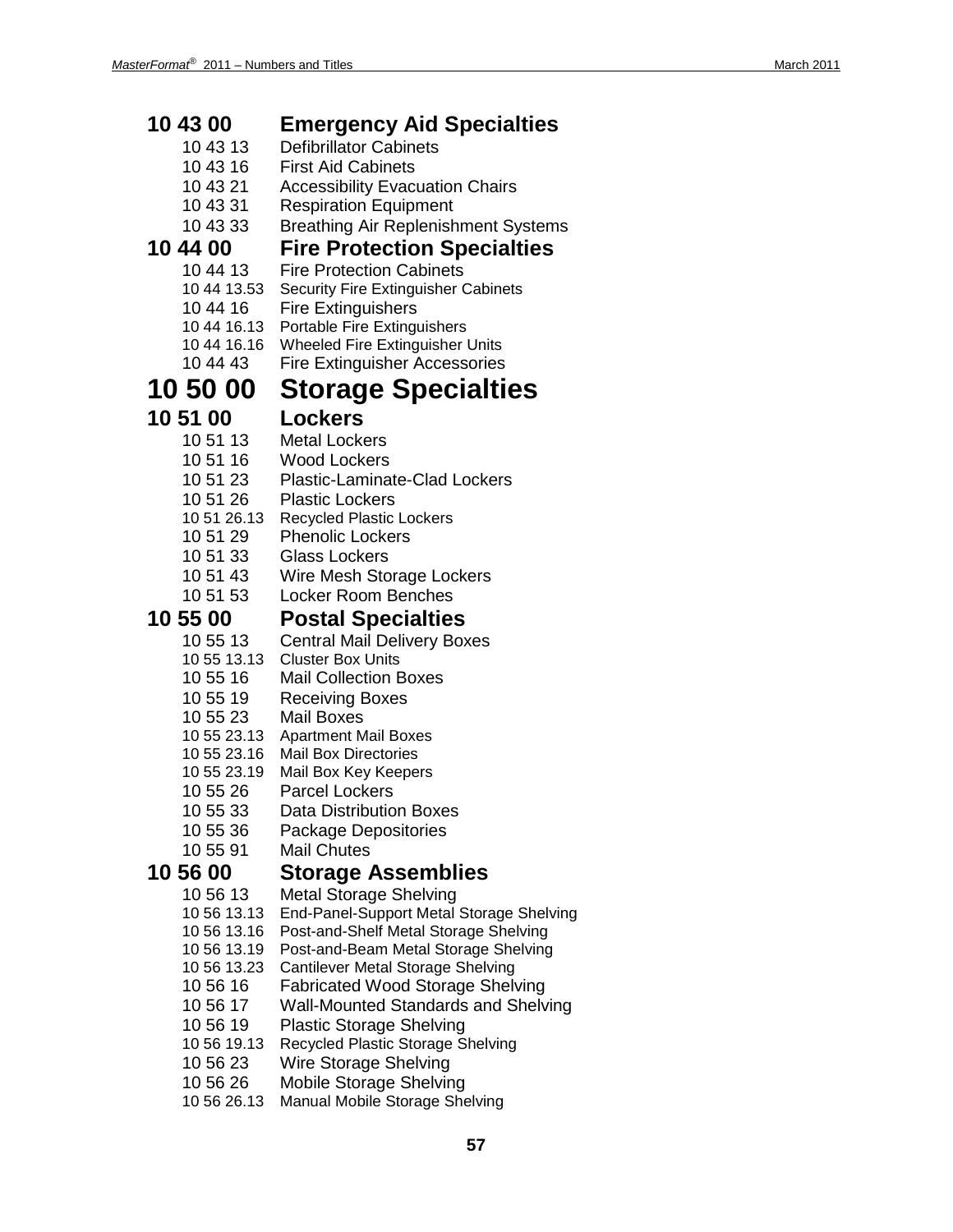## 10 43 00 Emergency Aid Specialties

- 10 43 13 Defibrillator Cabinets
- 10 43 16 First Aid Cabinets
- 10 43 21 Accessibility Evacuation Chairs
- 10 43 31 Respiration Equipment
- 10 43 33 Breathing Air Replenishment Systems

## 10 44 00 Fire Protection Specialties

- 10 44 13 Fire Protection Cabinets
- 10 44 13.53 Security Fire Extinguisher Cabinets
- 10 44 16 Fire Extinguishers
- 10 44 16.13 Portable Fire Extinguishers
- 10 44 16.16 Wheeled Fire Extinguisher Units
- 10 44 43 Fire Extinguisher Accessories

# 10 50 00 Storage Specialties

## 10 51 00 Lockers

- 10 51 13 Metal Lockers
- 10 51 16 Wood Lockers
- 10 51 23 Plastic-Laminate-Clad Lockers
- 10 51 26 Plastic Lockers
- 10 51 26.13 Recycled Plastic Lockers
- 10 51 29 Phenolic Lockers
- 10 51 33 Glass Lockers
- 10 51 43 Wire Mesh Storage Lockers
- 10 51 53 Locker Room Benches

## 10 55 00 Postal Specialties

- 10 55 13 Central Mail Delivery Boxes
- 10 55 13.13 Cluster Box Units
- 10 55 16 Mail Collection Boxes
- 10 55 19 Receiving Boxes
- 10 55 23 Mail Boxes
- 10 55 23.13 Apartment Mail Boxes
- 10 55 23.16 Mail Box Directories
- 10 55 23.19 Mail Box Key Keepers
- 10 55 26 Parcel Lockers
- 10 55 33 Data Distribution Boxes
- 10 55 36 Package Depositories
- 10 55 91 Mail Chutes

## 10 56 00 Storage Assemblies

- 10 56 13 Metal Storage Shelving
- 10 56 13.13 End-Panel-Support Metal Storage Shelving
- 10 56 13.16 Post-and-Shelf Metal Storage Shelving
- 10 56 13.19 Post-and-Beam Metal Storage Shelving
- 10 56 13.23 Cantilever Metal Storage Shelving
- 10 56 16 Fabricated Wood Storage Shelving
- 10 56 17 Wall-Mounted Standards and Shelving
- 10 56 19 Plastic Storage Shelving
- 10 56 19.13 Recycled Plastic Storage Shelving
- 10 56 23 Wire Storage Shelving
- 10 56 26 Mobile Storage Shelving
- 10 56 26.13 Manual Mobile Storage Shelving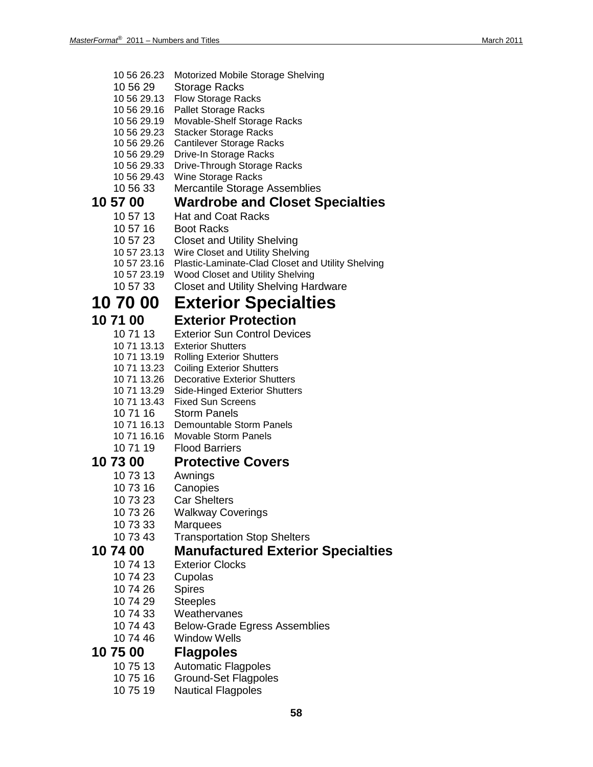10 56 26.23 Motorized Mobile Storage Shelving
10 56 29 Storage Racks
10 56 29.13 Flow Storage Racks
10 56 29.16 Pallet Storage Racks
10 56 29.19 Movable-Shelf Storage Racks
10 56 29.23 Stacker Storage Racks
10 56 29.26 Cantilever Storage Racks
10 56 29.29 Drive-In Storage Racks
10 56 29.33 Drive-Through Storage Racks
10 56 29.43 Wine Storage Racks
10 56 33 Mercantile Storage Assemblies

## 10 57 00 Wardrobe and Closet Specialties

10 57 13 Hat and Coat Racks
10 57 16 Boot Racks
10 57 23 Closet and Utility Shelving
10 57 23.13 Wire Closet and Utility Shelving
10 57 23.16 Plastic-Laminate-Clad Closet and Utility Shelving
10 57 23.19 Wood Closet and Utility Shelving
10 57 33 Closet and Utility Shelving Hardware

# 10 70 00 Exterior Specialties

## 10 71 00 Exterior Protection

10 71 13 Exterior Sun Control Devices
10 71 13.13 Exterior Shutters
10 71 13.19 Rolling Exterior Shutters
10 71 13.23 Coiling Exterior Shutters
10 71 13.26 Decorative Exterior Shutters
10 71 13.29 Side-Hinged Exterior Shutters
10 71 13.43 Fixed Sun Screens
10 71 16 Storm Panels
10 71 16.13 Demountable Storm Panels
10 71 16.16 Movable Storm Panels
10 71 19 Flood Barriers

## 10 73 00 Protective Covers

10 73 13 Awnings
10 73 16 Canopies
10 73 23 Car Shelters
10 73 26 Walkway Coverings
10 73 33 Marquees
10 73 43 Transportation Stop Shelters

## 10 74 00 Manufactured Exterior Specialties

10 74 13 Exterior Clocks
10 74 23 Cupolas
10 74 26 Spires
10 74 29 Steeples
10 74 33 Weathervanes
10 74 43 Below-Grade Egress Assemblies
10 74 46 Window Wells

## 10 75 00 Flagpoles

10 75 13 Automatic Flagpoles
10 75 16 Ground-Set Flagpoles
10 75 19 Nautical Flagpoles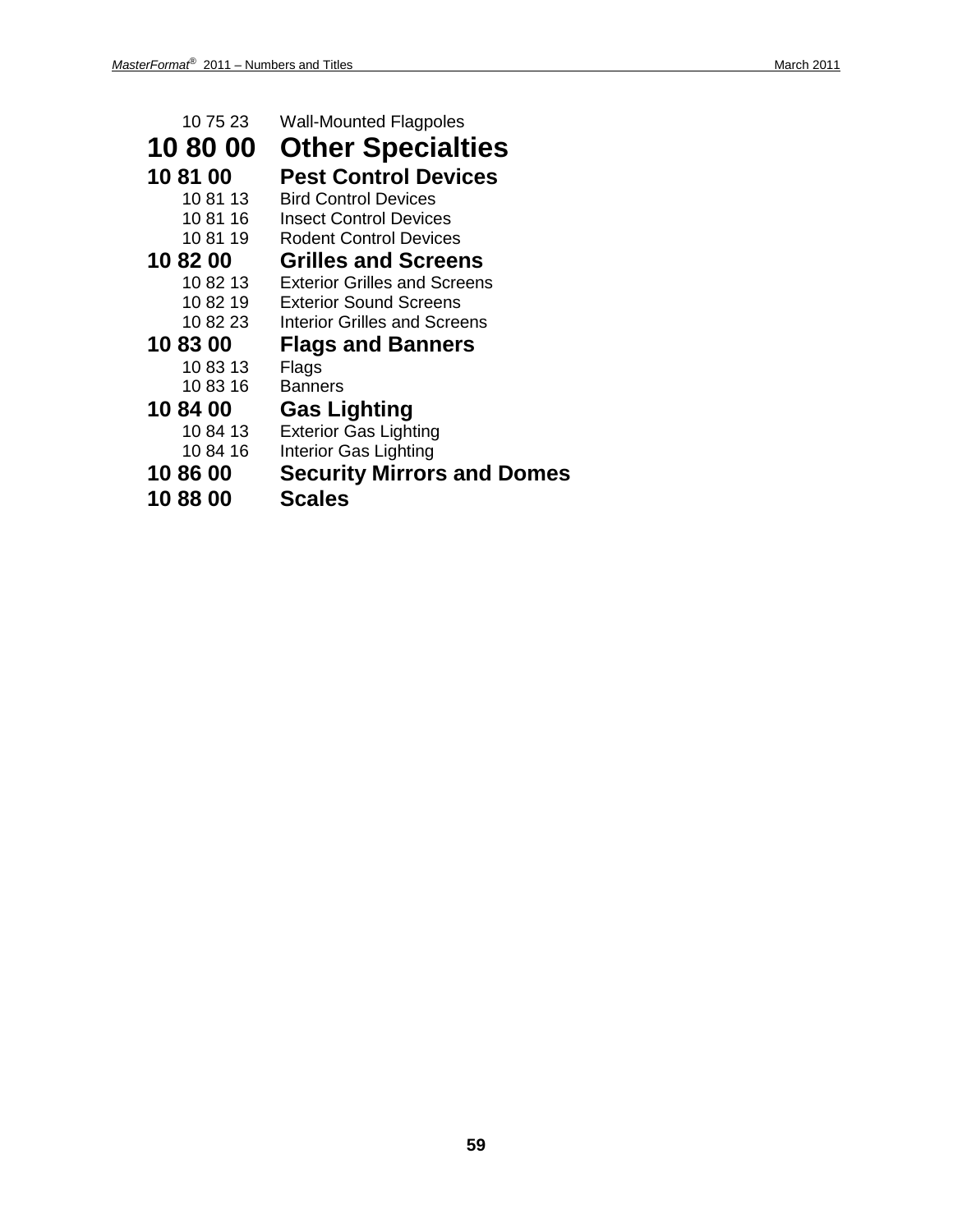10 75 23 Wall-Mounted Flagpoles

# 10 80 00 Other Specialties

## 10 81 00 Pest Control Devices

10 81 13 Bird Control Devices
10 81 16 Insect Control Devices
10 81 19 Rodent Control Devices

## 10 82 00 Grilles and Screens

10 82 13 Exterior Grilles and Screens
10 82 19 Exterior Sound Screens
10 82 23 Interior Grilles and Screens

## 10 83 00 Flags and Banners

10 83 13 Flags
10 83 16 Banners

## 10 84 00 Gas Lighting

10 84 13 Exterior Gas Lighting
10 84 16 Interior Gas Lighting

## 10 86 00 Security Mirrors and Domes

## 10 88 00 Scales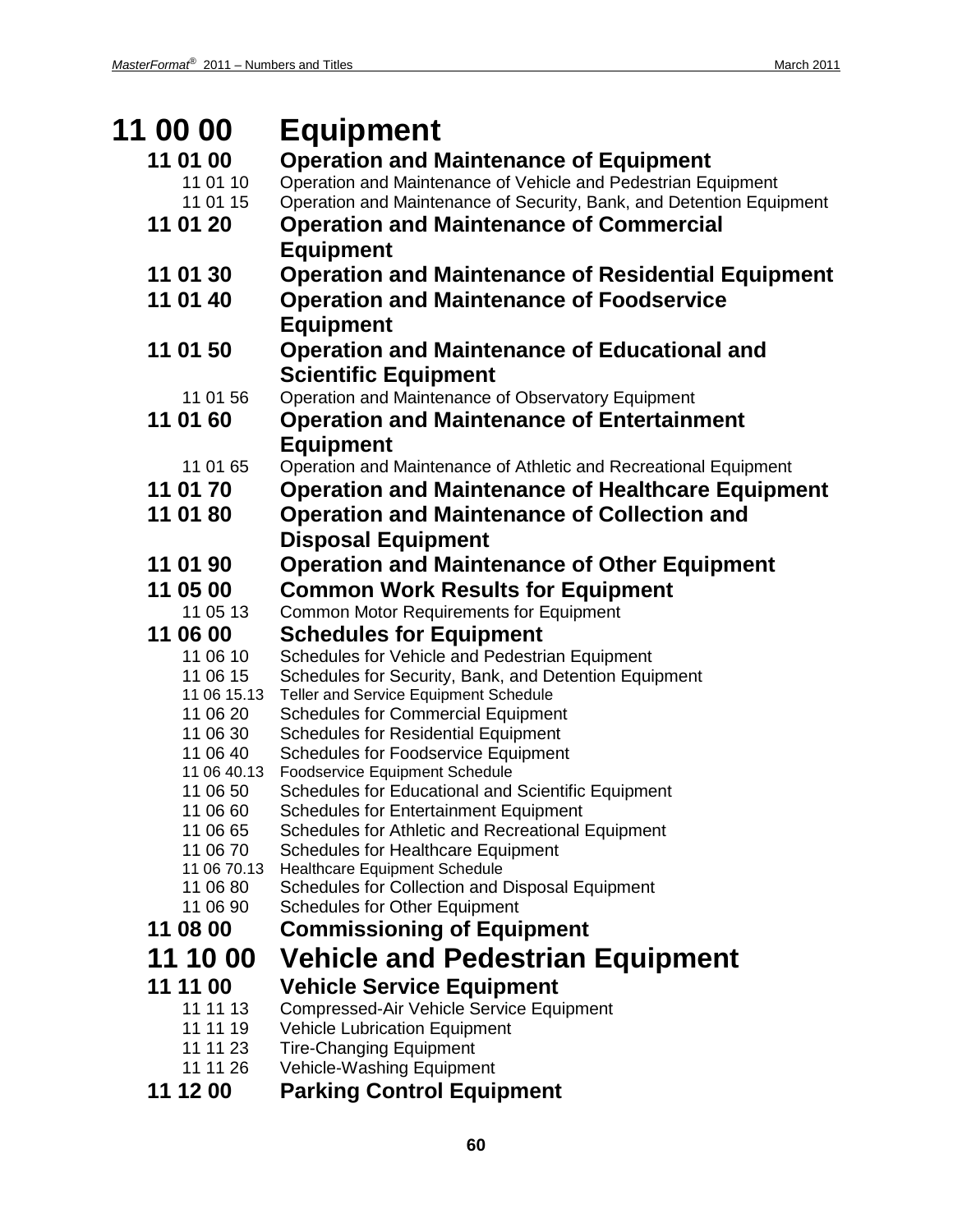# 11 00 00 Equipment

## 11 01 00 Operation and Maintenance of Equipment

11 01 10 Operation and Maintenance of Vehicle and Pedestrian Equipment
11 01 15 Operation and Maintenance of Security, Bank, and Detention Equipment

## 11 01 20 Operation and Maintenance of Commercial Equipment

## 11 01 30 Operation and Maintenance of Residential Equipment

## 11 01 40 Operation and Maintenance of Foodservice Equipment

## 11 01 50 Operation and Maintenance of Educational and Scientific Equipment

11 01 56 Operation and Maintenance of Observatory Equipment

## 11 01 60 Operation and Maintenance of Entertainment Equipment

11 01 65 Operation and Maintenance of Athletic and Recreational Equipment

## 11 01 70 Operation and Maintenance of Healthcare Equipment

## 11 01 80 Operation and Maintenance of Collection and Disposal Equipment

## 11 01 90 Operation and Maintenance of Other Equipment

## 11 05 00 Common Work Results for Equipment

11 05 13 Common Motor Requirements for Equipment

## 11 06 00 Schedules for Equipment

11 06 10 Schedules for Vehicle and Pedestrian Equipment
11 06 15 Schedules for Security, Bank, and Detention Equipment
11 06 15.13 Teller and Service Equipment Schedule
11 06 20 Schedules for Commercial Equipment
11 06 30 Schedules for Residential Equipment
11 06 40 Schedules for Foodservice Equipment
11 06 40.13 Foodservice Equipment Schedule
11 06 50 Schedules for Educational and Scientific Equipment
11 06 60 Schedules for Entertainment Equipment
11 06 65 Schedules for Athletic and Recreational Equipment
11 06 70 Schedules for Healthcare Equipment
11 06 70.13 Healthcare Equipment Schedule
11 06 80 Schedules for Collection and Disposal Equipment
11 06 90 Schedules for Other Equipment

## 11 08 00 Commissioning of Equipment

# 11 10 00 Vehicle and Pedestrian Equipment

## 11 11 00 Vehicle Service Equipment

11 11 13 Compressed-Air Vehicle Service Equipment
11 11 19 Vehicle Lubrication Equipment
11 11 23 Tire-Changing Equipment
11 11 26 Vehicle-Washing Equipment

## 11 12 00 Parking Control Equipment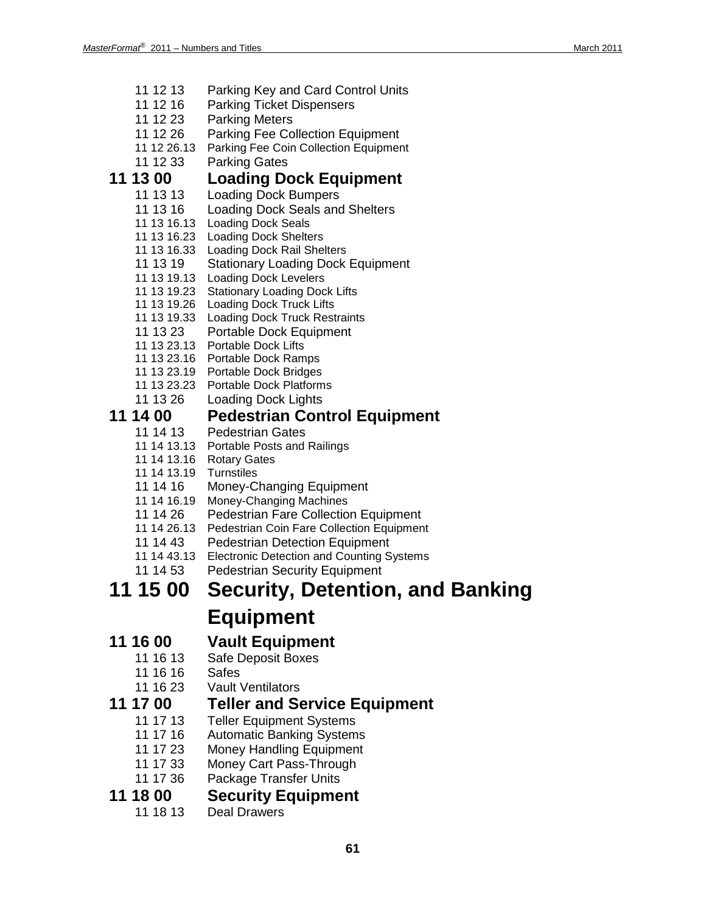11 12 13 Parking Key and Card Control Units
11 12 16 Parking Ticket Dispensers
11 12 23 Parking Meters
11 12 26 Parking Fee Collection Equipment
11 12 26.13 Parking Fee Coin Collection Equipment
11 12 33 Parking Gates

## 11 13 00 Loading Dock Equipment

11 13 13 Loading Dock Bumpers
11 13 16 Loading Dock Seals and Shelters
11 13 16.13 Loading Dock Seals
11 13 16.23 Loading Dock Shelters
11 13 16.33 Loading Dock Rail Shelters
11 13 19 Stationary Loading Dock Equipment
11 13 19.13 Loading Dock Levelers
11 13 19.23 Stationary Loading Dock Lifts
11 13 19.26 Loading Dock Truck Lifts
11 13 19.33 Loading Dock Truck Restraints
11 13 23 Portable Dock Equipment
11 13 23.13 Portable Dock Lifts
11 13 23.16 Portable Dock Ramps
11 13 23.19 Portable Dock Bridges
11 13 23.23 Portable Dock Platforms
11 13 26 Loading Dock Lights

## 11 14 00 Pedestrian Control Equipment

11 14 13 Pedestrian Gates
11 14 13.13 Portable Posts and Railings
11 14 13.16 Rotary Gates
11 14 13.19 Turnstiles
11 14 16 Money-Changing Equipment
11 14 16.19 Money-Changing Machines
11 14 26 Pedestrian Fare Collection Equipment
11 14 26.13 Pedestrian Coin Fare Collection Equipment
11 14 43 Pedestrian Detection Equipment
11 14 43.13 Electronic Detection and Counting Systems
11 14 53 Pedestrian Security Equipment

# 11 15 00 Security, Detention, and Banking Equipment

## 11 16 00 Vault Equipment

11 16 13 Safe Deposit Boxes
11 16 16 Safes
11 16 23 Vault Ventilators

## 11 17 00 Teller and Service Equipment

11 17 13 Teller Equipment Systems
11 17 16 Automatic Banking Systems
11 17 23 Money Handling Equipment
11 17 33 Money Cart Pass-Through
11 17 36 Package Transfer Units

## 11 18 00 Security Equipment

11 18 13 Deal Drawers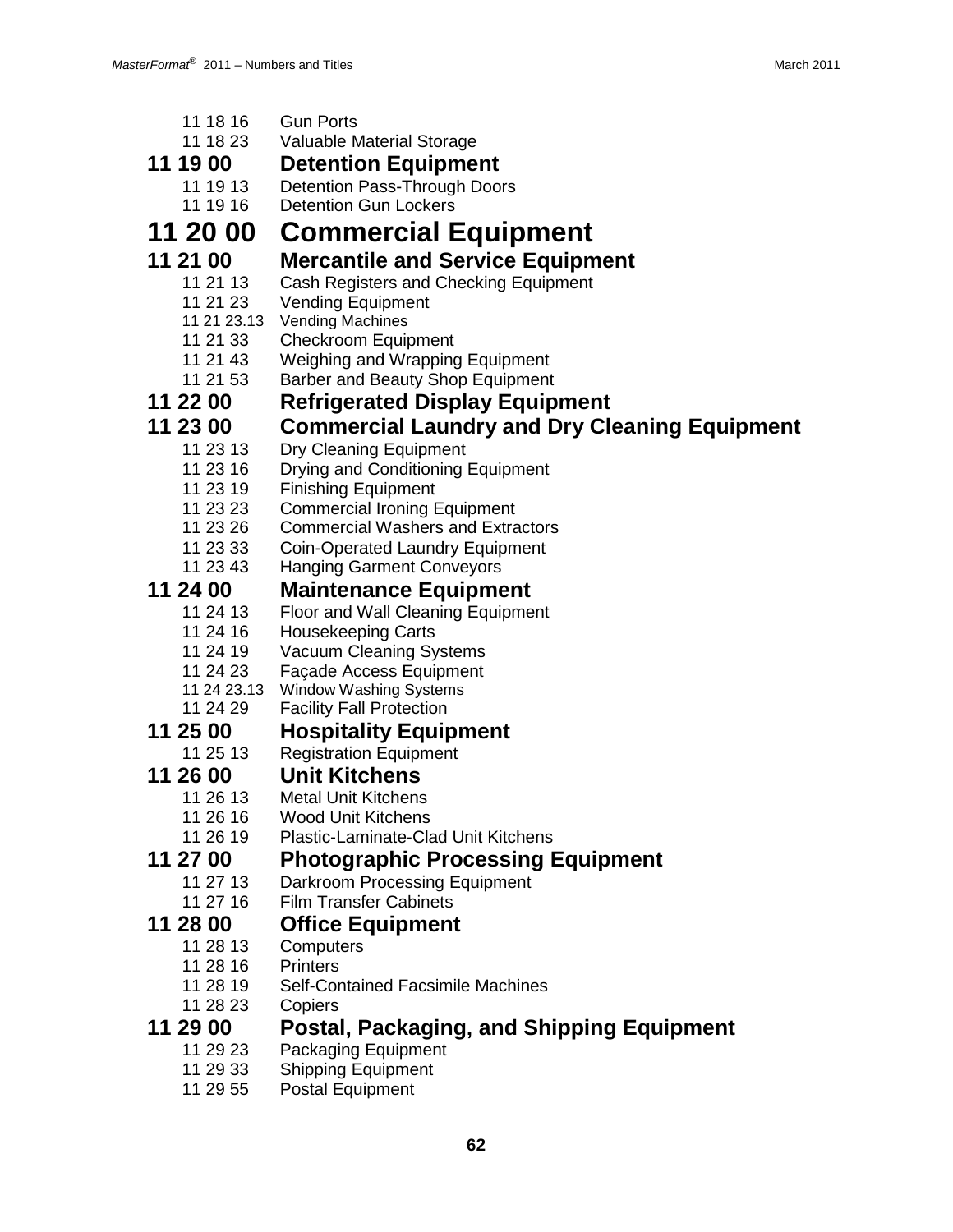11 18 16 Gun Ports
11 18 23 Valuable Material Storage

### 11 19 00 Detention Equipment

11 19 13 Detention Pass-Through Doors
11 19 16 Detention Gun Lockers

## 11 20 00 Commercial Equipment

### 11 21 00 Mercantile and Service Equipment

11 21 13 Cash Registers and Checking Equipment
11 21 23 Vending Equipment
11 21 23.13 Vending Machines
11 21 33 Checkroom Equipment
11 21 43 Weighing and Wrapping Equipment
11 21 53 Barber and Beauty Shop Equipment

### 11 22 00 Refrigerated Display Equipment

### 11 23 00 Commercial Laundry and Dry Cleaning Equipment

11 23 13 Dry Cleaning Equipment
11 23 16 Drying and Conditioning Equipment
11 23 19 Finishing Equipment
11 23 23 Commercial Ironing Equipment
11 23 26 Commercial Washers and Extractors
11 23 33 Coin-Operated Laundry Equipment
11 23 43 Hanging Garment Conveyors

### 11 24 00 Maintenance Equipment

11 24 13 Floor and Wall Cleaning Equipment
11 24 16 Housekeeping Carts
11 24 19 Vacuum Cleaning Systems
11 24 23 Façade Access Equipment
11 24 23.13 Window Washing Systems
11 24 29 Facility Fall Protection

### 11 25 00 Hospitality Equipment

11 25 13 Registration Equipment

### 11 26 00 Unit Kitchens

11 26 13 Metal Unit Kitchens
11 26 16 Wood Unit Kitchens
11 26 19 Plastic-Laminate-Clad Unit Kitchens

### 11 27 00 Photographic Processing Equipment

11 27 13 Darkroom Processing Equipment
11 27 16 Film Transfer Cabinets

### 11 28 00 Office Equipment

11 28 13 Computers
11 28 16 Printers
11 28 19 Self-Contained Facsimile Machines
11 28 23 Copiers

### 11 29 00 Postal, Packaging, and Shipping Equipment

11 29 23 Packaging Equipment
11 29 33 Shipping Equipment
11 29 55 Postal Equipment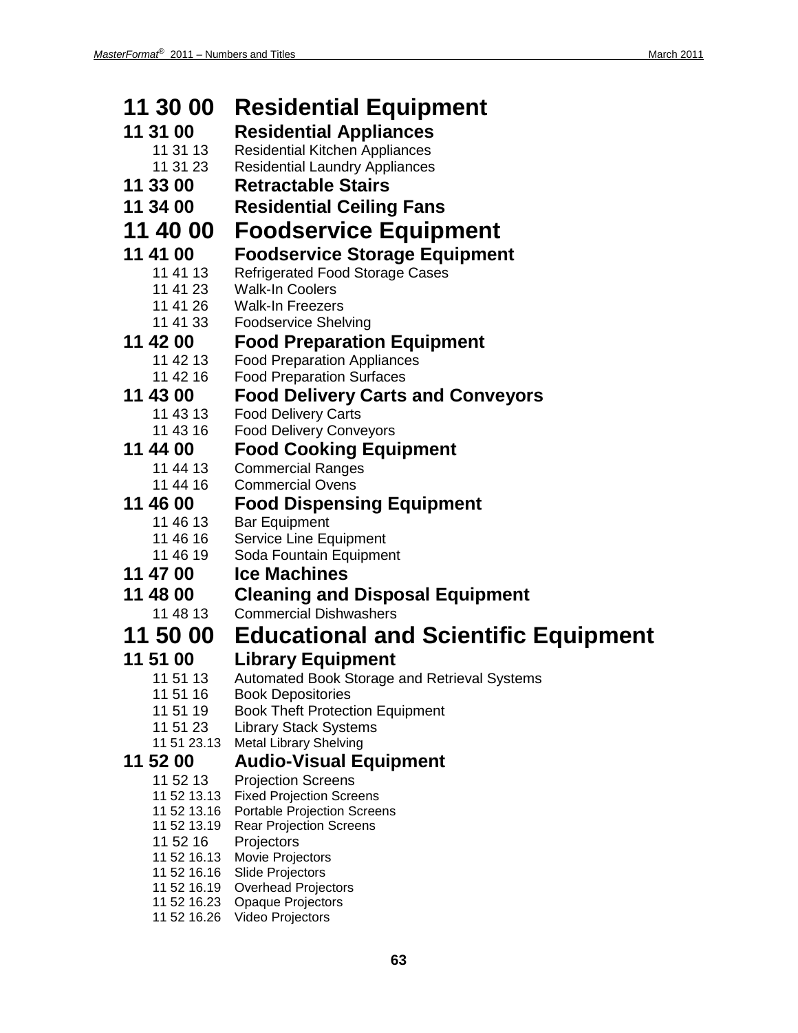# 11 30 00 Residential Equipment

## 11 31 00 Residential Appliances

- 11 31 13 Residential Kitchen Appliances
- 11 31 23 Residential Laundry Appliances

## 11 33 00 Retractable Stairs

## 11 34 00 Residential Ceiling Fans

# 11 40 00 Foodservice Equipment

## 11 41 00 Foodservice Storage Equipment

- 11 41 13 Refrigerated Food Storage Cases
- 11 41 23 Walk-In Coolers
- 11 41 26 Walk-In Freezers
- 11 41 33 Foodservice Shelving

## 11 42 00 Food Preparation Equipment

- 11 42 13 Food Preparation Appliances
- 11 42 16 Food Preparation Surfaces

## 11 43 00 Food Delivery Carts and Conveyors

- 11 43 13 Food Delivery Carts
- 11 43 16 Food Delivery Conveyors

## 11 44 00 Food Cooking Equipment

- 11 44 13 Commercial Ranges
- 11 44 16 Commercial Ovens

## 11 46 00 Food Dispensing Equipment

- 11 46 13 Bar Equipment
- 11 46 16 Service Line Equipment
- 11 46 19 Soda Fountain Equipment

## 11 47 00 Ice Machines

## 11 48 00 Cleaning and Disposal Equipment

- 11 48 13 Commercial Dishwashers

# 11 50 00 Educational and Scientific Equipment

## 11 51 00 Library Equipment

- 11 51 13 Automated Book Storage and Retrieval Systems
- 11 51 16 Book Depositories
- 11 51 19 Book Theft Protection Equipment
- 11 51 23 Library Stack Systems
  - 11 51 23.13 Metal Library Shelving

## 11 52 00 Audio-Visual Equipment

- 11 52 13 Projection Screens
  - 11 52 13.13 Fixed Projection Screens
  - 11 52 13.16 Portable Projection Screens
  - 11 52 13.19 Rear Projection Screens
- 11 52 16 Projectors
  - 11 52 16.13 Movie Projectors
  - 11 52 16.16 Slide Projectors
  - 11 52 16.19 Overhead Projectors
  - 11 52 16.23 Opaque Projectors
  - 11 52 16.26 Video Projectors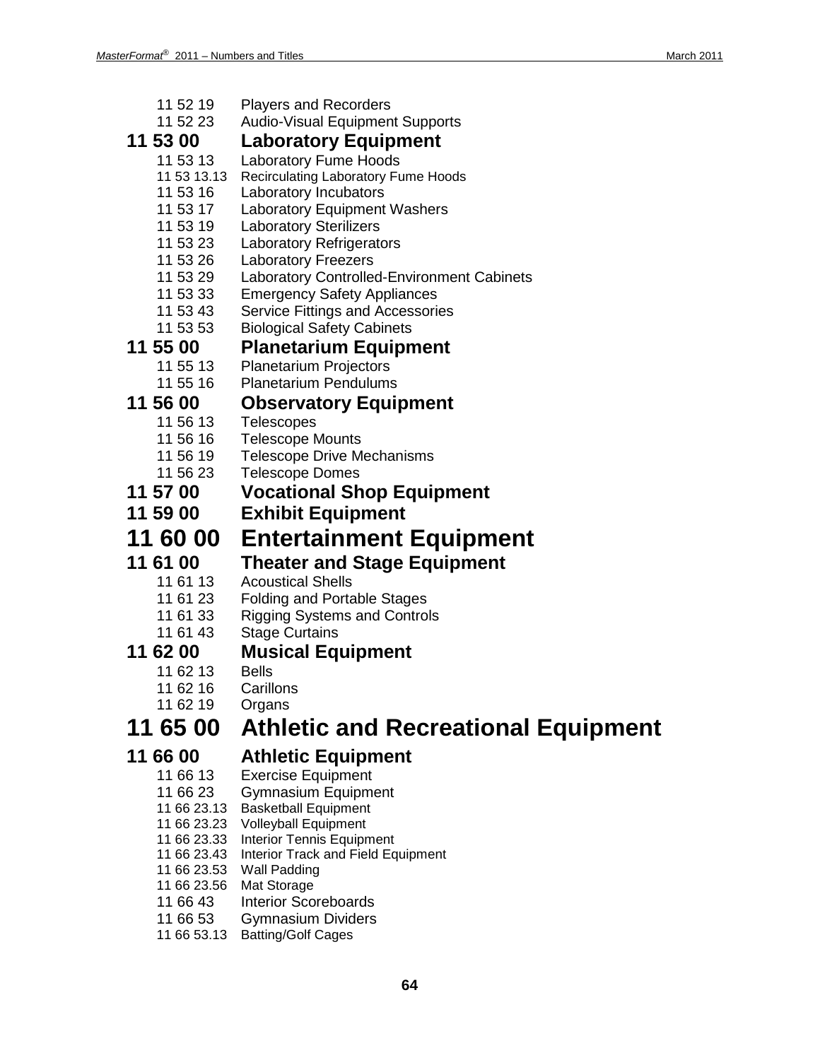11 52 19 Players and Recorders
11 52 23 Audio-Visual Equipment Supports

### 11 53 00 Laboratory Equipment

11 53 13 Laboratory Fume Hoods
11 53 13.13 Recirculating Laboratory Fume Hoods
11 53 16 Laboratory Incubators
11 53 17 Laboratory Equipment Washers
11 53 19 Laboratory Sterilizers
11 53 23 Laboratory Refrigerators
11 53 26 Laboratory Freezers
11 53 29 Laboratory Controlled-Environment Cabinets
11 53 33 Emergency Safety Appliances
11 53 43 Service Fittings and Accessories
11 53 53 Biological Safety Cabinets

### 11 55 00 Planetarium Equipment

11 55 13 Planetarium Projectors
11 55 16 Planetarium Pendulums

### 11 56 00 Observatory Equipment

11 56 13 Telescopes
11 56 16 Telescope Mounts
11 56 19 Telescope Drive Mechanisms
11 56 23 Telescope Domes

### 11 57 00 Vocational Shop Equipment

### 11 59 00 Exhibit Equipment

## 11 60 00 Entertainment Equipment

### 11 61 00 Theater and Stage Equipment

11 61 13 Acoustical Shells
11 61 23 Folding and Portable Stages
11 61 33 Rigging Systems and Controls
11 61 43 Stage Curtains

### 11 62 00 Musical Equipment

11 62 13 Bells
11 62 16 Carillons
11 62 19 Organs

## 11 65 00 Athletic and Recreational Equipment

### 11 66 00 Athletic Equipment

11 66 13 Exercise Equipment
11 66 23 Gymnasium Equipment
11 66 23.13 Basketball Equipment
11 66 23.23 Volleyball Equipment
11 66 23.33 Interior Tennis Equipment
11 66 23.43 Interior Track and Field Equipment
11 66 23.53 Wall Padding
11 66 23.56 Mat Storage
11 66 43 Interior Scoreboards
11 66 53 Gymnasium Dividers
11 66 53.13 Batting/Golf Cages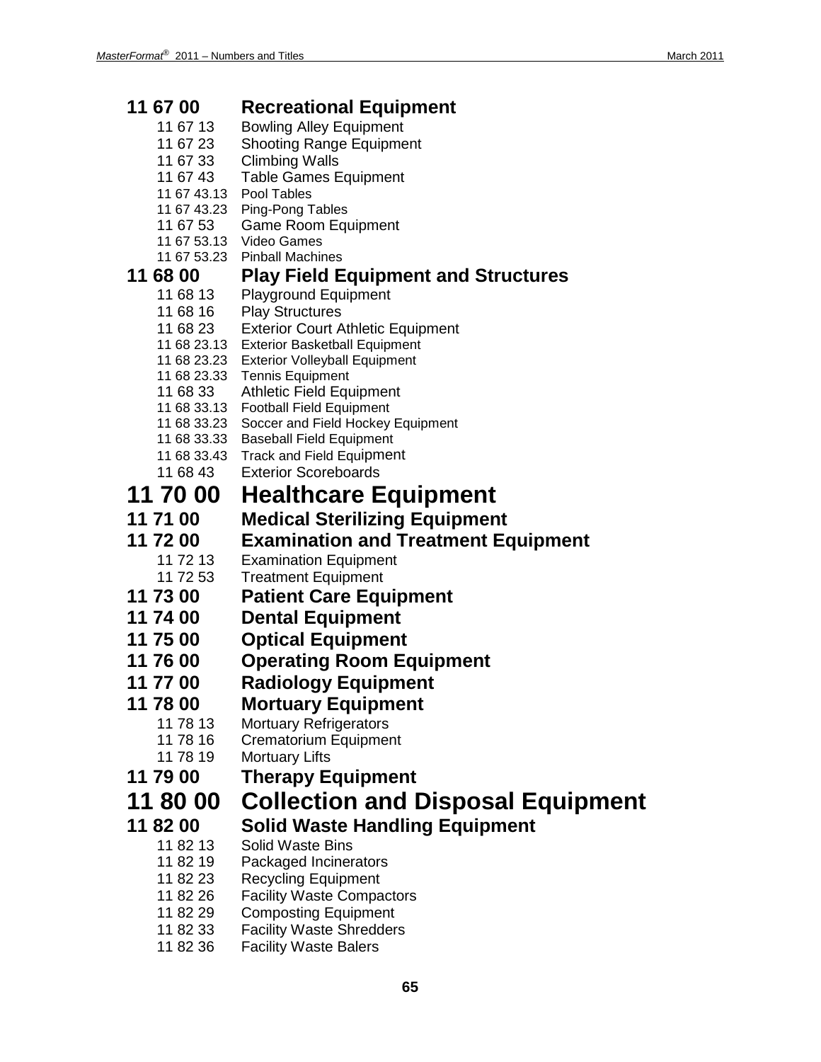## 11 67 00 Recreational Equipment

- 11 67 13 Bowling Alley Equipment
- 11 67 23 Shooting Range Equipment
- 11 67 33 Climbing Walls
- 11 67 43 Table Games Equipment
  - 11 67 43.13 Pool Tables
  - 11 67 43.23 Ping-Pong Tables
- 11 67 53 Game Room Equipment
  - 11 67 53.13 Video Games
  - 11 67 53.23 Pinball Machines

## 11 68 00 Play Field Equipment and Structures

- 11 68 13 Playground Equipment
- 11 68 16 Play Structures
- 11 68 23 Exterior Court Athletic Equipment
  - 11 68 23.13 Exterior Basketball Equipment
  - 11 68 23.23 Exterior Volleyball Equipment
  - 11 68 23.33 Tennis Equipment
- 11 68 33 Athletic Field Equipment
  - 11 68 33.13 Football Field Equipment
  - 11 68 33.23 Soccer and Field Hockey Equipment
  - 11 68 33.33 Baseball Field Equipment
  - 11 68 33.43 Track and Field Equipment
- 11 68 43 Exterior Scoreboards

# 11 70 00 Healthcare Equipment

## 11 71 00 Medical Sterilizing Equipment

## 11 72 00 Examination and Treatment Equipment

- 11 72 13 Examination Equipment
- 11 72 53 Treatment Equipment

## 11 73 00 Patient Care Equipment

## 11 74 00 Dental Equipment

## 11 75 00 Optical Equipment

## 11 76 00 Operating Room Equipment

## 11 77 00 Radiology Equipment

## 11 78 00 Mortuary Equipment

- 11 78 13 Mortuary Refrigerators
- 11 78 16 Crematorium Equipment
- 11 78 19 Mortuary Lifts

## 11 79 00 Therapy Equipment

# 11 80 00 Collection and Disposal Equipment

## 11 82 00 Solid Waste Handling Equipment

- 11 82 13 Solid Waste Bins
- 11 82 19 Packaged Incinerators
- 11 82 23 Recycling Equipment
- 11 82 26 Facility Waste Compactors
- 11 82 29 Composting Equipment
- 11 82 33 Facility Waste Shredders
- 11 82 36 Facility Waste Balers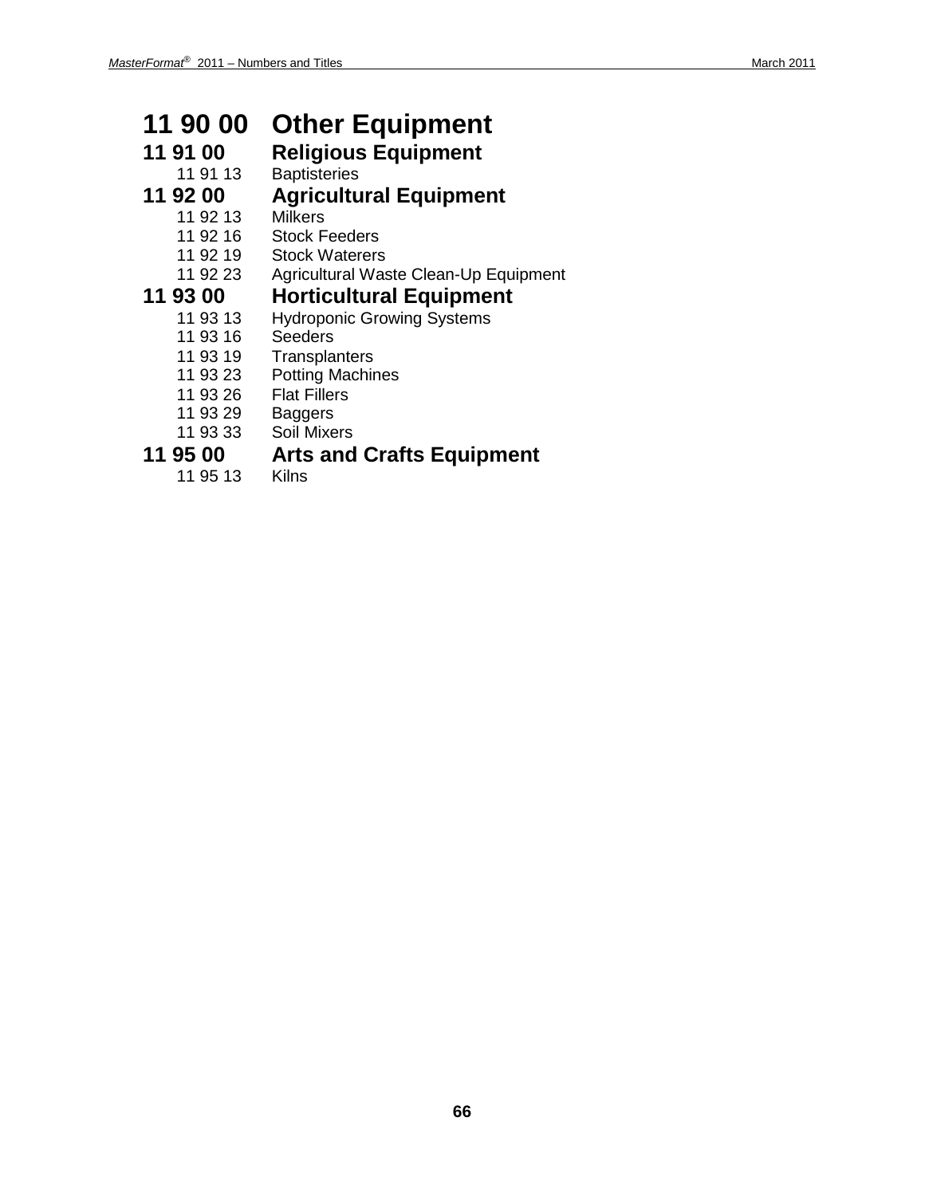# 11 90 00 Other Equipment

## 11 91 00 Religious Equipment

- 11 91 13 Baptisteries

## 11 92 00 Agricultural Equipment

- 11 92 13 Milkers
- 11 92 16 Stock Feeders
- 11 92 19 Stock Waterers
- 11 92 23 Agricultural Waste Clean-Up Equipment

## 11 93 00 Horticultural Equipment

- 11 93 13 Hydroponic Growing Systems
- 11 93 16 Seeders
- 11 93 19 Transplanters
- 11 93 23 Potting Machines
- 11 93 26 Flat Fillers
- 11 93 29 Baggers
- 11 93 33 Soil Mixers

## 11 95 00 Arts and Crafts Equipment

- 11 95 13 Kilns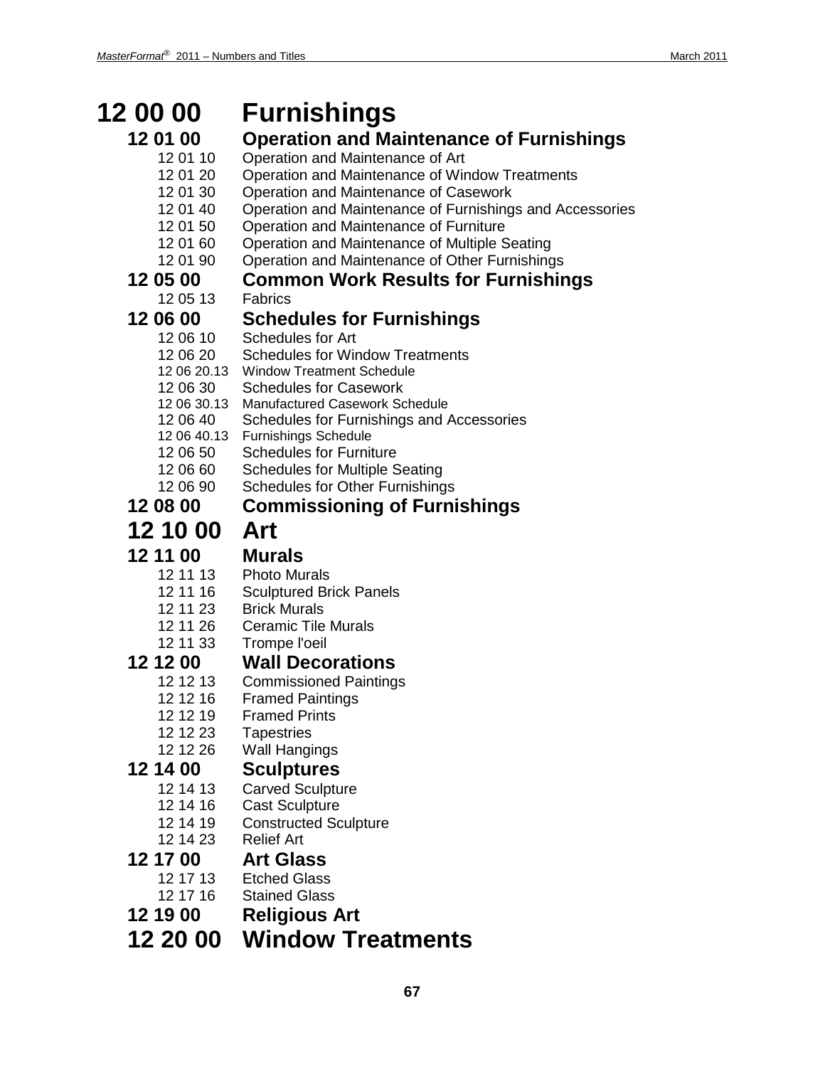# 12 00 00 Furnishings

## 12 01 00 Operation and Maintenance of Furnishings

- 12 01 10 Operation and Maintenance of Art
- 12 01 20 Operation and Maintenance of Window Treatments
- 12 01 30 Operation and Maintenance of Casework
- 12 01 40 Operation and Maintenance of Furnishings and Accessories
- 12 01 50 Operation and Maintenance of Furniture
- 12 01 60 Operation and Maintenance of Multiple Seating
- 12 01 90 Operation and Maintenance of Other Furnishings

## 12 05 00 Common Work Results for Furnishings

- 12 05 13 Fabrics

## 12 06 00 Schedules for Furnishings

- 12 06 10 Schedules for Art
- 12 06 20 Schedules for Window Treatments
  - 12 06 20.13 Window Treatment Schedule
- 12 06 30 Schedules for Casework
  - 12 06 30.13 Manufactured Casework Schedule
- 12 06 40 Schedules for Furnishings and Accessories
  - 12 06 40.13 Furnishings Schedule
- 12 06 50 Schedules for Furniture
- 12 06 60 Schedules for Multiple Seating
- 12 06 90 Schedules for Other Furnishings

## 12 08 00 Commissioning of Furnishings

# 12 10 00 Art

## 12 11 00 Murals

- 12 11 13 Photo Murals
- 12 11 16 Sculptured Brick Panels
- 12 11 23 Brick Murals
- 12 11 26 Ceramic Tile Murals
- 12 11 33 Trompe l'oeil

## 12 12 00 Wall Decorations

- 12 12 13 Commissioned Paintings
- 12 12 16 Framed Paintings
- 12 12 19 Framed Prints
- 12 12 23 Tapestries
- 12 12 26 Wall Hangings

## 12 14 00 Sculptures

- 12 14 13 Carved Sculpture
- 12 14 16 Cast Sculpture
- 12 14 19 Constructed Sculpture
- 12 14 23 Relief Art

## 12 17 00 Art Glass

- 12 17 13 Etched Glass
- 12 17 16 Stained Glass

## 12 19 00 Religious Art

# 12 20 00 Window Treatments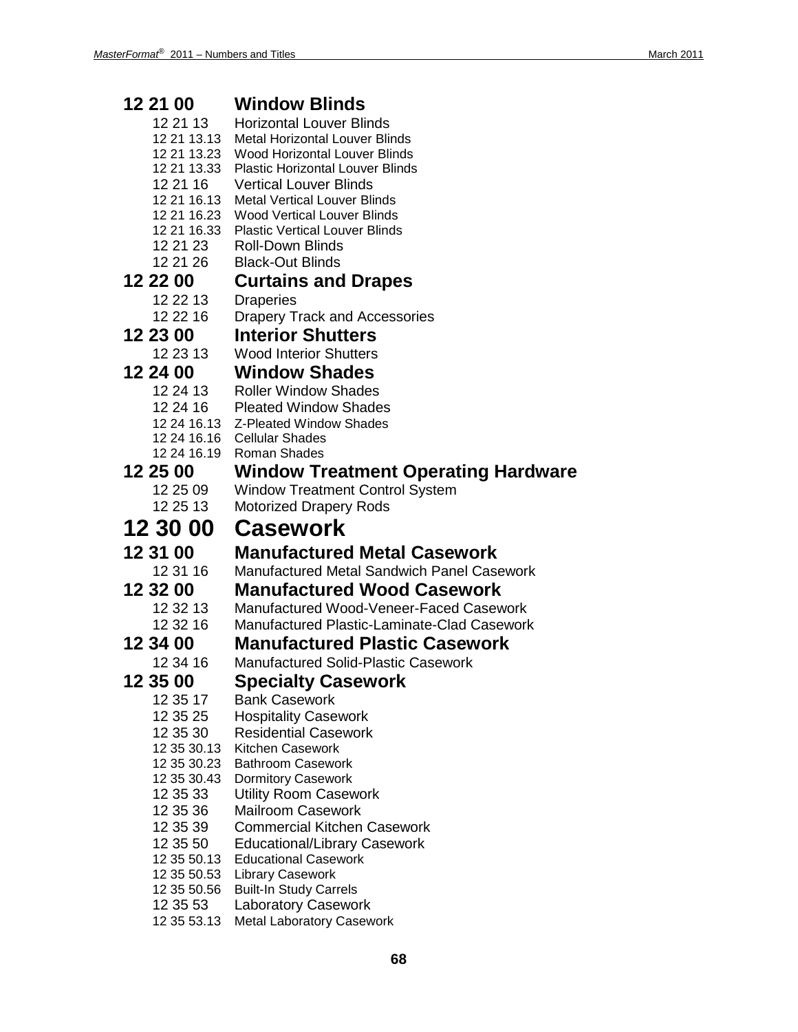## 12 21 00 Window Blinds

12 21 13 Horizontal Louver Blinds
12 21 13.13 Metal Horizontal Louver Blinds
12 21 13.23 Wood Horizontal Louver Blinds
12 21 13.33 Plastic Horizontal Louver Blinds
12 21 16 Vertical Louver Blinds
12 21 16.13 Metal Vertical Louver Blinds
12 21 16.23 Wood Vertical Louver Blinds
12 21 16.33 Plastic Vertical Louver Blinds
12 21 23 Roll-Down Blinds
12 21 26 Black-Out Blinds

## 12 22 00 Curtains and Drapes

12 22 13 Draperies
12 22 16 Drapery Track and Accessories

## 12 23 00 Interior Shutters

12 23 13 Wood Interior Shutters

## 12 24 00 Window Shades

12 24 13 Roller Window Shades
12 24 16 Pleated Window Shades
12 24 16.13 Z-Pleated Window Shades
12 24 16.16 Cellular Shades
12 24 16.19 Roman Shades

## 12 25 00 Window Treatment Operating Hardware

12 25 09 Window Treatment Control System
12 25 13 Motorized Drapery Rods

# 12 30 00 Casework

## 12 31 00 Manufactured Metal Casework

12 31 16 Manufactured Metal Sandwich Panel Casework

## 12 32 00 Manufactured Wood Casework

12 32 13 Manufactured Wood-Veneer-Faced Casework
12 32 16 Manufactured Plastic-Laminate-Clad Casework

## 12 34 00 Manufactured Plastic Casework

12 34 16 Manufactured Solid-Plastic Casework

## 12 35 00 Specialty Casework

12 35 17 Bank Casework
12 35 25 Hospitality Casework
12 35 30 Residential Casework
12 35 30.13 Kitchen Casework
12 35 30.23 Bathroom Casework
12 35 30.43 Dormitory Casework
12 35 33 Utility Room Casework
12 35 36 Mailroom Casework
12 35 39 Commercial Kitchen Casework
12 35 50 Educational/Library Casework
12 35 50.13 Educational Casework
12 35 50.53 Library Casework
12 35 50.56 Built-In Study Carrels
12 35 53 Laboratory Casework
12 35 53.13 Metal Laboratory Casework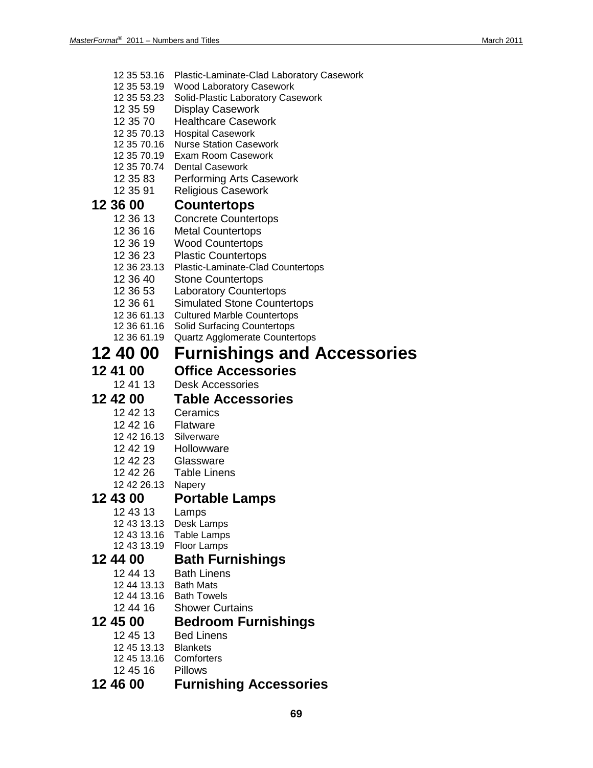12 35 53.16 Plastic-Laminate-Clad Laboratory Casework
12 35 53.19 Wood Laboratory Casework
12 35 53.23 Solid-Plastic Laboratory Casework
12 35 59 Display Casework
12 35 70 Healthcare Casework
12 35 70.13 Hospital Casework
12 35 70.16 Nurse Station Casework
12 35 70.19 Exam Room Casework
12 35 70.74 Dental Casework
12 35 83 Performing Arts Casework
12 35 91 Religious Casework

## 12 36 00 Countertops

12 36 13 Concrete Countertops
12 36 16 Metal Countertops
12 36 19 Wood Countertops
12 36 23 Plastic Countertops
12 36 23.13 Plastic-Laminate-Clad Countertops
12 36 40 Stone Countertops
12 36 53 Laboratory Countertops
12 36 61 Simulated Stone Countertops
12 36 61.13 Cultured Marble Countertops
12 36 61.16 Solid Surfacing Countertops
12 36 61.19 Quartz Agglomerate Countertops

# 12 40 00 Furnishings and Accessories

## 12 41 00 Office Accessories

12 41 13 Desk Accessories

## 12 42 00 Table Accessories

12 42 13 Ceramics
12 42 16 Flatware
12 42 16.13 Silverware
12 42 19 Hollowware
12 42 23 Glassware
12 42 26 Table Linens
12 42 26.13 Napery

## 12 43 00 Portable Lamps

12 43 13 Lamps
12 43 13.13 Desk Lamps
12 43 13.16 Table Lamps
12 43 13.19 Floor Lamps

## 12 44 00 Bath Furnishings

12 44 13 Bath Linens
12 44 13.13 Bath Mats
12 44 13.16 Bath Towels
12 44 16 Shower Curtains

## 12 45 00 Bedroom Furnishings

12 45 13 Bed Linens
12 45 13.13 Blankets
12 45 13.16 Comforters
12 45 16 Pillows

## 12 46 00 Furnishing Accessories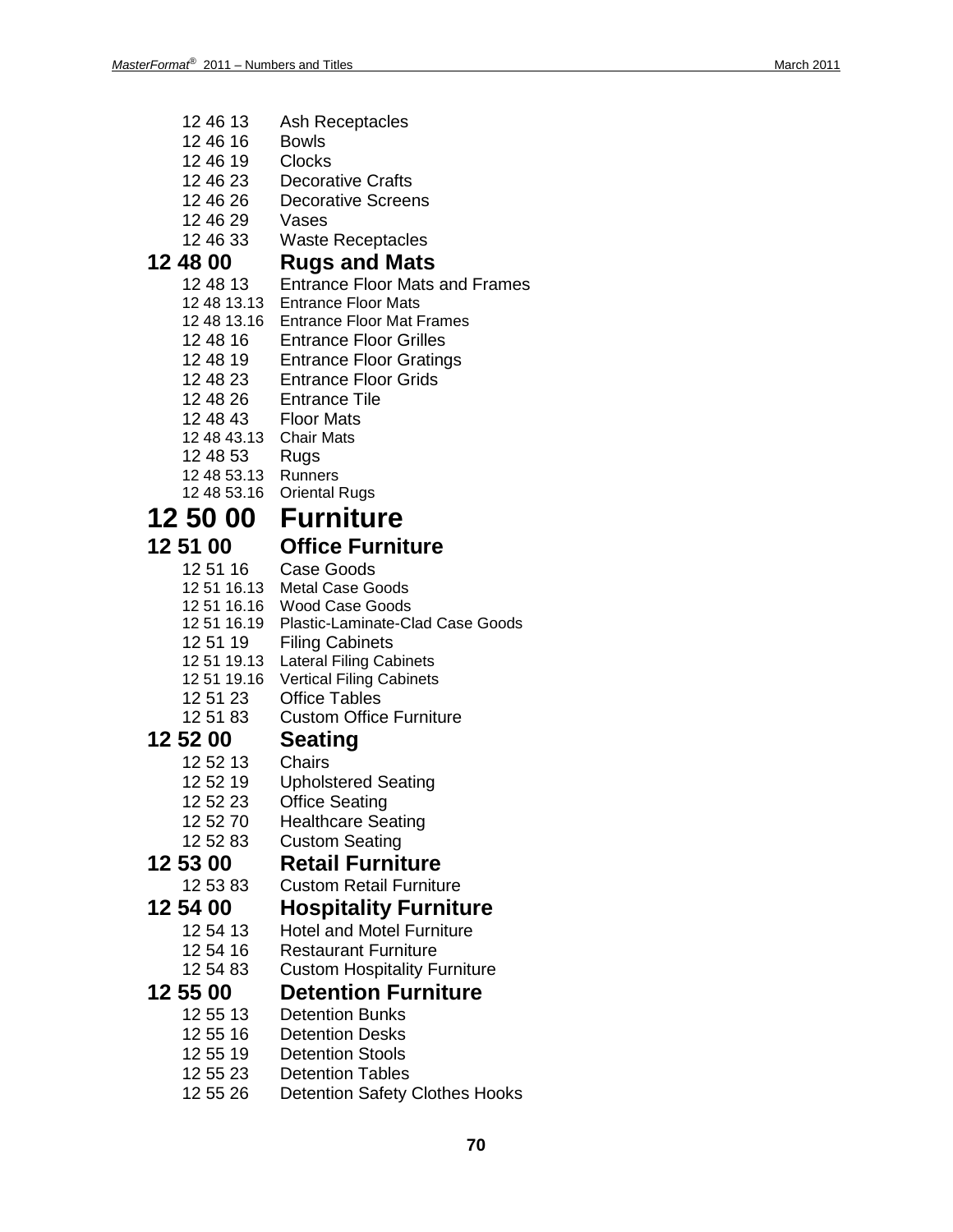12 46 13 Ash Receptacles
12 46 16 Bowls
12 46 19 Clocks
12 46 23 Decorative Crafts
12 46 26 Decorative Screens
12 46 29 Vases
12 46 33 Waste Receptacles

## 12 48 00 Rugs and Mats

12 48 13 Entrance Floor Mats and Frames
12 48 13.13 Entrance Floor Mats
12 48 13.16 Entrance Floor Mat Frames
12 48 16 Entrance Floor Grilles
12 48 19 Entrance Floor Gratings
12 48 23 Entrance Floor Grids
12 48 26 Entrance Tile
12 48 43 Floor Mats
12 48 43.13 Chair Mats
12 48 53 Rugs
12 48 53.13 Runners
12 48 53.16 Oriental Rugs

# 12 50 00 Furniture

## 12 51 00 Office Furniture

12 51 16 Case Goods
12 51 16.13 Metal Case Goods
12 51 16.16 Wood Case Goods
12 51 16.19 Plastic-Laminate-Clad Case Goods
12 51 19 Filing Cabinets
12 51 19.13 Lateral Filing Cabinets
12 51 19.16 Vertical Filing Cabinets
12 51 23 Office Tables
12 51 83 Custom Office Furniture

## 12 52 00 Seating

12 52 13 Chairs
12 52 19 Upholstered Seating
12 52 23 Office Seating
12 52 70 Healthcare Seating
12 52 83 Custom Seating

## 12 53 00 Retail Furniture

12 53 83 Custom Retail Furniture

## 12 54 00 Hospitality Furniture

12 54 13 Hotel and Motel Furniture
12 54 16 Restaurant Furniture
12 54 83 Custom Hospitality Furniture

## 12 55 00 Detention Furniture

12 55 13 Detention Bunks
12 55 16 Detention Desks
12 55 19 Detention Stools
12 55 23 Detention Tables
12 55 26 Detention Safety Clothes Hooks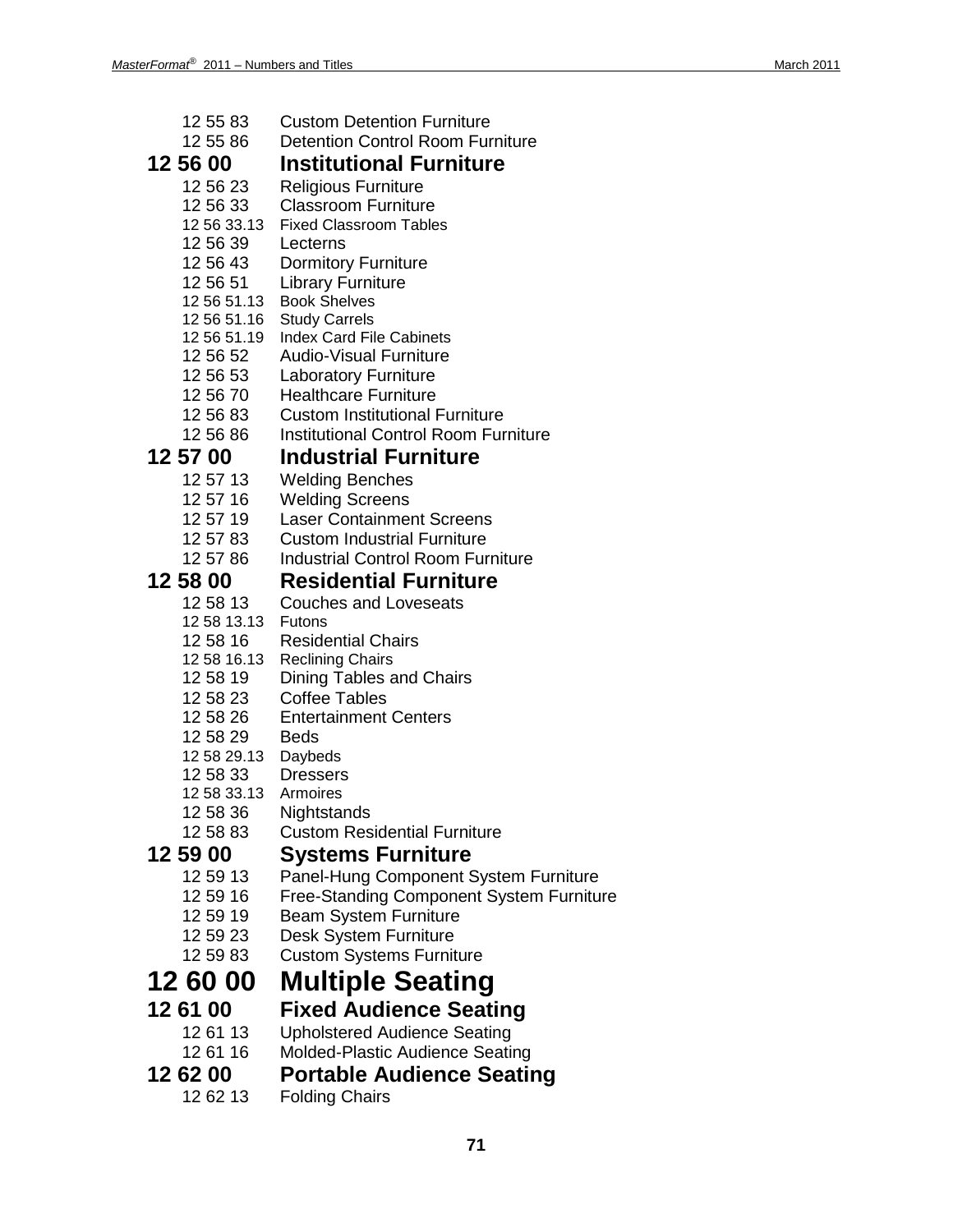12 55 83 Custom Detention Furniture

12 55 86 Detention Control Room Furniture

### 12 56 00 Institutional Furniture

12 56 23 Religious Furniture

12 56 33 Classroom Furniture

12 56 33.13 Fixed Classroom Tables

12 56 39 Lecterns

12 56 43 Dormitory Furniture

12 56 51 Library Furniture

12 56 51.13 Book Shelves

12 56 51.16 Study Carrels

12 56 51.19 Index Card File Cabinets

12 56 52 Audio-Visual Furniture

12 56 53 Laboratory Furniture

12 56 70 Healthcare Furniture

12 56 83 Custom Institutional Furniture

12 56 86 Institutional Control Room Furniture

### 12 57 00 Industrial Furniture

12 57 13 Welding Benches

12 57 16 Welding Screens

12 57 19 Laser Containment Screens

12 57 83 Custom Industrial Furniture

12 57 86 Industrial Control Room Furniture

### 12 58 00 Residential Furniture

12 58 13 Couches and Loveseats

12 58 13.13 Futons

12 58 16 Residential Chairs

12 58 16.13 Reclining Chairs

12 58 19 Dining Tables and Chairs

12 58 23 Coffee Tables

12 58 26 Entertainment Centers

12 58 29 Beds

12 58 29.13 Daybeds

12 58 33 Dressers

12 58 33.13 Armoires

12 58 36 Nightstands

12 58 83 Custom Residential Furniture

### 12 59 00 Systems Furniture

12 59 13 Panel-Hung Component System Furniture

12 59 16 Free-Standing Component System Furniture

12 59 19 Beam System Furniture

12 59 23 Desk System Furniture

12 59 83 Custom Systems Furniture

## 12 60 00 Multiple Seating

### 12 61 00 Fixed Audience Seating

12 61 13 Upholstered Audience Seating

12 61 16 Molded-Plastic Audience Seating

### 12 62 00 Portable Audience Seating

12 62 13 Folding Chairs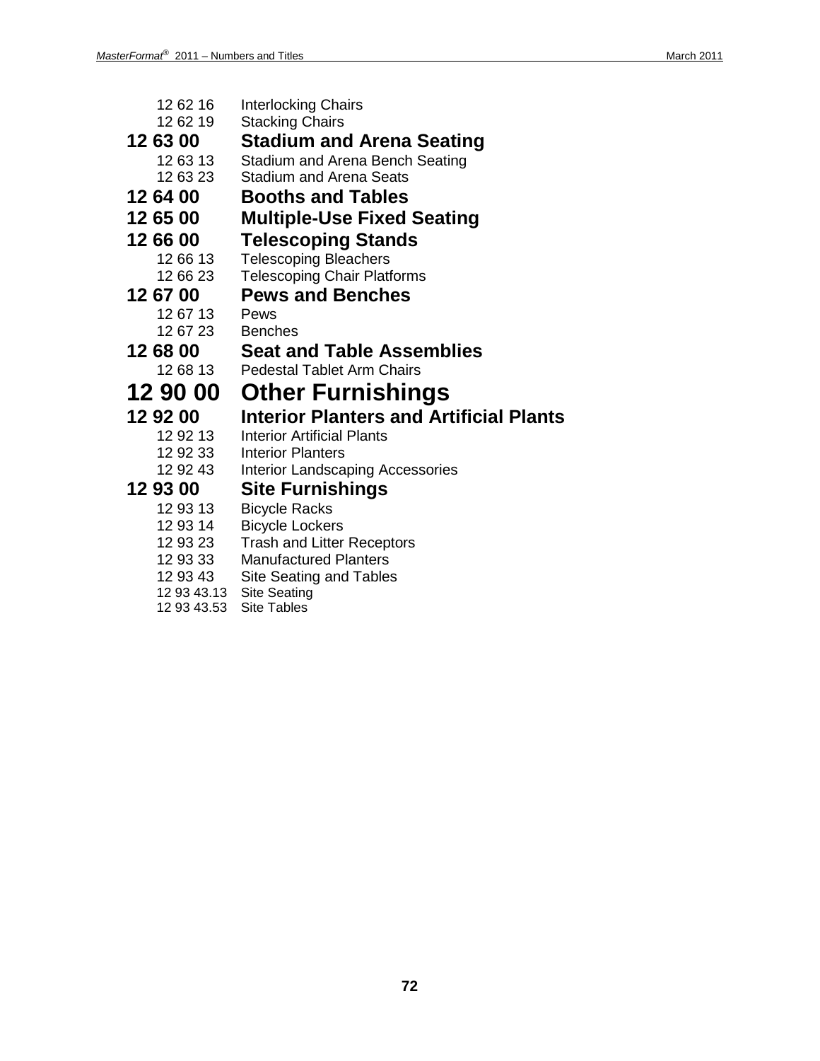12 62 16 Interlocking Chairs
12 62 19 Stacking Chairs

### 12 63 00 Stadium and Arena Seating

12 63 13 Stadium and Arena Bench Seating
12 63 23 Stadium and Arena Seats

### 12 64 00 Booths and Tables

### 12 65 00 Multiple-Use Fixed Seating

### 12 66 00 Telescoping Stands

12 66 13 Telescoping Bleachers
12 66 23 Telescoping Chair Platforms

### 12 67 00 Pews and Benches

12 67 13 Pews
12 67 23 Benches

### 12 68 00 Seat and Table Assemblies

12 68 13 Pedestal Tablet Arm Chairs

## 12 90 00 Other Furnishings

### 12 92 00 Interior Planters and Artificial Plants

12 92 13 Interior Artificial Plants
12 92 33 Interior Planters
12 92 43 Interior Landscaping Accessories

### 12 93 00 Site Furnishings

12 93 13 Bicycle Racks
12 93 14 Bicycle Lockers
12 93 23 Trash and Litter Receptors
12 93 33 Manufactured Planters
12 93 43 Site Seating and Tables
12 93 43.13 Site Seating
12 93 43.53 Site Tables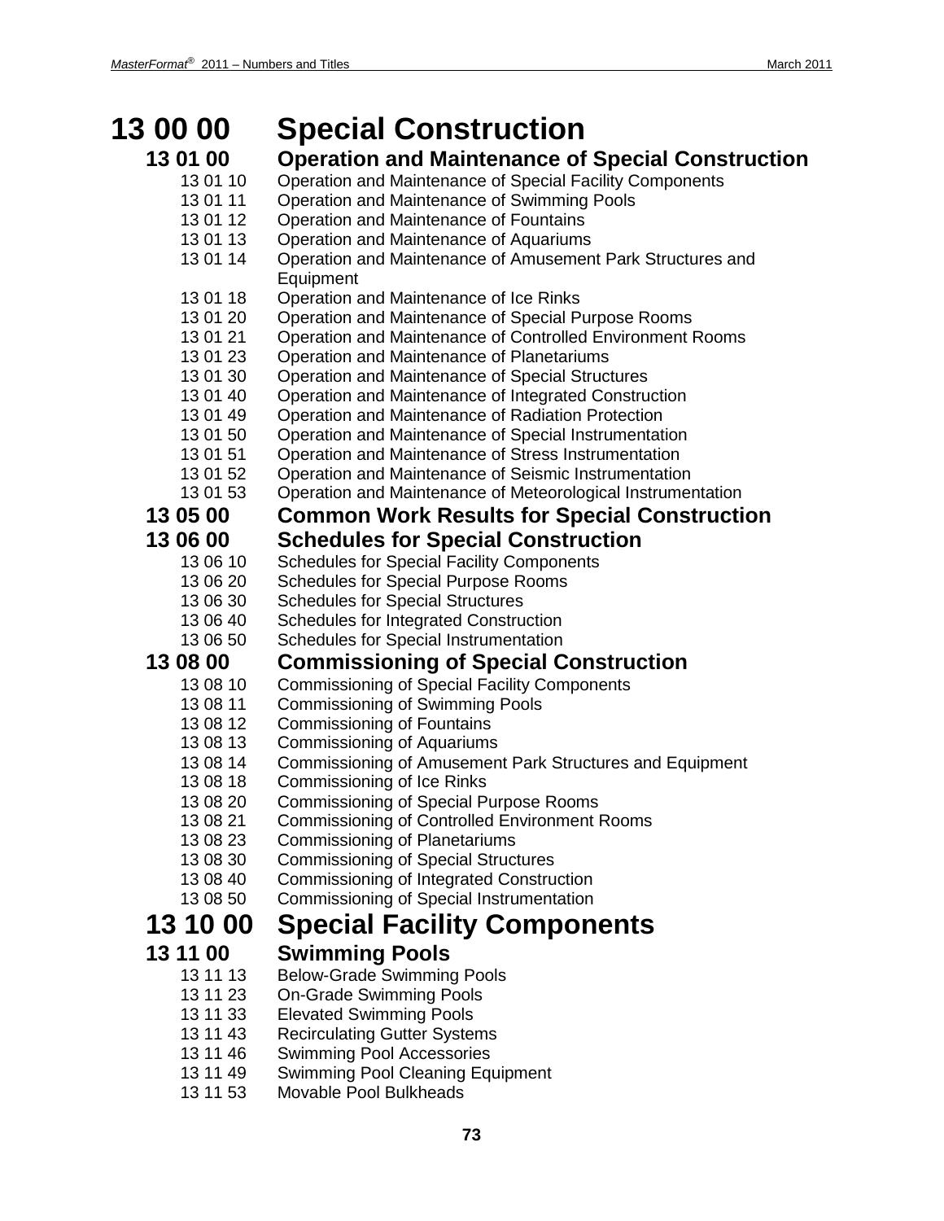# 13 00 00 Special Construction

## 13 01 00 Operation and Maintenance of Special Construction

- 13 01 10 Operation and Maintenance of Special Facility Components
- 13 01 11 Operation and Maintenance of Swimming Pools
- 13 01 12 Operation and Maintenance of Fountains
- 13 01 13 Operation and Maintenance of Aquariums
- 13 01 14 Operation and Maintenance of Amusement Park Structures and Equipment
- 13 01 18 Operation and Maintenance of Ice Rinks
- 13 01 20 Operation and Maintenance of Special Purpose Rooms
- 13 01 21 Operation and Maintenance of Controlled Environment Rooms
- 13 01 23 Operation and Maintenance of Planetariums
- 13 01 30 Operation and Maintenance of Special Structures
- 13 01 40 Operation and Maintenance of Integrated Construction
- 13 01 49 Operation and Maintenance of Radiation Protection
- 13 01 50 Operation and Maintenance of Special Instrumentation
- 13 01 51 Operation and Maintenance of Stress Instrumentation
- 13 01 52 Operation and Maintenance of Seismic Instrumentation
- 13 01 53 Operation and Maintenance of Meteorological Instrumentation

## 13 05 00 Common Work Results for Special Construction

## 13 06 00 Schedules for Special Construction

- 13 06 10 Schedules for Special Facility Components
- 13 06 20 Schedules for Special Purpose Rooms
- 13 06 30 Schedules for Special Structures
- 13 06 40 Schedules for Integrated Construction
- 13 06 50 Schedules for Special Instrumentation

## 13 08 00 Commissioning of Special Construction

- 13 08 10 Commissioning of Special Facility Components
- 13 08 11 Commissioning of Swimming Pools
- 13 08 12 Commissioning of Fountains
- 13 08 13 Commissioning of Aquariums
- 13 08 14 Commissioning of Amusement Park Structures and Equipment
- 13 08 18 Commissioning of Ice Rinks
- 13 08 20 Commissioning of Special Purpose Rooms
- 13 08 21 Commissioning of Controlled Environment Rooms
- 13 08 23 Commissioning of Planetariums
- 13 08 30 Commissioning of Special Structures
- 13 08 40 Commissioning of Integrated Construction
- 13 08 50 Commissioning of Special Instrumentation

# 13 10 00 Special Facility Components

## 13 11 00 Swimming Pools

- 13 11 13 Below-Grade Swimming Pools
- 13 11 23 On-Grade Swimming Pools
- 13 11 33 Elevated Swimming Pools
- 13 11 43 Recirculating Gutter Systems
- 13 11 46 Swimming Pool Accessories
- 13 11 49 Swimming Pool Cleaning Equipment
- 13 11 53 Movable Pool Bulkheads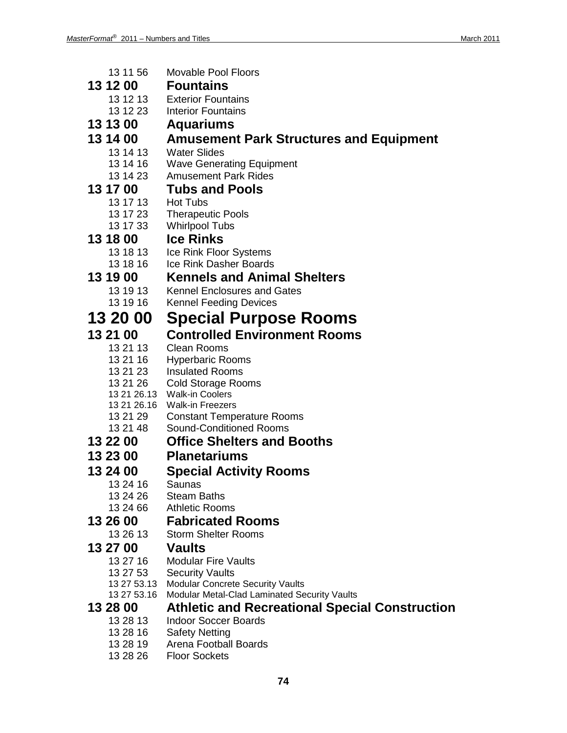13 11 56 Movable Pool Floors

### 13 12 00 Fountains

13 12 13 Exterior Fountains
13 12 23 Interior Fountains

### 13 13 00 Aquariums

### 13 14 00 Amusement Park Structures and Equipment

13 14 13 Water Slides
13 14 16 Wave Generating Equipment
13 14 23 Amusement Park Rides

### 13 17 00 Tubs and Pools

13 17 13 Hot Tubs
13 17 23 Therapeutic Pools
13 17 33 Whirlpool Tubs

### 13 18 00 Ice Rinks

13 18 13 Ice Rink Floor Systems
13 18 16 Ice Rink Dasher Boards

### 13 19 00 Kennels and Animal Shelters

13 19 13 Kennel Enclosures and Gates
13 19 16 Kennel Feeding Devices

## 13 20 00 Special Purpose Rooms

### 13 21 00 Controlled Environment Rooms

13 21 13 Clean Rooms
13 21 16 Hyperbaric Rooms
13 21 23 Insulated Rooms
13 21 26 Cold Storage Rooms
13 21 26.13 Walk-in Coolers
13 21 26.16 Walk-in Freezers
13 21 29 Constant Temperature Rooms
13 21 48 Sound-Conditioned Rooms

### 13 22 00 Office Shelters and Booths

### 13 23 00 Planetariums

### 13 24 00 Special Activity Rooms

13 24 16 Saunas
13 24 26 Steam Baths
13 24 66 Athletic Rooms

### 13 26 00 Fabricated Rooms

13 26 13 Storm Shelter Rooms

### 13 27 00 Vaults

13 27 16 Modular Fire Vaults
13 27 53 Security Vaults
13 27 53.13 Modular Concrete Security Vaults
13 27 53.16 Modular Metal-Clad Laminated Security Vaults

### 13 28 00 Athletic and Recreational Special Construction

13 28 13 Indoor Soccer Boards
13 28 16 Safety Netting
13 28 19 Arena Football Boards
13 28 26 Floor Sockets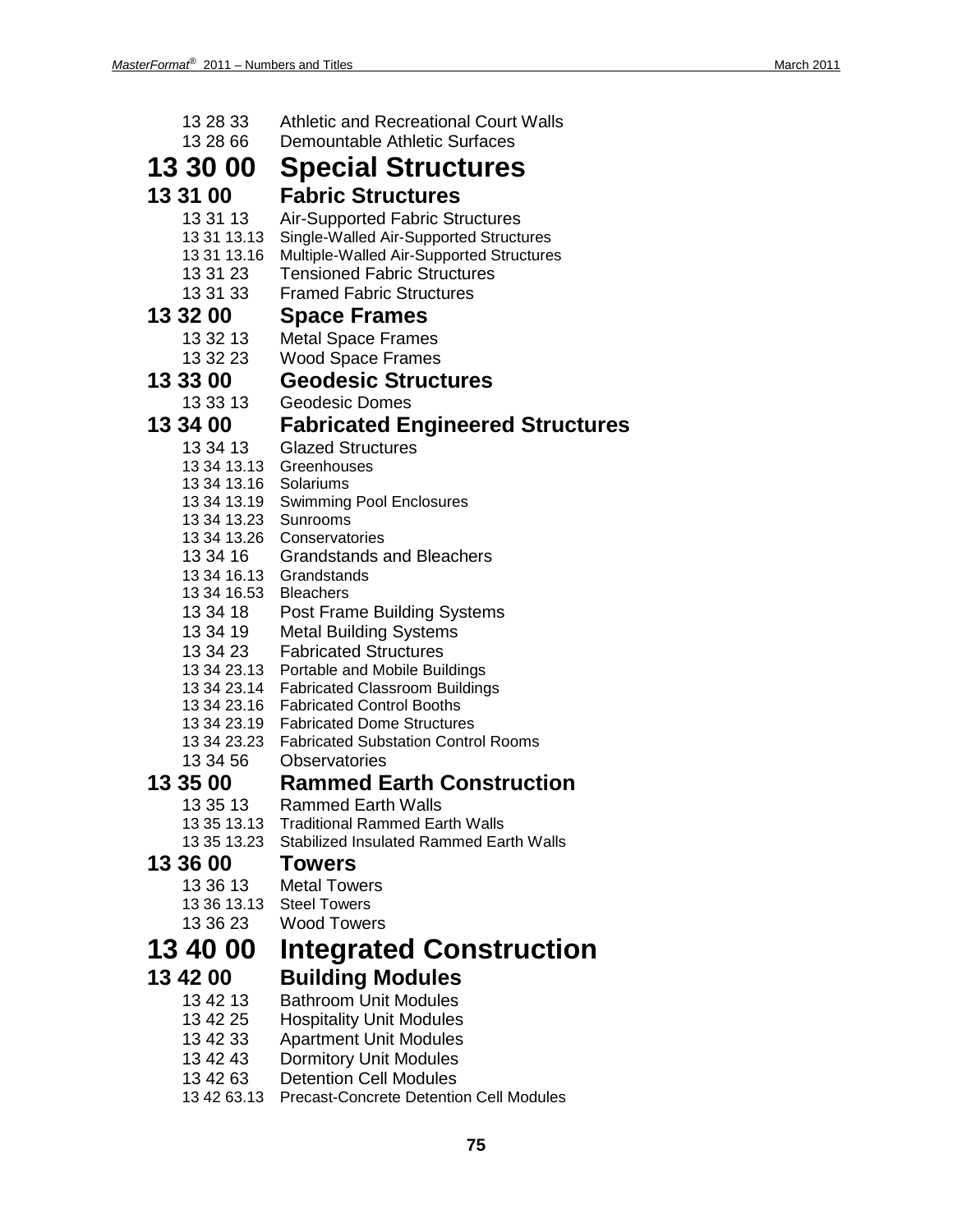13 28 33 Athletic and Recreational Court Walls
13 28 66 Demountable Athletic Surfaces

# 13 30 00 Special Structures

## 13 31 00 Fabric Structures

13 31 13 Air-Supported Fabric Structures
13 31 13.13 Single-Walled Air-Supported Structures
13 31 13.16 Multiple-Walled Air-Supported Structures
13 31 23 Tensioned Fabric Structures
13 31 33 Framed Fabric Structures

## 13 32 00 Space Frames

13 32 13 Metal Space Frames
13 32 23 Wood Space Frames

## 13 33 00 Geodesic Structures

13 33 13 Geodesic Domes

## 13 34 00 Fabricated Engineered Structures

13 34 13 Glazed Structures
13 34 13.13 Greenhouses
13 34 13.16 Solariums
13 34 13.19 Swimming Pool Enclosures
13 34 13.23 Sunrooms
13 34 13.26 Conservatories
13 34 16 Grandstands and Bleachers
13 34 16.13 Grandstands
13 34 16.53 Bleachers
13 34 18 Post Frame Building Systems
13 34 19 Metal Building Systems
13 34 23 Fabricated Structures
13 34 23.13 Portable and Mobile Buildings
13 34 23.14 Fabricated Classroom Buildings
13 34 23.16 Fabricated Control Booths
13 34 23.19 Fabricated Dome Structures
13 34 23.23 Fabricated Substation Control Rooms
13 34 56 Observatories

## 13 35 00 Rammed Earth Construction

13 35 13 Rammed Earth Walls
13 35 13.13 Traditional Rammed Earth Walls
13 35 13.23 Stabilized Insulated Rammed Earth Walls

## 13 36 00 Towers

13 36 13 Metal Towers
13 36 13.13 Steel Towers
13 36 23 Wood Towers

# 13 40 00 Integrated Construction

## 13 42 00 Building Modules

13 42 13 Bathroom Unit Modules
13 42 25 Hospitality Unit Modules
13 42 33 Apartment Unit Modules
13 42 43 Dormitory Unit Modules
13 42 63 Detention Cell Modules
13 42 63.13 Precast-Concrete Detention Cell Modules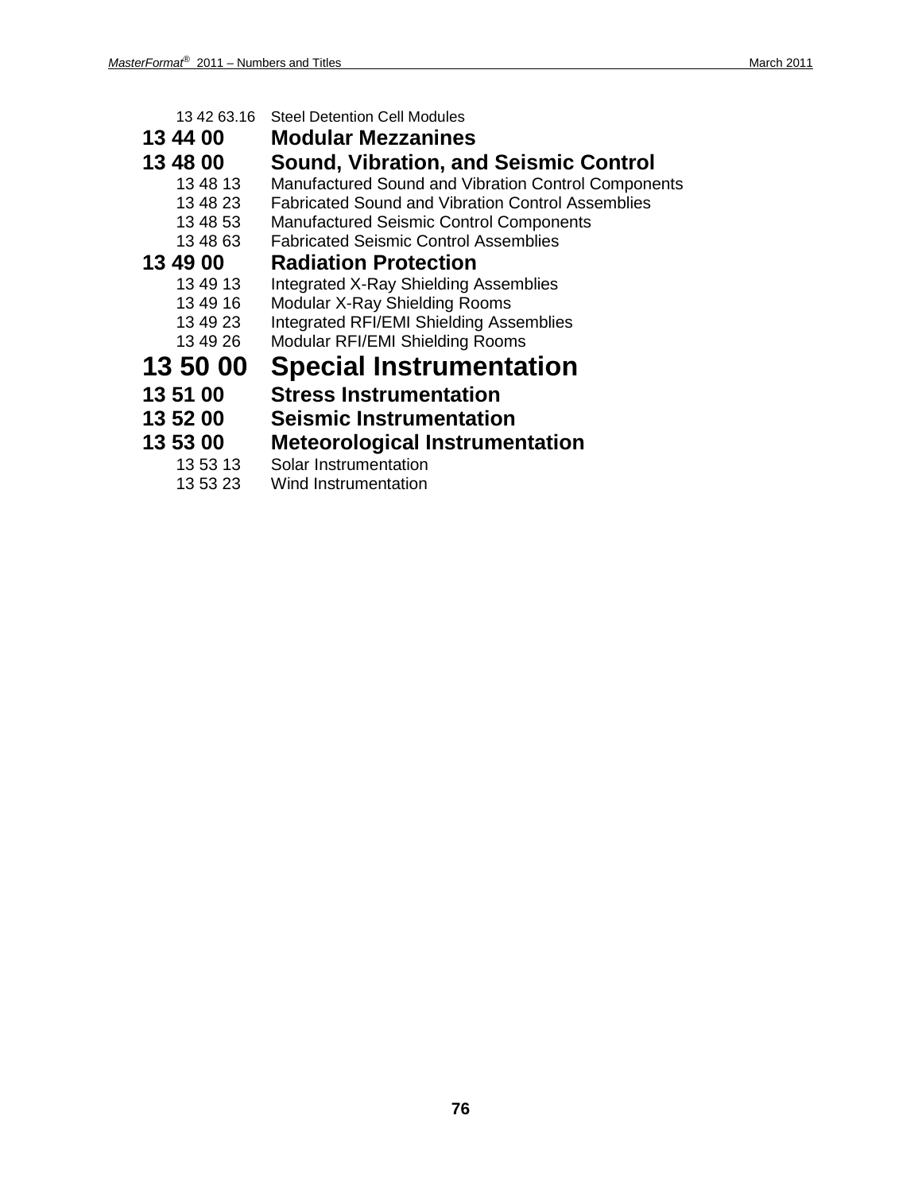13 42 63.16 Steel Detention Cell Modules

### 13 44 00 Modular Mezzanines

### 13 48 00 Sound, Vibration, and Seismic Control

13 48 13 Manufactured Sound and Vibration Control Components
13 48 23 Fabricated Sound and Vibration Control Assemblies
13 48 53 Manufactured Seismic Control Components
13 48 63 Fabricated Seismic Control Assemblies

### 13 49 00 Radiation Protection

13 49 13 Integrated X-Ray Shielding Assemblies
13 49 16 Modular X-Ray Shielding Rooms
13 49 23 Integrated RFI/EMI Shielding Assemblies
13 49 26 Modular RFI/EMI Shielding Rooms

## 13 50 00 Special Instrumentation

### 13 51 00 Stress Instrumentation

### 13 52 00 Seismic Instrumentation

### 13 53 00 Meteorological Instrumentation

13 53 13 Solar Instrumentation
13 53 23 Wind Instrumentation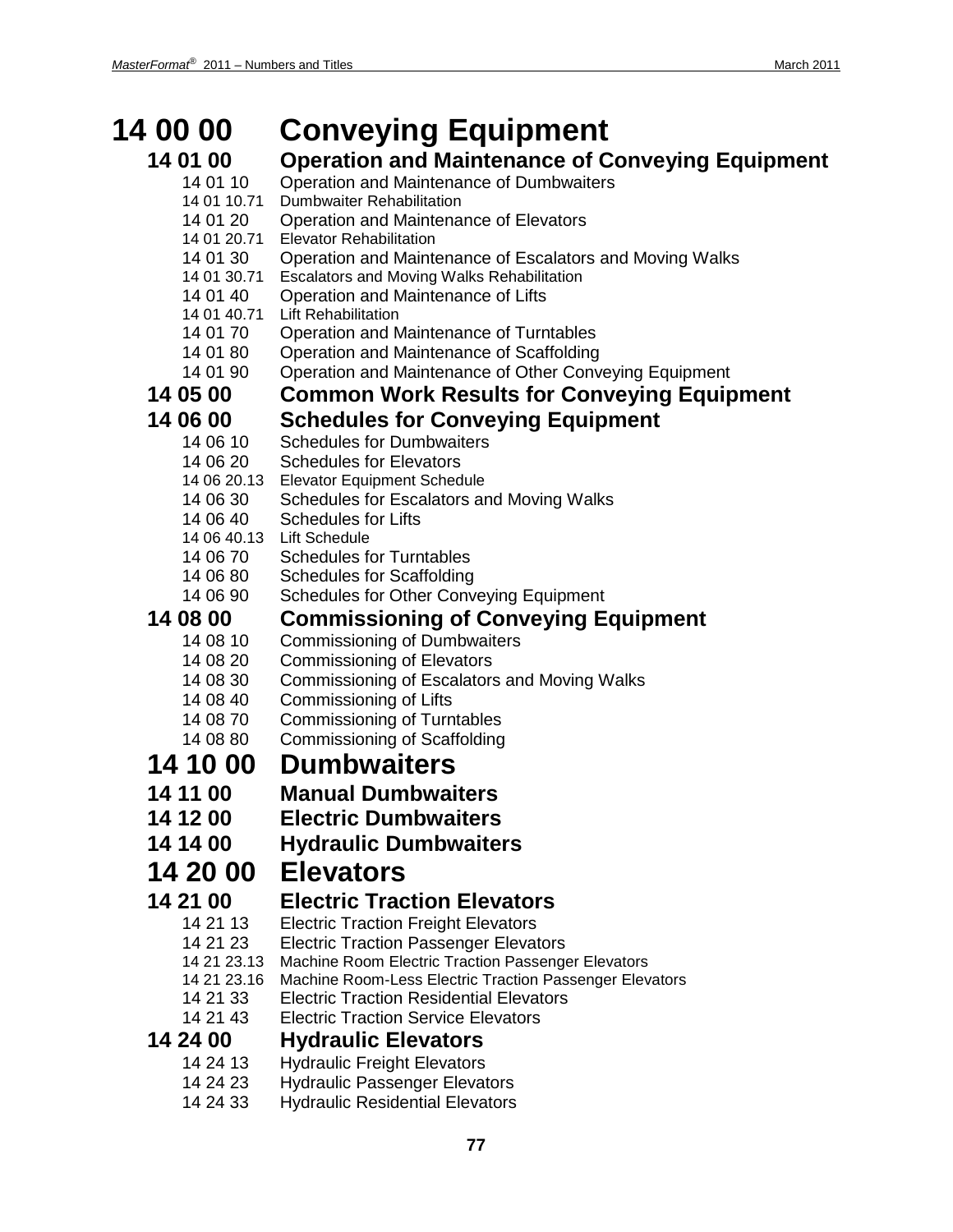# 14 00 00 Conveying Equipment

## 14 01 00 Operation and Maintenance of Conveying Equipment

- 14 01 10 Operation and Maintenance of Dumbwaiters
- 14 01 10.71 Dumbwaiter Rehabilitation
- 14 01 20 Operation and Maintenance of Elevators
- 14 01 20.71 Elevator Rehabilitation
- 14 01 30 Operation and Maintenance of Escalators and Moving Walks
- 14 01 30.71 Escalators and Moving Walks Rehabilitation
- 14 01 40 Operation and Maintenance of Lifts
- 14 01 40.71 Lift Rehabilitation
- 14 01 70 Operation and Maintenance of Turntables
- 14 01 80 Operation and Maintenance of Scaffolding
- 14 01 90 Operation and Maintenance of Other Conveying Equipment

## 14 05 00 Common Work Results for Conveying Equipment

## 14 06 00 Schedules for Conveying Equipment

- 14 06 10 Schedules for Dumbwaiters
- 14 06 20 Schedules for Elevators
- 14 06 20.13 Elevator Equipment Schedule
- 14 06 30 Schedules for Escalators and Moving Walks
- 14 06 40 Schedules for Lifts
- 14 06 40.13 Lift Schedule
- 14 06 70 Schedules for Turntables
- 14 06 80 Schedules for Scaffolding
- 14 06 90 Schedules for Other Conveying Equipment

## 14 08 00 Commissioning of Conveying Equipment

- 14 08 10 Commissioning of Dumbwaiters
- 14 08 20 Commissioning of Elevators
- 14 08 30 Commissioning of Escalators and Moving Walks
- 14 08 40 Commissioning of Lifts
- 14 08 70 Commissioning of Turntables
- 14 08 80 Commissioning of Scaffolding

# 14 10 00 Dumbwaiters

## 14 11 00 Manual Dumbwaiters

## 14 12 00 Electric Dumbwaiters

## 14 14 00 Hydraulic Dumbwaiters

# 14 20 00 Elevators

## 14 21 00 Electric Traction Elevators

- 14 21 13 Electric Traction Freight Elevators
- 14 21 23 Electric Traction Passenger Elevators
- 14 21 23.13 Machine Room Electric Traction Passenger Elevators
- 14 21 23.16 Machine Room-Less Electric Traction Passenger Elevators
- 14 21 33 Electric Traction Residential Elevators
- 14 21 43 Electric Traction Service Elevators

## 14 24 00 Hydraulic Elevators

- 14 24 13 Hydraulic Freight Elevators
- 14 24 23 Hydraulic Passenger Elevators
- 14 24 33 Hydraulic Residential Elevators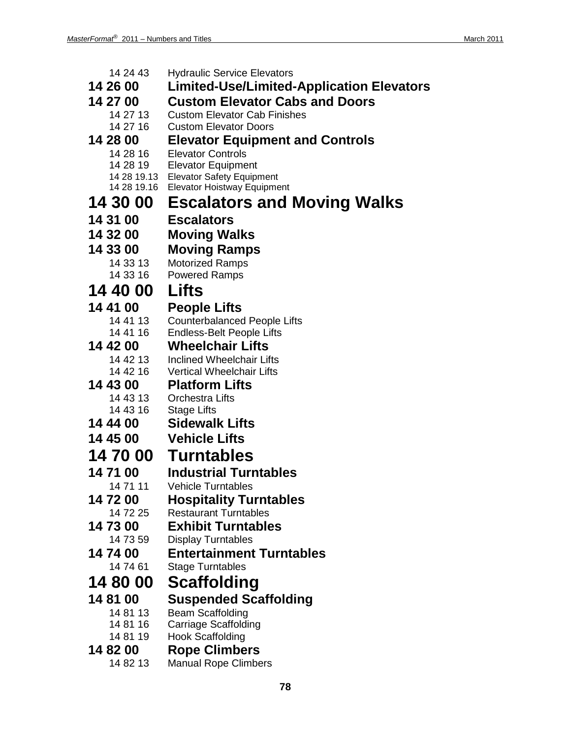14 24 43 Hydraulic Service Elevators

### 14 26 00 Limited-Use/Limited-Application Elevators

### 14 27 00 Custom Elevator Cabs and Doors

14 27 13 Custom Elevator Cab Finishes
14 27 16 Custom Elevator Doors

### 14 28 00 Elevator Equipment and Controls

14 28 16 Elevator Controls
14 28 19 Elevator Equipment
14 28 19.13 Elevator Safety Equipment
14 28 19.16 Elevator Hoistway Equipment

## 14 30 00 Escalators and Moving Walks

### 14 31 00 Escalators

### 14 32 00 Moving Walks

### 14 33 00 Moving Ramps

14 33 13 Motorized Ramps
14 33 16 Powered Ramps

## 14 40 00 Lifts

### 14 41 00 People Lifts

14 41 13 Counterbalanced People Lifts
14 41 16 Endless-Belt People Lifts

### 14 42 00 Wheelchair Lifts

14 42 13 Inclined Wheelchair Lifts
14 42 16 Vertical Wheelchair Lifts

### 14 43 00 Platform Lifts

14 43 13 Orchestra Lifts
14 43 16 Stage Lifts

### 14 44 00 Sidewalk Lifts

### 14 45 00 Vehicle Lifts

## 14 70 00 Turntables

### 14 71 00 Industrial Turntables

14 71 11 Vehicle Turntables

### 14 72 00 Hospitality Turntables

14 72 25 Restaurant Turntables

### 14 73 00 Exhibit Turntables

14 73 59 Display Turntables

### 14 74 00 Entertainment Turntables

14 74 61 Stage Turntables

## 14 80 00 Scaffolding

### 14 81 00 Suspended Scaffolding

14 81 13 Beam Scaffolding
14 81 16 Carriage Scaffolding
14 81 19 Hook Scaffolding

### 14 82 00 Rope Climbers

14 82 13 Manual Rope Climbers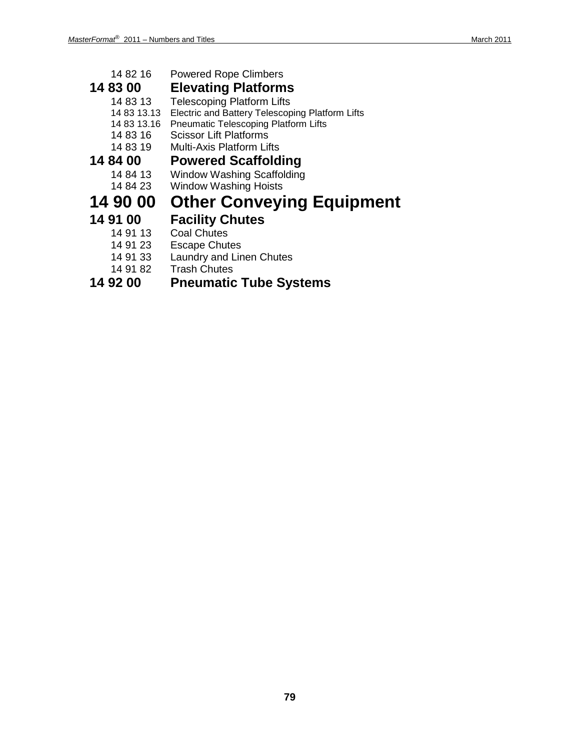14 82 16 Powered Rope Climbers

## 14 83 00 Elevating Platforms

14 83 13 Telescoping Platform Lifts

14 83 13.13 Electric and Battery Telescoping Platform Lifts

14 83 13.16 Pneumatic Telescoping Platform Lifts

14 83 16 Scissor Lift Platforms

14 83 19 Multi-Axis Platform Lifts

## 14 84 00 Powered Scaffolding

14 84 13 Window Washing Scaffolding

14 84 23 Window Washing Hoists

# 14 90 00 Other Conveying Equipment

## 14 91 00 Facility Chutes

14 91 13 Coal Chutes

14 91 23 Escape Chutes

14 91 33 Laundry and Linen Chutes

14 91 82 Trash Chutes

## 14 92 00 Pneumatic Tube Systems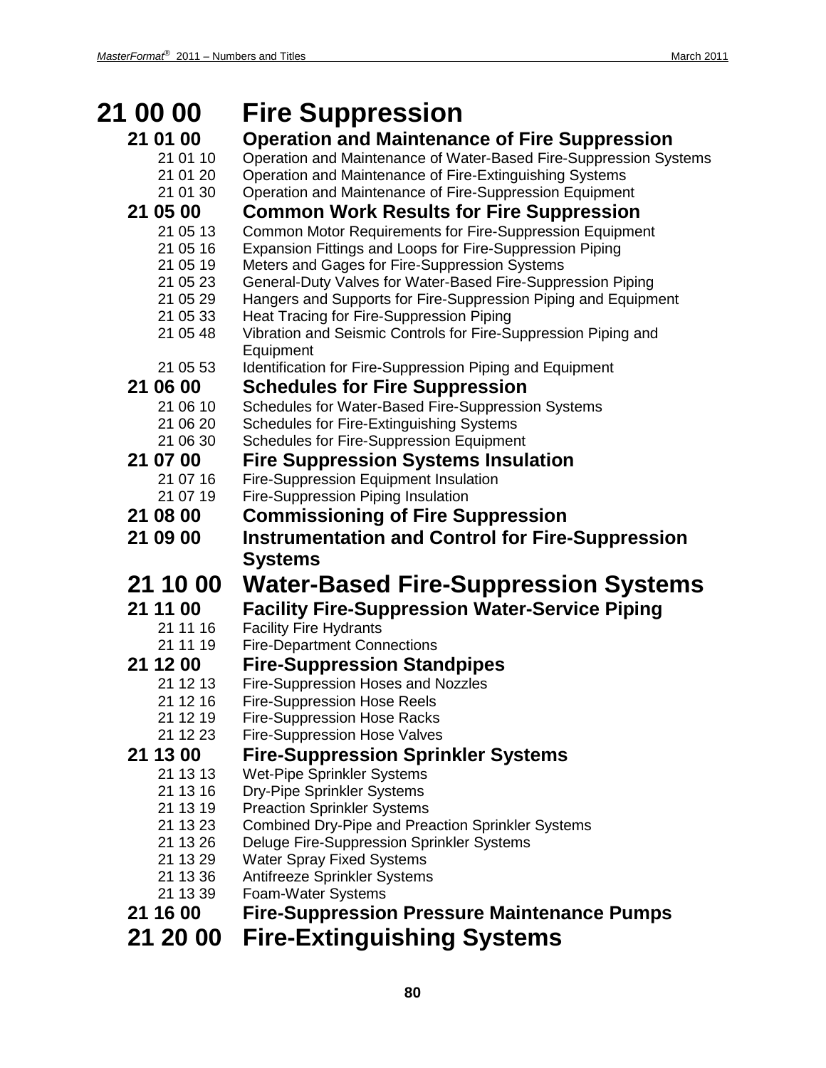# 21 00 00 Fire Suppression

## 21 01 00 Operation and Maintenance of Fire Suppression

21 01 10 Operation and Maintenance of Water-Based Fire-Suppression Systems
21 01 20 Operation and Maintenance of Fire-Extinguishing Systems
21 01 30 Operation and Maintenance of Fire-Suppression Equipment

## 21 05 00 Common Work Results for Fire Suppression

21 05 13 Common Motor Requirements for Fire-Suppression Equipment
21 05 16 Expansion Fittings and Loops for Fire-Suppression Piping
21 05 19 Meters and Gages for Fire-Suppression Systems
21 05 23 General-Duty Valves for Water-Based Fire-Suppression Piping
21 05 29 Hangers and Supports for Fire-Suppression Piping and Equipment
21 05 33 Heat Tracing for Fire-Suppression Piping
21 05 48 Vibration and Seismic Controls for Fire-Suppression Piping and Equipment
21 05 53 Identification for Fire-Suppression Piping and Equipment

## 21 06 00 Schedules for Fire Suppression

21 06 10 Schedules for Water-Based Fire-Suppression Systems
21 06 20 Schedules for Fire-Extinguishing Systems
21 06 30 Schedules for Fire-Suppression Equipment

## 21 07 00 Fire Suppression Systems Insulation

21 07 16 Fire-Suppression Equipment Insulation
21 07 19 Fire-Suppression Piping Insulation

## 21 08 00 Commissioning of Fire Suppression

## 21 09 00 Instrumentation and Control for Fire-Suppression Systems

# 21 10 00 Water-Based Fire-Suppression Systems

## 21 11 00 Facility Fire-Suppression Water-Service Piping

21 11 16 Facility Fire Hydrants
21 11 19 Fire-Department Connections

## 21 12 00 Fire-Suppression Standpipes

21 12 13 Fire-Suppression Hoses and Nozzles
21 12 16 Fire-Suppression Hose Reels
21 12 19 Fire-Suppression Hose Racks
21 12 23 Fire-Suppression Hose Valves

## 21 13 00 Fire-Suppression Sprinkler Systems

21 13 13 Wet-Pipe Sprinkler Systems
21 13 16 Dry-Pipe Sprinkler Systems
21 13 19 Preaction Sprinkler Systems
21 13 23 Combined Dry-Pipe and Preaction Sprinkler Systems
21 13 26 Deluge Fire-Suppression Sprinkler Systems
21 13 29 Water Spray Fixed Systems
21 13 36 Antifreeze Sprinkler Systems
21 13 39 Foam-Water Systems

## 21 16 00 Fire-Suppression Pressure Maintenance Pumps

# 21 20 00 Fire-Extinguishing Systems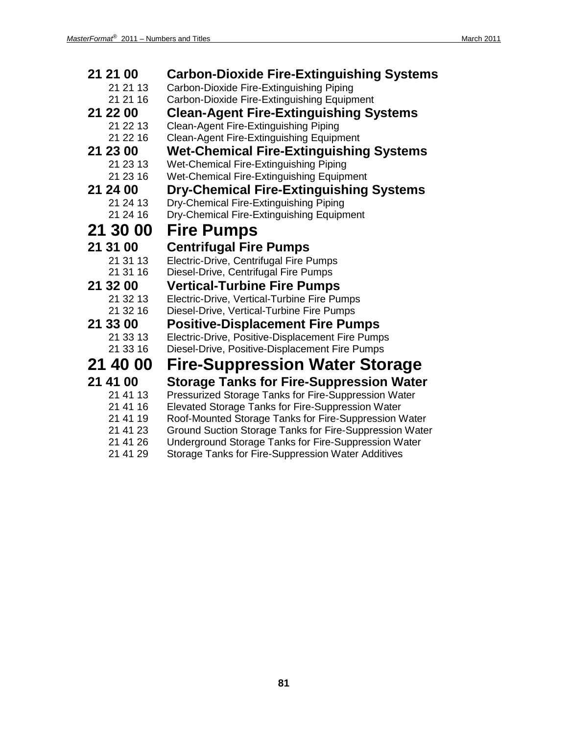### 21 21 00 Carbon-Dioxide Fire-Extinguishing Systems

- 21 21 13 Carbon-Dioxide Fire-Extinguishing Piping
- 21 21 16 Carbon-Dioxide Fire-Extinguishing Equipment

### 21 22 00 Clean-Agent Fire-Extinguishing Systems

- 21 22 13 Clean-Agent Fire-Extinguishing Piping
- 21 22 16 Clean-Agent Fire-Extinguishing Equipment

### 21 23 00 Wet-Chemical Fire-Extinguishing Systems

- 21 23 13 Wet-Chemical Fire-Extinguishing Piping
- 21 23 16 Wet-Chemical Fire-Extinguishing Equipment

### 21 24 00 Dry-Chemical Fire-Extinguishing Systems

- 21 24 13 Dry-Chemical Fire-Extinguishing Piping
- 21 24 16 Dry-Chemical Fire-Extinguishing Equipment

## 21 30 00 Fire Pumps

### 21 31 00 Centrifugal Fire Pumps

- 21 31 13 Electric-Drive, Centrifugal Fire Pumps
- 21 31 16 Diesel-Drive, Centrifugal Fire Pumps

### 21 32 00 Vertical-Turbine Fire Pumps

- 21 32 13 Electric-Drive, Vertical-Turbine Fire Pumps
- 21 32 16 Diesel-Drive, Vertical-Turbine Fire Pumps

### 21 33 00 Positive-Displacement Fire Pumps

- 21 33 13 Electric-Drive, Positive-Displacement Fire Pumps
- 21 33 16 Diesel-Drive, Positive-Displacement Fire Pumps

## 21 40 00 Fire-Suppression Water Storage

### 21 41 00 Storage Tanks for Fire-Suppression Water

- 21 41 13 Pressurized Storage Tanks for Fire-Suppression Water
- 21 41 16 Elevated Storage Tanks for Fire-Suppression Water
- 21 41 19 Roof-Mounted Storage Tanks for Fire-Suppression Water
- 21 41 23 Ground Suction Storage Tanks for Fire-Suppression Water
- 21 41 26 Underground Storage Tanks for Fire-Suppression Water
- 21 41 29 Storage Tanks for Fire-Suppression Water Additives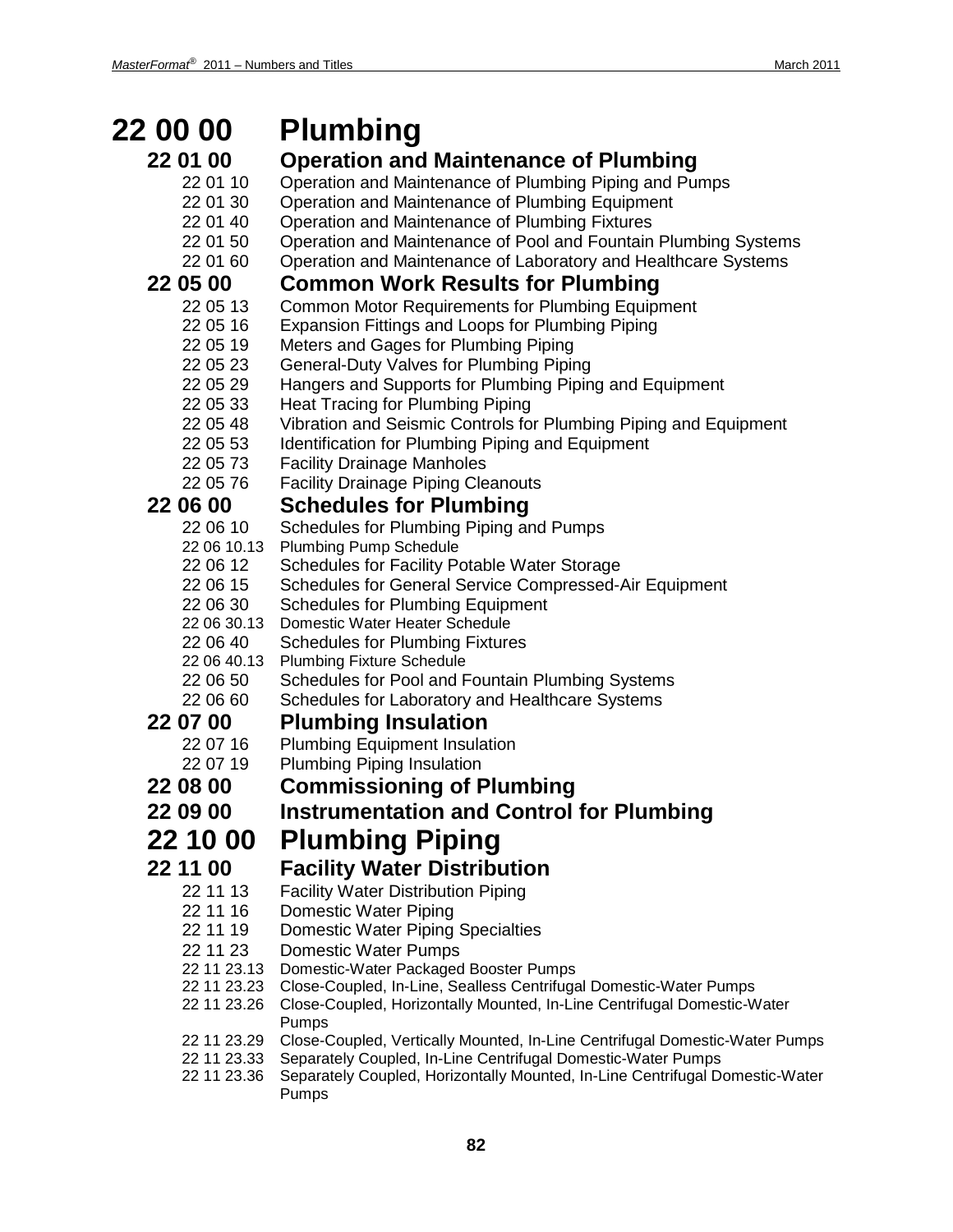# 22 00 00 Plumbing

## 22 01 00 Operation and Maintenance of Plumbing

- 22 01 10 Operation and Maintenance of Plumbing Piping and Pumps
- 22 01 30 Operation and Maintenance of Plumbing Equipment
- 22 01 40 Operation and Maintenance of Plumbing Fixtures
- 22 01 50 Operation and Maintenance of Pool and Fountain Plumbing Systems
- 22 01 60 Operation and Maintenance of Laboratory and Healthcare Systems

## 22 05 00 Common Work Results for Plumbing

- 22 05 13 Common Motor Requirements for Plumbing Equipment
- 22 05 16 Expansion Fittings and Loops for Plumbing Piping
- 22 05 19 Meters and Gages for Plumbing Piping
- 22 05 23 General-Duty Valves for Plumbing Piping
- 22 05 29 Hangers and Supports for Plumbing Piping and Equipment
- 22 05 33 Heat Tracing for Plumbing Piping
- 22 05 48 Vibration and Seismic Controls for Plumbing Piping and Equipment
- 22 05 53 Identification for Plumbing Piping and Equipment
- 22 05 73 Facility Drainage Manholes
- 22 05 76 Facility Drainage Piping Cleanouts

## 22 06 00 Schedules for Plumbing

- 22 06 10 Schedules for Plumbing Piping and Pumps
- 22 06 10.13 Plumbing Pump Schedule
- 22 06 12 Schedules for Facility Potable Water Storage
- 22 06 15 Schedules for General Service Compressed-Air Equipment
- 22 06 30 Schedules for Plumbing Equipment
- 22 06 30.13 Domestic Water Heater Schedule
- 22 06 40 Schedules for Plumbing Fixtures
- 22 06 40.13 Plumbing Fixture Schedule
- 22 06 50 Schedules for Pool and Fountain Plumbing Systems
- 22 06 60 Schedules for Laboratory and Healthcare Systems

## 22 07 00 Plumbing Insulation

- 22 07 16 Plumbing Equipment Insulation
- 22 07 19 Plumbing Piping Insulation

## 22 08 00 Commissioning of Plumbing

## 22 09 00 Instrumentation and Control for Plumbing

# 22 10 00 Plumbing Piping

## 22 11 00 Facility Water Distribution

- 22 11 13 Facility Water Distribution Piping
- 22 11 16 Domestic Water Piping
- 22 11 19 Domestic Water Piping Specialties
- 22 11 23 Domestic Water Pumps
- 22 11 23.13 Domestic-Water Packaged Booster Pumps
- 22 11 23.23 Close-Coupled, In-Line, Sealless Centrifugal Domestic-Water Pumps
- 22 11 23.26 Close-Coupled, Horizontally Mounted, In-Line Centrifugal Domestic-Water Pumps
- 22 11 23.29 Close-Coupled, Vertically Mounted, In-Line Centrifugal Domestic-Water Pumps
- 22 11 23.33 Separately Coupled, In-Line Centrifugal Domestic-Water Pumps
- 22 11 23.36 Separately Coupled, Horizontally Mounted, In-Line Centrifugal Domestic-Water Pumps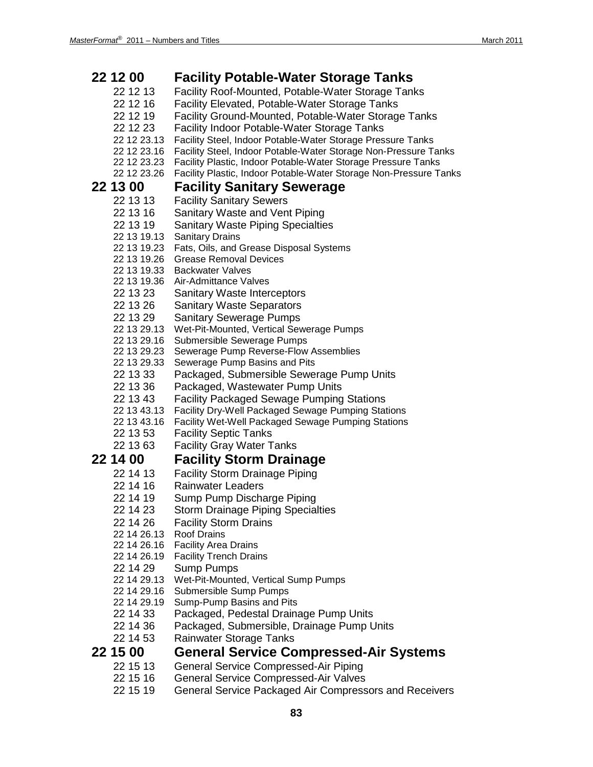## 22 12 00 Facility Potable-Water Storage Tanks

22 12 13 Facility Roof-Mounted, Potable-Water Storage Tanks
22 12 16 Facility Elevated, Potable-Water Storage Tanks
22 12 19 Facility Ground-Mounted, Potable-Water Storage Tanks
22 12 23 Facility Indoor Potable-Water Storage Tanks
22 12 23.13 Facility Steel, Indoor Potable-Water Storage Pressure Tanks
22 12 23.16 Facility Steel, Indoor Potable-Water Storage Non-Pressure Tanks
22 12 23.23 Facility Plastic, Indoor Potable-Water Storage Pressure Tanks
22 12 23.26 Facility Plastic, Indoor Potable-Water Storage Non-Pressure Tanks

## 22 13 00 Facility Sanitary Sewerage

22 13 13 Facility Sanitary Sewers
22 13 16 Sanitary Waste and Vent Piping
22 13 19 Sanitary Waste Piping Specialties
22 13 19.13 Sanitary Drains
22 13 19.23 Fats, Oils, and Grease Disposal Systems
22 13 19.26 Grease Removal Devices
22 13 19.33 Backwater Valves
22 13 19.36 Air-Admittance Valves
22 13 23 Sanitary Waste Interceptors
22 13 26 Sanitary Waste Separators
22 13 29 Sanitary Sewerage Pumps
22 13 29.13 Wet-Pit-Mounted, Vertical Sewerage Pumps
22 13 29.16 Submersible Sewerage Pumps
22 13 29.23 Sewerage Pump Reverse-Flow Assemblies
22 13 29.33 Sewerage Pump Basins and Pits
22 13 33 Packaged, Submersible Sewerage Pump Units
22 13 36 Packaged, Wastewater Pump Units
22 13 43 Facility Packaged Sewage Pumping Stations
22 13 43.13 Facility Dry-Well Packaged Sewage Pumping Stations
22 13 43.16 Facility Wet-Well Packaged Sewage Pumping Stations
22 13 53 Facility Septic Tanks
22 13 63 Facility Gray Water Tanks

## 22 14 00 Facility Storm Drainage

22 14 13 Facility Storm Drainage Piping
22 14 16 Rainwater Leaders
22 14 19 Sump Pump Discharge Piping
22 14 23 Storm Drainage Piping Specialties
22 14 26 Facility Storm Drains
22 14 26.13 Roof Drains
22 14 26.16 Facility Area Drains
22 14 26.19 Facility Trench Drains
22 14 29 Sump Pumps
22 14 29.13 Wet-Pit-Mounted, Vertical Sump Pumps
22 14 29.16 Submersible Sump Pumps
22 14 29.19 Sump-Pump Basins and Pits
22 14 33 Packaged, Pedestal Drainage Pump Units
22 14 36 Packaged, Submersible, Drainage Pump Units
22 14 53 Rainwater Storage Tanks

## 22 15 00 General Service Compressed-Air Systems

22 15 13 General Service Compressed-Air Piping
22 15 16 General Service Compressed-Air Valves
22 15 19 General Service Packaged Air Compressors and Receivers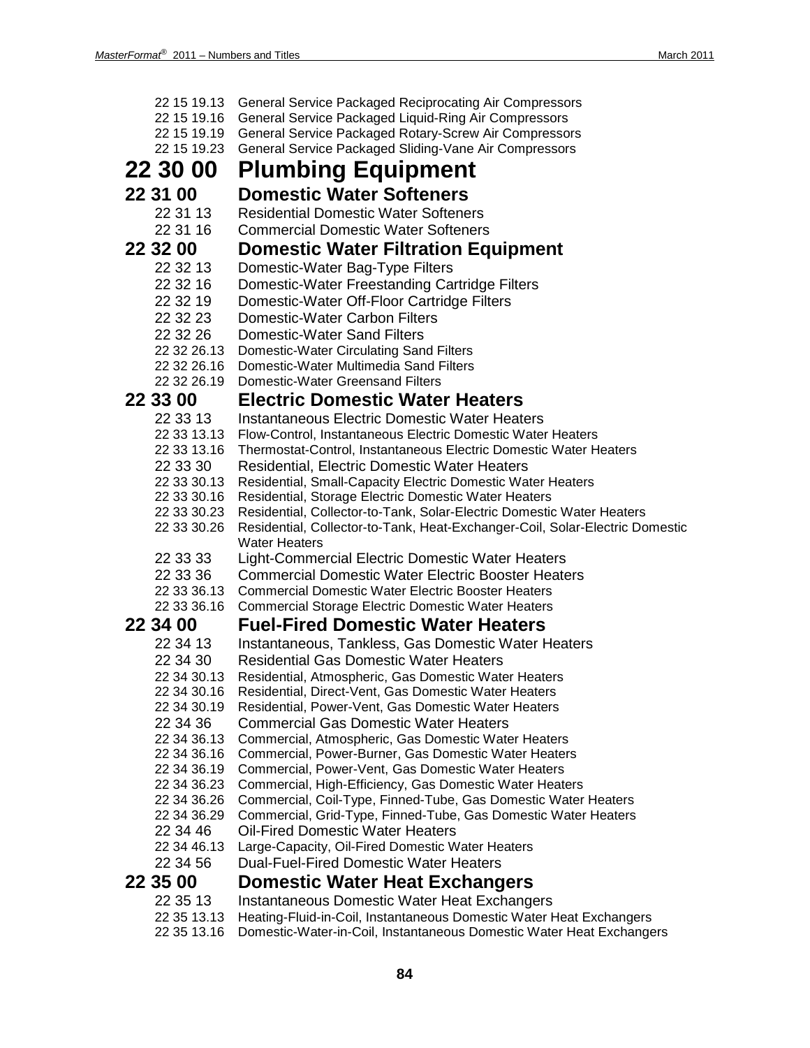22 15 19.13 General Service Packaged Reciprocating Air Compressors
22 15 19.16 General Service Packaged Liquid-Ring Air Compressors
22 15 19.19 General Service Packaged Rotary-Screw Air Compressors
22 15 19.23 General Service Packaged Sliding-Vane Air Compressors

# 22 30 00 Plumbing Equipment

## 22 31 00 Domestic Water Softeners

22 31 13 Residential Domestic Water Softeners
22 31 16 Commercial Domestic Water Softeners

## 22 32 00 Domestic Water Filtration Equipment

22 32 13 Domestic-Water Bag-Type Filters
22 32 16 Domestic-Water Freestanding Cartridge Filters
22 32 19 Domestic-Water Off-Floor Cartridge Filters
22 32 23 Domestic-Water Carbon Filters
22 32 26 Domestic-Water Sand Filters
22 32 26.13 Domestic-Water Circulating Sand Filters
22 32 26.16 Domestic-Water Multimedia Sand Filters
22 32 26.19 Domestic-Water Greensand Filters

## 22 33 00 Electric Domestic Water Heaters

22 33 13 Instantaneous Electric Domestic Water Heaters
22 33 13.13 Flow-Control, Instantaneous Electric Domestic Water Heaters
22 33 13.16 Thermostat-Control, Instantaneous Electric Domestic Water Heaters
22 33 30 Residential, Electric Domestic Water Heaters
22 33 30.13 Residential, Small-Capacity Electric Domestic Water Heaters
22 33 30.16 Residential, Storage Electric Domestic Water Heaters
22 33 30.23 Residential, Collector-to-Tank, Solar-Electric Domestic Water Heaters
22 33 30.26 Residential, Collector-to-Tank, Heat-Exchanger-Coil, Solar-Electric Domestic Water Heaters
22 33 33 Light-Commercial Electric Domestic Water Heaters
22 33 36 Commercial Domestic Water Electric Booster Heaters
22 33 36.13 Commercial Domestic Water Electric Booster Heaters
22 33 36.16 Commercial Storage Electric Domestic Water Heaters

## 22 34 00 Fuel-Fired Domestic Water Heaters

22 34 13 Instantaneous, Tankless, Gas Domestic Water Heaters
22 34 30 Residential Gas Domestic Water Heaters
22 34 30.13 Residential, Atmospheric, Gas Domestic Water Heaters
22 34 30.16 Residential, Direct-Vent, Gas Domestic Water Heaters
22 34 30.19 Residential, Power-Vent, Gas Domestic Water Heaters
22 34 36 Commercial Gas Domestic Water Heaters
22 34 36.13 Commercial, Atmospheric, Gas Domestic Water Heaters
22 34 36.16 Commercial, Power-Burner, Gas Domestic Water Heaters
22 34 36.19 Commercial, Power-Vent, Gas Domestic Water Heaters
22 34 36.23 Commercial, High-Efficiency, Gas Domestic Water Heaters
22 34 36.26 Commercial, Coil-Type, Finned-Tube, Gas Domestic Water Heaters
22 34 36.29 Commercial, Grid-Type, Finned-Tube, Gas Domestic Water Heaters
22 34 46 Oil-Fired Domestic Water Heaters
22 34 46.13 Large-Capacity, Oil-Fired Domestic Water Heaters
22 34 56 Dual-Fuel-Fired Domestic Water Heaters

## 22 35 00 Domestic Water Heat Exchangers

22 35 13 Instantaneous Domestic Water Heat Exchangers
22 35 13.13 Heating-Fluid-in-Coil, Instantaneous Domestic Water Heat Exchangers
22 35 13.16 Domestic-Water-in-Coil, Instantaneous Domestic Water Heat Exchangers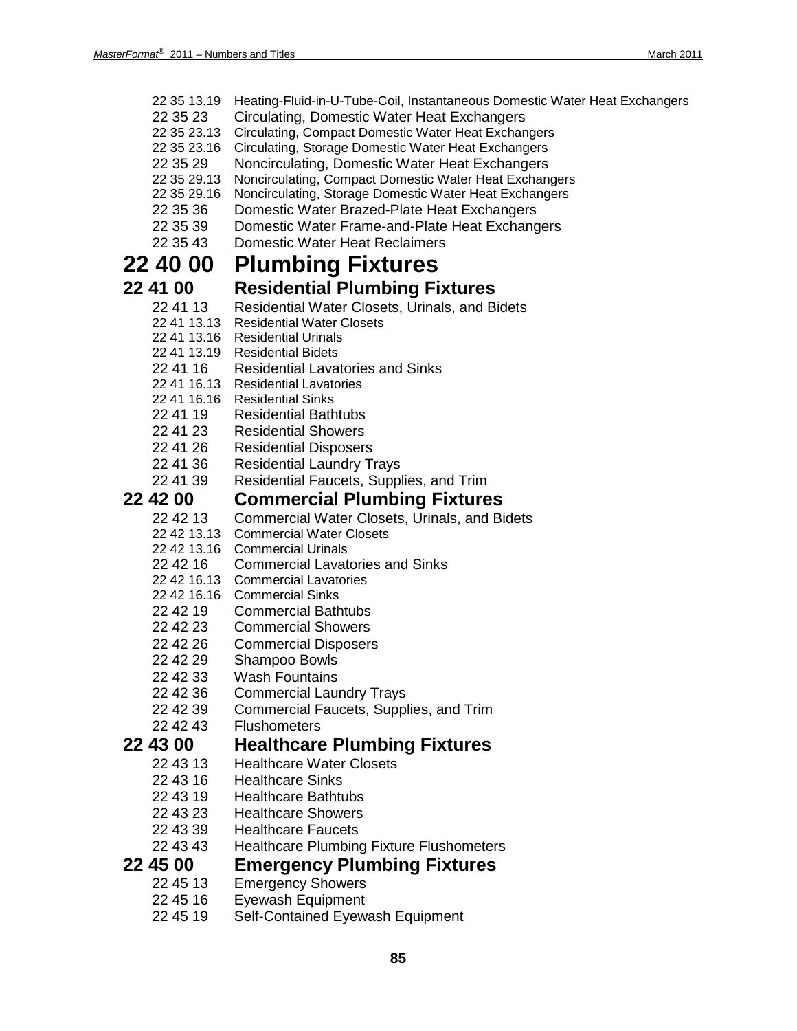22 35 13.19 Heating-Fluid-in-U-Tube-Coil, Instantaneous Domestic Water Heat Exchangers
22 35 23 Circulating, Domestic Water Heat Exchangers
22 35 23.13 Circulating, Compact Domestic Water Heat Exchangers
22 35 23.16 Circulating, Storage Domestic Water Heat Exchangers
22 35 29 Noncirculating, Domestic Water Heat Exchangers
22 35 29.13 Noncirculating, Compact Domestic Water Heat Exchangers
22 35 29.16 Noncirculating, Storage Domestic Water Heat Exchangers
22 35 36 Domestic Water Brazed-Plate Heat Exchangers
22 35 39 Domestic Water Frame-and-Plate Heat Exchangers
22 35 43 Domestic Water Heat Reclaimers

# 22 40 00 Plumbing Fixtures

## 22 41 00 Residential Plumbing Fixtures

22 41 13 Residential Water Closets, Urinals, and Bidets
22 41 13.13 Residential Water Closets
22 41 13.16 Residential Urinals
22 41 13.19 Residential Bidets
22 41 16 Residential Lavatories and Sinks
22 41 16.13 Residential Lavatories
22 41 16.16 Residential Sinks
22 41 19 Residential Bathtubs
22 41 23 Residential Showers
22 41 26 Residential Disposers
22 41 36 Residential Laundry Trays
22 41 39 Residential Faucets, Supplies, and Trim

## 22 42 00 Commercial Plumbing Fixtures

22 42 13 Commercial Water Closets, Urinals, and Bidets
22 42 13.13 Commercial Water Closets
22 42 13.16 Commercial Urinals
22 42 16 Commercial Lavatories and Sinks
22 42 16.13 Commercial Lavatories
22 42 16.16 Commercial Sinks
22 42 19 Commercial Bathtubs
22 42 23 Commercial Showers
22 42 26 Commercial Disposers
22 42 29 Shampoo Bowls
22 42 33 Wash Fountains
22 42 36 Commercial Laundry Trays
22 42 39 Commercial Faucets, Supplies, and Trim
22 42 43 Flushometers

## 22 43 00 Healthcare Plumbing Fixtures

22 43 13 Healthcare Water Closets
22 43 16 Healthcare Sinks
22 43 19 Healthcare Bathtubs
22 43 23 Healthcare Showers
22 43 39 Healthcare Faucets
22 43 43 Healthcare Plumbing Fixture Flushometers

## 22 45 00 Emergency Plumbing Fixtures

22 45 13 Emergency Showers
22 45 16 Eyewash Equipment
22 45 19 Self-Contained Eyewash Equipment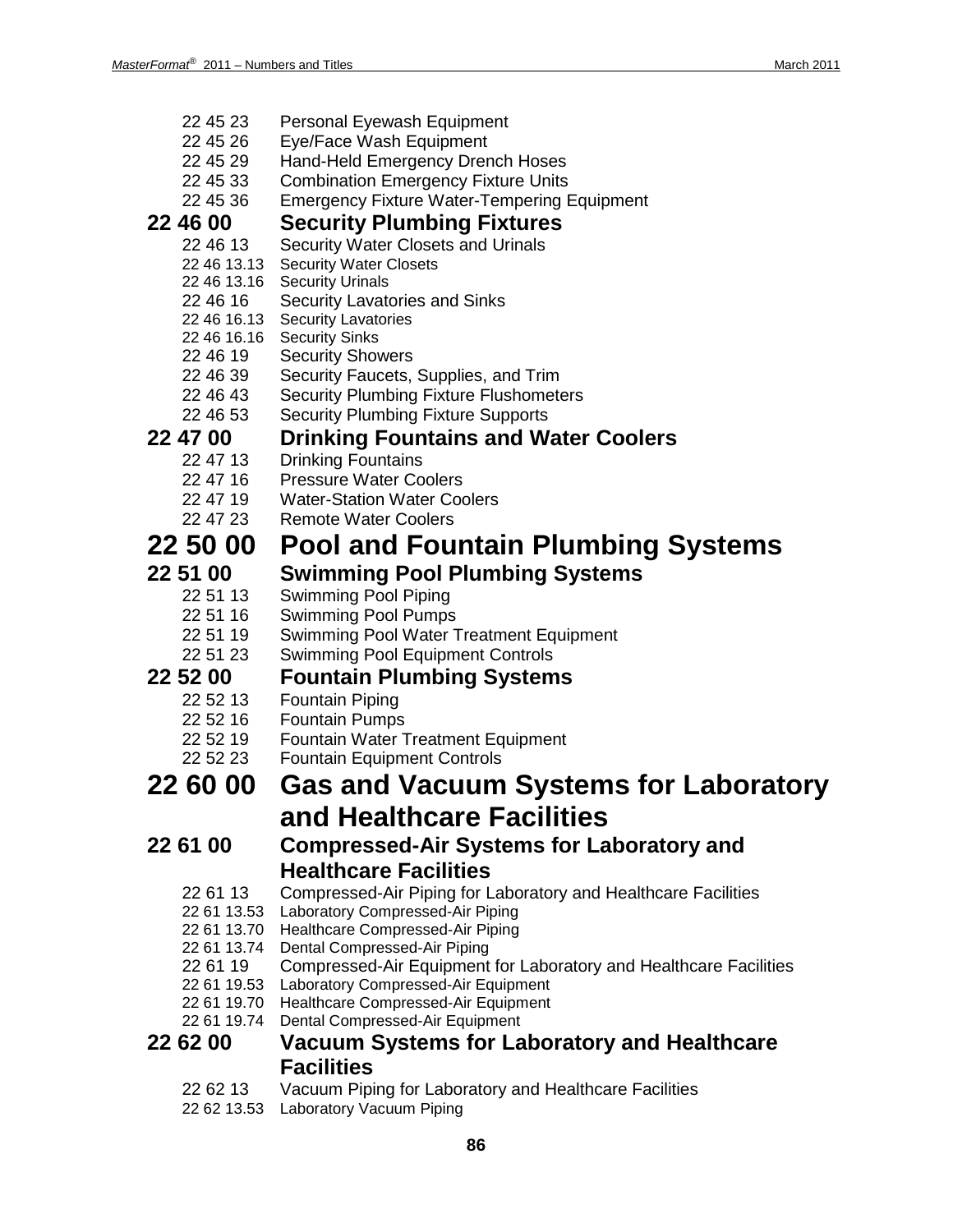22 45 23 Personal Eyewash Equipment
22 45 26 Eye/Face Wash Equipment
22 45 29 Hand-Held Emergency Drench Hoses
22 45 33 Combination Emergency Fixture Units
22 45 36 Emergency Fixture Water-Tempering Equipment

### 22 46 00 Security Plumbing Fixtures

22 46 13 Security Water Closets and Urinals
22 46 13.13 Security Water Closets
22 46 13.16 Security Urinals
22 46 16 Security Lavatories and Sinks
22 46 16.13 Security Lavatories
22 46 16.16 Security Sinks
22 46 19 Security Showers
22 46 39 Security Faucets, Supplies, and Trim
22 46 43 Security Plumbing Fixture Flushometers
22 46 53 Security Plumbing Fixture Supports

### 22 47 00 Drinking Fountains and Water Coolers

22 47 13 Drinking Fountains
22 47 16 Pressure Water Coolers
22 47 19 Water-Station Water Coolers
22 47 23 Remote Water Coolers

## 22 50 00 Pool and Fountain Plumbing Systems

### 22 51 00 Swimming Pool Plumbing Systems

22 51 13 Swimming Pool Piping
22 51 16 Swimming Pool Pumps
22 51 19 Swimming Pool Water Treatment Equipment
22 51 23 Swimming Pool Equipment Controls

### 22 52 00 Fountain Plumbing Systems

22 52 13 Fountain Piping
22 52 16 Fountain Pumps
22 52 19 Fountain Water Treatment Equipment
22 52 23 Fountain Equipment Controls

## 22 60 00 Gas and Vacuum Systems for Laboratory and Healthcare Facilities

### 22 61 00 Compressed-Air Systems for Laboratory and Healthcare Facilities

22 61 13 Compressed-Air Piping for Laboratory and Healthcare Facilities
22 61 13.53 Laboratory Compressed-Air Piping
22 61 13.70 Healthcare Compressed-Air Piping
22 61 13.74 Dental Compressed-Air Piping
22 61 19 Compressed-Air Equipment for Laboratory and Healthcare Facilities
22 61 19.53 Laboratory Compressed-Air Equipment
22 61 19.70 Healthcare Compressed-Air Equipment
22 61 19.74 Dental Compressed-Air Equipment

### 22 62 00 Vacuum Systems for Laboratory and Healthcare Facilities

22 62 13 Vacuum Piping for Laboratory and Healthcare Facilities
22 62 13.53 Laboratory Vacuum Piping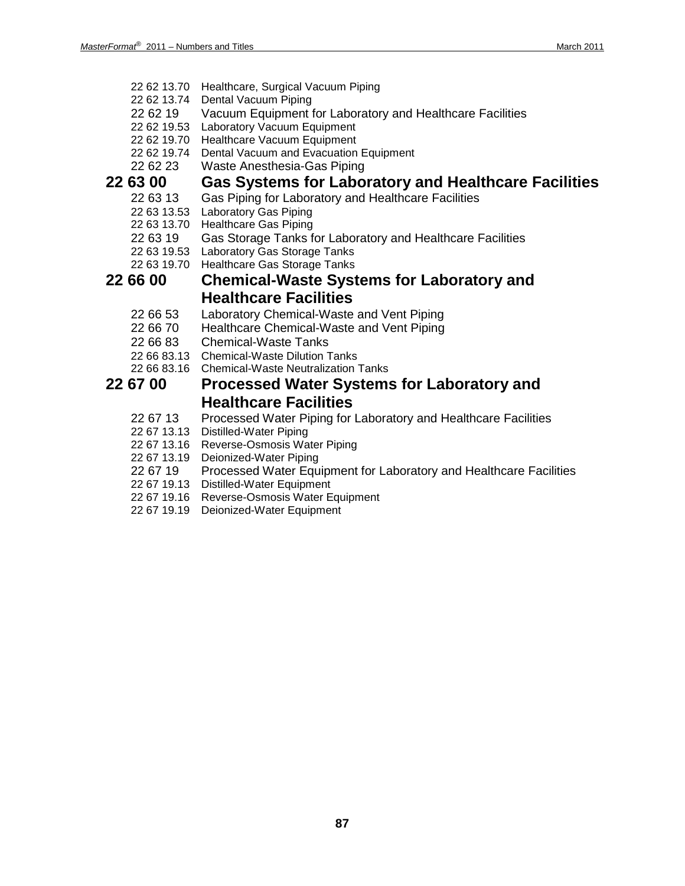22 62 13.70 Healthcare, Surgical Vacuum Piping
22 62 13.74 Dental Vacuum Piping
22 62 19 Vacuum Equipment for Laboratory and Healthcare Facilities
22 62 19.53 Laboratory Vacuum Equipment
22 62 19.70 Healthcare Vacuum Equipment
22 62 19.74 Dental Vacuum and Evacuation Equipment
22 62 23 Waste Anesthesia-Gas Piping

## 22 63 00 Gas Systems for Laboratory and Healthcare Facilities

22 63 13 Gas Piping for Laboratory and Healthcare Facilities
22 63 13.53 Laboratory Gas Piping
22 63 13.70 Healthcare Gas Piping
22 63 19 Gas Storage Tanks for Laboratory and Healthcare Facilities
22 63 19.53 Laboratory Gas Storage Tanks
22 63 19.70 Healthcare Gas Storage Tanks

## 22 66 00 Chemical-Waste Systems for Laboratory and Healthcare Facilities

22 66 53 Laboratory Chemical-Waste and Vent Piping
22 66 70 Healthcare Chemical-Waste and Vent Piping
22 66 83 Chemical-Waste Tanks
22 66 83.13 Chemical-Waste Dilution Tanks
22 66 83.16 Chemical-Waste Neutralization Tanks

## 22 67 00 Processed Water Systems for Laboratory and Healthcare Facilities

22 67 13 Processed Water Piping for Laboratory and Healthcare Facilities
22 67 13.13 Distilled-Water Piping
22 67 13.16 Reverse-Osmosis Water Piping
22 67 13.19 Deionized-Water Piping
22 67 19 Processed Water Equipment for Laboratory and Healthcare Facilities
22 67 19.13 Distilled-Water Equipment
22 67 19.16 Reverse-Osmosis Water Equipment
22 67 19.19 Deionized-Water Equipment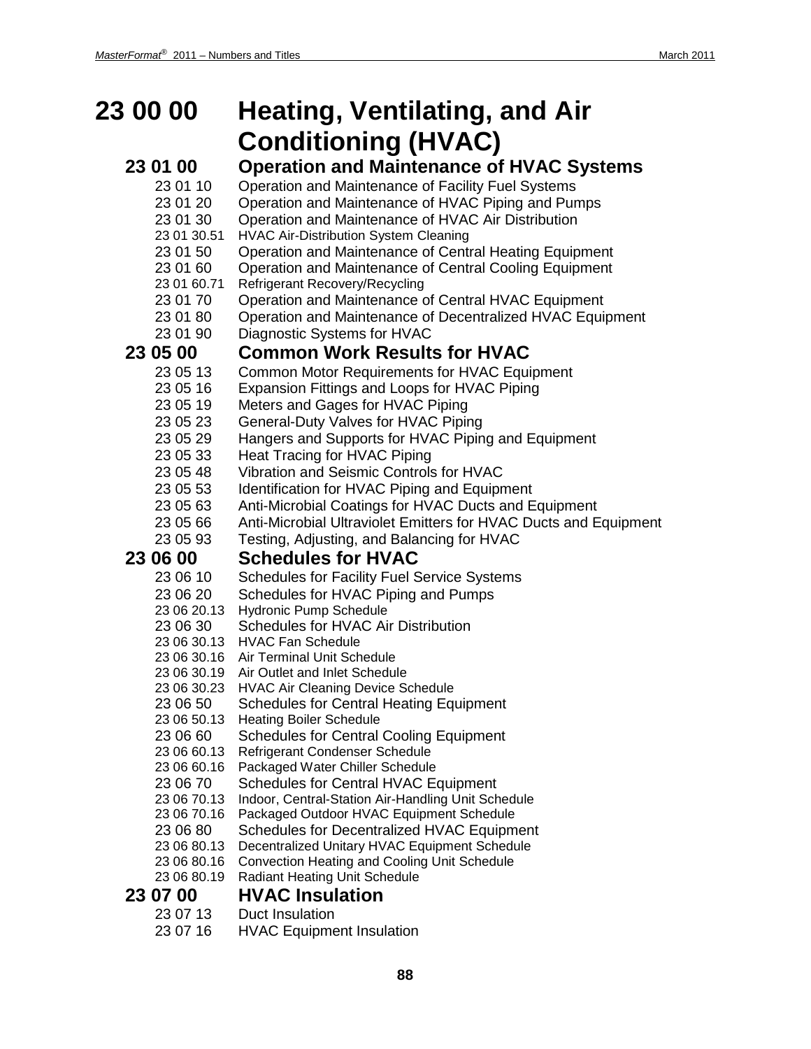# 23 00 00 Heating, Ventilating, and Air Conditioning (HVAC)

## 23 01 00 Operation and Maintenance of HVAC Systems

23 01 10 Operation and Maintenance of Facility Fuel Systems
23 01 20 Operation and Maintenance of HVAC Piping and Pumps
23 01 30 Operation and Maintenance of HVAC Air Distribution
23 01 30.51 HVAC Air-Distribution System Cleaning
23 01 50 Operation and Maintenance of Central Heating Equipment
23 01 60 Operation and Maintenance of Central Cooling Equipment
23 01 60.71 Refrigerant Recovery/Recycling
23 01 70 Operation and Maintenance of Central HVAC Equipment
23 01 80 Operation and Maintenance of Decentralized HVAC Equipment
23 01 90 Diagnostic Systems for HVAC

## 23 05 00 Common Work Results for HVAC

23 05 13 Common Motor Requirements for HVAC Equipment
23 05 16 Expansion Fittings and Loops for HVAC Piping
23 05 19 Meters and Gages for HVAC Piping
23 05 23 General-Duty Valves for HVAC Piping
23 05 29 Hangers and Supports for HVAC Piping and Equipment
23 05 33 Heat Tracing for HVAC Piping
23 05 48 Vibration and Seismic Controls for HVAC
23 05 53 Identification for HVAC Piping and Equipment
23 05 63 Anti-Microbial Coatings for HVAC Ducts and Equipment
23 05 66 Anti-Microbial Ultraviolet Emitters for HVAC Ducts and Equipment
23 05 93 Testing, Adjusting, and Balancing for HVAC

## 23 06 00 Schedules for HVAC

23 06 10 Schedules for Facility Fuel Service Systems
23 06 20 Schedules for HVAC Piping and Pumps
23 06 20.13 Hydronic Pump Schedule
23 06 30 Schedules for HVAC Air Distribution
23 06 30.13 HVAC Fan Schedule
23 06 30.16 Air Terminal Unit Schedule
23 06 30.19 Air Outlet and Inlet Schedule
23 06 30.23 HVAC Air Cleaning Device Schedule
23 06 50 Schedules for Central Heating Equipment
23 06 50.13 Heating Boiler Schedule
23 06 60 Schedules for Central Cooling Equipment
23 06 60.13 Refrigerant Condenser Schedule
23 06 60.16 Packaged Water Chiller Schedule
23 06 70 Schedules for Central HVAC Equipment
23 06 70.13 Indoor, Central-Station Air-Handling Unit Schedule
23 06 70.16 Packaged Outdoor HVAC Equipment Schedule
23 06 80 Schedules for Decentralized HVAC Equipment
23 06 80.13 Decentralized Unitary HVAC Equipment Schedule
23 06 80.16 Convection Heating and Cooling Unit Schedule
23 06 80.19 Radiant Heating Unit Schedule

## 23 07 00 HVAC Insulation

23 07 13 Duct Insulation
23 07 16 HVAC Equipment Insulation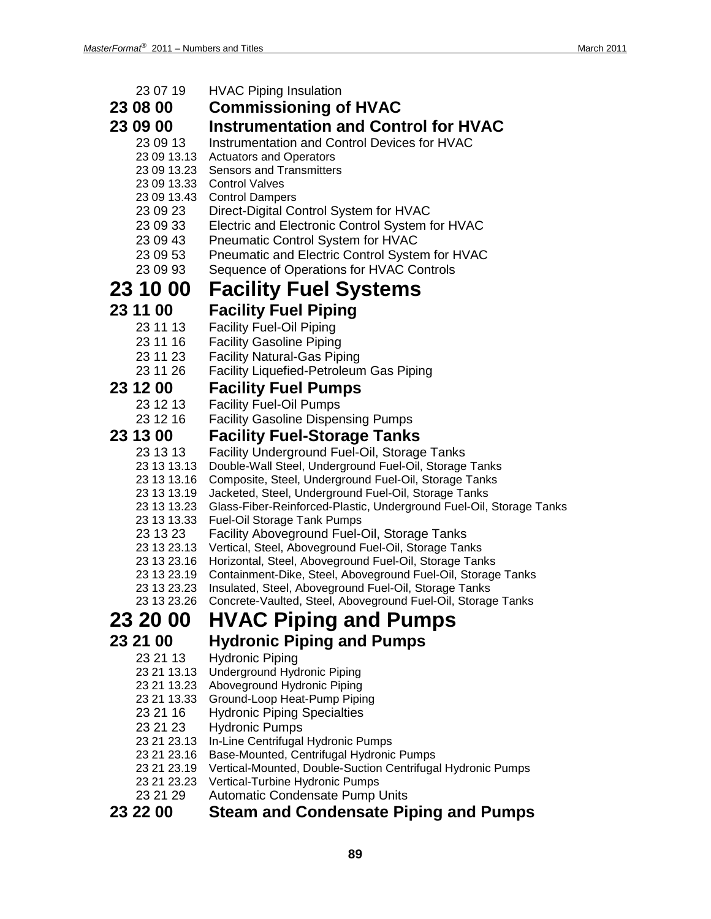23 07 19 HVAC Piping Insulation

## 23 08 00 Commissioning of HVAC

## 23 09 00 Instrumentation and Control for HVAC

23 09 13 Instrumentation and Control Devices for HVAC
23 09 13.13 Actuators and Operators
23 09 13.23 Sensors and Transmitters
23 09 13.33 Control Valves
23 09 13.43 Control Dampers
23 09 23 Direct-Digital Control System for HVAC
23 09 33 Electric and Electronic Control System for HVAC
23 09 43 Pneumatic Control System for HVAC
23 09 53 Pneumatic and Electric Control System for HVAC
23 09 93 Sequence of Operations for HVAC Controls

# 23 10 00 Facility Fuel Systems

## 23 11 00 Facility Fuel Piping

23 11 13 Facility Fuel-Oil Piping
23 11 16 Facility Gasoline Piping
23 11 23 Facility Natural-Gas Piping
23 11 26 Facility Liquefied-Petroleum Gas Piping

## 23 12 00 Facility Fuel Pumps

23 12 13 Facility Fuel-Oil Pumps
23 12 16 Facility Gasoline Dispensing Pumps

## 23 13 00 Facility Fuel-Storage Tanks

23 13 13 Facility Underground Fuel-Oil, Storage Tanks
23 13 13.13 Double-Wall Steel, Underground Fuel-Oil, Storage Tanks
23 13 13.16 Composite, Steel, Underground Fuel-Oil, Storage Tanks
23 13 13.19 Jacketed, Steel, Underground Fuel-Oil, Storage Tanks
23 13 13.23 Glass-Fiber-Reinforced-Plastic, Underground Fuel-Oil, Storage Tanks
23 13 13.33 Fuel-Oil Storage Tank Pumps
23 13 23 Facility Aboveground Fuel-Oil, Storage Tanks
23 13 23.13 Vertical, Steel, Aboveground Fuel-Oil, Storage Tanks
23 13 23.16 Horizontal, Steel, Aboveground Fuel-Oil, Storage Tanks
23 13 23.19 Containment-Dike, Steel, Aboveground Fuel-Oil, Storage Tanks
23 13 23.23 Insulated, Steel, Aboveground Fuel-Oil, Storage Tanks
23 13 23.26 Concrete-Vaulted, Steel, Aboveground Fuel-Oil, Storage Tanks

# 23 20 00 HVAC Piping and Pumps

## 23 21 00 Hydronic Piping and Pumps

23 21 13 Hydronic Piping
23 21 13.13 Underground Hydronic Piping
23 21 13.23 Aboveground Hydronic Piping
23 21 13.33 Ground-Loop Heat-Pump Piping
23 21 16 Hydronic Piping Specialties
23 21 23 Hydronic Pumps
23 21 23.13 In-Line Centrifugal Hydronic Pumps
23 21 23.16 Base-Mounted, Centrifugal Hydronic Pumps
23 21 23.19 Vertical-Mounted, Double-Suction Centrifugal Hydronic Pumps
23 21 23.23 Vertical-Turbine Hydronic Pumps
23 21 29 Automatic Condensate Pump Units

## 23 22 00 Steam and Condensate Piping and Pumps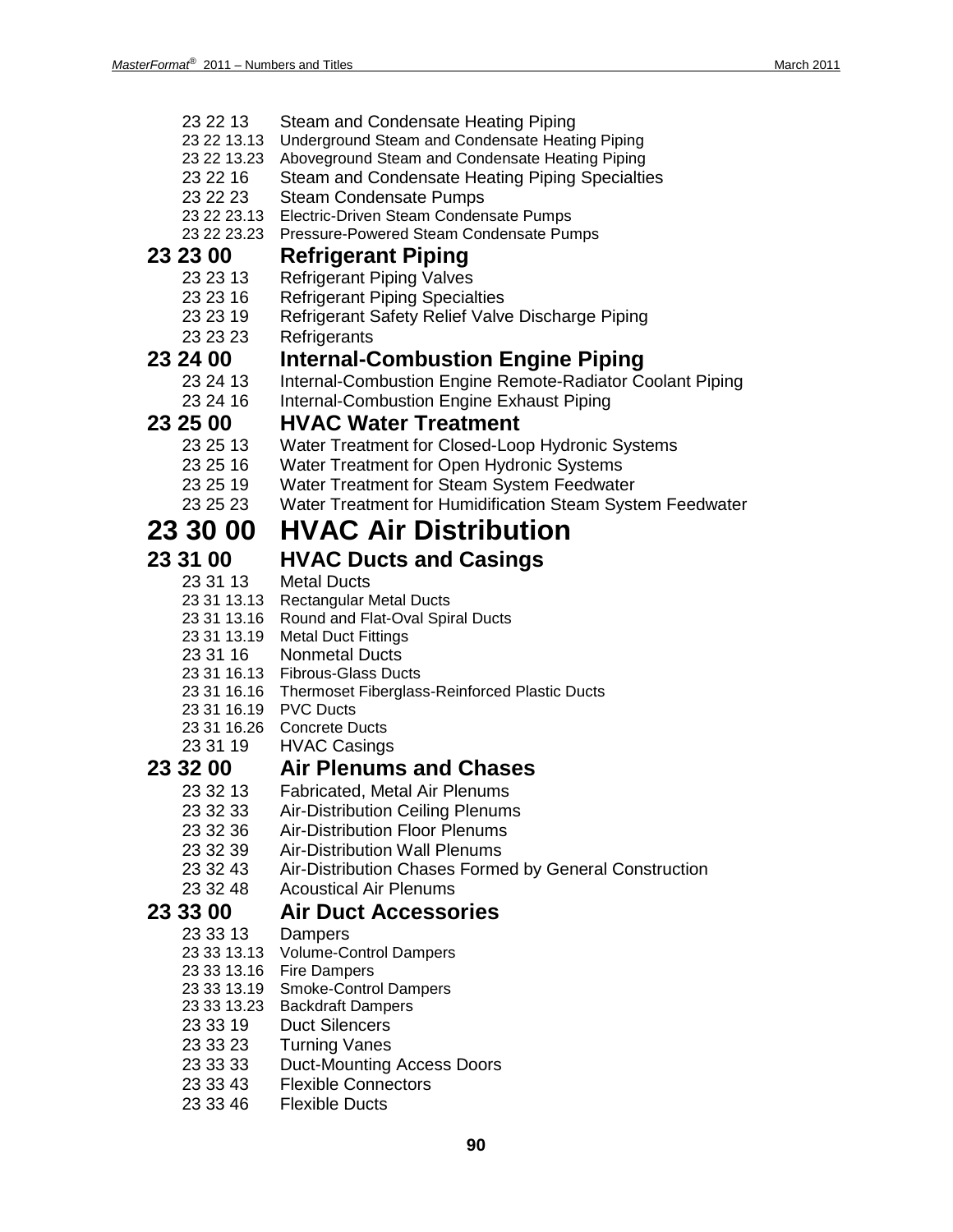23 22 13 Steam and Condensate Heating Piping
23 22 13.13 Underground Steam and Condensate Heating Piping
23 22 13.23 Aboveground Steam and Condensate Heating Piping
23 22 16 Steam and Condensate Heating Piping Specialties
23 22 23 Steam Condensate Pumps
23 22 23.13 Electric-Driven Steam Condensate Pumps
23 22 23.23 Pressure-Powered Steam Condensate Pumps

## 23 23 00 Refrigerant Piping

23 23 13 Refrigerant Piping Valves
23 23 16 Refrigerant Piping Specialties
23 23 19 Refrigerant Safety Relief Valve Discharge Piping
23 23 23 Refrigerants

## 23 24 00 Internal-Combustion Engine Piping

23 24 13 Internal-Combustion Engine Remote-Radiator Coolant Piping
23 24 16 Internal-Combustion Engine Exhaust Piping

## 23 25 00 HVAC Water Treatment

23 25 13 Water Treatment for Closed-Loop Hydronic Systems
23 25 16 Water Treatment for Open Hydronic Systems
23 25 19 Water Treatment for Steam System Feedwater
23 25 23 Water Treatment for Humidification Steam System Feedwater

# 23 30 00 HVAC Air Distribution

## 23 31 00 HVAC Ducts and Casings

23 31 13 Metal Ducts
23 31 13.13 Rectangular Metal Ducts
23 31 13.16 Round and Flat-Oval Spiral Ducts
23 31 13.19 Metal Duct Fittings
23 31 16 Nonmetal Ducts
23 31 16.13 Fibrous-Glass Ducts
23 31 16.16 Thermoset Fiberglass-Reinforced Plastic Ducts
23 31 16.19 PVC Ducts
23 31 16.26 Concrete Ducts
23 31 19 HVAC Casings

## 23 32 00 Air Plenums and Chases

23 32 13 Fabricated, Metal Air Plenums
23 32 33 Air-Distribution Ceiling Plenums
23 32 36 Air-Distribution Floor Plenums
23 32 39 Air-Distribution Wall Plenums
23 32 43 Air-Distribution Chases Formed by General Construction
23 32 48 Acoustical Air Plenums

## 23 33 00 Air Duct Accessories

23 33 13 Dampers
23 33 13.13 Volume-Control Dampers
23 33 13.16 Fire Dampers
23 33 13.19 Smoke-Control Dampers
23 33 13.23 Backdraft Dampers
23 33 19 Duct Silencers
23 33 23 Turning Vanes
23 33 33 Duct-Mounting Access Doors
23 33 43 Flexible Connectors
23 33 46 Flexible Ducts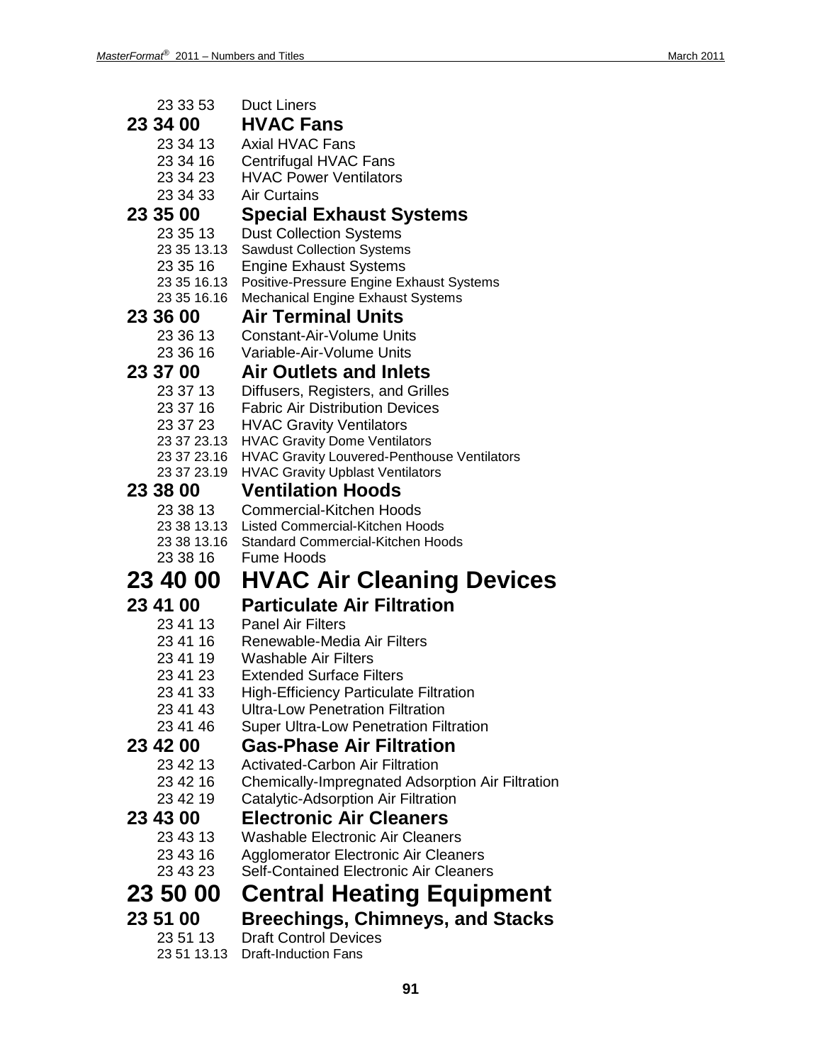23 33 53 Duct Liners

## 23 34 00 HVAC Fans

23 34 13 Axial HVAC Fans
23 34 16 Centrifugal HVAC Fans
23 34 23 HVAC Power Ventilators
23 34 33 Air Curtains

## 23 35 00 Special Exhaust Systems

23 35 13 Dust Collection Systems
23 35 13.13 Sawdust Collection Systems
23 35 16 Engine Exhaust Systems
23 35 16.13 Positive-Pressure Engine Exhaust Systems
23 35 16.16 Mechanical Engine Exhaust Systems

## 23 36 00 Air Terminal Units

23 36 13 Constant-Air-Volume Units
23 36 16 Variable-Air-Volume Units

## 23 37 00 Air Outlets and Inlets

23 37 13 Diffusers, Registers, and Grilles
23 37 16 Fabric Air Distribution Devices
23 37 23 HVAC Gravity Ventilators
23 37 23.13 HVAC Gravity Dome Ventilators
23 37 23.16 HVAC Gravity Louvered-Penthouse Ventilators
23 37 23.19 HVAC Gravity Upblast Ventilators

## 23 38 00 Ventilation Hoods

23 38 13 Commercial-Kitchen Hoods
23 38 13.13 Listed Commercial-Kitchen Hoods
23 38 13.16 Standard Commercial-Kitchen Hoods
23 38 16 Fume Hoods

# 23 40 00 HVAC Air Cleaning Devices

## 23 41 00 Particulate Air Filtration

23 41 13 Panel Air Filters
23 41 16 Renewable-Media Air Filters
23 41 19 Washable Air Filters
23 41 23 Extended Surface Filters
23 41 33 High-Efficiency Particulate Filtration
23 41 43 Ultra-Low Penetration Filtration
23 41 46 Super Ultra-Low Penetration Filtration

## 23 42 00 Gas-Phase Air Filtration

23 42 13 Activated-Carbon Air Filtration
23 42 16 Chemically-Impregnated Adsorption Air Filtration
23 42 19 Catalytic-Adsorption Air Filtration

## 23 43 00 Electronic Air Cleaners

23 43 13 Washable Electronic Air Cleaners
23 43 16 Agglomerator Electronic Air Cleaners
23 43 23 Self-Contained Electronic Air Cleaners

# 23 50 00 Central Heating Equipment

## 23 51 00 Breechings, Chimneys, and Stacks

23 51 13 Draft Control Devices
23 51 13.13 Draft-Induction Fans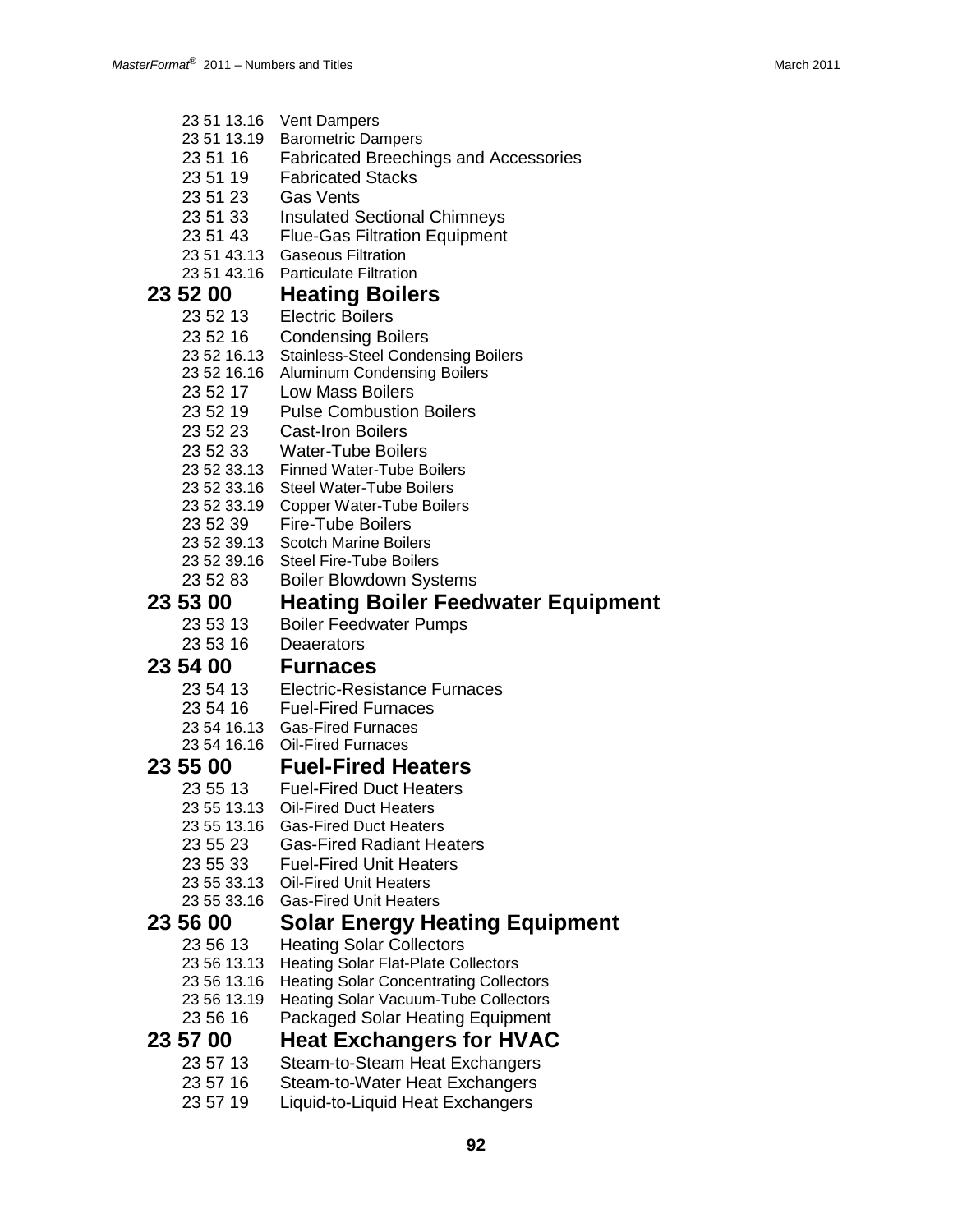23 51 13.16 Vent Dampers
23 51 13.19 Barometric Dampers
23 51 16 Fabricated Breechings and Accessories
23 51 19 Fabricated Stacks
23 51 23 Gas Vents
23 51 33 Insulated Sectional Chimneys
23 51 43 Flue-Gas Filtration Equipment
23 51 43.13 Gaseous Filtration
23 51 43.16 Particulate Filtration

## 23 52 00 Heating Boilers

23 52 13 Electric Boilers
23 52 16 Condensing Boilers
23 52 16.13 Stainless-Steel Condensing Boilers
23 52 16.16 Aluminum Condensing Boilers
23 52 17 Low Mass Boilers
23 52 19 Pulse Combustion Boilers
23 52 23 Cast-Iron Boilers
23 52 33 Water-Tube Boilers
23 52 33.13 Finned Water-Tube Boilers
23 52 33.16 Steel Water-Tube Boilers
23 52 33.19 Copper Water-Tube Boilers
23 52 39 Fire-Tube Boilers
23 52 39.13 Scotch Marine Boilers
23 52 39.16 Steel Fire-Tube Boilers
23 52 83 Boiler Blowdown Systems

## 23 53 00 Heating Boiler Feedwater Equipment

23 53 13 Boiler Feedwater Pumps
23 53 16 Deaerators

## 23 54 00 Furnaces

23 54 13 Electric-Resistance Furnaces
23 54 16 Fuel-Fired Furnaces
23 54 16.13 Gas-Fired Furnaces
23 54 16.16 Oil-Fired Furnaces

## 23 55 00 Fuel-Fired Heaters

23 55 13 Fuel-Fired Duct Heaters
23 55 13.13 Oil-Fired Duct Heaters
23 55 13.16 Gas-Fired Duct Heaters
23 55 23 Gas-Fired Radiant Heaters
23 55 33 Fuel-Fired Unit Heaters
23 55 33.13 Oil-Fired Unit Heaters
23 55 33.16 Gas-Fired Unit Heaters

## 23 56 00 Solar Energy Heating Equipment

23 56 13 Heating Solar Collectors
23 56 13.13 Heating Solar Flat-Plate Collectors
23 56 13.16 Heating Solar Concentrating Collectors
23 56 13.19 Heating Solar Vacuum-Tube Collectors
23 56 16 Packaged Solar Heating Equipment

## 23 57 00 Heat Exchangers for HVAC

23 57 13 Steam-to-Steam Heat Exchangers
23 57 16 Steam-to-Water Heat Exchangers
23 57 19 Liquid-to-Liquid Heat Exchangers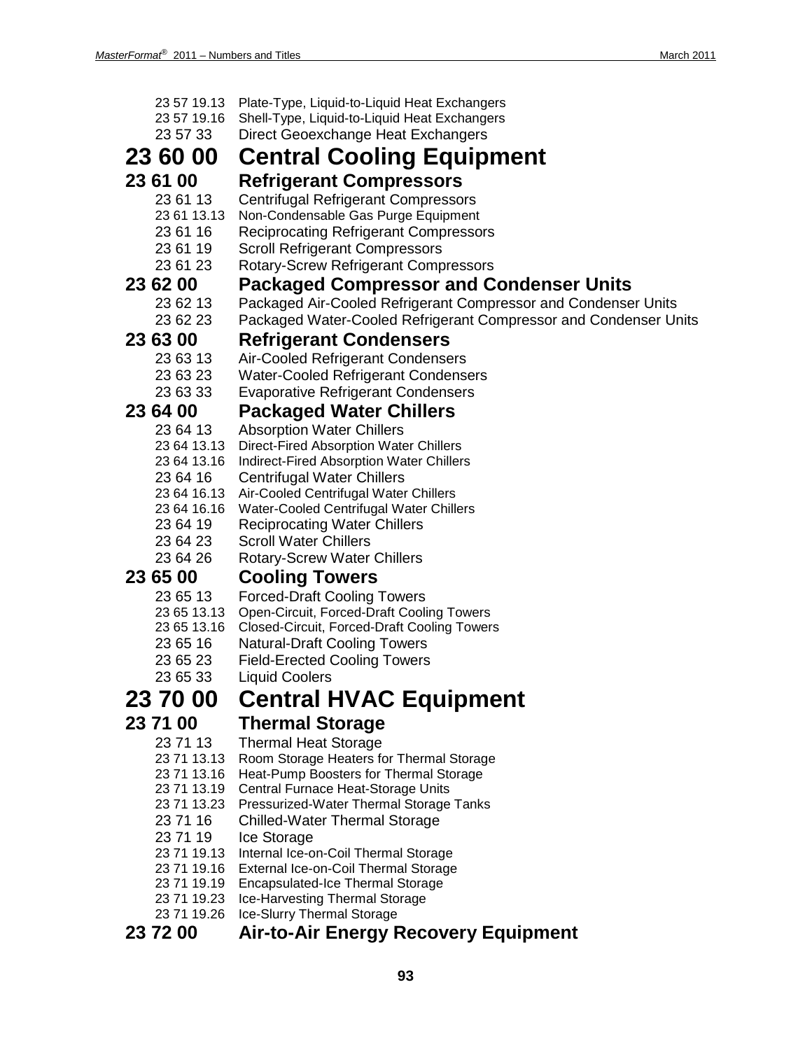23 57 19.13 Plate-Type, Liquid-to-Liquid Heat Exchangers
23 57 19.16 Shell-Type, Liquid-to-Liquid Heat Exchangers
23 57 33 Direct Geoexchange Heat Exchangers

# 23 60 00 Central Cooling Equipment

## 23 61 00 Refrigerant Compressors

23 61 13 Centrifugal Refrigerant Compressors
23 61 13.13 Non-Condensable Gas Purge Equipment
23 61 16 Reciprocating Refrigerant Compressors
23 61 19 Scroll Refrigerant Compressors
23 61 23 Rotary-Screw Refrigerant Compressors

## 23 62 00 Packaged Compressor and Condenser Units

23 62 13 Packaged Air-Cooled Refrigerant Compressor and Condenser Units
23 62 23 Packaged Water-Cooled Refrigerant Compressor and Condenser Units

## 23 63 00 Refrigerant Condensers

23 63 13 Air-Cooled Refrigerant Condensers
23 63 23 Water-Cooled Refrigerant Condensers
23 63 33 Evaporative Refrigerant Condensers

## 23 64 00 Packaged Water Chillers

23 64 13 Absorption Water Chillers
23 64 13.13 Direct-Fired Absorption Water Chillers
23 64 13.16 Indirect-Fired Absorption Water Chillers
23 64 16 Centrifugal Water Chillers
23 64 16.13 Air-Cooled Centrifugal Water Chillers
23 64 16.16 Water-Cooled Centrifugal Water Chillers
23 64 19 Reciprocating Water Chillers
23 64 23 Scroll Water Chillers
23 64 26 Rotary-Screw Water Chillers

## 23 65 00 Cooling Towers

23 65 13 Forced-Draft Cooling Towers
23 65 13.13 Open-Circuit, Forced-Draft Cooling Towers
23 65 13.16 Closed-Circuit, Forced-Draft Cooling Towers
23 65 16 Natural-Draft Cooling Towers
23 65 23 Field-Erected Cooling Towers
23 65 33 Liquid Coolers

# 23 70 00 Central HVAC Equipment

## 23 71 00 Thermal Storage

23 71 13 Thermal Heat Storage
23 71 13.13 Room Storage Heaters for Thermal Storage
23 71 13.16 Heat-Pump Boosters for Thermal Storage
23 71 13.19 Central Furnace Heat-Storage Units
23 71 13.23 Pressurized-Water Thermal Storage Tanks
23 71 16 Chilled-Water Thermal Storage
23 71 19 Ice Storage
23 71 19.13 Internal Ice-on-Coil Thermal Storage
23 71 19.16 External Ice-on-Coil Thermal Storage
23 71 19.19 Encapsulated-Ice Thermal Storage
23 71 19.23 Ice-Harvesting Thermal Storage
23 71 19.26 Ice-Slurry Thermal Storage

## 23 72 00 Air-to-Air Energy Recovery Equipment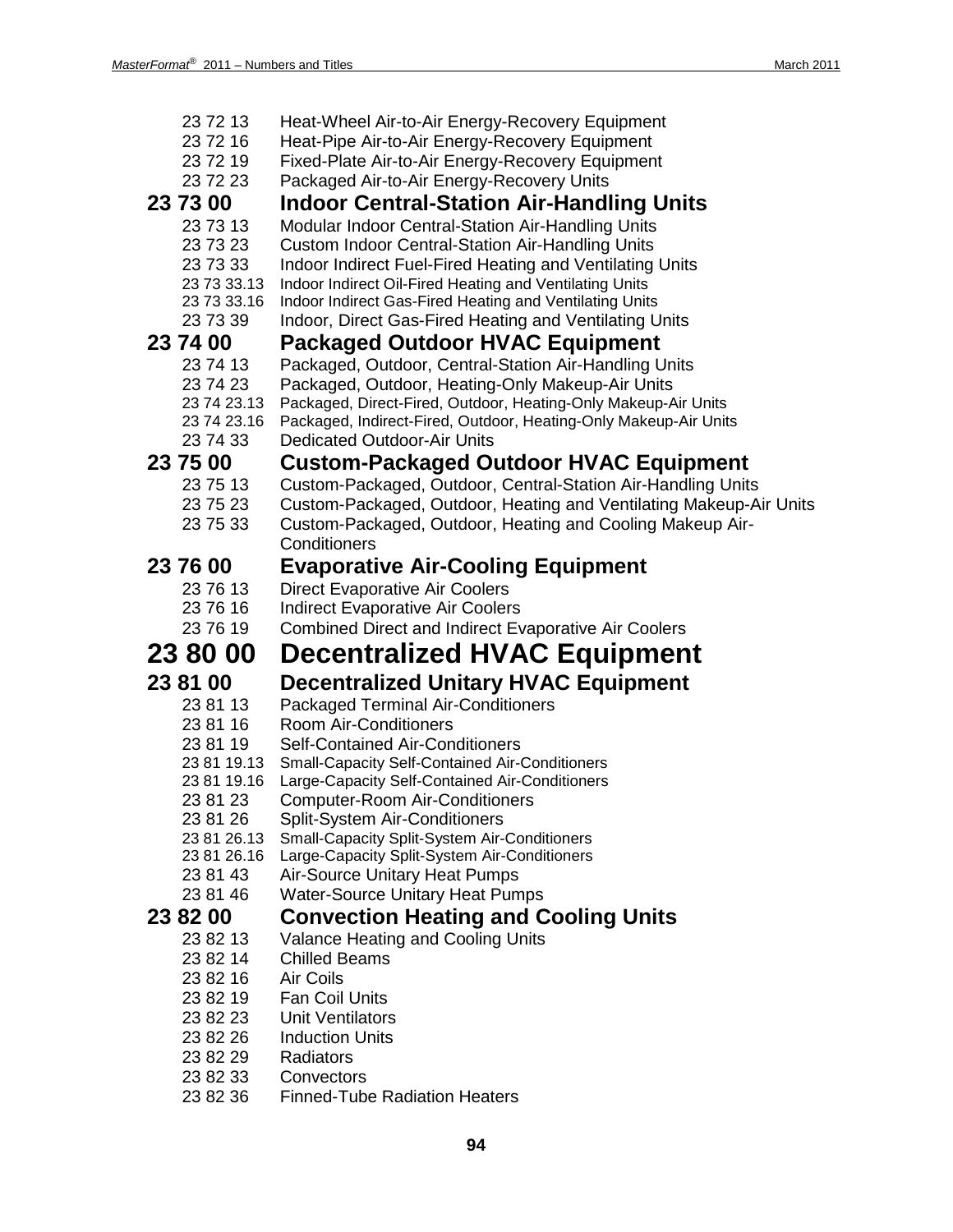23 72 13 Heat-Wheel Air-to-Air Energy-Recovery Equipment
23 72 16 Heat-Pipe Air-to-Air Energy-Recovery Equipment
23 72 19 Fixed-Plate Air-to-Air Energy-Recovery Equipment
23 72 23 Packaged Air-to-Air Energy-Recovery Units

## 23 73 00 Indoor Central-Station Air-Handling Units

23 73 13 Modular Indoor Central-Station Air-Handling Units
23 73 23 Custom Indoor Central-Station Air-Handling Units
23 73 33 Indoor Indirect Fuel-Fired Heating and Ventilating Units
23 73 33.13 Indoor Indirect Oil-Fired Heating and Ventilating Units
23 73 33.16 Indoor Indirect Gas-Fired Heating and Ventilating Units
23 73 39 Indoor, Direct Gas-Fired Heating and Ventilating Units

## 23 74 00 Packaged Outdoor HVAC Equipment

23 74 13 Packaged, Outdoor, Central-Station Air-Handling Units
23 74 23 Packaged, Outdoor, Heating-Only Makeup-Air Units
23 74 23.13 Packaged, Direct-Fired, Outdoor, Heating-Only Makeup-Air Units
23 74 23.16 Packaged, Indirect-Fired, Outdoor, Heating-Only Makeup-Air Units
23 74 33 Dedicated Outdoor-Air Units

## 23 75 00 Custom-Packaged Outdoor HVAC Equipment

23 75 13 Custom-Packaged, Outdoor, Central-Station Air-Handling Units
23 75 23 Custom-Packaged, Outdoor, Heating and Ventilating Makeup-Air Units
23 75 33 Custom-Packaged, Outdoor, Heating and Cooling Makeup Air-Conditioners

## 23 76 00 Evaporative Air-Cooling Equipment

23 76 13 Direct Evaporative Air Coolers
23 76 16 Indirect Evaporative Air Coolers
23 76 19 Combined Direct and Indirect Evaporative Air Coolers

# 23 80 00 Decentralized HVAC Equipment

## 23 81 00 Decentralized Unitary HVAC Equipment

23 81 13 Packaged Terminal Air-Conditioners
23 81 16 Room Air-Conditioners
23 81 19 Self-Contained Air-Conditioners
23 81 19.13 Small-Capacity Self-Contained Air-Conditioners
23 81 19.16 Large-Capacity Self-Contained Air-Conditioners
23 81 23 Computer-Room Air-Conditioners
23 81 26 Split-System Air-Conditioners
23 81 26.13 Small-Capacity Split-System Air-Conditioners
23 81 26.16 Large-Capacity Split-System Air-Conditioners
23 81 43 Air-Source Unitary Heat Pumps
23 81 46 Water-Source Unitary Heat Pumps

## 23 82 00 Convection Heating and Cooling Units

23 82 13 Valance Heating and Cooling Units
23 82 14 Chilled Beams
23 82 16 Air Coils
23 82 19 Fan Coil Units
23 82 23 Unit Ventilators
23 82 26 Induction Units
23 82 29 Radiators
23 82 33 Convectors
23 82 36 Finned-Tube Radiation Heaters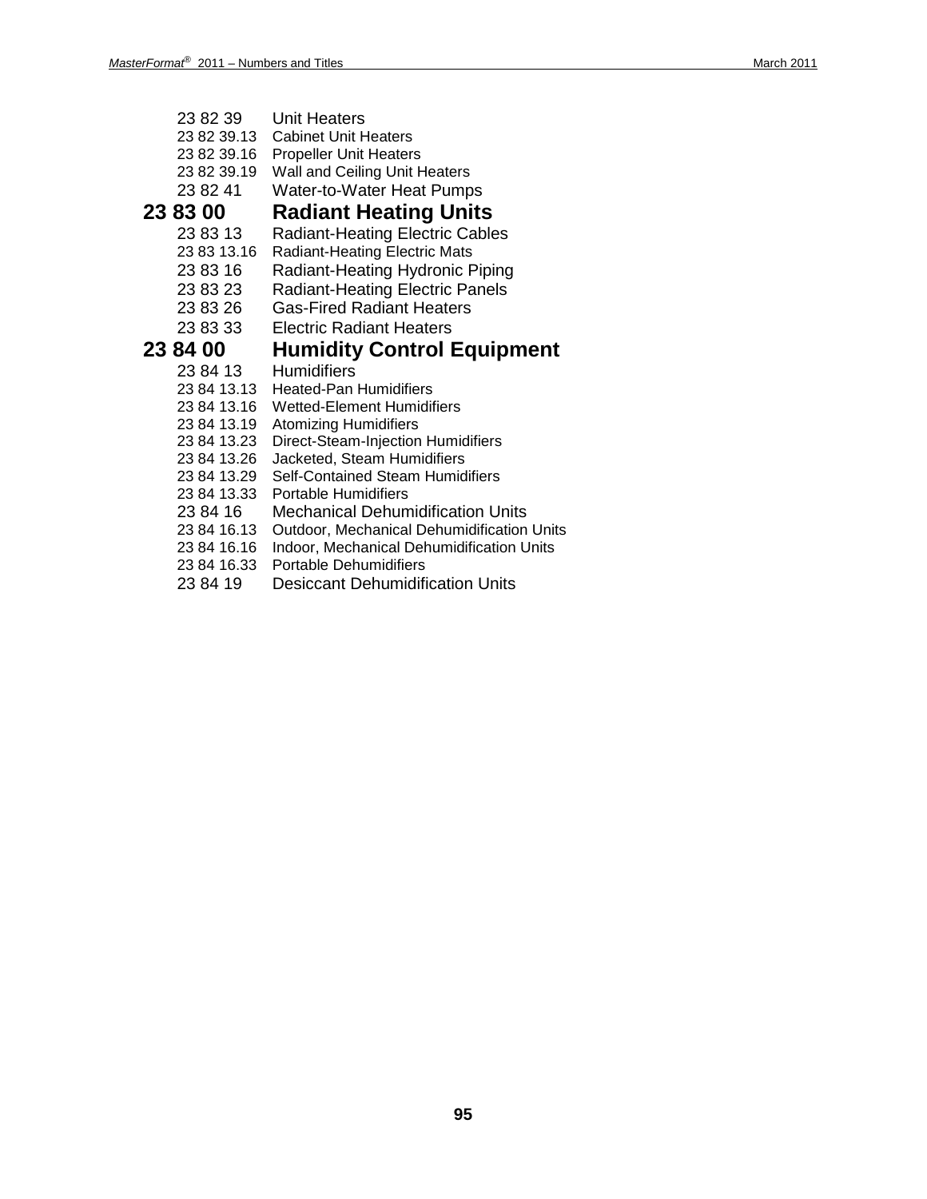23 82 39 Unit Heaters
23 82 39.13 Cabinet Unit Heaters
23 82 39.16 Propeller Unit Heaters
23 82 39.19 Wall and Ceiling Unit Heaters
23 82 41 Water-to-Water Heat Pumps

## 23 83 00 Radiant Heating Units

23 83 13 Radiant-Heating Electric Cables
23 83 13.16 Radiant-Heating Electric Mats
23 83 16 Radiant-Heating Hydronic Piping
23 83 23 Radiant-Heating Electric Panels
23 83 26 Gas-Fired Radiant Heaters
23 83 33 Electric Radiant Heaters

## 23 84 00 Humidity Control Equipment

23 84 13 Humidifiers
23 84 13.13 Heated-Pan Humidifiers
23 84 13.16 Wetted-Element Humidifiers
23 84 13.19 Atomizing Humidifiers
23 84 13.23 Direct-Steam-Injection Humidifiers
23 84 13.26 Jacketed, Steam Humidifiers
23 84 13.29 Self-Contained Steam Humidifiers
23 84 13.33 Portable Humidifiers
23 84 16 Mechanical Dehumidification Units
23 84 16.13 Outdoor, Mechanical Dehumidification Units
23 84 16.16 Indoor, Mechanical Dehumidification Units
23 84 16.33 Portable Dehumidifiers
23 84 19 Desiccant Dehumidification Units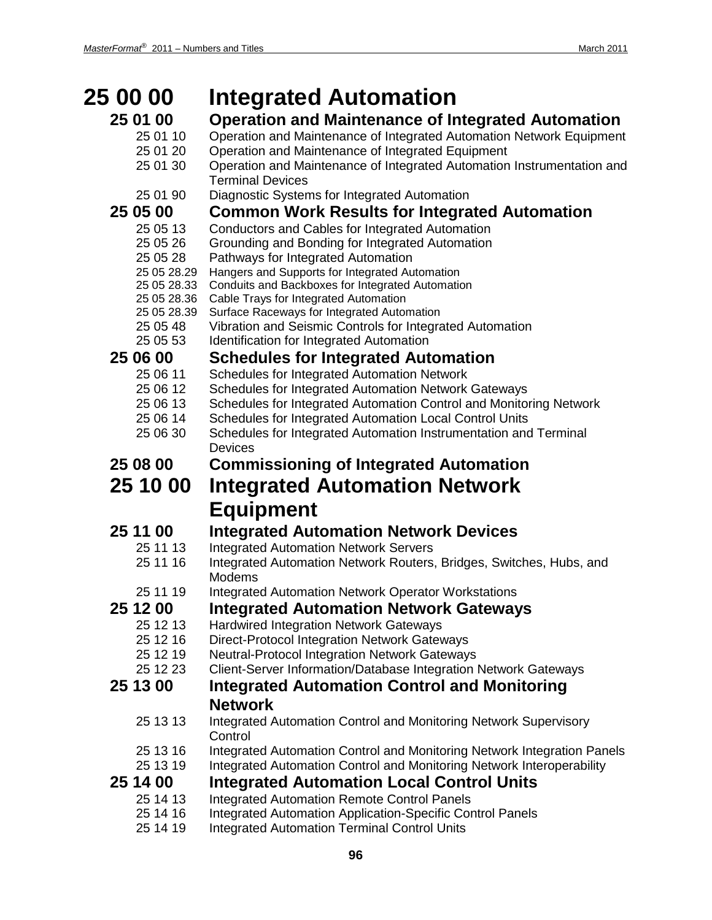# 25 00 00 Integrated Automation

## 25 01 00 Operation and Maintenance of Integrated Automation

- 25 01 10 Operation and Maintenance of Integrated Automation Network Equipment
- 25 01 20 Operation and Maintenance of Integrated Equipment
- 25 01 30 Operation and Maintenance of Integrated Automation Instrumentation and Terminal Devices
- 25 01 90 Diagnostic Systems for Integrated Automation

## 25 05 00 Common Work Results for Integrated Automation

- 25 05 13 Conductors and Cables for Integrated Automation
- 25 05 26 Grounding and Bonding for Integrated Automation
- 25 05 28 Pathways for Integrated Automation
  - 25 05 28.29 Hangers and Supports for Integrated Automation
  - 25 05 28.33 Conduits and Backboxes for Integrated Automation
  - 25 05 28.36 Cable Trays for Integrated Automation
  - 25 05 28.39 Surface Raceways for Integrated Automation
- 25 05 48 Vibration and Seismic Controls for Integrated Automation
- 25 05 53 Identification for Integrated Automation

## 25 06 00 Schedules for Integrated Automation

- 25 06 11 Schedules for Integrated Automation Network
- 25 06 12 Schedules for Integrated Automation Network Gateways
- 25 06 13 Schedules for Integrated Automation Control and Monitoring Network
- 25 06 14 Schedules for Integrated Automation Local Control Units
- 25 06 30 Schedules for Integrated Automation Instrumentation and Terminal Devices

## 25 08 00 Commissioning of Integrated Automation

# 25 10 00 Integrated Automation Network Equipment

## 25 11 00 Integrated Automation Network Devices

- 25 11 13 Integrated Automation Network Servers
- 25 11 16 Integrated Automation Network Routers, Bridges, Switches, Hubs, and Modems
- 25 11 19 Integrated Automation Network Operator Workstations

## 25 12 00 Integrated Automation Network Gateways

- 25 12 13 Hardwired Integration Network Gateways
- 25 12 16 Direct-Protocol Integration Network Gateways
- 25 12 19 Neutral-Protocol Integration Network Gateways
- 25 12 23 Client-Server Information/Database Integration Network Gateways

## 25 13 00 Integrated Automation Control and Monitoring Network

- 25 13 13 Integrated Automation Control and Monitoring Network Supervisory Control
- 25 13 16 Integrated Automation Control and Monitoring Network Integration Panels
- 25 13 19 Integrated Automation Control and Monitoring Network Interoperability

## 25 14 00 Integrated Automation Local Control Units

- 25 14 13 Integrated Automation Remote Control Panels
- 25 14 16 Integrated Automation Application-Specific Control Panels
- 25 14 19 Integrated Automation Terminal Control Units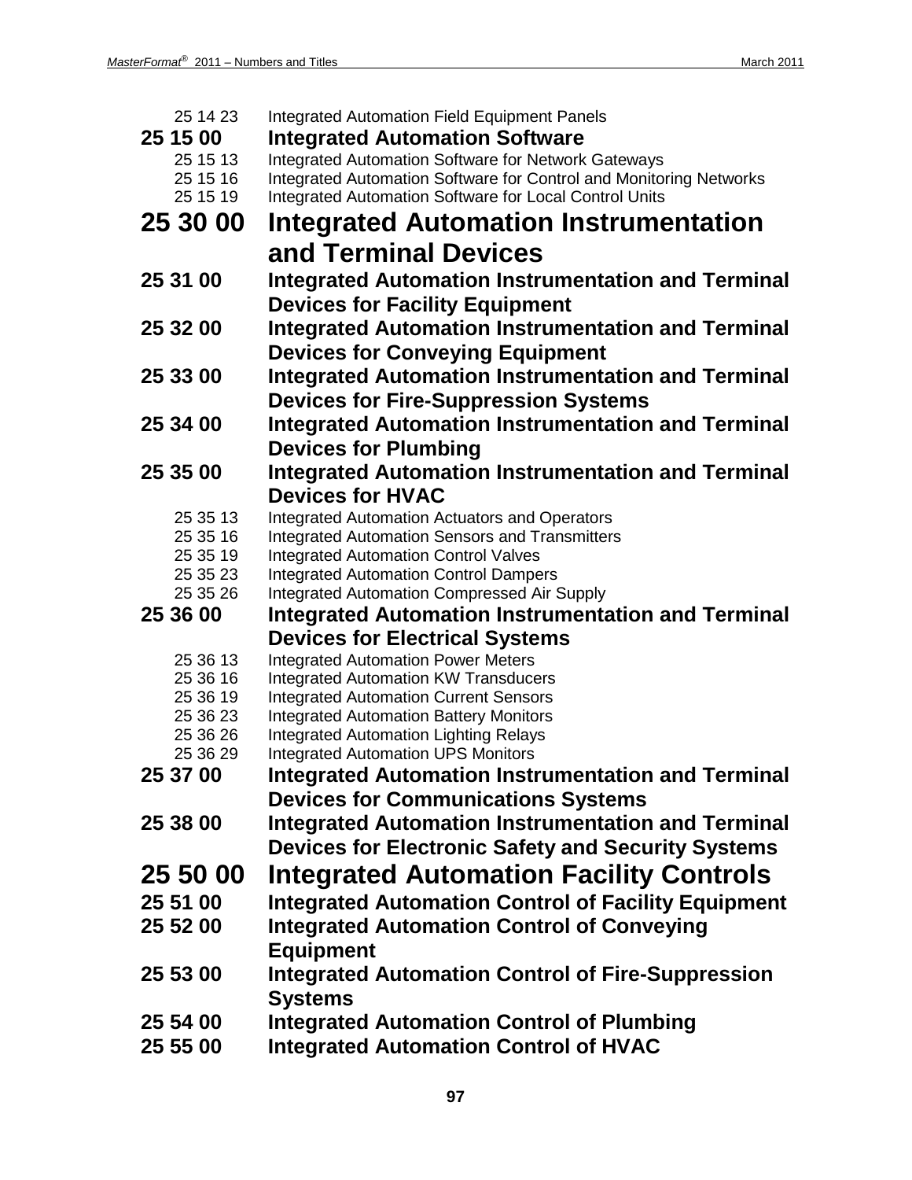25 14 23 Integrated Automation Field Equipment Panels

### 25 15 00 Integrated Automation Software

25 15 13 Integrated Automation Software for Network Gateways
25 15 16 Integrated Automation Software for Control and Monitoring Networks
25 15 19 Integrated Automation Software for Local Control Units

## 25 30 00 Integrated Automation Instrumentation and Terminal Devices

### 25 31 00 Integrated Automation Instrumentation and Terminal Devices for Facility Equipment

### 25 32 00 Integrated Automation Instrumentation and Terminal Devices for Conveying Equipment

### 25 33 00 Integrated Automation Instrumentation and Terminal Devices for Fire-Suppression Systems

### 25 34 00 Integrated Automation Instrumentation and Terminal Devices for Plumbing

### 25 35 00 Integrated Automation Instrumentation and Terminal Devices for HVAC

25 35 13 Integrated Automation Actuators and Operators
25 35 16 Integrated Automation Sensors and Transmitters
25 35 19 Integrated Automation Control Valves
25 35 23 Integrated Automation Control Dampers
25 35 26 Integrated Automation Compressed Air Supply

### 25 36 00 Integrated Automation Instrumentation and Terminal Devices for Electrical Systems

25 36 13 Integrated Automation Power Meters
25 36 16 Integrated Automation KW Transducers
25 36 19 Integrated Automation Current Sensors
25 36 23 Integrated Automation Battery Monitors
25 36 26 Integrated Automation Lighting Relays
25 36 29 Integrated Automation UPS Monitors

### 25 37 00 Integrated Automation Instrumentation and Terminal Devices for Communications Systems

### 25 38 00 Integrated Automation Instrumentation and Terminal Devices for Electronic Safety and Security Systems

## 25 50 00 Integrated Automation Facility Controls

### 25 51 00 Integrated Automation Control of Facility Equipment

### 25 52 00 Integrated Automation Control of Conveying Equipment

### 25 53 00 Integrated Automation Control of Fire-Suppression Systems

### 25 54 00 Integrated Automation Control of Plumbing

### 25 55 00 Integrated Automation Control of HVAC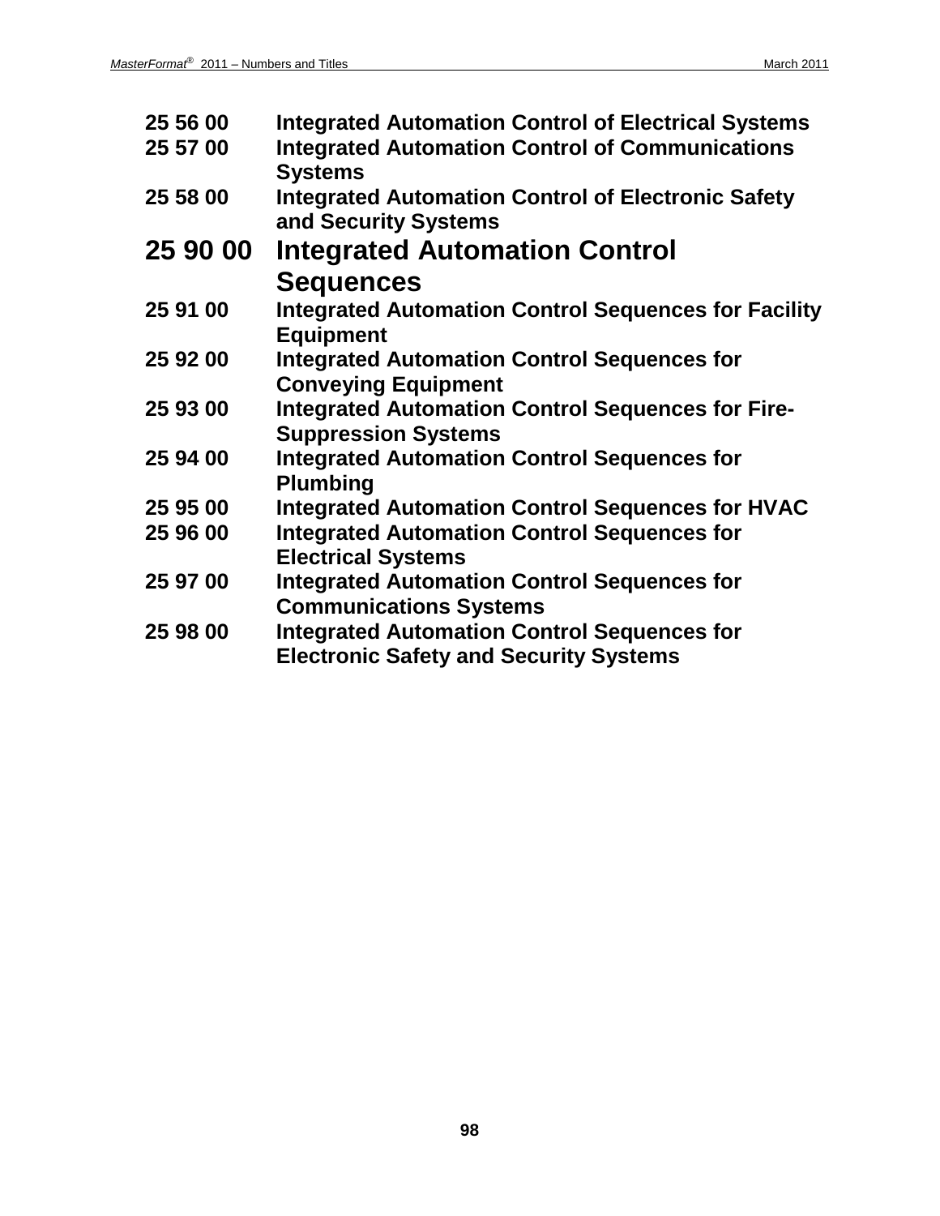**25 56 00 Integrated Automation Control of Electrical Systems**
**25 57 00 Integrated Automation Control of Communications Systems**
**25 58 00 Integrated Automation Control of Electronic Safety and Security Systems**

## 25 90 00 Integrated Automation Control Sequences

**25 91 00 Integrated Automation Control Sequences for Facility Equipment**
**25 92 00 Integrated Automation Control Sequences for Conveying Equipment**
**25 93 00 Integrated Automation Control Sequences for Fire-Suppression Systems**
**25 94 00 Integrated Automation Control Sequences for Plumbing**
**25 95 00 Integrated Automation Control Sequences for HVAC**
**25 96 00 Integrated Automation Control Sequences for Electrical Systems**
**25 97 00 Integrated Automation Control Sequences for Communications Systems**
**25 98 00 Integrated Automation Control Sequences for Electronic Safety and Security Systems**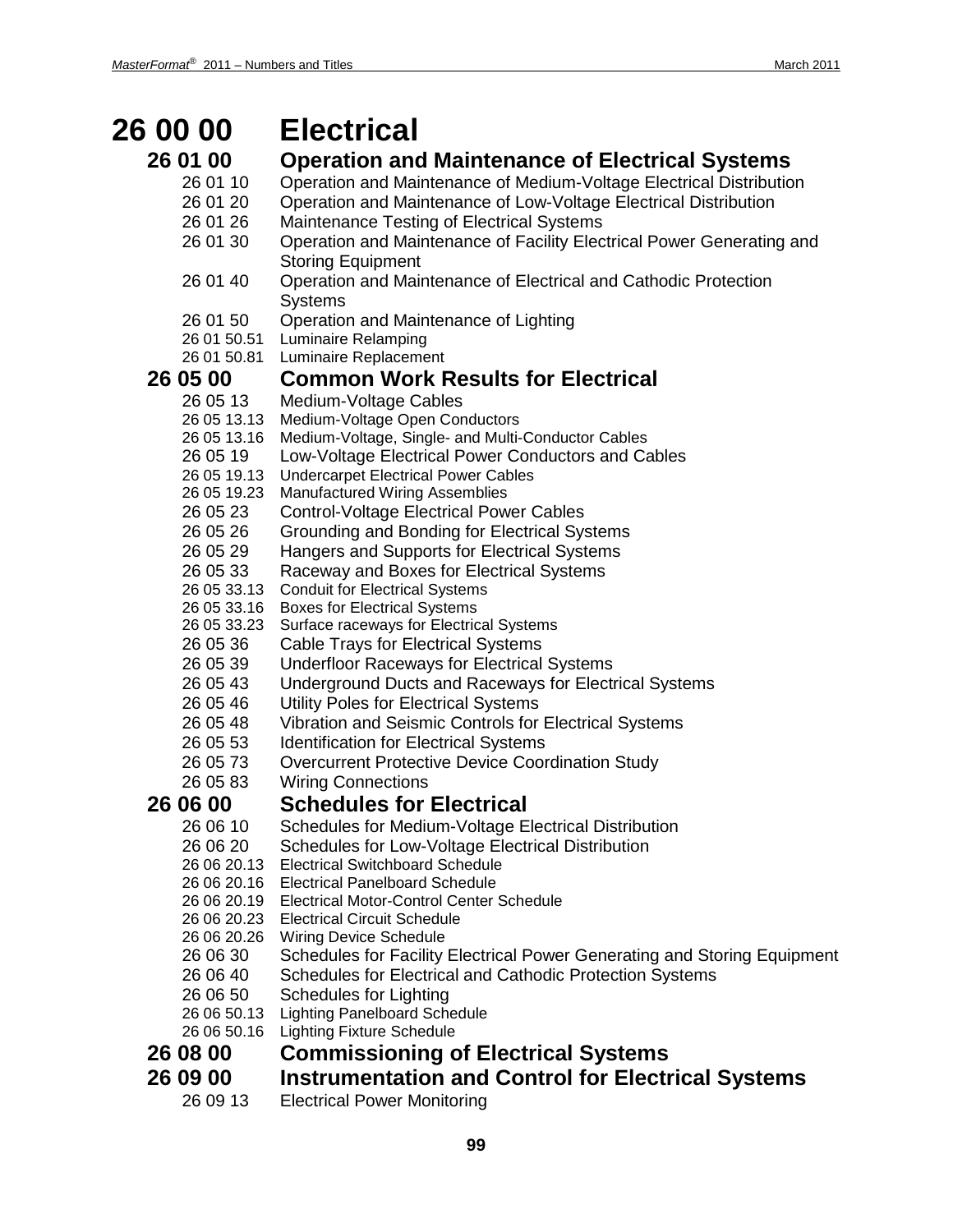# 26 00 00 Electrical

## 26 01 00 Operation and Maintenance of Electrical Systems

- 26 01 10 Operation and Maintenance of Medium-Voltage Electrical Distribution
- 26 01 20 Operation and Maintenance of Low-Voltage Electrical Distribution
- 26 01 26 Maintenance Testing of Electrical Systems
- 26 01 30 Operation and Maintenance of Facility Electrical Power Generating and Storing Equipment
- 26 01 40 Operation and Maintenance of Electrical and Cathodic Protection Systems
- 26 01 50 Operation and Maintenance of Lighting
  - 26 01 50.51 Luminaire Relamping
  - 26 01 50.81 Luminaire Replacement

## 26 05 00 Common Work Results for Electrical

- 26 05 13 Medium-Voltage Cables
  - 26 05 13.13 Medium-Voltage Open Conductors
  - 26 05 13.16 Medium-Voltage, Single- and Multi-Conductor Cables
- 26 05 19 Low-Voltage Electrical Power Conductors and Cables
  - 26 05 19.13 Undercarpet Electrical Power Cables
  - 26 05 19.23 Manufactured Wiring Assemblies
- 26 05 23 Control-Voltage Electrical Power Cables
- 26 05 26 Grounding and Bonding for Electrical Systems
- 26 05 29 Hangers and Supports for Electrical Systems
- 26 05 33 Raceway and Boxes for Electrical Systems
  - 26 05 33.13 Conduit for Electrical Systems
  - 26 05 33.16 Boxes for Electrical Systems
  - 26 05 33.23 Surface raceways for Electrical Systems
- 26 05 36 Cable Trays for Electrical Systems
- 26 05 39 Underfloor Raceways for Electrical Systems
- 26 05 43 Underground Ducts and Raceways for Electrical Systems
- 26 05 46 Utility Poles for Electrical Systems
- 26 05 48 Vibration and Seismic Controls for Electrical Systems
- 26 05 53 Identification for Electrical Systems
- 26 05 73 Overcurrent Protective Device Coordination Study
- 26 05 83 Wiring Connections

## 26 06 00 Schedules for Electrical

- 26 06 10 Schedules for Medium-Voltage Electrical Distribution
- 26 06 20 Schedules for Low-Voltage Electrical Distribution
  - 26 06 20.13 Electrical Switchboard Schedule
  - 26 06 20.16 Electrical Panelboard Schedule
  - 26 06 20.19 Electrical Motor-Control Center Schedule
  - 26 06 20.23 Electrical Circuit Schedule
  - 26 06 20.26 Wiring Device Schedule
- 26 06 30 Schedules for Facility Electrical Power Generating and Storing Equipment
- 26 06 40 Schedules for Electrical and Cathodic Protection Systems
- 26 06 50 Schedules for Lighting
  - 26 06 50.13 Lighting Panelboard Schedule
  - 26 06 50.16 Lighting Fixture Schedule

## 26 08 00 Commissioning of Electrical Systems

## 26 09 00 Instrumentation and Control for Electrical Systems

- 26 09 13 Electrical Power Monitoring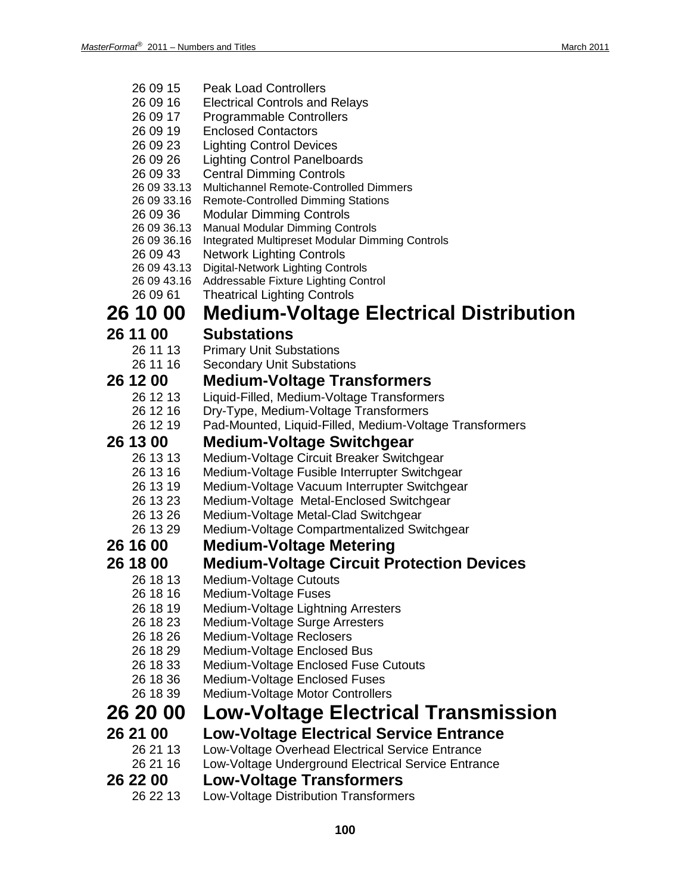26 09 15 Peak Load Controllers
26 09 16 Electrical Controls and Relays
26 09 17 Programmable Controllers
26 09 19 Enclosed Contactors
26 09 23 Lighting Control Devices
26 09 26 Lighting Control Panelboards
26 09 33 Central Dimming Controls
26 09 33.13 Multichannel Remote-Controlled Dimmers
26 09 33.16 Remote-Controlled Dimming Stations
26 09 36 Modular Dimming Controls
26 09 36.13 Manual Modular Dimming Controls
26 09 36.16 Integrated Multipreset Modular Dimming Controls
26 09 43 Network Lighting Controls
26 09 43.13 Digital-Network Lighting Controls
26 09 43.16 Addressable Fixture Lighting Control
26 09 61 Theatrical Lighting Controls

# 26 10 00 Medium-Voltage Electrical Distribution

## 26 11 00 Substations

26 11 13 Primary Unit Substations
26 11 16 Secondary Unit Substations

## 26 12 00 Medium-Voltage Transformers

26 12 13 Liquid-Filled, Medium-Voltage Transformers
26 12 16 Dry-Type, Medium-Voltage Transformers
26 12 19 Pad-Mounted, Liquid-Filled, Medium-Voltage Transformers

## 26 13 00 Medium-Voltage Switchgear

26 13 13 Medium-Voltage Circuit Breaker Switchgear
26 13 16 Medium-Voltage Fusible Interrupter Switchgear
26 13 19 Medium-Voltage Vacuum Interrupter Switchgear
26 13 23 Medium-Voltage Metal-Enclosed Switchgear
26 13 26 Medium-Voltage Metal-Clad Switchgear
26 13 29 Medium-Voltage Compartmentalized Switchgear

## 26 16 00 Medium-Voltage Metering

## 26 18 00 Medium-Voltage Circuit Protection Devices

26 18 13 Medium-Voltage Cutouts
26 18 16 Medium-Voltage Fuses
26 18 19 Medium-Voltage Lightning Arresters
26 18 23 Medium-Voltage Surge Arresters
26 18 26 Medium-Voltage Reclosers
26 18 29 Medium-Voltage Enclosed Bus
26 18 33 Medium-Voltage Enclosed Fuse Cutouts
26 18 36 Medium-Voltage Enclosed Fuses
26 18 39 Medium-Voltage Motor Controllers

# 26 20 00 Low-Voltage Electrical Transmission

## 26 21 00 Low-Voltage Electrical Service Entrance

26 21 13 Low-Voltage Overhead Electrical Service Entrance
26 21 16 Low-Voltage Underground Electrical Service Entrance

## 26 22 00 Low-Voltage Transformers

26 22 13 Low-Voltage Distribution Transformers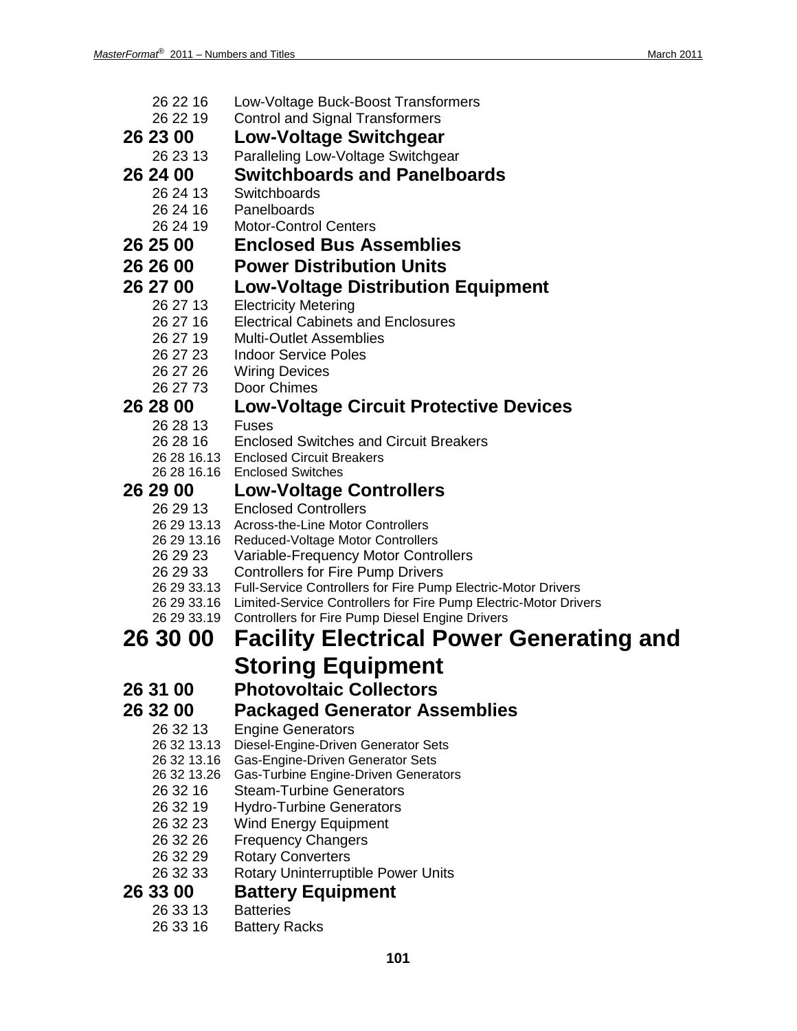26 22 16 Low-Voltage Buck-Boost Transformers
26 22 19 Control and Signal Transformers

## 26 23 00 Low-Voltage Switchgear

26 23 13 Paralleling Low-Voltage Switchgear

## 26 24 00 Switchboards and Panelboards

26 24 13 Switchboards
26 24 16 Panelboards
26 24 19 Motor-Control Centers

## 26 25 00 Enclosed Bus Assemblies

## 26 26 00 Power Distribution Units

## 26 27 00 Low-Voltage Distribution Equipment

26 27 13 Electricity Metering
26 27 16 Electrical Cabinets and Enclosures
26 27 19 Multi-Outlet Assemblies
26 27 23 Indoor Service Poles
26 27 26 Wiring Devices
26 27 73 Door Chimes

## 26 28 00 Low-Voltage Circuit Protective Devices

26 28 13 Fuses
26 28 16 Enclosed Switches and Circuit Breakers
26 28 16.13 Enclosed Circuit Breakers
26 28 16.16 Enclosed Switches

## 26 29 00 Low-Voltage Controllers

26 29 13 Enclosed Controllers
26 29 13.13 Across-the-Line Motor Controllers
26 29 13.16 Reduced-Voltage Motor Controllers
26 29 23 Variable-Frequency Motor Controllers
26 29 33 Controllers for Fire Pump Drivers
26 29 33.13 Full-Service Controllers for Fire Pump Electric-Motor Drivers
26 29 33.16 Limited-Service Controllers for Fire Pump Electric-Motor Drivers
26 29 33.19 Controllers for Fire Pump Diesel Engine Drivers

# 26 30 00 Facility Electrical Power Generating and Storing Equipment

## 26 31 00 Photovoltaic Collectors

## 26 32 00 Packaged Generator Assemblies

26 32 13 Engine Generators
26 32 13.13 Diesel-Engine-Driven Generator Sets
26 32 13.16 Gas-Engine-Driven Generator Sets
26 32 13.26 Gas-Turbine Engine-Driven Generators
26 32 16 Steam-Turbine Generators
26 32 19 Hydro-Turbine Generators
26 32 23 Wind Energy Equipment
26 32 26 Frequency Changers
26 32 29 Rotary Converters
26 32 33 Rotary Uninterruptible Power Units

## 26 33 00 Battery Equipment

26 33 13 Batteries
26 33 16 Battery Racks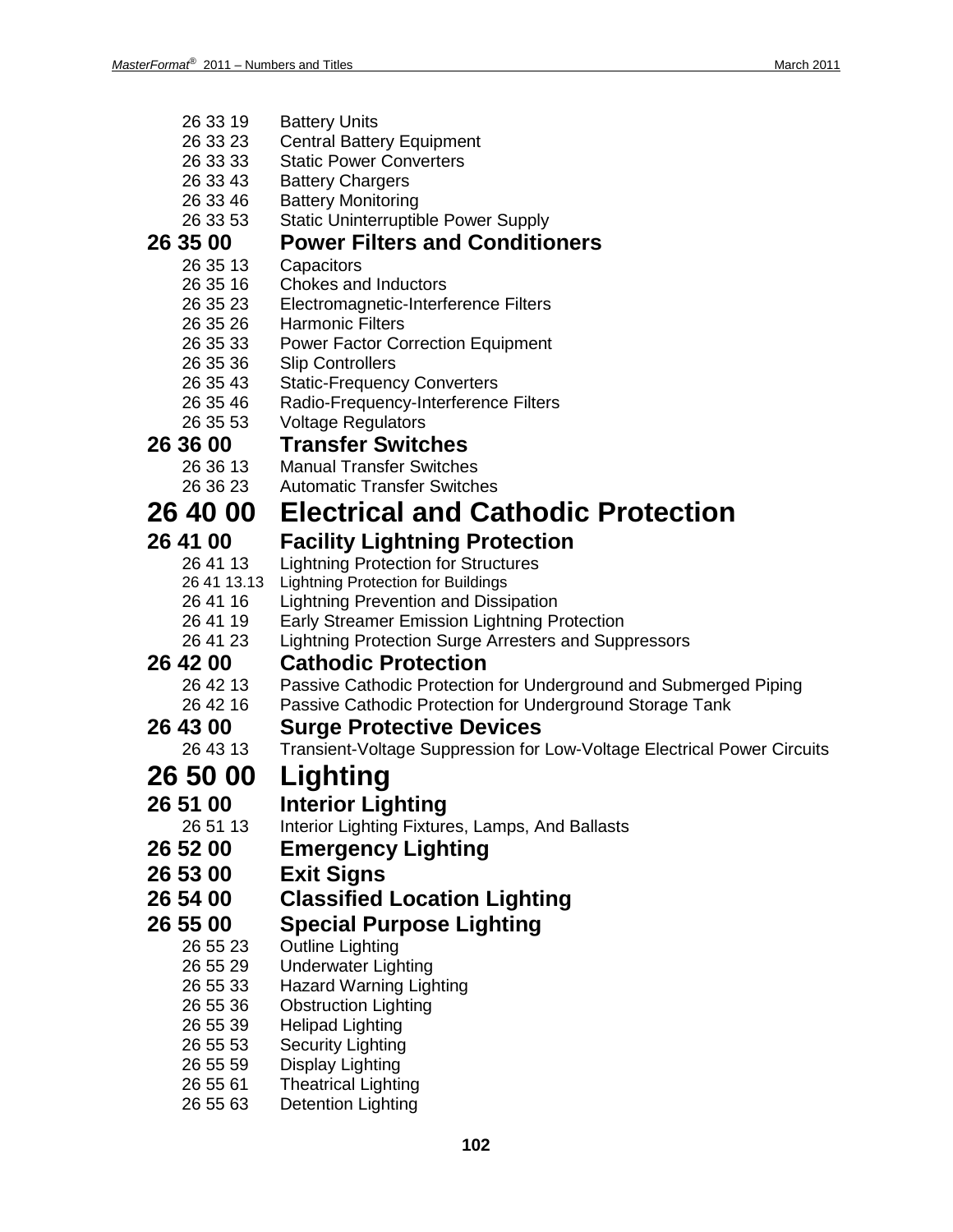26 33 19 Battery Units
26 33 23 Central Battery Equipment
26 33 33 Static Power Converters
26 33 43 Battery Chargers
26 33 46 Battery Monitoring
26 33 53 Static Uninterruptible Power Supply

### 26 35 00 Power Filters and Conditioners

26 35 13 Capacitors
26 35 16 Chokes and Inductors
26 35 23 Electromagnetic-Interference Filters
26 35 26 Harmonic Filters
26 35 33 Power Factor Correction Equipment
26 35 36 Slip Controllers
26 35 43 Static-Frequency Converters
26 35 46 Radio-Frequency-Interference Filters
26 35 53 Voltage Regulators

### 26 36 00 Transfer Switches

26 36 13 Manual Transfer Switches
26 36 23 Automatic Transfer Switches

## 26 40 00 Electrical and Cathodic Protection

### 26 41 00 Facility Lightning Protection

26 41 13 Lightning Protection for Structures
26 41 13.13 Lightning Protection for Buildings
26 41 16 Lightning Prevention and Dissipation
26 41 19 Early Streamer Emission Lightning Protection
26 41 23 Lightning Protection Surge Arresters and Suppressors

### 26 42 00 Cathodic Protection

26 42 13 Passive Cathodic Protection for Underground and Submerged Piping
26 42 16 Passive Cathodic Protection for Underground Storage Tank

### 26 43 00 Surge Protective Devices

26 43 13 Transient-Voltage Suppression for Low-Voltage Electrical Power Circuits

## 26 50 00 Lighting

### 26 51 00 Interior Lighting

26 51 13 Interior Lighting Fixtures, Lamps, And Ballasts

### 26 52 00 Emergency Lighting

### 26 53 00 Exit Signs

### 26 54 00 Classified Location Lighting

### 26 55 00 Special Purpose Lighting

26 55 23 Outline Lighting
26 55 29 Underwater Lighting
26 55 33 Hazard Warning Lighting
26 55 36 Obstruction Lighting
26 55 39 Helipad Lighting
26 55 53 Security Lighting
26 55 59 Display Lighting
26 55 61 Theatrical Lighting
26 55 63 Detention Lighting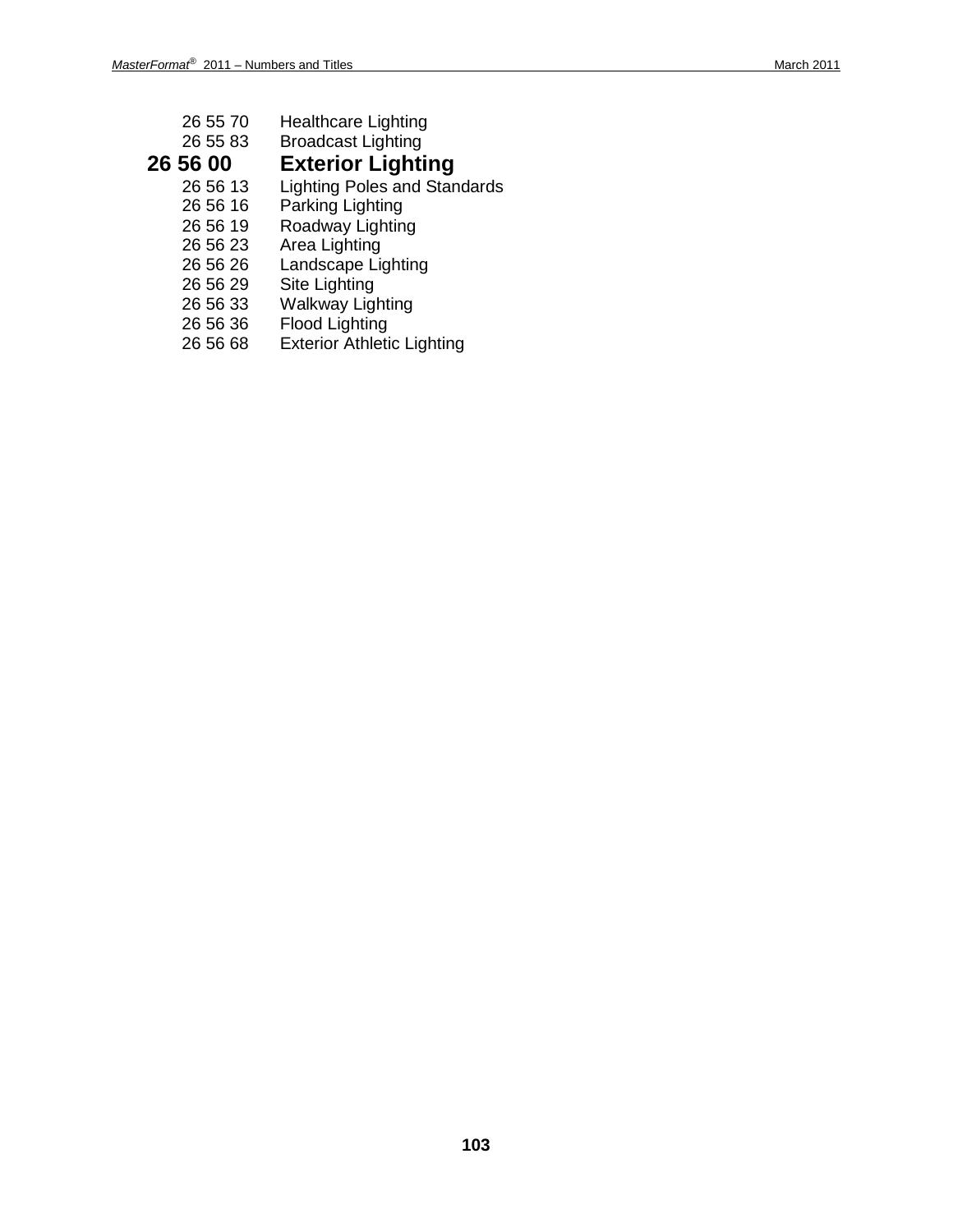26 55 70 Healthcare Lighting
26 55 83 Broadcast Lighting

## 26 56 00 Exterior Lighting

26 56 13 Lighting Poles and Standards
26 56 16 Parking Lighting
26 56 19 Roadway Lighting
26 56 23 Area Lighting
26 56 26 Landscape Lighting
26 56 29 Site Lighting
26 56 33 Walkway Lighting
26 56 36 Flood Lighting
26 56 68 Exterior Athletic Lighting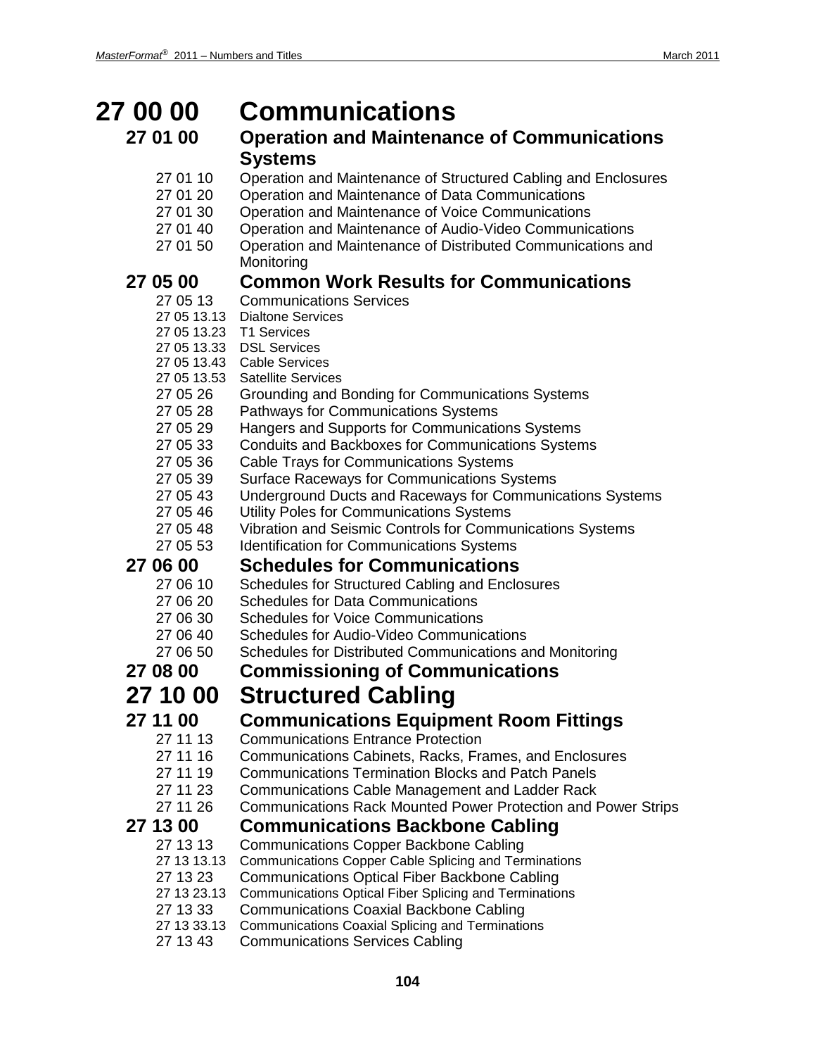# 27 00 00 Communications

## 27 01 00 Operation and Maintenance of Communications Systems

- 27 01 10 Operation and Maintenance of Structured Cabling and Enclosures
- 27 01 20 Operation and Maintenance of Data Communications
- 27 01 30 Operation and Maintenance of Voice Communications
- 27 01 40 Operation and Maintenance of Audio-Video Communications
- 27 01 50 Operation and Maintenance of Distributed Communications and Monitoring

## 27 05 00 Common Work Results for Communications

- 27 05 13 Communications Services
  - 27 05 13.13 Dialtone Services
  - 27 05 13.23 T1 Services
  - 27 05 13.33 DSL Services
  - 27 05 13.43 Cable Services
  - 27 05 13.53 Satellite Services
- 27 05 26 Grounding and Bonding for Communications Systems
- 27 05 28 Pathways for Communications Systems
- 27 05 29 Hangers and Supports for Communications Systems
- 27 05 33 Conduits and Backboxes for Communications Systems
- 27 05 36 Cable Trays for Communications Systems
- 27 05 39 Surface Raceways for Communications Systems
- 27 05 43 Underground Ducts and Raceways for Communications Systems
- 27 05 46 Utility Poles for Communications Systems
- 27 05 48 Vibration and Seismic Controls for Communications Systems
- 27 05 53 Identification for Communications Systems

## 27 06 00 Schedules for Communications

- 27 06 10 Schedules for Structured Cabling and Enclosures
- 27 06 20 Schedules for Data Communications
- 27 06 30 Schedules for Voice Communications
- 27 06 40 Schedules for Audio-Video Communications
- 27 06 50 Schedules for Distributed Communications and Monitoring

## 27 08 00 Commissioning of Communications

# 27 10 00 Structured Cabling

## 27 11 00 Communications Equipment Room Fittings

- 27 11 13 Communications Entrance Protection
- 27 11 16 Communications Cabinets, Racks, Frames, and Enclosures
- 27 11 19 Communications Termination Blocks and Patch Panels
- 27 11 23 Communications Cable Management and Ladder Rack
- 27 11 26 Communications Rack Mounted Power Protection and Power Strips

## 27 13 00 Communications Backbone Cabling

- 27 13 13 Communications Copper Backbone Cabling
  - 27 13 13.13 Communications Copper Cable Splicing and Terminations
- 27 13 23 Communications Optical Fiber Backbone Cabling
  - 27 13 23.13 Communications Optical Fiber Splicing and Terminations
- 27 13 33 Communications Coaxial Backbone Cabling
  - 27 13 33.13 Communications Coaxial Splicing and Terminations
- 27 13 43 Communications Services Cabling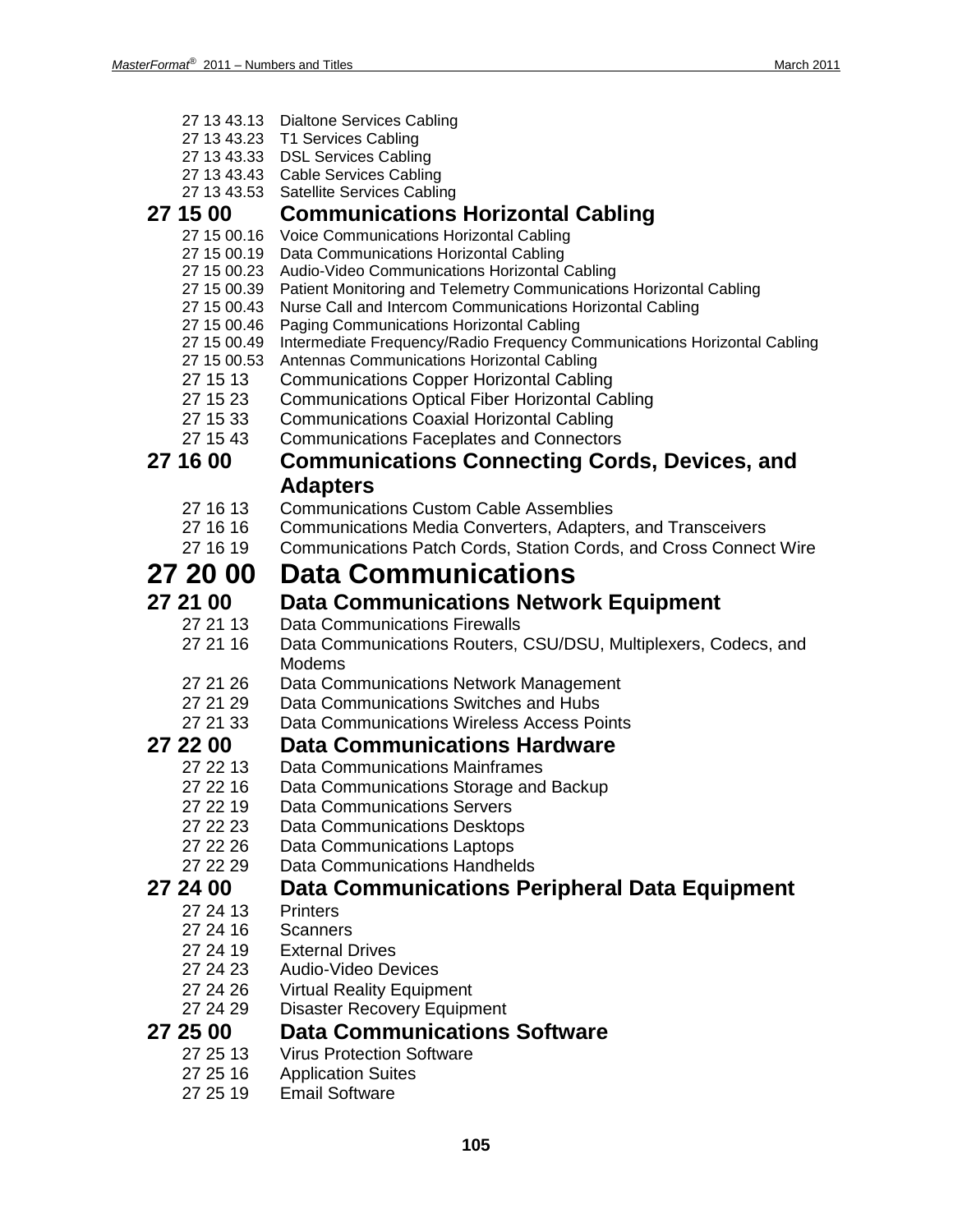27 13 43.13 Dialtone Services Cabling
27 13 43.23 T1 Services Cabling
27 13 43.33 DSL Services Cabling
27 13 43.43 Cable Services Cabling
27 13 43.53 Satellite Services Cabling

## 27 15 00 Communications Horizontal Cabling

27 15 00.16 Voice Communications Horizontal Cabling
27 15 00.19 Data Communications Horizontal Cabling
27 15 00.23 Audio-Video Communications Horizontal Cabling
27 15 00.39 Patient Monitoring and Telemetry Communications Horizontal Cabling
27 15 00.43 Nurse Call and Intercom Communications Horizontal Cabling
27 15 00.46 Paging Communications Horizontal Cabling
27 15 00.49 Intermediate Frequency/Radio Frequency Communications Horizontal Cabling
27 15 00.53 Antennas Communications Horizontal Cabling
27 15 13 Communications Copper Horizontal Cabling
27 15 23 Communications Optical Fiber Horizontal Cabling
27 15 33 Communications Coaxial Horizontal Cabling
27 15 43 Communications Faceplates and Connectors

## 27 16 00 Communications Connecting Cords, Devices, and Adapters

27 16 13 Communications Custom Cable Assemblies
27 16 16 Communications Media Converters, Adapters, and Transceivers
27 16 19 Communications Patch Cords, Station Cords, and Cross Connect Wire

# 27 20 00 Data Communications

## 27 21 00 Data Communications Network Equipment

27 21 13 Data Communications Firewalls
27 21 16 Data Communications Routers, CSU/DSU, Multiplexers, Codecs, and Modems
27 21 26 Data Communications Network Management
27 21 29 Data Communications Switches and Hubs
27 21 33 Data Communications Wireless Access Points

## 27 22 00 Data Communications Hardware

27 22 13 Data Communications Mainframes
27 22 16 Data Communications Storage and Backup
27 22 19 Data Communications Servers
27 22 23 Data Communications Desktops
27 22 26 Data Communications Laptops
27 22 29 Data Communications Handhelds

## 27 24 00 Data Communications Peripheral Data Equipment

27 24 13 Printers
27 24 16 Scanners
27 24 19 External Drives
27 24 23 Audio-Video Devices
27 24 26 Virtual Reality Equipment
27 24 29 Disaster Recovery Equipment

## 27 25 00 Data Communications Software

27 25 13 Virus Protection Software
27 25 16 Application Suites
27 25 19 Email Software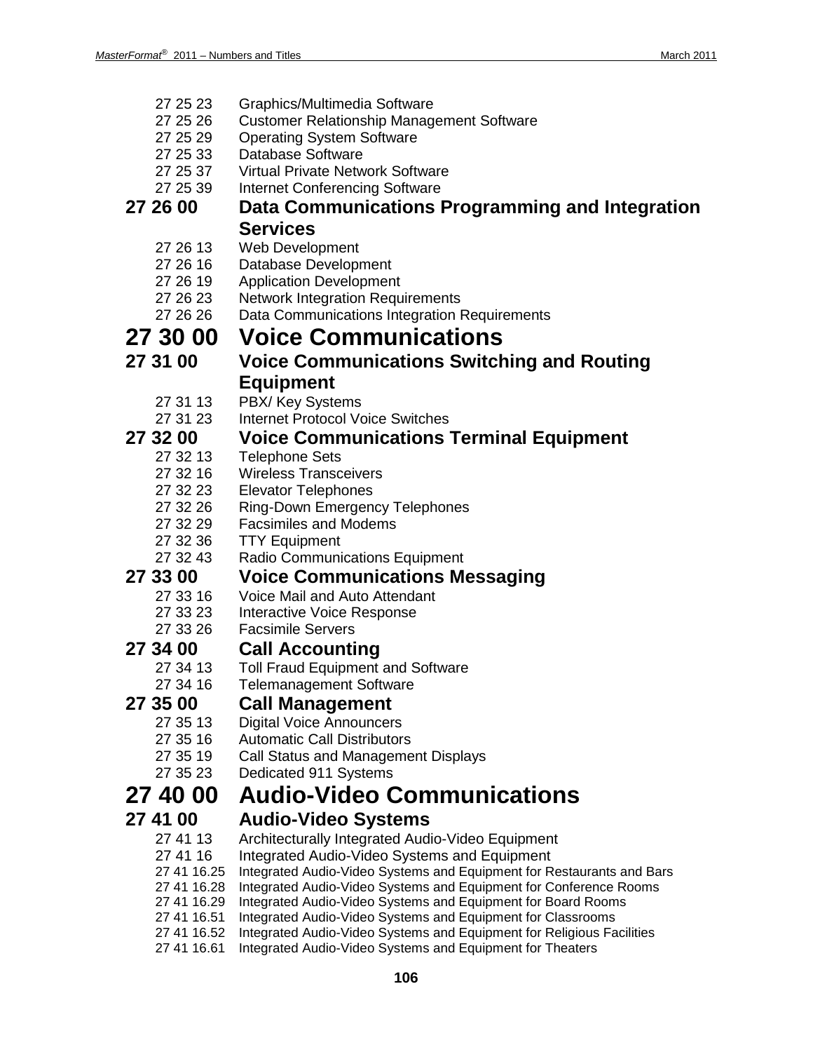27 25 23 Graphics/Multimedia Software
27 25 26 Customer Relationship Management Software
27 25 29 Operating System Software
27 25 33 Database Software
27 25 37 Virtual Private Network Software
27 25 39 Internet Conferencing Software

### 27 26 00 Data Communications Programming and Integration Services

27 26 13 Web Development
27 26 16 Database Development
27 26 19 Application Development
27 26 23 Network Integration Requirements
27 26 26 Data Communications Integration Requirements

## 27 30 00 Voice Communications

### 27 31 00 Voice Communications Switching and Routing Equipment

27 31 13 PBX/ Key Systems
27 31 23 Internet Protocol Voice Switches

### 27 32 00 Voice Communications Terminal Equipment

27 32 13 Telephone Sets
27 32 16 Wireless Transceivers
27 32 23 Elevator Telephones
27 32 26 Ring-Down Emergency Telephones
27 32 29 Facsimiles and Modems
27 32 36 TTY Equipment
27 32 43 Radio Communications Equipment

### 27 33 00 Voice Communications Messaging

27 33 16 Voice Mail and Auto Attendant
27 33 23 Interactive Voice Response
27 33 26 Facsimile Servers

### 27 34 00 Call Accounting

27 34 13 Toll Fraud Equipment and Software
27 34 16 Telemanagement Software

### 27 35 00 Call Management

27 35 13 Digital Voice Announcers
27 35 16 Automatic Call Distributors
27 35 19 Call Status and Management Displays
27 35 23 Dedicated 911 Systems

## 27 40 00 Audio-Video Communications

### 27 41 00 Audio-Video Systems

27 41 13 Architecturally Integrated Audio-Video Equipment
27 41 16 Integrated Audio-Video Systems and Equipment
27 41 16.25 Integrated Audio-Video Systems and Equipment for Restaurants and Bars
27 41 16.28 Integrated Audio-Video Systems and Equipment for Conference Rooms
27 41 16.29 Integrated Audio-Video Systems and Equipment for Board Rooms
27 41 16.51 Integrated Audio-Video Systems and Equipment for Classrooms
27 41 16.52 Integrated Audio-Video Systems and Equipment for Religious Facilities
27 41 16.61 Integrated Audio-Video Systems and Equipment for Theaters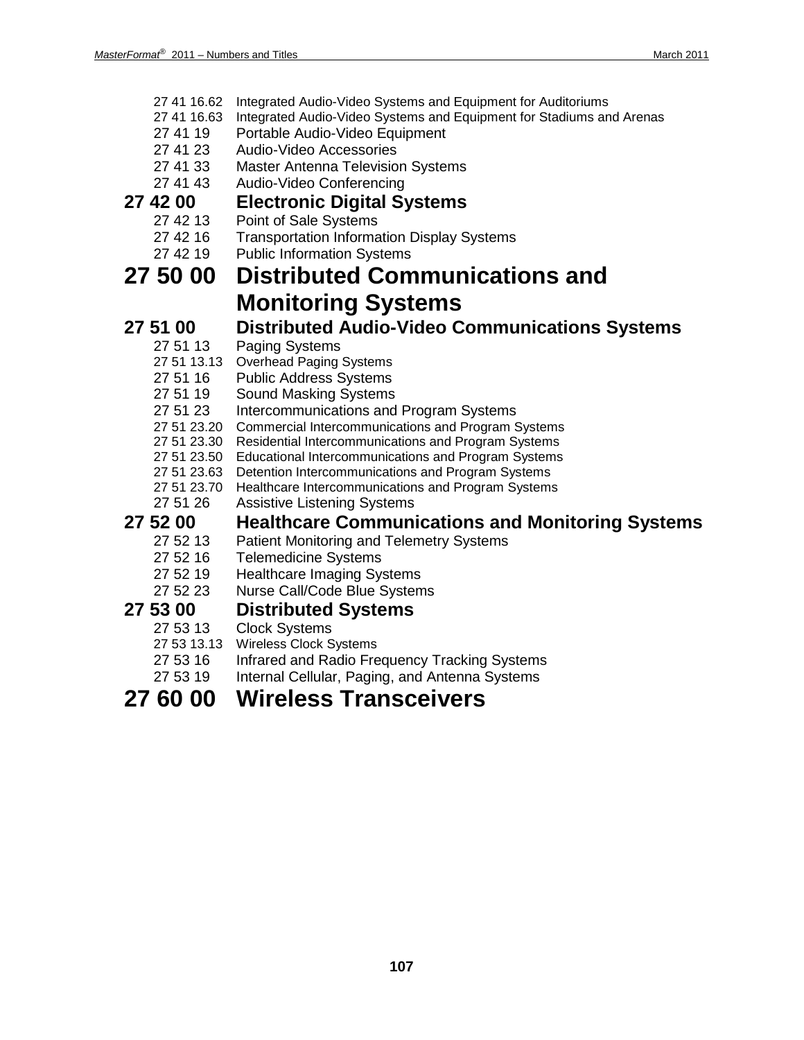27 41 16.62 Integrated Audio-Video Systems and Equipment for Auditoriums
27 41 16.63 Integrated Audio-Video Systems and Equipment for Stadiums and Arenas
27 41 19 Portable Audio-Video Equipment
27 41 23 Audio-Video Accessories
27 41 33 Master Antenna Television Systems
27 41 43 Audio-Video Conferencing

### 27 42 00 Electronic Digital Systems

27 42 13 Point of Sale Systems
27 42 16 Transportation Information Display Systems
27 42 19 Public Information Systems

## 27 50 00 Distributed Communications and Monitoring Systems

### 27 51 00 Distributed Audio-Video Communications Systems

27 51 13 Paging Systems
27 51 13.13 Overhead Paging Systems
27 51 16 Public Address Systems
27 51 19 Sound Masking Systems
27 51 23 Intercommunications and Program Systems
27 51 23.20 Commercial Intercommunications and Program Systems
27 51 23.30 Residential Intercommunications and Program Systems
27 51 23.50 Educational Intercommunications and Program Systems
27 51 23.63 Detention Intercommunications and Program Systems
27 51 23.70 Healthcare Intercommunications and Program Systems
27 51 26 Assistive Listening Systems

### 27 52 00 Healthcare Communications and Monitoring Systems

27 52 13 Patient Monitoring and Telemetry Systems
27 52 16 Telemedicine Systems
27 52 19 Healthcare Imaging Systems
27 52 23 Nurse Call/Code Blue Systems

### 27 53 00 Distributed Systems

27 53 13 Clock Systems
27 53 13.13 Wireless Clock Systems
27 53 16 Infrared and Radio Frequency Tracking Systems
27 53 19 Internal Cellular, Paging, and Antenna Systems

## 27 60 00 Wireless Transceivers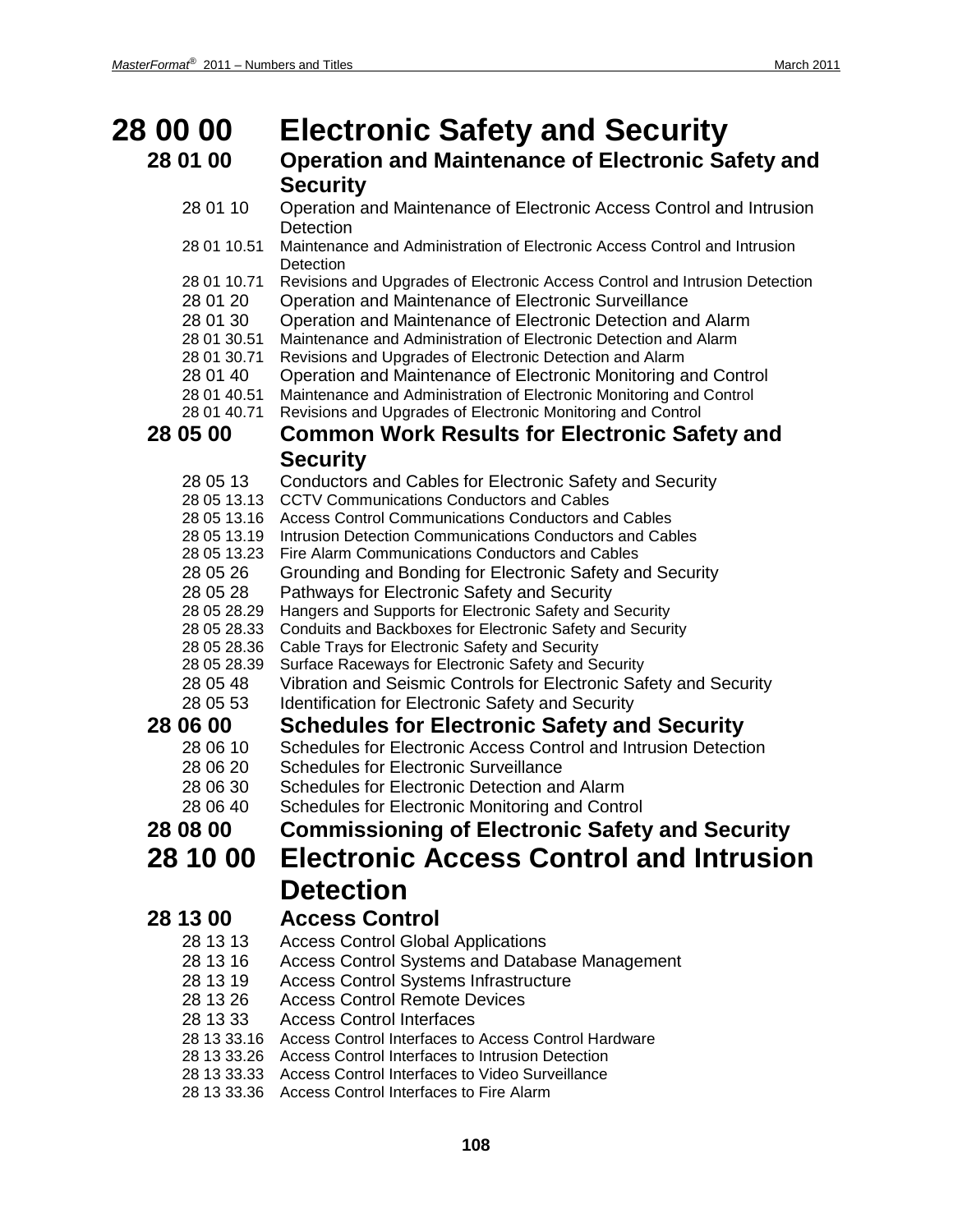# 28 00 00 Electronic Safety and Security

## 28 01 00 Operation and Maintenance of Electronic Safety and Security

28 01 10 Operation and Maintenance of Electronic Access Control and Intrusion Detection
28 01 10.51 Maintenance and Administration of Electronic Access Control and Intrusion Detection
28 01 10.71 Revisions and Upgrades of Electronic Access Control and Intrusion Detection
28 01 20 Operation and Maintenance of Electronic Surveillance
28 01 30 Operation and Maintenance of Electronic Detection and Alarm
28 01 30.51 Maintenance and Administration of Electronic Detection and Alarm
28 01 30.71 Revisions and Upgrades of Electronic Detection and Alarm
28 01 40 Operation and Maintenance of Electronic Monitoring and Control
28 01 40.51 Maintenance and Administration of Electronic Monitoring and Control
28 01 40.71 Revisions and Upgrades of Electronic Monitoring and Control

## 28 05 00 Common Work Results for Electronic Safety and Security

28 05 13 Conductors and Cables for Electronic Safety and Security
28 05 13.13 CCTV Communications Conductors and Cables
28 05 13.16 Access Control Communications Conductors and Cables
28 05 13.19 Intrusion Detection Communications Conductors and Cables
28 05 13.23 Fire Alarm Communications Conductors and Cables
28 05 26 Grounding and Bonding for Electronic Safety and Security
28 05 28 Pathways for Electronic Safety and Security
28 05 28.29 Hangers and Supports for Electronic Safety and Security
28 05 28.33 Conduits and Backboxes for Electronic Safety and Security
28 05 28.36 Cable Trays for Electronic Safety and Security
28 05 28.39 Surface Raceways for Electronic Safety and Security
28 05 48 Vibration and Seismic Controls for Electronic Safety and Security
28 05 53 Identification for Electronic Safety and Security

## 28 06 00 Schedules for Electronic Safety and Security

28 06 10 Schedules for Electronic Access Control and Intrusion Detection
28 06 20 Schedules for Electronic Surveillance
28 06 30 Schedules for Electronic Detection and Alarm
28 06 40 Schedules for Electronic Monitoring and Control

## 28 08 00 Commissioning of Electronic Safety and Security

# 28 10 00 Electronic Access Control and Intrusion Detection

## 28 13 00 Access Control

28 13 13 Access Control Global Applications
28 13 16 Access Control Systems and Database Management
28 13 19 Access Control Systems Infrastructure
28 13 26 Access Control Remote Devices
28 13 33 Access Control Interfaces
28 13 33.16 Access Control Interfaces to Access Control Hardware
28 13 33.26 Access Control Interfaces to Intrusion Detection
28 13 33.33 Access Control Interfaces to Video Surveillance
28 13 33.36 Access Control Interfaces to Fire Alarm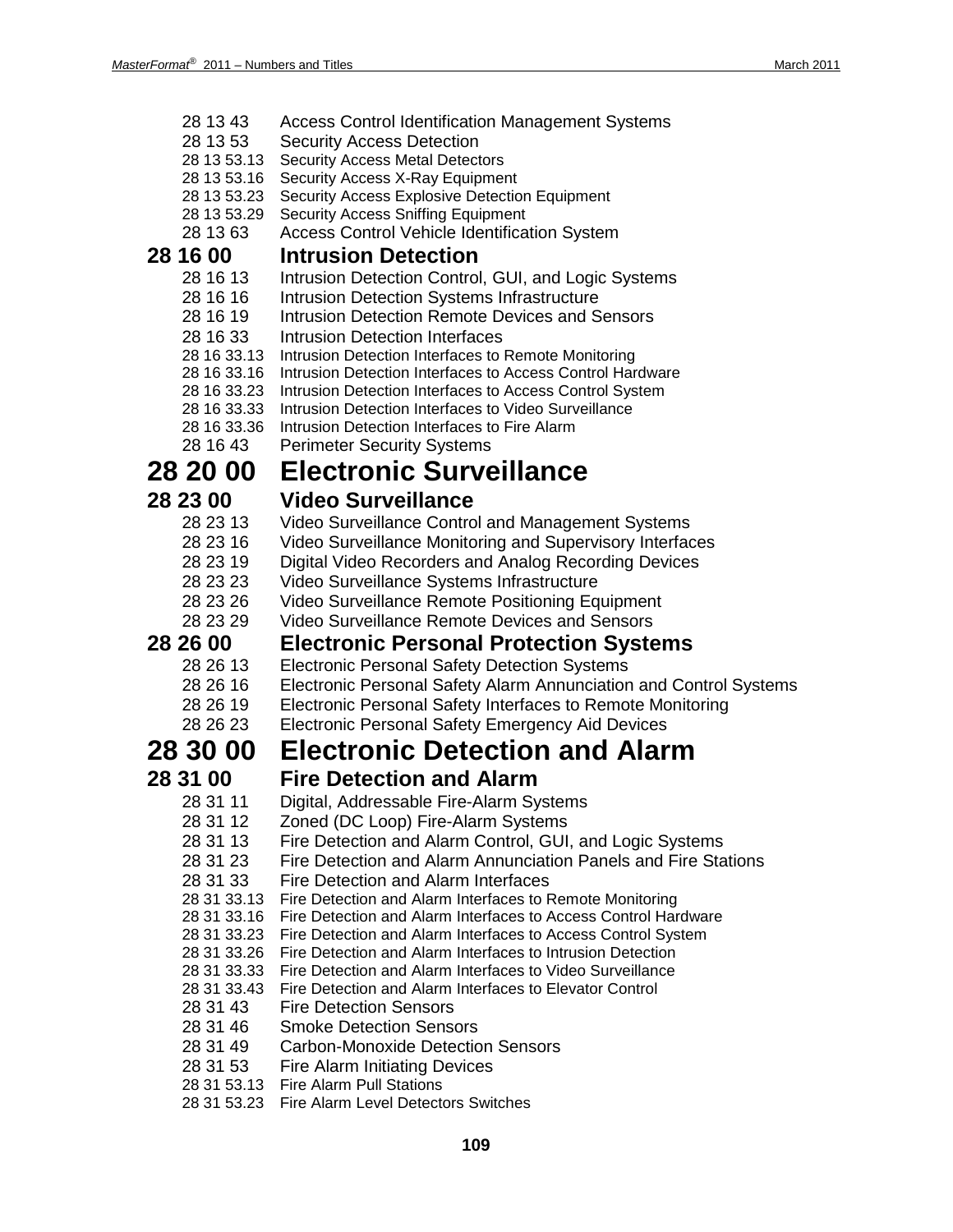28 13 43 Access Control Identification Management Systems
28 13 53 Security Access Detection
28 13 53.13 Security Access Metal Detectors
28 13 53.16 Security Access X-Ray Equipment
28 13 53.23 Security Access Explosive Detection Equipment
28 13 53.29 Security Access Sniffing Equipment
28 13 63 Access Control Vehicle Identification System

### 28 16 00 Intrusion Detection

28 16 13 Intrusion Detection Control, GUI, and Logic Systems
28 16 16 Intrusion Detection Systems Infrastructure
28 16 19 Intrusion Detection Remote Devices and Sensors
28 16 33 Intrusion Detection Interfaces
28 16 33.13 Intrusion Detection Interfaces to Remote Monitoring
28 16 33.16 Intrusion Detection Interfaces to Access Control Hardware
28 16 33.23 Intrusion Detection Interfaces to Access Control System
28 16 33.33 Intrusion Detection Interfaces to Video Surveillance
28 16 33.36 Intrusion Detection Interfaces to Fire Alarm
28 16 43 Perimeter Security Systems

## 28 20 00 Electronic Surveillance

### 28 23 00 Video Surveillance

28 23 13 Video Surveillance Control and Management Systems
28 23 16 Video Surveillance Monitoring and Supervisory Interfaces
28 23 19 Digital Video Recorders and Analog Recording Devices
28 23 23 Video Surveillance Systems Infrastructure
28 23 26 Video Surveillance Remote Positioning Equipment
28 23 29 Video Surveillance Remote Devices and Sensors

### 28 26 00 Electronic Personal Protection Systems

28 26 13 Electronic Personal Safety Detection Systems
28 26 16 Electronic Personal Safety Alarm Annunciation and Control Systems
28 26 19 Electronic Personal Safety Interfaces to Remote Monitoring
28 26 23 Electronic Personal Safety Emergency Aid Devices

## 28 30 00 Electronic Detection and Alarm

### 28 31 00 Fire Detection and Alarm

28 31 11 Digital, Addressable Fire-Alarm Systems
28 31 12 Zoned (DC Loop) Fire-Alarm Systems
28 31 13 Fire Detection and Alarm Control, GUI, and Logic Systems
28 31 23 Fire Detection and Alarm Annunciation Panels and Fire Stations
28 31 33 Fire Detection and Alarm Interfaces
28 31 33.13 Fire Detection and Alarm Interfaces to Remote Monitoring
28 31 33.16 Fire Detection and Alarm Interfaces to Access Control Hardware
28 31 33.23 Fire Detection and Alarm Interfaces to Access Control System
28 31 33.26 Fire Detection and Alarm Interfaces to Intrusion Detection
28 31 33.33 Fire Detection and Alarm Interfaces to Video Surveillance
28 31 33.43 Fire Detection and Alarm Interfaces to Elevator Control
28 31 43 Fire Detection Sensors
28 31 46 Smoke Detection Sensors
28 31 49 Carbon-Monoxide Detection Sensors
28 31 53 Fire Alarm Initiating Devices
28 31 53.13 Fire Alarm Pull Stations
28 31 53.23 Fire Alarm Level Detectors Switches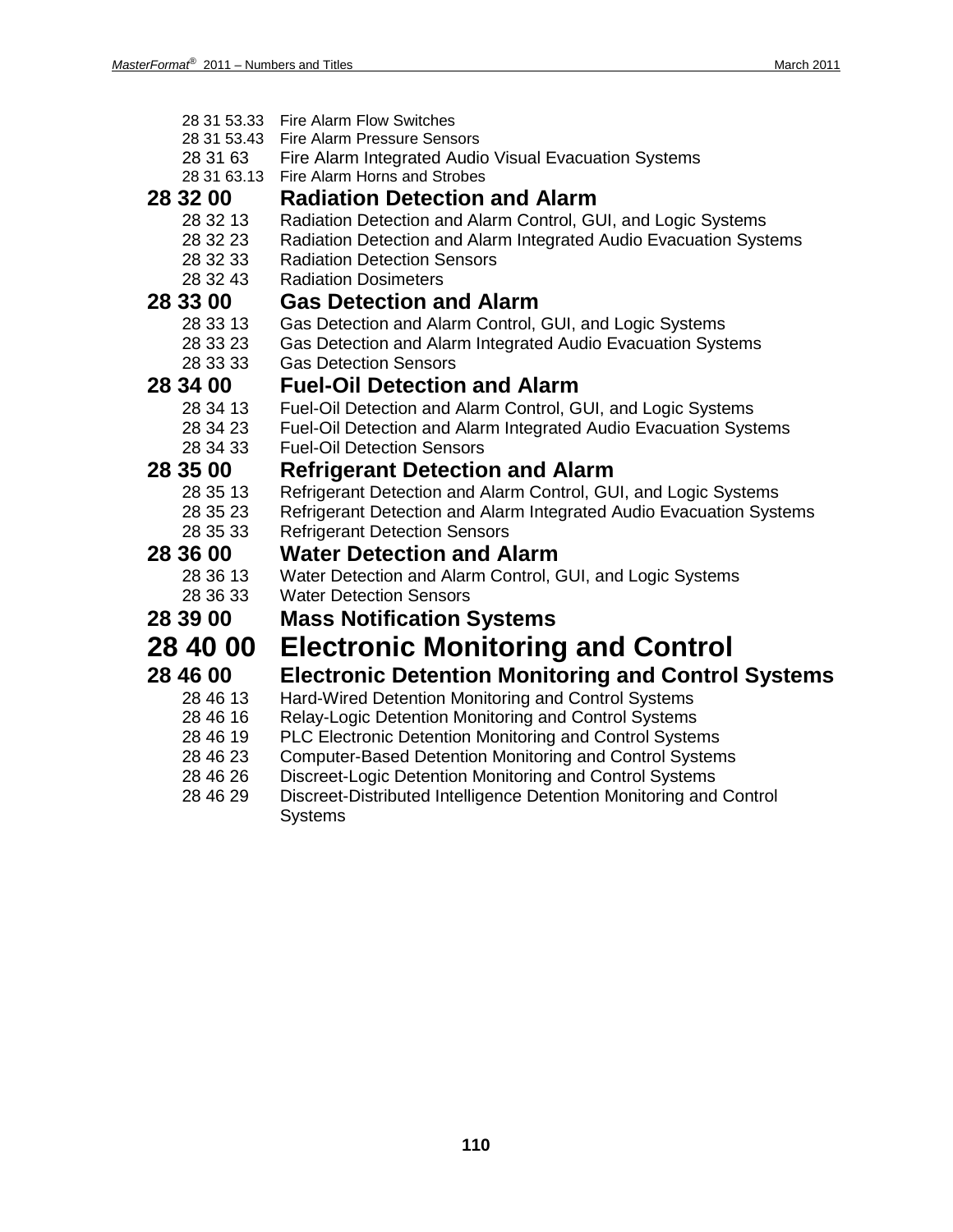28 31 53.33 Fire Alarm Flow Switches
28 31 53.43 Fire Alarm Pressure Sensors
28 31 63 Fire Alarm Integrated Audio Visual Evacuation Systems
28 31 63.13 Fire Alarm Horns and Strobes

### 28 32 00 Radiation Detection and Alarm

28 32 13 Radiation Detection and Alarm Control, GUI, and Logic Systems
28 32 23 Radiation Detection and Alarm Integrated Audio Evacuation Systems
28 32 33 Radiation Detection Sensors
28 32 43 Radiation Dosimeters

### 28 33 00 Gas Detection and Alarm

28 33 13 Gas Detection and Alarm Control, GUI, and Logic Systems
28 33 23 Gas Detection and Alarm Integrated Audio Evacuation Systems
28 33 33 Gas Detection Sensors

### 28 34 00 Fuel-Oil Detection and Alarm

28 34 13 Fuel-Oil Detection and Alarm Control, GUI, and Logic Systems
28 34 23 Fuel-Oil Detection and Alarm Integrated Audio Evacuation Systems
28 34 33 Fuel-Oil Detection Sensors

### 28 35 00 Refrigerant Detection and Alarm

28 35 13 Refrigerant Detection and Alarm Control, GUI, and Logic Systems
28 35 23 Refrigerant Detection and Alarm Integrated Audio Evacuation Systems
28 35 33 Refrigerant Detection Sensors

### 28 36 00 Water Detection and Alarm

28 36 13 Water Detection and Alarm Control, GUI, and Logic Systems
28 36 33 Water Detection Sensors

### 28 39 00 Mass Notification Systems

## 28 40 00 Electronic Monitoring and Control

### 28 46 00 Electronic Detention Monitoring and Control Systems

28 46 13 Hard-Wired Detention Monitoring and Control Systems
28 46 16 Relay-Logic Detention Monitoring and Control Systems
28 46 19 PLC Electronic Detention Monitoring and Control Systems
28 46 23 Computer-Based Detention Monitoring and Control Systems
28 46 26 Discreet-Logic Detention Monitoring and Control Systems
28 46 29 Discreet-Distributed Intelligence Detention Monitoring and Control Systems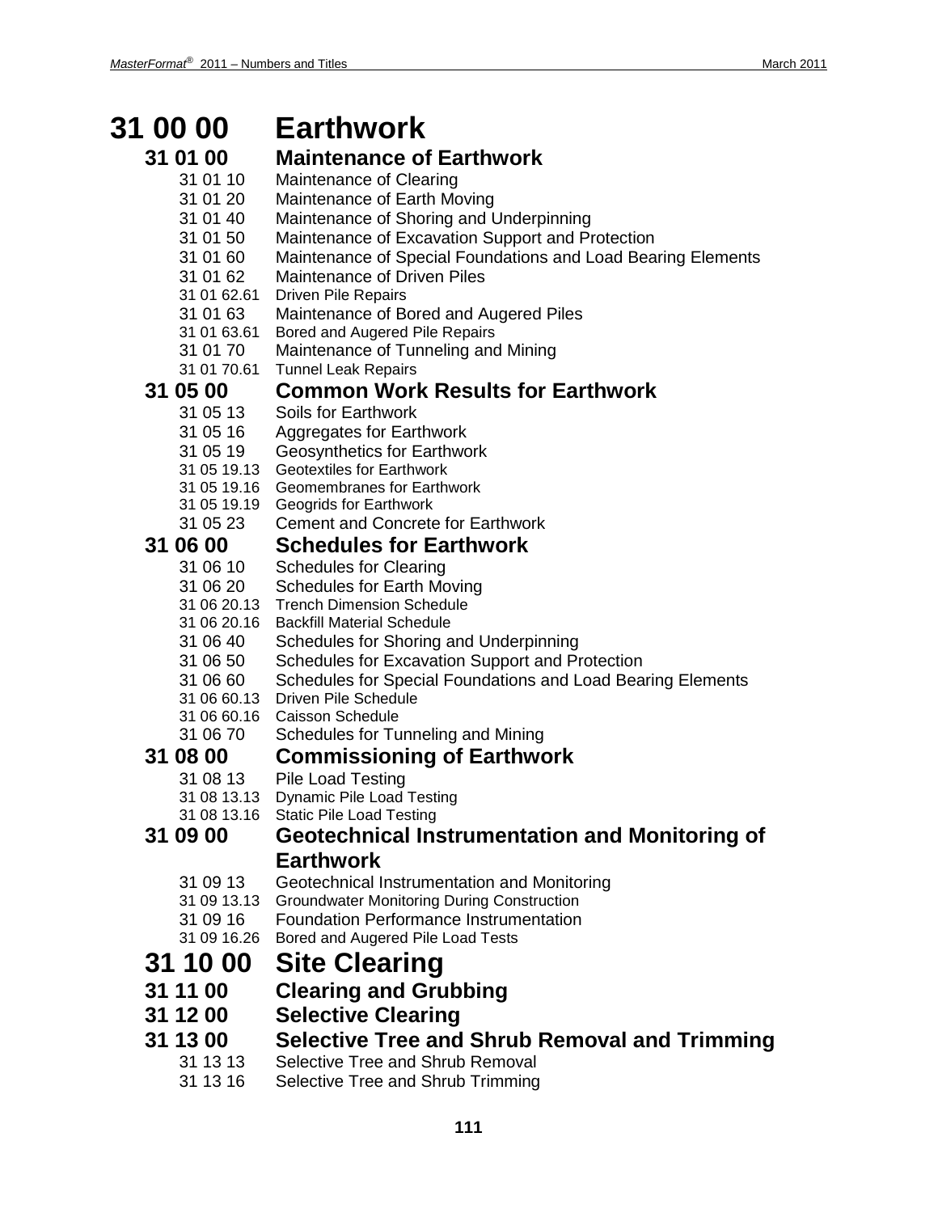# 31 00 00 Earthwork

## 31 01 00 Maintenance of Earthwork

- 31 01 10 Maintenance of Clearing
- 31 01 20 Maintenance of Earth Moving
- 31 01 40 Maintenance of Shoring and Underpinning
- 31 01 50 Maintenance of Excavation Support and Protection
- 31 01 60 Maintenance of Special Foundations and Load Bearing Elements
- 31 01 62 Maintenance of Driven Piles
  - 31 01 62.61 Driven Pile Repairs
- 31 01 63 Maintenance of Bored and Augered Piles
  - 31 01 63.61 Bored and Augered Pile Repairs
- 31 01 70 Maintenance of Tunneling and Mining
  - 31 01 70.61 Tunnel Leak Repairs

## 31 05 00 Common Work Results for Earthwork

- 31 05 13 Soils for Earthwork
- 31 05 16 Aggregates for Earthwork
- 31 05 19 Geosynthetics for Earthwork
  - 31 05 19.13 Geotextiles for Earthwork
  - 31 05 19.16 Geomembranes for Earthwork
  - 31 05 19.19 Geogrids for Earthwork
- 31 05 23 Cement and Concrete for Earthwork

## 31 06 00 Schedules for Earthwork

- 31 06 10 Schedules for Clearing
- 31 06 20 Schedules for Earth Moving
  - 31 06 20.13 Trench Dimension Schedule
  - 31 06 20.16 Backfill Material Schedule
- 31 06 40 Schedules for Shoring and Underpinning
- 31 06 50 Schedules for Excavation Support and Protection
- 31 06 60 Schedules for Special Foundations and Load Bearing Elements
  - 31 06 60.13 Driven Pile Schedule
  - 31 06 60.16 Caisson Schedule
- 31 06 70 Schedules for Tunneling and Mining

## 31 08 00 Commissioning of Earthwork

- 31 08 13 Pile Load Testing
  - 31 08 13.13 Dynamic Pile Load Testing
  - 31 08 13.16 Static Pile Load Testing

## 31 09 00 Geotechnical Instrumentation and Monitoring of Earthwork

- 31 09 13 Geotechnical Instrumentation and Monitoring
  - 31 09 13.13 Groundwater Monitoring During Construction
- 31 09 16 Foundation Performance Instrumentation
  - 31 09 16.26 Bored and Augered Pile Load Tests

# 31 10 00 Site Clearing

## 31 11 00 Clearing and Grubbing

## 31 12 00 Selective Clearing

## 31 13 00 Selective Tree and Shrub Removal and Trimming

- 31 13 13 Selective Tree and Shrub Removal
- 31 13 16 Selective Tree and Shrub Trimming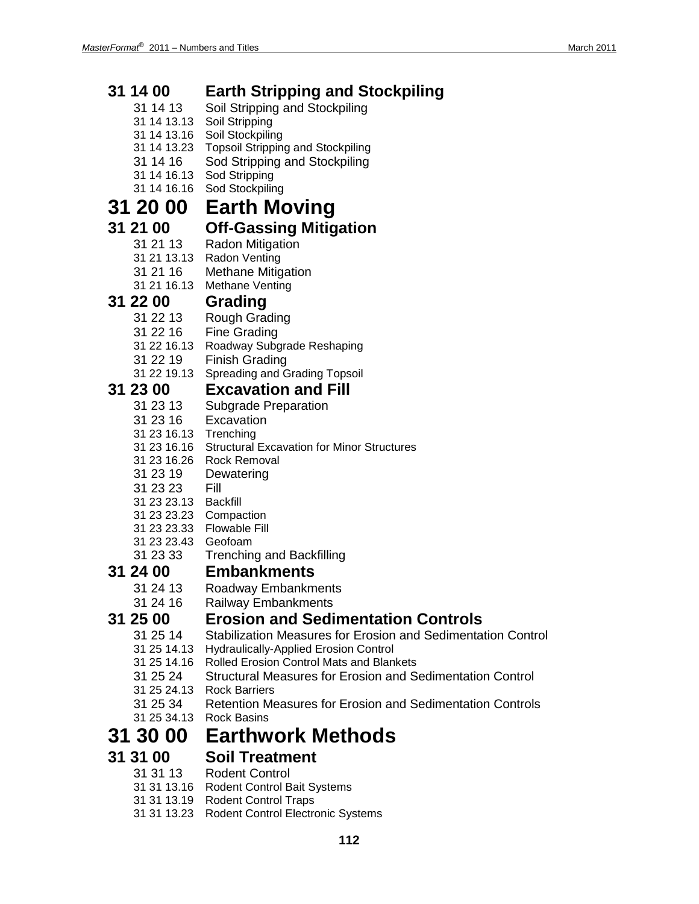## 31 14 00 Earth Stripping and Stockpiling

- 31 14 13 Soil Stripping and Stockpiling
  - 31 14 13.13 Soil Stripping
  - 31 14 13.16 Soil Stockpiling
  - 31 14 13.23 Topsoil Stripping and Stockpiling
- 31 14 16 Sod Stripping and Stockpiling
  - 31 14 16.13 Sod Stripping
  - 31 14 16.16 Sod Stockpiling

# 31 20 00 Earth Moving

## 31 21 00 Off-Gassing Mitigation

- 31 21 13 Radon Mitigation
  - 31 21 13.13 Radon Venting
- 31 21 16 Methane Mitigation
  - 31 21 16.13 Methane Venting

## 31 22 00 Grading

- 31 22 13 Rough Grading
- 31 22 16 Fine Grading
  - 31 22 16.13 Roadway Subgrade Reshaping
- 31 22 19 Finish Grading
  - 31 22 19.13 Spreading and Grading Topsoil

## 31 23 00 Excavation and Fill

- 31 23 13 Subgrade Preparation
- 31 23 16 Excavation
  - 31 23 16.13 Trenching
  - 31 23 16.16 Structural Excavation for Minor Structures
  - 31 23 16.26 Rock Removal
- 31 23 19 Dewatering
- 31 23 23 Fill
  - 31 23 23.13 Backfill
  - 31 23 23.23 Compaction
  - 31 23 23.33 Flowable Fill
  - 31 23 23.43 Geofoam
- 31 23 33 Trenching and Backfilling

## 31 24 00 Embankments

- 31 24 13 Roadway Embankments
- 31 24 16 Railway Embankments

## 31 25 00 Erosion and Sedimentation Controls

- 31 25 14 Stabilization Measures for Erosion and Sedimentation Control
  - 31 25 14.13 Hydraulically-Applied Erosion Control
  - 31 25 14.16 Rolled Erosion Control Mats and Blankets
- 31 25 24 Structural Measures for Erosion and Sedimentation Control
  - 31 25 24.13 Rock Barriers
- 31 25 34 Retention Measures for Erosion and Sedimentation Controls
  - 31 25 34.13 Rock Basins

# 31 30 00 Earthwork Methods

## 31 31 00 Soil Treatment

- 31 31 13 Rodent Control
  - 31 31 13.16 Rodent Control Bait Systems
  - 31 31 13.19 Rodent Control Traps
  - 31 31 13.23 Rodent Control Electronic Systems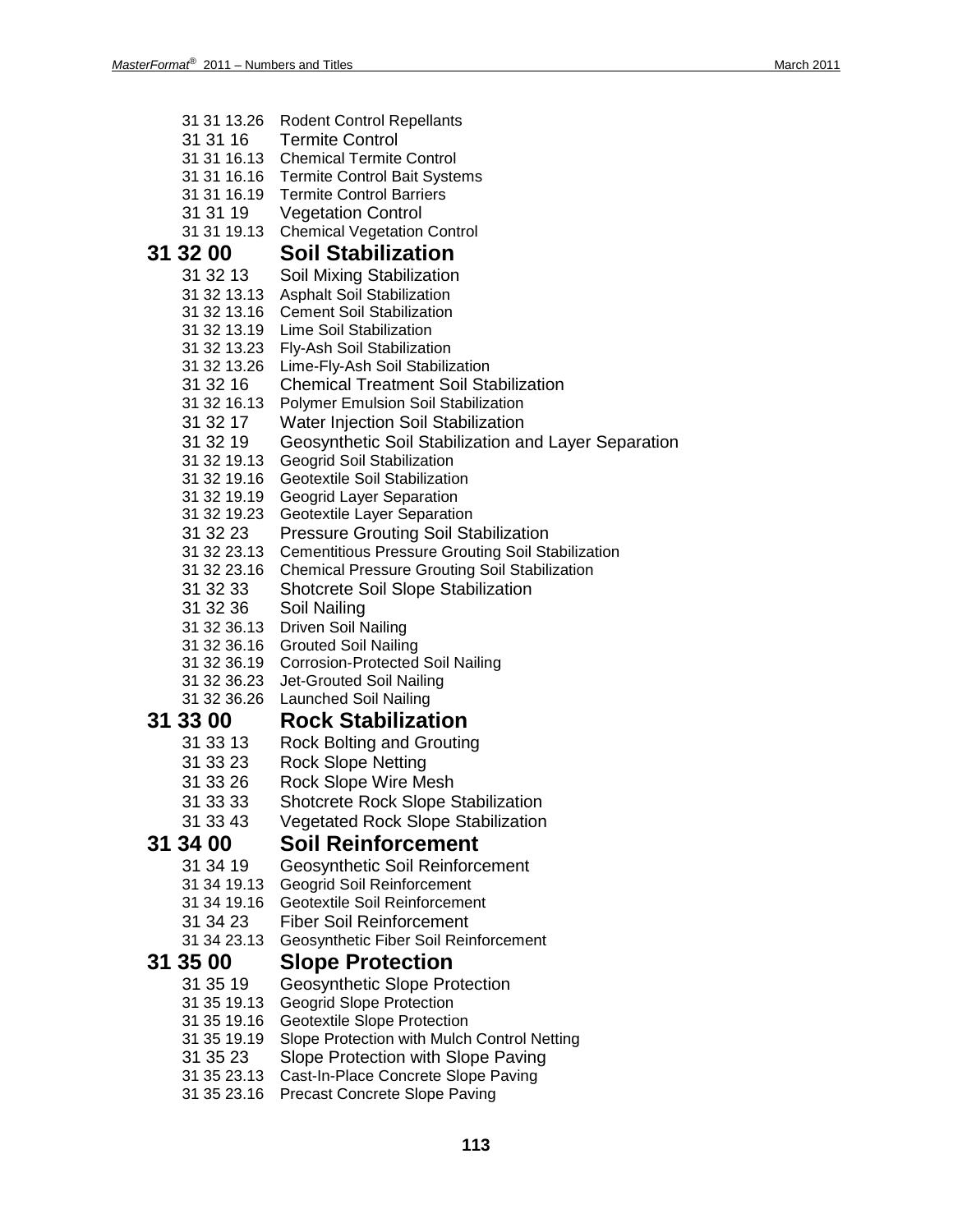31 31 13.26 Rodent Control Repellants
31 31 16 Termite Control
31 31 16.13 Chemical Termite Control
31 31 16.16 Termite Control Bait Systems
31 31 16.19 Termite Control Barriers
31 31 19 Vegetation Control
31 31 19.13 Chemical Vegetation Control

## 31 32 00 Soil Stabilization

31 32 13 Soil Mixing Stabilization
31 32 13.13 Asphalt Soil Stabilization
31 32 13.16 Cement Soil Stabilization
31 32 13.19 Lime Soil Stabilization
31 32 13.23 Fly-Ash Soil Stabilization
31 32 13.26 Lime-Fly-Ash Soil Stabilization
31 32 16 Chemical Treatment Soil Stabilization
31 32 16.13 Polymer Emulsion Soil Stabilization
31 32 17 Water Injection Soil Stabilization
31 32 19 Geosynthetic Soil Stabilization and Layer Separation
31 32 19.13 Geogrid Soil Stabilization
31 32 19.16 Geotextile Soil Stabilization
31 32 19.19 Geogrid Layer Separation
31 32 19.23 Geotextile Layer Separation
31 32 23 Pressure Grouting Soil Stabilization
31 32 23.13 Cementitious Pressure Grouting Soil Stabilization
31 32 23.16 Chemical Pressure Grouting Soil Stabilization
31 32 33 Shotcrete Soil Slope Stabilization
31 32 36 Soil Nailing
31 32 36.13 Driven Soil Nailing
31 32 36.16 Grouted Soil Nailing
31 32 36.19 Corrosion-Protected Soil Nailing
31 32 36.23 Jet-Grouted Soil Nailing
31 32 36.26 Launched Soil Nailing

## 31 33 00 Rock Stabilization

31 33 13 Rock Bolting and Grouting
31 33 23 Rock Slope Netting
31 33 26 Rock Slope Wire Mesh
31 33 33 Shotcrete Rock Slope Stabilization
31 33 43 Vegetated Rock Slope Stabilization

## 31 34 00 Soil Reinforcement

31 34 19 Geosynthetic Soil Reinforcement
31 34 19.13 Geogrid Soil Reinforcement
31 34 19.16 Geotextile Soil Reinforcement
31 34 23 Fiber Soil Reinforcement
31 34 23.13 Geosynthetic Fiber Soil Reinforcement

## 31 35 00 Slope Protection

31 35 19 Geosynthetic Slope Protection
31 35 19.13 Geogrid Slope Protection
31 35 19.16 Geotextile Slope Protection
31 35 19.19 Slope Protection with Mulch Control Netting
31 35 23 Slope Protection with Slope Paving
31 35 23.13 Cast-In-Place Concrete Slope Paving
31 35 23.16 Precast Concrete Slope Paving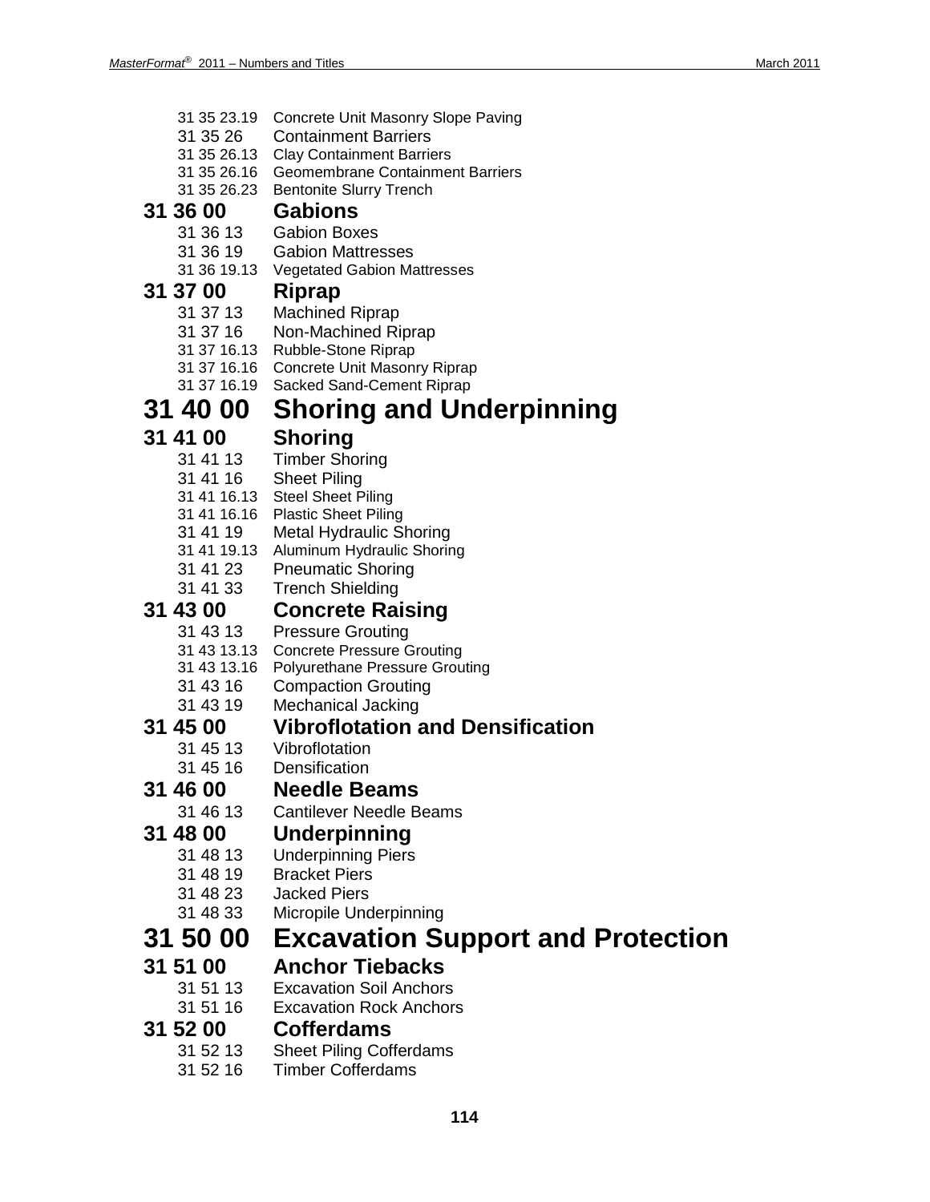31 35 23.19 Concrete Unit Masonry Slope Paving
31 35 26 Containment Barriers
31 35 26.13 Clay Containment Barriers
31 35 26.16 Geomembrane Containment Barriers
31 35 26.23 Bentonite Slurry Trench

### 31 36 00 Gabions

31 36 13 Gabion Boxes
31 36 19 Gabion Mattresses
31 36 19.13 Vegetated Gabion Mattresses

### 31 37 00 Riprap

31 37 13 Machined Riprap
31 37 16 Non-Machined Riprap
31 37 16.13 Rubble-Stone Riprap
31 37 16.16 Concrete Unit Masonry Riprap
31 37 16.19 Sacked Sand-Cement Riprap

## 31 40 00 Shoring and Underpinning

### 31 41 00 Shoring

31 41 13 Timber Shoring
31 41 16 Sheet Piling
31 41 16.13 Steel Sheet Piling
31 41 16.16 Plastic Sheet Piling
31 41 19 Metal Hydraulic Shoring
31 41 19.13 Aluminum Hydraulic Shoring
31 41 23 Pneumatic Shoring
31 41 33 Trench Shielding

### 31 43 00 Concrete Raising

31 43 13 Pressure Grouting
31 43 13.13 Concrete Pressure Grouting
31 43 13.16 Polyurethane Pressure Grouting
31 43 16 Compaction Grouting
31 43 19 Mechanical Jacking

### 31 45 00 Vibroflotation and Densification

31 45 13 Vibroflotation
31 45 16 Densification

### 31 46 00 Needle Beams

31 46 13 Cantilever Needle Beams

### 31 48 00 Underpinning

31 48 13 Underpinning Piers
31 48 19 Bracket Piers
31 48 23 Jacked Piers
31 48 33 Micropile Underpinning

## 31 50 00 Excavation Support and Protection

### 31 51 00 Anchor Tiebacks

31 51 13 Excavation Soil Anchors
31 51 16 Excavation Rock Anchors

### 31 52 00 Cofferdams

31 52 13 Sheet Piling Cofferdams
31 52 16 Timber Cofferdams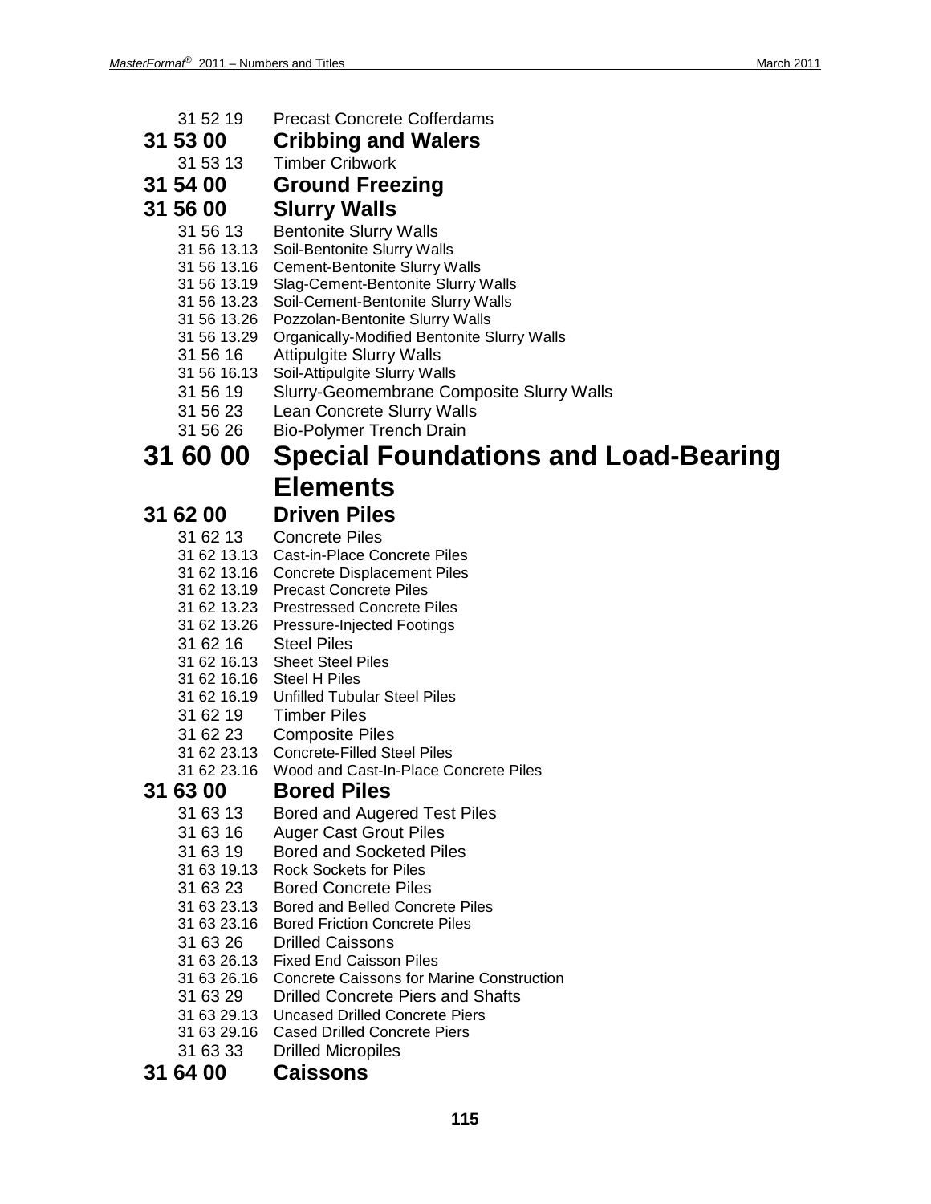31 52 19 Precast Concrete Cofferdams

## 31 53 00 Cribbing and Walers

31 53 13 Timber Cribwork

## 31 54 00 Ground Freezing

## 31 56 00 Slurry Walls

31 56 13 Bentonite Slurry Walls
31 56 13.13 Soil-Bentonite Slurry Walls
31 56 13.16 Cement-Bentonite Slurry Walls
31 56 13.19 Slag-Cement-Bentonite Slurry Walls
31 56 13.23 Soil-Cement-Bentonite Slurry Walls
31 56 13.26 Pozzolan-Bentonite Slurry Walls
31 56 13.29 Organically-Modified Bentonite Slurry Walls
31 56 16 Attipulgite Slurry Walls
31 56 16.13 Soil-Attipulgite Slurry Walls
31 56 19 Slurry-Geomembrane Composite Slurry Walls
31 56 23 Lean Concrete Slurry Walls
31 56 26 Bio-Polymer Trench Drain

# 31 60 00 Special Foundations and Load-Bearing Elements

## 31 62 00 Driven Piles

31 62 13 Concrete Piles
31 62 13.13 Cast-in-Place Concrete Piles
31 62 13.16 Concrete Displacement Piles
31 62 13.19 Precast Concrete Piles
31 62 13.23 Prestressed Concrete Piles
31 62 13.26 Pressure-Injected Footings
31 62 16 Steel Piles
31 62 16.13 Sheet Steel Piles
31 62 16.16 Steel H Piles
31 62 16.19 Unfilled Tubular Steel Piles
31 62 19 Timber Piles
31 62 23 Composite Piles
31 62 23.13 Concrete-Filled Steel Piles
31 62 23.16 Wood and Cast-In-Place Concrete Piles

## 31 63 00 Bored Piles

31 63 13 Bored and Augered Test Piles
31 63 16 Auger Cast Grout Piles
31 63 19 Bored and Socketed Piles
31 63 19.13 Rock Sockets for Piles
31 63 23 Bored Concrete Piles
31 63 23.13 Bored and Belled Concrete Piles
31 63 23.16 Bored Friction Concrete Piles
31 63 26 Drilled Caissons
31 63 26.13 Fixed End Caisson Piles
31 63 26.16 Concrete Caissons for Marine Construction
31 63 29 Drilled Concrete Piers and Shafts
31 63 29.13 Uncased Drilled Concrete Piers
31 63 29.16 Cased Drilled Concrete Piers
31 63 33 Drilled Micropiles

## 31 64 00 Caissons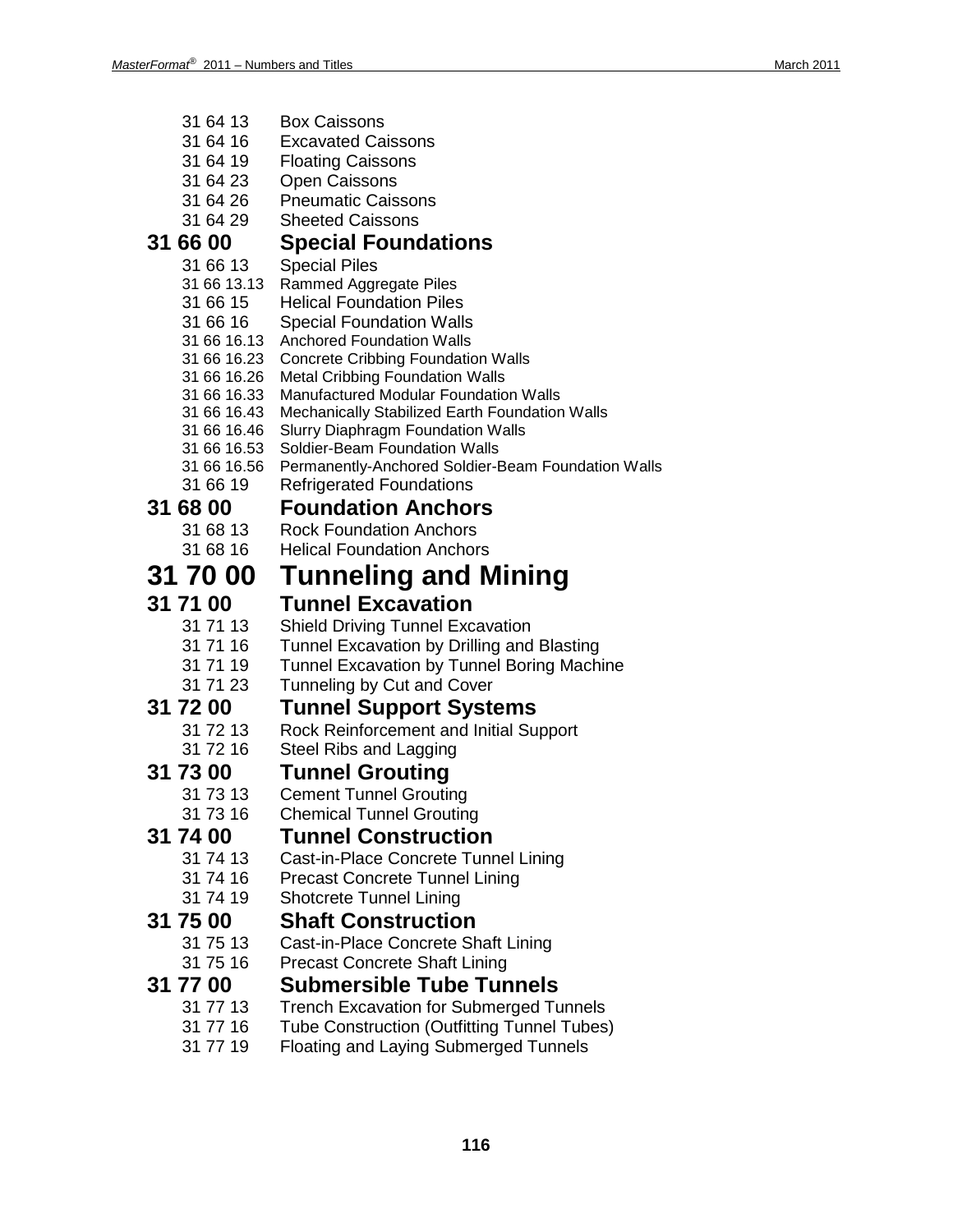31 64 13 Box Caissons
31 64 16 Excavated Caissons
31 64 19 Floating Caissons
31 64 23 Open Caissons
31 64 26 Pneumatic Caissons
31 64 29 Sheeted Caissons

### 31 66 00 Special Foundations

31 66 13 Special Piles
31 66 13.13 Rammed Aggregate Piles
31 66 15 Helical Foundation Piles
31 66 16 Special Foundation Walls
31 66 16.13 Anchored Foundation Walls
31 66 16.23 Concrete Cribbing Foundation Walls
31 66 16.26 Metal Cribbing Foundation Walls
31 66 16.33 Manufactured Modular Foundation Walls
31 66 16.43 Mechanically Stabilized Earth Foundation Walls
31 66 16.46 Slurry Diaphragm Foundation Walls
31 66 16.53 Soldier-Beam Foundation Walls
31 66 16.56 Permanently-Anchored Soldier-Beam Foundation Walls
31 66 19 Refrigerated Foundations

### 31 68 00 Foundation Anchors

31 68 13 Rock Foundation Anchors
31 68 16 Helical Foundation Anchors

## 31 70 00 Tunneling and Mining

### 31 71 00 Tunnel Excavation

31 71 13 Shield Driving Tunnel Excavation
31 71 16 Tunnel Excavation by Drilling and Blasting
31 71 19 Tunnel Excavation by Tunnel Boring Machine
31 71 23 Tunneling by Cut and Cover

### 31 72 00 Tunnel Support Systems

31 72 13 Rock Reinforcement and Initial Support
31 72 16 Steel Ribs and Lagging

### 31 73 00 Tunnel Grouting

31 73 13 Cement Tunnel Grouting
31 73 16 Chemical Tunnel Grouting

### 31 74 00 Tunnel Construction

31 74 13 Cast-in-Place Concrete Tunnel Lining
31 74 16 Precast Concrete Tunnel Lining
31 74 19 Shotcrete Tunnel Lining

### 31 75 00 Shaft Construction

31 75 13 Cast-in-Place Concrete Shaft Lining
31 75 16 Precast Concrete Shaft Lining

### 31 77 00 Submersible Tube Tunnels

31 77 13 Trench Excavation for Submerged Tunnels
31 77 16 Tube Construction (Outfitting Tunnel Tubes)
31 77 19 Floating and Laying Submerged Tunnels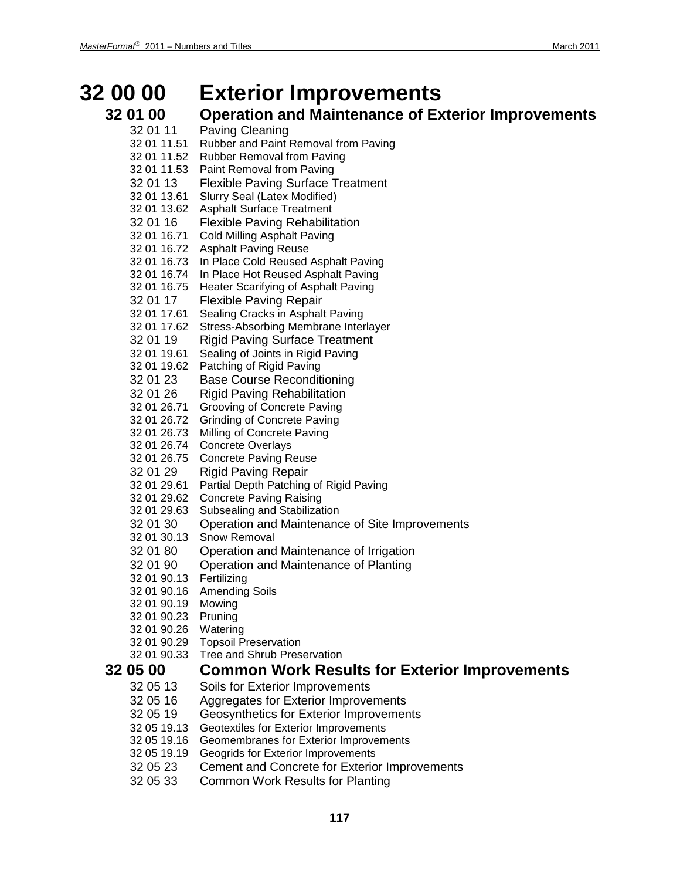# 32 00 00 Exterior Improvements

## 32 01 00 Operation and Maintenance of Exterior Improvements

32 01 11 Paving Cleaning
32 01 11.51 Rubber and Paint Removal from Paving
32 01 11.52 Rubber Removal from Paving
32 01 11.53 Paint Removal from Paving
32 01 13 Flexible Paving Surface Treatment
32 01 13.61 Slurry Seal (Latex Modified)
32 01 13.62 Asphalt Surface Treatment
32 01 16 Flexible Paving Rehabilitation
32 01 16.71 Cold Milling Asphalt Paving
32 01 16.72 Asphalt Paving Reuse
32 01 16.73 In Place Cold Reused Asphalt Paving
32 01 16.74 In Place Hot Reused Asphalt Paving
32 01 16.75 Heater Scarifying of Asphalt Paving
32 01 17 Flexible Paving Repair
32 01 17.61 Sealing Cracks in Asphalt Paving
32 01 17.62 Stress-Absorbing Membrane Interlayer
32 01 19 Rigid Paving Surface Treatment
32 01 19.61 Sealing of Joints in Rigid Paving
32 01 19.62 Patching of Rigid Paving
32 01 23 Base Course Reconditioning
32 01 26 Rigid Paving Rehabilitation
32 01 26.71 Grooving of Concrete Paving
32 01 26.72 Grinding of Concrete Paving
32 01 26.73 Milling of Concrete Paving
32 01 26.74 Concrete Overlays
32 01 26.75 Concrete Paving Reuse
32 01 29 Rigid Paving Repair
32 01 29.61 Partial Depth Patching of Rigid Paving
32 01 29.62 Concrete Paving Raising
32 01 29.63 Subsealing and Stabilization
32 01 30 Operation and Maintenance of Site Improvements
32 01 30.13 Snow Removal
32 01 80 Operation and Maintenance of Irrigation
32 01 90 Operation and Maintenance of Planting
32 01 90.13 Fertilizing
32 01 90.16 Amending Soils
32 01 90.19 Mowing
32 01 90.23 Pruning
32 01 90.26 Watering
32 01 90.29 Topsoil Preservation
32 01 90.33 Tree and Shrub Preservation

## 32 05 00 Common Work Results for Exterior Improvements

32 05 13 Soils for Exterior Improvements
32 05 16 Aggregates for Exterior Improvements
32 05 19 Geosynthetics for Exterior Improvements
32 05 19.13 Geotextiles for Exterior Improvements
32 05 19.16 Geomembranes for Exterior Improvements
32 05 19.19 Geogrids for Exterior Improvements
32 05 23 Cement and Concrete for Exterior Improvements
32 05 33 Common Work Results for Planting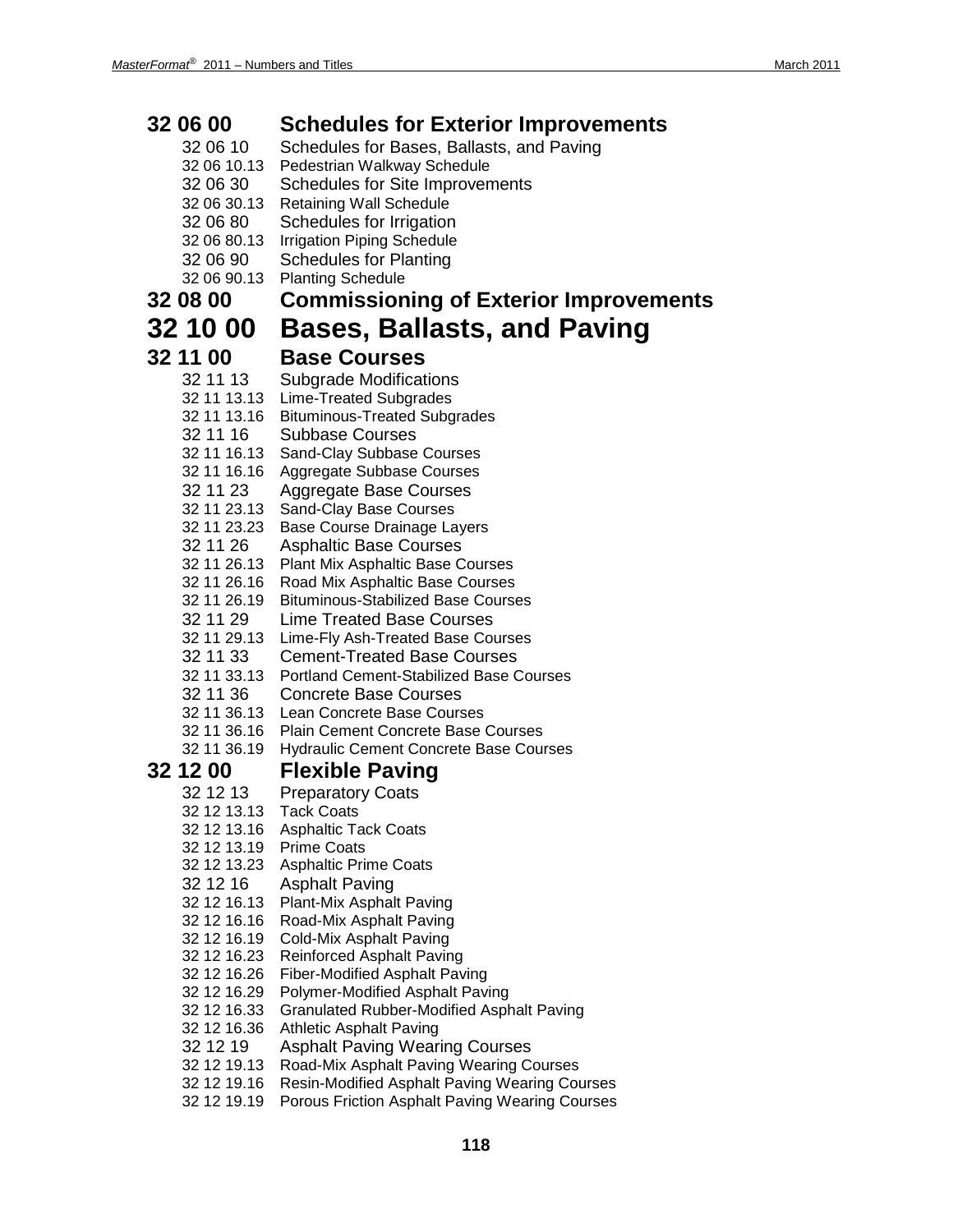## 32 06 00 Schedules for Exterior Improvements

- 32 06 10 Schedules for Bases, Ballasts, and Paving
- 32 06 10.13 Pedestrian Walkway Schedule
- 32 06 30 Schedules for Site Improvements
- 32 06 30.13 Retaining Wall Schedule
- 32 06 80 Schedules for Irrigation
- 32 06 80.13 Irrigation Piping Schedule
- 32 06 90 Schedules for Planting
- 32 06 90.13 Planting Schedule

## 32 08 00 Commissioning of Exterior Improvements

# 32 10 00 Bases, Ballasts, and Paving

## 32 11 00 Base Courses

- 32 11 13 Subgrade Modifications
- 32 11 13.13 Lime-Treated Subgrades
- 32 11 13.16 Bituminous-Treated Subgrades
- 32 11 16 Subbase Courses
- 32 11 16.13 Sand-Clay Subbase Courses
- 32 11 16.16 Aggregate Subbase Courses
- 32 11 23 Aggregate Base Courses
- 32 11 23.13 Sand-Clay Base Courses
- 32 11 23.23 Base Course Drainage Layers
- 32 11 26 Asphaltic Base Courses
- 32 11 26.13 Plant Mix Asphaltic Base Courses
- 32 11 26.16 Road Mix Asphaltic Base Courses
- 32 11 26.19 Bituminous-Stabilized Base Courses
- 32 11 29 Lime Treated Base Courses
- 32 11 29.13 Lime-Fly Ash-Treated Base Courses
- 32 11 33 Cement-Treated Base Courses
- 32 11 33.13 Portland Cement-Stabilized Base Courses
- 32 11 36 Concrete Base Courses
- 32 11 36.13 Lean Concrete Base Courses
- 32 11 36.16 Plain Cement Concrete Base Courses
- 32 11 36.19 Hydraulic Cement Concrete Base Courses

## 32 12 00 Flexible Paving

- 32 12 13 Preparatory Coats
- 32 12 13.13 Tack Coats
- 32 12 13.16 Asphaltic Tack Coats
- 32 12 13.19 Prime Coats
- 32 12 13.23 Asphaltic Prime Coats
- 32 12 16 Asphalt Paving
- 32 12 16.13 Plant-Mix Asphalt Paving
- 32 12 16.16 Road-Mix Asphalt Paving
- 32 12 16.19 Cold-Mix Asphalt Paving
- 32 12 16.23 Reinforced Asphalt Paving
- 32 12 16.26 Fiber-Modified Asphalt Paving
- 32 12 16.29 Polymer-Modified Asphalt Paving
- 32 12 16.33 Granulated Rubber-Modified Asphalt Paving
- 32 12 16.36 Athletic Asphalt Paving
- 32 12 19 Asphalt Paving Wearing Courses
- 32 12 19.13 Road-Mix Asphalt Paving Wearing Courses
- 32 12 19.16 Resin-Modified Asphalt Paving Wearing Courses
- 32 12 19.19 Porous Friction Asphalt Paving Wearing Courses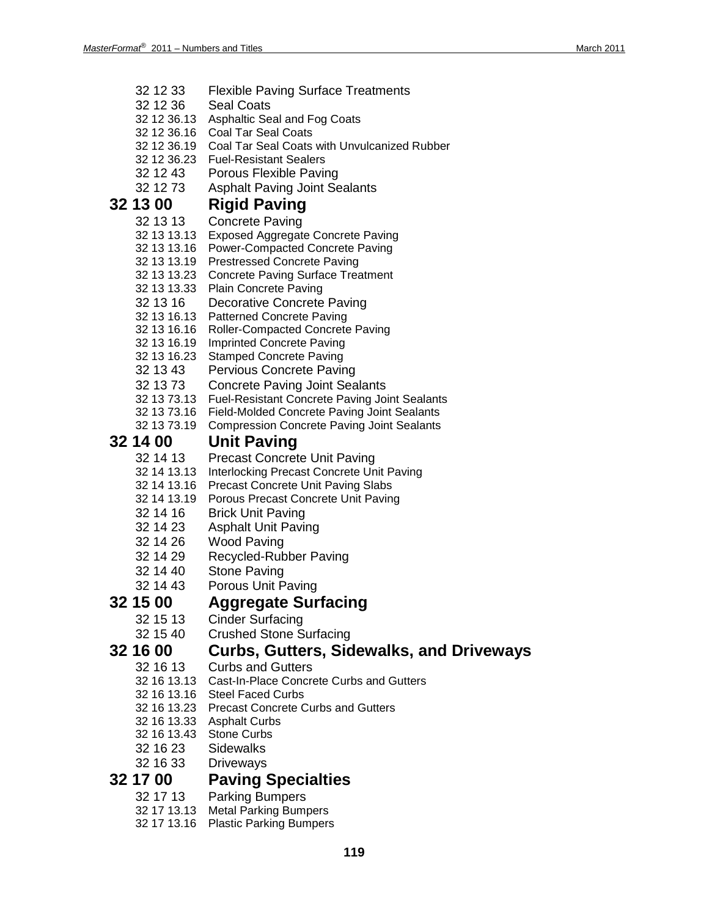32 12 33 Flexible Paving Surface Treatments
32 12 36 Seal Coats
32 12 36.13 Asphaltic Seal and Fog Coats
32 12 36.16 Coal Tar Seal Coats
32 12 36.19 Coal Tar Seal Coats with Unvulcanized Rubber
32 12 36.23 Fuel-Resistant Sealers
32 12 43 Porous Flexible Paving
32 12 73 Asphalt Paving Joint Sealants

## 32 13 00 Rigid Paving

32 13 13 Concrete Paving
32 13 13.13 Exposed Aggregate Concrete Paving
32 13 13.16 Power-Compacted Concrete Paving
32 13 13.19 Prestressed Concrete Paving
32 13 13.23 Concrete Paving Surface Treatment
32 13 13.33 Plain Concrete Paving
32 13 16 Decorative Concrete Paving
32 13 16.13 Patterned Concrete Paving
32 13 16.16 Roller-Compacted Concrete Paving
32 13 16.19 Imprinted Concrete Paving
32 13 16.23 Stamped Concrete Paving
32 13 43 Pervious Concrete Paving
32 13 73 Concrete Paving Joint Sealants
32 13 73.13 Fuel-Resistant Concrete Paving Joint Sealants
32 13 73.16 Field-Molded Concrete Paving Joint Sealants
32 13 73.19 Compression Concrete Paving Joint Sealants

## 32 14 00 Unit Paving

32 14 13 Precast Concrete Unit Paving
32 14 13.13 Interlocking Precast Concrete Unit Paving
32 14 13.16 Precast Concrete Unit Paving Slabs
32 14 13.19 Porous Precast Concrete Unit Paving
32 14 16 Brick Unit Paving
32 14 23 Asphalt Unit Paving
32 14 26 Wood Paving
32 14 29 Recycled-Rubber Paving
32 14 40 Stone Paving
32 14 43 Porous Unit Paving

## 32 15 00 Aggregate Surfacing

32 15 13 Cinder Surfacing
32 15 40 Crushed Stone Surfacing

## 32 16 00 Curbs, Gutters, Sidewalks, and Driveways

32 16 13 Curbs and Gutters
32 16 13.13 Cast-In-Place Concrete Curbs and Gutters
32 16 13.16 Steel Faced Curbs
32 16 13.23 Precast Concrete Curbs and Gutters
32 16 13.33 Asphalt Curbs
32 16 13.43 Stone Curbs
32 16 23 Sidewalks
32 16 33 Driveways

## 32 17 00 Paving Specialties

32 17 13 Parking Bumpers
32 17 13.13 Metal Parking Bumpers
32 17 13.16 Plastic Parking Bumpers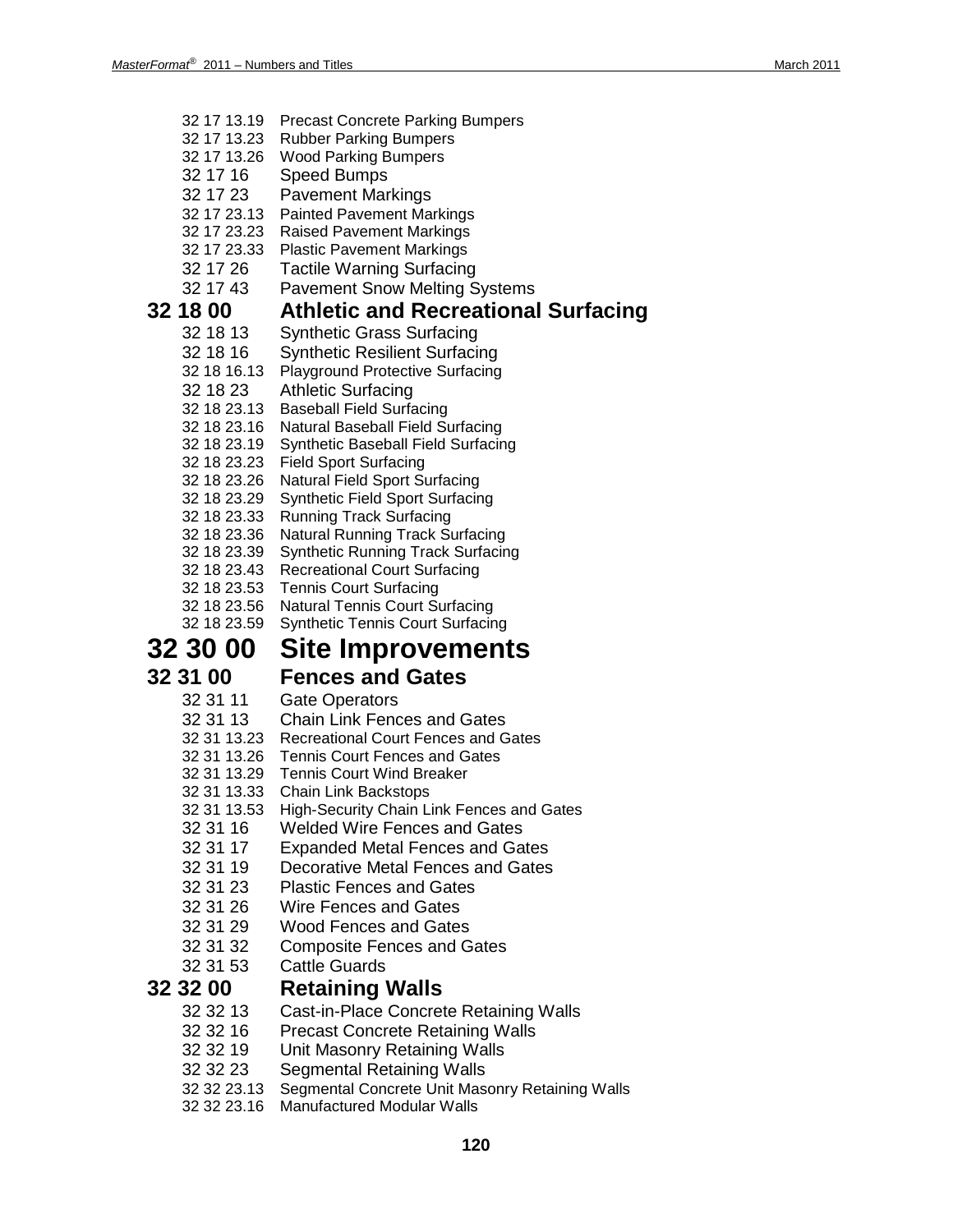32 17 13.19 Precast Concrete Parking Bumpers
32 17 13.23 Rubber Parking Bumpers
32 17 13.26 Wood Parking Bumpers
32 17 16 Speed Bumps
32 17 23 Pavement Markings
32 17 23.13 Painted Pavement Markings
32 17 23.23 Raised Pavement Markings
32 17 23.33 Plastic Pavement Markings
32 17 26 Tactile Warning Surfacing
32 17 43 Pavement Snow Melting Systems

## 32 18 00 Athletic and Recreational Surfacing

32 18 13 Synthetic Grass Surfacing
32 18 16 Synthetic Resilient Surfacing
32 18 16.13 Playground Protective Surfacing
32 18 23 Athletic Surfacing
32 18 23.13 Baseball Field Surfacing
32 18 23.16 Natural Baseball Field Surfacing
32 18 23.19 Synthetic Baseball Field Surfacing
32 18 23.23 Field Sport Surfacing
32 18 23.26 Natural Field Sport Surfacing
32 18 23.29 Synthetic Field Sport Surfacing
32 18 23.33 Running Track Surfacing
32 18 23.36 Natural Running Track Surfacing
32 18 23.39 Synthetic Running Track Surfacing
32 18 23.43 Recreational Court Surfacing
32 18 23.53 Tennis Court Surfacing
32 18 23.56 Natural Tennis Court Surfacing
32 18 23.59 Synthetic Tennis Court Surfacing

# 32 30 00 Site Improvements

## 32 31 00 Fences and Gates

32 31 11 Gate Operators
32 31 13 Chain Link Fences and Gates
32 31 13.23 Recreational Court Fences and Gates
32 31 13.26 Tennis Court Fences and Gates
32 31 13.29 Tennis Court Wind Breaker
32 31 13.33 Chain Link Backstops
32 31 13.53 High-Security Chain Link Fences and Gates
32 31 16 Welded Wire Fences and Gates
32 31 17 Expanded Metal Fences and Gates
32 31 19 Decorative Metal Fences and Gates
32 31 23 Plastic Fences and Gates
32 31 26 Wire Fences and Gates
32 31 29 Wood Fences and Gates
32 31 32 Composite Fences and Gates
32 31 53 Cattle Guards

## 32 32 00 Retaining Walls

32 32 13 Cast-in-Place Concrete Retaining Walls
32 32 16 Precast Concrete Retaining Walls
32 32 19 Unit Masonry Retaining Walls
32 32 23 Segmental Retaining Walls
32 32 23.13 Segmental Concrete Unit Masonry Retaining Walls
32 32 23.16 Manufactured Modular Walls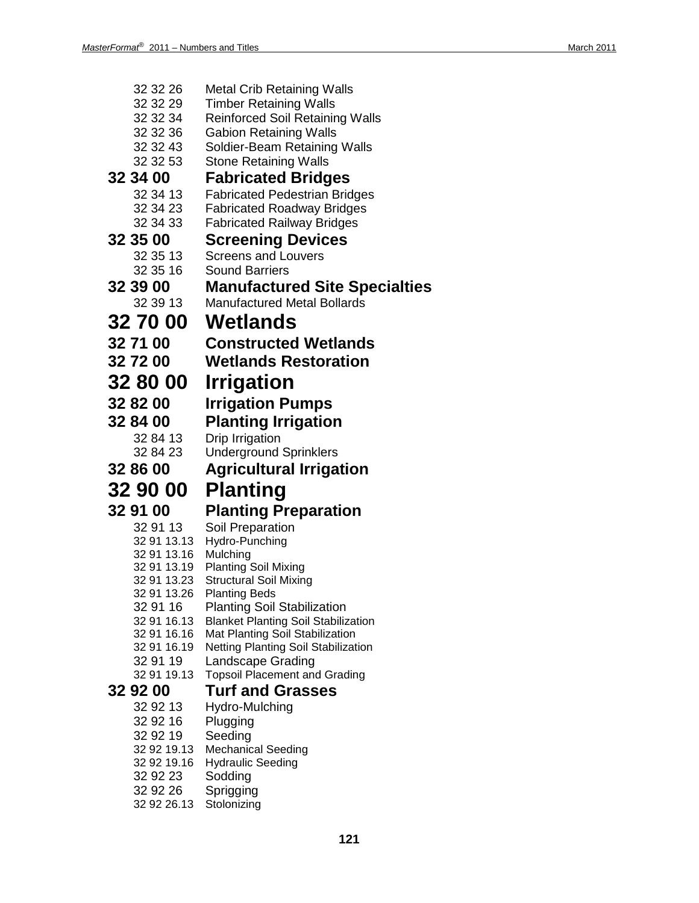32 32 26 Metal Crib Retaining Walls
32 32 29 Timber Retaining Walls
32 32 34 Reinforced Soil Retaining Walls
32 32 36 Gabion Retaining Walls
32 32 43 Soldier-Beam Retaining Walls
32 32 53 Stone Retaining Walls

### 32 34 00 Fabricated Bridges

32 34 13 Fabricated Pedestrian Bridges
32 34 23 Fabricated Roadway Bridges
32 34 33 Fabricated Railway Bridges

### 32 35 00 Screening Devices

32 35 13 Screens and Louvers
32 35 16 Sound Barriers

### 32 39 00 Manufactured Site Specialties

32 39 13 Manufactured Metal Bollards

## 32 70 00 Wetlands

### 32 71 00 Constructed Wetlands

### 32 72 00 Wetlands Restoration

## 32 80 00 Irrigation

### 32 82 00 Irrigation Pumps

### 32 84 00 Planting Irrigation

32 84 13 Drip Irrigation
32 84 23 Underground Sprinklers

### 32 86 00 Agricultural Irrigation

## 32 90 00 Planting

### 32 91 00 Planting Preparation

32 91 13 Soil Preparation
32 91 13.13 Hydro-Punching
32 91 13.16 Mulching
32 91 13.19 Planting Soil Mixing
32 91 13.23 Structural Soil Mixing
32 91 13.26 Planting Beds
32 91 16 Planting Soil Stabilization
32 91 16.13 Blanket Planting Soil Stabilization
32 91 16.16 Mat Planting Soil Stabilization
32 91 16.19 Netting Planting Soil Stabilization
32 91 19 Landscape Grading
32 91 19.13 Topsoil Placement and Grading

### 32 92 00 Turf and Grasses

32 92 13 Hydro-Mulching
32 92 16 Plugging
32 92 19 Seeding
32 92 19.13 Mechanical Seeding
32 92 19.16 Hydraulic Seeding
32 92 23 Sodding
32 92 26 Sprigging
32 92 26.13 Stolonizing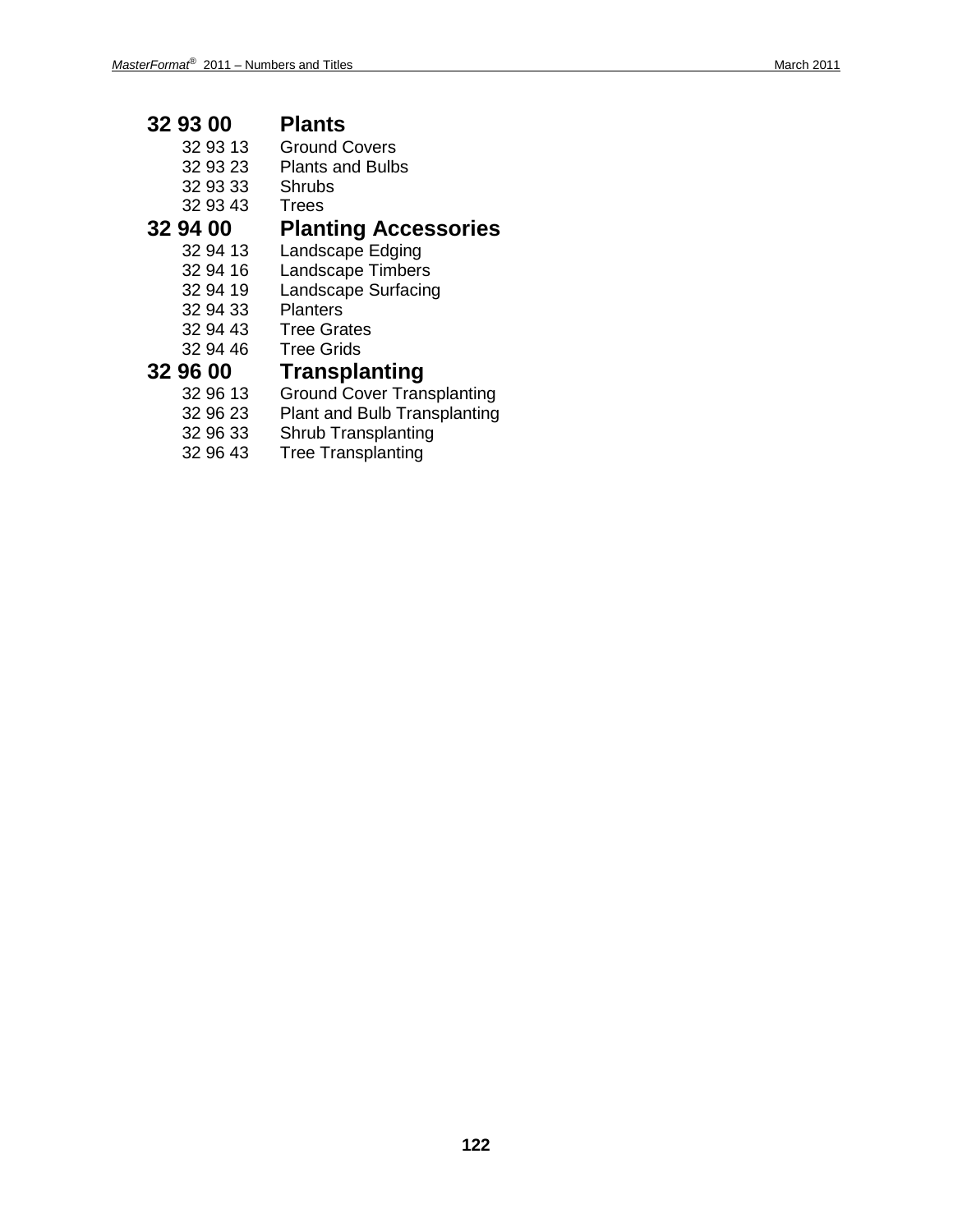## 32 93 00 Plants

- 32 93 13 Ground Covers
- 32 93 23 Plants and Bulbs
- 32 93 33 Shrubs
- 32 93 43 Trees

## 32 94 00 Planting Accessories

- 32 94 13 Landscape Edging
- 32 94 16 Landscape Timbers
- 32 94 19 Landscape Surfacing
- 32 94 33 Planters
- 32 94 43 Tree Grates
- 32 94 46 Tree Grids

## 32 96 00 Transplanting

- 32 96 13 Ground Cover Transplanting
- 32 96 23 Plant and Bulb Transplanting
- 32 96 33 Shrub Transplanting
- 32 96 43 Tree Transplanting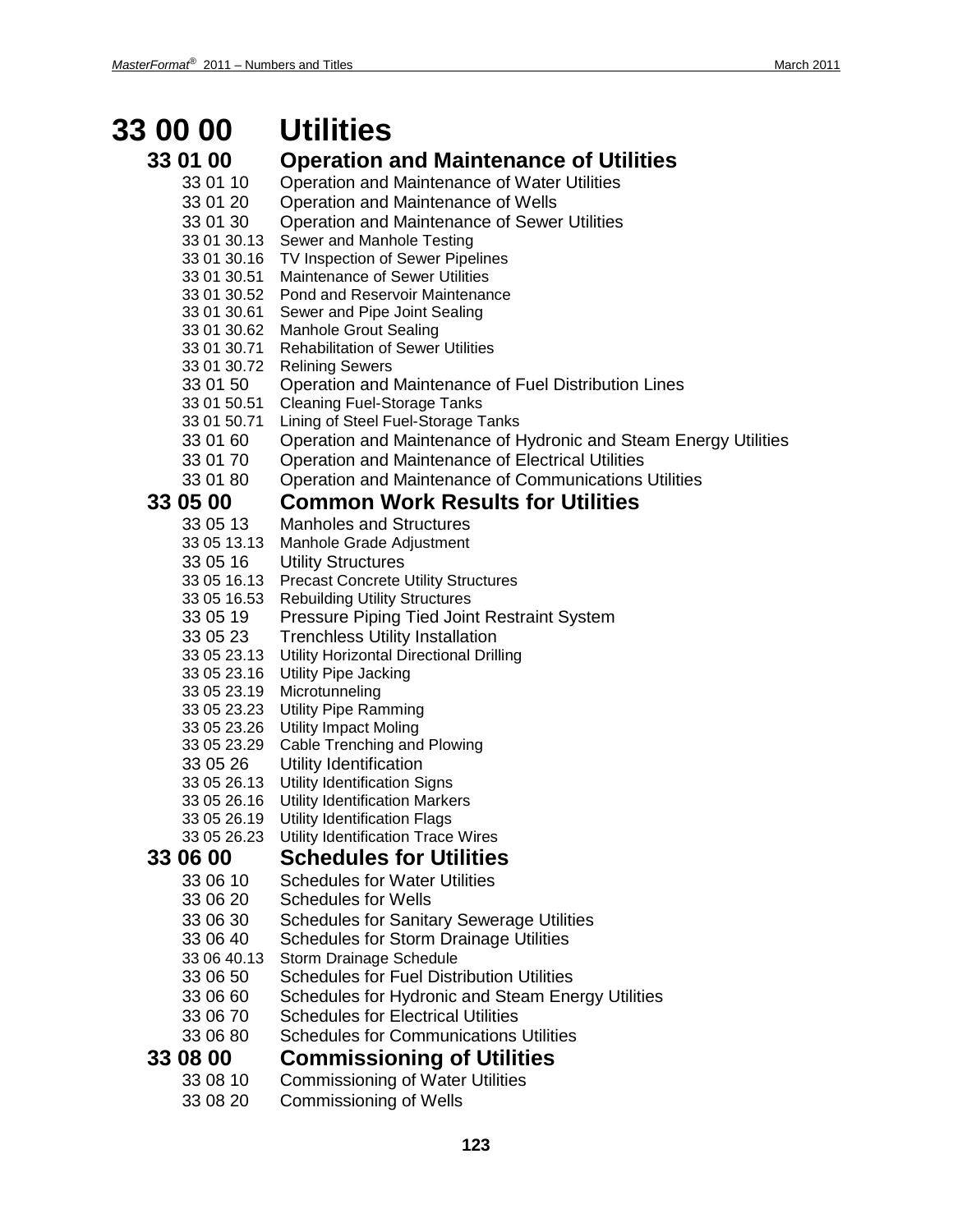# 33 00 00 Utilities

## 33 01 00 Operation and Maintenance of Utilities

33 01 10 Operation and Maintenance of Water Utilities
33 01 20 Operation and Maintenance of Wells
33 01 30 Operation and Maintenance of Sewer Utilities
33 01 30.13 Sewer and Manhole Testing
33 01 30.16 TV Inspection of Sewer Pipelines
33 01 30.51 Maintenance of Sewer Utilities
33 01 30.52 Pond and Reservoir Maintenance
33 01 30.61 Sewer and Pipe Joint Sealing
33 01 30.62 Manhole Grout Sealing
33 01 30.71 Rehabilitation of Sewer Utilities
33 01 30.72 Relining Sewers
33 01 50 Operation and Maintenance of Fuel Distribution Lines
33 01 50.51 Cleaning Fuel-Storage Tanks
33 01 50.71 Lining of Steel Fuel-Storage Tanks
33 01 60 Operation and Maintenance of Hydronic and Steam Energy Utilities
33 01 70 Operation and Maintenance of Electrical Utilities
33 01 80 Operation and Maintenance of Communications Utilities

## 33 05 00 Common Work Results for Utilities

33 05 13 Manholes and Structures
33 05 13.13 Manhole Grade Adjustment
33 05 16 Utility Structures
33 05 16.13 Precast Concrete Utility Structures
33 05 16.53 Rebuilding Utility Structures
33 05 19 Pressure Piping Tied Joint Restraint System
33 05 23 Trenchless Utility Installation
33 05 23.13 Utility Horizontal Directional Drilling
33 05 23.16 Utility Pipe Jacking
33 05 23.19 Microtunneling
33 05 23.23 Utility Pipe Ramming
33 05 23.26 Utility Impact Moling
33 05 23.29 Cable Trenching and Plowing
33 05 26 Utility Identification
33 05 26.13 Utility Identification Signs
33 05 26.16 Utility Identification Markers
33 05 26.19 Utility Identification Flags
33 05 26.23 Utility Identification Trace Wires

## 33 06 00 Schedules for Utilities

33 06 10 Schedules for Water Utilities
33 06 20 Schedules for Wells
33 06 30 Schedules for Sanitary Sewerage Utilities
33 06 40 Schedules for Storm Drainage Utilities
33 06 40.13 Storm Drainage Schedule
33 06 50 Schedules for Fuel Distribution Utilities
33 06 60 Schedules for Hydronic and Steam Energy Utilities
33 06 70 Schedules for Electrical Utilities
33 06 80 Schedules for Communications Utilities

## 33 08 00 Commissioning of Utilities

33 08 10 Commissioning of Water Utilities
33 08 20 Commissioning of Wells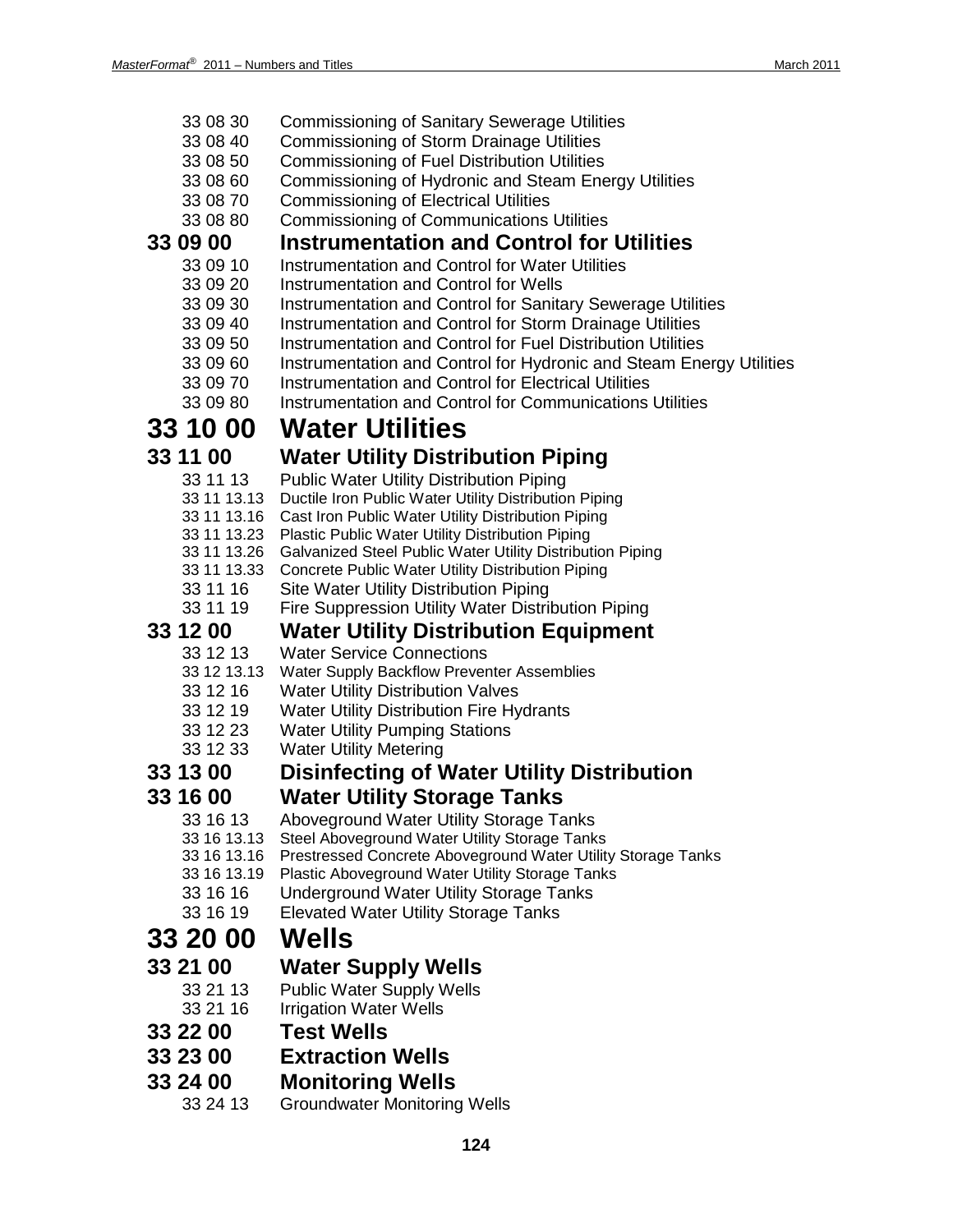- 33 08 30 Commissioning of Sanitary Sewerage Utilities
- 33 08 40 Commissioning of Storm Drainage Utilities
- 33 08 50 Commissioning of Fuel Distribution Utilities
- 33 08 60 Commissioning of Hydronic and Steam Energy Utilities
- 33 08 70 Commissioning of Electrical Utilities
- 33 08 80 Commissioning of Communications Utilities

### 33 09 00 Instrumentation and Control for Utilities

- 33 09 10 Instrumentation and Control for Water Utilities
- 33 09 20 Instrumentation and Control for Wells
- 33 09 30 Instrumentation and Control for Sanitary Sewerage Utilities
- 33 09 40 Instrumentation and Control for Storm Drainage Utilities
- 33 09 50 Instrumentation and Control for Fuel Distribution Utilities
- 33 09 60 Instrumentation and Control for Hydronic and Steam Energy Utilities
- 33 09 70 Instrumentation and Control for Electrical Utilities
- 33 09 80 Instrumentation and Control for Communications Utilities

## 33 10 00 Water Utilities

### 33 11 00 Water Utility Distribution Piping

- 33 11 13 Public Water Utility Distribution Piping
  - 33 11 13.13 Ductile Iron Public Water Utility Distribution Piping
  - 33 11 13.16 Cast Iron Public Water Utility Distribution Piping
  - 33 11 13.23 Plastic Public Water Utility Distribution Piping
  - 33 11 13.26 Galvanized Steel Public Water Utility Distribution Piping
  - 33 11 13.33 Concrete Public Water Utility Distribution Piping
- 33 11 16 Site Water Utility Distribution Piping
- 33 11 19 Fire Suppression Utility Water Distribution Piping

### 33 12 00 Water Utility Distribution Equipment

- 33 12 13 Water Service Connections
  - 33 12 13.13 Water Supply Backflow Preventer Assemblies
- 33 12 16 Water Utility Distribution Valves
- 33 12 19 Water Utility Distribution Fire Hydrants
- 33 12 23 Water Utility Pumping Stations
- 33 12 33 Water Utility Metering

### 33 13 00 Disinfecting of Water Utility Distribution

### 33 16 00 Water Utility Storage Tanks

- 33 16 13 Aboveground Water Utility Storage Tanks
  - 33 16 13.13 Steel Aboveground Water Utility Storage Tanks
  - 33 16 13.16 Prestressed Concrete Aboveground Water Utility Storage Tanks
  - 33 16 13.19 Plastic Aboveground Water Utility Storage Tanks
- 33 16 16 Underground Water Utility Storage Tanks
- 33 16 19 Elevated Water Utility Storage Tanks

## 33 20 00 Wells

### 33 21 00 Water Supply Wells

- 33 21 13 Public Water Supply Wells
- 33 21 16 Irrigation Water Wells

### 33 22 00 Test Wells

### 33 23 00 Extraction Wells

### 33 24 00 Monitoring Wells

- 33 24 13 Groundwater Monitoring Wells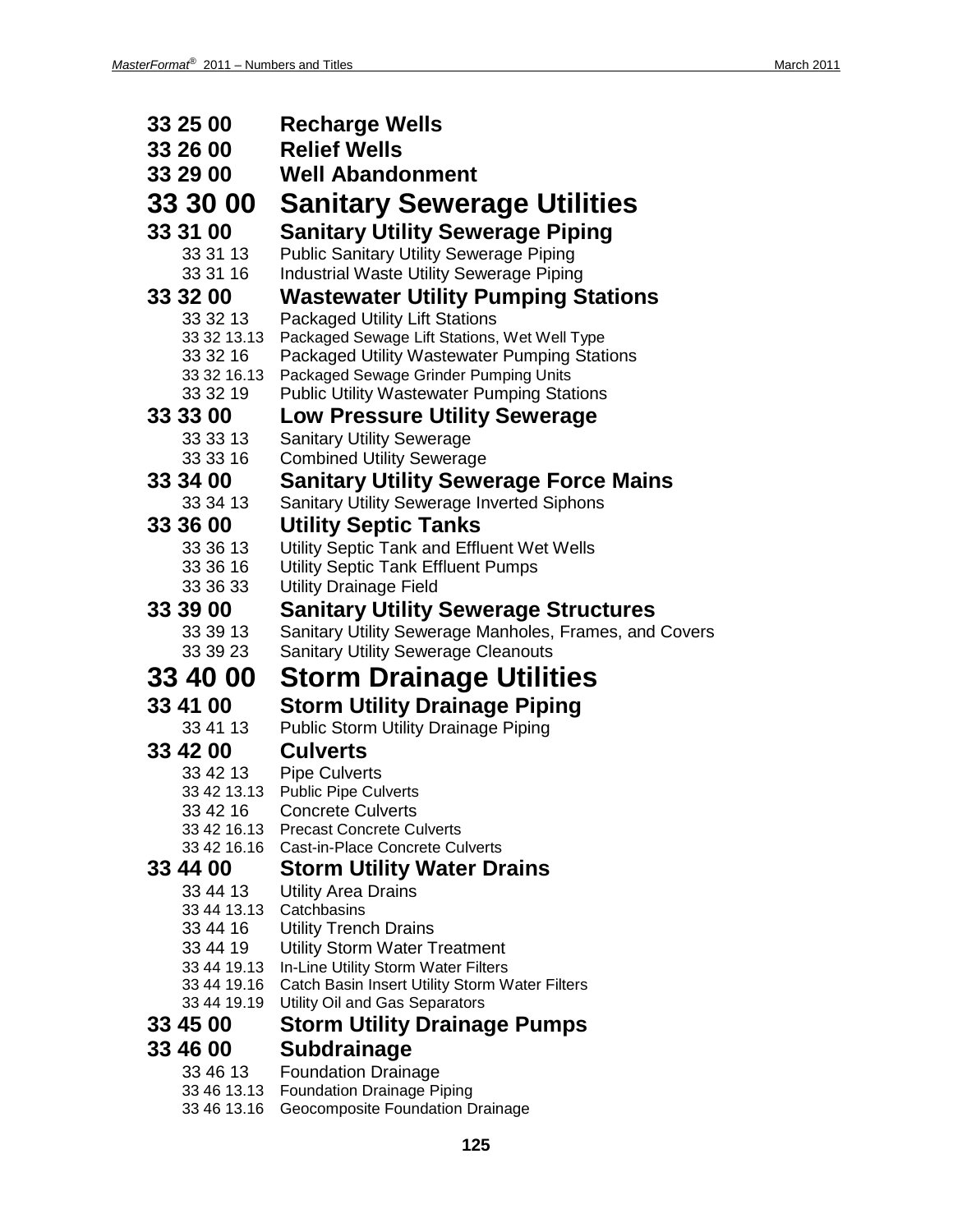**33 25 00 Recharge Wells**

**33 26 00 Relief Wells**

**33 29 00 Well Abandonment**

# 33 30 00 Sanitary Sewerage Utilities

## 33 31 00 Sanitary Utility Sewerage Piping

- 33 31 13 Public Sanitary Utility Sewerage Piping
- 33 31 16 Industrial Waste Utility Sewerage Piping

## 33 32 00 Wastewater Utility Pumping Stations

- 33 32 13 Packaged Utility Lift Stations
- 33 32 13.13 Packaged Sewage Lift Stations, Wet Well Type
- 33 32 16 Packaged Utility Wastewater Pumping Stations
- 33 32 16.13 Packaged Sewage Grinder Pumping Units
- 33 32 19 Public Utility Wastewater Pumping Stations

## 33 33 00 Low Pressure Utility Sewerage

- 33 33 13 Sanitary Utility Sewerage
- 33 33 16 Combined Utility Sewerage

## 33 34 00 Sanitary Utility Sewerage Force Mains

- 33 34 13 Sanitary Utility Sewerage Inverted Siphons

## 33 36 00 Utility Septic Tanks

- 33 36 13 Utility Septic Tank and Effluent Wet Wells
- 33 36 16 Utility Septic Tank Effluent Pumps
- 33 36 33 Utility Drainage Field

## 33 39 00 Sanitary Utility Sewerage Structures

- 33 39 13 Sanitary Utility Sewerage Manholes, Frames, and Covers
- 33 39 23 Sanitary Utility Sewerage Cleanouts

# 33 40 00 Storm Drainage Utilities

## 33 41 00 Storm Utility Drainage Piping

- 33 41 13 Public Storm Utility Drainage Piping

## 33 42 00 Culverts

- 33 42 13 Pipe Culverts
- 33 42 13.13 Public Pipe Culverts
- 33 42 16 Concrete Culverts
- 33 42 16.13 Precast Concrete Culverts
- 33 42 16.16 Cast-in-Place Concrete Culverts

## 33 44 00 Storm Utility Water Drains

- 33 44 13 Utility Area Drains
- 33 44 13.13 Catchbasins
- 33 44 16 Utility Trench Drains
- 33 44 19 Utility Storm Water Treatment
- 33 44 19.13 In-Line Utility Storm Water Filters
- 33 44 19.16 Catch Basin Insert Utility Storm Water Filters
- 33 44 19.19 Utility Oil and Gas Separators

## 33 45 00 Storm Utility Drainage Pumps

## 33 46 00 Subdrainage

- 33 46 13 Foundation Drainage
- 33 46 13.13 Foundation Drainage Piping
- 33 46 13.16 Geocomposite Foundation Drainage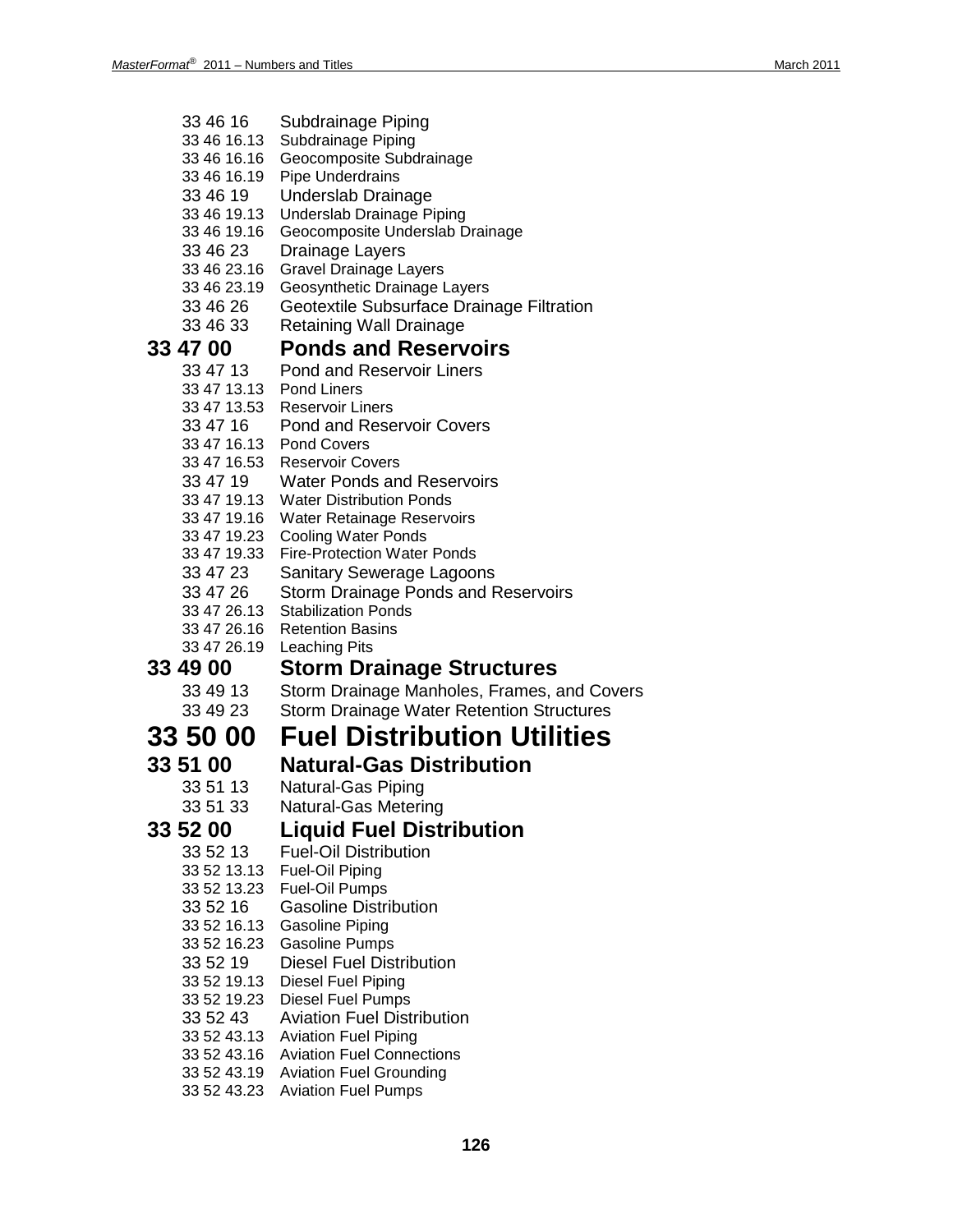33 46 16 Subdrainage Piping
33 46 16.13 Subdrainage Piping
33 46 16.16 Geocomposite Subdrainage
33 46 16.19 Pipe Underdrains
33 46 19 Underslab Drainage
33 46 19.13 Underslab Drainage Piping
33 46 19.16 Geocomposite Underslab Drainage
33 46 23 Drainage Layers
33 46 23.16 Gravel Drainage Layers
33 46 23.19 Geosynthetic Drainage Layers
33 46 26 Geotextile Subsurface Drainage Filtration
33 46 33 Retaining Wall Drainage

## 33 47 00 Ponds and Reservoirs

33 47 13 Pond and Reservoir Liners
33 47 13.13 Pond Liners
33 47 13.53 Reservoir Liners
33 47 16 Pond and Reservoir Covers
33 47 16.13 Pond Covers
33 47 16.53 Reservoir Covers
33 47 19 Water Ponds and Reservoirs
33 47 19.13 Water Distribution Ponds
33 47 19.16 Water Retainage Reservoirs
33 47 19.23 Cooling Water Ponds
33 47 19.33 Fire-Protection Water Ponds
33 47 23 Sanitary Sewerage Lagoons
33 47 26 Storm Drainage Ponds and Reservoirs
33 47 26.13 Stabilization Ponds
33 47 26.16 Retention Basins
33 47 26.19 Leaching Pits

## 33 49 00 Storm Drainage Structures

33 49 13 Storm Drainage Manholes, Frames, and Covers
33 49 23 Storm Drainage Water Retention Structures

# 33 50 00 Fuel Distribution Utilities

## 33 51 00 Natural-Gas Distribution

33 51 13 Natural-Gas Piping
33 51 33 Natural-Gas Metering

## 33 52 00 Liquid Fuel Distribution

33 52 13 Fuel-Oil Distribution
33 52 13.13 Fuel-Oil Piping
33 52 13.23 Fuel-Oil Pumps
33 52 16 Gasoline Distribution
33 52 16.13 Gasoline Piping
33 52 16.23 Gasoline Pumps
33 52 19 Diesel Fuel Distribution
33 52 19.13 Diesel Fuel Piping
33 52 19.23 Diesel Fuel Pumps
33 52 43 Aviation Fuel Distribution
33 52 43.13 Aviation Fuel Piping
33 52 43.16 Aviation Fuel Connections
33 52 43.19 Aviation Fuel Grounding
33 52 43.23 Aviation Fuel Pumps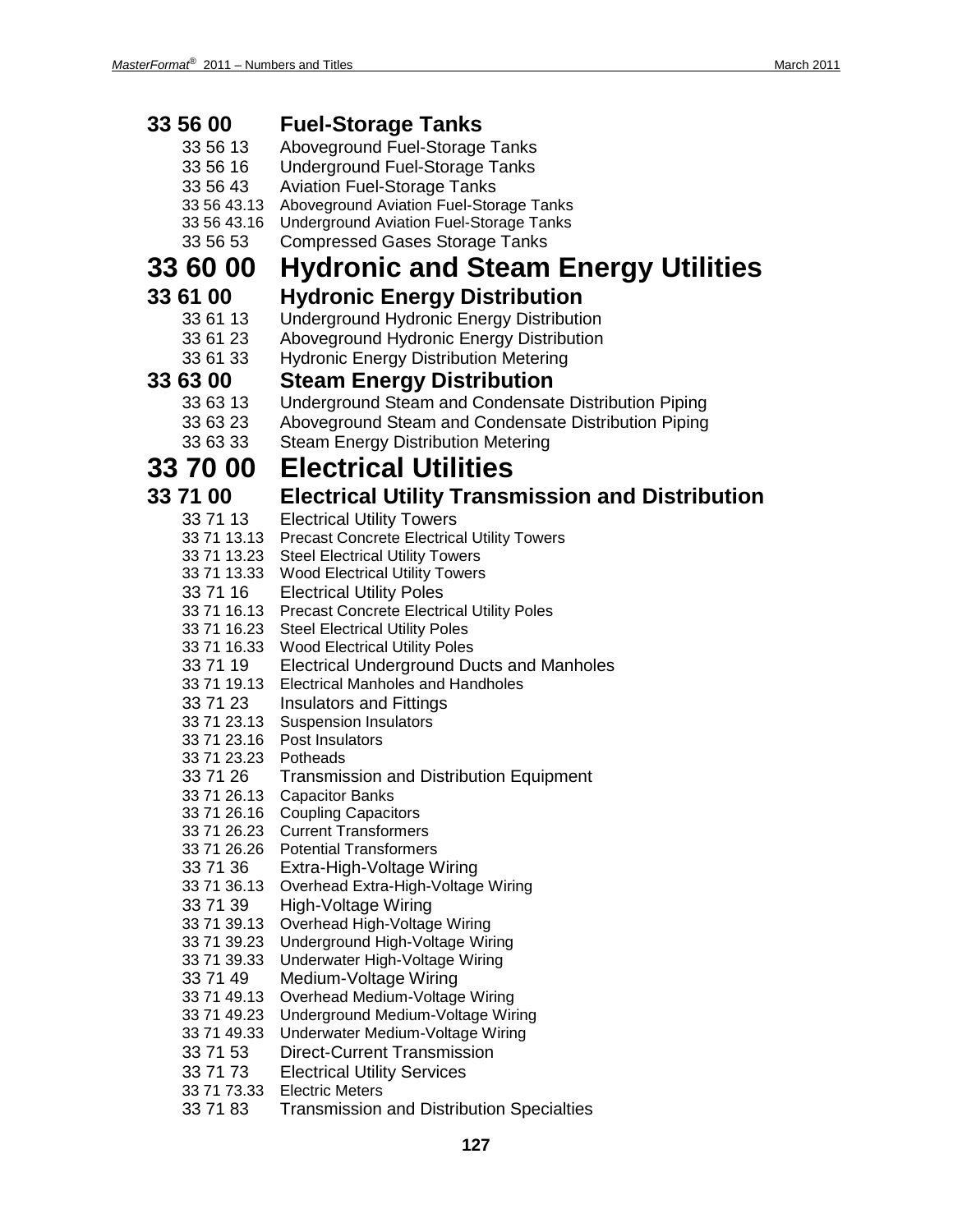### 33 56 00 Fuel-Storage Tanks

- 33 56 13 Aboveground Fuel-Storage Tanks
- 33 56 16 Underground Fuel-Storage Tanks
- 33 56 43 Aviation Fuel-Storage Tanks
- 33 56 43.13 Aboveground Aviation Fuel-Storage Tanks
- 33 56 43.16 Underground Aviation Fuel-Storage Tanks
- 33 56 53 Compressed Gases Storage Tanks

## 33 60 00 Hydronic and Steam Energy Utilities

### 33 61 00 Hydronic Energy Distribution

- 33 61 13 Underground Hydronic Energy Distribution
- 33 61 23 Aboveground Hydronic Energy Distribution
- 33 61 33 Hydronic Energy Distribution Metering

### 33 63 00 Steam Energy Distribution

- 33 63 13 Underground Steam and Condensate Distribution Piping
- 33 63 23 Aboveground Steam and Condensate Distribution Piping
- 33 63 33 Steam Energy Distribution Metering

## 33 70 00 Electrical Utilities

### 33 71 00 Electrical Utility Transmission and Distribution

- 33 71 13 Electrical Utility Towers
- 33 71 13.13 Precast Concrete Electrical Utility Towers
- 33 71 13.23 Steel Electrical Utility Towers
- 33 71 13.33 Wood Electrical Utility Towers
- 33 71 16 Electrical Utility Poles
- 33 71 16.13 Precast Concrete Electrical Utility Poles
- 33 71 16.23 Steel Electrical Utility Poles
- 33 71 16.33 Wood Electrical Utility Poles
- 33 71 19 Electrical Underground Ducts and Manholes
- 33 71 19.13 Electrical Manholes and Handholes
- 33 71 23 Insulators and Fittings
- 33 71 23.13 Suspension Insulators
- 33 71 23.16 Post Insulators
- 33 71 23.23 Potheads
- 33 71 26 Transmission and Distribution Equipment
- 33 71 26.13 Capacitor Banks
- 33 71 26.16 Coupling Capacitors
- 33 71 26.23 Current Transformers
- 33 71 26.26 Potential Transformers
- 33 71 36 Extra-High-Voltage Wiring
- 33 71 36.13 Overhead Extra-High-Voltage Wiring
- 33 71 39 High-Voltage Wiring
- 33 71 39.13 Overhead High-Voltage Wiring
- 33 71 39.23 Underground High-Voltage Wiring
- 33 71 39.33 Underwater High-Voltage Wiring
- 33 71 49 Medium-Voltage Wiring
- 33 71 49.13 Overhead Medium-Voltage Wiring
- 33 71 49.23 Underground Medium-Voltage Wiring
- 33 71 49.33 Underwater Medium-Voltage Wiring
- 33 71 53 Direct-Current Transmission
- 33 71 73 Electrical Utility Services
- 33 71 73.33 Electric Meters
- 33 71 83 Transmission and Distribution Specialties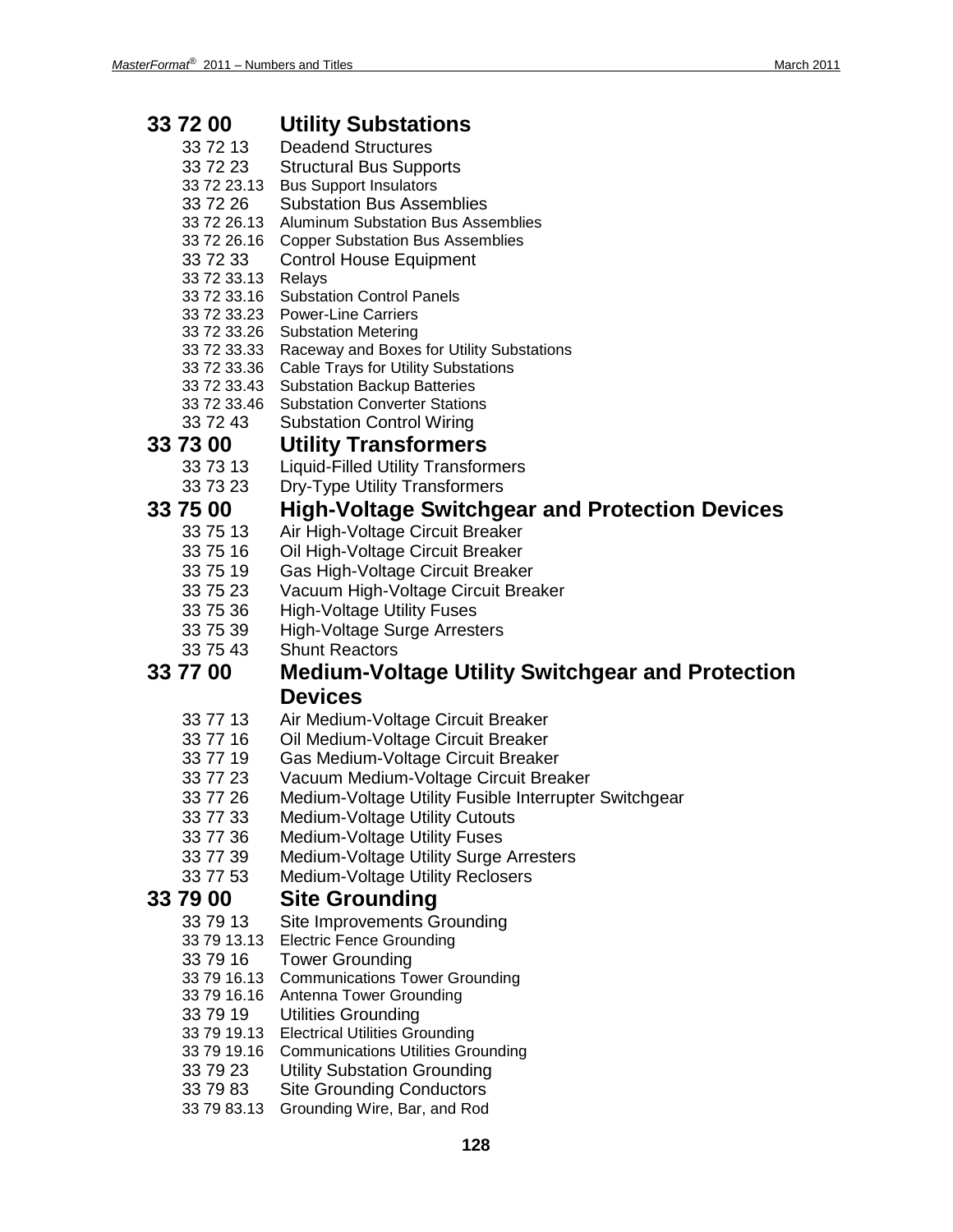## 33 72 00 Utility Substations

- 33 72 13 Deadend Structures
- 33 72 23 Structural Bus Supports
- 33 72 23.13 Bus Support Insulators
- 33 72 26 Substation Bus Assemblies
- 33 72 26.13 Aluminum Substation Bus Assemblies
- 33 72 26.16 Copper Substation Bus Assemblies
- 33 72 33 Control House Equipment
- 33 72 33.13 Relays
- 33 72 33.16 Substation Control Panels
- 33 72 33.23 Power-Line Carriers
- 33 72 33.26 Substation Metering
- 33 72 33.33 Raceway and Boxes for Utility Substations
- 33 72 33.36 Cable Trays for Utility Substations
- 33 72 33.43 Substation Backup Batteries
- 33 72 33.46 Substation Converter Stations
- 33 72 43 Substation Control Wiring

## 33 73 00 Utility Transformers

- 33 73 13 Liquid-Filled Utility Transformers
- 33 73 23 Dry-Type Utility Transformers

## 33 75 00 High-Voltage Switchgear and Protection Devices

- 33 75 13 Air High-Voltage Circuit Breaker
- 33 75 16 Oil High-Voltage Circuit Breaker
- 33 75 19 Gas High-Voltage Circuit Breaker
- 33 75 23 Vacuum High-Voltage Circuit Breaker
- 33 75 36 High-Voltage Utility Fuses
- 33 75 39 High-Voltage Surge Arresters
- 33 75 43 Shunt Reactors

## 33 77 00 Medium-Voltage Utility Switchgear and Protection Devices

- 33 77 13 Air Medium-Voltage Circuit Breaker
- 33 77 16 Oil Medium-Voltage Circuit Breaker
- 33 77 19 Gas Medium-Voltage Circuit Breaker
- 33 77 23 Vacuum Medium-Voltage Circuit Breaker
- 33 77 26 Medium-Voltage Utility Fusible Interrupter Switchgear
- 33 77 33 Medium-Voltage Utility Cutouts
- 33 77 36 Medium-Voltage Utility Fuses
- 33 77 39 Medium-Voltage Utility Surge Arresters
- 33 77 53 Medium-Voltage Utility Reclosers

## 33 79 00 Site Grounding

- 33 79 13 Site Improvements Grounding
- 33 79 13.13 Electric Fence Grounding
- 33 79 16 Tower Grounding
- 33 79 16.13 Communications Tower Grounding
- 33 79 16.16 Antenna Tower Grounding
- 33 79 19 Utilities Grounding
- 33 79 19.13 Electrical Utilities Grounding
- 33 79 19.16 Communications Utilities Grounding
- 33 79 23 Utility Substation Grounding
- 33 79 83 Site Grounding Conductors
- 33 79 83.13 Grounding Wire, Bar, and Rod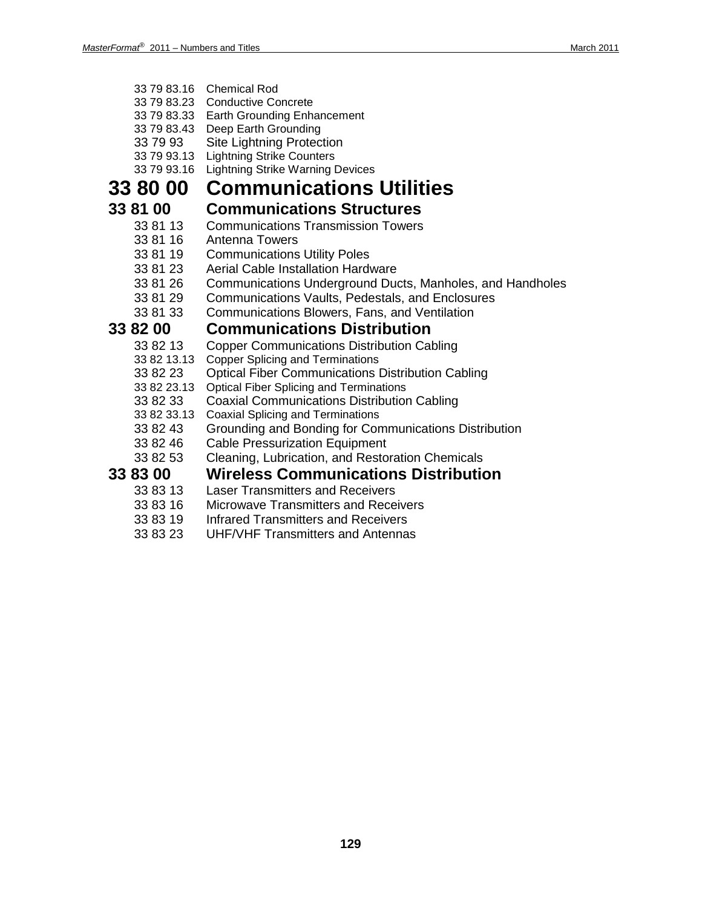33 79 83.16 Chemical Rod
33 79 83.23 Conductive Concrete
33 79 83.33 Earth Grounding Enhancement
33 79 83.43 Deep Earth Grounding
33 79 93 Site Lightning Protection
33 79 93.13 Lightning Strike Counters
33 79 93.16 Lightning Strike Warning Devices

# 33 80 00 Communications Utilities

## 33 81 00 Communications Structures

33 81 13 Communications Transmission Towers
33 81 16 Antenna Towers
33 81 19 Communications Utility Poles
33 81 23 Aerial Cable Installation Hardware
33 81 26 Communications Underground Ducts, Manholes, and Handholes
33 81 29 Communications Vaults, Pedestals, and Enclosures
33 81 33 Communications Blowers, Fans, and Ventilation

## 33 82 00 Communications Distribution

33 82 13 Copper Communications Distribution Cabling
33 82 13.13 Copper Splicing and Terminations
33 82 23 Optical Fiber Communications Distribution Cabling
33 82 23.13 Optical Fiber Splicing and Terminations
33 82 33 Coaxial Communications Distribution Cabling
33 82 33.13 Coaxial Splicing and Terminations
33 82 43 Grounding and Bonding for Communications Distribution
33 82 46 Cable Pressurization Equipment
33 82 53 Cleaning, Lubrication, and Restoration Chemicals

## 33 83 00 Wireless Communications Distribution

33 83 13 Laser Transmitters and Receivers
33 83 16 Microwave Transmitters and Receivers
33 83 19 Infrared Transmitters and Receivers
33 83 23 UHF/VHF Transmitters and Antennas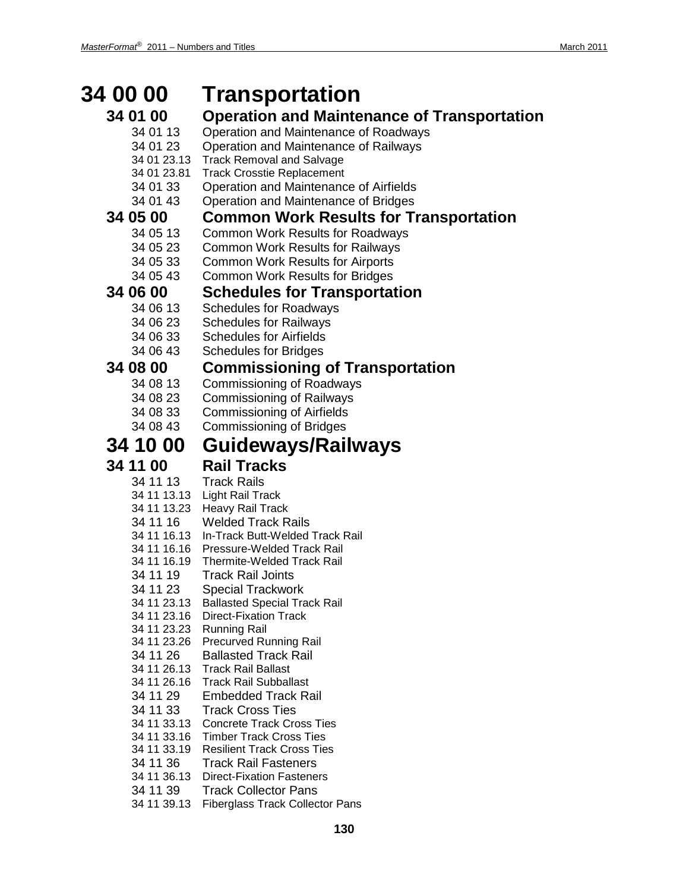# 34 00 00 Transportation

## 34 01 00 Operation and Maintenance of Transportation

- 34 01 13 Operation and Maintenance of Roadways
- 34 01 23 Operation and Maintenance of Railways
  - 34 01 23.13 Track Removal and Salvage
  - 34 01 23.81 Track Crosstie Replacement
- 34 01 33 Operation and Maintenance of Airfields
- 34 01 43 Operation and Maintenance of Bridges

## 34 05 00 Common Work Results for Transportation

- 34 05 13 Common Work Results for Roadways
- 34 05 23 Common Work Results for Railways
- 34 05 33 Common Work Results for Airports
- 34 05 43 Common Work Results for Bridges

## 34 06 00 Schedules for Transportation

- 34 06 13 Schedules for Roadways
- 34 06 23 Schedules for Railways
- 34 06 33 Schedules for Airfields
- 34 06 43 Schedules for Bridges

## 34 08 00 Commissioning of Transportation

- 34 08 13 Commissioning of Roadways
- 34 08 23 Commissioning of Railways
- 34 08 33 Commissioning of Airfields
- 34 08 43 Commissioning of Bridges

# 34 10 00 Guideways/Railways

## 34 11 00 Rail Tracks

- 34 11 13 Track Rails
  - 34 11 13.13 Light Rail Track
  - 34 11 13.23 Heavy Rail Track
- 34 11 16 Welded Track Rails
  - 34 11 16.13 In-Track Butt-Welded Track Rail
  - 34 11 16.16 Pressure-Welded Track Rail
  - 34 11 16.19 Thermite-Welded Track Rail
- 34 11 19 Track Rail Joints
- 34 11 23 Special Trackwork
  - 34 11 23.13 Ballasted Special Track Rail
  - 34 11 23.16 Direct-Fixation Track
  - 34 11 23.23 Running Rail
  - 34 11 23.26 Precurved Running Rail
- 34 11 26 Ballasted Track Rail
  - 34 11 26.13 Track Rail Ballast
  - 34 11 26.16 Track Rail Subballast
- 34 11 29 Embedded Track Rail
- 34 11 33 Track Cross Ties
  - 34 11 33.13 Concrete Track Cross Ties
  - 34 11 33.16 Timber Track Cross Ties
  - 34 11 33.19 Resilient Track Cross Ties
- 34 11 36 Track Rail Fasteners
  - 34 11 36.13 Direct-Fixation Fasteners
- 34 11 39 Track Collector Pans
  - 34 11 39.13 Fiberglass Track Collector Pans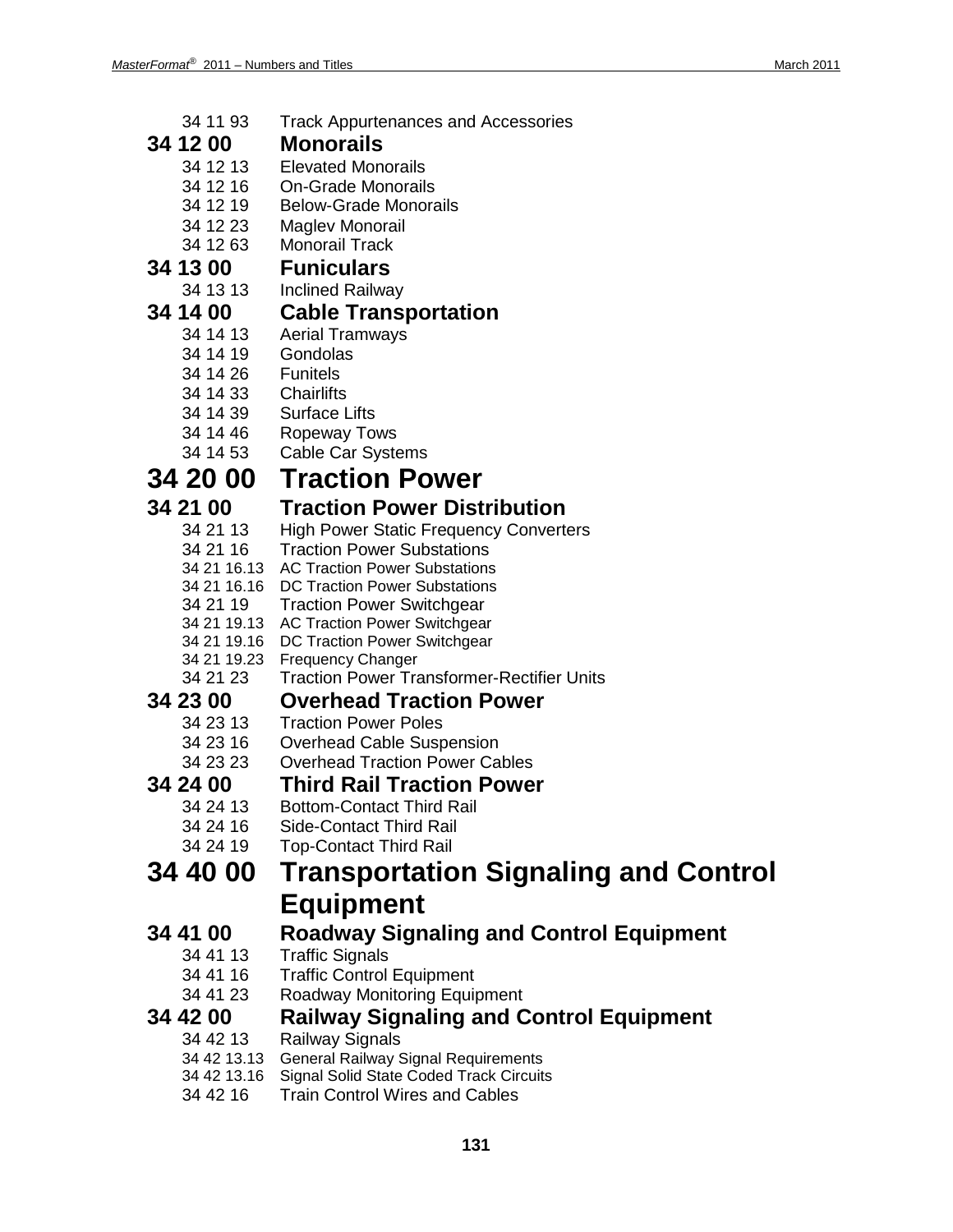34 11 93 Track Appurtenances and Accessories

### 34 12 00 Monorails

34 12 13 Elevated Monorails
34 12 16 On-Grade Monorails
34 12 19 Below-Grade Monorails
34 12 23 Maglev Monorail
34 12 63 Monorail Track

### 34 13 00 Funiculars

34 13 13 Inclined Railway

### 34 14 00 Cable Transportation

34 14 13 Aerial Tramways
34 14 19 Gondolas
34 14 26 Funitels
34 14 33 Chairlifts
34 14 39 Surface Lifts
34 14 46 Ropeway Tows
34 14 53 Cable Car Systems

## 34 20 00 Traction Power

### 34 21 00 Traction Power Distribution

34 21 13 High Power Static Frequency Converters
34 21 16 Traction Power Substations
34 21 16.13 AC Traction Power Substations
34 21 16.16 DC Traction Power Substations
34 21 19 Traction Power Switchgear
34 21 19.13 AC Traction Power Switchgear
34 21 19.16 DC Traction Power Switchgear
34 21 19.23 Frequency Changer
34 21 23 Traction Power Transformer-Rectifier Units

### 34 23 00 Overhead Traction Power

34 23 13 Traction Power Poles
34 23 16 Overhead Cable Suspension
34 23 23 Overhead Traction Power Cables

### 34 24 00 Third Rail Traction Power

34 24 13 Bottom-Contact Third Rail
34 24 16 Side-Contact Third Rail
34 24 19 Top-Contact Third Rail

## 34 40 00 Transportation Signaling and Control Equipment

### 34 41 00 Roadway Signaling and Control Equipment

34 41 13 Traffic Signals
34 41 16 Traffic Control Equipment
34 41 23 Roadway Monitoring Equipment

### 34 42 00 Railway Signaling and Control Equipment

34 42 13 Railway Signals
34 42 13.13 General Railway Signal Requirements
34 42 13.16 Signal Solid State Coded Track Circuits
34 42 16 Train Control Wires and Cables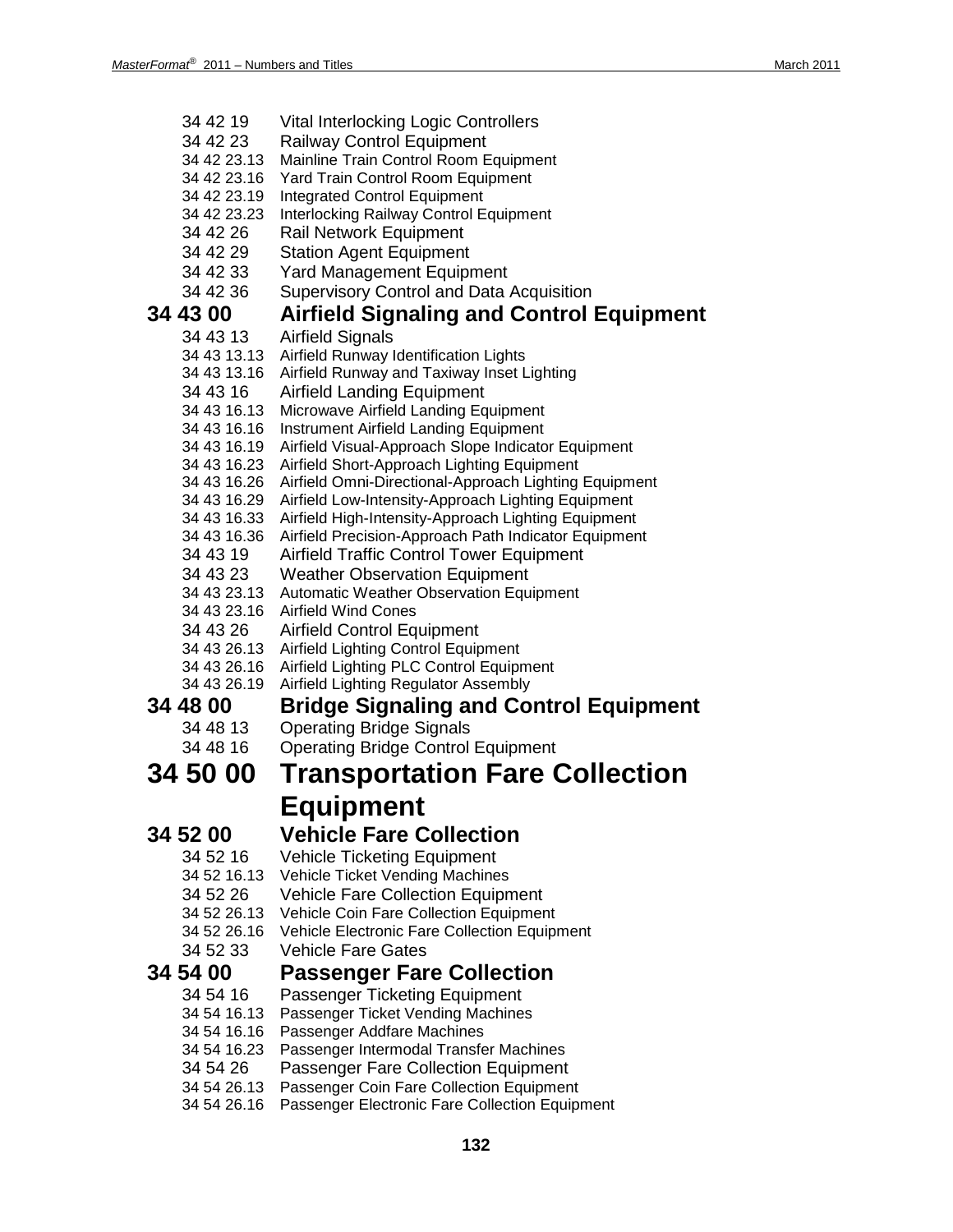34 42 19 Vital Interlocking Logic Controllers
34 42 23 Railway Control Equipment
34 42 23.13 Mainline Train Control Room Equipment
34 42 23.16 Yard Train Control Room Equipment
34 42 23.19 Integrated Control Equipment
34 42 23.23 Interlocking Railway Control Equipment
34 42 26 Rail Network Equipment
34 42 29 Station Agent Equipment
34 42 33 Yard Management Equipment
34 42 36 Supervisory Control and Data Acquisition

## 34 43 00 Airfield Signaling and Control Equipment

34 43 13 Airfield Signals
34 43 13.13 Airfield Runway Identification Lights
34 43 13.16 Airfield Runway and Taxiway Inset Lighting
34 43 16 Airfield Landing Equipment
34 43 16.13 Microwave Airfield Landing Equipment
34 43 16.16 Instrument Airfield Landing Equipment
34 43 16.19 Airfield Visual-Approach Slope Indicator Equipment
34 43 16.23 Airfield Short-Approach Lighting Equipment
34 43 16.26 Airfield Omni-Directional-Approach Lighting Equipment
34 43 16.29 Airfield Low-Intensity-Approach Lighting Equipment
34 43 16.33 Airfield High-Intensity-Approach Lighting Equipment
34 43 16.36 Airfield Precision-Approach Path Indicator Equipment
34 43 19 Airfield Traffic Control Tower Equipment
34 43 23 Weather Observation Equipment
34 43 23.13 Automatic Weather Observation Equipment
34 43 23.16 Airfield Wind Cones
34 43 26 Airfield Control Equipment
34 43 26.13 Airfield Lighting Control Equipment
34 43 26.16 Airfield Lighting PLC Control Equipment
34 43 26.19 Airfield Lighting Regulator Assembly

## 34 48 00 Bridge Signaling and Control Equipment

34 48 13 Operating Bridge Signals
34 48 16 Operating Bridge Control Equipment

# 34 50 00 Transportation Fare Collection Equipment

## 34 52 00 Vehicle Fare Collection

34 52 16 Vehicle Ticketing Equipment
34 52 16.13 Vehicle Ticket Vending Machines
34 52 26 Vehicle Fare Collection Equipment
34 52 26.13 Vehicle Coin Fare Collection Equipment
34 52 26.16 Vehicle Electronic Fare Collection Equipment
34 52 33 Vehicle Fare Gates

## 34 54 00 Passenger Fare Collection

34 54 16 Passenger Ticketing Equipment
34 54 16.13 Passenger Ticket Vending Machines
34 54 16.16 Passenger Addfare Machines
34 54 16.23 Passenger Intermodal Transfer Machines
34 54 26 Passenger Fare Collection Equipment
34 54 26.13 Passenger Coin Fare Collection Equipment
34 54 26.16 Passenger Electronic Fare Collection Equipment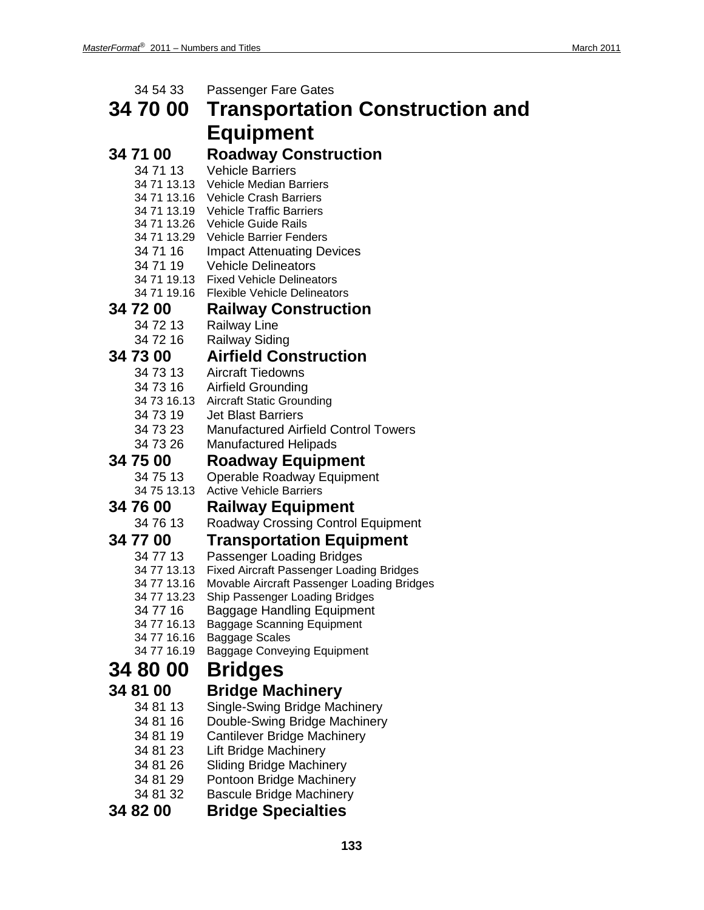34 54 33 Passenger Fare Gates

# 34 70 00 Transportation Construction and Equipment

## 34 71 00 Roadway Construction

34 71 13 Vehicle Barriers
34 71 13.13 Vehicle Median Barriers
34 71 13.16 Vehicle Crash Barriers
34 71 13.19 Vehicle Traffic Barriers
34 71 13.26 Vehicle Guide Rails
34 71 13.29 Vehicle Barrier Fenders
34 71 16 Impact Attenuating Devices
34 71 19 Vehicle Delineators
34 71 19.13 Fixed Vehicle Delineators
34 71 19.16 Flexible Vehicle Delineators

## 34 72 00 Railway Construction

34 72 13 Railway Line
34 72 16 Railway Siding

## 34 73 00 Airfield Construction

34 73 13 Aircraft Tiedowns
34 73 16 Airfield Grounding
34 73 16.13 Aircraft Static Grounding
34 73 19 Jet Blast Barriers
34 73 23 Manufactured Airfield Control Towers
34 73 26 Manufactured Helipads

## 34 75 00 Roadway Equipment

34 75 13 Operable Roadway Equipment
34 75 13.13 Active Vehicle Barriers

## 34 76 00 Railway Equipment

34 76 13 Roadway Crossing Control Equipment

## 34 77 00 Transportation Equipment

34 77 13 Passenger Loading Bridges
34 77 13.13 Fixed Aircraft Passenger Loading Bridges
34 77 13.16 Movable Aircraft Passenger Loading Bridges
34 77 13.23 Ship Passenger Loading Bridges
34 77 16 Baggage Handling Equipment
34 77 16.13 Baggage Scanning Equipment
34 77 16.16 Baggage Scales
34 77 16.19 Baggage Conveying Equipment

# 34 80 00 Bridges

## 34 81 00 Bridge Machinery

34 81 13 Single-Swing Bridge Machinery
34 81 16 Double-Swing Bridge Machinery
34 81 19 Cantilever Bridge Machinery
34 81 23 Lift Bridge Machinery
34 81 26 Sliding Bridge Machinery
34 81 29 Pontoon Bridge Machinery
34 81 32 Bascule Bridge Machinery

## 34 82 00 Bridge Specialties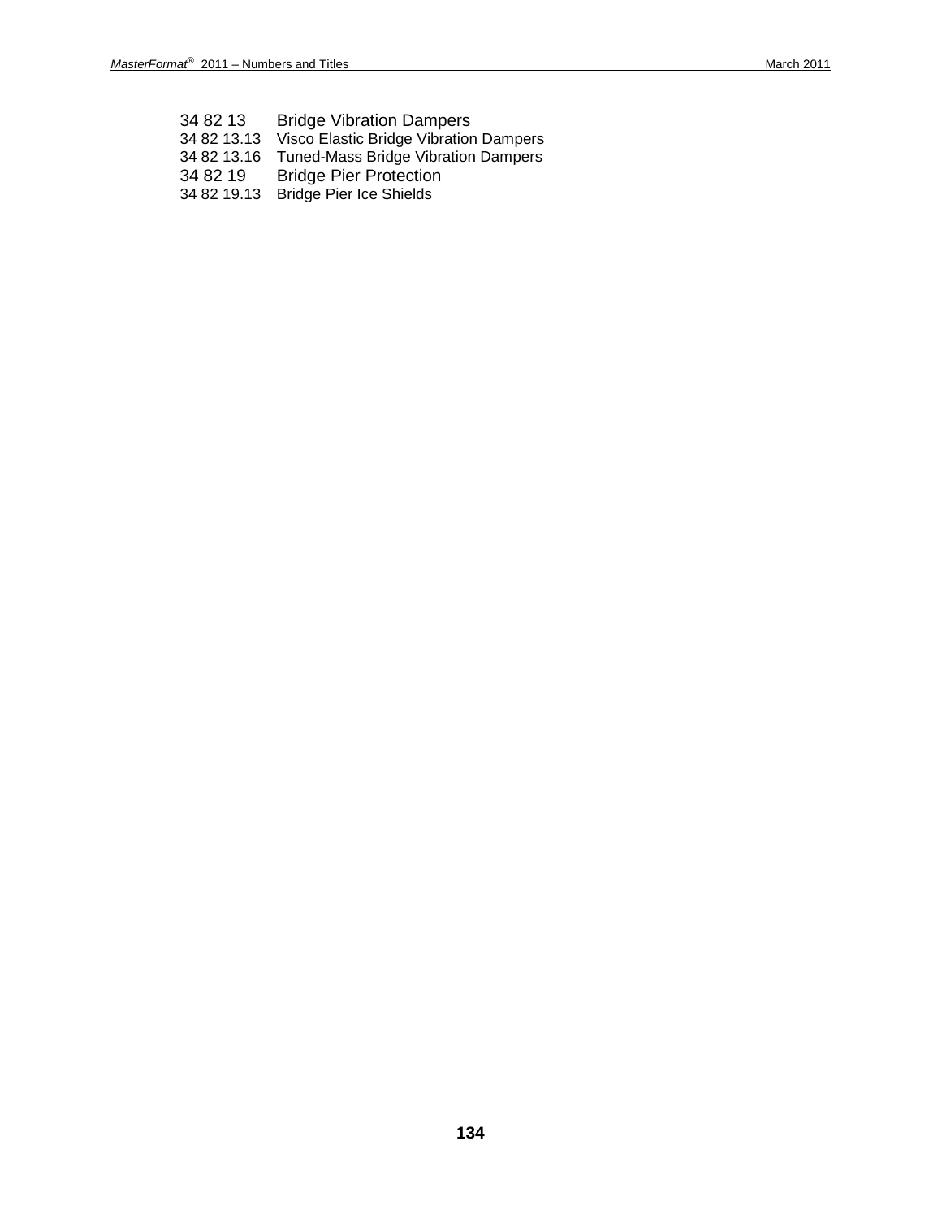34 82 13 Bridge Vibration Dampers
34 82 13.13 Visco Elastic Bridge Vibration Dampers
34 82 13.16 Tuned-Mass Bridge Vibration Dampers
34 82 19 Bridge Pier Protection
34 82 19.13 Bridge Pier Ice Shields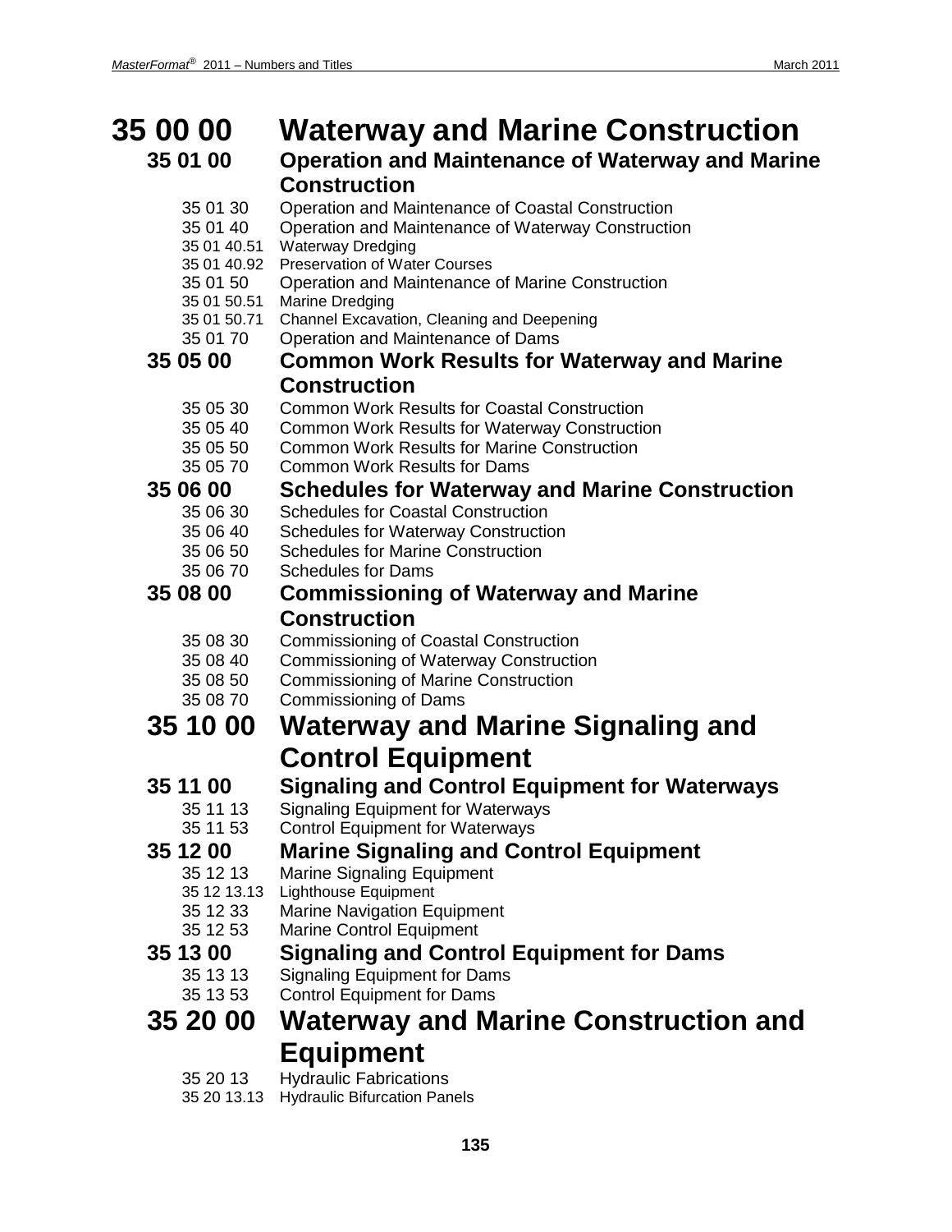# 35 00 00 Waterway and Marine Construction

## 35 01 00 Operation and Maintenance of Waterway and Marine Construction

- 35 01 30 Operation and Maintenance of Coastal Construction
- 35 01 40 Operation and Maintenance of Waterway Construction
- 35 01 40.51 Waterway Dredging
- 35 01 40.92 Preservation of Water Courses
- 35 01 50 Operation and Maintenance of Marine Construction
- 35 01 50.51 Marine Dredging
- 35 01 50.71 Channel Excavation, Cleaning and Deepening
- 35 01 70 Operation and Maintenance of Dams

## 35 05 00 Common Work Results for Waterway and Marine Construction

- 35 05 30 Common Work Results for Coastal Construction
- 35 05 40 Common Work Results for Waterway Construction
- 35 05 50 Common Work Results for Marine Construction
- 35 05 70 Common Work Results for Dams

## 35 06 00 Schedules for Waterway and Marine Construction

- 35 06 30 Schedules for Coastal Construction
- 35 06 40 Schedules for Waterway Construction
- 35 06 50 Schedules for Marine Construction
- 35 06 70 Schedules for Dams

## 35 08 00 Commissioning of Waterway and Marine Construction

- 35 08 30 Commissioning of Coastal Construction
- 35 08 40 Commissioning of Waterway Construction
- 35 08 50 Commissioning of Marine Construction
- 35 08 70 Commissioning of Dams

# 35 10 00 Waterway and Marine Signaling and Control Equipment

## 35 11 00 Signaling and Control Equipment for Waterways

- 35 11 13 Signaling Equipment for Waterways
- 35 11 53 Control Equipment for Waterways

## 35 12 00 Marine Signaling and Control Equipment

- 35 12 13 Marine Signaling Equipment
- 35 12 13.13 Lighthouse Equipment
- 35 12 33 Marine Navigation Equipment
- 35 12 53 Marine Control Equipment

## 35 13 00 Signaling and Control Equipment for Dams

- 35 13 13 Signaling Equipment for Dams
- 35 13 53 Control Equipment for Dams

# 35 20 00 Waterway and Marine Construction and Equipment

- 35 20 13 Hydraulic Fabrications
- 35 20 13.13 Hydraulic Bifurcation Panels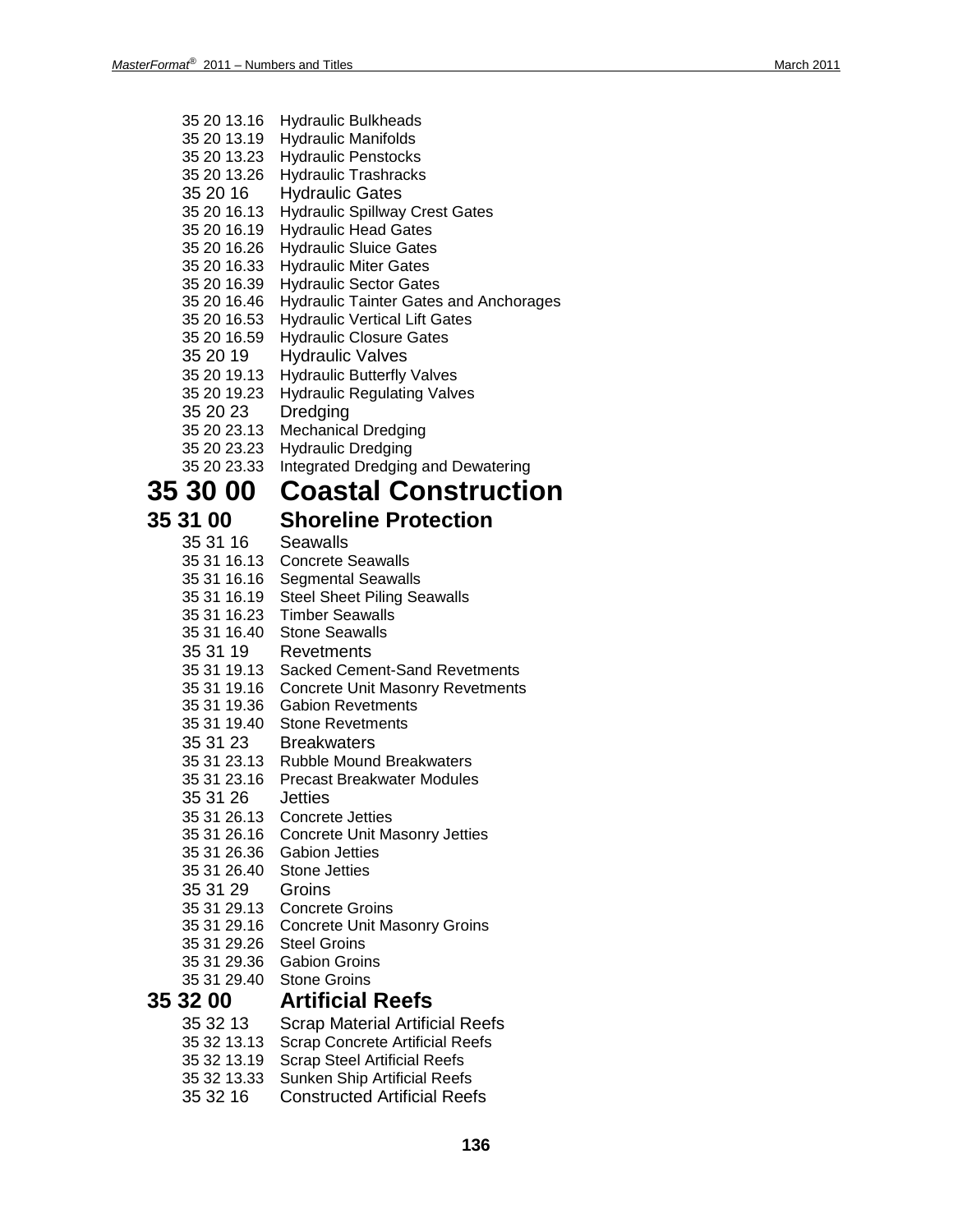35 20 13.16 Hydraulic Bulkheads
35 20 13.19 Hydraulic Manifolds
35 20 13.23 Hydraulic Penstocks
35 20 13.26 Hydraulic Trashracks
35 20 16 Hydraulic Gates
35 20 16.13 Hydraulic Spillway Crest Gates
35 20 16.19 Hydraulic Head Gates
35 20 16.26 Hydraulic Sluice Gates
35 20 16.33 Hydraulic Miter Gates
35 20 16.39 Hydraulic Sector Gates
35 20 16.46 Hydraulic Tainter Gates and Anchorages
35 20 16.53 Hydraulic Vertical Lift Gates
35 20 16.59 Hydraulic Closure Gates
35 20 19 Hydraulic Valves
35 20 19.13 Hydraulic Butterfly Valves
35 20 19.23 Hydraulic Regulating Valves
35 20 23 Dredging
35 20 23.13 Mechanical Dredging
35 20 23.23 Hydraulic Dredging
35 20 23.33 Integrated Dredging and Dewatering

# 35 30 00 Coastal Construction

## 35 31 00 Shoreline Protection

35 31 16 Seawalls
35 31 16.13 Concrete Seawalls
35 31 16.16 Segmental Seawalls
35 31 16.19 Steel Sheet Piling Seawalls
35 31 16.23 Timber Seawalls
35 31 16.40 Stone Seawalls
35 31 19 Revetments
35 31 19.13 Sacked Cement-Sand Revetments
35 31 19.16 Concrete Unit Masonry Revetments
35 31 19.36 Gabion Revetments
35 31 19.40 Stone Revetments
35 31 23 Breakwaters
35 31 23.13 Rubble Mound Breakwaters
35 31 23.16 Precast Breakwater Modules
35 31 26 Jetties
35 31 26.13 Concrete Jetties
35 31 26.16 Concrete Unit Masonry Jetties
35 31 26.36 Gabion Jetties
35 31 26.40 Stone Jetties
35 31 29 Groins
35 31 29.13 Concrete Groins
35 31 29.16 Concrete Unit Masonry Groins
35 31 29.26 Steel Groins
35 31 29.36 Gabion Groins
35 31 29.40 Stone Groins

## 35 32 00 Artificial Reefs

35 32 13 Scrap Material Artificial Reefs
35 32 13.13 Scrap Concrete Artificial Reefs
35 32 13.19 Scrap Steel Artificial Reefs
35 32 13.33 Sunken Ship Artificial Reefs
35 32 16 Constructed Artificial Reefs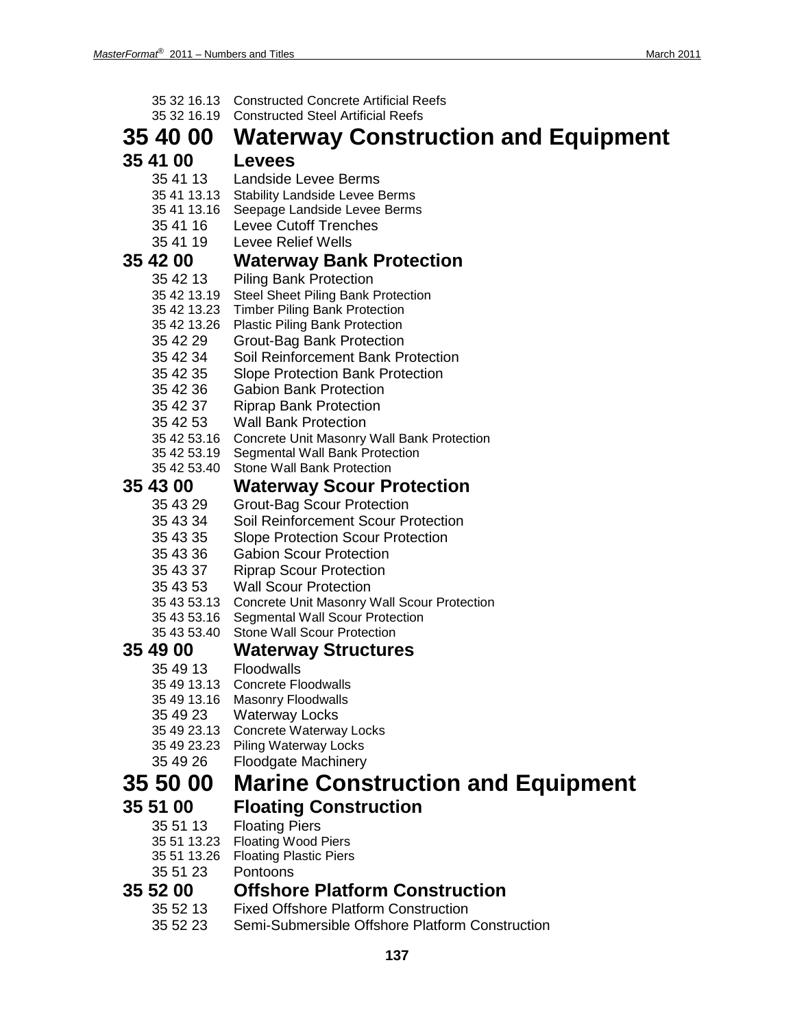35 32 16.13 Constructed Concrete Artificial Reefs
35 32 16.19 Constructed Steel Artificial Reefs

# 35 40 00 Waterway Construction and Equipment

## 35 41 00 Levees

35 41 13 Landside Levee Berms
35 41 13.13 Stability Landside Levee Berms
35 41 13.16 Seepage Landside Levee Berms
35 41 16 Levee Cutoff Trenches
35 41 19 Levee Relief Wells

## 35 42 00 Waterway Bank Protection

35 42 13 Piling Bank Protection
35 42 13.19 Steel Sheet Piling Bank Protection
35 42 13.23 Timber Piling Bank Protection
35 42 13.26 Plastic Piling Bank Protection
35 42 29 Grout-Bag Bank Protection
35 42 34 Soil Reinforcement Bank Protection
35 42 35 Slope Protection Bank Protection
35 42 36 Gabion Bank Protection
35 42 37 Riprap Bank Protection
35 42 53 Wall Bank Protection
35 42 53.16 Concrete Unit Masonry Wall Bank Protection
35 42 53.19 Segmental Wall Bank Protection
35 42 53.40 Stone Wall Bank Protection

## 35 43 00 Waterway Scour Protection

35 43 29 Grout-Bag Scour Protection
35 43 34 Soil Reinforcement Scour Protection
35 43 35 Slope Protection Scour Protection
35 43 36 Gabion Scour Protection
35 43 37 Riprap Scour Protection
35 43 53 Wall Scour Protection
35 43 53.13 Concrete Unit Masonry Wall Scour Protection
35 43 53.16 Segmental Wall Scour Protection
35 43 53.40 Stone Wall Scour Protection

## 35 49 00 Waterway Structures

35 49 13 Floodwalls
35 49 13.13 Concrete Floodwalls
35 49 13.16 Masonry Floodwalls
35 49 23 Waterway Locks
35 49 23.13 Concrete Waterway Locks
35 49 23.23 Piling Waterway Locks
35 49 26 Floodgate Machinery

# 35 50 00 Marine Construction and Equipment

## 35 51 00 Floating Construction

35 51 13 Floating Piers
35 51 13.23 Floating Wood Piers
35 51 13.26 Floating Plastic Piers
35 51 23 Pontoons

## 35 52 00 Offshore Platform Construction

35 52 13 Fixed Offshore Platform Construction
35 52 23 Semi-Submersible Offshore Platform Construction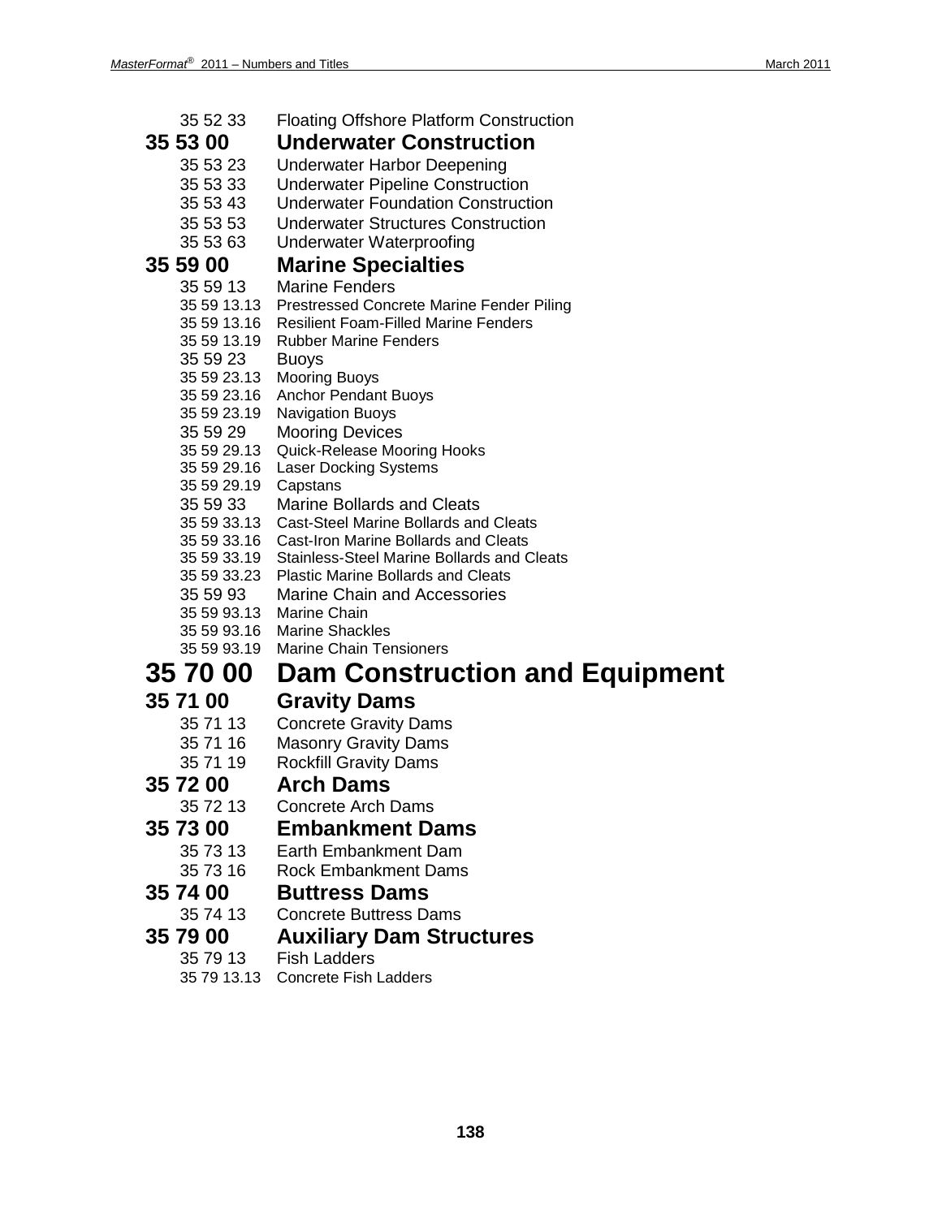35 52 33 Floating Offshore Platform Construction

## 35 53 00 Underwater Construction

35 53 23 Underwater Harbor Deepening
35 53 33 Underwater Pipeline Construction
35 53 43 Underwater Foundation Construction
35 53 53 Underwater Structures Construction
35 53 63 Underwater Waterproofing

## 35 59 00 Marine Specialties

35 59 13 Marine Fenders
35 59 13.13 Prestressed Concrete Marine Fender Piling
35 59 13.16 Resilient Foam-Filled Marine Fenders
35 59 13.19 Rubber Marine Fenders
35 59 23 Buoys
35 59 23.13 Mooring Buoys
35 59 23.16 Anchor Pendant Buoys
35 59 23.19 Navigation Buoys
35 59 29 Mooring Devices
35 59 29.13 Quick-Release Mooring Hooks
35 59 29.16 Laser Docking Systems
35 59 29.19 Capstans
35 59 33 Marine Bollards and Cleats
35 59 33.13 Cast-Steel Marine Bollards and Cleats
35 59 33.16 Cast-Iron Marine Bollards and Cleats
35 59 33.19 Stainless-Steel Marine Bollards and Cleats
35 59 33.23 Plastic Marine Bollards and Cleats
35 59 93 Marine Chain and Accessories
35 59 93.13 Marine Chain
35 59 93.16 Marine Shackles
35 59 93.19 Marine Chain Tensioners

# 35 70 00 Dam Construction and Equipment

## 35 71 00 Gravity Dams

35 71 13 Concrete Gravity Dams
35 71 16 Masonry Gravity Dams
35 71 19 Rockfill Gravity Dams

## 35 72 00 Arch Dams

35 72 13 Concrete Arch Dams

## 35 73 00 Embankment Dams

35 73 13 Earth Embankment Dam
35 73 16 Rock Embankment Dams

## 35 74 00 Buttress Dams

35 74 13 Concrete Buttress Dams

## 35 79 00 Auxiliary Dam Structures

35 79 13 Fish Ladders
35 79 13.13 Concrete Fish Ladders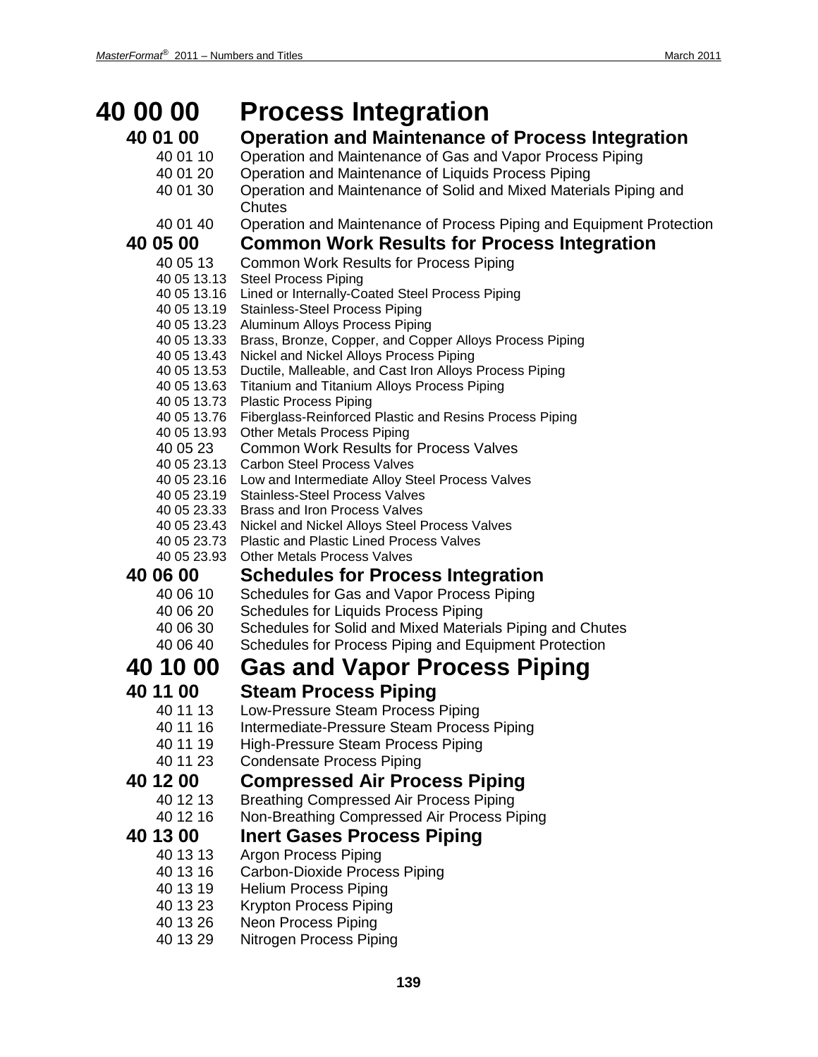# 40 00 00 Process Integration

## 40 01 00 Operation and Maintenance of Process Integration

- 40 01 10 Operation and Maintenance of Gas and Vapor Process Piping
- 40 01 20 Operation and Maintenance of Liquids Process Piping
- 40 01 30 Operation and Maintenance of Solid and Mixed Materials Piping and Chutes
- 40 01 40 Operation and Maintenance of Process Piping and Equipment Protection

## 40 05 00 Common Work Results for Process Integration

- 40 05 13 Common Work Results for Process Piping
  - 40 05 13.13 Steel Process Piping
  - 40 05 13.16 Lined or Internally-Coated Steel Process Piping
  - 40 05 13.19 Stainless-Steel Process Piping
  - 40 05 13.23 Aluminum Alloys Process Piping
  - 40 05 13.33 Brass, Bronze, Copper, and Copper Alloys Process Piping
  - 40 05 13.43 Nickel and Nickel Alloys Process Piping
  - 40 05 13.53 Ductile, Malleable, and Cast Iron Alloys Process Piping
  - 40 05 13.63 Titanium and Titanium Alloys Process Piping
  - 40 05 13.73 Plastic Process Piping
  - 40 05 13.76 Fiberglass-Reinforced Plastic and Resins Process Piping
  - 40 05 13.93 Other Metals Process Piping
- 40 05 23 Common Work Results for Process Valves
  - 40 05 23.13 Carbon Steel Process Valves
  - 40 05 23.16 Low and Intermediate Alloy Steel Process Valves
  - 40 05 23.19 Stainless-Steel Process Valves
  - 40 05 23.33 Brass and Iron Process Valves
  - 40 05 23.43 Nickel and Nickel Alloys Steel Process Valves
  - 40 05 23.73 Plastic and Plastic Lined Process Valves
  - 40 05 23.93 Other Metals Process Valves

## 40 06 00 Schedules for Process Integration

- 40 06 10 Schedules for Gas and Vapor Process Piping
- 40 06 20 Schedules for Liquids Process Piping
- 40 06 30 Schedules for Solid and Mixed Materials Piping and Chutes
- 40 06 40 Schedules for Process Piping and Equipment Protection

# 40 10 00 Gas and Vapor Process Piping

## 40 11 00 Steam Process Piping

- 40 11 13 Low-Pressure Steam Process Piping
- 40 11 16 Intermediate-Pressure Steam Process Piping
- 40 11 19 High-Pressure Steam Process Piping
- 40 11 23 Condensate Process Piping

## 40 12 00 Compressed Air Process Piping

- 40 12 13 Breathing Compressed Air Process Piping
- 40 12 16 Non-Breathing Compressed Air Process Piping

## 40 13 00 Inert Gases Process Piping

- 40 13 13 Argon Process Piping
- 40 13 16 Carbon-Dioxide Process Piping
- 40 13 19 Helium Process Piping
- 40 13 23 Krypton Process Piping
- 40 13 26 Neon Process Piping
- 40 13 29 Nitrogen Process Piping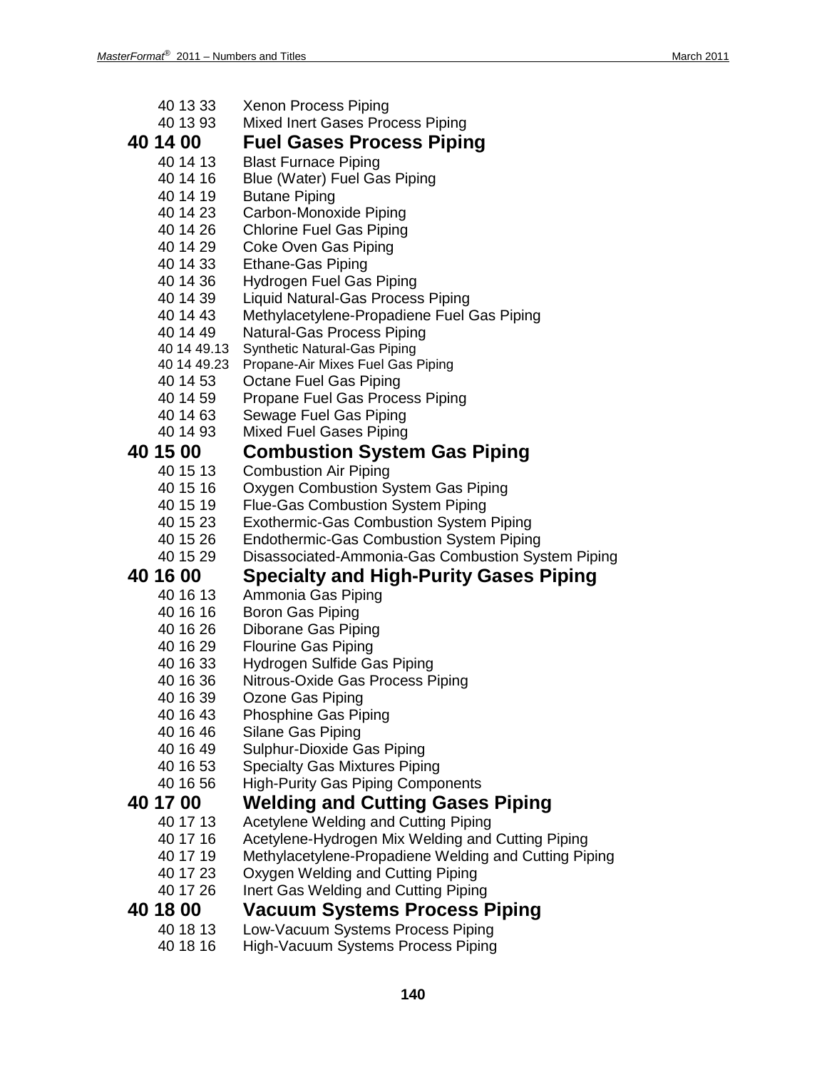40 13 33 Xenon Process Piping
40 13 93 Mixed Inert Gases Process Piping

## 40 14 00 Fuel Gases Process Piping

40 14 13 Blast Furnace Piping
40 14 16 Blue (Water) Fuel Gas Piping
40 14 19 Butane Piping
40 14 23 Carbon-Monoxide Piping
40 14 26 Chlorine Fuel Gas Piping
40 14 29 Coke Oven Gas Piping
40 14 33 Ethane-Gas Piping
40 14 36 Hydrogen Fuel Gas Piping
40 14 39 Liquid Natural-Gas Process Piping
40 14 43 Methylacetylene-Propadiene Fuel Gas Piping
40 14 49 Natural-Gas Process Piping
40 14 49.13 Synthetic Natural-Gas Piping
40 14 49.23 Propane-Air Mixes Fuel Gas Piping
40 14 53 Octane Fuel Gas Piping
40 14 59 Propane Fuel Gas Process Piping
40 14 63 Sewage Fuel Gas Piping
40 14 93 Mixed Fuel Gases Piping

## 40 15 00 Combustion System Gas Piping

40 15 13 Combustion Air Piping
40 15 16 Oxygen Combustion System Gas Piping
40 15 19 Flue-Gas Combustion System Piping
40 15 23 Exothermic-Gas Combustion System Piping
40 15 26 Endothermic-Gas Combustion System Piping
40 15 29 Disassociated-Ammonia-Gas Combustion System Piping

## 40 16 00 Specialty and High-Purity Gases Piping

40 16 13 Ammonia Gas Piping
40 16 16 Boron Gas Piping
40 16 26 Diborane Gas Piping
40 16 29 Flourine Gas Piping
40 16 33 Hydrogen Sulfide Gas Piping
40 16 36 Nitrous-Oxide Gas Process Piping
40 16 39 Ozone Gas Piping
40 16 43 Phosphine Gas Piping
40 16 46 Silane Gas Piping
40 16 49 Sulphur-Dioxide Gas Piping
40 16 53 Specialty Gas Mixtures Piping
40 16 56 High-Purity Gas Piping Components

## 40 17 00 Welding and Cutting Gases Piping

40 17 13 Acetylene Welding and Cutting Piping
40 17 16 Acetylene-Hydrogen Mix Welding and Cutting Piping
40 17 19 Methylacetylene-Propadiene Welding and Cutting Piping
40 17 23 Oxygen Welding and Cutting Piping
40 17 26 Inert Gas Welding and Cutting Piping

## 40 18 00 Vacuum Systems Process Piping

40 18 13 Low-Vacuum Systems Process Piping
40 18 16 High-Vacuum Systems Process Piping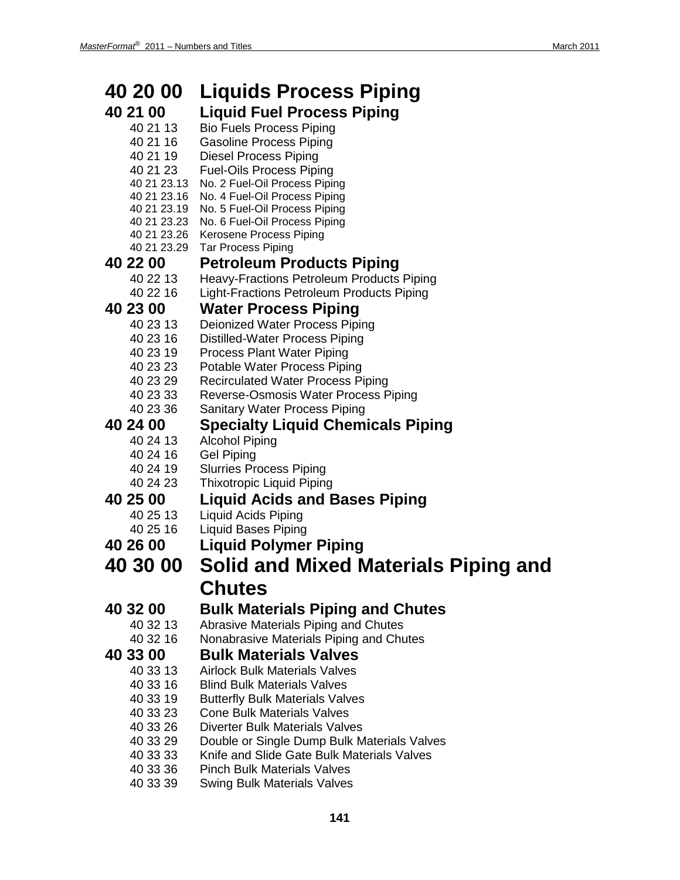# 40 20 00 Liquids Process Piping

## 40 21 00 Liquid Fuel Process Piping

- 40 21 13 Bio Fuels Process Piping
- 40 21 16 Gasoline Process Piping
- 40 21 19 Diesel Process Piping
- 40 21 23 Fuel-Oils Process Piping
  - 40 21 23.13 No. 2 Fuel-Oil Process Piping
  - 40 21 23.16 No. 4 Fuel-Oil Process Piping
  - 40 21 23.19 No. 5 Fuel-Oil Process Piping
  - 40 21 23.23 No. 6 Fuel-Oil Process Piping
  - 40 21 23.26 Kerosene Process Piping
  - 40 21 23.29 Tar Process Piping

## 40 22 00 Petroleum Products Piping

- 40 22 13 Heavy-Fractions Petroleum Products Piping
- 40 22 16 Light-Fractions Petroleum Products Piping

## 40 23 00 Water Process Piping

- 40 23 13 Deionized Water Process Piping
- 40 23 16 Distilled-Water Process Piping
- 40 23 19 Process Plant Water Piping
- 40 23 23 Potable Water Process Piping
- 40 23 29 Recirculated Water Process Piping
- 40 23 33 Reverse-Osmosis Water Process Piping
- 40 23 36 Sanitary Water Process Piping

## 40 24 00 Specialty Liquid Chemicals Piping

- 40 24 13 Alcohol Piping
- 40 24 16 Gel Piping
- 40 24 19 Slurries Process Piping
- 40 24 23 Thixotropic Liquid Piping

## 40 25 00 Liquid Acids and Bases Piping

- 40 25 13 Liquid Acids Piping
- 40 25 16 Liquid Bases Piping

## 40 26 00 Liquid Polymer Piping

# 40 30 00 Solid and Mixed Materials Piping and Chutes

## 40 32 00 Bulk Materials Piping and Chutes

- 40 32 13 Abrasive Materials Piping and Chutes
- 40 32 16 Nonabrasive Materials Piping and Chutes

## 40 33 00 Bulk Materials Valves

- 40 33 13 Airlock Bulk Materials Valves
- 40 33 16 Blind Bulk Materials Valves
- 40 33 19 Butterfly Bulk Materials Valves
- 40 33 23 Cone Bulk Materials Valves
- 40 33 26 Diverter Bulk Materials Valves
- 40 33 29 Double or Single Dump Bulk Materials Valves
- 40 33 33 Knife and Slide Gate Bulk Materials Valves
- 40 33 36 Pinch Bulk Materials Valves
- 40 33 39 Swing Bulk Materials Valves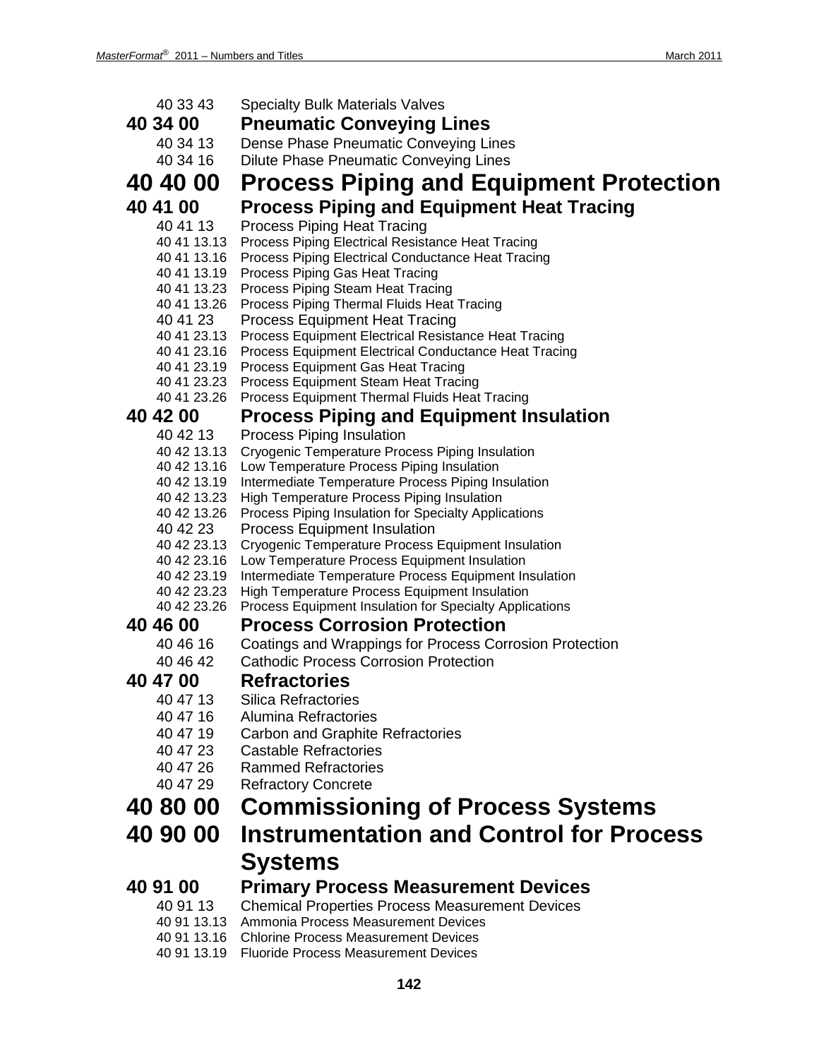40 33 43 Specialty Bulk Materials Valves

### 40 34 00 Pneumatic Conveying Lines

40 34 13 Dense Phase Pneumatic Conveying Lines
40 34 16 Dilute Phase Pneumatic Conveying Lines

## 40 40 00 Process Piping and Equipment Protection

### 40 41 00 Process Piping and Equipment Heat Tracing

40 41 13 Process Piping Heat Tracing
40 41 13.13 Process Piping Electrical Resistance Heat Tracing
40 41 13.16 Process Piping Electrical Conductance Heat Tracing
40 41 13.19 Process Piping Gas Heat Tracing
40 41 13.23 Process Piping Steam Heat Tracing
40 41 13.26 Process Piping Thermal Fluids Heat Tracing
40 41 23 Process Equipment Heat Tracing
40 41 23.13 Process Equipment Electrical Resistance Heat Tracing
40 41 23.16 Process Equipment Electrical Conductance Heat Tracing
40 41 23.19 Process Equipment Gas Heat Tracing
40 41 23.23 Process Equipment Steam Heat Tracing
40 41 23.26 Process Equipment Thermal Fluids Heat Tracing

### 40 42 00 Process Piping and Equipment Insulation

40 42 13 Process Piping Insulation
40 42 13.13 Cryogenic Temperature Process Piping Insulation
40 42 13.16 Low Temperature Process Piping Insulation
40 42 13.19 Intermediate Temperature Process Piping Insulation
40 42 13.23 High Temperature Process Piping Insulation
40 42 13.26 Process Piping Insulation for Specialty Applications
40 42 23 Process Equipment Insulation
40 42 23.13 Cryogenic Temperature Process Equipment Insulation
40 42 23.16 Low Temperature Process Equipment Insulation
40 42 23.19 Intermediate Temperature Process Equipment Insulation
40 42 23.23 High Temperature Process Equipment Insulation
40 42 23.26 Process Equipment Insulation for Specialty Applications

### 40 46 00 Process Corrosion Protection

40 46 16 Coatings and Wrappings for Process Corrosion Protection
40 46 42 Cathodic Process Corrosion Protection

### 40 47 00 Refractories

40 47 13 Silica Refractories
40 47 16 Alumina Refractories
40 47 19 Carbon and Graphite Refractories
40 47 23 Castable Refractories
40 47 26 Rammed Refractories
40 47 29 Refractory Concrete

## 40 80 00 Commissioning of Process Systems

## 40 90 00 Instrumentation and Control for Process Systems

### 40 91 00 Primary Process Measurement Devices

40 91 13 Chemical Properties Process Measurement Devices
40 91 13.13 Ammonia Process Measurement Devices
40 91 13.16 Chlorine Process Measurement Devices
40 91 13.19 Fluoride Process Measurement Devices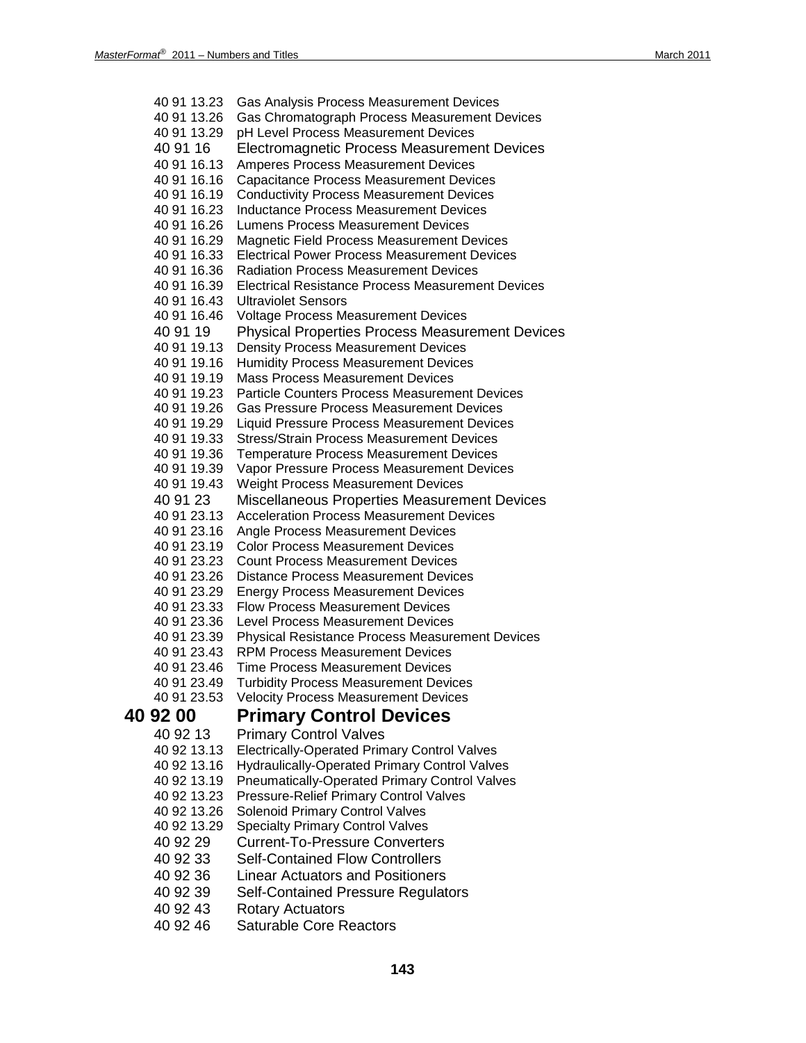40 91 13.23 Gas Analysis Process Measurement Devices
40 91 13.26 Gas Chromatograph Process Measurement Devices
40 91 13.29 pH Level Process Measurement Devices

### 40 91 16 Electromagnetic Process Measurement Devices

40 91 16.13 Amperes Process Measurement Devices
40 91 16.16 Capacitance Process Measurement Devices
40 91 16.19 Conductivity Process Measurement Devices
40 91 16.23 Inductance Process Measurement Devices
40 91 16.26 Lumens Process Measurement Devices
40 91 16.29 Magnetic Field Process Measurement Devices
40 91 16.33 Electrical Power Process Measurement Devices
40 91 16.36 Radiation Process Measurement Devices
40 91 16.39 Electrical Resistance Process Measurement Devices
40 91 16.43 Ultraviolet Sensors
40 91 16.46 Voltage Process Measurement Devices

### 40 91 19 Physical Properties Process Measurement Devices

40 91 19.13 Density Process Measurement Devices
40 91 19.16 Humidity Process Measurement Devices
40 91 19.19 Mass Process Measurement Devices
40 91 19.23 Particle Counters Process Measurement Devices
40 91 19.26 Gas Pressure Process Measurement Devices
40 91 19.29 Liquid Pressure Process Measurement Devices
40 91 19.33 Stress/Strain Process Measurement Devices
40 91 19.36 Temperature Process Measurement Devices
40 91 19.39 Vapor Pressure Process Measurement Devices
40 91 19.43 Weight Process Measurement Devices

### 40 91 23 Miscellaneous Properties Measurement Devices

40 91 23.13 Acceleration Process Measurement Devices
40 91 23.16 Angle Process Measurement Devices
40 91 23.19 Color Process Measurement Devices
40 91 23.23 Count Process Measurement Devices
40 91 23.26 Distance Process Measurement Devices
40 91 23.29 Energy Process Measurement Devices
40 91 23.33 Flow Process Measurement Devices
40 91 23.36 Level Process Measurement Devices
40 91 23.39 Physical Resistance Process Measurement Devices
40 91 23.43 RPM Process Measurement Devices
40 91 23.46 Time Process Measurement Devices
40 91 23.49 Turbidity Process Measurement Devices
40 91 23.53 Velocity Process Measurement Devices

## 40 92 00 Primary Control Devices

### 40 92 13 Primary Control Valves

40 92 13.13 Electrically-Operated Primary Control Valves
40 92 13.16 Hydraulically-Operated Primary Control Valves
40 92 13.19 Pneumatically-Operated Primary Control Valves
40 92 13.23 Pressure-Relief Primary Control Valves
40 92 13.26 Solenoid Primary Control Valves
40 92 13.29 Specialty Primary Control Valves

### 40 92 29 Current-To-Pressure Converters

### 40 92 33 Self-Contained Flow Controllers

### 40 92 36 Linear Actuators and Positioners

### 40 92 39 Self-Contained Pressure Regulators

### 40 92 43 Rotary Actuators

### 40 92 46 Saturable Core Reactors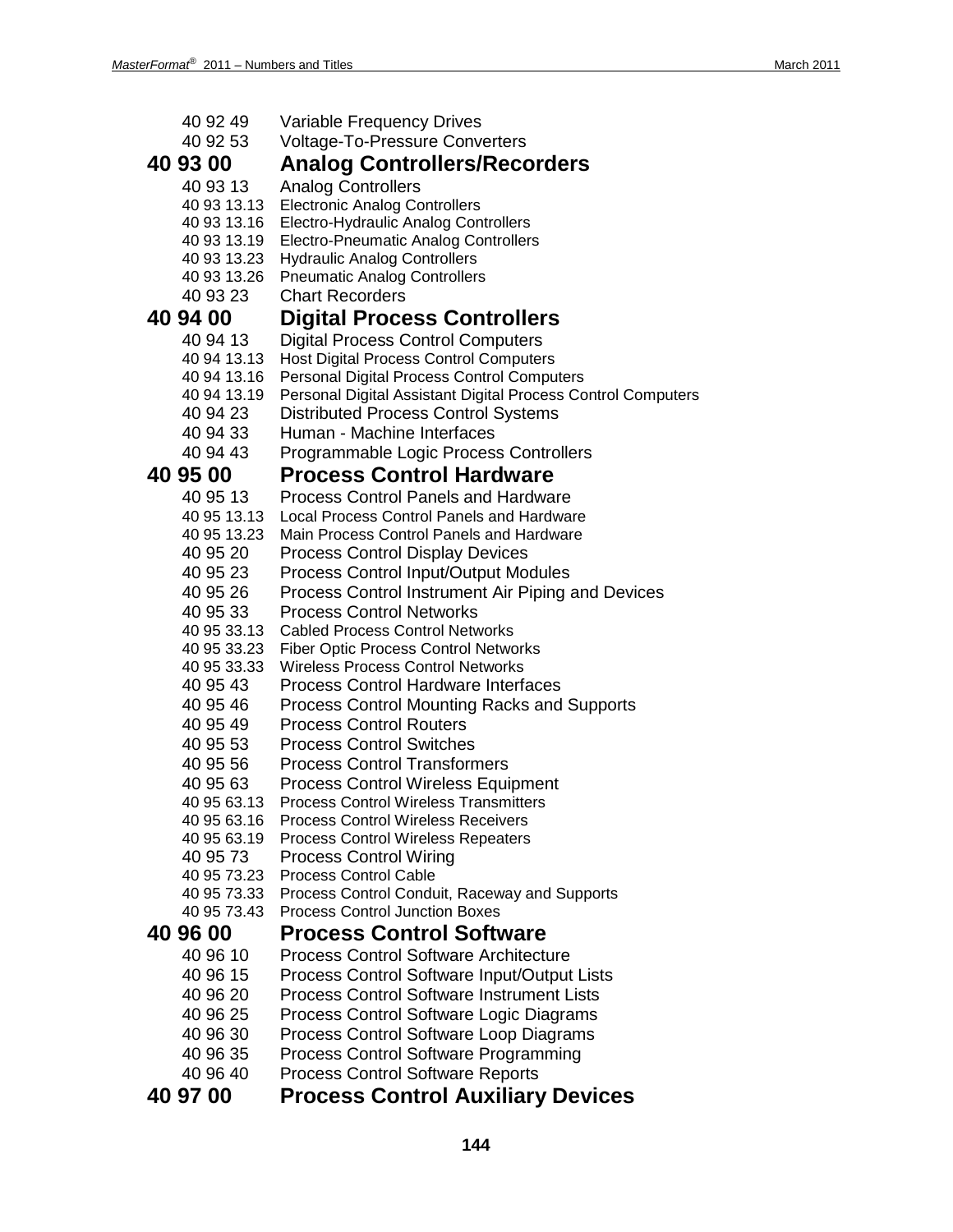40 92 49 Variable Frequency Drives
40 92 53 Voltage-To-Pressure Converters

## 40 93 00 Analog Controllers/Recorders

40 93 13 Analog Controllers
40 93 13.13 Electronic Analog Controllers
40 93 13.16 Electro-Hydraulic Analog Controllers
40 93 13.19 Electro-Pneumatic Analog Controllers
40 93 13.23 Hydraulic Analog Controllers
40 93 13.26 Pneumatic Analog Controllers
40 93 23 Chart Recorders

## 40 94 00 Digital Process Controllers

40 94 13 Digital Process Control Computers
40 94 13.13 Host Digital Process Control Computers
40 94 13.16 Personal Digital Process Control Computers
40 94 13.19 Personal Digital Assistant Digital Process Control Computers
40 94 23 Distributed Process Control Systems
40 94 33 Human - Machine Interfaces
40 94 43 Programmable Logic Process Controllers

## 40 95 00 Process Control Hardware

40 95 13 Process Control Panels and Hardware
40 95 13.13 Local Process Control Panels and Hardware
40 95 13.23 Main Process Control Panels and Hardware
40 95 20 Process Control Display Devices
40 95 23 Process Control Input/Output Modules
40 95 26 Process Control Instrument Air Piping and Devices
40 95 33 Process Control Networks
40 95 33.13 Cabled Process Control Networks
40 95 33.23 Fiber Optic Process Control Networks
40 95 33.33 Wireless Process Control Networks
40 95 43 Process Control Hardware Interfaces
40 95 46 Process Control Mounting Racks and Supports
40 95 49 Process Control Routers
40 95 53 Process Control Switches
40 95 56 Process Control Transformers
40 95 63 Process Control Wireless Equipment
40 95 63.13 Process Control Wireless Transmitters
40 95 63.16 Process Control Wireless Receivers
40 95 63.19 Process Control Wireless Repeaters
40 95 73 Process Control Wiring
40 95 73.23 Process Control Cable
40 95 73.33 Process Control Conduit, Raceway and Supports
40 95 73.43 Process Control Junction Boxes

## 40 96 00 Process Control Software

40 96 10 Process Control Software Architecture
40 96 15 Process Control Software Input/Output Lists
40 96 20 Process Control Software Instrument Lists
40 96 25 Process Control Software Logic Diagrams
40 96 30 Process Control Software Loop Diagrams
40 96 35 Process Control Software Programming
40 96 40 Process Control Software Reports

## 40 97 00 Process Control Auxiliary Devices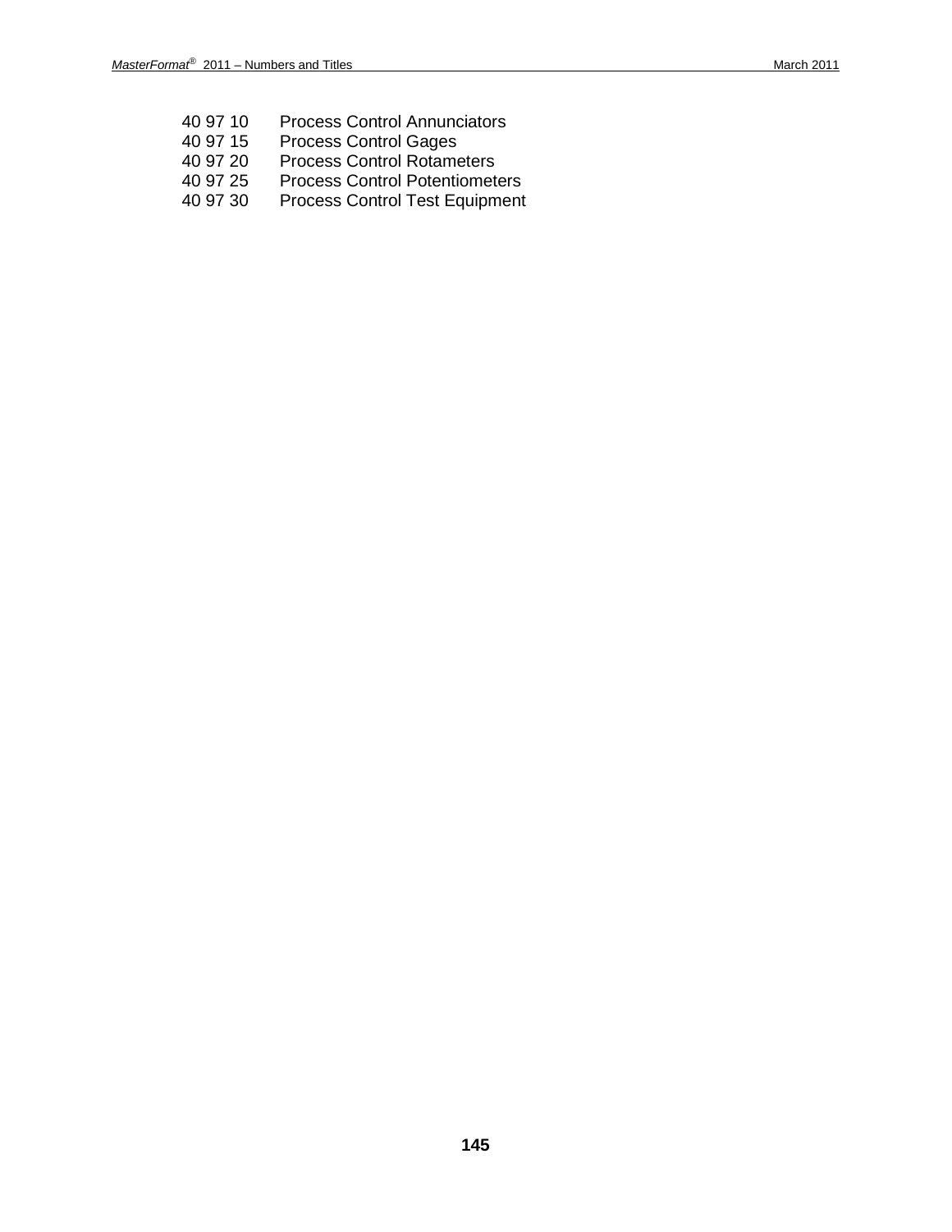40 97 10 Process Control Annunciators
40 97 15 Process Control Gages
40 97 20 Process Control Rotameters
40 97 25 Process Control Potentiometers
40 97 30 Process Control Test Equipment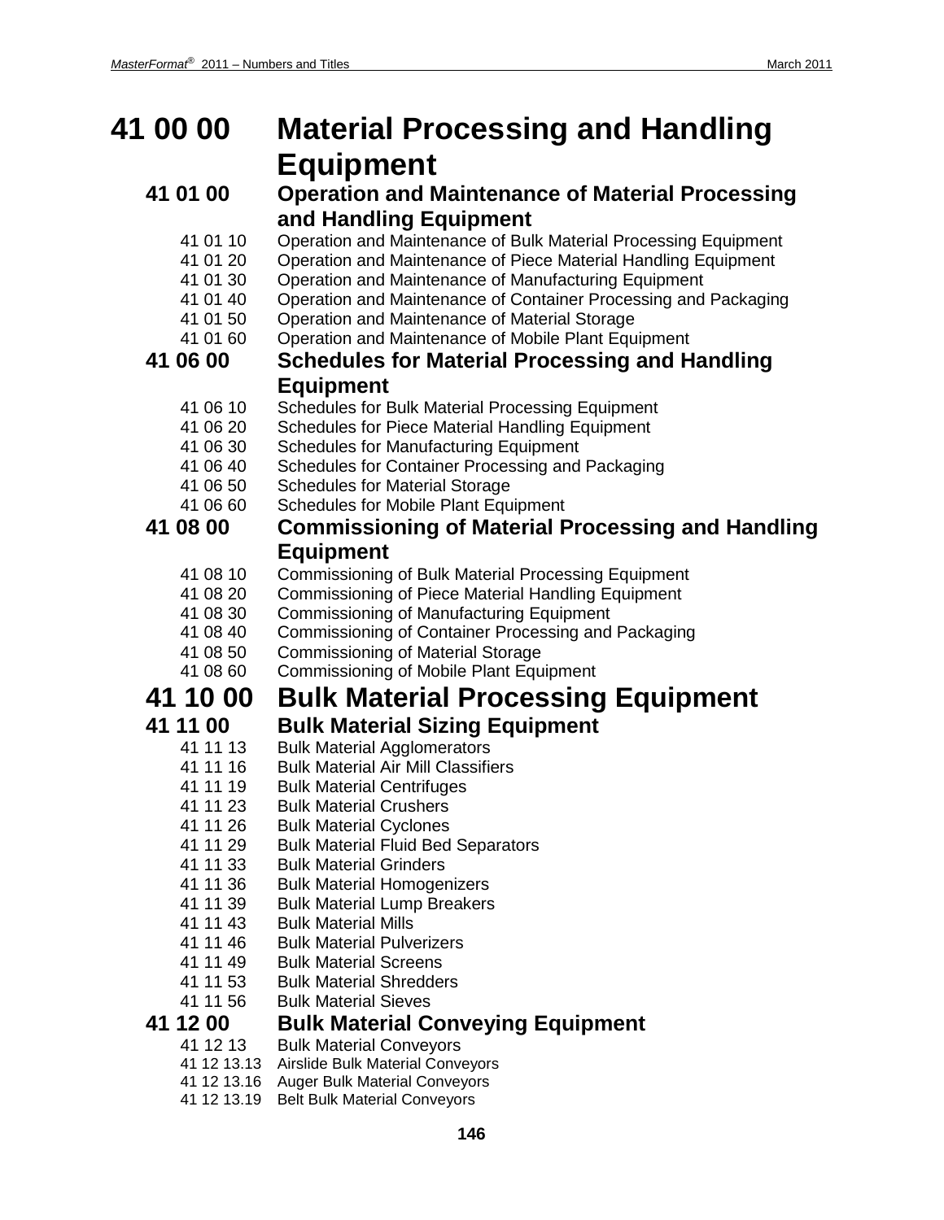# 41 00 00 Material Processing and Handling Equipment

## 41 01 00 Operation and Maintenance of Material Processing and Handling Equipment

- 41 01 10 Operation and Maintenance of Bulk Material Processing Equipment
- 41 01 20 Operation and Maintenance of Piece Material Handling Equipment
- 41 01 30 Operation and Maintenance of Manufacturing Equipment
- 41 01 40 Operation and Maintenance of Container Processing and Packaging
- 41 01 50 Operation and Maintenance of Material Storage
- 41 01 60 Operation and Maintenance of Mobile Plant Equipment

## 41 06 00 Schedules for Material Processing and Handling Equipment

- 41 06 10 Schedules for Bulk Material Processing Equipment
- 41 06 20 Schedules for Piece Material Handling Equipment
- 41 06 30 Schedules for Manufacturing Equipment
- 41 06 40 Schedules for Container Processing and Packaging
- 41 06 50 Schedules for Material Storage
- 41 06 60 Schedules for Mobile Plant Equipment

## 41 08 00 Commissioning of Material Processing and Handling Equipment

- 41 08 10 Commissioning of Bulk Material Processing Equipment
- 41 08 20 Commissioning of Piece Material Handling Equipment
- 41 08 30 Commissioning of Manufacturing Equipment
- 41 08 40 Commissioning of Container Processing and Packaging
- 41 08 50 Commissioning of Material Storage
- 41 08 60 Commissioning of Mobile Plant Equipment

# 41 10 00 Bulk Material Processing Equipment

## 41 11 00 Bulk Material Sizing Equipment

- 41 11 13 Bulk Material Agglomerators
- 41 11 16 Bulk Material Air Mill Classifiers
- 41 11 19 Bulk Material Centrifuges
- 41 11 23 Bulk Material Crushers
- 41 11 26 Bulk Material Cyclones
- 41 11 29 Bulk Material Fluid Bed Separators
- 41 11 33 Bulk Material Grinders
- 41 11 36 Bulk Material Homogenizers
- 41 11 39 Bulk Material Lump Breakers
- 41 11 43 Bulk Material Mills
- 41 11 46 Bulk Material Pulverizers
- 41 11 49 Bulk Material Screens
- 41 11 53 Bulk Material Shredders
- 41 11 56 Bulk Material Sieves

## 41 12 00 Bulk Material Conveying Equipment

- 41 12 13 Bulk Material Conveyors
  - 41 12 13.13 Airslide Bulk Material Conveyors
  - 41 12 13.16 Auger Bulk Material Conveyors
  - 41 12 13.19 Belt Bulk Material Conveyors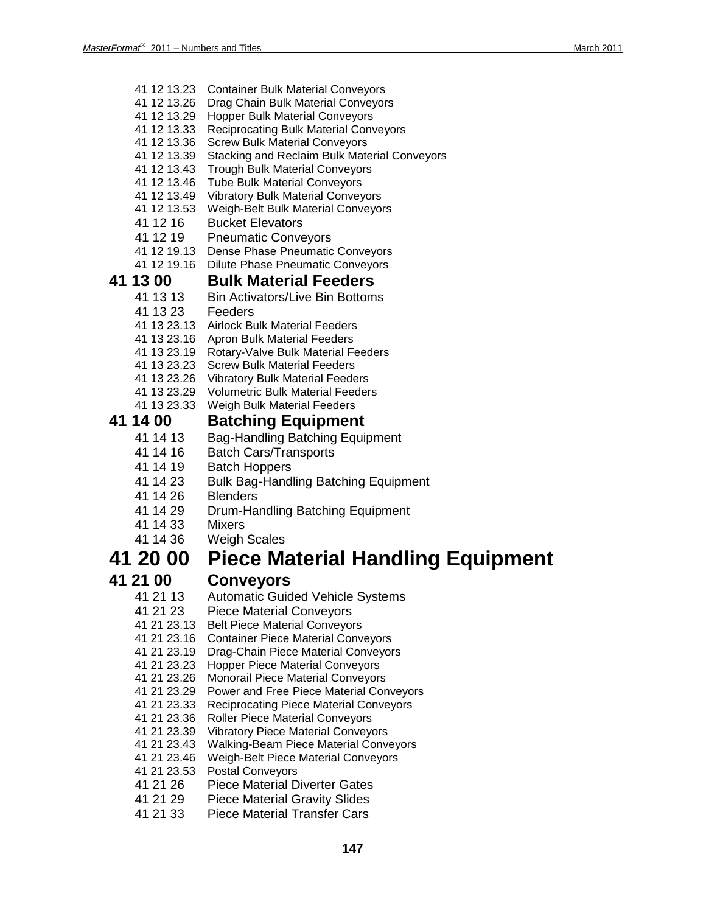41 12 13.23 Container Bulk Material Conveyors
41 12 13.26 Drag Chain Bulk Material Conveyors
41 12 13.29 Hopper Bulk Material Conveyors
41 12 13.33 Reciprocating Bulk Material Conveyors
41 12 13.36 Screw Bulk Material Conveyors
41 12 13.39 Stacking and Reclaim Bulk Material Conveyors
41 12 13.43 Trough Bulk Material Conveyors
41 12 13.46 Tube Bulk Material Conveyors
41 12 13.49 Vibratory Bulk Material Conveyors
41 12 13.53 Weigh-Belt Bulk Material Conveyors
41 12 16 Bucket Elevators
41 12 19 Pneumatic Conveyors
41 12 19.13 Dense Phase Pneumatic Conveyors
41 12 19.16 Dilute Phase Pneumatic Conveyors

## 41 13 00 Bulk Material Feeders

41 13 13 Bin Activators/Live Bin Bottoms
41 13 23 Feeders
41 13 23.13 Airlock Bulk Material Feeders
41 13 23.16 Apron Bulk Material Feeders
41 13 23.19 Rotary-Valve Bulk Material Feeders
41 13 23.23 Screw Bulk Material Feeders
41 13 23.26 Vibratory Bulk Material Feeders
41 13 23.29 Volumetric Bulk Material Feeders
41 13 23.33 Weigh Bulk Material Feeders

## 41 14 00 Batching Equipment

41 14 13 Bag-Handling Batching Equipment
41 14 16 Batch Cars/Transports
41 14 19 Batch Hoppers
41 14 23 Bulk Bag-Handling Batching Equipment
41 14 26 Blenders
41 14 29 Drum-Handling Batching Equipment
41 14 33 Mixers
41 14 36 Weigh Scales

# 41 20 00 Piece Material Handling Equipment

## 41 21 00 Conveyors

41 21 13 Automatic Guided Vehicle Systems
41 21 23 Piece Material Conveyors
41 21 23.13 Belt Piece Material Conveyors
41 21 23.16 Container Piece Material Conveyors
41 21 23.19 Drag-Chain Piece Material Conveyors
41 21 23.23 Hopper Piece Material Conveyors
41 21 23.26 Monorail Piece Material Conveyors
41 21 23.29 Power and Free Piece Material Conveyors
41 21 23.33 Reciprocating Piece Material Conveyors
41 21 23.36 Roller Piece Material Conveyors
41 21 23.39 Vibratory Piece Material Conveyors
41 21 23.43 Walking-Beam Piece Material Conveyors
41 21 23.46 Weigh-Belt Piece Material Conveyors
41 21 23.53 Postal Conveyors
41 21 26 Piece Material Diverter Gates
41 21 29 Piece Material Gravity Slides
41 21 33 Piece Material Transfer Cars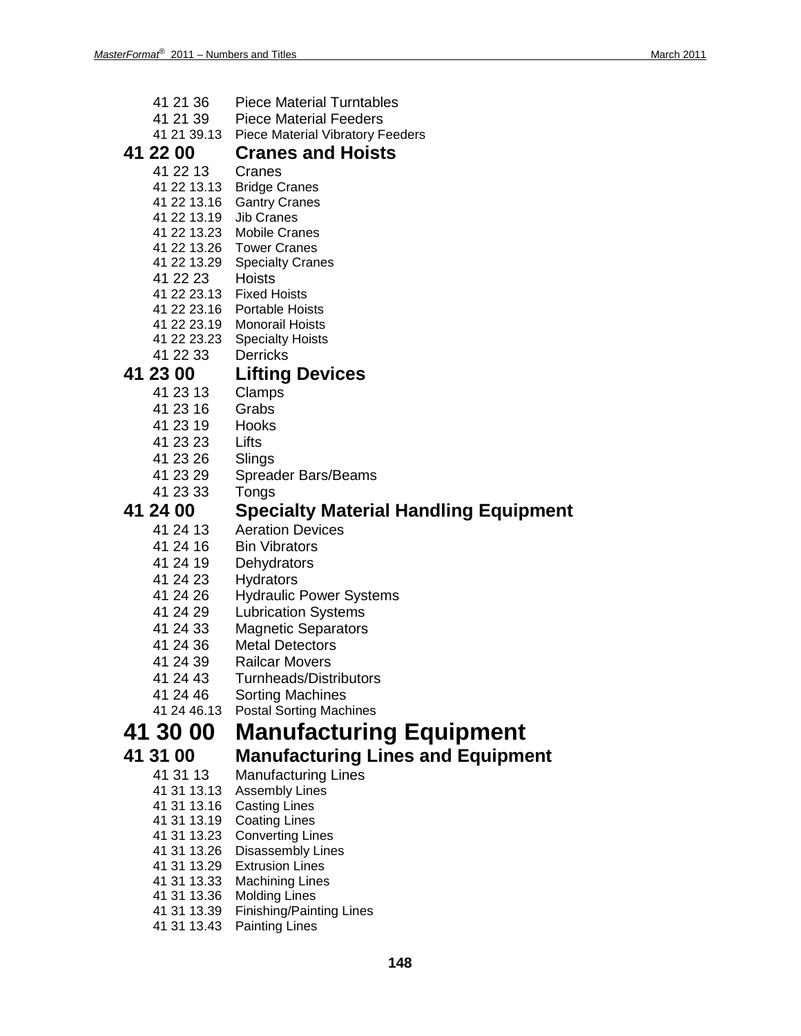41 21 36 Piece Material Turntables
41 21 39 Piece Material Feeders
41 21 39.13 Piece Material Vibratory Feeders

### 41 22 00 Cranes and Hoists

41 22 13 Cranes
41 22 13.13 Bridge Cranes
41 22 13.16 Gantry Cranes
41 22 13.19 Jib Cranes
41 22 13.23 Mobile Cranes
41 22 13.26 Tower Cranes
41 22 13.29 Specialty Cranes
41 22 23 Hoists
41 22 23.13 Fixed Hoists
41 22 23.16 Portable Hoists
41 22 23.19 Monorail Hoists
41 22 23.23 Specialty Hoists
41 22 33 Derricks

### 41 23 00 Lifting Devices

41 23 13 Clamps
41 23 16 Grabs
41 23 19 Hooks
41 23 23 Lifts
41 23 26 Slings
41 23 29 Spreader Bars/Beams
41 23 33 Tongs

### 41 24 00 Specialty Material Handling Equipment

41 24 13 Aeration Devices
41 24 16 Bin Vibrators
41 24 19 Dehydrators
41 24 23 Hydrators
41 24 26 Hydraulic Power Systems
41 24 29 Lubrication Systems
41 24 33 Magnetic Separators
41 24 36 Metal Detectors
41 24 39 Railcar Movers
41 24 43 Turnheads/Distributors
41 24 46 Sorting Machines
41 24 46.13 Postal Sorting Machines

## 41 30 00 Manufacturing Equipment

### 41 31 00 Manufacturing Lines and Equipment

41 31 13 Manufacturing Lines
41 31 13.13 Assembly Lines
41 31 13.16 Casting Lines
41 31 13.19 Coating Lines
41 31 13.23 Converting Lines
41 31 13.26 Disassembly Lines
41 31 13.29 Extrusion Lines
41 31 13.33 Machining Lines
41 31 13.36 Molding Lines
41 31 13.39 Finishing/Painting Lines
41 31 13.43 Painting Lines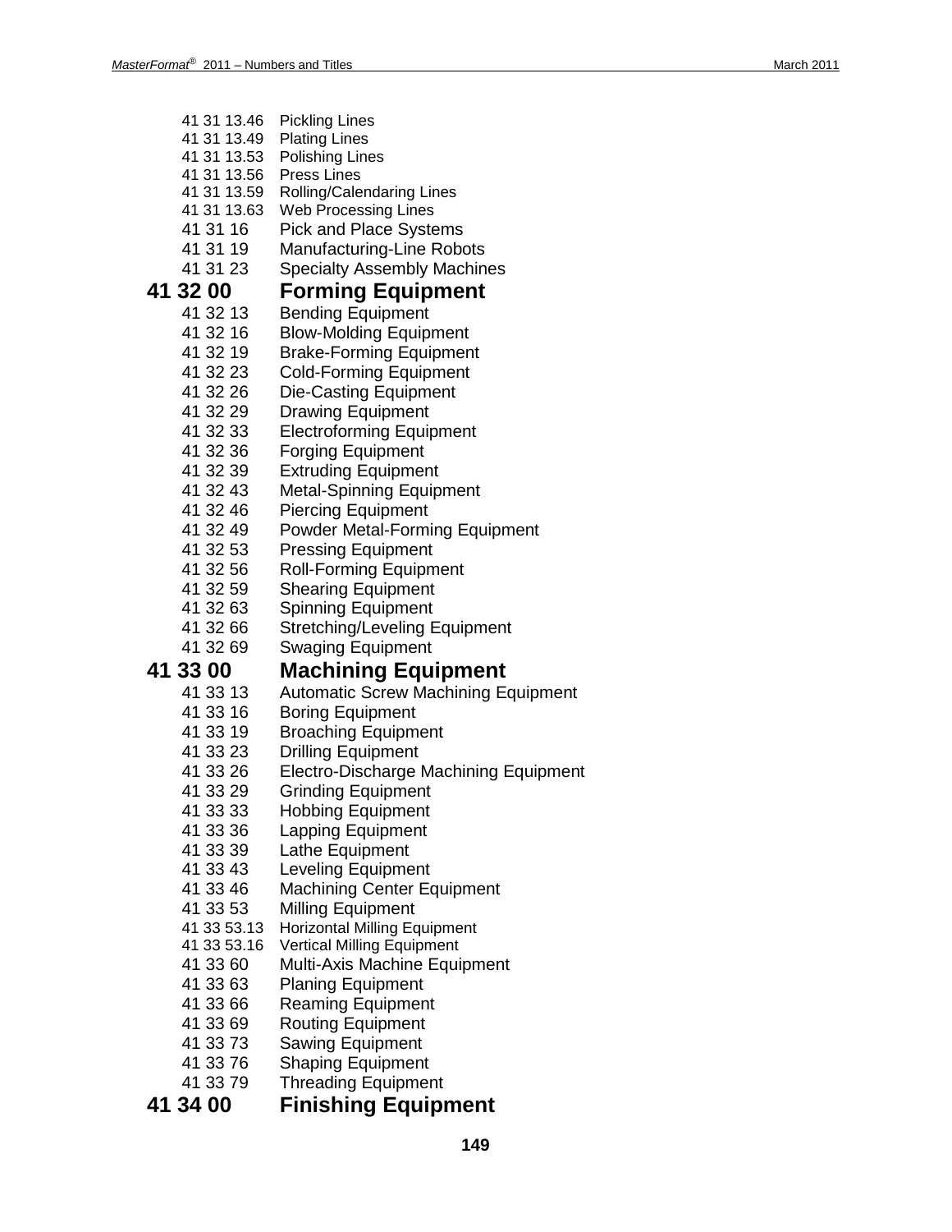41 31 13.46 Pickling Lines
41 31 13.49 Plating Lines
41 31 13.53 Polishing Lines
41 31 13.56 Press Lines
41 31 13.59 Rolling/Calendaring Lines
41 31 13.63 Web Processing Lines
41 31 16 Pick and Place Systems
41 31 19 Manufacturing-Line Robots
41 31 23 Specialty Assembly Machines

## 41 32 00 Forming Equipment

41 32 13 Bending Equipment
41 32 16 Blow-Molding Equipment
41 32 19 Brake-Forming Equipment
41 32 23 Cold-Forming Equipment
41 32 26 Die-Casting Equipment
41 32 29 Drawing Equipment
41 32 33 Electroforming Equipment
41 32 36 Forging Equipment
41 32 39 Extruding Equipment
41 32 43 Metal-Spinning Equipment
41 32 46 Piercing Equipment
41 32 49 Powder Metal-Forming Equipment
41 32 53 Pressing Equipment
41 32 56 Roll-Forming Equipment
41 32 59 Shearing Equipment
41 32 63 Spinning Equipment
41 32 66 Stretching/Leveling Equipment
41 32 69 Swaging Equipment

## 41 33 00 Machining Equipment

41 33 13 Automatic Screw Machining Equipment
41 33 16 Boring Equipment
41 33 19 Broaching Equipment
41 33 23 Drilling Equipment
41 33 26 Electro-Discharge Machining Equipment
41 33 29 Grinding Equipment
41 33 33 Hobbing Equipment
41 33 36 Lapping Equipment
41 33 39 Lathe Equipment
41 33 43 Leveling Equipment
41 33 46 Machining Center Equipment
41 33 53 Milling Equipment
41 33 53.13 Horizontal Milling Equipment
41 33 53.16 Vertical Milling Equipment
41 33 60 Multi-Axis Machine Equipment
41 33 63 Planing Equipment
41 33 66 Reaming Equipment
41 33 69 Routing Equipment
41 33 73 Sawing Equipment
41 33 76 Shaping Equipment
41 33 79 Threading Equipment

## 41 34 00 Finishing Equipment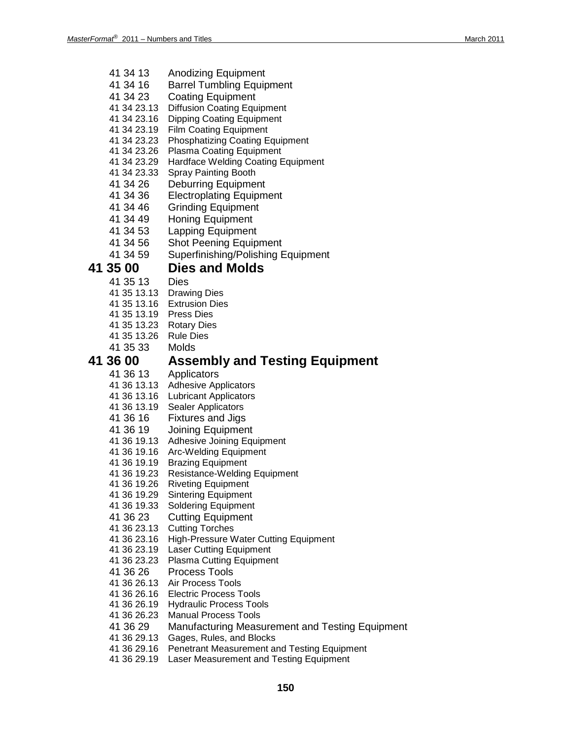41 34 13 Anodizing Equipment
41 34 16 Barrel Tumbling Equipment
41 34 23 Coating Equipment
41 34 23.13 Diffusion Coating Equipment
41 34 23.16 Dipping Coating Equipment
41 34 23.19 Film Coating Equipment
41 34 23.23 Phosphatizing Coating Equipment
41 34 23.26 Plasma Coating Equipment
41 34 23.29 Hardface Welding Coating Equipment
41 34 23.33 Spray Painting Booth
41 34 26 Deburring Equipment
41 34 36 Electroplating Equipment
41 34 46 Grinding Equipment
41 34 49 Honing Equipment
41 34 53 Lapping Equipment
41 34 56 Shot Peening Equipment
41 34 59 Superfinishing/Polishing Equipment

## 41 35 00 Dies and Molds

41 35 13 Dies
41 35 13.13 Drawing Dies
41 35 13.16 Extrusion Dies
41 35 13.19 Press Dies
41 35 13.23 Rotary Dies
41 35 13.26 Rule Dies
41 35 33 Molds

## 41 36 00 Assembly and Testing Equipment

41 36 13 Applicators
41 36 13.13 Adhesive Applicators
41 36 13.16 Lubricant Applicators
41 36 13.19 Sealer Applicators
41 36 16 Fixtures and Jigs
41 36 19 Joining Equipment
41 36 19.13 Adhesive Joining Equipment
41 36 19.16 Arc-Welding Equipment
41 36 19.19 Brazing Equipment
41 36 19.23 Resistance-Welding Equipment
41 36 19.26 Riveting Equipment
41 36 19.29 Sintering Equipment
41 36 19.33 Soldering Equipment
41 36 23 Cutting Equipment
41 36 23.13 Cutting Torches
41 36 23.16 High-Pressure Water Cutting Equipment
41 36 23.19 Laser Cutting Equipment
41 36 23.23 Plasma Cutting Equipment
41 36 26 Process Tools
41 36 26.13 Air Process Tools
41 36 26.16 Electric Process Tools
41 36 26.19 Hydraulic Process Tools
41 36 26.23 Manual Process Tools
41 36 29 Manufacturing Measurement and Testing Equipment
41 36 29.13 Gages, Rules, and Blocks
41 36 29.16 Penetrant Measurement and Testing Equipment
41 36 29.19 Laser Measurement and Testing Equipment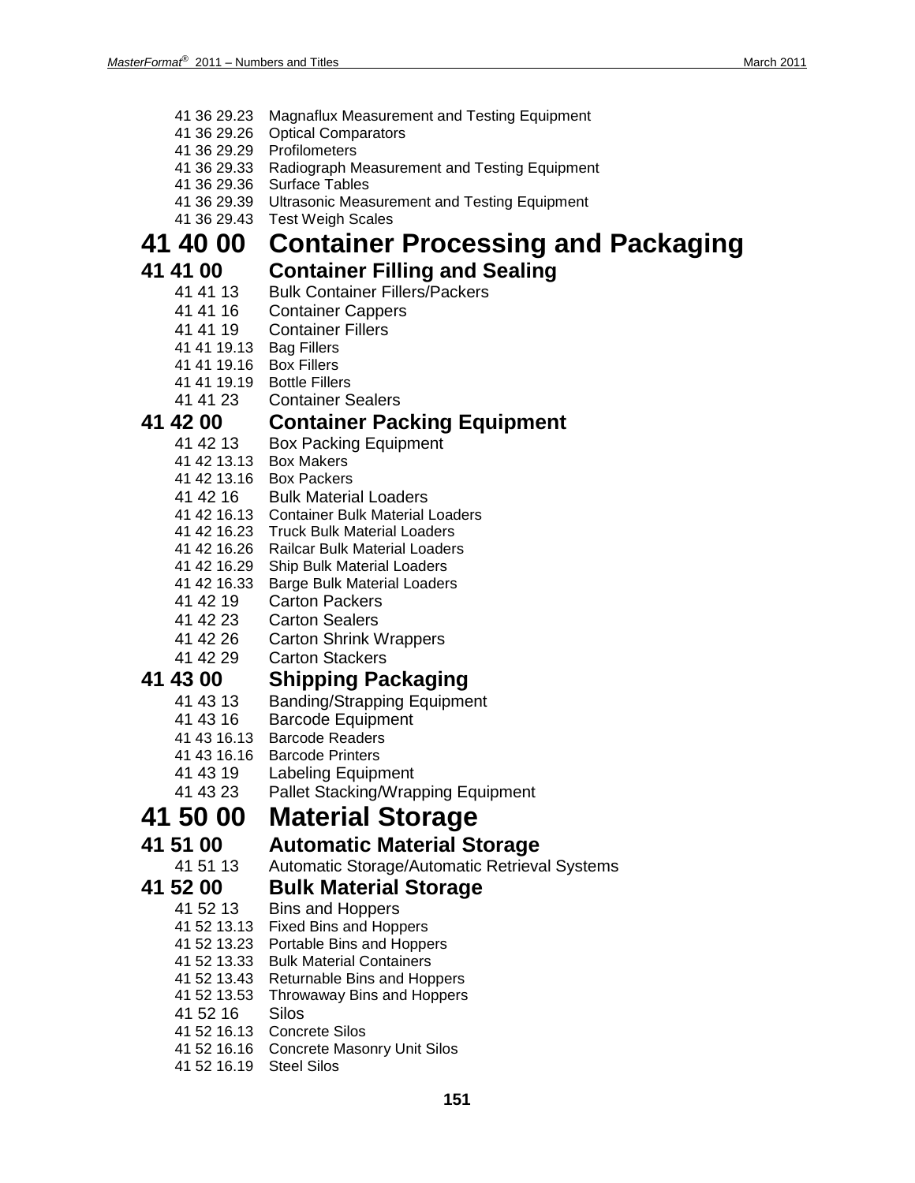41 36 29.23 Magnaflux Measurement and Testing Equipment
41 36 29.26 Optical Comparators
41 36 29.29 Profilometers
41 36 29.33 Radiograph Measurement and Testing Equipment
41 36 29.36 Surface Tables
41 36 29.39 Ultrasonic Measurement and Testing Equipment
41 36 29.43 Test Weigh Scales

# 41 40 00 Container Processing and Packaging

## 41 41 00 Container Filling and Sealing

41 41 13 Bulk Container Fillers/Packers
41 41 16 Container Cappers
41 41 19 Container Fillers
41 41 19.13 Bag Fillers
41 41 19.16 Box Fillers
41 41 19.19 Bottle Fillers
41 41 23 Container Sealers

## 41 42 00 Container Packing Equipment

41 42 13 Box Packing Equipment
41 42 13.13 Box Makers
41 42 13.16 Box Packers
41 42 16 Bulk Material Loaders
41 42 16.13 Container Bulk Material Loaders
41 42 16.23 Truck Bulk Material Loaders
41 42 16.26 Railcar Bulk Material Loaders
41 42 16.29 Ship Bulk Material Loaders
41 42 16.33 Barge Bulk Material Loaders
41 42 19 Carton Packers
41 42 23 Carton Sealers
41 42 26 Carton Shrink Wrappers
41 42 29 Carton Stackers

## 41 43 00 Shipping Packaging

41 43 13 Banding/Strapping Equipment
41 43 16 Barcode Equipment
41 43 16.13 Barcode Readers
41 43 16.16 Barcode Printers
41 43 19 Labeling Equipment
41 43 23 Pallet Stacking/Wrapping Equipment

# 41 50 00 Material Storage

## 41 51 00 Automatic Material Storage

41 51 13 Automatic Storage/Automatic Retrieval Systems

## 41 52 00 Bulk Material Storage

41 52 13 Bins and Hoppers
41 52 13.13 Fixed Bins and Hoppers
41 52 13.23 Portable Bins and Hoppers
41 52 13.33 Bulk Material Containers
41 52 13.43 Returnable Bins and Hoppers
41 52 13.53 Throwaway Bins and Hoppers
41 52 16 Silos
41 52 16.13 Concrete Silos
41 52 16.16 Concrete Masonry Unit Silos
41 52 16.19 Steel Silos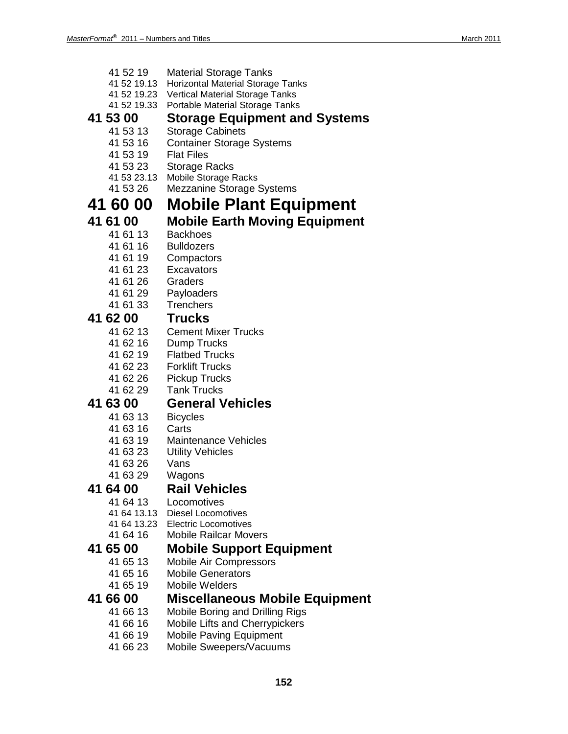41 52 19 Material Storage Tanks
41 52 19.13 Horizontal Material Storage Tanks
41 52 19.23 Vertical Material Storage Tanks
41 52 19.33 Portable Material Storage Tanks

## 41 53 00 Storage Equipment and Systems

41 53 13 Storage Cabinets
41 53 16 Container Storage Systems
41 53 19 Flat Files
41 53 23 Storage Racks
41 53 23.13 Mobile Storage Racks
41 53 26 Mezzanine Storage Systems

# 41 60 00 Mobile Plant Equipment

## 41 61 00 Mobile Earth Moving Equipment

41 61 13 Backhoes
41 61 16 Bulldozers
41 61 19 Compactors
41 61 23 Excavators
41 61 26 Graders
41 61 29 Payloaders
41 61 33 Trenchers

## 41 62 00 Trucks

41 62 13 Cement Mixer Trucks
41 62 16 Dump Trucks
41 62 19 Flatbed Trucks
41 62 23 Forklift Trucks
41 62 26 Pickup Trucks
41 62 29 Tank Trucks

## 41 63 00 General Vehicles

41 63 13 Bicycles
41 63 16 Carts
41 63 19 Maintenance Vehicles
41 63 23 Utility Vehicles
41 63 26 Vans
41 63 29 Wagons

## 41 64 00 Rail Vehicles

41 64 13 Locomotives
41 64 13.13 Diesel Locomotives
41 64 13.23 Electric Locomotives
41 64 16 Mobile Railcar Movers

## 41 65 00 Mobile Support Equipment

41 65 13 Mobile Air Compressors
41 65 16 Mobile Generators
41 65 19 Mobile Welders

## 41 66 00 Miscellaneous Mobile Equipment

41 66 13 Mobile Boring and Drilling Rigs
41 66 16 Mobile Lifts and Cherrypickers
41 66 19 Mobile Paving Equipment
41 66 23 Mobile Sweepers/Vacuums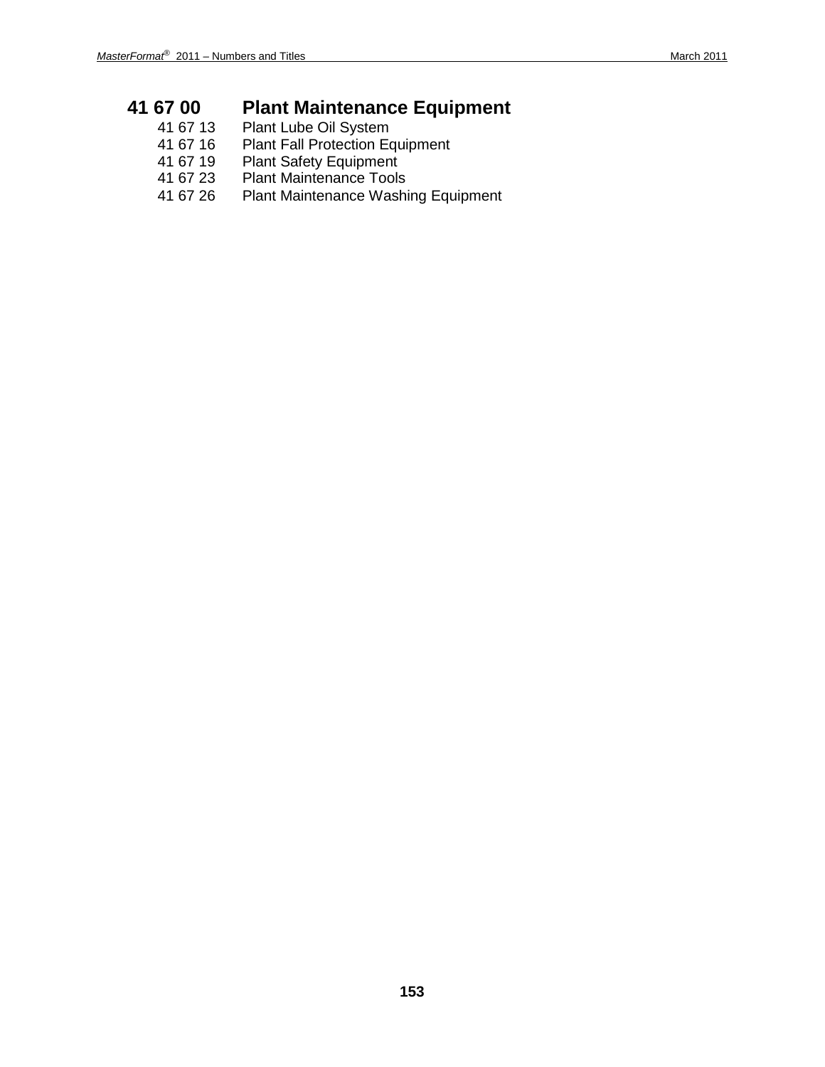## 41 67 00 Plant Maintenance Equipment

- 41 67 13 Plant Lube Oil System
- 41 67 16 Plant Fall Protection Equipment
- 41 67 19 Plant Safety Equipment
- 41 67 23 Plant Maintenance Tools
- 41 67 26 Plant Maintenance Washing Equipment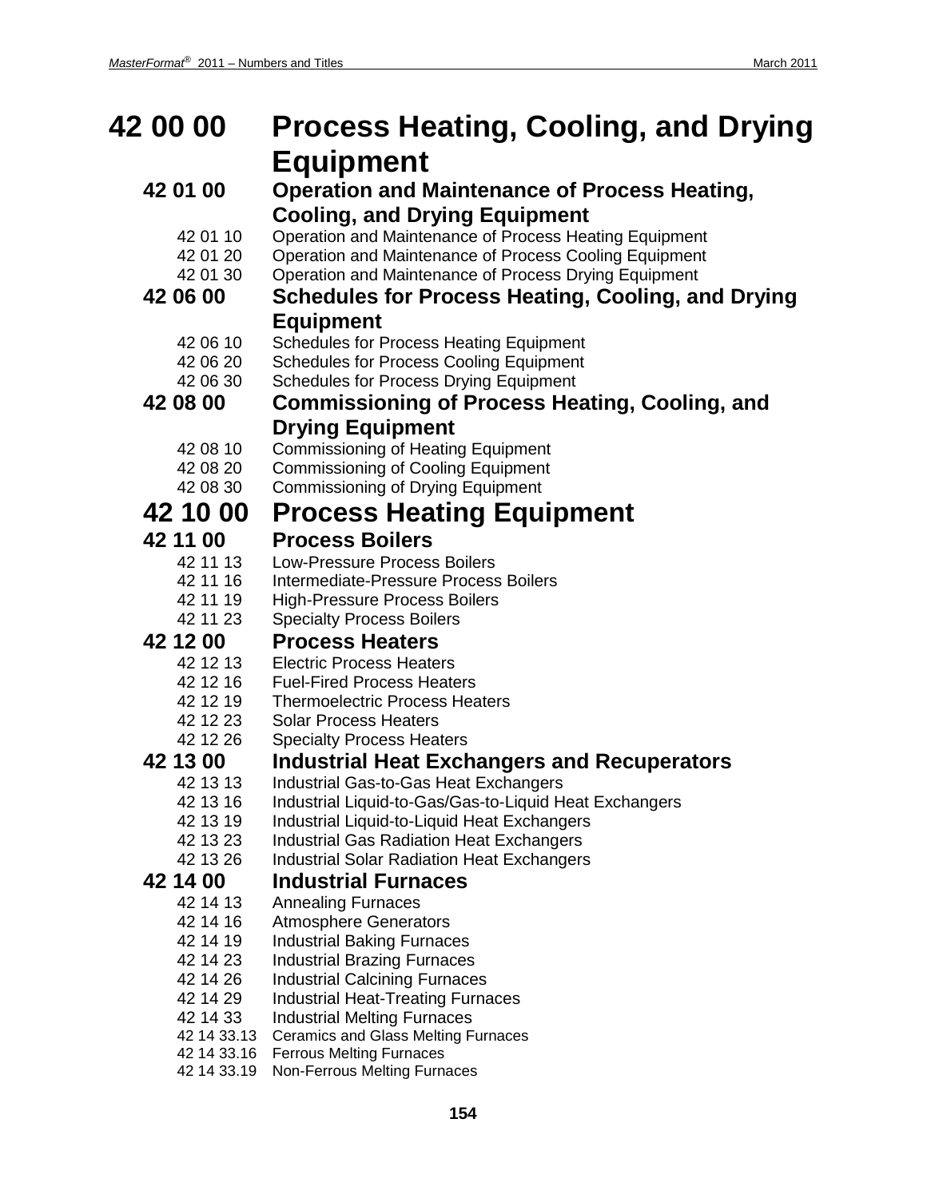# 42 00 00 Process Heating, Cooling, and Drying Equipment

## 42 01 00 Operation and Maintenance of Process Heating, Cooling, and Drying Equipment

- 42 01 10 Operation and Maintenance of Process Heating Equipment
- 42 01 20 Operation and Maintenance of Process Cooling Equipment
- 42 01 30 Operation and Maintenance of Process Drying Equipment

## 42 06 00 Schedules for Process Heating, Cooling, and Drying Equipment

- 42 06 10 Schedules for Process Heating Equipment
- 42 06 20 Schedules for Process Cooling Equipment
- 42 06 30 Schedules for Process Drying Equipment

## 42 08 00 Commissioning of Process Heating, Cooling, and Drying Equipment

- 42 08 10 Commissioning of Heating Equipment
- 42 08 20 Commissioning of Cooling Equipment
- 42 08 30 Commissioning of Drying Equipment

# 42 10 00 Process Heating Equipment

## 42 11 00 Process Boilers

- 42 11 13 Low-Pressure Process Boilers
- 42 11 16 Intermediate-Pressure Process Boilers
- 42 11 19 High-Pressure Process Boilers
- 42 11 23 Specialty Process Boilers

## 42 12 00 Process Heaters

- 42 12 13 Electric Process Heaters
- 42 12 16 Fuel-Fired Process Heaters
- 42 12 19 Thermoelectric Process Heaters
- 42 12 23 Solar Process Heaters
- 42 12 26 Specialty Process Heaters

## 42 13 00 Industrial Heat Exchangers and Recuperators

- 42 13 13 Industrial Gas-to-Gas Heat Exchangers
- 42 13 16 Industrial Liquid-to-Gas/Gas-to-Liquid Heat Exchangers
- 42 13 19 Industrial Liquid-to-Liquid Heat Exchangers
- 42 13 23 Industrial Gas Radiation Heat Exchangers
- 42 13 26 Industrial Solar Radiation Heat Exchangers

## 42 14 00 Industrial Furnaces

- 42 14 13 Annealing Furnaces
- 42 14 16 Atmosphere Generators
- 42 14 19 Industrial Baking Furnaces
- 42 14 23 Industrial Brazing Furnaces
- 42 14 26 Industrial Calcining Furnaces
- 42 14 29 Industrial Heat-Treating Furnaces
- 42 14 33 Industrial Melting Furnaces
  - 42 14 33.13 Ceramics and Glass Melting Furnaces
  - 42 14 33.16 Ferrous Melting Furnaces
  - 42 14 33.19 Non-Ferrous Melting Furnaces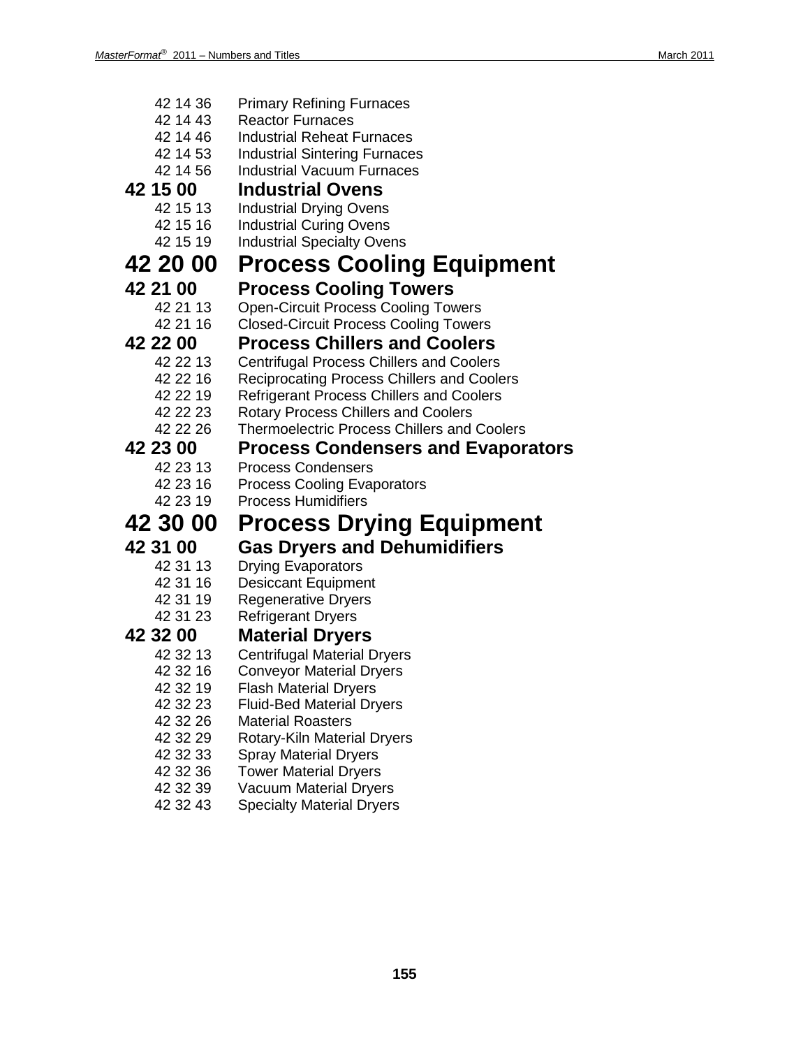42 14 36 Primary Refining Furnaces
42 14 43 Reactor Furnaces
42 14 46 Industrial Reheat Furnaces
42 14 53 Industrial Sintering Furnaces
42 14 56 Industrial Vacuum Furnaces

### 42 15 00 Industrial Ovens

42 15 13 Industrial Drying Ovens
42 15 16 Industrial Curing Ovens
42 15 19 Industrial Specialty Ovens

## 42 20 00 Process Cooling Equipment

### 42 21 00 Process Cooling Towers

42 21 13 Open-Circuit Process Cooling Towers
42 21 16 Closed-Circuit Process Cooling Towers

### 42 22 00 Process Chillers and Coolers

42 22 13 Centrifugal Process Chillers and Coolers
42 22 16 Reciprocating Process Chillers and Coolers
42 22 19 Refrigerant Process Chillers and Coolers
42 22 23 Rotary Process Chillers and Coolers
42 22 26 Thermoelectric Process Chillers and Coolers

### 42 23 00 Process Condensers and Evaporators

42 23 13 Process Condensers
42 23 16 Process Cooling Evaporators
42 23 19 Process Humidifiers

## 42 30 00 Process Drying Equipment

### 42 31 00 Gas Dryers and Dehumidifiers

42 31 13 Drying Evaporators
42 31 16 Desiccant Equipment
42 31 19 Regenerative Dryers
42 31 23 Refrigerant Dryers

### 42 32 00 Material Dryers

42 32 13 Centrifugal Material Dryers
42 32 16 Conveyor Material Dryers
42 32 19 Flash Material Dryers
42 32 23 Fluid-Bed Material Dryers
42 32 26 Material Roasters
42 32 29 Rotary-Kiln Material Dryers
42 32 33 Spray Material Dryers
42 32 36 Tower Material Dryers
42 32 39 Vacuum Material Dryers
42 32 43 Specialty Material Dryers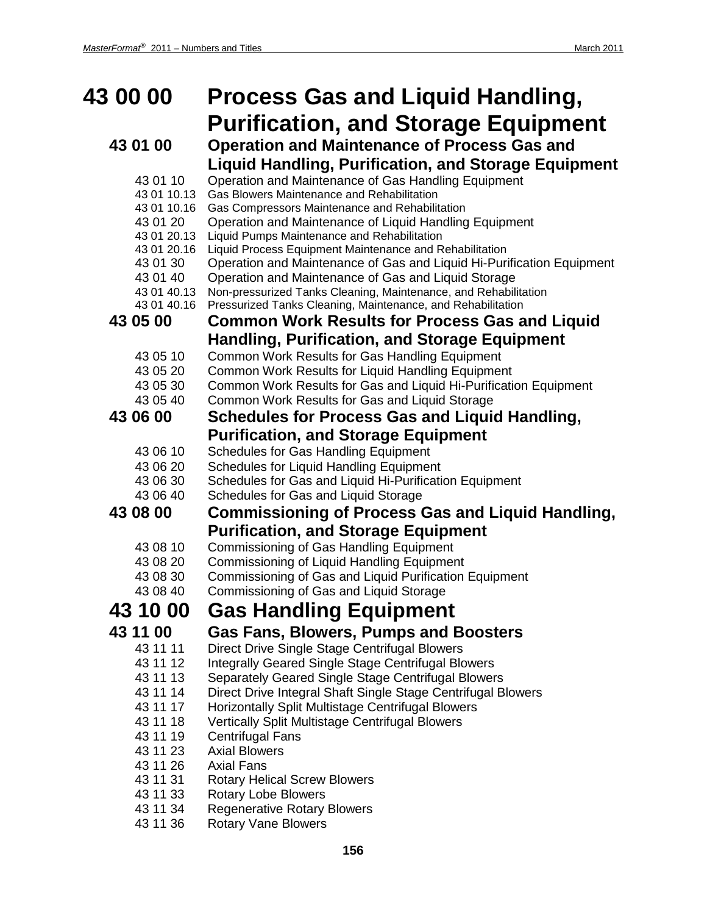# 43 00 00 Process Gas and Liquid Handling, Purification, and Storage Equipment

## 43 01 00 Operation and Maintenance of Process Gas and Liquid Handling, Purification, and Storage Equipment

43 01 10 Operation and Maintenance of Gas Handling Equipment
43 01 10.13 Gas Blowers Maintenance and Rehabilitation
43 01 10.16 Gas Compressors Maintenance and Rehabilitation
43 01 20 Operation and Maintenance of Liquid Handling Equipment
43 01 20.13 Liquid Pumps Maintenance and Rehabilitation
43 01 20.16 Liquid Process Equipment Maintenance and Rehabilitation
43 01 30 Operation and Maintenance of Gas and Liquid Hi-Purification Equipment
43 01 40 Operation and Maintenance of Gas and Liquid Storage
43 01 40.13 Non-pressurized Tanks Cleaning, Maintenance, and Rehabilitation
43 01 40.16 Pressurized Tanks Cleaning, Maintenance, and Rehabilitation

## 43 05 00 Common Work Results for Process Gas and Liquid Handling, Purification, and Storage Equipment

43 05 10 Common Work Results for Gas Handling Equipment
43 05 20 Common Work Results for Liquid Handling Equipment
43 05 30 Common Work Results for Gas and Liquid Hi-Purification Equipment
43 05 40 Common Work Results for Gas and Liquid Storage

## 43 06 00 Schedules for Process Gas and Liquid Handling, Purification, and Storage Equipment

43 06 10 Schedules for Gas Handling Equipment
43 06 20 Schedules for Liquid Handling Equipment
43 06 30 Schedules for Gas and Liquid Hi-Purification Equipment
43 06 40 Schedules for Gas and Liquid Storage

## 43 08 00 Commissioning of Process Gas and Liquid Handling, Purification, and Storage Equipment

43 08 10 Commissioning of Gas Handling Equipment
43 08 20 Commissioning of Liquid Handling Equipment
43 08 30 Commissioning of Gas and Liquid Purification Equipment
43 08 40 Commissioning of Gas and Liquid Storage

# 43 10 00 Gas Handling Equipment

## 43 11 00 Gas Fans, Blowers, Pumps and Boosters

43 11 11 Direct Drive Single Stage Centrifugal Blowers
43 11 12 Integrally Geared Single Stage Centrifugal Blowers
43 11 13 Separately Geared Single Stage Centrifugal Blowers
43 11 14 Direct Drive Integral Shaft Single Stage Centrifugal Blowers
43 11 17 Horizontally Split Multistage Centrifugal Blowers
43 11 18 Vertically Split Multistage Centrifugal Blowers
43 11 19 Centrifugal Fans
43 11 23 Axial Blowers
43 11 26 Axial Fans
43 11 31 Rotary Helical Screw Blowers
43 11 33 Rotary Lobe Blowers
43 11 34 Regenerative Rotary Blowers
43 11 36 Rotary Vane Blowers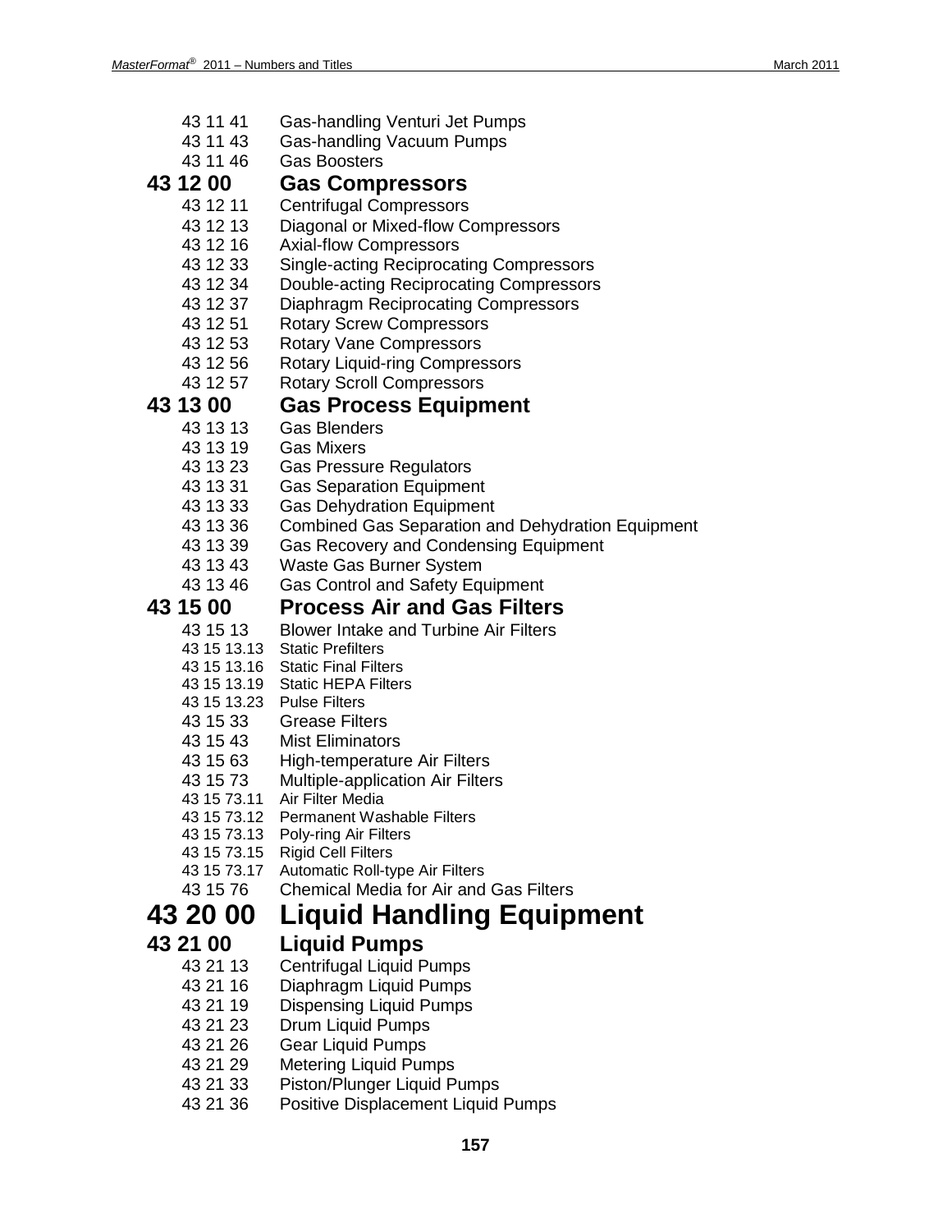- 43 11 41 Gas-handling Venturi Jet Pumps
- 43 11 43 Gas-handling Vacuum Pumps
- 43 11 46 Gas Boosters

### 43 12 00 Gas Compressors

- 43 12 11 Centrifugal Compressors
- 43 12 13 Diagonal or Mixed-flow Compressors
- 43 12 16 Axial-flow Compressors
- 43 12 33 Single-acting Reciprocating Compressors
- 43 12 34 Double-acting Reciprocating Compressors
- 43 12 37 Diaphragm Reciprocating Compressors
- 43 12 51 Rotary Screw Compressors
- 43 12 53 Rotary Vane Compressors
- 43 12 56 Rotary Liquid-ring Compressors
- 43 12 57 Rotary Scroll Compressors

### 43 13 00 Gas Process Equipment

- 43 13 13 Gas Blenders
- 43 13 19 Gas Mixers
- 43 13 23 Gas Pressure Regulators
- 43 13 31 Gas Separation Equipment
- 43 13 33 Gas Dehydration Equipment
- 43 13 36 Combined Gas Separation and Dehydration Equipment
- 43 13 39 Gas Recovery and Condensing Equipment
- 43 13 43 Waste Gas Burner System
- 43 13 46 Gas Control and Safety Equipment

### 43 15 00 Process Air and Gas Filters

- 43 15 13 Blower Intake and Turbine Air Filters
  - 43 15 13.13 Static Prefilters
  - 43 15 13.16 Static Final Filters
  - 43 15 13.19 Static HEPA Filters
  - 43 15 13.23 Pulse Filters
- 43 15 33 Grease Filters
- 43 15 43 Mist Eliminators
- 43 15 63 High-temperature Air Filters
- 43 15 73 Multiple-application Air Filters
  - 43 15 73.11 Air Filter Media
  - 43 15 73.12 Permanent Washable Filters
  - 43 15 73.13 Poly-ring Air Filters
  - 43 15 73.15 Rigid Cell Filters
  - 43 15 73.17 Automatic Roll-type Air Filters
- 43 15 76 Chemical Media for Air and Gas Filters

## 43 20 00 Liquid Handling Equipment

### 43 21 00 Liquid Pumps

- 43 21 13 Centrifugal Liquid Pumps
- 43 21 16 Diaphragm Liquid Pumps
- 43 21 19 Dispensing Liquid Pumps
- 43 21 23 Drum Liquid Pumps
- 43 21 26 Gear Liquid Pumps
- 43 21 29 Metering Liquid Pumps
- 43 21 33 Piston/Plunger Liquid Pumps
- 43 21 36 Positive Displacement Liquid Pumps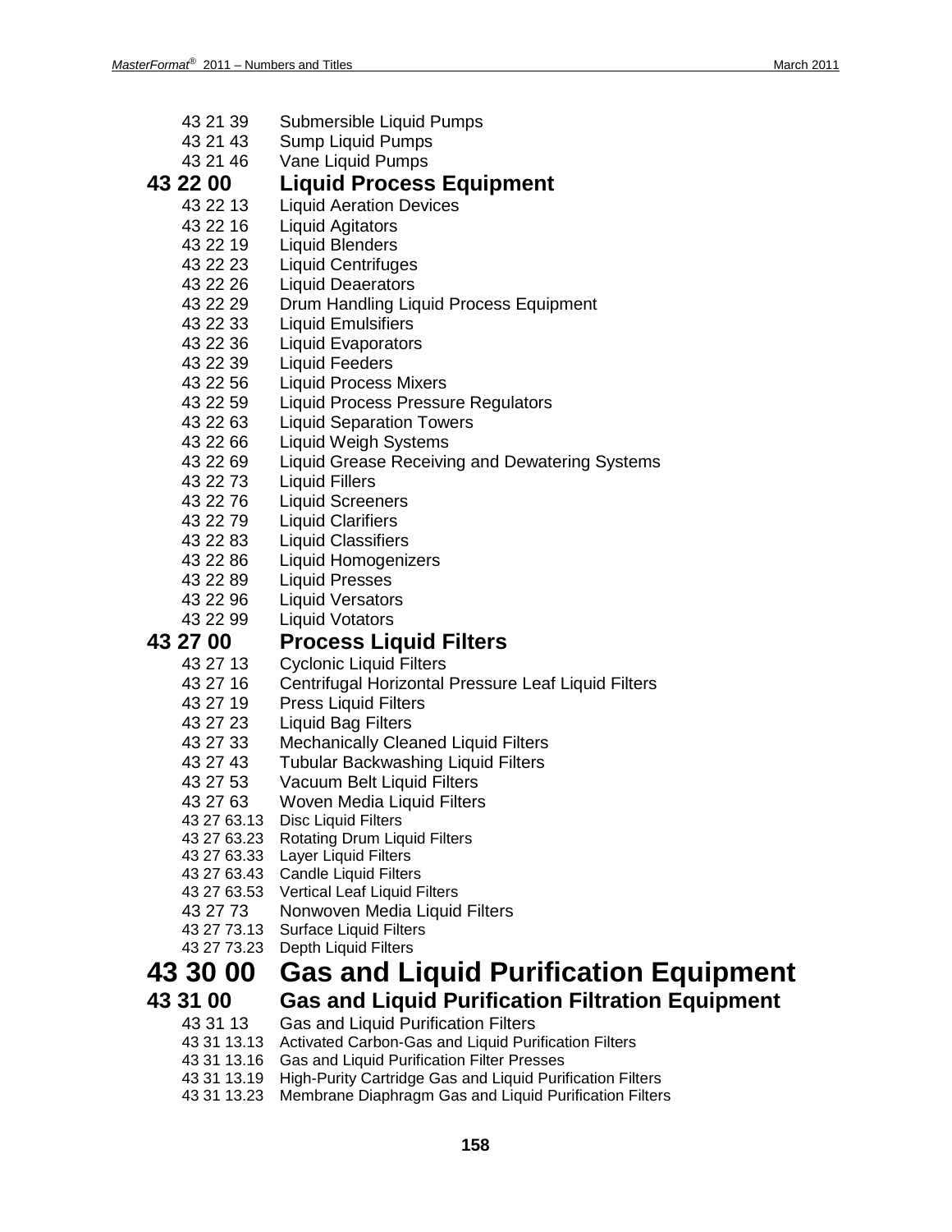43 21 39 Submersible Liquid Pumps
43 21 43 Sump Liquid Pumps
43 21 46 Vane Liquid Pumps

## 43 22 00 Liquid Process Equipment

43 22 13 Liquid Aeration Devices
43 22 16 Liquid Agitators
43 22 19 Liquid Blenders
43 22 23 Liquid Centrifuges
43 22 26 Liquid Deaerators
43 22 29 Drum Handling Liquid Process Equipment
43 22 33 Liquid Emulsifiers
43 22 36 Liquid Evaporators
43 22 39 Liquid Feeders
43 22 56 Liquid Process Mixers
43 22 59 Liquid Process Pressure Regulators
43 22 63 Liquid Separation Towers
43 22 66 Liquid Weigh Systems
43 22 69 Liquid Grease Receiving and Dewatering Systems
43 22 73 Liquid Fillers
43 22 76 Liquid Screeners
43 22 79 Liquid Clarifiers
43 22 83 Liquid Classifiers
43 22 86 Liquid Homogenizers
43 22 89 Liquid Presses
43 22 96 Liquid Versators
43 22 99 Liquid Votators

## 43 27 00 Process Liquid Filters

43 27 13 Cyclonic Liquid Filters
43 27 16 Centrifugal Horizontal Pressure Leaf Liquid Filters
43 27 19 Press Liquid Filters
43 27 23 Liquid Bag Filters
43 27 33 Mechanically Cleaned Liquid Filters
43 27 43 Tubular Backwashing Liquid Filters
43 27 53 Vacuum Belt Liquid Filters
43 27 63 Woven Media Liquid Filters
43 27 63.13 Disc Liquid Filters
43 27 63.23 Rotating Drum Liquid Filters
43 27 63.33 Layer Liquid Filters
43 27 63.43 Candle Liquid Filters
43 27 63.53 Vertical Leaf Liquid Filters
43 27 73 Nonwoven Media Liquid Filters
43 27 73.13 Surface Liquid Filters
43 27 73.23 Depth Liquid Filters

# 43 30 00 Gas and Liquid Purification Equipment

## 43 31 00 Gas and Liquid Purification Filtration Equipment

43 31 13 Gas and Liquid Purification Filters
43 31 13.13 Activated Carbon-Gas and Liquid Purification Filters
43 31 13.16 Gas and Liquid Purification Filter Presses
43 31 13.19 High-Purity Cartridge Gas and Liquid Purification Filters
43 31 13.23 Membrane Diaphragm Gas and Liquid Purification Filters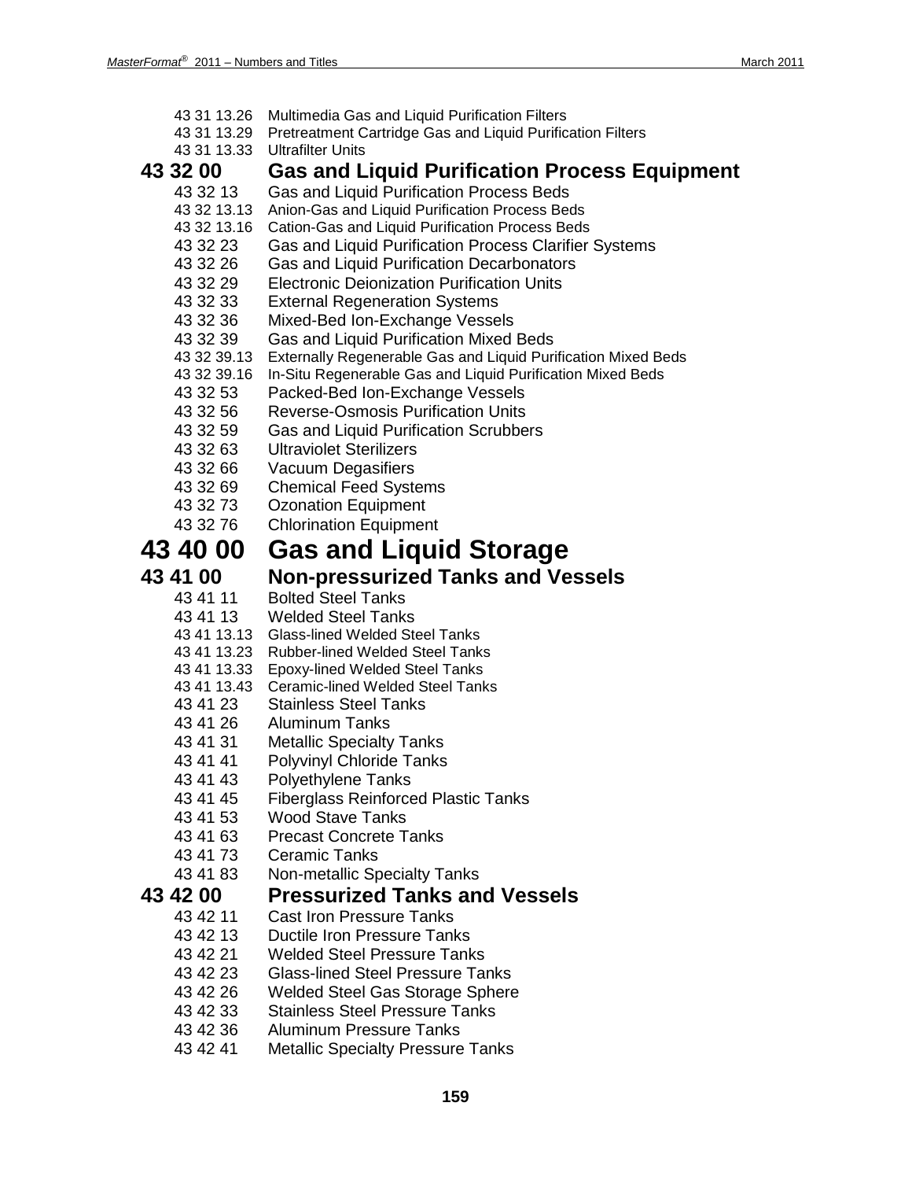43 31 13.26 Multimedia Gas and Liquid Purification Filters
43 31 13.29 Pretreatment Cartridge Gas and Liquid Purification Filters
43 31 13.33 Ultrafilter Units

## 43 32 00 Gas and Liquid Purification Process Equipment

43 32 13 Gas and Liquid Purification Process Beds
43 32 13.13 Anion-Gas and Liquid Purification Process Beds
43 32 13.16 Cation-Gas and Liquid Purification Process Beds
43 32 23 Gas and Liquid Purification Process Clarifier Systems
43 32 26 Gas and Liquid Purification Decarbonators
43 32 29 Electronic Deionization Purification Units
43 32 33 External Regeneration Systems
43 32 36 Mixed-Bed Ion-Exchange Vessels
43 32 39 Gas and Liquid Purification Mixed Beds
43 32 39.13 Externally Regenerable Gas and Liquid Purification Mixed Beds
43 32 39.16 In-Situ Regenerable Gas and Liquid Purification Mixed Beds
43 32 53 Packed-Bed Ion-Exchange Vessels
43 32 56 Reverse-Osmosis Purification Units
43 32 59 Gas and Liquid Purification Scrubbers
43 32 63 Ultraviolet Sterilizers
43 32 66 Vacuum Degasifiers
43 32 69 Chemical Feed Systems
43 32 73 Ozonation Equipment
43 32 76 Chlorination Equipment

# 43 40 00 Gas and Liquid Storage

## 43 41 00 Non-pressurized Tanks and Vessels

43 41 11 Bolted Steel Tanks
43 41 13 Welded Steel Tanks
43 41 13.13 Glass-lined Welded Steel Tanks
43 41 13.23 Rubber-lined Welded Steel Tanks
43 41 13.33 Epoxy-lined Welded Steel Tanks
43 41 13.43 Ceramic-lined Welded Steel Tanks
43 41 23 Stainless Steel Tanks
43 41 26 Aluminum Tanks
43 41 31 Metallic Specialty Tanks
43 41 41 Polyvinyl Chloride Tanks
43 41 43 Polyethylene Tanks
43 41 45 Fiberglass Reinforced Plastic Tanks
43 41 53 Wood Stave Tanks
43 41 63 Precast Concrete Tanks
43 41 73 Ceramic Tanks
43 41 83 Non-metallic Specialty Tanks

## 43 42 00 Pressurized Tanks and Vessels

43 42 11 Cast Iron Pressure Tanks
43 42 13 Ductile Iron Pressure Tanks
43 42 21 Welded Steel Pressure Tanks
43 42 23 Glass-lined Steel Pressure Tanks
43 42 26 Welded Steel Gas Storage Sphere
43 42 33 Stainless Steel Pressure Tanks
43 42 36 Aluminum Pressure Tanks
43 42 41 Metallic Specialty Pressure Tanks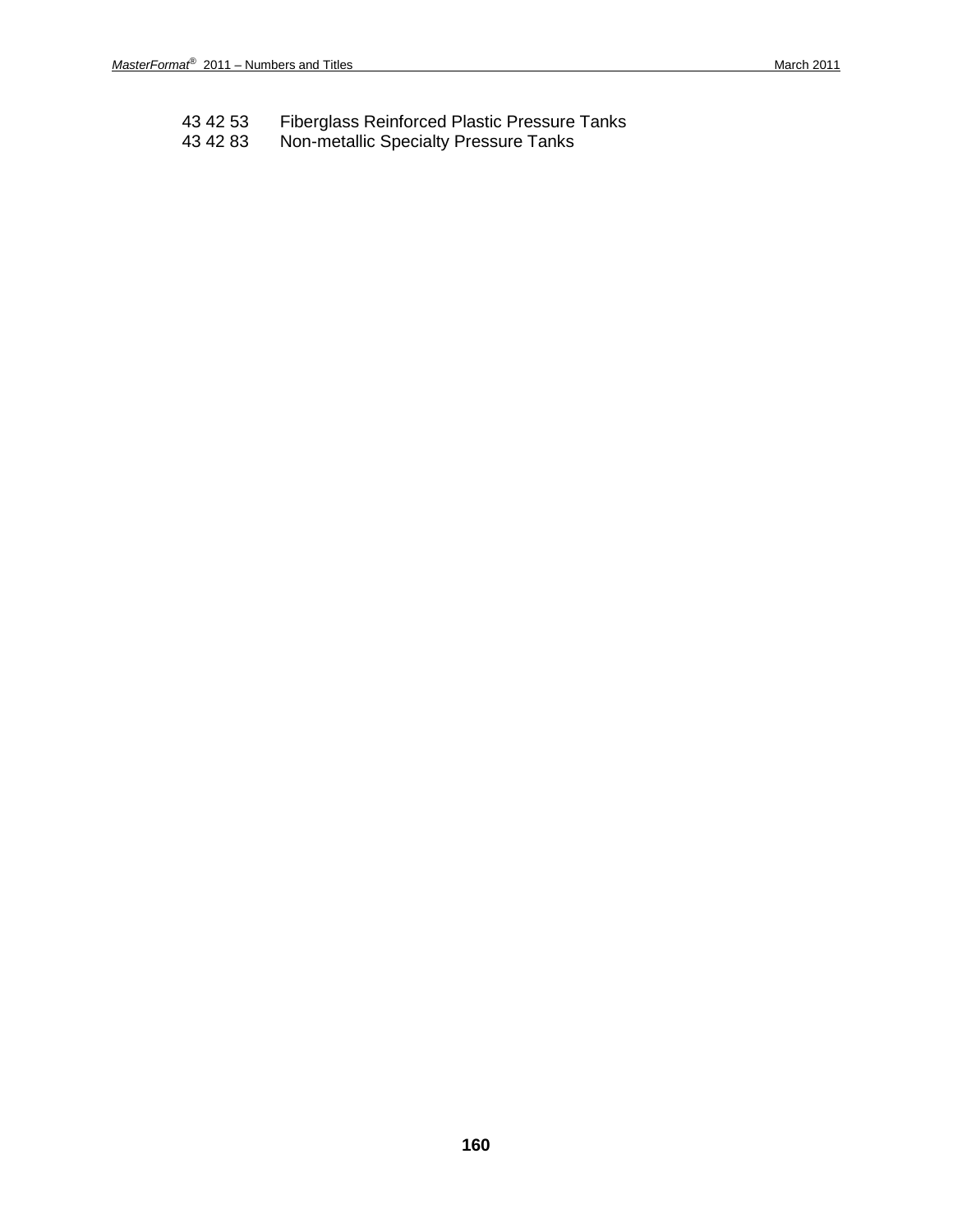43 42 53 Fiberglass Reinforced Plastic Pressure Tanks
43 42 83 Non-metallic Specialty Pressure Tanks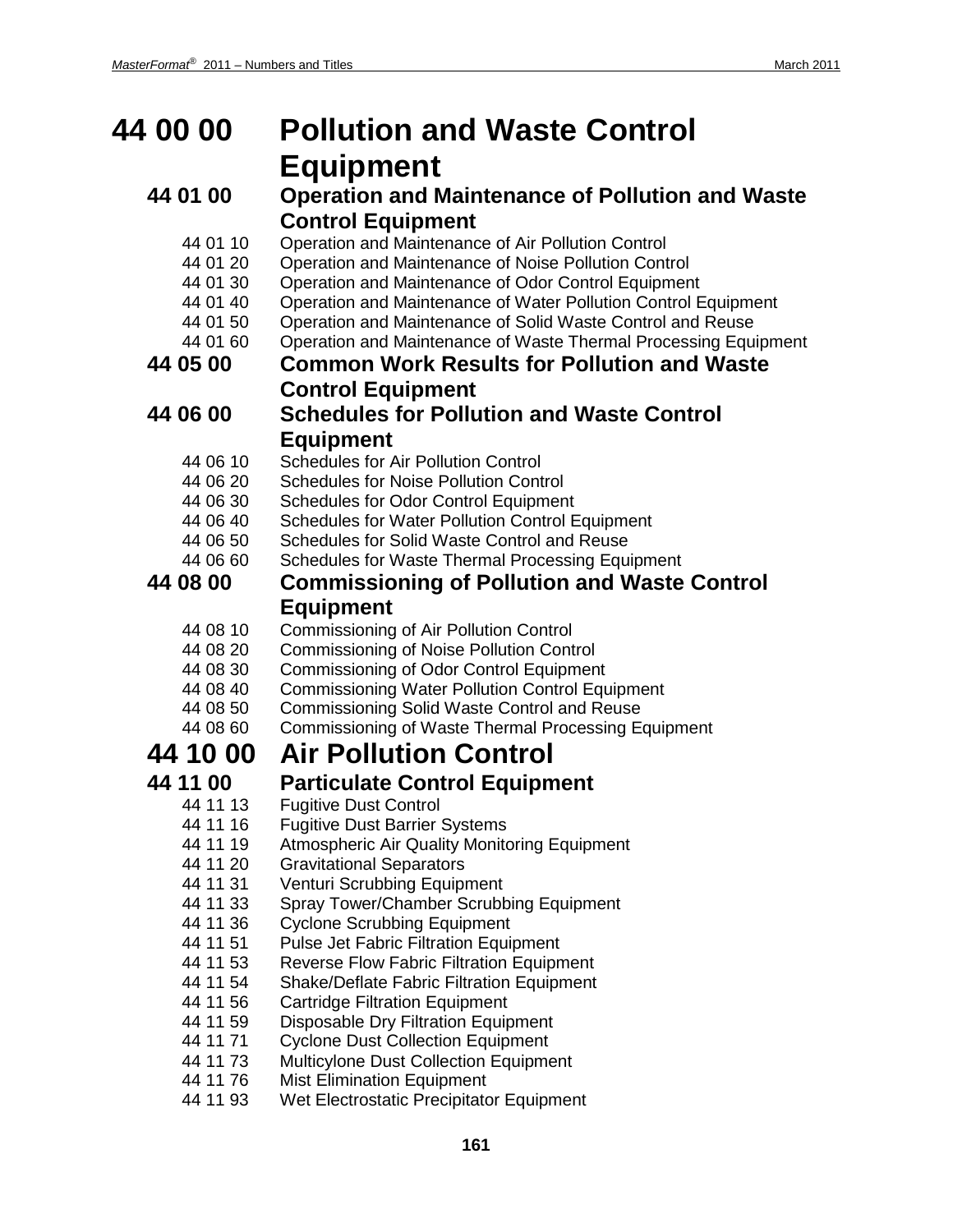# 44 00 00 Pollution and Waste Control Equipment

## 44 01 00 Operation and Maintenance of Pollution and Waste Control Equipment

- 44 01 10 Operation and Maintenance of Air Pollution Control
- 44 01 20 Operation and Maintenance of Noise Pollution Control
- 44 01 30 Operation and Maintenance of Odor Control Equipment
- 44 01 40 Operation and Maintenance of Water Pollution Control Equipment
- 44 01 50 Operation and Maintenance of Solid Waste Control and Reuse
- 44 01 60 Operation and Maintenance of Waste Thermal Processing Equipment

## 44 05 00 Common Work Results for Pollution and Waste Control Equipment

## 44 06 00 Schedules for Pollution and Waste Control Equipment

- 44 06 10 Schedules for Air Pollution Control
- 44 06 20 Schedules for Noise Pollution Control
- 44 06 30 Schedules for Odor Control Equipment
- 44 06 40 Schedules for Water Pollution Control Equipment
- 44 06 50 Schedules for Solid Waste Control and Reuse
- 44 06 60 Schedules for Waste Thermal Processing Equipment

## 44 08 00 Commissioning of Pollution and Waste Control Equipment

- 44 08 10 Commissioning of Air Pollution Control
- 44 08 20 Commissioning of Noise Pollution Control
- 44 08 30 Commissioning of Odor Control Equipment
- 44 08 40 Commissioning Water Pollution Control Equipment
- 44 08 50 Commissioning Solid Waste Control and Reuse
- 44 08 60 Commissioning of Waste Thermal Processing Equipment

# 44 10 00 Air Pollution Control

## 44 11 00 Particulate Control Equipment

- 44 11 13 Fugitive Dust Control
- 44 11 16 Fugitive Dust Barrier Systems
- 44 11 19 Atmospheric Air Quality Monitoring Equipment
- 44 11 20 Gravitational Separators
- 44 11 31 Venturi Scrubbing Equipment
- 44 11 33 Spray Tower/Chamber Scrubbing Equipment
- 44 11 36 Cyclone Scrubbing Equipment
- 44 11 51 Pulse Jet Fabric Filtration Equipment
- 44 11 53 Reverse Flow Fabric Filtration Equipment
- 44 11 54 Shake/Deflate Fabric Filtration Equipment
- 44 11 56 Cartridge Filtration Equipment
- 44 11 59 Disposable Dry Filtration Equipment
- 44 11 71 Cyclone Dust Collection Equipment
- 44 11 73 Multicyclone Dust Collection Equipment
- 44 11 76 Mist Elimination Equipment
- 44 11 93 Wet Electrostatic Precipitator Equipment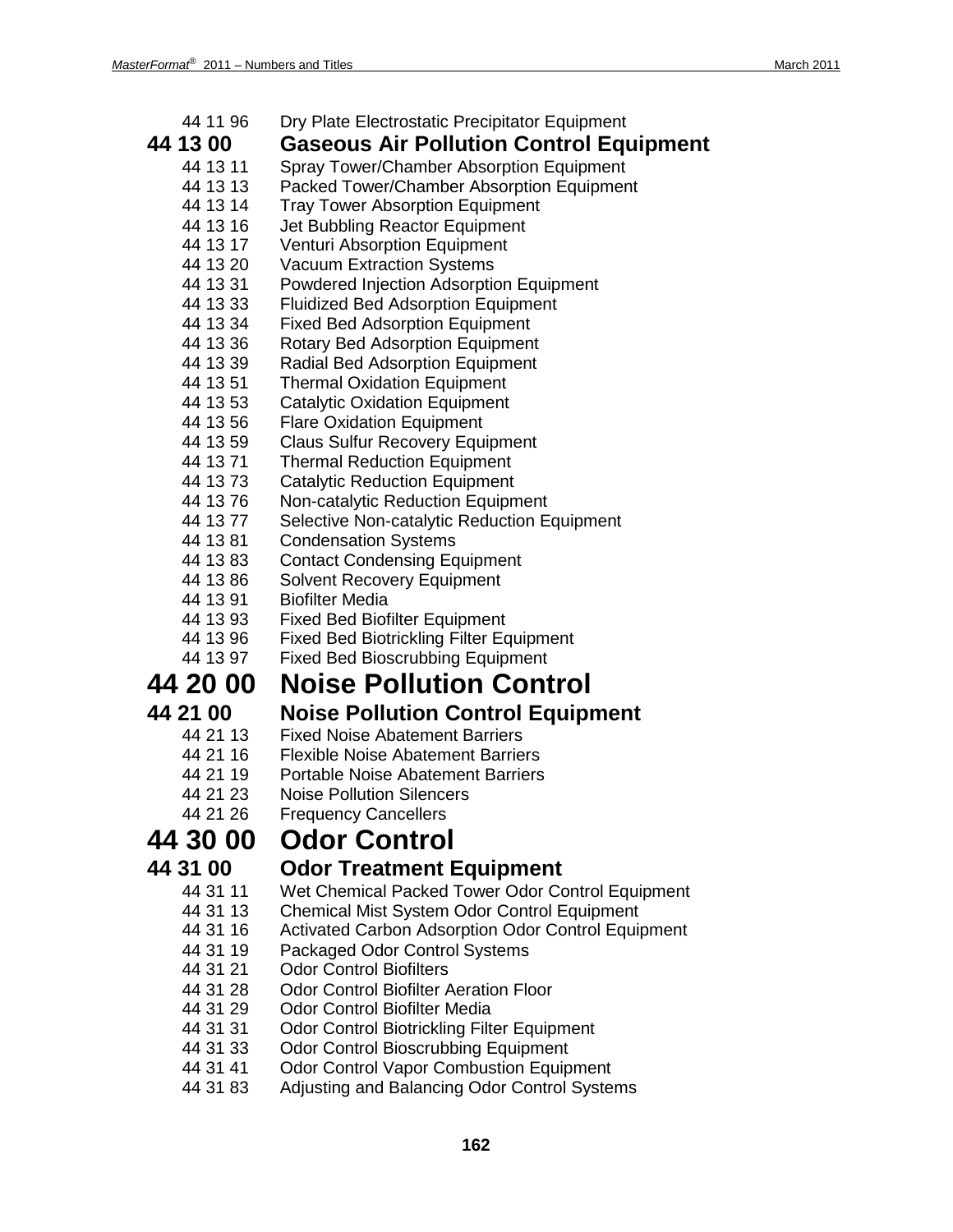44 11 96 Dry Plate Electrostatic Precipitator Equipment

## 44 13 00 Gaseous Air Pollution Control Equipment

44 13 11 Spray Tower/Chamber Absorption Equipment
44 13 13 Packed Tower/Chamber Absorption Equipment
44 13 14 Tray Tower Absorption Equipment
44 13 16 Jet Bubbling Reactor Equipment
44 13 17 Venturi Absorption Equipment
44 13 20 Vacuum Extraction Systems
44 13 31 Powdered Injection Adsorption Equipment
44 13 33 Fluidized Bed Adsorption Equipment
44 13 34 Fixed Bed Adsorption Equipment
44 13 36 Rotary Bed Adsorption Equipment
44 13 39 Radial Bed Adsorption Equipment
44 13 51 Thermal Oxidation Equipment
44 13 53 Catalytic Oxidation Equipment
44 13 56 Flare Oxidation Equipment
44 13 59 Claus Sulfur Recovery Equipment
44 13 71 Thermal Reduction Equipment
44 13 73 Catalytic Reduction Equipment
44 13 76 Non-catalytic Reduction Equipment
44 13 77 Selective Non-catalytic Reduction Equipment
44 13 81 Condensation Systems
44 13 83 Contact Condensing Equipment
44 13 86 Solvent Recovery Equipment
44 13 91 Biofilter Media
44 13 93 Fixed Bed Biofilter Equipment
44 13 96 Fixed Bed Biotrickling Filter Equipment
44 13 97 Fixed Bed Bioscrubbing Equipment

# 44 20 00 Noise Pollution Control

## 44 21 00 Noise Pollution Control Equipment

44 21 13 Fixed Noise Abatement Barriers
44 21 16 Flexible Noise Abatement Barriers
44 21 19 Portable Noise Abatement Barriers
44 21 23 Noise Pollution Silencers
44 21 26 Frequency Cancellers

# 44 30 00 Odor Control

## 44 31 00 Odor Treatment Equipment

44 31 11 Wet Chemical Packed Tower Odor Control Equipment
44 31 13 Chemical Mist System Odor Control Equipment
44 31 16 Activated Carbon Adsorption Odor Control Equipment
44 31 19 Packaged Odor Control Systems
44 31 21 Odor Control Biofilters
44 31 28 Odor Control Biofilter Aeration Floor
44 31 29 Odor Control Biofilter Media
44 31 31 Odor Control Biotrickling Filter Equipment
44 31 33 Odor Control Bioscrubbing Equipment
44 31 41 Odor Control Vapor Combustion Equipment
44 31 83 Adjusting and Balancing Odor Control Systems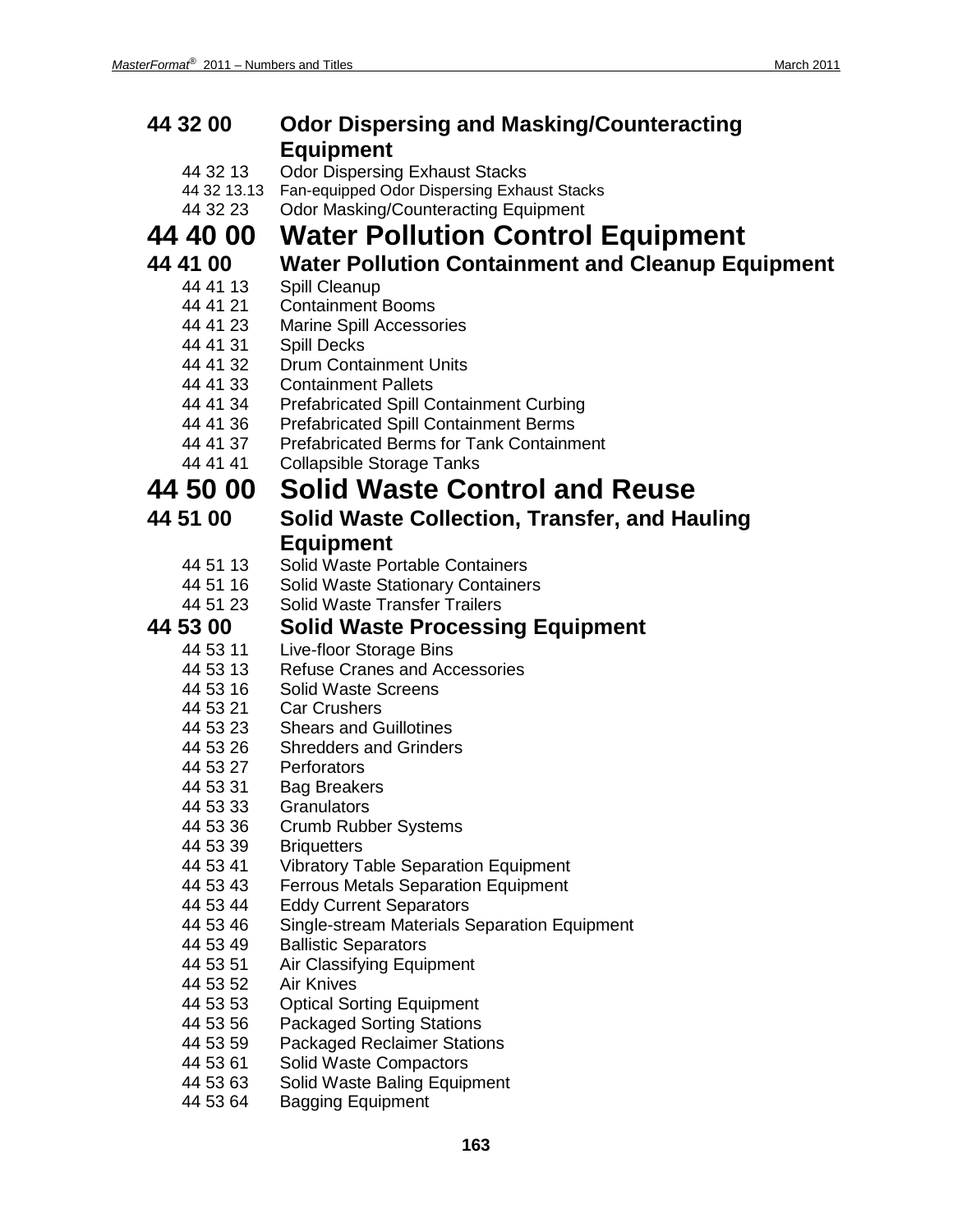## 44 32 00 Odor Dispersing and Masking/Counteracting Equipment

- 44 32 13 Odor Dispersing Exhaust Stacks
- 44 32 13.13 Fan-equipped Odor Dispersing Exhaust Stacks
- 44 32 23 Odor Masking/Counteracting Equipment

# 44 40 00 Water Pollution Control Equipment

## 44 41 00 Water Pollution Containment and Cleanup Equipment

- 44 41 13 Spill Cleanup
- 44 41 21 Containment Booms
- 44 41 23 Marine Spill Accessories
- 44 41 31 Spill Decks
- 44 41 32 Drum Containment Units
- 44 41 33 Containment Pallets
- 44 41 34 Prefabricated Spill Containment Curbing
- 44 41 36 Prefabricated Spill Containment Berms
- 44 41 37 Prefabricated Berms for Tank Containment
- 44 41 41 Collapsible Storage Tanks

# 44 50 00 Solid Waste Control and Reuse

## 44 51 00 Solid Waste Collection, Transfer, and Hauling Equipment

- 44 51 13 Solid Waste Portable Containers
- 44 51 16 Solid Waste Stationary Containers
- 44 51 23 Solid Waste Transfer Trailers

## 44 53 00 Solid Waste Processing Equipment

- 44 53 11 Live-floor Storage Bins
- 44 53 13 Refuse Cranes and Accessories
- 44 53 16 Solid Waste Screens
- 44 53 21 Car Crushers
- 44 53 23 Shears and Guillotines
- 44 53 26 Shredders and Grinders
- 44 53 27 Perforators
- 44 53 31 Bag Breakers
- 44 53 33 Granulators
- 44 53 36 Crumb Rubber Systems
- 44 53 39 Briquetters
- 44 53 41 Vibratory Table Separation Equipment
- 44 53 43 Ferrous Metals Separation Equipment
- 44 53 44 Eddy Current Separators
- 44 53 46 Single-stream Materials Separation Equipment
- 44 53 49 Ballistic Separators
- 44 53 51 Air Classifying Equipment
- 44 53 52 Air Knives
- 44 53 53 Optical Sorting Equipment
- 44 53 56 Packaged Sorting Stations
- 44 53 59 Packaged Reclaimer Stations
- 44 53 61 Solid Waste Compactors
- 44 53 63 Solid Waste Baling Equipment
- 44 53 64 Bagging Equipment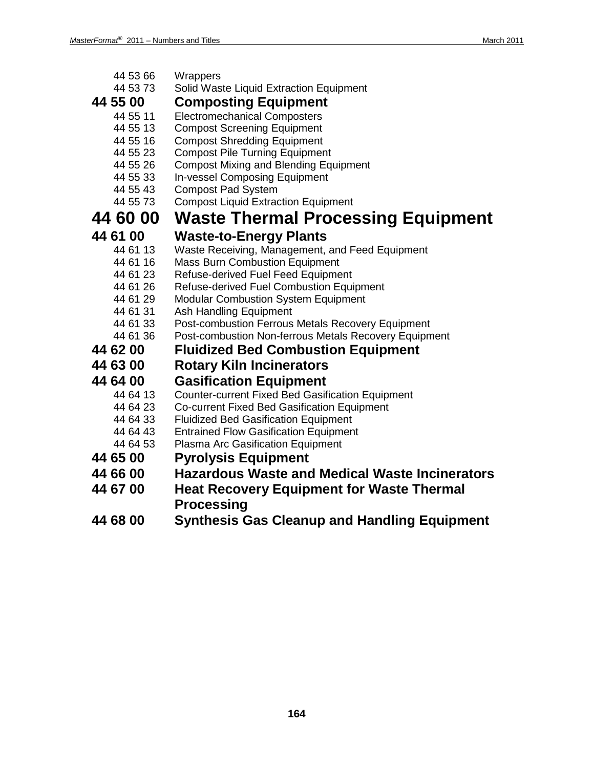44 53 66 Wrappers
44 53 73 Solid Waste Liquid Extraction Equipment

### 44 55 00 Composting Equipment

44 55 11 Electromechanical Composters
44 55 13 Compost Screening Equipment
44 55 16 Compost Shredding Equipment
44 55 23 Compost Pile Turning Equipment
44 55 26 Compost Mixing and Blending Equipment
44 55 33 In-vessel Composing Equipment
44 55 43 Compost Pad System
44 55 73 Compost Liquid Extraction Equipment

## 44 60 00 Waste Thermal Processing Equipment

### 44 61 00 Waste-to-Energy Plants

44 61 13 Waste Receiving, Management, and Feed Equipment
44 61 16 Mass Burn Combustion Equipment
44 61 23 Refuse-derived Fuel Feed Equipment
44 61 26 Refuse-derived Fuel Combustion Equipment
44 61 29 Modular Combustion System Equipment
44 61 31 Ash Handling Equipment
44 61 33 Post-combustion Ferrous Metals Recovery Equipment
44 61 36 Post-combustion Non-ferrous Metals Recovery Equipment

### 44 62 00 Fluidized Bed Combustion Equipment

### 44 63 00 Rotary Kiln Incinerators

### 44 64 00 Gasification Equipment

44 64 13 Counter-current Fixed Bed Gasification Equipment
44 64 23 Co-current Fixed Bed Gasification Equipment
44 64 33 Fluidized Bed Gasification Equipment
44 64 43 Entrained Flow Gasification Equipment
44 64 53 Plasma Arc Gasification Equipment

### 44 65 00 Pyrolysis Equipment

### 44 66 00 Hazardous Waste and Medical Waste Incinerators

### 44 67 00 Heat Recovery Equipment for Waste Thermal Processing

### 44 68 00 Synthesis Gas Cleanup and Handling Equipment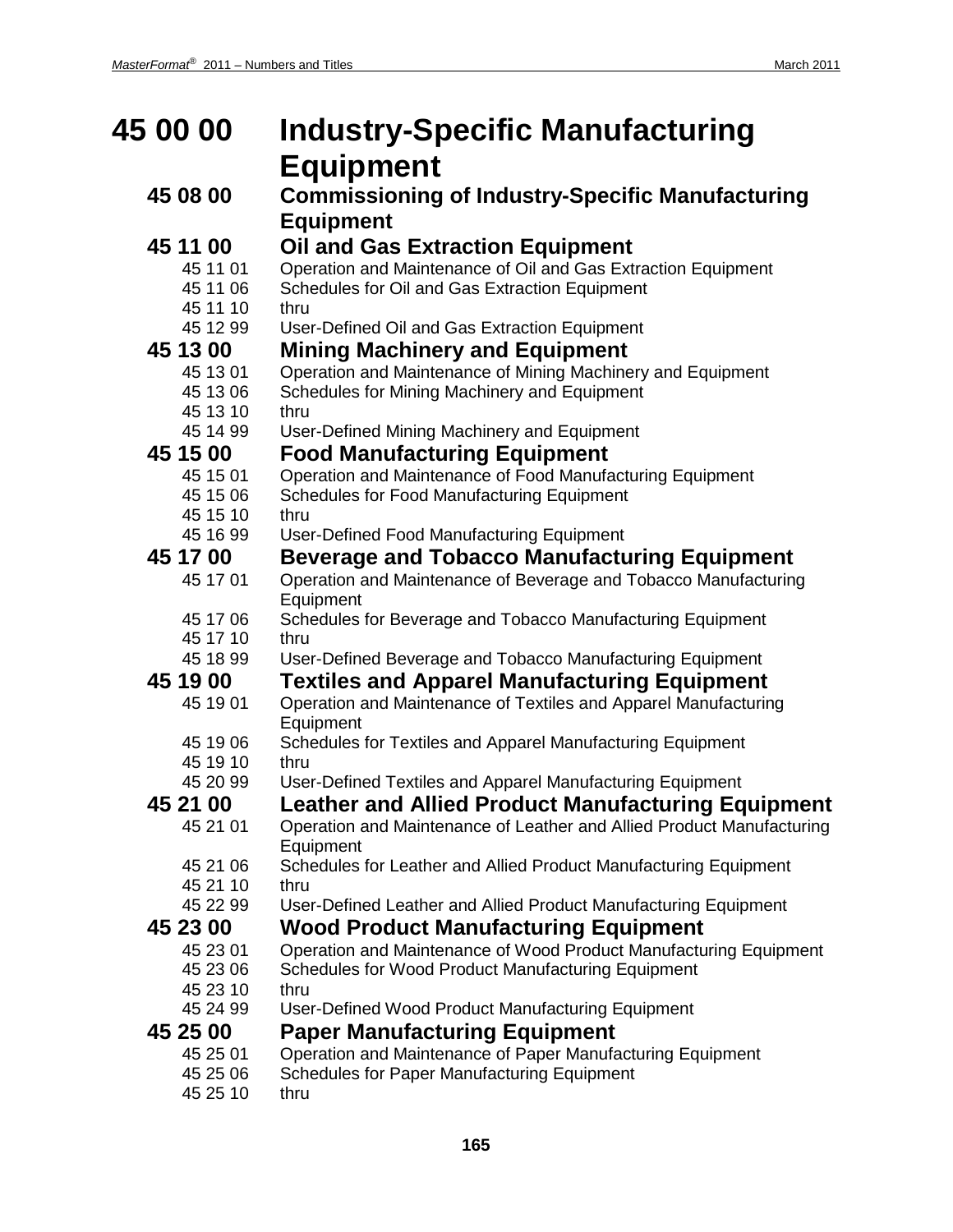# 45 00 00 Industry-Specific Manufacturing Equipment

## 45 08 00 Commissioning of Industry-Specific Manufacturing Equipment

## 45 11 00 Oil and Gas Extraction Equipment

45 11 01 Operation and Maintenance of Oil and Gas Extraction Equipment
45 11 06 Schedules for Oil and Gas Extraction Equipment
45 11 10 thru
45 12 99 User-Defined Oil and Gas Extraction Equipment

## 45 13 00 Mining Machinery and Equipment

45 13 01 Operation and Maintenance of Mining Machinery and Equipment
45 13 06 Schedules for Mining Machinery and Equipment
45 13 10 thru
45 14 99 User-Defined Mining Machinery and Equipment

## 45 15 00 Food Manufacturing Equipment

45 15 01 Operation and Maintenance of Food Manufacturing Equipment
45 15 06 Schedules for Food Manufacturing Equipment
45 15 10 thru
45 16 99 User-Defined Food Manufacturing Equipment

## 45 17 00 Beverage and Tobacco Manufacturing Equipment

45 17 01 Operation and Maintenance of Beverage and Tobacco Manufacturing Equipment
45 17 06 Schedules for Beverage and Tobacco Manufacturing Equipment
45 17 10 thru
45 18 99 User-Defined Beverage and Tobacco Manufacturing Equipment

## 45 19 00 Textiles and Apparel Manufacturing Equipment

45 19 01 Operation and Maintenance of Textiles and Apparel Manufacturing Equipment
45 19 06 Schedules for Textiles and Apparel Manufacturing Equipment
45 19 10 thru
45 20 99 User-Defined Textiles and Apparel Manufacturing Equipment

## 45 21 00 Leather and Allied Product Manufacturing Equipment

45 21 01 Operation and Maintenance of Leather and Allied Product Manufacturing Equipment
45 21 06 Schedules for Leather and Allied Product Manufacturing Equipment
45 21 10 thru
45 22 99 User-Defined Leather and Allied Product Manufacturing Equipment

## 45 23 00 Wood Product Manufacturing Equipment

45 23 01 Operation and Maintenance of Wood Product Manufacturing Equipment
45 23 06 Schedules for Wood Product Manufacturing Equipment
45 23 10 thru
45 24 99 User-Defined Wood Product Manufacturing Equipment

## 45 25 00 Paper Manufacturing Equipment

45 25 01 Operation and Maintenance of Paper Manufacturing Equipment
45 25 06 Schedules for Paper Manufacturing Equipment
45 25 10 thru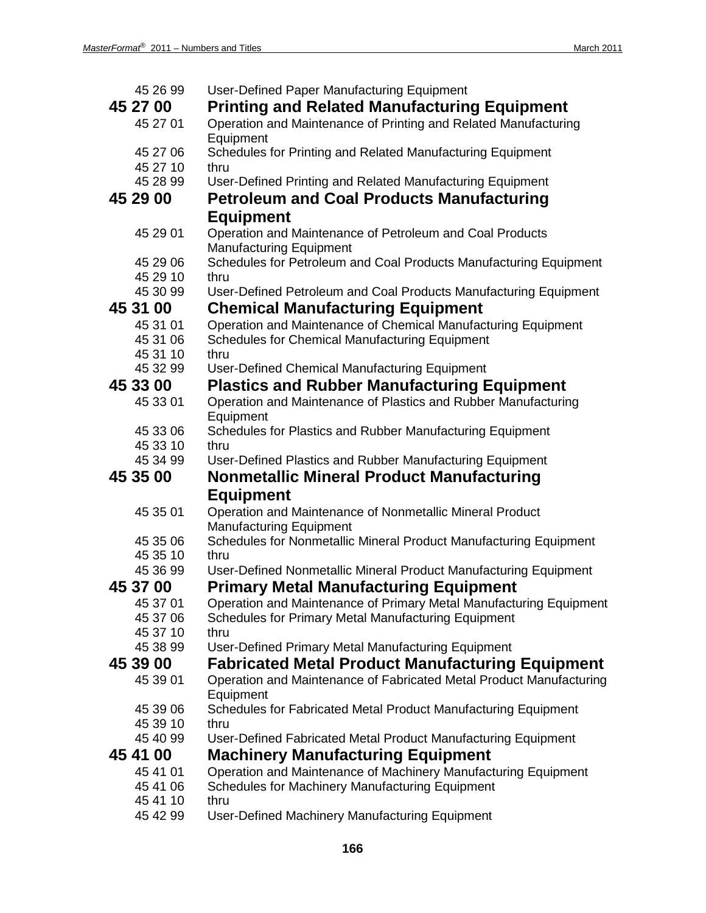45 26 99 User-Defined Paper Manufacturing Equipment

## 45 27 00 Printing and Related Manufacturing Equipment

45 27 01 Operation and Maintenance of Printing and Related Manufacturing Equipment
45 27 06 Schedules for Printing and Related Manufacturing Equipment
45 27 10 thru
45 28 99 User-Defined Printing and Related Manufacturing Equipment

## 45 29 00 Petroleum and Coal Products Manufacturing Equipment

45 29 01 Operation and Maintenance of Petroleum and Coal Products Manufacturing Equipment
45 29 06 Schedules for Petroleum and Coal Products Manufacturing Equipment
45 29 10 thru
45 30 99 User-Defined Petroleum and Coal Products Manufacturing Equipment

## 45 31 00 Chemical Manufacturing Equipment

45 31 01 Operation and Maintenance of Chemical Manufacturing Equipment
45 31 06 Schedules for Chemical Manufacturing Equipment
45 31 10 thru
45 32 99 User-Defined Chemical Manufacturing Equipment

## 45 33 00 Plastics and Rubber Manufacturing Equipment

45 33 01 Operation and Maintenance of Plastics and Rubber Manufacturing Equipment
45 33 06 Schedules for Plastics and Rubber Manufacturing Equipment
45 33 10 thru
45 34 99 User-Defined Plastics and Rubber Manufacturing Equipment

## 45 35 00 Nonmetallic Mineral Product Manufacturing Equipment

45 35 01 Operation and Maintenance of Nonmetallic Mineral Product Manufacturing Equipment
45 35 06 Schedules for Nonmetallic Mineral Product Manufacturing Equipment
45 35 10 thru
45 36 99 User-Defined Nonmetallic Mineral Product Manufacturing Equipment

## 45 37 00 Primary Metal Manufacturing Equipment

45 37 01 Operation and Maintenance of Primary Metal Manufacturing Equipment
45 37 06 Schedules for Primary Metal Manufacturing Equipment
45 37 10 thru
45 38 99 User-Defined Primary Metal Manufacturing Equipment

## 45 39 00 Fabricated Metal Product Manufacturing Equipment

45 39 01 Operation and Maintenance of Fabricated Metal Product Manufacturing Equipment
45 39 06 Schedules for Fabricated Metal Product Manufacturing Equipment
45 39 10 thru
45 40 99 User-Defined Fabricated Metal Product Manufacturing Equipment

## 45 41 00 Machinery Manufacturing Equipment

45 41 01 Operation and Maintenance of Machinery Manufacturing Equipment
45 41 06 Schedules for Machinery Manufacturing Equipment
45 41 10 thru
45 42 99 User-Defined Machinery Manufacturing Equipment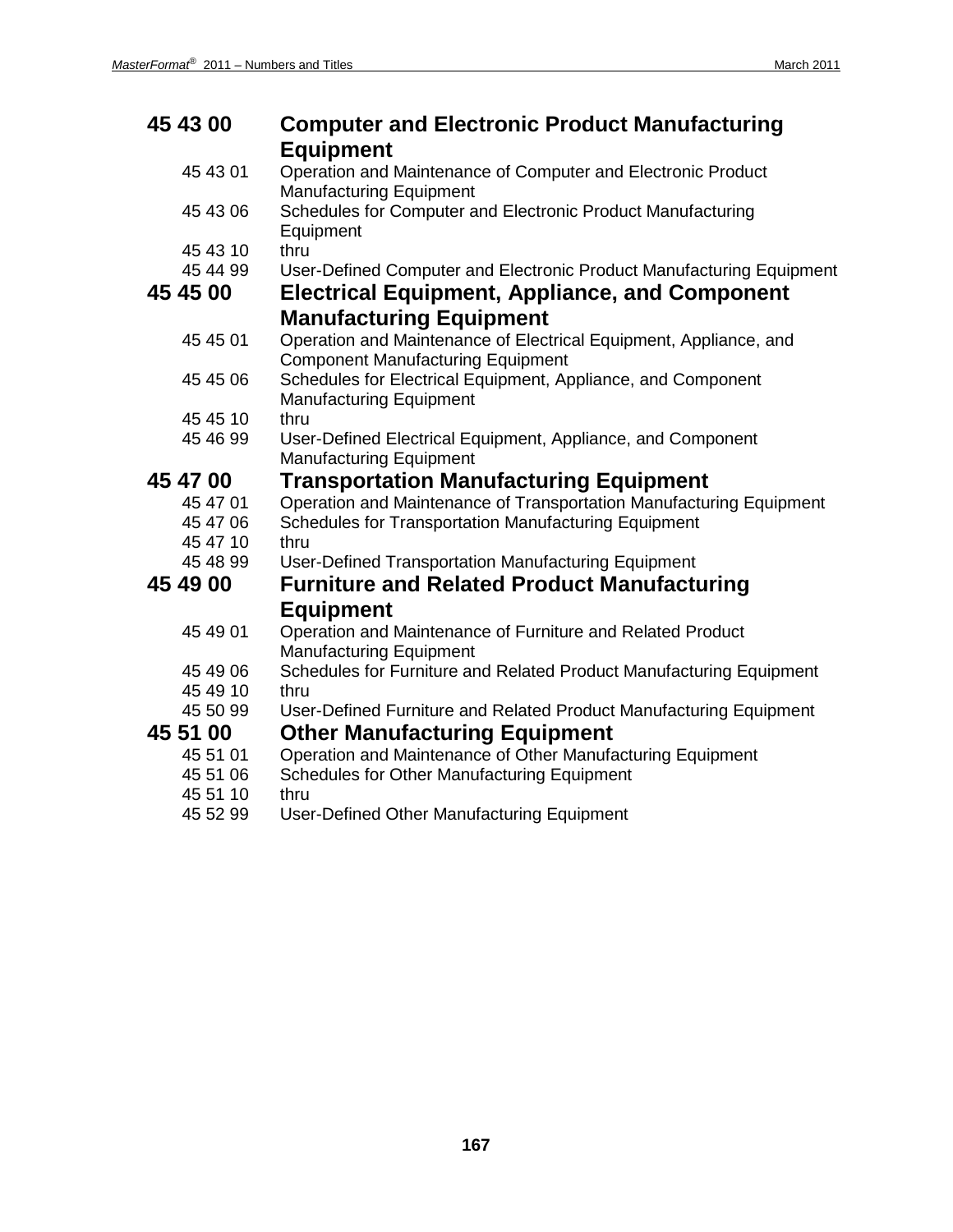## 45 43 00 Computer and Electronic Product Manufacturing Equipment

45 43 01 Operation and Maintenance of Computer and Electronic Product Manufacturing Equipment
45 43 06 Schedules for Computer and Electronic Product Manufacturing Equipment
45 43 10 thru
45 44 99 User-Defined Computer and Electronic Product Manufacturing Equipment

## 45 45 00 Electrical Equipment, Appliance, and Component Manufacturing Equipment

45 45 01 Operation and Maintenance of Electrical Equipment, Appliance, and Component Manufacturing Equipment
45 45 06 Schedules for Electrical Equipment, Appliance, and Component Manufacturing Equipment
45 45 10 thru
45 46 99 User-Defined Electrical Equipment, Appliance, and Component Manufacturing Equipment

## 45 47 00 Transportation Manufacturing Equipment

45 47 01 Operation and Maintenance of Transportation Manufacturing Equipment
45 47 06 Schedules for Transportation Manufacturing Equipment
45 47 10 thru
45 48 99 User-Defined Transportation Manufacturing Equipment

## 45 49 00 Furniture and Related Product Manufacturing Equipment

45 49 01 Operation and Maintenance of Furniture and Related Product Manufacturing Equipment
45 49 06 Schedules for Furniture and Related Product Manufacturing Equipment
45 49 10 thru
45 50 99 User-Defined Furniture and Related Product Manufacturing Equipment

## 45 51 00 Other Manufacturing Equipment

45 51 01 Operation and Maintenance of Other Manufacturing Equipment
45 51 06 Schedules for Other Manufacturing Equipment
45 51 10 thru
45 52 99 User-Defined Other Manufacturing Equipment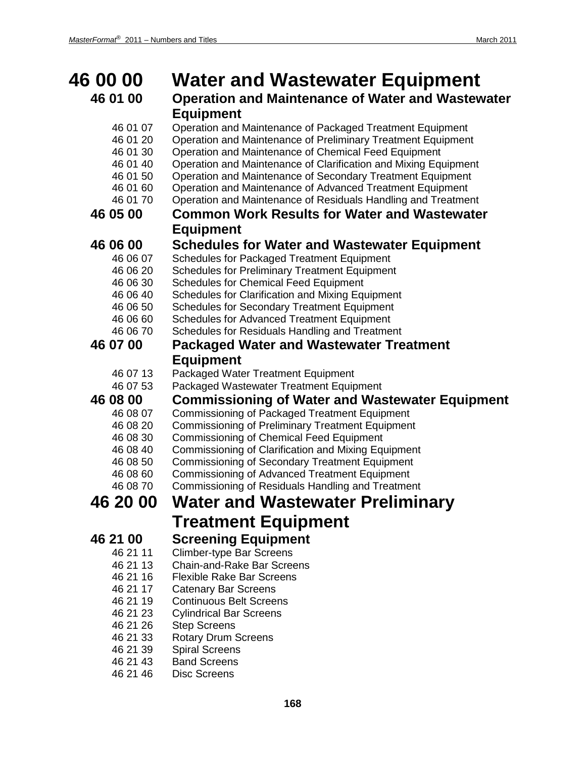# 46 00 00 Water and Wastewater Equipment

## 46 01 00 Operation and Maintenance of Water and Wastewater Equipment

- 46 01 07 Operation and Maintenance of Packaged Treatment Equipment
- 46 01 20 Operation and Maintenance of Preliminary Treatment Equipment
- 46 01 30 Operation and Maintenance of Chemical Feed Equipment
- 46 01 40 Operation and Maintenance of Clarification and Mixing Equipment
- 46 01 50 Operation and Maintenance of Secondary Treatment Equipment
- 46 01 60 Operation and Maintenance of Advanced Treatment Equipment
- 46 01 70 Operation and Maintenance of Residuals Handling and Treatment

## 46 05 00 Common Work Results for Water and Wastewater Equipment

## 46 06 00 Schedules for Water and Wastewater Equipment

- 46 06 07 Schedules for Packaged Treatment Equipment
- 46 06 20 Schedules for Preliminary Treatment Equipment
- 46 06 30 Schedules for Chemical Feed Equipment
- 46 06 40 Schedules for Clarification and Mixing Equipment
- 46 06 50 Schedules for Secondary Treatment Equipment
- 46 06 60 Schedules for Advanced Treatment Equipment
- 46 06 70 Schedules for Residuals Handling and Treatment

## 46 07 00 Packaged Water and Wastewater Treatment Equipment

- 46 07 13 Packaged Water Treatment Equipment
- 46 07 53 Packaged Wastewater Treatment Equipment

## 46 08 00 Commissioning of Water and Wastewater Equipment

- 46 08 07 Commissioning of Packaged Treatment Equipment
- 46 08 20 Commissioning of Preliminary Treatment Equipment
- 46 08 30 Commissioning of Chemical Feed Equipment
- 46 08 40 Commissioning of Clarification and Mixing Equipment
- 46 08 50 Commissioning of Secondary Treatment Equipment
- 46 08 60 Commissioning of Advanced Treatment Equipment
- 46 08 70 Commissioning of Residuals Handling and Treatment

# 46 20 00 Water and Wastewater Preliminary Treatment Equipment

## 46 21 00 Screening Equipment

- 46 21 11 Climber-type Bar Screens
- 46 21 13 Chain-and-Rake Bar Screens
- 46 21 16 Flexible Rake Bar Screens
- 46 21 17 Catenary Bar Screens
- 46 21 19 Continuous Belt Screens
- 46 21 23 Cylindrical Bar Screens
- 46 21 26 Step Screens
- 46 21 33 Rotary Drum Screens
- 46 21 39 Spiral Screens
- 46 21 43 Band Screens
- 46 21 46 Disc Screens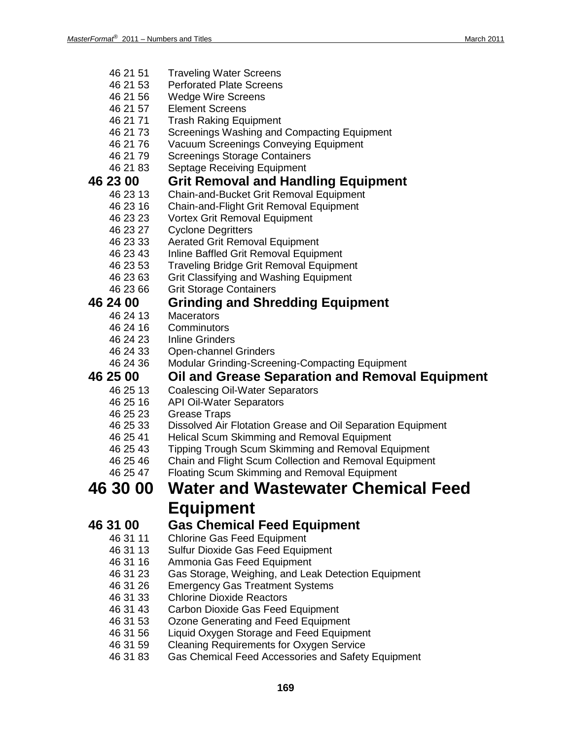46 21 51 Traveling Water Screens
46 21 53 Perforated Plate Screens
46 21 56 Wedge Wire Screens
46 21 57 Element Screens
46 21 71 Trash Raking Equipment
46 21 73 Screenings Washing and Compacting Equipment
46 21 76 Vacuum Screenings Conveying Equipment
46 21 79 Screenings Storage Containers
46 21 83 Septage Receiving Equipment

### 46 23 00 Grit Removal and Handling Equipment

46 23 13 Chain-and-Bucket Grit Removal Equipment
46 23 16 Chain-and-Flight Grit Removal Equipment
46 23 23 Vortex Grit Removal Equipment
46 23 27 Cyclone Degritters
46 23 33 Aerated Grit Removal Equipment
46 23 43 Inline Baffled Grit Removal Equipment
46 23 53 Traveling Bridge Grit Removal Equipment
46 23 63 Grit Classifying and Washing Equipment
46 23 66 Grit Storage Containers

### 46 24 00 Grinding and Shredding Equipment

46 24 13 Macerators
46 24 16 Comminutors
46 24 23 Inline Grinders
46 24 33 Open-channel Grinders
46 24 36 Modular Grinding-Screening-Compacting Equipment

### 46 25 00 Oil and Grease Separation and Removal Equipment

46 25 13 Coalescing Oil-Water Separators
46 25 16 API Oil-Water Separators
46 25 23 Grease Traps
46 25 33 Dissolved Air Flotation Grease and Oil Separation Equipment
46 25 41 Helical Scum Skimming and Removal Equipment
46 25 43 Tipping Trough Scum Skimming and Removal Equipment
46 25 46 Chain and Flight Scum Collection and Removal Equipment
46 25 47 Floating Scum Skimming and Removal Equipment

## 46 30 00 Water and Wastewater Chemical Feed Equipment

### 46 31 00 Gas Chemical Feed Equipment

46 31 11 Chlorine Gas Feed Equipment
46 31 13 Sulfur Dioxide Gas Feed Equipment
46 31 16 Ammonia Gas Feed Equipment
46 31 23 Gas Storage, Weighing, and Leak Detection Equipment
46 31 26 Emergency Gas Treatment Systems
46 31 33 Chlorine Dioxide Reactors
46 31 43 Carbon Dioxide Gas Feed Equipment
46 31 53 Ozone Generating and Feed Equipment
46 31 56 Liquid Oxygen Storage and Feed Equipment
46 31 59 Cleaning Requirements for Oxygen Service
46 31 83 Gas Chemical Feed Accessories and Safety Equipment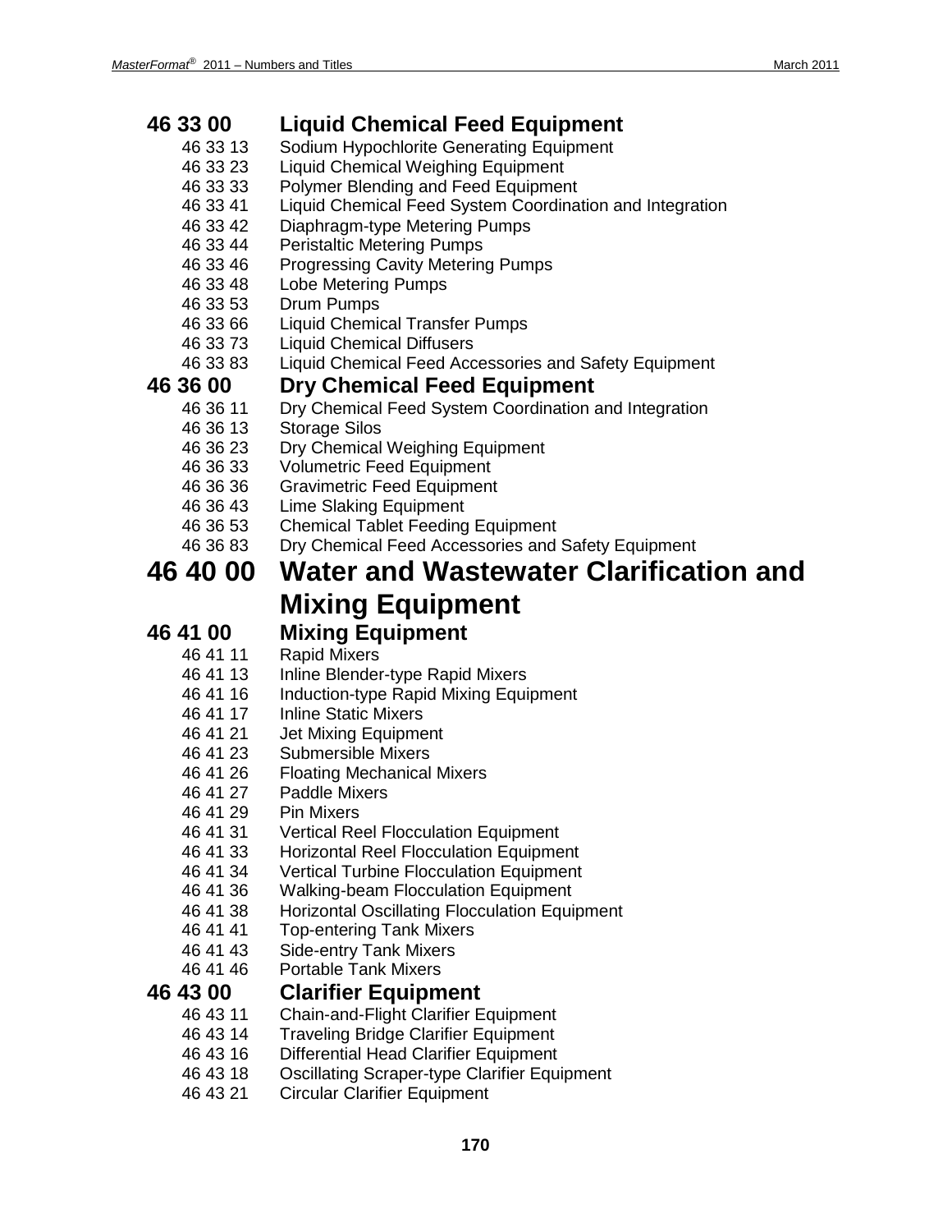### 46 33 00 Liquid Chemical Feed Equipment

- 46 33 13 Sodium Hypochlorite Generating Equipment
- 46 33 23 Liquid Chemical Weighing Equipment
- 46 33 33 Polymer Blending and Feed Equipment
- 46 33 41 Liquid Chemical Feed System Coordination and Integration
- 46 33 42 Diaphragm-type Metering Pumps
- 46 33 44 Peristaltic Metering Pumps
- 46 33 46 Progressing Cavity Metering Pumps
- 46 33 48 Lobe Metering Pumps
- 46 33 53 Drum Pumps
- 46 33 66 Liquid Chemical Transfer Pumps
- 46 33 73 Liquid Chemical Diffusers
- 46 33 83 Liquid Chemical Feed Accessories and Safety Equipment

### 46 36 00 Dry Chemical Feed Equipment

- 46 36 11 Dry Chemical Feed System Coordination and Integration
- 46 36 13 Storage Silos
- 46 36 23 Dry Chemical Weighing Equipment
- 46 36 33 Volumetric Feed Equipment
- 46 36 36 Gravimetric Feed Equipment
- 46 36 43 Lime Slaking Equipment
- 46 36 53 Chemical Tablet Feeding Equipment
- 46 36 83 Dry Chemical Feed Accessories and Safety Equipment

## 46 40 00 Water and Wastewater Clarification and Mixing Equipment

### 46 41 00 Mixing Equipment

- 46 41 11 Rapid Mixers
- 46 41 13 Inline Blender-type Rapid Mixers
- 46 41 16 Induction-type Rapid Mixing Equipment
- 46 41 17 Inline Static Mixers
- 46 41 21 Jet Mixing Equipment
- 46 41 23 Submersible Mixers
- 46 41 26 Floating Mechanical Mixers
- 46 41 27 Paddle Mixers
- 46 41 29 Pin Mixers
- 46 41 31 Vertical Reel Flocculation Equipment
- 46 41 33 Horizontal Reel Flocculation Equipment
- 46 41 34 Vertical Turbine Flocculation Equipment
- 46 41 36 Walking-beam Flocculation Equipment
- 46 41 38 Horizontal Oscillating Flocculation Equipment
- 46 41 41 Top-entering Tank Mixers
- 46 41 43 Side-entry Tank Mixers
- 46 41 46 Portable Tank Mixers

### 46 43 00 Clarifier Equipment

- 46 43 11 Chain-and-Flight Clarifier Equipment
- 46 43 14 Traveling Bridge Clarifier Equipment
- 46 43 16 Differential Head Clarifier Equipment
- 46 43 18 Oscillating Scraper-type Clarifier Equipment
- 46 43 21 Circular Clarifier Equipment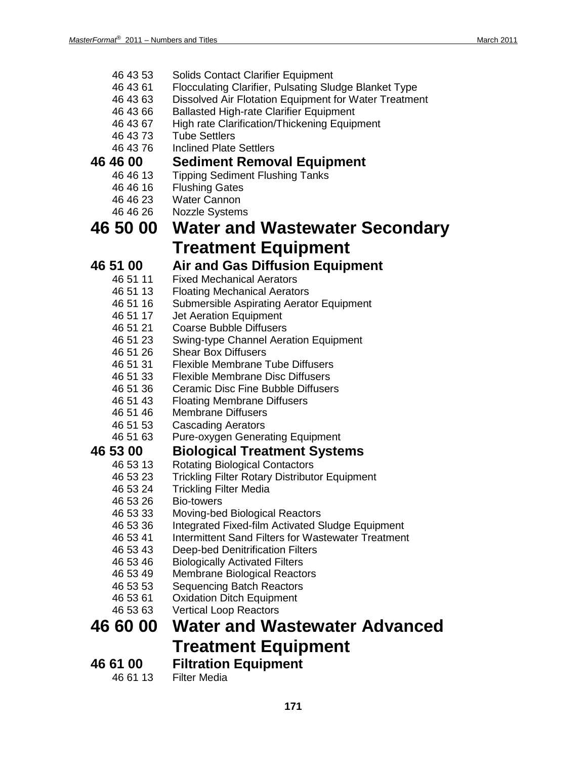46 43 53 Solids Contact Clarifier Equipment
46 43 61 Flocculating Clarifier, Pulsating Sludge Blanket Type
46 43 63 Dissolved Air Flotation Equipment for Water Treatment
46 43 66 Ballasted High-rate Clarifier Equipment
46 43 67 High rate Clarification/Thickening Equipment
46 43 73 Tube Settlers
46 43 76 Inclined Plate Settlers

### 46 46 00 Sediment Removal Equipment

46 46 13 Tipping Sediment Flushing Tanks
46 46 16 Flushing Gates
46 46 23 Water Cannon
46 46 26 Nozzle Systems

## 46 50 00 Water and Wastewater Secondary Treatment Equipment

### 46 51 00 Air and Gas Diffusion Equipment

46 51 11 Fixed Mechanical Aerators
46 51 13 Floating Mechanical Aerators
46 51 16 Submersible Aspirating Aerator Equipment
46 51 17 Jet Aeration Equipment
46 51 21 Coarse Bubble Diffusers
46 51 23 Swing-type Channel Aeration Equipment
46 51 26 Shear Box Diffusers
46 51 31 Flexible Membrane Tube Diffusers
46 51 33 Flexible Membrane Disc Diffusers
46 51 36 Ceramic Disc Fine Bubble Diffusers
46 51 43 Floating Membrane Diffusers
46 51 46 Membrane Diffusers
46 51 53 Cascading Aerators
46 51 63 Pure-oxygen Generating Equipment

### 46 53 00 Biological Treatment Systems

46 53 13 Rotating Biological Contactors
46 53 23 Trickling Filter Rotary Distributor Equipment
46 53 24 Trickling Filter Media
46 53 26 Bio-towers
46 53 33 Moving-bed Biological Reactors
46 53 36 Integrated Fixed-film Activated Sludge Equipment
46 53 41 Intermittent Sand Filters for Wastewater Treatment
46 53 43 Deep-bed Denitrification Filters
46 53 46 Biologically Activated Filters
46 53 49 Membrane Biological Reactors
46 53 53 Sequencing Batch Reactors
46 53 61 Oxidation Ditch Equipment
46 53 63 Vertical Loop Reactors

## 46 60 00 Water and Wastewater Advanced Treatment Equipment

### 46 61 00 Filtration Equipment

46 61 13 Filter Media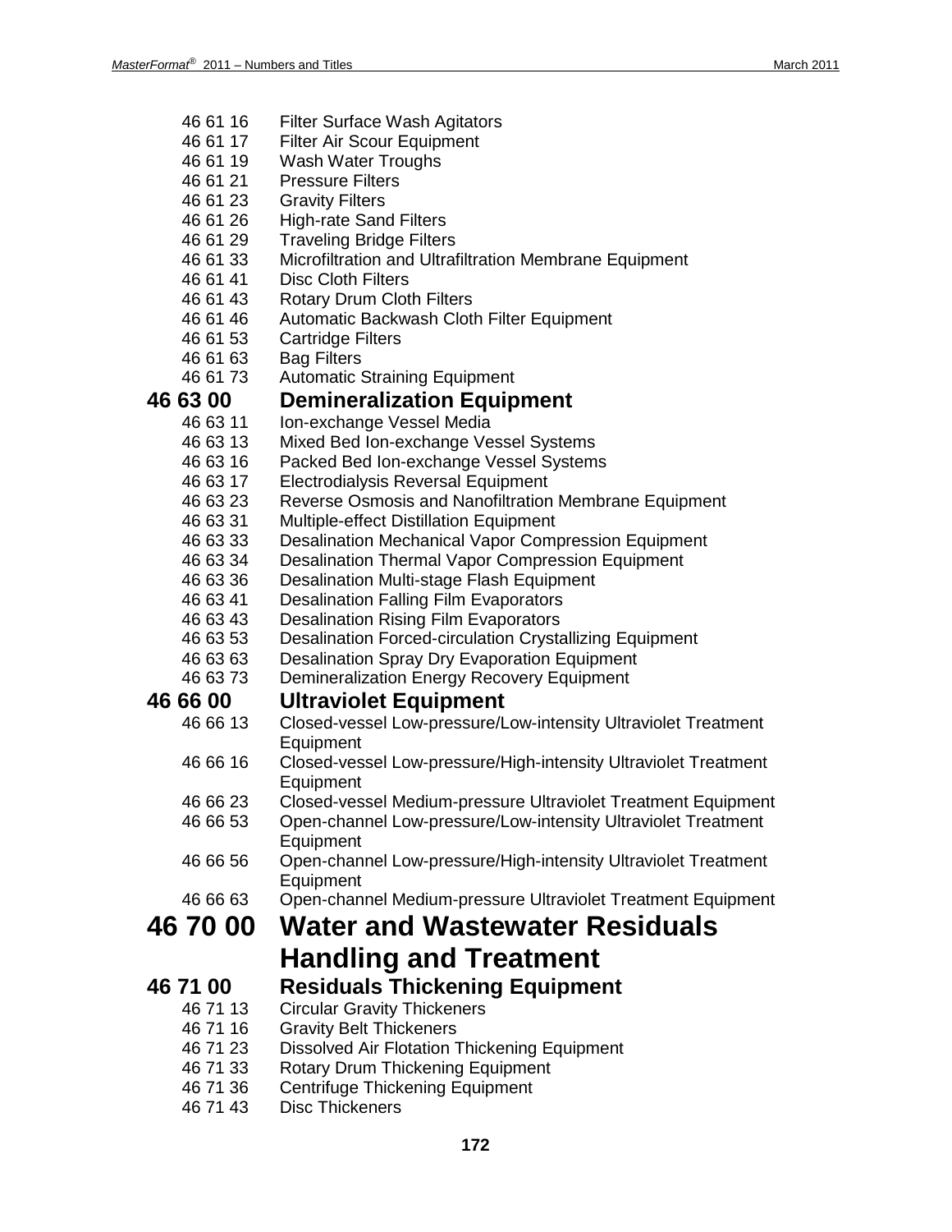46 61 16 Filter Surface Wash Agitators
46 61 17 Filter Air Scour Equipment
46 61 19 Wash Water Troughs
46 61 21 Pressure Filters
46 61 23 Gravity Filters
46 61 26 High-rate Sand Filters
46 61 29 Traveling Bridge Filters
46 61 33 Microfiltration and Ultrafiltration Membrane Equipment
46 61 41 Disc Cloth Filters
46 61 43 Rotary Drum Cloth Filters
46 61 46 Automatic Backwash Cloth Filter Equipment
46 61 53 Cartridge Filters
46 61 63 Bag Filters
46 61 73 Automatic Straining Equipment

### 46 63 00 Demineralization Equipment

46 63 11 Ion-exchange Vessel Media
46 63 13 Mixed Bed Ion-exchange Vessel Systems
46 63 16 Packed Bed Ion-exchange Vessel Systems
46 63 17 Electrodialysis Reversal Equipment
46 63 23 Reverse Osmosis and Nanofiltration Membrane Equipment
46 63 31 Multiple-effect Distillation Equipment
46 63 33 Desalination Mechanical Vapor Compression Equipment
46 63 34 Desalination Thermal Vapor Compression Equipment
46 63 36 Desalination Multi-stage Flash Equipment
46 63 41 Desalination Falling Film Evaporators
46 63 43 Desalination Rising Film Evaporators
46 63 53 Desalination Forced-circulation Crystallizing Equipment
46 63 63 Desalination Spray Dry Evaporation Equipment
46 63 73 Demineralization Energy Recovery Equipment

### 46 66 00 Ultraviolet Equipment

46 66 13 Closed-vessel Low-pressure/Low-intensity Ultraviolet Treatment Equipment
46 66 16 Closed-vessel Low-pressure/High-intensity Ultraviolet Treatment Equipment
46 66 23 Closed-vessel Medium-pressure Ultraviolet Treatment Equipment
46 66 53 Open-channel Low-pressure/Low-intensity Ultraviolet Treatment Equipment
46 66 56 Open-channel Low-pressure/High-intensity Ultraviolet Treatment Equipment
46 66 63 Open-channel Medium-pressure Ultraviolet Treatment Equipment

## 46 70 00 Water and Wastewater Residuals Handling and Treatment

### 46 71 00 Residuals Thickening Equipment

46 71 13 Circular Gravity Thickeners
46 71 16 Gravity Belt Thickeners
46 71 23 Dissolved Air Flotation Thickening Equipment
46 71 33 Rotary Drum Thickening Equipment
46 71 36 Centrifuge Thickening Equipment
46 71 43 Disc Thickeners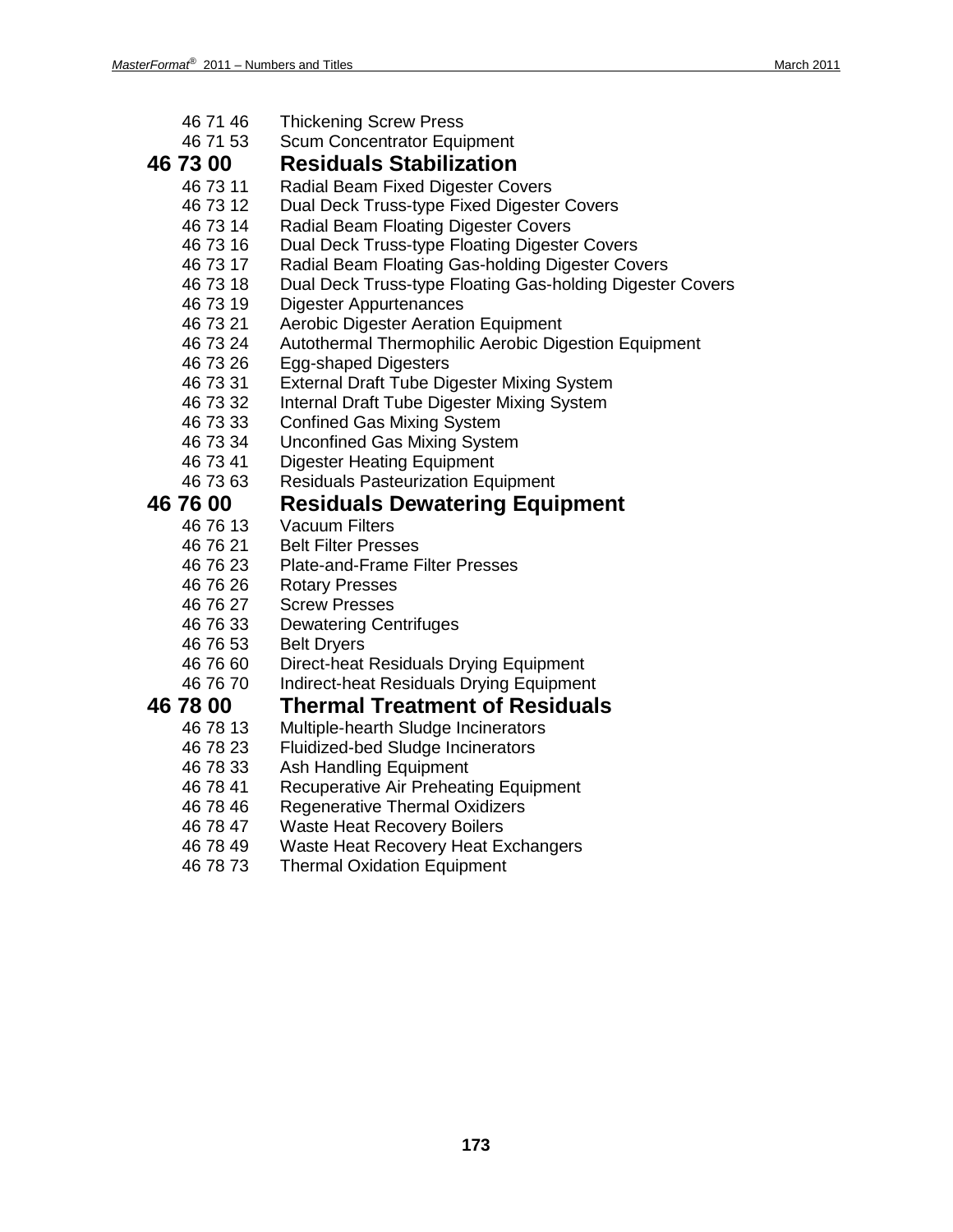46 71 46 Thickening Screw Press
46 71 53 Scum Concentrator Equipment

## 46 73 00 Residuals Stabilization

46 73 11 Radial Beam Fixed Digester Covers
46 73 12 Dual Deck Truss-type Fixed Digester Covers
46 73 14 Radial Beam Floating Digester Covers
46 73 16 Dual Deck Truss-type Floating Digester Covers
46 73 17 Radial Beam Floating Gas-holding Digester Covers
46 73 18 Dual Deck Truss-type Floating Gas-holding Digester Covers
46 73 19 Digester Appurtenances
46 73 21 Aerobic Digester Aeration Equipment
46 73 24 Autothermal Thermophilic Aerobic Digestion Equipment
46 73 26 Egg-shaped Digesters
46 73 31 External Draft Tube Digester Mixing System
46 73 32 Internal Draft Tube Digester Mixing System
46 73 33 Confined Gas Mixing System
46 73 34 Unconfined Gas Mixing System
46 73 41 Digester Heating Equipment
46 73 63 Residuals Pasteurization Equipment

## 46 76 00 Residuals Dewatering Equipment

46 76 13 Vacuum Filters
46 76 21 Belt Filter Presses
46 76 23 Plate-and-Frame Filter Presses
46 76 26 Rotary Presses
46 76 27 Screw Presses
46 76 33 Dewatering Centrifuges
46 76 53 Belt Dryers
46 76 60 Direct-heat Residuals Drying Equipment
46 76 70 Indirect-heat Residuals Drying Equipment

## 46 78 00 Thermal Treatment of Residuals

46 78 13 Multiple-hearth Sludge Incinerators
46 78 23 Fluidized-bed Sludge Incinerators
46 78 33 Ash Handling Equipment
46 78 41 Recuperative Air Preheating Equipment
46 78 46 Regenerative Thermal Oxidizers
46 78 47 Waste Heat Recovery Boilers
46 78 49 Waste Heat Recovery Heat Exchangers
46 78 73 Thermal Oxidation Equipment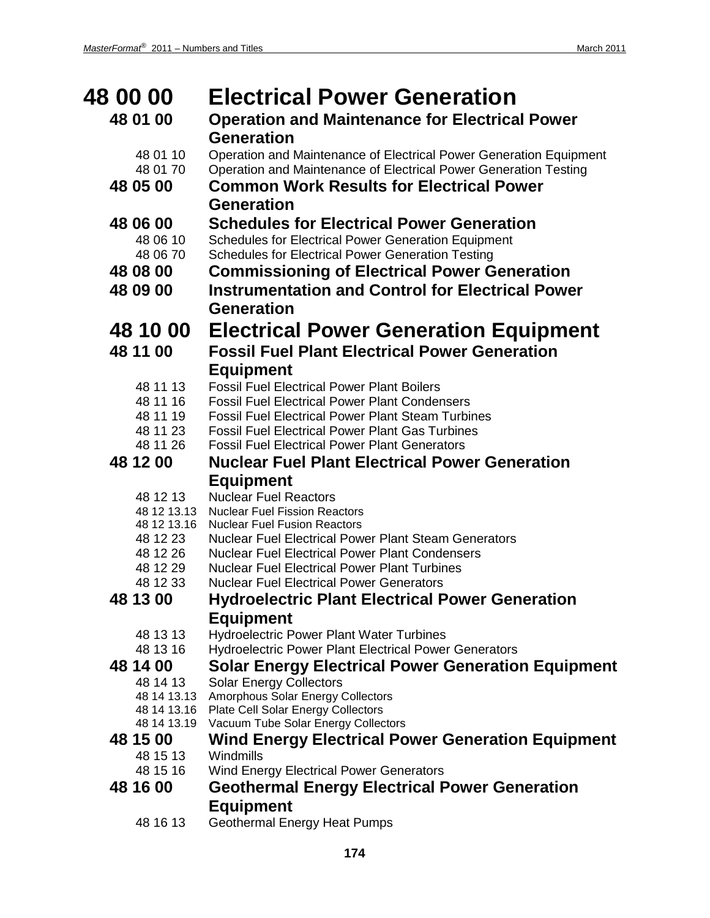# 48 00 00 Electrical Power Generation

### 48 01 00 Operation and Maintenance for Electrical Power Generation

- 48 01 10 Operation and Maintenance of Electrical Power Generation Equipment
- 48 01 70 Operation and Maintenance of Electrical Power Generation Testing

### 48 05 00 Common Work Results for Electrical Power Generation

### 48 06 00 Schedules for Electrical Power Generation

- 48 06 10 Schedules for Electrical Power Generation Equipment
- 48 06 70 Schedules for Electrical Power Generation Testing

### 48 08 00 Commissioning of Electrical Power Generation

### 48 09 00 Instrumentation and Control for Electrical Power Generation

## 48 10 00 Electrical Power Generation Equipment

### 48 11 00 Fossil Fuel Plant Electrical Power Generation Equipment

- 48 11 13 Fossil Fuel Electrical Power Plant Boilers
- 48 11 16 Fossil Fuel Electrical Power Plant Condensers
- 48 11 19 Fossil Fuel Electrical Power Plant Steam Turbines
- 48 11 23 Fossil Fuel Electrical Power Plant Gas Turbines
- 48 11 26 Fossil Fuel Electrical Power Plant Generators

### 48 12 00 Nuclear Fuel Plant Electrical Power Generation Equipment

- 48 12 13 Nuclear Fuel Reactors
  - 48 12 13.13 Nuclear Fuel Fission Reactors
  - 48 12 13.16 Nuclear Fuel Fusion Reactors
- 48 12 23 Nuclear Fuel Electrical Power Plant Steam Generators
- 48 12 26 Nuclear Fuel Electrical Power Plant Condensers
- 48 12 29 Nuclear Fuel Electrical Power Plant Turbines
- 48 12 33 Nuclear Fuel Electrical Power Generators

### 48 13 00 Hydroelectric Plant Electrical Power Generation Equipment

- 48 13 13 Hydroelectric Power Plant Water Turbines
- 48 13 16 Hydroelectric Power Plant Electrical Power Generators

### 48 14 00 Solar Energy Electrical Power Generation Equipment

- 48 14 13 Solar Energy Collectors
  - 48 14 13.13 Amorphous Solar Energy Collectors
  - 48 14 13.16 Plate Cell Solar Energy Collectors
  - 48 14 13.19 Vacuum Tube Solar Energy Collectors

### 48 15 00 Wind Energy Electrical Power Generation Equipment

- 48 15 13 Windmills
- 48 15 16 Wind Energy Electrical Power Generators

### 48 16 00 Geothermal Energy Electrical Power Generation Equipment

- 48 16 13 Geothermal Energy Heat Pumps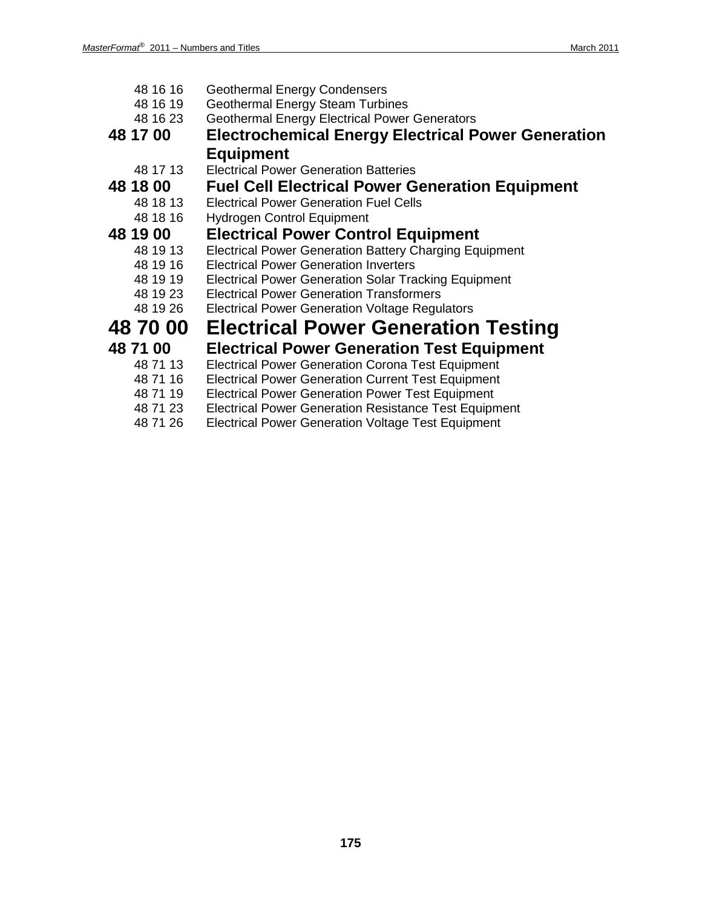48 16 16 Geothermal Energy Condensers
48 16 19 Geothermal Energy Steam Turbines
48 16 23 Geothermal Energy Electrical Power Generators

## 48 17 00 Electrochemical Energy Electrical Power Generation Equipment

48 17 13 Electrical Power Generation Batteries

## 48 18 00 Fuel Cell Electrical Power Generation Equipment

48 18 13 Electrical Power Generation Fuel Cells
48 18 16 Hydrogen Control Equipment

## 48 19 00 Electrical Power Control Equipment

48 19 13 Electrical Power Generation Battery Charging Equipment
48 19 16 Electrical Power Generation Inverters
48 19 19 Electrical Power Generation Solar Tracking Equipment
48 19 23 Electrical Power Generation Transformers
48 19 26 Electrical Power Generation Voltage Regulators

# 48 70 00 Electrical Power Generation Testing

## 48 71 00 Electrical Power Generation Test Equipment

48 71 13 Electrical Power Generation Corona Test Equipment
48 71 16 Electrical Power Generation Current Test Equipment
48 71 19 Electrical Power Generation Power Test Equipment
48 71 23 Electrical Power Generation Resistance Test Equipment
48 71 26 Electrical Power Generation Voltage Test Equipment